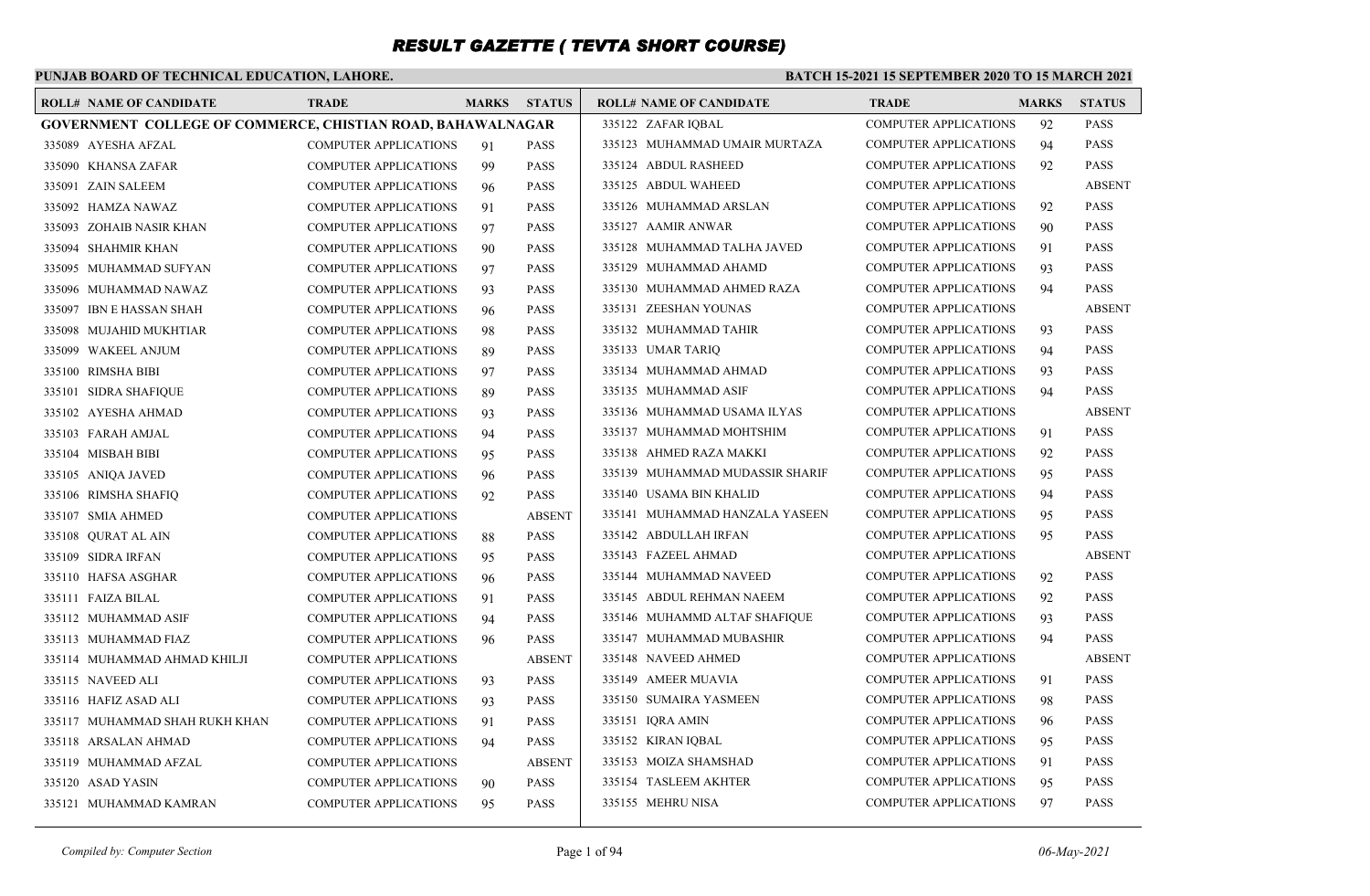# RESULT GAZETTE ( TEVTA SHORT COURSE)

**PUNJAB BOARD OF TECHNICAL EDUCATION, LAHORE.**

**BATCH 15-2021 15 SEPTEMBER 2020 TO 15 MARCH 2021**

**GOVERNMENT COLLEGE OF COMMERCE, CHISTIAN ROAD, BAHAWALNAGAR**

| ROLL# | NAME OF CANDIDATE | TRADE | MARKS | STATUS |
|---|---|---|---|---|
| 335089 | AYESHA AFZAL | COMPUTER APPLICATIONS | 91 | PASS |
| 335090 | KHANSA ZAFAR | COMPUTER APPLICATIONS | 99 | PASS |
| 335091 | ZAIN SALEEM | COMPUTER APPLICATIONS | 96 | PASS |
| 335092 | HAMZA NAWAZ | COMPUTER APPLICATIONS | 91 | PASS |
| 335093 | ZOHAIB NASIR KHAN | COMPUTER APPLICATIONS | 97 | PASS |
| 335094 | SHAHMIR KHAN | COMPUTER APPLICATIONS | 90 | PASS |
| 335095 | MUHAMMAD SUFYAN | COMPUTER APPLICATIONS | 97 | PASS |
| 335096 | MUHAMMAD NAWAZ | COMPUTER APPLICATIONS | 93 | PASS |
| 335097 | IBN E HASSAN SHAH | COMPUTER APPLICATIONS | 96 | PASS |
| 335098 | MUJAHID MUKHTIAR | COMPUTER APPLICATIONS | 98 | PASS |
| 335099 | WAKEEL ANJUM | COMPUTER APPLICATIONS | 89 | PASS |
| 335100 | RIMSHA BIBI | COMPUTER APPLICATIONS | 97 | PASS |
| 335101 | SIDRA SHAFIQUE | COMPUTER APPLICATIONS | 89 | PASS |
| 335102 | AYESHA AHMAD | COMPUTER APPLICATIONS | 93 | PASS |
| 335103 | FARAH AMJAL | COMPUTER APPLICATIONS | 94 | PASS |
| 335104 | MISBAH BIBI | COMPUTER APPLICATIONS | 95 | PASS |
| 335105 | ANIQA JAVED | COMPUTER APPLICATIONS | 96 | PASS |
| 335106 | RIMSHA SHAFIQ | COMPUTER APPLICATIONS | 92 | PASS |
| 335107 | SMIA AHMED | COMPUTER APPLICATIONS | | ABSENT |
| 335108 | QURAT AL AIN | COMPUTER APPLICATIONS | 88 | PASS |
| 335109 | SIDRA IRFAN | COMPUTER APPLICATIONS | 95 | PASS |
| 335110 | HAFSA ASGHAR | COMPUTER APPLICATIONS | 96 | PASS |
| 335111 | FAIZA BILAL | COMPUTER APPLICATIONS | 91 | PASS |
| 335112 | MUHAMMAD ASIF | COMPUTER APPLICATIONS | 94 | PASS |
| 335113 | MUHAMMAD FIAZ | COMPUTER APPLICATIONS | 96 | PASS |
| 335114 | MUHAMMAD AHMAD KHILJI | COMPUTER APPLICATIONS | | ABSENT |
| 335115 | NAVEED ALI | COMPUTER APPLICATIONS | 93 | PASS |
| 335116 | HAFIZ ASAD ALI | COMPUTER APPLICATIONS | 93 | PASS |
| 335117 | MUHAMMAD SHAH RUKH KHAN | COMPUTER APPLICATIONS | 91 | PASS |
| 335118 | ARSALAN AHMAD | COMPUTER APPLICATIONS | 94 | PASS |
| 335119 | MUHAMMAD AFZAL | COMPUTER APPLICATIONS | | ABSENT |
| 335120 | ASAD YASIN | COMPUTER APPLICATIONS | 90 | PASS |
| 335121 | MUHAMMAD KAMRAN | COMPUTER APPLICATIONS | 95 | PASS |
| 335122 | ZAFAR IQBAL | COMPUTER APPLICATIONS | 92 | PASS |
| 335123 | MUHAMMAD UMAIR MURTAZA | COMPUTER APPLICATIONS | 94 | PASS |
| 335124 | ABDUL RASHEED | COMPUTER APPLICATIONS | 92 | PASS |
| 335125 | ABDUL WAHEED | COMPUTER APPLICATIONS | | ABSENT |
| 335126 | MUHAMMAD ARSLAN | COMPUTER APPLICATIONS | 92 | PASS |
| 335127 | AAMIR ANWAR | COMPUTER APPLICATIONS | 90 | PASS |
| 335128 | MUHAMMAD TALHA JAVED | COMPUTER APPLICATIONS | 91 | PASS |
| 335129 | MUHAMMAD AHAMD | COMPUTER APPLICATIONS | 93 | PASS |
| 335130 | MUHAMMAD AHMED RAZA | COMPUTER APPLICATIONS | 94 | PASS |
| 335131 | ZEESHAN YOUNAS | COMPUTER APPLICATIONS | | ABSENT |
| 335132 | MUHAMMAD TAHIR | COMPUTER APPLICATIONS | 93 | PASS |
| 335133 | UMAR TARIQ | COMPUTER APPLICATIONS | 94 | PASS |
| 335134 | MUHAMMAD AHMAD | COMPUTER APPLICATIONS | 93 | PASS |
| 335135 | MUHAMMAD ASIF | COMPUTER APPLICATIONS | 94 | PASS |
| 335136 | MUHAMMAD USAMA ILYAS | COMPUTER APPLICATIONS | | ABSENT |
| 335137 | MUHAMMAD MOHTSHIM | COMPUTER APPLICATIONS | 91 | PASS |
| 335138 | AHMED RAZA MAKKI | COMPUTER APPLICATIONS | 92 | PASS |
| 335139 | MUHAMMAD MUDASSIR SHARIF | COMPUTER APPLICATIONS | 95 | PASS |
| 335140 | USAMA BIN KHALID | COMPUTER APPLICATIONS | 94 | PASS |
| 335141 | MUHAMMAD HANZALA YASEEN | COMPUTER APPLICATIONS | 95 | PASS |
| 335142 | ABDULLAH IRFAN | COMPUTER APPLICATIONS | 95 | PASS |
| 335143 | FAZEEL AHMAD | COMPUTER APPLICATIONS | | ABSENT |
| 335144 | MUHAMMAD NAVEED | COMPUTER APPLICATIONS | 92 | PASS |
| 335145 | ABDUL REHMAN NAEEM | COMPUTER APPLICATIONS | 92 | PASS |
| 335146 | MUHAMMD ALTAF SHAFIQUE | COMPUTER APPLICATIONS | 93 | PASS |
| 335147 | MUHAMMAD MUBASHIR | COMPUTER APPLICATIONS | 94 | PASS |
| 335148 | NAVEED AHMED | COMPUTER APPLICATIONS | | ABSENT |
| 335149 | AMEER MUAVIA | COMPUTER APPLICATIONS | 91 | PASS |
| 335150 | SUMAIRA YASMEEN | COMPUTER APPLICATIONS | 98 | PASS |
| 335151 | IQRA AMIN | COMPUTER APPLICATIONS | 96 | PASS |
| 335152 | KIRAN IQBAL | COMPUTER APPLICATIONS | 95 | PASS |
| 335153 | MOIZA SHAMSHAD | COMPUTER APPLICATIONS | 91 | PASS |
| 335154 | TASLEEM AKHTER | COMPUTER APPLICATIONS | 95 | PASS |
| 335155 | MEHRU NISA | COMPUTER APPLICATIONS | 97 | PASS |

*Compiled by: Computer Section*

*06-May-2021*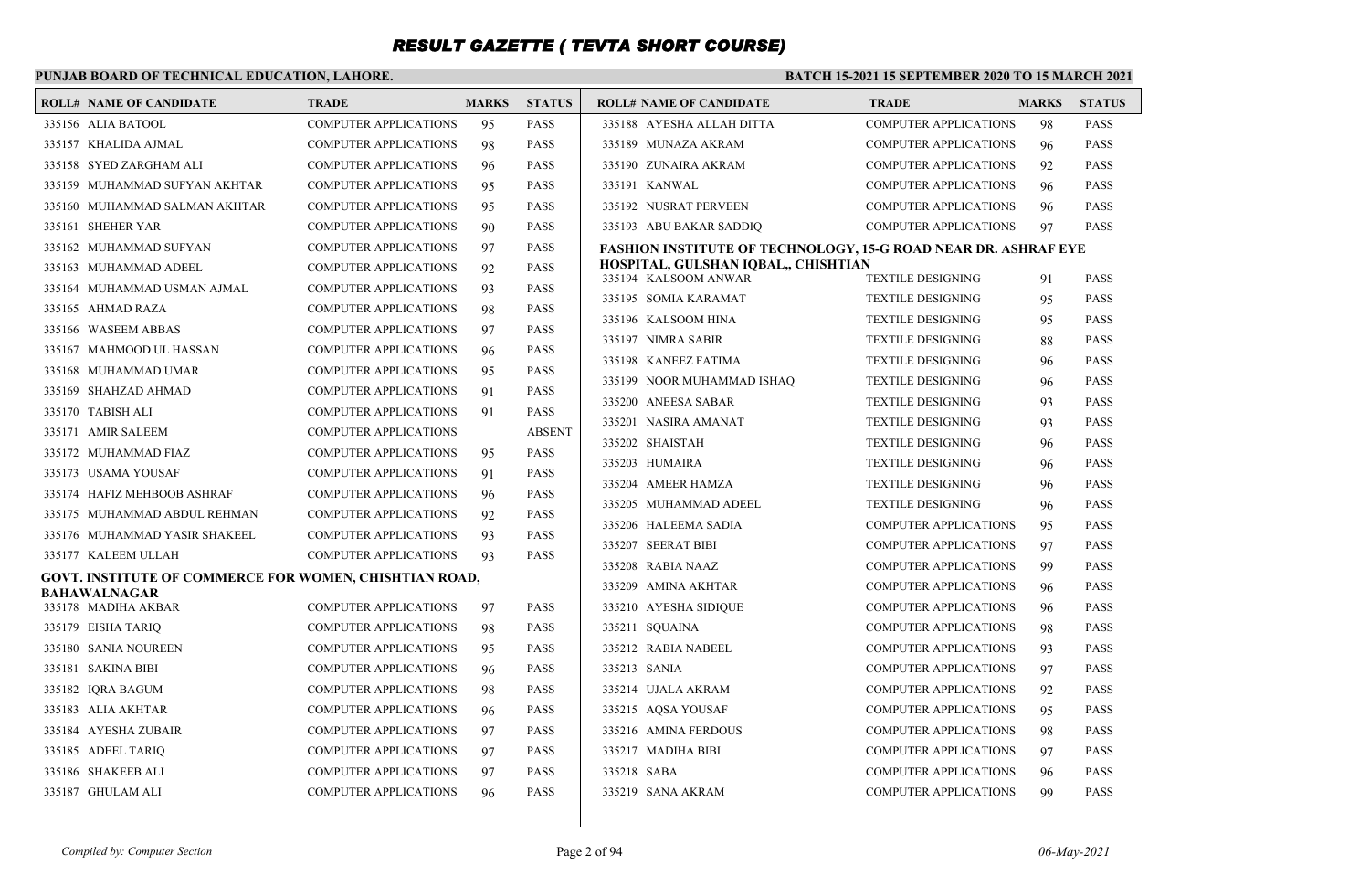# RESULT GAZETTE ( TEVTA SHORT COURSE)

**PUNJAB BOARD OF TECHNICAL EDUCATION, LAHORE.**

**BATCH 15-2021 15 SEPTEMBER 2020 TO 15 MARCH 2021**

| ROLL# | NAME OF CANDIDATE | TRADE | MARKS | STATUS |
|---|---|---|---|---|
| 335156 | ALIA BATOOL | COMPUTER APPLICATIONS | 95 | PASS |
| 335157 | KHALIDA AJMAL | COMPUTER APPLICATIONS | 98 | PASS |
| 335158 | SYED ZARGHAM ALI | COMPUTER APPLICATIONS | 96 | PASS |
| 335159 | MUHAMMAD SUFYAN AKHTAR | COMPUTER APPLICATIONS | 95 | PASS |
| 335160 | MUHAMMAD SALMAN AKHTAR | COMPUTER APPLICATIONS | 95 | PASS |
| 335161 | SHEHER YAR | COMPUTER APPLICATIONS | 90 | PASS |
| 335162 | MUHAMMAD SUFYAN | COMPUTER APPLICATIONS | 97 | PASS |
| 335163 | MUHAMMAD ADEEL | COMPUTER APPLICATIONS | 92 | PASS |
| 335164 | MUHAMMAD USMAN AJMAL | COMPUTER APPLICATIONS | 93 | PASS |
| 335165 | AHMAD RAZA | COMPUTER APPLICATIONS | 98 | PASS |
| 335166 | WASEEM ABBAS | COMPUTER APPLICATIONS | 97 | PASS |
| 335167 | MAHMOOD UL HASSAN | COMPUTER APPLICATIONS | 96 | PASS |
| 335168 | MUHAMMAD UMAR | COMPUTER APPLICATIONS | 95 | PASS |
| 335169 | SHAHZAD AHMAD | COMPUTER APPLICATIONS | 91 | PASS |
| 335170 | TABISH ALI | COMPUTER APPLICATIONS | 91 | PASS |
| 335171 | AMIR SALEEM | COMPUTER APPLICATIONS | | ABSENT |
| 335172 | MUHAMMAD FIAZ | COMPUTER APPLICATIONS | 95 | PASS |
| 335173 | USAMA YOUSAF | COMPUTER APPLICATIONS | 91 | PASS |
| 335174 | HAFIZ MEHBOOB ASHRAF | COMPUTER APPLICATIONS | 96 | PASS |
| 335175 | MUHAMMAD ABDUL REHMAN | COMPUTER APPLICATIONS | 92 | PASS |
| 335176 | MUHAMMAD YASIR SHAKEEL | COMPUTER APPLICATIONS | 93 | PASS |
| 335177 | KALEEM ULLAH | COMPUTER APPLICATIONS | 93 | PASS |

**GOVT. INSTITUTE OF COMMERCE FOR WOMEN, CHISHTIAN ROAD, BAHAWALNAGAR**

| ROLL# | NAME OF CANDIDATE | TRADE | MARKS | STATUS |
|---|---|---|---|---|
| 335178 | MADIHA AKBAR | COMPUTER APPLICATIONS | 97 | PASS |
| 335179 | EISHA TARIQ | COMPUTER APPLICATIONS | 98 | PASS |
| 335180 | SANIA NOUREEN | COMPUTER APPLICATIONS | 95 | PASS |
| 335181 | SAKINA BIBI | COMPUTER APPLICATIONS | 96 | PASS |
| 335182 | IQRA BAGUM | COMPUTER APPLICATIONS | 98 | PASS |
| 335183 | ALIA AKHTAR | COMPUTER APPLICATIONS | 96 | PASS |
| 335184 | AYESHA ZUBAIR | COMPUTER APPLICATIONS | 97 | PASS |
| 335185 | ADEEL TARIQ | COMPUTER APPLICATIONS | 97 | PASS |
| 335186 | SHAKEEB ALI | COMPUTER APPLICATIONS | 97 | PASS |
| 335187 | GHULAM ALI | COMPUTER APPLICATIONS | 96 | PASS |
| 335188 | AYESHA ALLAH DITTA | COMPUTER APPLICATIONS | 98 | PASS |
| 335189 | MUNAZA AKRAM | COMPUTER APPLICATIONS | 96 | PASS |
| 335190 | ZUNAIRA AKRAM | COMPUTER APPLICATIONS | 92 | PASS |
| 335191 | KANWAL | COMPUTER APPLICATIONS | 96 | PASS |
| 335192 | NUSRAT PERVEEN | COMPUTER APPLICATIONS | 96 | PASS |
| 335193 | ABU BAKAR SADDIQ | COMPUTER APPLICATIONS | 97 | PASS |

**FASHION INSTITUTE OF TECHNOLOGY, 15-G ROAD NEAR DR. ASHRAF EYE HOSPITAL, GULSHAN IQBAL,, CHISHTIAN**

| ROLL# | NAME OF CANDIDATE | TRADE | MARKS | STATUS |
|---|---|---|---|---|
| 335194 | KALSOOM ANWAR | TEXTILE DESIGNING | 91 | PASS |
| 335195 | SOMIA KARAMAT | TEXTILE DESIGNING | 95 | PASS |
| 335196 | KALSOOM HINA | TEXTILE DESIGNING | 95 | PASS |
| 335197 | NIMRA SABIR | TEXTILE DESIGNING | 88 | PASS |
| 335198 | KANEEZ FATIMA | TEXTILE DESIGNING | 96 | PASS |
| 335199 | NOOR MUHAMMAD ISHAQ | TEXTILE DESIGNING | 96 | PASS |
| 335200 | ANEESA SABAR | TEXTILE DESIGNING | 93 | PASS |
| 335201 | NASIRA AMANAT | TEXTILE DESIGNING | 93 | PASS |
| 335202 | SHAISTAH | TEXTILE DESIGNING | 96 | PASS |
| 335203 | HUMAIRA | TEXTILE DESIGNING | 96 | PASS |
| 335204 | AMEER HAMZA | TEXTILE DESIGNING | 96 | PASS |
| 335205 | MUHAMMAD ADEEL | TEXTILE DESIGNING | 96 | PASS |
| 335206 | HALEEMA SADIA | COMPUTER APPLICATIONS | 95 | PASS |
| 335207 | SEERAT BIBI | COMPUTER APPLICATIONS | 97 | PASS |
| 335208 | RABIA NAAZ | COMPUTER APPLICATIONS | 99 | PASS |
| 335209 | AMINA AKHTAR | COMPUTER APPLICATIONS | 96 | PASS |
| 335210 | AYESHA SIDIQUE | COMPUTER APPLICATIONS | 96 | PASS |
| 335211 | SQUAINA | COMPUTER APPLICATIONS | 98 | PASS |
| 335212 | RABIA NABEEL | COMPUTER APPLICATIONS | 93 | PASS |
| 335213 | SANIA | COMPUTER APPLICATIONS | 97 | PASS |
| 335214 | UJALA AKRAM | COMPUTER APPLICATIONS | 92 | PASS |
| 335215 | AQSA YOUSAF | COMPUTER APPLICATIONS | 95 | PASS |
| 335216 | AMINA FERDOUS | COMPUTER APPLICATIONS | 98 | PASS |
| 335217 | MADIHA BIBI | COMPUTER APPLICATIONS | 97 | PASS |
| 335218 | SABA | COMPUTER APPLICATIONS | 96 | PASS |
| 335219 | SANA AKRAM | COMPUTER APPLICATIONS | 99 | PASS |

*Compiled by: Computer Section*

*06-May-2021*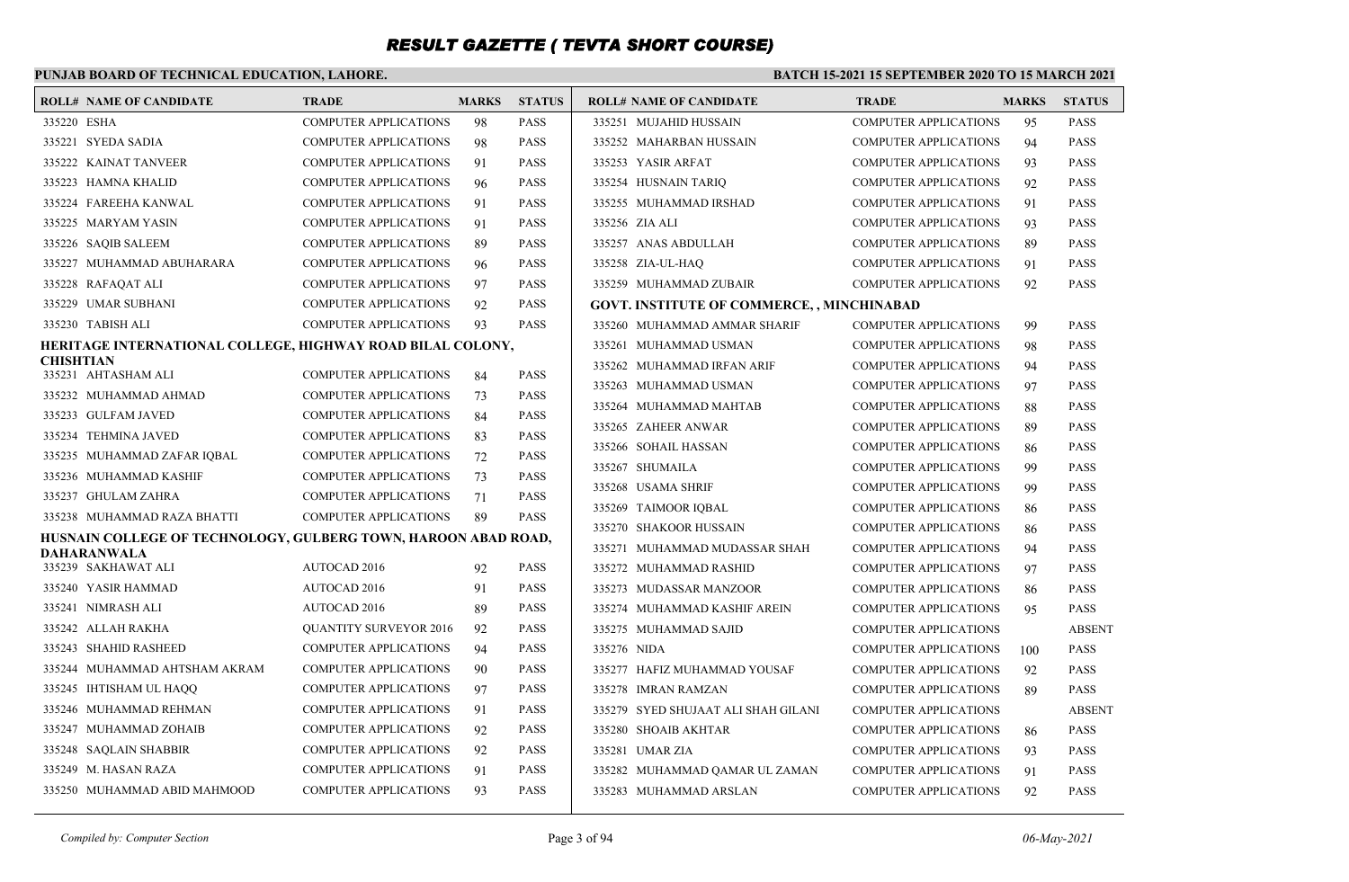# RESULT GAZETTE ( TEVTA SHORT COURSE)

**PUNJAB BOARD OF TECHNICAL EDUCATION, LAHORE.** | **BATCH 15-2021 15 SEPTEMBER 2020 TO 15 MARCH 2021**

| ROLL# | NAME OF CANDIDATE | TRADE | MARKS | STATUS |
|---|---|---|---|---|
| 335220 | ESHA | COMPUTER APPLICATIONS | 98 | PASS |
| 335221 | SYEDA SADIA | COMPUTER APPLICATIONS | 98 | PASS |
| 335222 | KAINAT TANVEER | COMPUTER APPLICATIONS | 91 | PASS |
| 335223 | HAMNA KHALID | COMPUTER APPLICATIONS | 96 | PASS |
| 335224 | FAREEHA KANWAL | COMPUTER APPLICATIONS | 91 | PASS |
| 335225 | MARYAM YASIN | COMPUTER APPLICATIONS | 91 | PASS |
| 335226 | SAQIB SALEEM | COMPUTER APPLICATIONS | 89 | PASS |
| 335227 | MUHAMMAD ABUHARARA | COMPUTER APPLICATIONS | 96 | PASS |
| 335228 | RAFAQAT ALI | COMPUTER APPLICATIONS | 97 | PASS |
| 335229 | UMAR SUBHANI | COMPUTER APPLICATIONS | 92 | PASS |
| 335230 | TABISH ALI | COMPUTER APPLICATIONS | 93 | PASS |

**HERITAGE INTERNATIONAL COLLEGE, HIGHWAY ROAD BILAL COLONY, CHISHTIAN**

| ROLL# | NAME OF CANDIDATE | TRADE | MARKS | STATUS |
|---|---|---|---|---|
| 335231 | AHTASHAM ALI | COMPUTER APPLICATIONS | 84 | PASS |
| 335232 | MUHAMMAD AHMAD | COMPUTER APPLICATIONS | 73 | PASS |
| 335233 | GULFAM JAVED | COMPUTER APPLICATIONS | 84 | PASS |
| 335234 | TEHMINA JAVED | COMPUTER APPLICATIONS | 83 | PASS |
| 335235 | MUHAMMAD ZAFAR IQBAL | COMPUTER APPLICATIONS | 72 | PASS |
| 335236 | MUHAMMAD KASHIF | COMPUTER APPLICATIONS | 73 | PASS |
| 335237 | GHULAM ZAHRA | COMPUTER APPLICATIONS | 71 | PASS |
| 335238 | MUHAMMAD RAZA BHATTI | COMPUTER APPLICATIONS | 89 | PASS |

**HUSNAIN COLLEGE OF TECHNOLOGY, GULBERG TOWN, HAROON ABAD ROAD, DAHARANWALA**

| ROLL# | NAME OF CANDIDATE | TRADE | MARKS | STATUS |
|---|---|---|---|---|
| 335239 | SAKHAWAT ALI | AUTOCAD 2016 | 92 | PASS |
| 335240 | YASIR HAMMAD | AUTOCAD 2016 | 91 | PASS |
| 335241 | NIMRASH ALI | AUTOCAD 2016 | 89 | PASS |
| 335242 | ALLAH RAKHA | QUANTITY SURVEYOR 2016 | 92 | PASS |
| 335243 | SHAHID RASHEED | COMPUTER APPLICATIONS | 94 | PASS |
| 335244 | MUHAMMAD AHTSHAM AKRAM | COMPUTER APPLICATIONS | 90 | PASS |
| 335245 | IHTISHAM UL HAQQ | COMPUTER APPLICATIONS | 97 | PASS |
| 335246 | MUHAMMAD REHMAN | COMPUTER APPLICATIONS | 91 | PASS |
| 335247 | MUHAMMAD ZOHAIB | COMPUTER APPLICATIONS | 92 | PASS |
| 335248 | SAQLAIN SHABBIR | COMPUTER APPLICATIONS | 92 | PASS |
| 335249 | M. HASAN RAZA | COMPUTER APPLICATIONS | 91 | PASS |
| 335250 | MUHAMMAD ABID MAHMOOD | COMPUTER APPLICATIONS | 93 | PASS |
| 335251 | MUJAHID HUSSAIN | COMPUTER APPLICATIONS | 95 | PASS |
| 335252 | MAHARBAN HUSSAIN | COMPUTER APPLICATIONS | 94 | PASS |
| 335253 | YASIR ARFAT | COMPUTER APPLICATIONS | 93 | PASS |
| 335254 | HUSNAIN TARIQ | COMPUTER APPLICATIONS | 92 | PASS |
| 335255 | MUHAMMAD IRSHAD | COMPUTER APPLICATIONS | 91 | PASS |
| 335256 | ZIA ALI | COMPUTER APPLICATIONS | 93 | PASS |
| 335257 | ANAS ABDULLAH | COMPUTER APPLICATIONS | 89 | PASS |
| 335258 | ZIA-UL-HAQ | COMPUTER APPLICATIONS | 91 | PASS |
| 335259 | MUHAMMAD ZUBAIR | COMPUTER APPLICATIONS | 92 | PASS |

**GOVT. INSTITUTE OF COMMERCE, , MINCHINABAD**

| ROLL# | NAME OF CANDIDATE | TRADE | MARKS | STATUS |
|---|---|---|---|---|
| 335260 | MUHAMMAD AMMAR SHARIF | COMPUTER APPLICATIONS | 99 | PASS |
| 335261 | MUHAMMAD USMAN | COMPUTER APPLICATIONS | 98 | PASS |
| 335262 | MUHAMMAD IRFAN ARIF | COMPUTER APPLICATIONS | 94 | PASS |
| 335263 | MUHAMMAD USMAN | COMPUTER APPLICATIONS | 97 | PASS |
| 335264 | MUHAMMAD MAHTAB | COMPUTER APPLICATIONS | 88 | PASS |
| 335265 | ZAHEER ANWAR | COMPUTER APPLICATIONS | 89 | PASS |
| 335266 | SOHAIL HASSAN | COMPUTER APPLICATIONS | 86 | PASS |
| 335267 | SHUMAILA | COMPUTER APPLICATIONS | 99 | PASS |
| 335268 | USAMA SHRIF | COMPUTER APPLICATIONS | 99 | PASS |
| 335269 | TAIMOOR IQBAL | COMPUTER APPLICATIONS | 86 | PASS |
| 335270 | SHAKOOR HUSSAIN | COMPUTER APPLICATIONS | 86 | PASS |
| 335271 | MUHAMMAD MUDASSAR SHAH | COMPUTER APPLICATIONS | 94 | PASS |
| 335272 | MUHAMMAD RASHID | COMPUTER APPLICATIONS | 97 | PASS |
| 335273 | MUDASSAR MANZOOR | COMPUTER APPLICATIONS | 86 | PASS |
| 335274 | MUHAMMAD KASHIF AREIN | COMPUTER APPLICATIONS | 95 | PASS |
| 335275 | MUHAMMAD SAJID | COMPUTER APPLICATIONS | | ABSENT |
| 335276 | NIDA | COMPUTER APPLICATIONS | 100 | PASS |
| 335277 | HAFIZ MUHAMMAD YOUSAF | COMPUTER APPLICATIONS | 92 | PASS |
| 335278 | IMRAN RAMZAN | COMPUTER APPLICATIONS | 89 | PASS |
| 335279 | SYED SHUJAAT ALI SHAH GILANI | COMPUTER APPLICATIONS | | ABSENT |
| 335280 | SHOAIB AKHTAR | COMPUTER APPLICATIONS | 86 | PASS |
| 335281 | UMAR ZIA | COMPUTER APPLICATIONS | 93 | PASS |
| 335282 | MUHAMMAD QAMAR UL ZAMAN | COMPUTER APPLICATIONS | 91 | PASS |
| 335283 | MUHAMMAD ARSLAN | COMPUTER APPLICATIONS | 92 | PASS |

*Compiled by: Computer Section* | *06-May-2021*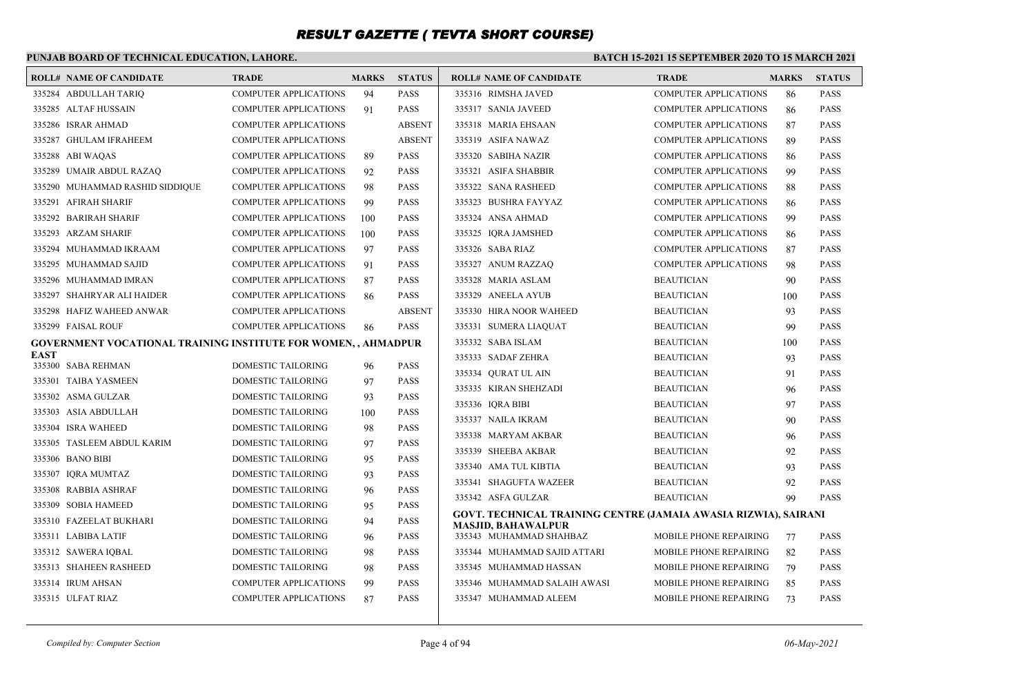# RESULT GAZETTE ( TEVTA SHORT COURSE)

**PUNJAB BOARD OF TECHNICAL EDUCATION, LAHORE.**

**BATCH 15-2021 15 SEPTEMBER 2020 TO 15 MARCH 2021**

| ROLL# | NAME OF CANDIDATE | TRADE | MARKS | STATUS |
|---|---|---|---|---|
| 335284 | ABDULLAH TARIQ | COMPUTER APPLICATIONS | 94 | PASS |
| 335285 | ALTAF HUSSAIN | COMPUTER APPLICATIONS | 91 | PASS |
| 335286 | ISRAR AHMAD | COMPUTER APPLICATIONS | | ABSENT |
| 335287 | GHULAM IFRAHEEM | COMPUTER APPLICATIONS | | ABSENT |
| 335288 | ABI WAQAS | COMPUTER APPLICATIONS | 89 | PASS |
| 335289 | UMAIR ABDUL RAZAQ | COMPUTER APPLICATIONS | 92 | PASS |
| 335290 | MUHAMMAD RASHID SIDDIQUE | COMPUTER APPLICATIONS | 98 | PASS |
| 335291 | AFIRAH SHARIF | COMPUTER APPLICATIONS | 99 | PASS |
| 335292 | BARIRAH SHARIF | COMPUTER APPLICATIONS | 100 | PASS |
| 335293 | ARZAM SHARIF | COMPUTER APPLICATIONS | 100 | PASS |
| 335294 | MUHAMMAD IKRAAM | COMPUTER APPLICATIONS | 97 | PASS |
| 335295 | MUHAMMAD SAJID | COMPUTER APPLICATIONS | 91 | PASS |
| 335296 | MUHAMMAD IMRAN | COMPUTER APPLICATIONS | 87 | PASS |
| 335297 | SHAHRYAR ALI HAIDER | COMPUTER APPLICATIONS | 86 | PASS |
| 335298 | HAFIZ WAHEED ANWAR | COMPUTER APPLICATIONS | | ABSENT |
| 335299 | FAISAL ROUF | COMPUTER APPLICATIONS | 86 | PASS |

**GOVERNMENT VOCATIONAL TRAINING INSTITUTE FOR WOMEN, , AHMADPUR EAST**

| ROLL# | NAME OF CANDIDATE | TRADE | MARKS | STATUS |
|---|---|---|---|---|
| 335300 | SABA REHMAN | DOMESTIC TAILORING | 96 | PASS |
| 335301 | TAIBA YASMEEN | DOMESTIC TAILORING | 97 | PASS |
| 335302 | ASMA GULZAR | DOMESTIC TAILORING | 93 | PASS |
| 335303 | ASIA ABDULLAH | DOMESTIC TAILORING | 100 | PASS |
| 335304 | ISRA WAHEED | DOMESTIC TAILORING | 98 | PASS |
| 335305 | TASLEEM ABDUL KARIM | DOMESTIC TAILORING | 97 | PASS |
| 335306 | BANO BIBI | DOMESTIC TAILORING | 95 | PASS |
| 335307 | IQRA MUMTAZ | DOMESTIC TAILORING | 93 | PASS |
| 335308 | RABBIA ASHRAF | DOMESTIC TAILORING | 96 | PASS |
| 335309 | SOBIA HAMEED | DOMESTIC TAILORING | 95 | PASS |
| 335310 | FAZEELAT BUKHARI | DOMESTIC TAILORING | 94 | PASS |
| 335311 | LABIBA LATIF | DOMESTIC TAILORING | 96 | PASS |
| 335312 | SAWERA IQBAL | DOMESTIC TAILORING | 98 | PASS |
| 335313 | SHAHEEN RASHEED | DOMESTIC TAILORING | 98 | PASS |
| 335314 | IRUM AHSAN | COMPUTER APPLICATIONS | 99 | PASS |
| 335315 | ULFAT RIAZ | COMPUTER APPLICATIONS | 87 | PASS |
| 335316 | RIMSHA JAVED | COMPUTER APPLICATIONS | 86 | PASS |
| 335317 | SANIA JAVEED | COMPUTER APPLICATIONS | 86 | PASS |
| 335318 | MARIA EHSAAN | COMPUTER APPLICATIONS | 87 | PASS |
| 335319 | ASIFA NAWAZ | COMPUTER APPLICATIONS | 89 | PASS |
| 335320 | SABIHA NAZIR | COMPUTER APPLICATIONS | 86 | PASS |
| 335321 | ASIFA SHABBIR | COMPUTER APPLICATIONS | 99 | PASS |
| 335322 | SANA RASHEED | COMPUTER APPLICATIONS | 88 | PASS |
| 335323 | BUSHRA FAYYAZ | COMPUTER APPLICATIONS | 86 | PASS |
| 335324 | ANSA AHMAD | COMPUTER APPLICATIONS | 99 | PASS |
| 335325 | IQRA JAMSHED | COMPUTER APPLICATIONS | 86 | PASS |
| 335326 | SABA RIAZ | COMPUTER APPLICATIONS | 87 | PASS |
| 335327 | ANUM RAZZAQ | COMPUTER APPLICATIONS | 98 | PASS |
| 335328 | MARIA ASLAM | BEAUTICIAN | 90 | PASS |
| 335329 | ANEELA AYUB | BEAUTICIAN | 100 | PASS |
| 335330 | HIRA NOOR WAHEED | BEAUTICIAN | 93 | PASS |
| 335331 | SUMERA LIAQUAT | BEAUTICIAN | 99 | PASS |
| 335332 | SABA ISLAM | BEAUTICIAN | 100 | PASS |
| 335333 | SADAF ZEHRA | BEAUTICIAN | 93 | PASS |
| 335334 | QURAT UL AIN | BEAUTICIAN | 91 | PASS |
| 335335 | KIRAN SHEHZADI | BEAUTICIAN | 96 | PASS |
| 335336 | IQRA BIBI | BEAUTICIAN | 97 | PASS |
| 335337 | NAILA IKRAM | BEAUTICIAN | 90 | PASS |
| 335338 | MARYAM AKBAR | BEAUTICIAN | 96 | PASS |
| 335339 | SHEEBA AKBAR | BEAUTICIAN | 92 | PASS |
| 335340 | AMA TUL KIBTIA | BEAUTICIAN | 93 | PASS |
| 335341 | SHAGUFTA WAZEER | BEAUTICIAN | 92 | PASS |
| 335342 | ASFA GULZAR | BEAUTICIAN | 99 | PASS |

**GOVT. TECHNICAL TRAINING CENTRE (JAMAIA AWASIA RIZWIA), SAIRANI MASJID, BAHAWALPUR**

| ROLL# | NAME OF CANDIDATE | TRADE | MARKS | STATUS |
|---|---|---|---|---|
| 335343 | MUHAMMAD SHAHBAZ | MOBILE PHONE REPAIRING | 77 | PASS |
| 335344 | MUHAMMAD SAJID ATTARI | MOBILE PHONE REPAIRING | 82 | PASS |
| 335345 | MUHAMMAD HASSAN | MOBILE PHONE REPAIRING | 79 | PASS |
| 335346 | MUHAMMAD SALAIH AWASI | MOBILE PHONE REPAIRING | 85 | PASS |
| 335347 | MUHAMMAD ALEEM | MOBILE PHONE REPAIRING | 73 | PASS |

*Compiled by: Computer Section* — *06-May-2021*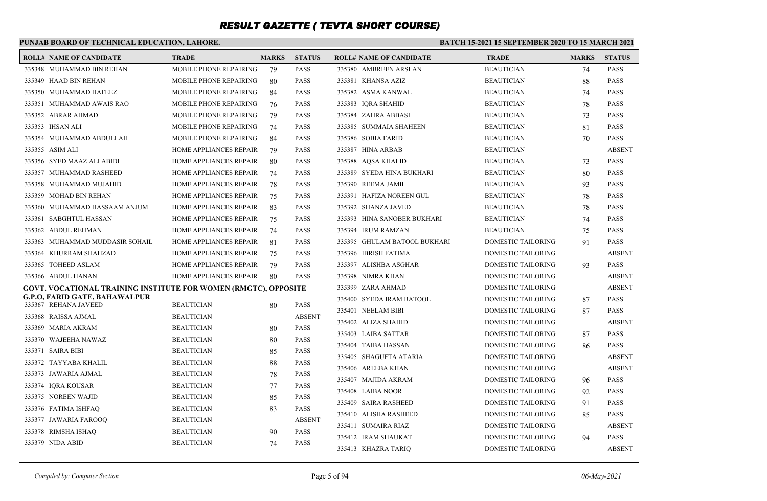# RESULT GAZETTE ( TEVTA SHORT COURSE)

**PUNJAB BOARD OF TECHNICAL EDUCATION, LAHORE.**

**BATCH 15-2021 15 SEPTEMBER 2020 TO 15 MARCH 2021**

| ROLL# | NAME OF CANDIDATE | TRADE | MARKS | STATUS |
|---|---|---|---|---|
| 335348 | MUHAMMAD BIN REHAN | MOBILE PHONE REPAIRING | 79 | PASS |
| 335349 | HAAD BIN REHAN | MOBILE PHONE REPAIRING | 80 | PASS |
| 335350 | MUHAMMAD HAFEEZ | MOBILE PHONE REPAIRING | 84 | PASS |
| 335351 | MUHAMMAD AWAIS RAO | MOBILE PHONE REPAIRING | 76 | PASS |
| 335352 | ABRAR AHMAD | MOBILE PHONE REPAIRING | 79 | PASS |
| 335353 | IHSAN ALI | MOBILE PHONE REPAIRING | 74 | PASS |
| 335354 | MUHAMMAD ABDULLAH | MOBILE PHONE REPAIRING | 84 | PASS |
| 335355 | ASIM ALI | HOME APPLIANCES REPAIR | 79 | PASS |
| 335356 | SYED MAAZ ALI ABIDI | HOME APPLIANCES REPAIR | 80 | PASS |
| 335357 | MUHAMMAD RASHEED | HOME APPLIANCES REPAIR | 74 | PASS |
| 335358 | MUHAMMAD MUJAHID | HOME APPLIANCES REPAIR | 78 | PASS |
| 335359 | MOHAD BIN REHAN | HOME APPLIANCES REPAIR | 75 | PASS |
| 335360 | MUHAMMAD HASSAAM ANJUM | HOME APPLIANCES REPAIR | 83 | PASS |
| 335361 | SABGHTUL HASSAN | HOME APPLIANCES REPAIR | 75 | PASS |
| 335362 | ABDUL REHMAN | HOME APPLIANCES REPAIR | 74 | PASS |
| 335363 | MUHAMMAD MUDDASIR SOHAIL | HOME APPLIANCES REPAIR | 81 | PASS |
| 335364 | KHURRAM SHAHZAD | HOME APPLIANCES REPAIR | 75 | PASS |
| 335365 | TOHEED ASLAM | HOME APPLIANCES REPAIR | 79 | PASS |
| 335366 | ABDUL HANAN | HOME APPLIANCES REPAIR | 80 | PASS |

**GOVT. VOCATIONAL TRAINING INSTITUTE FOR WOMEN (RMGTC), OPPOSITE G.P.O, FARID GATE, BAHAWALPUR**

| ROLL# | NAME OF CANDIDATE | TRADE | MARKS | STATUS |
|---|---|---|---|---|
| 335367 | REHANA JAVEED | BEAUTICIAN | 80 | PASS |
| 335368 | RAISSA AJMAL | BEAUTICIAN | | ABSENT |
| 335369 | MARIA AKRAM | BEAUTICIAN | 80 | PASS |
| 335370 | WAJEEHA NAWAZ | BEAUTICIAN | 80 | PASS |
| 335371 | SAIRA BIBI | BEAUTICIAN | 85 | PASS |
| 335372 | TAYYABA KHALIL | BEAUTICIAN | 88 | PASS |
| 335373 | JAWARIA AJMAL | BEAUTICIAN | 78 | PASS |
| 335374 | IQRA KOUSAR | BEAUTICIAN | 77 | PASS |
| 335375 | NOREEN WAJID | BEAUTICIAN | 85 | PASS |
| 335376 | FATIMA ISHFAQ | BEAUTICIAN | 83 | PASS |
| 335377 | JAWARIA FAROOQ | BEAUTICIAN | | ABSENT |
| 335378 | RIMSHA ISHAQ | BEAUTICIAN | 90 | PASS |
| 335379 | NIDA ABID | BEAUTICIAN | 74 | PASS |
| 335380 | AMBREEN ARSLAN | BEAUTICIAN | 74 | PASS |
| 335381 | KHANSA AZIZ | BEAUTICIAN | 88 | PASS |
| 335382 | ASMA KANWAL | BEAUTICIAN | 74 | PASS |
| 335383 | IQRA SHAHID | BEAUTICIAN | 78 | PASS |
| 335384 | ZAHRA ABBASI | BEAUTICIAN | 73 | PASS |
| 335385 | SUMMAIA SHAHEEN | BEAUTICIAN | 81 | PASS |
| 335386 | SOBIA FARID | BEAUTICIAN | 70 | PASS |
| 335387 | HINA ARBAB | BEAUTICIAN | | ABSENT |
| 335388 | AQSA KHALID | BEAUTICIAN | 73 | PASS |
| 335389 | SYEDA HINA BUKHARI | BEAUTICIAN | 80 | PASS |
| 335390 | REEMA JAMIL | BEAUTICIAN | 93 | PASS |
| 335391 | HAFIZA NOREEN GUL | BEAUTICIAN | 78 | PASS |
| 335392 | SHANZA JAVED | BEAUTICIAN | 78 | PASS |
| 335393 | HINA SANOBER BUKHARI | BEAUTICIAN | 74 | PASS |
| 335394 | IRUM RAMZAN | BEAUTICIAN | 75 | PASS |
| 335395 | GHULAM BATOOL BUKHARI | DOMESTIC TAILORING | 91 | PASS |
| 335396 | IBRISH FATIMA | DOMESTIC TAILORING | | ABSENT |
| 335397 | ALISHBA ASGHAR | DOMESTIC TAILORING | 93 | PASS |
| 335398 | NIMRA KHAN | DOMESTIC TAILORING | | ABSENT |
| 335399 | ZARA AHMAD | DOMESTIC TAILORING | | ABSENT |
| 335400 | SYEDA IRAM BATOOL | DOMESTIC TAILORING | 87 | PASS |
| 335401 | NEELAM BIBI | DOMESTIC TAILORING | 87 | PASS |
| 335402 | ALIZA SHAHID | DOMESTIC TAILORING | | ABSENT |
| 335403 | LAIBA SATTAR | DOMESTIC TAILORING | 87 | PASS |
| 335404 | TAIBA HASSAN | DOMESTIC TAILORING | 86 | PASS |
| 335405 | SHAGUFTA ATARIA | DOMESTIC TAILORING | | ABSENT |
| 335406 | AREEBA KHAN | DOMESTIC TAILORING | | ABSENT |
| 335407 | MAJIDA AKRAM | DOMESTIC TAILORING | 96 | PASS |
| 335408 | LAIBA NOOR | DOMESTIC TAILORING | 92 | PASS |
| 335409 | SAIRA RASHEED | DOMESTIC TAILORING | 91 | PASS |
| 335410 | ALISHA RASHEED | DOMESTIC TAILORING | 85 | PASS |
| 335411 | SUMAIRA RIAZ | DOMESTIC TAILORING | | ABSENT |
| 335412 | IRAM SHAUKAT | DOMESTIC TAILORING | 94 | PASS |
| 335413 | KHAZRA TARIQ | DOMESTIC TAILORING | | ABSENT |

*Compiled by: Computer Section* — *06-May-2021*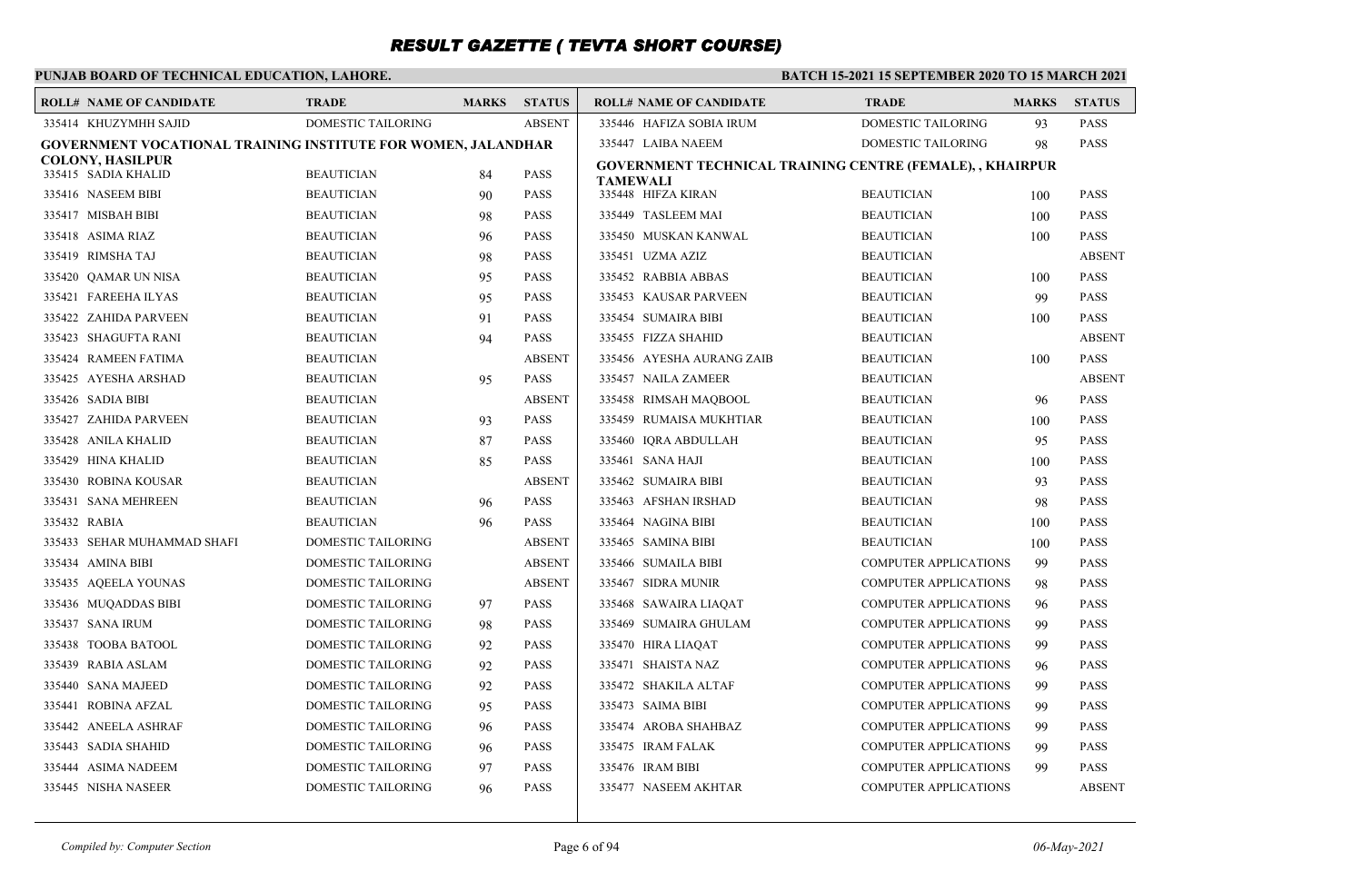# RESULT GAZETTE ( TEVTA SHORT COURSE)

**PUNJAB BOARD OF TECHNICAL EDUCATION, LAHORE.**

**BATCH 15-2021 15 SEPTEMBER 2020 TO 15 MARCH 2021**

| ROLL# | NAME OF CANDIDATE | TRADE | MARKS | STATUS |
|---|---|---|---|---|
| 335414 | KHUZYMHH SAJID | DOMESTIC TAILORING | | ABSENT |

**GOVERNMENT VOCATIONAL TRAINING INSTITUTE FOR WOMEN, JALANDHAR COLONY, HASILPUR**

| ROLL# | NAME OF CANDIDATE | TRADE | MARKS | STATUS |
|---|---|---|---|---|
| 335415 | SADIA KHALID | BEAUTICIAN | 84 | PASS |
| 335416 | NASEEM BIBI | BEAUTICIAN | 90 | PASS |
| 335417 | MISBAH BIBI | BEAUTICIAN | 98 | PASS |
| 335418 | ASIMA RIAZ | BEAUTICIAN | 96 | PASS |
| 335419 | RIMSHA TAJ | BEAUTICIAN | 98 | PASS |
| 335420 | QAMAR UN NISA | BEAUTICIAN | 95 | PASS |
| 335421 | FAREEHA ILYAS | BEAUTICIAN | 95 | PASS |
| 335422 | ZAHIDA PARVEEN | BEAUTICIAN | 91 | PASS |
| 335423 | SHAGUFTA RANI | BEAUTICIAN | 94 | PASS |
| 335424 | RAMEEN FATIMA | BEAUTICIAN | | ABSENT |
| 335425 | AYESHA ARSHAD | BEAUTICIAN | 95 | PASS |
| 335426 | SADIA BIBI | BEAUTICIAN | | ABSENT |
| 335427 | ZAHIDA PARVEEN | BEAUTICIAN | 93 | PASS |
| 335428 | ANILA KHALID | BEAUTICIAN | 87 | PASS |
| 335429 | HINA KHALID | BEAUTICIAN | 85 | PASS |
| 335430 | ROBINA KOUSAR | BEAUTICIAN | | ABSENT |
| 335431 | SANA MEHREEN | BEAUTICIAN | 96 | PASS |
| 335432 | RABIA | BEAUTICIAN | 96 | PASS |
| 335433 | SEHAR MUHAMMAD SHAFI | DOMESTIC TAILORING | | ABSENT |
| 335434 | AMINA BIBI | DOMESTIC TAILORING | | ABSENT |
| 335435 | AQEELA YOUNAS | DOMESTIC TAILORING | | ABSENT |
| 335436 | MUQADDAS BIBI | DOMESTIC TAILORING | 97 | PASS |
| 335437 | SANA IRUM | DOMESTIC TAILORING | 98 | PASS |
| 335438 | TOOBA BATOOL | DOMESTIC TAILORING | 92 | PASS |
| 335439 | RABIA ASLAM | DOMESTIC TAILORING | 92 | PASS |
| 335440 | SANA MAJEED | DOMESTIC TAILORING | 92 | PASS |
| 335441 | ROBINA AFZAL | DOMESTIC TAILORING | 95 | PASS |
| 335442 | ANEELA ASHRAF | DOMESTIC TAILORING | 96 | PASS |
| 335443 | SADIA SHAHID | DOMESTIC TAILORING | 96 | PASS |
| 335444 | ASIMA NADEEM | DOMESTIC TAILORING | 97 | PASS |
| 335445 | NISHA NASEER | DOMESTIC TAILORING | 96 | PASS |
| 335446 | HAFIZA SOBIA IRUM | DOMESTIC TAILORING | 93 | PASS |
| 335447 | LAIBA NAEEM | DOMESTIC TAILORING | 98 | PASS |

**GOVERNMENT TECHNICAL TRAINING CENTRE (FEMALE), , KHAIRPUR TAMEWALI**

| ROLL# | NAME OF CANDIDATE | TRADE | MARKS | STATUS |
|---|---|---|---|---|
| 335448 | HIFZA KIRAN | BEAUTICIAN | 100 | PASS |
| 335449 | TASLEEM MAI | BEAUTICIAN | 100 | PASS |
| 335450 | MUSKAN KANWAL | BEAUTICIAN | 100 | PASS |
| 335451 | UZMA AZIZ | BEAUTICIAN | | ABSENT |
| 335452 | RABBIA ABBAS | BEAUTICIAN | 100 | PASS |
| 335453 | KAUSAR PARVEEN | BEAUTICIAN | 99 | PASS |
| 335454 | SUMAIRA BIBI | BEAUTICIAN | 100 | PASS |
| 335455 | FIZZA SHAHID | BEAUTICIAN | | ABSENT |
| 335456 | AYESHA AURANG ZAIB | BEAUTICIAN | 100 | PASS |
| 335457 | NAILA ZAMEER | BEAUTICIAN | | ABSENT |
| 335458 | RIMSAH MAQBOOL | BEAUTICIAN | 96 | PASS |
| 335459 | RUMAISA MUKHTIAR | BEAUTICIAN | 100 | PASS |
| 335460 | IQRA ABDULLAH | BEAUTICIAN | 95 | PASS |
| 335461 | SANA HAJI | BEAUTICIAN | 100 | PASS |
| 335462 | SUMAIRA BIBI | BEAUTICIAN | 93 | PASS |
| 335463 | AFSHAN IRSHAD | BEAUTICIAN | 98 | PASS |
| 335464 | NAGINA BIBI | BEAUTICIAN | 100 | PASS |
| 335465 | SAMINA BIBI | BEAUTICIAN | 100 | PASS |
| 335466 | SUMAILA BIBI | COMPUTER APPLICATIONS | 99 | PASS |
| 335467 | SIDRA MUNIR | COMPUTER APPLICATIONS | 98 | PASS |
| 335468 | SAWAIRA LIAQAT | COMPUTER APPLICATIONS | 96 | PASS |
| 335469 | SUMAIRA GHULAM | COMPUTER APPLICATIONS | 99 | PASS |
| 335470 | HIRA LIAQAT | COMPUTER APPLICATIONS | 99 | PASS |
| 335471 | SHAISTA NAZ | COMPUTER APPLICATIONS | 96 | PASS |
| 335472 | SHAKILA ALTAF | COMPUTER APPLICATIONS | 99 | PASS |
| 335473 | SAIMA BIBI | COMPUTER APPLICATIONS | 99 | PASS |
| 335474 | AROBA SHAHBAZ | COMPUTER APPLICATIONS | 99 | PASS |
| 335475 | IRAM FALAK | COMPUTER APPLICATIONS | 99 | PASS |
| 335476 | IRAM BIBI | COMPUTER APPLICATIONS | 99 | PASS |
| 335477 | NASEEM AKHTAR | COMPUTER APPLICATIONS | | ABSENT |

*Compiled by: Computer Section* 06-May-2021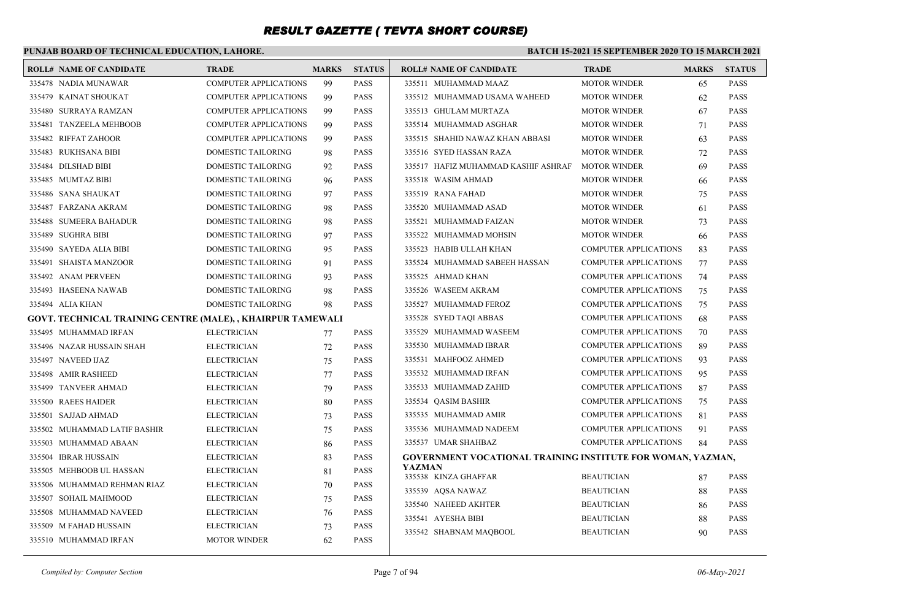# RESULT GAZETTE ( TEVTA SHORT COURSE)

**PUNJAB BOARD OF TECHNICAL EDUCATION, LAHORE.**

**BATCH 15-2021 15 SEPTEMBER 2020 TO 15 MARCH 2021**

| ROLL# | NAME OF CANDIDATE | TRADE | MARKS | STATUS |
|---|---|---|---|---|
| 335478 | NADIA MUNAWAR | COMPUTER APPLICATIONS | 99 | PASS |
| 335479 | KAINAT SHOUKAT | COMPUTER APPLICATIONS | 99 | PASS |
| 335480 | SURRAYA RAMZAN | COMPUTER APPLICATIONS | 99 | PASS |
| 335481 | TANZEELA MEHBOOB | COMPUTER APPLICATIONS | 99 | PASS |
| 335482 | RIFFAT ZAHOOR | COMPUTER APPLICATIONS | 99 | PASS |
| 335483 | RUKHSANA BIBI | DOMESTIC TAILORING | 98 | PASS |
| 335484 | DILSHAD BIBI | DOMESTIC TAILORING | 92 | PASS |
| 335485 | MUMTAZ BIBI | DOMESTIC TAILORING | 96 | PASS |
| 335486 | SANA SHAUKAT | DOMESTIC TAILORING | 97 | PASS |
| 335487 | FARZANA AKRAM | DOMESTIC TAILORING | 98 | PASS |
| 335488 | SUMEERA BAHADUR | DOMESTIC TAILORING | 98 | PASS |
| 335489 | SUGHRA BIBI | DOMESTIC TAILORING | 97 | PASS |
| 335490 | SAYEDA ALIA BIBI | DOMESTIC TAILORING | 95 | PASS |
| 335491 | SHAISTA MANZOOR | DOMESTIC TAILORING | 91 | PASS |
| 335492 | ANAM PERVEEN | DOMESTIC TAILORING | 93 | PASS |
| 335493 | HASEENA NAWAB | DOMESTIC TAILORING | 98 | PASS |
| 335494 | ALIA KHAN | DOMESTIC TAILORING | 98 | PASS |

**GOVT. TECHNICAL TRAINING CENTRE (MALE), , KHAIRPUR TAMEWALI**

| ROLL# | NAME OF CANDIDATE | TRADE | MARKS | STATUS |
|---|---|---|---|---|
| 335495 | MUHAMMAD IRFAN | ELECTRICIAN | 77 | PASS |
| 335496 | NAZAR HUSSAIN SHAH | ELECTRICIAN | 72 | PASS |
| 335497 | NAVEED IJAZ | ELECTRICIAN | 75 | PASS |
| 335498 | AMIR RASHEED | ELECTRICIAN | 77 | PASS |
| 335499 | TANVEER AHMAD | ELECTRICIAN | 79 | PASS |
| 335500 | RAEES HAIDER | ELECTRICIAN | 80 | PASS |
| 335501 | SAJJAD AHMAD | ELECTRICIAN | 73 | PASS |
| 335502 | MUHAMMAD LATIF BASHIR | ELECTRICIAN | 75 | PASS |
| 335503 | MUHAMMAD ABAAN | ELECTRICIAN | 86 | PASS |
| 335504 | IBRAR HUSSAIN | ELECTRICIAN | 83 | PASS |
| 335505 | MEHBOOB UL HASSAN | ELECTRICIAN | 81 | PASS |
| 335506 | MUHAMMAD REHMAN RIAZ | ELECTRICIAN | 70 | PASS |
| 335507 | SOHAIL MAHMOOD | ELECTRICIAN | 75 | PASS |
| 335508 | MUHAMMAD NAVEED | ELECTRICIAN | 76 | PASS |
| 335509 | M FAHAD HUSSAIN | ELECTRICIAN | 73 | PASS |
| 335510 | MUHAMMAD IRFAN | MOTOR WINDER | 62 | PASS |
| 335511 | MUHAMMAD MAAZ | MOTOR WINDER | 65 | PASS |
| 335512 | MUHAMMAD USAMA WAHEED | MOTOR WINDER | 62 | PASS |
| 335513 | GHULAM MURTAZA | MOTOR WINDER | 67 | PASS |
| 335514 | MUHAMMAD ASGHAR | MOTOR WINDER | 71 | PASS |
| 335515 | SHAHID NAWAZ KHAN ABBASI | MOTOR WINDER | 63 | PASS |
| 335516 | SYED HASSAN RAZA | MOTOR WINDER | 72 | PASS |
| 335517 | HAFIZ MUHAMMAD KASHIF ASHRAF | MOTOR WINDER | 69 | PASS |
| 335518 | WASIM AHMAD | MOTOR WINDER | 66 | PASS |
| 335519 | RANA FAHAD | MOTOR WINDER | 75 | PASS |
| 335520 | MUHAMMAD ASAD | MOTOR WINDER | 61 | PASS |
| 335521 | MUHAMMAD FAIZAN | MOTOR WINDER | 73 | PASS |
| 335522 | MUHAMMAD MOHSIN | MOTOR WINDER | 66 | PASS |
| 335523 | HABIB ULLAH KHAN | COMPUTER APPLICATIONS | 83 | PASS |
| 335524 | MUHAMMAD SABEEH HASSAN | COMPUTER APPLICATIONS | 77 | PASS |
| 335525 | AHMAD KHAN | COMPUTER APPLICATIONS | 74 | PASS |
| 335526 | WASEEM AKRAM | COMPUTER APPLICATIONS | 75 | PASS |
| 335527 | MUHAMMAD FEROZ | COMPUTER APPLICATIONS | 75 | PASS |
| 335528 | SYED TAQI ABBAS | COMPUTER APPLICATIONS | 68 | PASS |
| 335529 | MUHAMMAD WASEEM | COMPUTER APPLICATIONS | 70 | PASS |
| 335530 | MUHAMMAD IBRAR | COMPUTER APPLICATIONS | 89 | PASS |
| 335531 | MAHFOOZ AHMED | COMPUTER APPLICATIONS | 93 | PASS |
| 335532 | MUHAMMAD IRFAN | COMPUTER APPLICATIONS | 95 | PASS |
| 335533 | MUHAMMAD ZAHID | COMPUTER APPLICATIONS | 87 | PASS |
| 335534 | QASIM BASHIR | COMPUTER APPLICATIONS | 75 | PASS |
| 335535 | MUHAMMAD AMIR | COMPUTER APPLICATIONS | 81 | PASS |
| 335536 | MUHAMMAD NADEEM | COMPUTER APPLICATIONS | 91 | PASS |
| 335537 | UMAR SHAHBAZ | COMPUTER APPLICATIONS | 84 | PASS |

**GOVERNMENT VOCATIONAL TRAINING INSTITUTE FOR WOMAN, YAZMAN, YAZMAN**

| ROLL# | NAME OF CANDIDATE | TRADE | MARKS | STATUS |
|---|---|---|---|---|
| 335538 | KINZA GHAFFAR | BEAUTICIAN | 87 | PASS |
| 335539 | AQSA NAWAZ | BEAUTICIAN | 88 | PASS |
| 335540 | NAHEED AKHTER | BEAUTICIAN | 86 | PASS |
| 335541 | AYESHA BIBI | BEAUTICIAN | 88 | PASS |
| 335542 | SHABNAM MAQBOOL | BEAUTICIAN | 90 | PASS |

*Compiled by: Computer Section* *06-May-2021*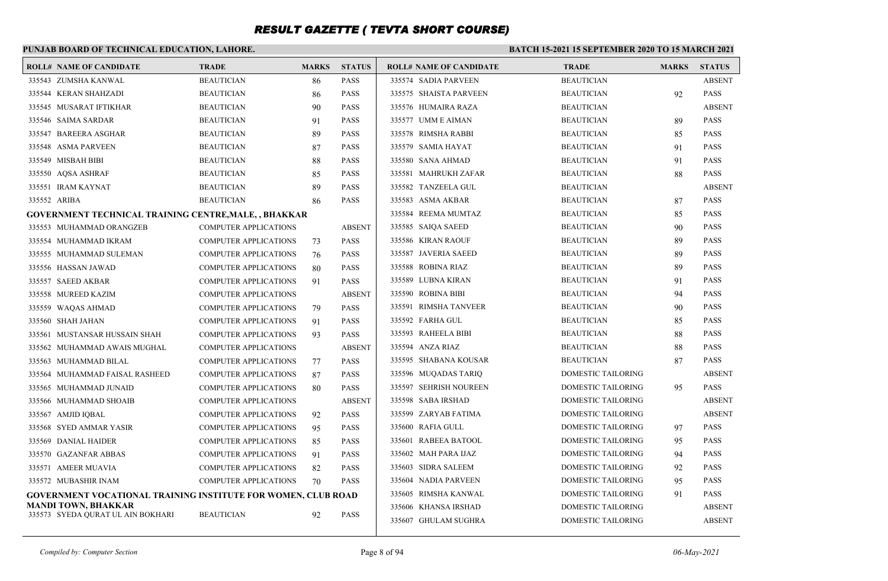# RESULT GAZETTE ( TEVTA SHORT COURSE)

**PUNJAB BOARD OF TECHNICAL EDUCATION, LAHORE.**

**BATCH 15-2021 15 SEPTEMBER 2020 TO 15 MARCH 2021**

| ROLL# | NAME OF CANDIDATE | TRADE | MARKS | STATUS |
|---|---|---|---|---|
| 335543 | ZUMSHA KANWAL | BEAUTICIAN | 86 | PASS |
| 335544 | KERAN SHAHZADI | BEAUTICIAN | 86 | PASS |
| 335545 | MUSARAT IFTIKHAR | BEAUTICIAN | 90 | PASS |
| 335546 | SAIMA SARDAR | BEAUTICIAN | 91 | PASS |
| 335547 | BAREERA ASGHAR | BEAUTICIAN | 89 | PASS |
| 335548 | ASMA PARVEEN | BEAUTICIAN | 87 | PASS |
| 335549 | MISBAH BIBI | BEAUTICIAN | 88 | PASS |
| 335550 | AQSA ASHRAF | BEAUTICIAN | 85 | PASS |
| 335551 | IRAM KAYNAT | BEAUTICIAN | 89 | PASS |
| 335552 | ARIBA | BEAUTICIAN | 86 | PASS |
| **GOVERNMENT TECHNICAL TRAINING CENTRE,MALE, , BHAKKAR** | | | | |
| 335553 | MUHAMMAD ORANGZEB | COMPUTER APPLICATIONS | | ABSENT |
| 335554 | MUHAMMAD IKRAM | COMPUTER APPLICATIONS | 73 | PASS |
| 335555 | MUHAMMAD SULEMAN | COMPUTER APPLICATIONS | 76 | PASS |
| 335556 | HASSAN JAWAD | COMPUTER APPLICATIONS | 80 | PASS |
| 335557 | SAEED AKBAR | COMPUTER APPLICATIONS | 91 | PASS |
| 335558 | MUREED KAZIM | COMPUTER APPLICATIONS | | ABSENT |
| 335559 | WAQAS AHMAD | COMPUTER APPLICATIONS | 79 | PASS |
| 335560 | SHAH JAHAN | COMPUTER APPLICATIONS | 91 | PASS |
| 335561 | MUSTANSAR HUSSAIN SHAH | COMPUTER APPLICATIONS | 93 | PASS |
| 335562 | MUHAMMAD AWAIS MUGHAL | COMPUTER APPLICATIONS | | ABSENT |
| 335563 | MUHAMMAD BILAL | COMPUTER APPLICATIONS | 77 | PASS |
| 335564 | MUHAMMAD FAISAL RASHEED | COMPUTER APPLICATIONS | 87 | PASS |
| 335565 | MUHAMMAD JUNAID | COMPUTER APPLICATIONS | 80 | PASS |
| 335566 | MUHAMMAD SHOAIB | COMPUTER APPLICATIONS | | ABSENT |
| 335567 | AMJID IQBAL | COMPUTER APPLICATIONS | 92 | PASS |
| 335568 | SYED AMMAR YASIR | COMPUTER APPLICATIONS | 95 | PASS |
| 335569 | DANIAL HAIDER | COMPUTER APPLICATIONS | 85 | PASS |
| 335570 | GAZANFAR ABBAS | COMPUTER APPLICATIONS | 91 | PASS |
| 335571 | AMEER MUAVIA | COMPUTER APPLICATIONS | 82 | PASS |
| 335572 | MUBASHIR INAM | COMPUTER APPLICATIONS | 70 | PASS |
| **GOVERNMENT VOCATIONAL TRAINING INSTITUTE FOR WOMEN, CLUB ROAD MANDI TOWN, BHAKKAR** | | | | |
| 335573 | SYEDA QURAT UL AIN BOKHARI | BEAUTICIAN | 92 | PASS |
| 335574 | SADIA PARVEEN | BEAUTICIAN | | ABSENT |
| 335575 | SHAISTA PARVEEN | BEAUTICIAN | 92 | PASS |
| 335576 | HUMAIRA RAZA | BEAUTICIAN | | ABSENT |
| 335577 | UMM E AIMAN | BEAUTICIAN | 89 | PASS |
| 335578 | RIMSHA RABBI | BEAUTICIAN | 85 | PASS |
| 335579 | SAMIA HAYAT | BEAUTICIAN | 91 | PASS |
| 335580 | SANA AHMAD | BEAUTICIAN | 91 | PASS |
| 335581 | MAHRUKH ZAFAR | BEAUTICIAN | 88 | PASS |
| 335582 | TANZEELA GUL | BEAUTICIAN | | ABSENT |
| 335583 | ASMA AKBAR | BEAUTICIAN | 87 | PASS |
| 335584 | REEMA MUMTAZ | BEAUTICIAN | 85 | PASS |
| 335585 | SAIQA SAEED | BEAUTICIAN | 90 | PASS |
| 335586 | KIRAN RAOUF | BEAUTICIAN | 89 | PASS |
| 335587 | JAVERIA SAEED | BEAUTICIAN | 89 | PASS |
| 335588 | ROBINA RIAZ | BEAUTICIAN | 89 | PASS |
| 335589 | LUBNA KIRAN | BEAUTICIAN | 91 | PASS |
| 335590 | ROBINA BIBI | BEAUTICIAN | 94 | PASS |
| 335591 | RIMSHA TANVEER | BEAUTICIAN | 90 | PASS |
| 335592 | FARHA GUL | BEAUTICIAN | 85 | PASS |
| 335593 | RAHEELA BIBI | BEAUTICIAN | 88 | PASS |
| 335594 | ANZA RIAZ | BEAUTICIAN | 88 | PASS |
| 335595 | SHABANA KOUSAR | BEAUTICIAN | 87 | PASS |
| 335596 | MUQADAS TARIQ | DOMESTIC TAILORING | | ABSENT |
| 335597 | SEHRISH NOUREEN | DOMESTIC TAILORING | 95 | PASS |
| 335598 | SABA IRSHAD | DOMESTIC TAILORING | | ABSENT |
| 335599 | ZARYAB FATIMA | DOMESTIC TAILORING | | ABSENT |
| 335600 | RAFIA GULL | DOMESTIC TAILORING | 97 | PASS |
| 335601 | RABEEA BATOOL | DOMESTIC TAILORING | 95 | PASS |
| 335602 | MAH PARA IJAZ | DOMESTIC TAILORING | 94 | PASS |
| 335603 | SIDRA SALEEM | DOMESTIC TAILORING | 92 | PASS |
| 335604 | NADIA PARVEEN | DOMESTIC TAILORING | 95 | PASS |
| 335605 | RIMSHA KANWAL | DOMESTIC TAILORING | 91 | PASS |
| 335606 | KHANSA IRSHAD | DOMESTIC TAILORING | | ABSENT |
| 335607 | GHULAM SUGHRA | DOMESTIC TAILORING | | ABSENT |

*Compiled by: Computer Section*

*06-May-2021*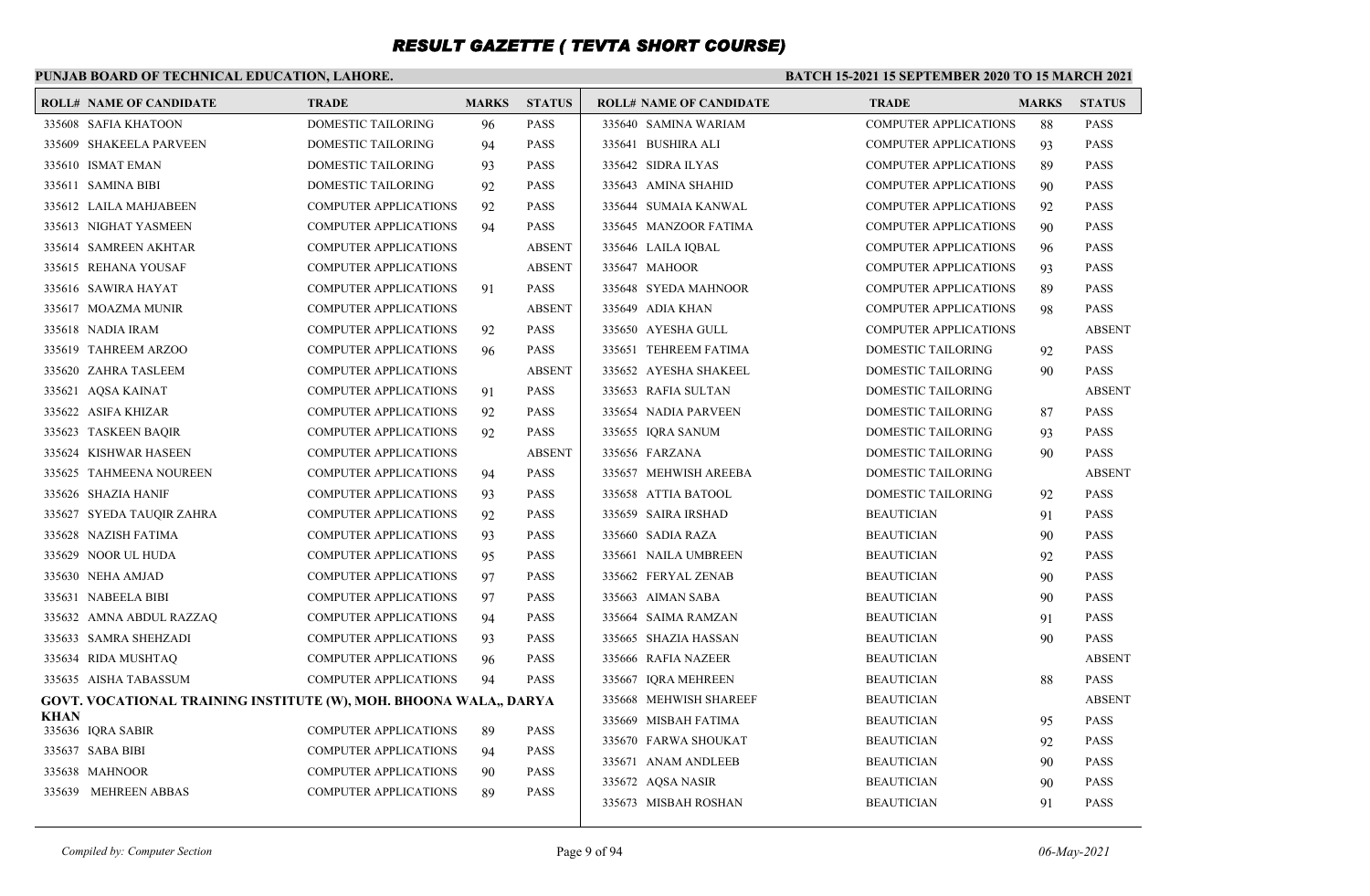# RESULT GAZETTE ( TEVTA SHORT COURSE)

**PUNJAB BOARD OF TECHNICAL EDUCATION, LAHORE.**

**BATCH 15-2021 15 SEPTEMBER 2020 TO 15 MARCH 2021**

| ROLL# | NAME OF CANDIDATE | TRADE | MARKS | STATUS |
|---|---|---|---|---|
| 335608 | SAFIA KHATOON | DOMESTIC TAILORING | 96 | PASS |
| 335609 | SHAKEELA PARVEEN | DOMESTIC TAILORING | 94 | PASS |
| 335610 | ISMAT EMAN | DOMESTIC TAILORING | 93 | PASS |
| 335611 | SAMINA BIBI | DOMESTIC TAILORING | 92 | PASS |
| 335612 | LAILA MAHJABEEN | COMPUTER APPLICATIONS | 92 | PASS |
| 335613 | NIGHAT YASMEEN | COMPUTER APPLICATIONS | 94 | PASS |
| 335614 | SAMREEN AKHTAR | COMPUTER APPLICATIONS | | ABSENT |
| 335615 | REHANA YOUSAF | COMPUTER APPLICATIONS | | ABSENT |
| 335616 | SAWIRA HAYAT | COMPUTER APPLICATIONS | 91 | PASS |
| 335617 | MOAZMA MUNIR | COMPUTER APPLICATIONS | | ABSENT |
| 335618 | NADIA IRAM | COMPUTER APPLICATIONS | 92 | PASS |
| 335619 | TAHREEM ARZOO | COMPUTER APPLICATIONS | 96 | PASS |
| 335620 | ZAHRA TASLEEM | COMPUTER APPLICATIONS | | ABSENT |
| 335621 | AQSA KAINAT | COMPUTER APPLICATIONS | 91 | PASS |
| 335622 | ASIFA KHIZAR | COMPUTER APPLICATIONS | 92 | PASS |
| 335623 | TASKEEN BAQIR | COMPUTER APPLICATIONS | 92 | PASS |
| 335624 | KISHWAR HASEEN | COMPUTER APPLICATIONS | | ABSENT |
| 335625 | TAHMEENA NOUREEN | COMPUTER APPLICATIONS | 94 | PASS |
| 335626 | SHAZIA HANIF | COMPUTER APPLICATIONS | 93 | PASS |
| 335627 | SYEDA TAUQIR ZAHRA | COMPUTER APPLICATIONS | 92 | PASS |
| 335628 | NAZISH FATIMA | COMPUTER APPLICATIONS | 93 | PASS |
| 335629 | NOOR UL HUDA | COMPUTER APPLICATIONS | 95 | PASS |
| 335630 | NEHA AMJAD | COMPUTER APPLICATIONS | 97 | PASS |
| 335631 | NABEELA BIBI | COMPUTER APPLICATIONS | 97 | PASS |
| 335632 | AMNA ABDUL RAZZAQ | COMPUTER APPLICATIONS | 94 | PASS |
| 335633 | SAMRA SHEHZADI | COMPUTER APPLICATIONS | 93 | PASS |
| 335634 | RIDA MUSHTAQ | COMPUTER APPLICATIONS | 96 | PASS |
| 335635 | AISHA TABASSUM | COMPUTER APPLICATIONS | 94 | PASS |

**GOVT. VOCATIONAL TRAINING INSTITUTE (W), MOH. BHOONA WALA,, DARYA KHAN**

| ROLL# | NAME OF CANDIDATE | TRADE | MARKS | STATUS |
|---|---|---|---|---|
| 335636 | IQRA SABIR | COMPUTER APPLICATIONS | 89 | PASS |
| 335637 | SABA BIBI | COMPUTER APPLICATIONS | 94 | PASS |
| 335638 | MAHNOOR | COMPUTER APPLICATIONS | 90 | PASS |
| 335639 | MEHREEN ABBAS | COMPUTER APPLICATIONS | 89 | PASS |
| 335640 | SAMINA WARIAM | COMPUTER APPLICATIONS | 88 | PASS |
| 335641 | BUSHIRA ALI | COMPUTER APPLICATIONS | 93 | PASS |
| 335642 | SIDRA ILYAS | COMPUTER APPLICATIONS | 89 | PASS |
| 335643 | AMINA SHAHID | COMPUTER APPLICATIONS | 90 | PASS |
| 335644 | SUMAIA KANWAL | COMPUTER APPLICATIONS | 92 | PASS |
| 335645 | MANZOOR FATIMA | COMPUTER APPLICATIONS | 90 | PASS |
| 335646 | LAILA IQBAL | COMPUTER APPLICATIONS | 96 | PASS |
| 335647 | MAHOOR | COMPUTER APPLICATIONS | 93 | PASS |
| 335648 | SYEDA MAHNOOR | COMPUTER APPLICATIONS | 89 | PASS |
| 335649 | ADIA KHAN | COMPUTER APPLICATIONS | 98 | PASS |
| 335650 | AYESHA GULL | COMPUTER APPLICATIONS | | ABSENT |
| 335651 | TEHREEM FATIMA | DOMESTIC TAILORING | 92 | PASS |
| 335652 | AYESHA SHAKEEL | DOMESTIC TAILORING | 90 | PASS |
| 335653 | RAFIA SULTAN | DOMESTIC TAILORING | | ABSENT |
| 335654 | NADIA PARVEEN | DOMESTIC TAILORING | 87 | PASS |
| 335655 | IQRA SANUM | DOMESTIC TAILORING | 93 | PASS |
| 335656 | FARZANA | DOMESTIC TAILORING | 90 | PASS |
| 335657 | MEHWISH AREEBA | DOMESTIC TAILORING | | ABSENT |
| 335658 | ATTIA BATOOL | DOMESTIC TAILORING | 92 | PASS |
| 335659 | SAIRA IRSHAD | BEAUTICIAN | 91 | PASS |
| 335660 | SADIA RAZA | BEAUTICIAN | 90 | PASS |
| 335661 | NAILA UMBREEN | BEAUTICIAN | 92 | PASS |
| 335662 | FERYAL ZENAB | BEAUTICIAN | 90 | PASS |
| 335663 | AIMAN SABA | BEAUTICIAN | 90 | PASS |
| 335664 | SAIMA RAMZAN | BEAUTICIAN | 91 | PASS |
| 335665 | SHAZIA HASSAN | BEAUTICIAN | 90 | PASS |
| 335666 | RAFIA NAZEER | BEAUTICIAN | | ABSENT |
| 335667 | IQRA MEHREEN | BEAUTICIAN | 88 | PASS |
| 335668 | MEHWISH SHAREEF | BEAUTICIAN | | ABSENT |
| 335669 | MISBAH FATIMA | BEAUTICIAN | 95 | PASS |
| 335670 | FARWA SHOUKAT | BEAUTICIAN | 92 | PASS |
| 335671 | ANAM ANDLEEB | BEAUTICIAN | 90 | PASS |
| 335672 | AQSA NASIR | BEAUTICIAN | 90 | PASS |
| 335673 | MISBAH ROSHAN | BEAUTICIAN | 91 | PASS |

*Compiled by: Computer Section*

*06-May-2021*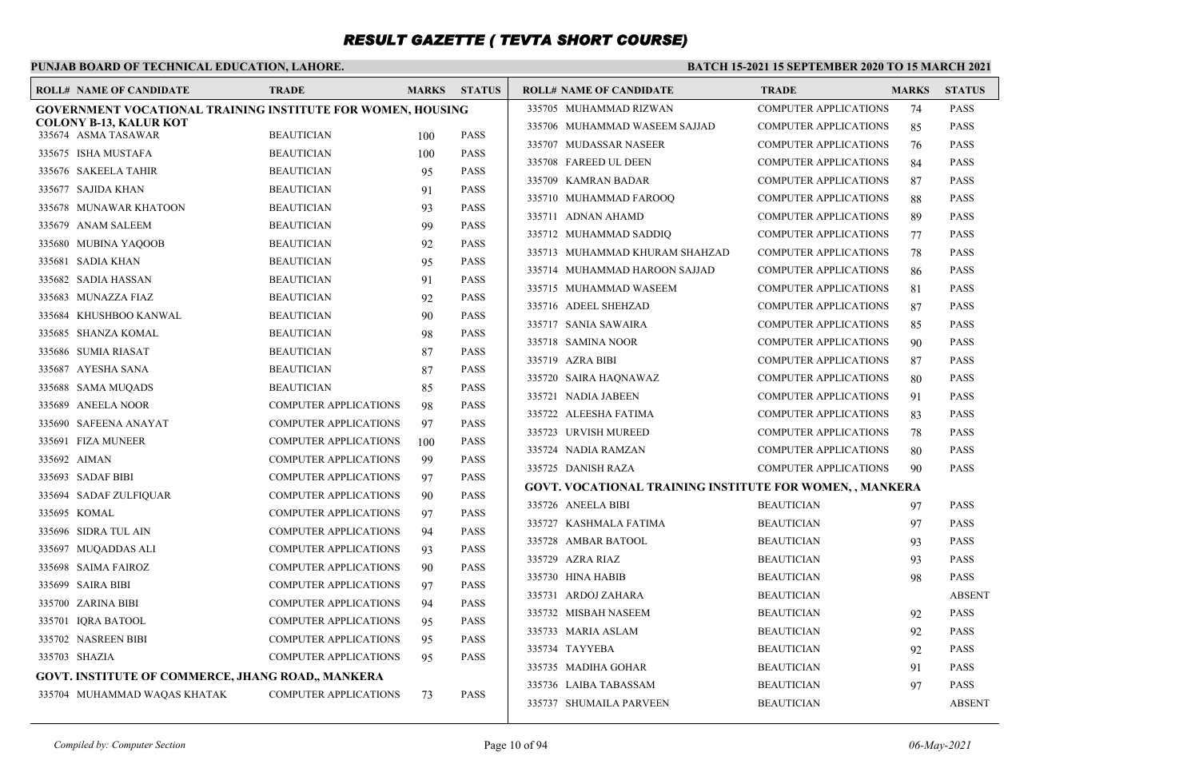# RESULT GAZETTE ( TEVTA SHORT COURSE)

**PUNJAB BOARD OF TECHNICAL EDUCATION, LAHORE.** **BATCH 15-2021 15 SEPTEMBER 2020 TO 15 MARCH 2021**

| ROLL# | NAME OF CANDIDATE | TRADE | MARKS | STATUS |
|---|---|---|---|---|
| **GOVERNMENT VOCATIONAL TRAINING INSTITUTE FOR WOMEN, HOUSING COLONY B-13, KALUR KOT** | | | | |
| 335674 | ASMA TASAWAR | BEAUTICIAN | 100 | PASS |
| 335675 | ISHA MUSTAFA | BEAUTICIAN | 100 | PASS |
| 335676 | SAKEELA TAHIR | BEAUTICIAN | 95 | PASS |
| 335677 | SAJIDA KHAN | BEAUTICIAN | 91 | PASS |
| 335678 | MUNAWAR KHATOON | BEAUTICIAN | 93 | PASS |
| 335679 | ANAM SALEEM | BEAUTICIAN | 99 | PASS |
| 335680 | MUBINA YAQOOB | BEAUTICIAN | 92 | PASS |
| 335681 | SADIA KHAN | BEAUTICIAN | 95 | PASS |
| 335682 | SADIA HASSAN | BEAUTICIAN | 91 | PASS |
| 335683 | MUNAZZA FIAZ | BEAUTICIAN | 92 | PASS |
| 335684 | KHUSHBOO KANWAL | BEAUTICIAN | 90 | PASS |
| 335685 | SHANZA KOMAL | BEAUTICIAN | 98 | PASS |
| 335686 | SUMIA RIASAT | BEAUTICIAN | 87 | PASS |
| 335687 | AYESHA SANA | BEAUTICIAN | 87 | PASS |
| 335688 | SAMA MUQADS | BEAUTICIAN | 85 | PASS |
| 335689 | ANEELA NOOR | COMPUTER APPLICATIONS | 98 | PASS |
| 335690 | SAFEENA ANAYAT | COMPUTER APPLICATIONS | 97 | PASS |
| 335691 | FIZA MUNEER | COMPUTER APPLICATIONS | 100 | PASS |
| 335692 | AIMAN | COMPUTER APPLICATIONS | 99 | PASS |
| 335693 | SADAF BIBI | COMPUTER APPLICATIONS | 97 | PASS |
| 335694 | SADAF ZULFIQUAR | COMPUTER APPLICATIONS | 90 | PASS |
| 335695 | KOMAL | COMPUTER APPLICATIONS | 97 | PASS |
| 335696 | SIDRA TUL AIN | COMPUTER APPLICATIONS | 94 | PASS |
| 335697 | MUQADDAS ALI | COMPUTER APPLICATIONS | 93 | PASS |
| 335698 | SAIMA FAIROZ | COMPUTER APPLICATIONS | 90 | PASS |
| 335699 | SAIRA BIBI | COMPUTER APPLICATIONS | 97 | PASS |
| 335700 | ZARINA BIBI | COMPUTER APPLICATIONS | 94 | PASS |
| 335701 | IQRA BATOOL | COMPUTER APPLICATIONS | 95 | PASS |
| 335702 | NASREEN BIBI | COMPUTER APPLICATIONS | 95 | PASS |
| 335703 | SHAZIA | COMPUTER APPLICATIONS | 95 | PASS |
| **GOVT. INSTITUTE OF COMMERCE, JHANG ROAD,, MANKERA** | | | | |
| 335704 | MUHAMMAD WAQAS KHATAK | COMPUTER APPLICATIONS | 73 | PASS |
| 335705 | MUHAMMAD RIZWAN | COMPUTER APPLICATIONS | 74 | PASS |
| 335706 | MUHAMMAD WASEEM SAJJAD | COMPUTER APPLICATIONS | 85 | PASS |
| 335707 | MUDASSAR NASEER | COMPUTER APPLICATIONS | 76 | PASS |
| 335708 | FAREED UL DEEN | COMPUTER APPLICATIONS | 84 | PASS |
| 335709 | KAMRAN BADAR | COMPUTER APPLICATIONS | 87 | PASS |
| 335710 | MUHAMMAD FAROOQ | COMPUTER APPLICATIONS | 88 | PASS |
| 335711 | ADNAN AHAMD | COMPUTER APPLICATIONS | 89 | PASS |
| 335712 | MUHAMMAD SADDIQ | COMPUTER APPLICATIONS | 77 | PASS |
| 335713 | MUHAMMAD KHURAM SHAHZAD | COMPUTER APPLICATIONS | 78 | PASS |
| 335714 | MUHAMMAD HAROON SAJJAD | COMPUTER APPLICATIONS | 86 | PASS |
| 335715 | MUHAMMAD WASEEM | COMPUTER APPLICATIONS | 81 | PASS |
| 335716 | ADEEL SHEHZAD | COMPUTER APPLICATIONS | 87 | PASS |
| 335717 | SANIA SAWAIRA | COMPUTER APPLICATIONS | 85 | PASS |
| 335718 | SAMINA NOOR | COMPUTER APPLICATIONS | 90 | PASS |
| 335719 | AZRA BIBI | COMPUTER APPLICATIONS | 87 | PASS |
| 335720 | SAIRA HAQNAWAZ | COMPUTER APPLICATIONS | 80 | PASS |
| 335721 | NADIA JABEEN | COMPUTER APPLICATIONS | 91 | PASS |
| 335722 | ALEESHA FATIMA | COMPUTER APPLICATIONS | 83 | PASS |
| 335723 | URVISH MUREED | COMPUTER APPLICATIONS | 78 | PASS |
| 335724 | NADIA RAMZAN | COMPUTER APPLICATIONS | 80 | PASS |
| 335725 | DANISH RAZA | COMPUTER APPLICATIONS | 90 | PASS |
| **GOVT. VOCATIONAL TRAINING INSTITUTE FOR WOMEN, , MANKERA** | | | | |
| 335726 | ANEELA BIBI | BEAUTICIAN | 97 | PASS |
| 335727 | KASHMALA FATIMA | BEAUTICIAN | 97 | PASS |
| 335728 | AMBAR BATOOL | BEAUTICIAN | 93 | PASS |
| 335729 | AZRA RIAZ | BEAUTICIAN | 93 | PASS |
| 335730 | HINA HABIB | BEAUTICIAN | 98 | PASS |
| 335731 | ARDOJ ZAHARA | BEAUTICIAN | | ABSENT |
| 335732 | MISBAH NASEEM | BEAUTICIAN | 92 | PASS |
| 335733 | MARIA ASLAM | BEAUTICIAN | 92 | PASS |
| 335734 | TAYYEBA | BEAUTICIAN | 92 | PASS |
| 335735 | MADIHA GOHAR | BEAUTICIAN | 91 | PASS |
| 335736 | LAIBA TABASSAM | BEAUTICIAN | 97 | PASS |
| 335737 | SHUMAILA PARVEEN | BEAUTICIAN | | ABSENT |

*Compiled by: Computer Section* *06-May-2021*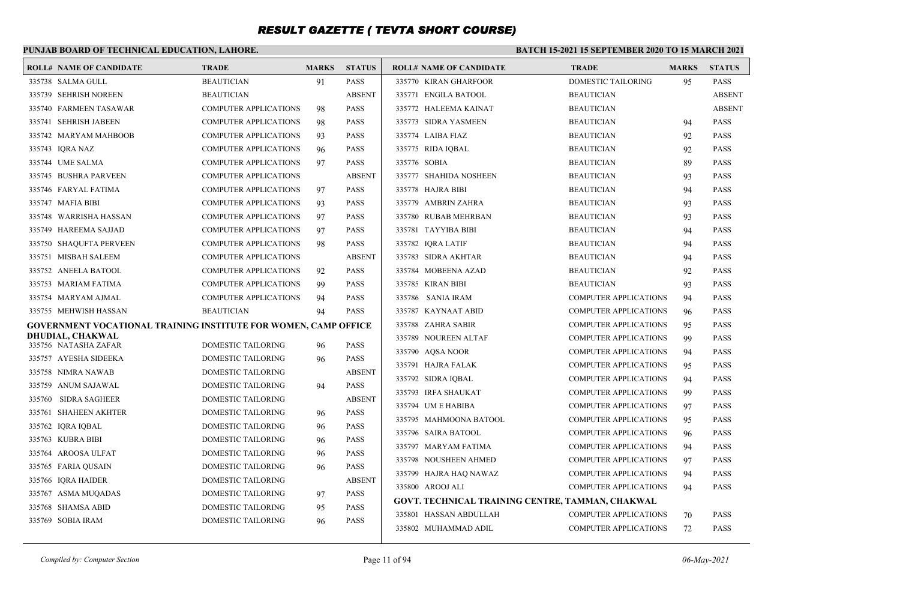# RESULT GAZETTE ( TEVTA SHORT COURSE)

**PUNJAB BOARD OF TECHNICAL EDUCATION, LAHORE.**

**BATCH 15-2021 15 SEPTEMBER 2020 TO 15 MARCH 2021**

| ROLL# | NAME OF CANDIDATE | TRADE | MARKS | STATUS |
|---|---|---|---|---|
| 335738 | SALMA GULL | BEAUTICIAN | 91 | PASS |
| 335739 | SEHRISH NOREEN | BEAUTICIAN | | ABSENT |
| 335740 | FARMEEN TASAWAR | COMPUTER APPLICATIONS | 98 | PASS |
| 335741 | SEHRISH JABEEN | COMPUTER APPLICATIONS | 98 | PASS |
| 335742 | MARYAM MAHBOOB | COMPUTER APPLICATIONS | 93 | PASS |
| 335743 | IQRA NAZ | COMPUTER APPLICATIONS | 96 | PASS |
| 335744 | UME SALMA | COMPUTER APPLICATIONS | 97 | PASS |
| 335745 | BUSHRA PARVEEN | COMPUTER APPLICATIONS | | ABSENT |
| 335746 | FARYAL FATIMA | COMPUTER APPLICATIONS | 97 | PASS |
| 335747 | MAFIA BIBI | COMPUTER APPLICATIONS | 93 | PASS |
| 335748 | WARRISHA HASSAN | COMPUTER APPLICATIONS | 97 | PASS |
| 335749 | HAREEMA SAJJAD | COMPUTER APPLICATIONS | 97 | PASS |
| 335750 | SHAQUFTA PERVEEN | COMPUTER APPLICATIONS | 98 | PASS |
| 335751 | MISBAH SALEEM | COMPUTER APPLICATIONS | | ABSENT |
| 335752 | ANEELA BATOOL | COMPUTER APPLICATIONS | 92 | PASS |
| 335753 | MARIAM FATIMA | COMPUTER APPLICATIONS | 99 | PASS |
| 335754 | MARYAM AJMAL | COMPUTER APPLICATIONS | 94 | PASS |
| 335755 | MEHWISH HASSAN | BEAUTICIAN | 94 | PASS |

**GOVERNMENT VOCATIONAL TRAINING INSTITUTE FOR WOMEN, CAMP OFFICE DHUDIAL, CHAKWAL**

| ROLL# | NAME OF CANDIDATE | TRADE | MARKS | STATUS |
|---|---|---|---|---|
| 335756 | NATASHA ZAFAR | DOMESTIC TAILORING | 96 | PASS |
| 335757 | AYESHA SIDEEKA | DOMESTIC TAILORING | 96 | PASS |
| 335758 | NIMRA NAWAB | DOMESTIC TAILORING | | ABSENT |
| 335759 | ANUM SAJAWAL | DOMESTIC TAILORING | 94 | PASS |
| 335760 | SIDRA SAGHEER | DOMESTIC TAILORING | | ABSENT |
| 335761 | SHAHEEN AKHTER | DOMESTIC TAILORING | 96 | PASS |
| 335762 | IQRA IQBAL | DOMESTIC TAILORING | 96 | PASS |
| 335763 | KUBRA BIBI | DOMESTIC TAILORING | 96 | PASS |
| 335764 | AROOSA ULFAT | DOMESTIC TAILORING | 96 | PASS |
| 335765 | FARIA QUSAIN | DOMESTIC TAILORING | 96 | PASS |
| 335766 | IQRA HAIDER | DOMESTIC TAILORING | | ABSENT |
| 335767 | ASMA MUQADAS | DOMESTIC TAILORING | 97 | PASS |
| 335768 | SHAMSA ABID | DOMESTIC TAILORING | 95 | PASS |
| 335769 | SOBIA IRAM | DOMESTIC TAILORING | 96 | PASS |
| 335770 | KIRAN GHARFOOR | DOMESTIC TAILORING | 95 | PASS |
| 335771 | ENGILA BATOOL | BEAUTICIAN | | ABSENT |
| 335772 | HALEEMA KAINAT | BEAUTICIAN | | ABSENT |
| 335773 | SIDRA YASMEEN | BEAUTICIAN | 94 | PASS |
| 335774 | LAIBA FIAZ | BEAUTICIAN | 92 | PASS |
| 335775 | RIDA IQBAL | BEAUTICIAN | 92 | PASS |
| 335776 | SOBIA | BEAUTICIAN | 89 | PASS |
| 335777 | SHAHIDA NOSHEEN | BEAUTICIAN | 93 | PASS |
| 335778 | HAJRA BIBI | BEAUTICIAN | 94 | PASS |
| 335779 | AMBRIN ZAHRA | BEAUTICIAN | 93 | PASS |
| 335780 | RUBAB MEHRBAN | BEAUTICIAN | 93 | PASS |
| 335781 | TAYYIBA BIBI | BEAUTICIAN | 94 | PASS |
| 335782 | IQRA LATIF | BEAUTICIAN | 94 | PASS |
| 335783 | SIDRA AKHTAR | BEAUTICIAN | 94 | PASS |
| 335784 | MOBEENA AZAD | BEAUTICIAN | 92 | PASS |
| 335785 | KIRAN BIBI | BEAUTICIAN | 93 | PASS |
| 335786 | SANIA IRAM | COMPUTER APPLICATIONS | 94 | PASS |
| 335787 | KAYNAAT ABID | COMPUTER APPLICATIONS | 96 | PASS |
| 335788 | ZAHRA SABIR | COMPUTER APPLICATIONS | 95 | PASS |
| 335789 | NOUREEN ALTAF | COMPUTER APPLICATIONS | 99 | PASS |
| 335790 | AQSA NOOR | COMPUTER APPLICATIONS | 94 | PASS |
| 335791 | HAJRA FALAK | COMPUTER APPLICATIONS | 95 | PASS |
| 335792 | SIDRA IQBAL | COMPUTER APPLICATIONS | 94 | PASS |
| 335793 | IRFA SHAUKAT | COMPUTER APPLICATIONS | 99 | PASS |
| 335794 | UM E HABIBA | COMPUTER APPLICATIONS | 97 | PASS |
| 335795 | MAHMOONA BATOOL | COMPUTER APPLICATIONS | 95 | PASS |
| 335796 | SAIRA BATOOL | COMPUTER APPLICATIONS | 96 | PASS |
| 335797 | MARYAM FATIMA | COMPUTER APPLICATIONS | 94 | PASS |
| 335798 | NOUSHEEN AHMED | COMPUTER APPLICATIONS | 97 | PASS |
| 335799 | HAJRA HAQ NAWAZ | COMPUTER APPLICATIONS | 94 | PASS |
| 335800 | AROOJ ALI | COMPUTER APPLICATIONS | 94 | PASS |

**GOVT. TECHNICAL TRAINING CENTRE, TAMMAN, CHAKWAL**

| ROLL# | NAME OF CANDIDATE | TRADE | MARKS | STATUS |
|---|---|---|---|---|
| 335801 | HASSAN ABDULLAH | COMPUTER APPLICATIONS | 70 | PASS |
| 335802 | MUHAMMAD ADIL | COMPUTER APPLICATIONS | 72 | PASS |

*Compiled by: Computer Section* *06-May-2021*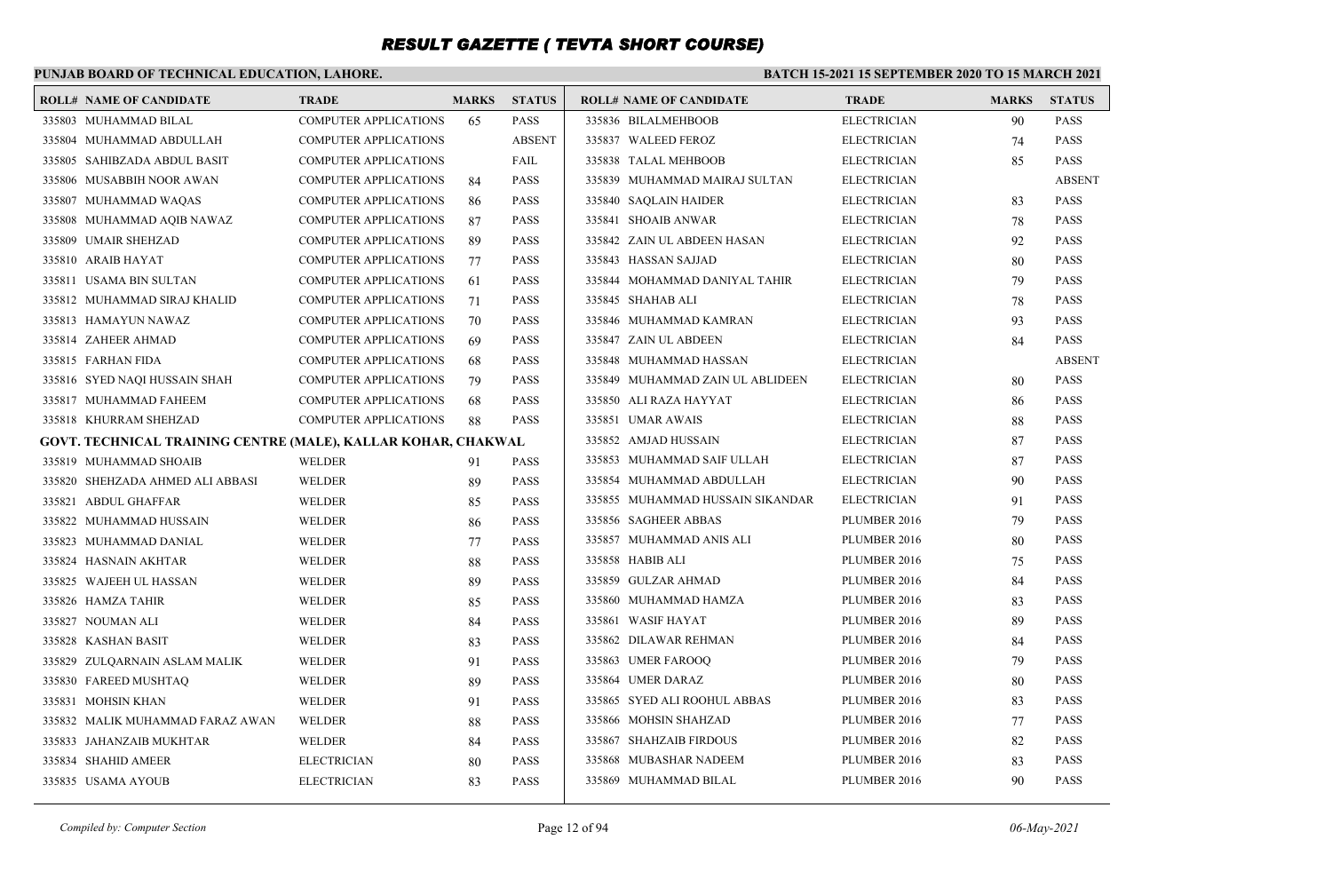# RESULT GAZETTE ( TEVTA SHORT COURSE)

**PUNJAB BOARD OF TECHNICAL EDUCATION, LAHORE.**

**BATCH 15-2021 15 SEPTEMBER 2020 TO 15 MARCH 2021**

| ROLL# | NAME OF CANDIDATE | TRADE | MARKS | STATUS |
|---|---|---|---|---|
| 335803 | MUHAMMAD BILAL | COMPUTER APPLICATIONS | 65 | PASS |
| 335804 | MUHAMMAD ABDULLAH | COMPUTER APPLICATIONS | | ABSENT |
| 335805 | SAHIBZADA ABDUL BASIT | COMPUTER APPLICATIONS | | FAIL |
| 335806 | MUSABBIH NOOR AWAN | COMPUTER APPLICATIONS | 84 | PASS |
| 335807 | MUHAMMAD WAQAS | COMPUTER APPLICATIONS | 86 | PASS |
| 335808 | MUHAMMAD AQIB NAWAZ | COMPUTER APPLICATIONS | 87 | PASS |
| 335809 | UMAIR SHEHZAD | COMPUTER APPLICATIONS | 89 | PASS |
| 335810 | ARAIB HAYAT | COMPUTER APPLICATIONS | 77 | PASS |
| 335811 | USAMA BIN SULTAN | COMPUTER APPLICATIONS | 61 | PASS |
| 335812 | MUHAMMAD SIRAJ KHALID | COMPUTER APPLICATIONS | 71 | PASS |
| 335813 | HAMAYUN NAWAZ | COMPUTER APPLICATIONS | 70 | PASS |
| 335814 | ZAHEER AHMAD | COMPUTER APPLICATIONS | 69 | PASS |
| 335815 | FARHAN FIDA | COMPUTER APPLICATIONS | 68 | PASS |
| 335816 | SYED NAQI HUSSAIN SHAH | COMPUTER APPLICATIONS | 79 | PASS |
| 335817 | MUHAMMAD FAHEEM | COMPUTER APPLICATIONS | 68 | PASS |
| 335818 | KHURRAM SHEHZAD | COMPUTER APPLICATIONS | 88 | PASS |
| **GOVT. TECHNICAL TRAINING CENTRE (MALE), KALLAR KOHAR, CHAKWAL** | | | | |
| 335819 | MUHAMMAD SHOAIB | WELDER | 91 | PASS |
| 335820 | SHEHZADA AHMED ALI ABBASI | WELDER | 89 | PASS |
| 335821 | ABDUL GHAFFAR | WELDER | 85 | PASS |
| 335822 | MUHAMMAD HUSSAIN | WELDER | 86 | PASS |
| 335823 | MUHAMMAD DANIAL | WELDER | 77 | PASS |
| 335824 | HASNAIN AKHTAR | WELDER | 88 | PASS |
| 335825 | WAJEEH UL HASSAN | WELDER | 89 | PASS |
| 335826 | HAMZA TAHIR | WELDER | 85 | PASS |
| 335827 | NOUMAN ALI | WELDER | 84 | PASS |
| 335828 | KASHAN BASIT | WELDER | 83 | PASS |
| 335829 | ZULQARNAIN ASLAM MALIK | WELDER | 91 | PASS |
| 335830 | FAREED MUSHTAQ | WELDER | 89 | PASS |
| 335831 | MOHSIN KHAN | WELDER | 91 | PASS |
| 335832 | MALIK MUHAMMAD FARAZ AWAN | WELDER | 88 | PASS |
| 335833 | JAHANZAIB MUKHTAR | WELDER | 84 | PASS |
| 335834 | SHAHID AMEER | ELECTRICIAN | 80 | PASS |
| 335835 | USAMA AYOUB | ELECTRICIAN | 83 | PASS |
| 335836 | BILALMEHBOOB | ELECTRICIAN | 90 | PASS |
| 335837 | WALEED FEROZ | ELECTRICIAN | 74 | PASS |
| 335838 | TALAL MEHBOOB | ELECTRICIAN | 85 | PASS |
| 335839 | MUHAMMAD MAIRAJ SULTAN | ELECTRICIAN | | ABSENT |
| 335840 | SAQLAIN HAIDER | ELECTRICIAN | 83 | PASS |
| 335841 | SHOAIB ANWAR | ELECTRICIAN | 78 | PASS |
| 335842 | ZAIN UL ABDEEN HASAN | ELECTRICIAN | 92 | PASS |
| 335843 | HASSAN SAJJAD | ELECTRICIAN | 80 | PASS |
| 335844 | MOHAMMAD DANIYAL TAHIR | ELECTRICIAN | 79 | PASS |
| 335845 | SHAHAB ALI | ELECTRICIAN | 78 | PASS |
| 335846 | MUHAMMAD KAMRAN | ELECTRICIAN | 93 | PASS |
| 335847 | ZAIN UL ABDEEN | ELECTRICIAN | 84 | PASS |
| 335848 | MUHAMMAD HASSAN | ELECTRICIAN | | ABSENT |
| 335849 | MUHAMMAD ZAIN UL ABLIDEEN | ELECTRICIAN | 80 | PASS |
| 335850 | ALI RAZA HAYYAT | ELECTRICIAN | 86 | PASS |
| 335851 | UMAR AWAIS | ELECTRICIAN | 88 | PASS |
| 335852 | AMJAD HUSSAIN | ELECTRICIAN | 87 | PASS |
| 335853 | MUHAMMAD SAIF ULLAH | ELECTRICIAN | 87 | PASS |
| 335854 | MUHAMMAD ABDULLAH | ELECTRICIAN | 90 | PASS |
| 335855 | MUHAMMAD HUSSAIN SIKANDAR | ELECTRICIAN | 91 | PASS |
| 335856 | SAGHEER ABBAS | PLUMBER 2016 | 79 | PASS |
| 335857 | MUHAMMAD ANIS ALI | PLUMBER 2016 | 80 | PASS |
| 335858 | HABIB ALI | PLUMBER 2016 | 75 | PASS |
| 335859 | GULZAR AHMAD | PLUMBER 2016 | 84 | PASS |
| 335860 | MUHAMMAD HAMZA | PLUMBER 2016 | 83 | PASS |
| 335861 | WASIF HAYAT | PLUMBER 2016 | 89 | PASS |
| 335862 | DILAWAR REHMAN | PLUMBER 2016 | 84 | PASS |
| 335863 | UMER FAROOQ | PLUMBER 2016 | 79 | PASS |
| 335864 | UMER DARAZ | PLUMBER 2016 | 80 | PASS |
| 335865 | SYED ALI ROOHUL ABBAS | PLUMBER 2016 | 83 | PASS |
| 335866 | MOHSIN SHAHZAD | PLUMBER 2016 | 77 | PASS |
| 335867 | SHAHZAIB FIRDOUS | PLUMBER 2016 | 82 | PASS |
| 335868 | MUBASHAR NADEEM | PLUMBER 2016 | 83 | PASS |
| 335869 | MUHAMMAD BILAL | PLUMBER 2016 | 90 | PASS |

*Compiled by: Computer Section* — *06-May-2021*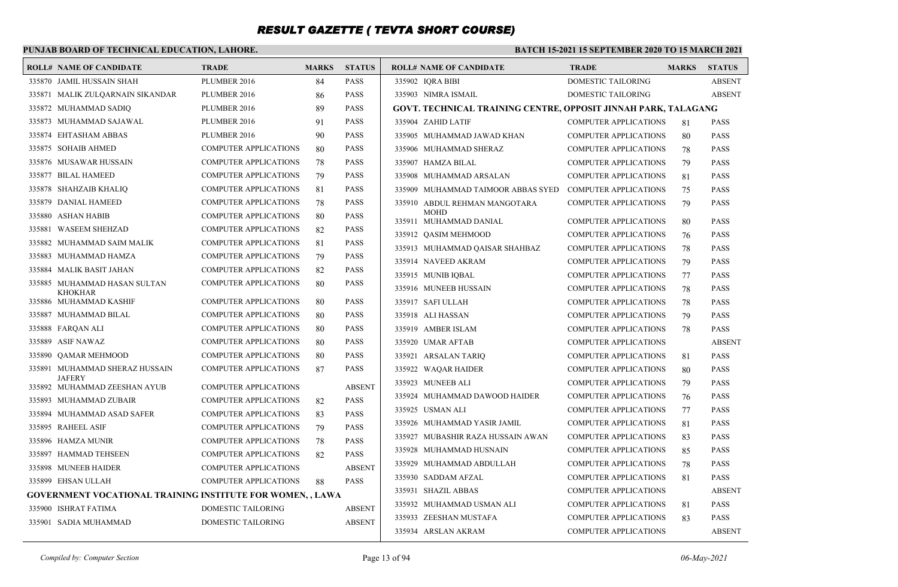# RESULT GAZETTE ( TEVTA SHORT COURSE)

**PUNJAB BOARD OF TECHNICAL EDUCATION, LAHORE.**

**BATCH 15-2021 15 SEPTEMBER 2020 TO 15 MARCH 2021**

| ROLL# | NAME OF CANDIDATE | TRADE | MARKS | STATUS |
|---|---|---|---|---|
| 335870 | JAMIL HUSSAIN SHAH | PLUMBER 2016 | 84 | PASS |
| 335871 | MALIK ZULQARNAIN SIKANDAR | PLUMBER 2016 | 86 | PASS |
| 335872 | MUHAMMAD SADIQ | PLUMBER 2016 | 89 | PASS |
| 335873 | MUHAMMAD SAJAWAL | PLUMBER 2016 | 91 | PASS |
| 335874 | EHTASHAM ABBAS | PLUMBER 2016 | 90 | PASS |
| 335875 | SOHAIB AHMED | COMPUTER APPLICATIONS | 80 | PASS |
| 335876 | MUSAWAR HUSSAIN | COMPUTER APPLICATIONS | 78 | PASS |
| 335877 | BILAL HAMEED | COMPUTER APPLICATIONS | 79 | PASS |
| 335878 | SHAHZAIB KHALIQ | COMPUTER APPLICATIONS | 81 | PASS |
| 335879 | DANIAL HAMEED | COMPUTER APPLICATIONS | 78 | PASS |
| 335880 | ASHAN HABIB | COMPUTER APPLICATIONS | 80 | PASS |
| 335881 | WASEEM SHEHZAD | COMPUTER APPLICATIONS | 82 | PASS |
| 335882 | MUHAMMAD SAIM MALIK | COMPUTER APPLICATIONS | 81 | PASS |
| 335883 | MUHAMMAD HAMZA | COMPUTER APPLICATIONS | 79 | PASS |
| 335884 | MALIK BASIT JAHAN | COMPUTER APPLICATIONS | 82 | PASS |
| 335885 | MUHAMMAD HASAN SULTAN KHOKHAR | COMPUTER APPLICATIONS | 80 | PASS |
| 335886 | MUHAMMAD KASHIF | COMPUTER APPLICATIONS | 80 | PASS |
| 335887 | MUHAMMAD BILAL | COMPUTER APPLICATIONS | 80 | PASS |
| 335888 | FARQAN ALI | COMPUTER APPLICATIONS | 80 | PASS |
| 335889 | ASIF NAWAZ | COMPUTER APPLICATIONS | 80 | PASS |
| 335890 | QAMAR MEHMOOD | COMPUTER APPLICATIONS | 80 | PASS |
| 335891 | MUHAMMAD SHERAZ HUSSAIN JAFERY | COMPUTER APPLICATIONS | 87 | PASS |
| 335892 | MUHAMMAD ZEESHAN AYUB | COMPUTER APPLICATIONS | | ABSENT |
| 335893 | MUHAMMAD ZUBAIR | COMPUTER APPLICATIONS | 82 | PASS |
| 335894 | MUHAMMAD ASAD SAFER | COMPUTER APPLICATIONS | 83 | PASS |
| 335895 | RAHEEL ASIF | COMPUTER APPLICATIONS | 79 | PASS |
| 335896 | HAMZA MUNIR | COMPUTER APPLICATIONS | 78 | PASS |
| 335897 | HAMMAD TEHSEEN | COMPUTER APPLICATIONS | 82 | PASS |
| 335898 | MUNEEB HAIDER | COMPUTER APPLICATIONS | | ABSENT |
| 335899 | EHSAN ULLAH | COMPUTER APPLICATIONS | 88 | PASS |
| **GOVERNMENT VOCATIONAL TRAINING INSTITUTE FOR WOMEN, , LAWA** | | | | |
| 335900 | ISHRAT FATIMA | DOMESTIC TAILORING | | ABSENT |
| 335901 | SADIA MUHAMMAD | DOMESTIC TAILORING | | ABSENT |
| 335902 | IQRA BIBI | DOMESTIC TAILORING | | ABSENT |
| 335903 | NIMRA ISMAIL | DOMESTIC TAILORING | | ABSENT |
| **GOVT. TECHNICAL TRAINING CENTRE, OPPOSIT JINNAH PARK, TALAGANG** | | | | |
| 335904 | ZAHID LATIF | COMPUTER APPLICATIONS | 81 | PASS |
| 335905 | MUHAMMAD JAWAD KHAN | COMPUTER APPLICATIONS | 80 | PASS |
| 335906 | MUHAMMAD SHERAZ | COMPUTER APPLICATIONS | 78 | PASS |
| 335907 | HAMZA BILAL | COMPUTER APPLICATIONS | 79 | PASS |
| 335908 | MUHAMMAD ARSALAN | COMPUTER APPLICATIONS | 81 | PASS |
| 335909 | MUHAMMAD TAIMOOR ABBAS SYED | COMPUTER APPLICATIONS | 75 | PASS |
| 335910 | ABDUL REHMAN MANGOTARA MOHD | COMPUTER APPLICATIONS | 79 | PASS |
| 335911 | MUHAMMAD DANIAL | COMPUTER APPLICATIONS | 80 | PASS |
| 335912 | QASIM MEHMOOD | COMPUTER APPLICATIONS | 76 | PASS |
| 335913 | MUHAMMAD QAISAR SHAHBAZ | COMPUTER APPLICATIONS | 78 | PASS |
| 335914 | NAVEED AKRAM | COMPUTER APPLICATIONS | 79 | PASS |
| 335915 | MUNIB IQBAL | COMPUTER APPLICATIONS | 77 | PASS |
| 335916 | MUNEEB HUSSAIN | COMPUTER APPLICATIONS | 78 | PASS |
| 335917 | SAFI ULLAH | COMPUTER APPLICATIONS | 78 | PASS |
| 335918 | ALI HASSAN | COMPUTER APPLICATIONS | 79 | PASS |
| 335919 | AMBER ISLAM | COMPUTER APPLICATIONS | 78 | PASS |
| 335920 | UMAR AFTAB | COMPUTER APPLICATIONS | | ABSENT |
| 335921 | ARSALAN TARIQ | COMPUTER APPLICATIONS | 81 | PASS |
| 335922 | WAQAR HAIDER | COMPUTER APPLICATIONS | 80 | PASS |
| 335923 | MUNEEB ALI | COMPUTER APPLICATIONS | 79 | PASS |
| 335924 | MUHAMMAD DAWOOD HAIDER | COMPUTER APPLICATIONS | 76 | PASS |
| 335925 | USMAN ALI | COMPUTER APPLICATIONS | 77 | PASS |
| 335926 | MUHAMMAD YASIR JAMIL | COMPUTER APPLICATIONS | 81 | PASS |
| 335927 | MUBASHIR RAZA HUSSAIN AWAN | COMPUTER APPLICATIONS | 83 | PASS |
| 335928 | MUHAMMAD HUSNAIN | COMPUTER APPLICATIONS | 85 | PASS |
| 335929 | MUHAMMAD ABDULLAH | COMPUTER APPLICATIONS | 78 | PASS |
| 335930 | SADDAM AFZAL | COMPUTER APPLICATIONS | 81 | PASS |
| 335931 | SHAZIL ABBAS | COMPUTER APPLICATIONS | | ABSENT |
| 335932 | MUHAMMAD USMAN ALI | COMPUTER APPLICATIONS | 81 | PASS |
| 335933 | ZEESHAN MUSTAFA | COMPUTER APPLICATIONS | 83 | PASS |
| 335934 | ARSLAN AKRAM | COMPUTER APPLICATIONS | | ABSENT |

*Compiled by: Computer Section*

*06-May-2021*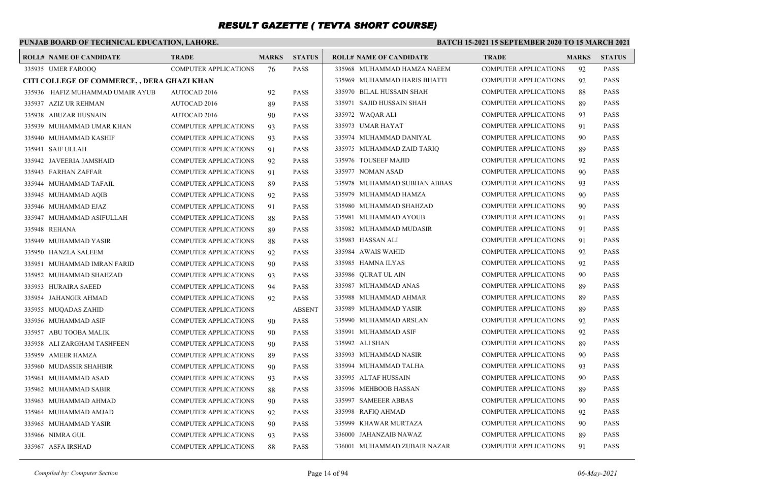# RESULT GAZETTE ( TEVTA SHORT COURSE)

**PUNJAB BOARD OF TECHNICAL EDUCATION, LAHORE.**

**BATCH 15-2021 15 SEPTEMBER 2020 TO 15 MARCH 2021**

| ROLL# | NAME OF CANDIDATE | TRADE | MARKS | STATUS |
|---|---|---|---|---|
| 335935 | UMER FAROOQ | COMPUTER APPLICATIONS | 76 | PASS |
| **CITI COLLEGE OF COMMERCE, , DERA GHAZI KHAN** | | | | |
| 335936 | HAFIZ MUHAMMAD UMAIR AYUB | AUTOCAD 2016 | 92 | PASS |
| 335937 | AZIZ UR REHMAN | AUTOCAD 2016 | 89 | PASS |
| 335938 | ABUZAR HUSNAIN | AUTOCAD 2016 | 90 | PASS |
| 335939 | MUHAMMAD UMAR KHAN | COMPUTER APPLICATIONS | 93 | PASS |
| 335940 | MUHAMMAD KASHIF | COMPUTER APPLICATIONS | 93 | PASS |
| 335941 | SAIF ULLAH | COMPUTER APPLICATIONS | 91 | PASS |
| 335942 | JAVEERIA JAMSHAID | COMPUTER APPLICATIONS | 92 | PASS |
| 335943 | FARHAN ZAFFAR | COMPUTER APPLICATIONS | 91 | PASS |
| 335944 | MUHAMMAD TAFAIL | COMPUTER APPLICATIONS | 89 | PASS |
| 335945 | MUHAMMAD AQIB | COMPUTER APPLICATIONS | 92 | PASS |
| 335946 | MUHAMMAD EJAZ | COMPUTER APPLICATIONS | 91 | PASS |
| 335947 | MUHAMMAD ASIFULLAH | COMPUTER APPLICATIONS | 88 | PASS |
| 335948 | REHANA | COMPUTER APPLICATIONS | 89 | PASS |
| 335949 | MUHAMMAD YASIR | COMPUTER APPLICATIONS | 88 | PASS |
| 335950 | HANZLA SALEEM | COMPUTER APPLICATIONS | 92 | PASS |
| 335951 | MUHAMMAD IMRAN FARID | COMPUTER APPLICATIONS | 90 | PASS |
| 335952 | MUHAMMAD SHAHZAD | COMPUTER APPLICATIONS | 93 | PASS |
| 335953 | HURAIRA SAEED | COMPUTER APPLICATIONS | 94 | PASS |
| 335954 | JAHANGIR AHMAD | COMPUTER APPLICATIONS | 92 | PASS |
| 335955 | MUQADAS ZAHID | COMPUTER APPLICATIONS | | ABSENT |
| 335956 | MUHAMMAD ASIF | COMPUTER APPLICATIONS | 90 | PASS |
| 335957 | ABU TOOBA MALIK | COMPUTER APPLICATIONS | 90 | PASS |
| 335958 | ALI ZARGHAM TASHFEEN | COMPUTER APPLICATIONS | 90 | PASS |
| 335959 | AMEER HAMZA | COMPUTER APPLICATIONS | 89 | PASS |
| 335960 | MUDASSIR SHAHBIR | COMPUTER APPLICATIONS | 90 | PASS |
| 335961 | MUHAMMAD ASAD | COMPUTER APPLICATIONS | 93 | PASS |
| 335962 | MUHAMMAD SABIR | COMPUTER APPLICATIONS | 88 | PASS |
| 335963 | MUHAMMAD AHMAD | COMPUTER APPLICATIONS | 90 | PASS |
| 335964 | MUHAMMAD AMJAD | COMPUTER APPLICATIONS | 92 | PASS |
| 335965 | MUHAMMAD YASIR | COMPUTER APPLICATIONS | 90 | PASS |
| 335966 | NIMRA GUL | COMPUTER APPLICATIONS | 93 | PASS |
| 335967 | ASFA IRSHAD | COMPUTER APPLICATIONS | 88 | PASS |
| 335968 | MUHAMMAD HAMZA NAEEM | COMPUTER APPLICATIONS | 92 | PASS |
| 335969 | MUHAMMAD HARIS BHATTI | COMPUTER APPLICATIONS | 92 | PASS |
| 335970 | BILAL HUSSAIN SHAH | COMPUTER APPLICATIONS | 88 | PASS |
| 335971 | SAJID HUSSAIN SHAH | COMPUTER APPLICATIONS | 89 | PASS |
| 335972 | WAQAR ALI | COMPUTER APPLICATIONS | 93 | PASS |
| 335973 | UMAR HAYAT | COMPUTER APPLICATIONS | 91 | PASS |
| 335974 | MUHAMMAD DANIYAL | COMPUTER APPLICATIONS | 90 | PASS |
| 335975 | MUHAMMAD ZAID TARIQ | COMPUTER APPLICATIONS | 89 | PASS |
| 335976 | TOUSEEF MAJID | COMPUTER APPLICATIONS | 92 | PASS |
| 335977 | NOMAN ASAD | COMPUTER APPLICATIONS | 90 | PASS |
| 335978 | MUHAMMAD SUBHAN ABBAS | COMPUTER APPLICATIONS | 93 | PASS |
| 335979 | MUHAMMAD HAMZA | COMPUTER APPLICATIONS | 90 | PASS |
| 335980 | MUHAMMAD SHAHZAD | COMPUTER APPLICATIONS | 90 | PASS |
| 335981 | MUHAMMAD AYOUB | COMPUTER APPLICATIONS | 91 | PASS |
| 335982 | MUHAMMAD MUDASIR | COMPUTER APPLICATIONS | 91 | PASS |
| 335983 | HASSAN ALI | COMPUTER APPLICATIONS | 91 | PASS |
| 335984 | AWAIS WAHID | COMPUTER APPLICATIONS | 92 | PASS |
| 335985 | HAMNA ILYAS | COMPUTER APPLICATIONS | 92 | PASS |
| 335986 | QURAT UL AIN | COMPUTER APPLICATIONS | 90 | PASS |
| 335987 | MUHAMMAD ANAS | COMPUTER APPLICATIONS | 89 | PASS |
| 335988 | MUHAMMAD AHMAR | COMPUTER APPLICATIONS | 89 | PASS |
| 335989 | MUHAMMAD YASIR | COMPUTER APPLICATIONS | 89 | PASS |
| 335990 | MUHAMMAD ARSLAN | COMPUTER APPLICATIONS | 92 | PASS |
| 335991 | MUHAMMAD ASIF | COMPUTER APPLICATIONS | 92 | PASS |
| 335992 | ALI SHAN | COMPUTER APPLICATIONS | 89 | PASS |
| 335993 | MUHAMMAD NASIR | COMPUTER APPLICATIONS | 90 | PASS |
| 335994 | MUHAMMAD TALHA | COMPUTER APPLICATIONS | 93 | PASS |
| 335995 | ALTAF HUSSAIN | COMPUTER APPLICATIONS | 90 | PASS |
| 335996 | MEHBOOB HASSAN | COMPUTER APPLICATIONS | 89 | PASS |
| 335997 | SAMEEER ABBAS | COMPUTER APPLICATIONS | 90 | PASS |
| 335998 | RAFIQ AHMAD | COMPUTER APPLICATIONS | 92 | PASS |
| 335999 | KHAWAR MURTAZA | COMPUTER APPLICATIONS | 90 | PASS |
| 336000 | JAHANZAIB NAWAZ | COMPUTER APPLICATIONS | 89 | PASS |
| 336001 | MUHAMMAD ZUBAIR NAZAR | COMPUTER APPLICATIONS | 91 | PASS |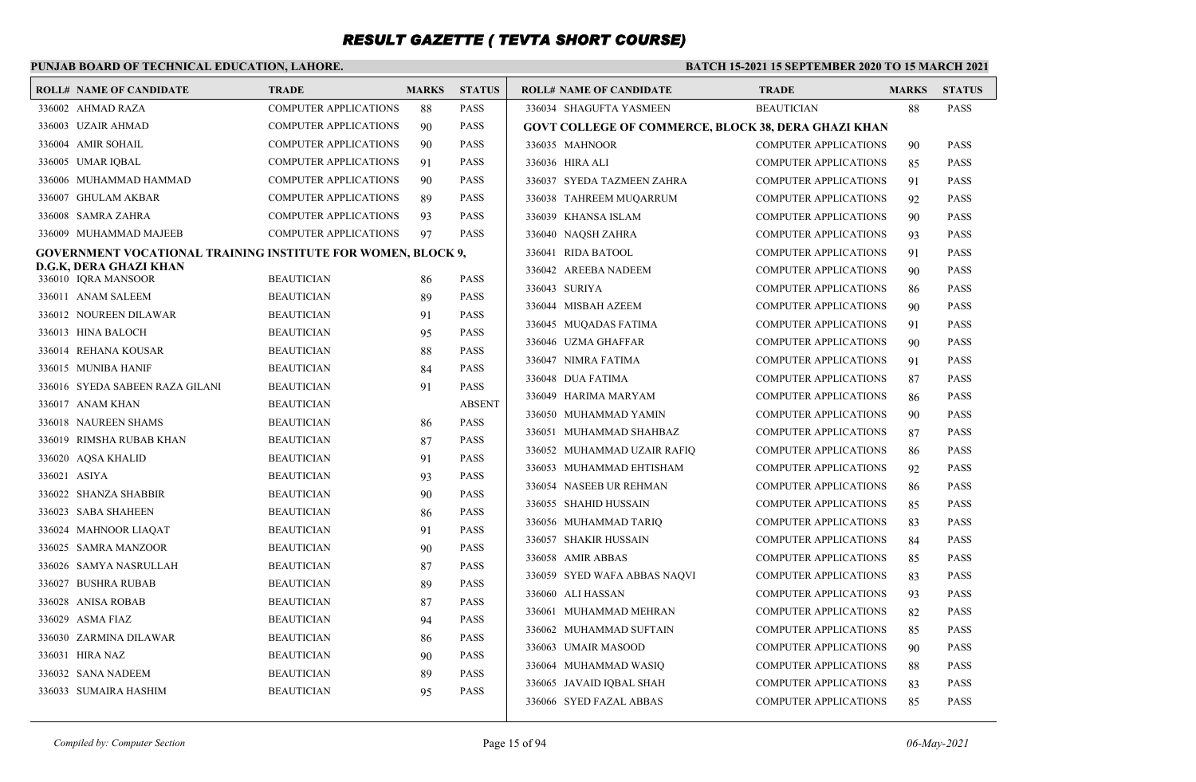# RESULT GAZETTE ( TEVTA SHORT COURSE)

**PUNJAB BOARD OF TECHNICAL EDUCATION, LAHORE.**

**BATCH 15-2021 15 SEPTEMBER 2020 TO 15 MARCH 2021**

| ROLL# | NAME OF CANDIDATE | TRADE | MARKS | STATUS |
|---|---|---|---|---|
| 336002 | AHMAD RAZA | COMPUTER APPLICATIONS | 88 | PASS |
| 336003 | UZAIR AHMAD | COMPUTER APPLICATIONS | 90 | PASS |
| 336004 | AMIR SOHAIL | COMPUTER APPLICATIONS | 90 | PASS |
| 336005 | UMAR IQBAL | COMPUTER APPLICATIONS | 91 | PASS |
| 336006 | MUHAMMAD HAMMAD | COMPUTER APPLICATIONS | 90 | PASS |
| 336007 | GHULAM AKBAR | COMPUTER APPLICATIONS | 89 | PASS |
| 336008 | SAMRA ZAHRA | COMPUTER APPLICATIONS | 93 | PASS |
| 336009 | MUHAMMAD MAJEEB | COMPUTER APPLICATIONS | 97 | PASS |
| **GOVERNMENT VOCATIONAL TRAINING INSTITUTE FOR WOMEN, BLOCK 9, D.G.K, DERA GHAZI KHAN** | | | | |
| 336010 | IQRA MANSOOR | BEAUTICIAN | 86 | PASS |
| 336011 | ANAM SALEEM | BEAUTICIAN | 89 | PASS |
| 336012 | NOUREEN DILAWAR | BEAUTICIAN | 91 | PASS |
| 336013 | HINA BALOCH | BEAUTICIAN | 95 | PASS |
| 336014 | REHANA KOUSAR | BEAUTICIAN | 88 | PASS |
| 336015 | MUNIBA HANIF | BEAUTICIAN | 84 | PASS |
| 336016 | SYEDA SABEEN RAZA GILANI | BEAUTICIAN | 91 | PASS |
| 336017 | ANAM KHAN | BEAUTICIAN | | ABSENT |
| 336018 | NAUREEN SHAMS | BEAUTICIAN | 86 | PASS |
| 336019 | RIMSHA RUBAB KHAN | BEAUTICIAN | 87 | PASS |
| 336020 | AQSA KHALID | BEAUTICIAN | 91 | PASS |
| 336021 | ASIYA | BEAUTICIAN | 93 | PASS |
| 336022 | SHANZA SHABBIR | BEAUTICIAN | 90 | PASS |
| 336023 | SABA SHAHEEN | BEAUTICIAN | 86 | PASS |
| 336024 | MAHNOOR LIAQAT | BEAUTICIAN | 91 | PASS |
| 336025 | SAMRA MANZOOR | BEAUTICIAN | 90 | PASS |
| 336026 | SAMYA NASRULLAH | BEAUTICIAN | 87 | PASS |
| 336027 | BUSHRA RUBAB | BEAUTICIAN | 89 | PASS |
| 336028 | ANISA ROBAB | BEAUTICIAN | 87 | PASS |
| 336029 | ASMA FIAZ | BEAUTICIAN | 94 | PASS |
| 336030 | ZARMINA DILAWAR | BEAUTICIAN | 86 | PASS |
| 336031 | HIRA NAZ | BEAUTICIAN | 90 | PASS |
| 336032 | SANA NADEEM | BEAUTICIAN | 89 | PASS |
| 336033 | SUMAIRA HASHIM | BEAUTICIAN | 95 | PASS |
| 336034 | SHAGUFTA YASMEEN | BEAUTICIAN | 88 | PASS |
| **GOVT COLLEGE OF COMMERCE, BLOCK 38, DERA GHAZI KHAN** | | | | |
| 336035 | MAHNOOR | COMPUTER APPLICATIONS | 90 | PASS |
| 336036 | HIRA ALI | COMPUTER APPLICATIONS | 85 | PASS |
| 336037 | SYEDA TAZMEEN ZAHRA | COMPUTER APPLICATIONS | 91 | PASS |
| 336038 | TAHREEM MUQARRUM | COMPUTER APPLICATIONS | 92 | PASS |
| 336039 | KHANSA ISLAM | COMPUTER APPLICATIONS | 90 | PASS |
| 336040 | NAQSH ZAHRA | COMPUTER APPLICATIONS | 93 | PASS |
| 336041 | RIDA BATOOL | COMPUTER APPLICATIONS | 91 | PASS |
| 336042 | AREEBA NADEEM | COMPUTER APPLICATIONS | 90 | PASS |
| 336043 | SURIYA | COMPUTER APPLICATIONS | 86 | PASS |
| 336044 | MISBAH AZEEM | COMPUTER APPLICATIONS | 90 | PASS |
| 336045 | MUQADAS FATIMA | COMPUTER APPLICATIONS | 91 | PASS |
| 336046 | UZMA GHAFFAR | COMPUTER APPLICATIONS | 90 | PASS |
| 336047 | NIMRA FATIMA | COMPUTER APPLICATIONS | 91 | PASS |
| 336048 | DUA FATIMA | COMPUTER APPLICATIONS | 87 | PASS |
| 336049 | HARIMA MARYAM | COMPUTER APPLICATIONS | 86 | PASS |
| 336050 | MUHAMMAD YAMIN | COMPUTER APPLICATIONS | 90 | PASS |
| 336051 | MUHAMMAD SHAHBAZ | COMPUTER APPLICATIONS | 87 | PASS |
| 336052 | MUHAMMAD UZAIR RAFIQ | COMPUTER APPLICATIONS | 86 | PASS |
| 336053 | MUHAMMAD EHTISHAM | COMPUTER APPLICATIONS | 92 | PASS |
| 336054 | NASEEB UR REHMAN | COMPUTER APPLICATIONS | 86 | PASS |
| 336055 | SHAHID HUSSAIN | COMPUTER APPLICATIONS | 85 | PASS |
| 336056 | MUHAMMAD TARIQ | COMPUTER APPLICATIONS | 83 | PASS |
| 336057 | SHAKIR HUSSAIN | COMPUTER APPLICATIONS | 84 | PASS |
| 336058 | AMIR ABBAS | COMPUTER APPLICATIONS | 85 | PASS |
| 336059 | SYED WAFA ABBAS NAQVI | COMPUTER APPLICATIONS | 83 | PASS |
| 336060 | ALI HASSAN | COMPUTER APPLICATIONS | 93 | PASS |
| 336061 | MUHAMMAD MEHRAN | COMPUTER APPLICATIONS | 82 | PASS |
| 336062 | MUHAMMAD SUFTAIN | COMPUTER APPLICATIONS | 85 | PASS |
| 336063 | UMAIR MASOOD | COMPUTER APPLICATIONS | 90 | PASS |
| 336064 | MUHAMMAD WASIQ | COMPUTER APPLICATIONS | 88 | PASS |
| 336065 | JAVAID IQBAL SHAH | COMPUTER APPLICATIONS | 83 | PASS |
| 336066 | SYED FAZAL ABBAS | COMPUTER APPLICATIONS | 85 | PASS |

*Compiled by: Computer Section* 06-May-2021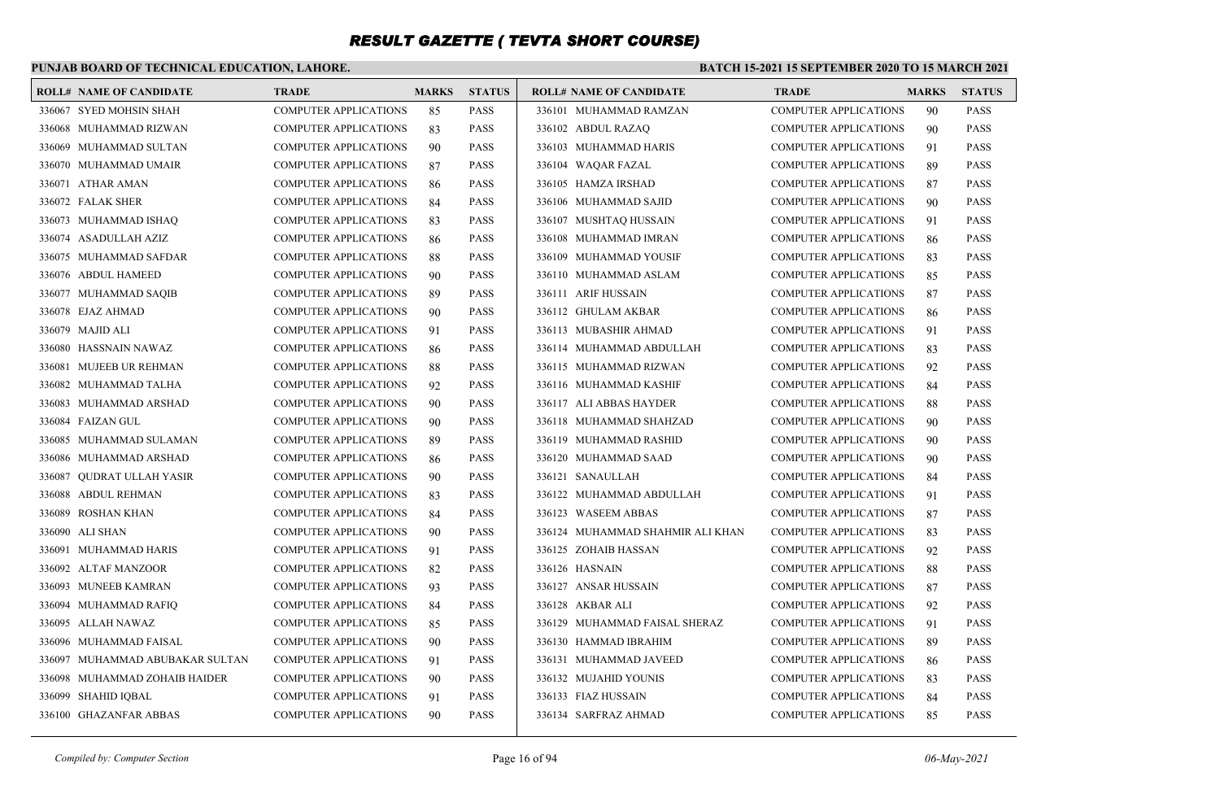# RESULT GAZETTE ( TEVTA SHORT COURSE)

**PUNJAB BOARD OF TECHNICAL EDUCATION, LAHORE.**

**BATCH 15-2021 15 SEPTEMBER 2020 TO 15 MARCH 2021**

| ROLL# | NAME OF CANDIDATE | TRADE | MARKS | STATUS |
|---|---|---|---|---|
| 336067 | SYED MOHSIN SHAH | COMPUTER APPLICATIONS | 85 | PASS |
| 336068 | MUHAMMAD RIZWAN | COMPUTER APPLICATIONS | 83 | PASS |
| 336069 | MUHAMMAD SULTAN | COMPUTER APPLICATIONS | 90 | PASS |
| 336070 | MUHAMMAD UMAIR | COMPUTER APPLICATIONS | 87 | PASS |
| 336071 | ATHAR AMAN | COMPUTER APPLICATIONS | 86 | PASS |
| 336072 | FALAK SHER | COMPUTER APPLICATIONS | 84 | PASS |
| 336073 | MUHAMMAD ISHAQ | COMPUTER APPLICATIONS | 83 | PASS |
| 336074 | ASADULLAH AZIZ | COMPUTER APPLICATIONS | 86 | PASS |
| 336075 | MUHAMMAD SAFDAR | COMPUTER APPLICATIONS | 88 | PASS |
| 336076 | ABDUL HAMEED | COMPUTER APPLICATIONS | 90 | PASS |
| 336077 | MUHAMMAD SAQIB | COMPUTER APPLICATIONS | 89 | PASS |
| 336078 | EJAZ AHMAD | COMPUTER APPLICATIONS | 90 | PASS |
| 336079 | MAJID ALI | COMPUTER APPLICATIONS | 91 | PASS |
| 336080 | HASSNAIN NAWAZ | COMPUTER APPLICATIONS | 86 | PASS |
| 336081 | MUJEEB UR REHMAN | COMPUTER APPLICATIONS | 88 | PASS |
| 336082 | MUHAMMAD TALHA | COMPUTER APPLICATIONS | 92 | PASS |
| 336083 | MUHAMMAD ARSHAD | COMPUTER APPLICATIONS | 90 | PASS |
| 336084 | FAIZAN GUL | COMPUTER APPLICATIONS | 90 | PASS |
| 336085 | MUHAMMAD SULAMAN | COMPUTER APPLICATIONS | 89 | PASS |
| 336086 | MUHAMMAD ARSHAD | COMPUTER APPLICATIONS | 86 | PASS |
| 336087 | QUDRAT ULLAH YASIR | COMPUTER APPLICATIONS | 90 | PASS |
| 336088 | ABDUL REHMAN | COMPUTER APPLICATIONS | 83 | PASS |
| 336089 | ROSHAN KHAN | COMPUTER APPLICATIONS | 84 | PASS |
| 336090 | ALI SHAN | COMPUTER APPLICATIONS | 90 | PASS |
| 336091 | MUHAMMAD HARIS | COMPUTER APPLICATIONS | 91 | PASS |
| 336092 | ALTAF MANZOOR | COMPUTER APPLICATIONS | 82 | PASS |
| 336093 | MUNEEB KAMRAN | COMPUTER APPLICATIONS | 93 | PASS |
| 336094 | MUHAMMAD RAFIQ | COMPUTER APPLICATIONS | 84 | PASS |
| 336095 | ALLAH NAWAZ | COMPUTER APPLICATIONS | 85 | PASS |
| 336096 | MUHAMMAD FAISAL | COMPUTER APPLICATIONS | 90 | PASS |
| 336097 | MUHAMMAD ABUBAKAR SULTAN | COMPUTER APPLICATIONS | 91 | PASS |
| 336098 | MUHAMMAD ZOHAIB HAIDER | COMPUTER APPLICATIONS | 90 | PASS |
| 336099 | SHAHID IQBAL | COMPUTER APPLICATIONS | 91 | PASS |
| 336100 | GHAZANFAR ABBAS | COMPUTER APPLICATIONS | 90 | PASS |
| 336101 | MUHAMMAD RAMZAN | COMPUTER APPLICATIONS | 90 | PASS |
| 336102 | ABDUL RAZAQ | COMPUTER APPLICATIONS | 90 | PASS |
| 336103 | MUHAMMAD HARIS | COMPUTER APPLICATIONS | 91 | PASS |
| 336104 | WAQAR FAZAL | COMPUTER APPLICATIONS | 89 | PASS |
| 336105 | HAMZA IRSHAD | COMPUTER APPLICATIONS | 87 | PASS |
| 336106 | MUHAMMAD SAJID | COMPUTER APPLICATIONS | 90 | PASS |
| 336107 | MUSHTAQ HUSSAIN | COMPUTER APPLICATIONS | 91 | PASS |
| 336108 | MUHAMMAD IMRAN | COMPUTER APPLICATIONS | 86 | PASS |
| 336109 | MUHAMMAD YOUSIF | COMPUTER APPLICATIONS | 83 | PASS |
| 336110 | MUHAMMAD ASLAM | COMPUTER APPLICATIONS | 85 | PASS |
| 336111 | ARIF HUSSAIN | COMPUTER APPLICATIONS | 87 | PASS |
| 336112 | GHULAM AKBAR | COMPUTER APPLICATIONS | 86 | PASS |
| 336113 | MUBASHIR AHMAD | COMPUTER APPLICATIONS | 91 | PASS |
| 336114 | MUHAMMAD ABDULLAH | COMPUTER APPLICATIONS | 83 | PASS |
| 336115 | MUHAMMAD RIZWAN | COMPUTER APPLICATIONS | 92 | PASS |
| 336116 | MUHAMMAD KASHIF | COMPUTER APPLICATIONS | 84 | PASS |
| 336117 | ALI ABBAS HAYDER | COMPUTER APPLICATIONS | 88 | PASS |
| 336118 | MUHAMMAD SHAHZAD | COMPUTER APPLICATIONS | 90 | PASS |
| 336119 | MUHAMMAD RASHID | COMPUTER APPLICATIONS | 90 | PASS |
| 336120 | MUHAMMAD SAAD | COMPUTER APPLICATIONS | 90 | PASS |
| 336121 | SANAULLAH | COMPUTER APPLICATIONS | 84 | PASS |
| 336122 | MUHAMMAD ABDULLAH | COMPUTER APPLICATIONS | 91 | PASS |
| 336123 | WASEEM ABBAS | COMPUTER APPLICATIONS | 87 | PASS |
| 336124 | MUHAMMAD SHAHMIR ALI KHAN | COMPUTER APPLICATIONS | 83 | PASS |
| 336125 | ZOHAIB HASSAN | COMPUTER APPLICATIONS | 92 | PASS |
| 336126 | HASNAIN | COMPUTER APPLICATIONS | 88 | PASS |
| 336127 | ANSAR HUSSAIN | COMPUTER APPLICATIONS | 87 | PASS |
| 336128 | AKBAR ALI | COMPUTER APPLICATIONS | 92 | PASS |
| 336129 | MUHAMMAD FAISAL SHERAZ | COMPUTER APPLICATIONS | 91 | PASS |
| 336130 | HAMMAD IBRAHIM | COMPUTER APPLICATIONS | 89 | PASS |
| 336131 | MUHAMMAD JAVEED | COMPUTER APPLICATIONS | 86 | PASS |
| 336132 | MUJAHID YOUNIS | COMPUTER APPLICATIONS | 83 | PASS |
| 336133 | FIAZ HUSSAIN | COMPUTER APPLICATIONS | 84 | PASS |
| 336134 | SARFRAZ AHMAD | COMPUTER APPLICATIONS | 85 | PASS |

*Compiled by: Computer Section*

*06-May-2021*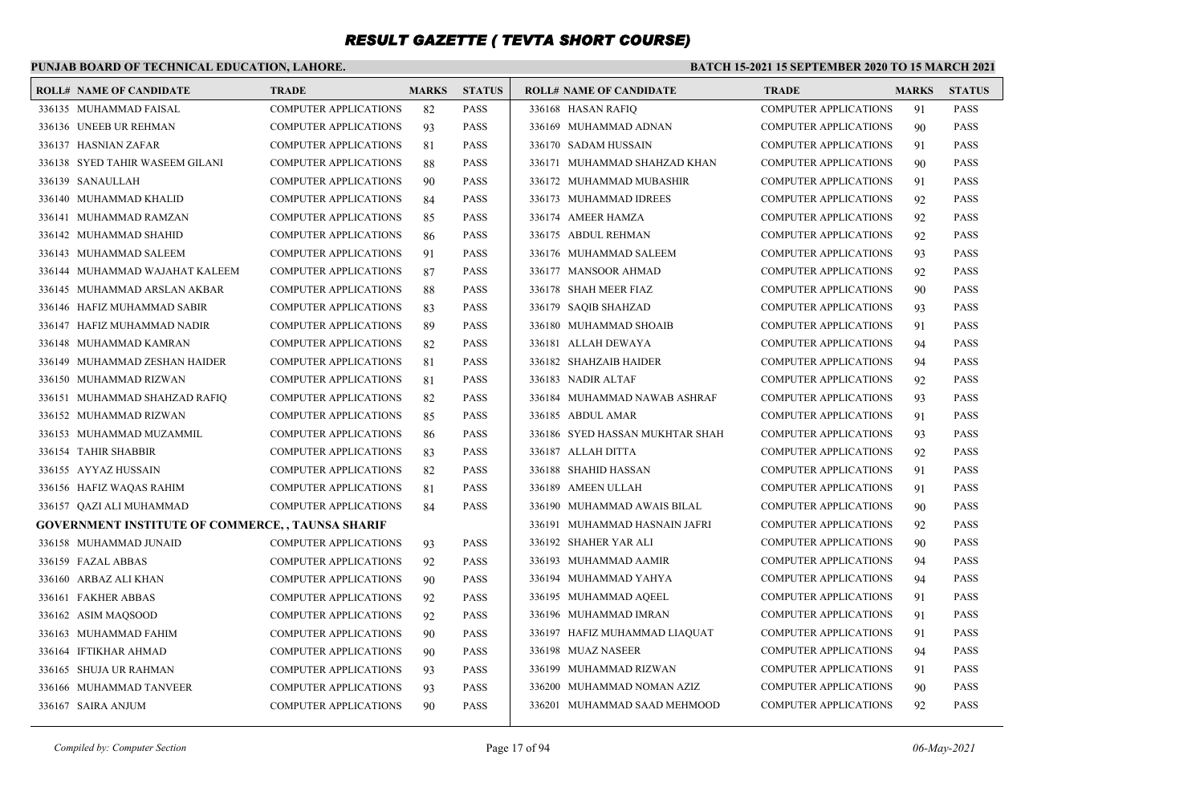# RESULT GAZETTE ( TEVTA SHORT COURSE)

**PUNJAB BOARD OF TECHNICAL EDUCATION, LAHORE.**

**BATCH 15-2021 15 SEPTEMBER 2020 TO 15 MARCH 2021**

| ROLL# | NAME OF CANDIDATE | TRADE | MARKS | STATUS |
|---|---|---|---|---|
| 336135 | MUHAMMAD FAISAL | COMPUTER APPLICATIONS | 82 | PASS |
| 336136 | UNEEB UR REHMAN | COMPUTER APPLICATIONS | 93 | PASS |
| 336137 | HASNIAN ZAFAR | COMPUTER APPLICATIONS | 81 | PASS |
| 336138 | SYED TAHIR WASEEM GILANI | COMPUTER APPLICATIONS | 88 | PASS |
| 336139 | SANAULLAH | COMPUTER APPLICATIONS | 90 | PASS |
| 336140 | MUHAMMAD KHALID | COMPUTER APPLICATIONS | 84 | PASS |
| 336141 | MUHAMMAD RAMZAN | COMPUTER APPLICATIONS | 85 | PASS |
| 336142 | MUHAMMAD SHAHID | COMPUTER APPLICATIONS | 86 | PASS |
| 336143 | MUHAMMAD SALEEM | COMPUTER APPLICATIONS | 91 | PASS |
| 336144 | MUHAMMAD WAJAHAT KALEEM | COMPUTER APPLICATIONS | 87 | PASS |
| 336145 | MUHAMMAD ARSLAN AKBAR | COMPUTER APPLICATIONS | 88 | PASS |
| 336146 | HAFIZ MUHAMMAD SABIR | COMPUTER APPLICATIONS | 83 | PASS |
| 336147 | HAFIZ MUHAMMAD NADIR | COMPUTER APPLICATIONS | 89 | PASS |
| 336148 | MUHAMMAD KAMRAN | COMPUTER APPLICATIONS | 82 | PASS |
| 336149 | MUHAMMAD ZESHAN HAIDER | COMPUTER APPLICATIONS | 81 | PASS |
| 336150 | MUHAMMAD RIZWAN | COMPUTER APPLICATIONS | 81 | PASS |
| 336151 | MUHAMMAD SHAHZAD RAFIQ | COMPUTER APPLICATIONS | 82 | PASS |
| 336152 | MUHAMMAD RIZWAN | COMPUTER APPLICATIONS | 85 | PASS |
| 336153 | MUHAMMAD MUZAMMIL | COMPUTER APPLICATIONS | 86 | PASS |
| 336154 | TAHIR SHABBIR | COMPUTER APPLICATIONS | 83 | PASS |
| 336155 | AYYAZ HUSSAIN | COMPUTER APPLICATIONS | 82 | PASS |
| 336156 | HAFIZ WAQAS RAHIM | COMPUTER APPLICATIONS | 81 | PASS |
| 336157 | QAZI ALI MUHAMMAD | COMPUTER APPLICATIONS | 84 | PASS |
| **GOVERNMENT INSTITUTE OF COMMERCE, , TAUNSA SHARIF** | | | | |
| 336158 | MUHAMMAD JUNAID | COMPUTER APPLICATIONS | 93 | PASS |
| 336159 | FAZAL ABBAS | COMPUTER APPLICATIONS | 92 | PASS |
| 336160 | ARBAZ ALI KHAN | COMPUTER APPLICATIONS | 90 | PASS |
| 336161 | FAKHER ABBAS | COMPUTER APPLICATIONS | 92 | PASS |
| 336162 | ASIM MAQSOOD | COMPUTER APPLICATIONS | 92 | PASS |
| 336163 | MUHAMMAD FAHIM | COMPUTER APPLICATIONS | 90 | PASS |
| 336164 | IFTIKHAR AHMAD | COMPUTER APPLICATIONS | 90 | PASS |
| 336165 | SHUJA UR RAHMAN | COMPUTER APPLICATIONS | 93 | PASS |
| 336166 | MUHAMMAD TANVEER | COMPUTER APPLICATIONS | 93 | PASS |
| 336167 | SAIRA ANJUM | COMPUTER APPLICATIONS | 90 | PASS |
| 336168 | HASAN RAFIQ | COMPUTER APPLICATIONS | 91 | PASS |
| 336169 | MUHAMMAD ADNAN | COMPUTER APPLICATIONS | 90 | PASS |
| 336170 | SADAM HUSSAIN | COMPUTER APPLICATIONS | 91 | PASS |
| 336171 | MUHAMMAD SHAHZAD KHAN | COMPUTER APPLICATIONS | 90 | PASS |
| 336172 | MUHAMMAD MUBASHIR | COMPUTER APPLICATIONS | 91 | PASS |
| 336173 | MUHAMMAD IDREES | COMPUTER APPLICATIONS | 92 | PASS |
| 336174 | AMEER HAMZA | COMPUTER APPLICATIONS | 92 | PASS |
| 336175 | ABDUL REHMAN | COMPUTER APPLICATIONS | 92 | PASS |
| 336176 | MUHAMMAD SALEEM | COMPUTER APPLICATIONS | 93 | PASS |
| 336177 | MANSOOR AHMAD | COMPUTER APPLICATIONS | 92 | PASS |
| 336178 | SHAH MEER FIAZ | COMPUTER APPLICATIONS | 90 | PASS |
| 336179 | SAQIB SHAHZAD | COMPUTER APPLICATIONS | 93 | PASS |
| 336180 | MUHAMMAD SHOAIB | COMPUTER APPLICATIONS | 91 | PASS |
| 336181 | ALLAH DEWAYA | COMPUTER APPLICATIONS | 94 | PASS |
| 336182 | SHAHZAIB HAIDER | COMPUTER APPLICATIONS | 94 | PASS |
| 336183 | NADIR ALTAF | COMPUTER APPLICATIONS | 92 | PASS |
| 336184 | MUHAMMAD NAWAB ASHRAF | COMPUTER APPLICATIONS | 93 | PASS |
| 336185 | ABDUL AMAR | COMPUTER APPLICATIONS | 91 | PASS |
| 336186 | SYED HASSAN MUKHTAR SHAH | COMPUTER APPLICATIONS | 93 | PASS |
| 336187 | ALLAH DITTA | COMPUTER APPLICATIONS | 92 | PASS |
| 336188 | SHAHID HASSAN | COMPUTER APPLICATIONS | 91 | PASS |
| 336189 | AMEEN ULLAH | COMPUTER APPLICATIONS | 91 | PASS |
| 336190 | MUHAMMAD AWAIS BILAL | COMPUTER APPLICATIONS | 90 | PASS |
| 336191 | MUHAMMAD HASNAIN JAFRI | COMPUTER APPLICATIONS | 92 | PASS |
| 336192 | SHAHER YAR ALI | COMPUTER APPLICATIONS | 90 | PASS |
| 336193 | MUHAMMAD AAMIR | COMPUTER APPLICATIONS | 94 | PASS |
| 336194 | MUHAMMAD YAHYA | COMPUTER APPLICATIONS | 94 | PASS |
| 336195 | MUHAMMAD AQEEL | COMPUTER APPLICATIONS | 91 | PASS |
| 336196 | MUHAMMAD IMRAN | COMPUTER APPLICATIONS | 91 | PASS |
| 336197 | HAFIZ MUHAMMAD LIAQUAT | COMPUTER APPLICATIONS | 91 | PASS |
| 336198 | MUAZ NASEER | COMPUTER APPLICATIONS | 94 | PASS |
| 336199 | MUHAMMAD RIZWAN | COMPUTER APPLICATIONS | 91 | PASS |
| 336200 | MUHAMMAD NOMAN AZIZ | COMPUTER APPLICATIONS | 90 | PASS |
| 336201 | MUHAMMAD SAAD MEHMOOD | COMPUTER APPLICATIONS | 92 | PASS |

*Compiled by: Computer Section* *06-May-2021*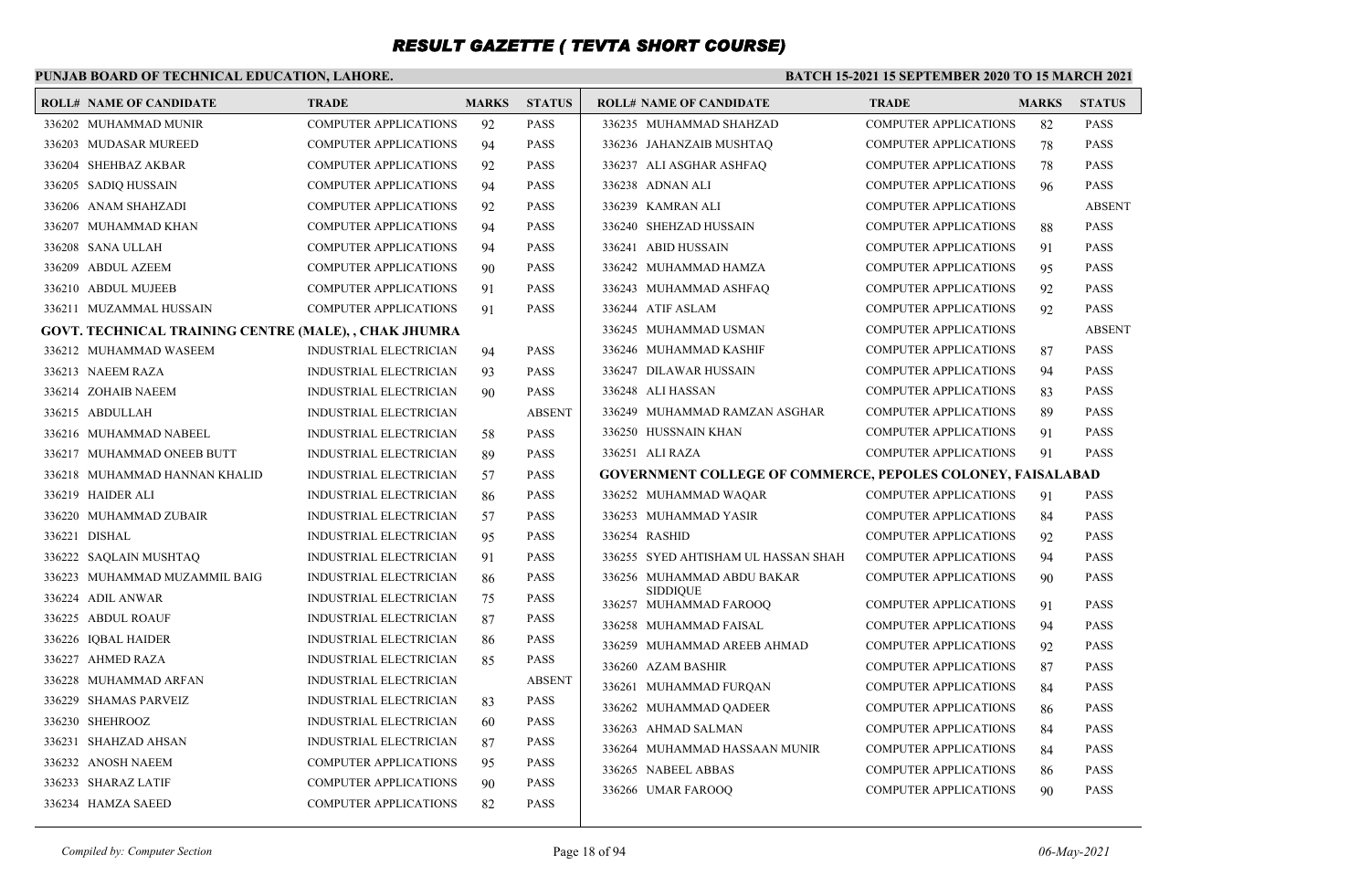# RESULT GAZETTE ( TEVTA SHORT COURSE)

**PUNJAB BOARD OF TECHNICAL EDUCATION, LAHORE.**

**BATCH 15-2021 15 SEPTEMBER 2020 TO 15 MARCH 2021**

| ROLL# | NAME OF CANDIDATE | TRADE | MARKS | STATUS |
|---|---|---|---|---|
| 336202 | MUHAMMAD MUNIR | COMPUTER APPLICATIONS | 92 | PASS |
| 336203 | MUDASAR MUREED | COMPUTER APPLICATIONS | 94 | PASS |
| 336204 | SHEHBAZ AKBAR | COMPUTER APPLICATIONS | 92 | PASS |
| 336205 | SADIQ HUSSAIN | COMPUTER APPLICATIONS | 94 | PASS |
| 336206 | ANAM SHAHZADI | COMPUTER APPLICATIONS | 92 | PASS |
| 336207 | MUHAMMAD KHAN | COMPUTER APPLICATIONS | 94 | PASS |
| 336208 | SANA ULLAH | COMPUTER APPLICATIONS | 94 | PASS |
| 336209 | ABDUL AZEEM | COMPUTER APPLICATIONS | 90 | PASS |
| 336210 | ABDUL MUJEEB | COMPUTER APPLICATIONS | 91 | PASS |
| 336211 | MUZAMMAL HUSSAIN | COMPUTER APPLICATIONS | 91 | PASS |
| **GOVT. TECHNICAL TRAINING CENTRE (MALE), , CHAK JHUMRA** | | | | |
| 336212 | MUHAMMAD WASEEM | INDUSTRIAL ELECTRICIAN | 94 | PASS |
| 336213 | NAEEM RAZA | INDUSTRIAL ELECTRICIAN | 93 | PASS |
| 336214 | ZOHAIB NAEEM | INDUSTRIAL ELECTRICIAN | 90 | PASS |
| 336215 | ABDULLAH | INDUSTRIAL ELECTRICIAN | | ABSENT |
| 336216 | MUHAMMAD NABEEL | INDUSTRIAL ELECTRICIAN | 58 | PASS |
| 336217 | MUHAMMAD ONEEB BUTT | INDUSTRIAL ELECTRICIAN | 89 | PASS |
| 336218 | MUHAMMAD HANNAN KHALID | INDUSTRIAL ELECTRICIAN | 57 | PASS |
| 336219 | HAIDER ALI | INDUSTRIAL ELECTRICIAN | 86 | PASS |
| 336220 | MUHAMMAD ZUBAIR | INDUSTRIAL ELECTRICIAN | 57 | PASS |
| 336221 | DISHAL | INDUSTRIAL ELECTRICIAN | 95 | PASS |
| 336222 | SAQLAIN MUSHTAQ | INDUSTRIAL ELECTRICIAN | 91 | PASS |
| 336223 | MUHAMMAD MUZAMMIL BAIG | INDUSTRIAL ELECTRICIAN | 86 | PASS |
| 336224 | ADIL ANWAR | INDUSTRIAL ELECTRICIAN | 75 | PASS |
| 336225 | ABDUL ROAUF | INDUSTRIAL ELECTRICIAN | 87 | PASS |
| 336226 | IQBAL HAIDER | INDUSTRIAL ELECTRICIAN | 86 | PASS |
| 336227 | AHMED RAZA | INDUSTRIAL ELECTRICIAN | 85 | PASS |
| 336228 | MUHAMMAD ARFAN | INDUSTRIAL ELECTRICIAN | | ABSENT |
| 336229 | SHAMAS PARVEIZ | INDUSTRIAL ELECTRICIAN | 83 | PASS |
| 336230 | SHEHROOZ | INDUSTRIAL ELECTRICIAN | 60 | PASS |
| 336231 | SHAHZAD AHSAN | INDUSTRIAL ELECTRICIAN | 87 | PASS |
| 336232 | ANOSH NAEEM | COMPUTER APPLICATIONS | 95 | PASS |
| 336233 | SHARAZ LATIF | COMPUTER APPLICATIONS | 90 | PASS |
| 336234 | HAMZA SAEED | COMPUTER APPLICATIONS | 82 | PASS |
| 336235 | MUHAMMAD SHAHZAD | COMPUTER APPLICATIONS | 82 | PASS |
| 336236 | JAHANZAIB MUSHTAQ | COMPUTER APPLICATIONS | 78 | PASS |
| 336237 | ALI ASGHAR ASHFAQ | COMPUTER APPLICATIONS | 78 | PASS |
| 336238 | ADNAN ALI | COMPUTER APPLICATIONS | 96 | PASS |
| 336239 | KAMRAN ALI | COMPUTER APPLICATIONS | | ABSENT |
| 336240 | SHEHZAD HUSSAIN | COMPUTER APPLICATIONS | 88 | PASS |
| 336241 | ABID HUSSAIN | COMPUTER APPLICATIONS | 91 | PASS |
| 336242 | MUHAMMAD HAMZA | COMPUTER APPLICATIONS | 95 | PASS |
| 336243 | MUHAMMAD ASHFAQ | COMPUTER APPLICATIONS | 92 | PASS |
| 336244 | ATIF ASLAM | COMPUTER APPLICATIONS | 92 | PASS |
| 336245 | MUHAMMAD USMAN | COMPUTER APPLICATIONS | | ABSENT |
| 336246 | MUHAMMAD KASHIF | COMPUTER APPLICATIONS | 87 | PASS |
| 336247 | DILAWAR HUSSAIN | COMPUTER APPLICATIONS | 94 | PASS |
| 336248 | ALI HASSAN | COMPUTER APPLICATIONS | 83 | PASS |
| 336249 | MUHAMMAD RAMZAN ASGHAR | COMPUTER APPLICATIONS | 89 | PASS |
| 336250 | HUSSNAIN KHAN | COMPUTER APPLICATIONS | 91 | PASS |
| 336251 | ALI RAZA | COMPUTER APPLICATIONS | 91 | PASS |
| **GOVERNMENT COLLEGE OF COMMERCE, PEPOLES COLONEY, FAISALABAD** | | | | |
| 336252 | MUHAMMAD WAQAR | COMPUTER APPLICATIONS | 91 | PASS |
| 336253 | MUHAMMAD YASIR | COMPUTER APPLICATIONS | 84 | PASS |
| 336254 | RASHID | COMPUTER APPLICATIONS | 92 | PASS |
| 336255 | SYED AHTISHAM UL HASSAN SHAH | COMPUTER APPLICATIONS | 94 | PASS |
| 336256 | MUHAMMAD ABDU BAKAR SIDDIQUE | COMPUTER APPLICATIONS | 90 | PASS |
| 336257 | MUHAMMAD FAROOQ | COMPUTER APPLICATIONS | 91 | PASS |
| 336258 | MUHAMMAD FAISAL | COMPUTER APPLICATIONS | 94 | PASS |
| 336259 | MUHAMMAD AREEB AHMAD | COMPUTER APPLICATIONS | 92 | PASS |
| 336260 | AZAM BASHIR | COMPUTER APPLICATIONS | 87 | PASS |
| 336261 | MUHAMMAD FURQAN | COMPUTER APPLICATIONS | 84 | PASS |
| 336262 | MUHAMMAD QADEER | COMPUTER APPLICATIONS | 86 | PASS |
| 336263 | AHMAD SALMAN | COMPUTER APPLICATIONS | 84 | PASS |
| 336264 | MUHAMMAD HASSAAN MUNIR | COMPUTER APPLICATIONS | 84 | PASS |
| 336265 | NABEEL ABBAS | COMPUTER APPLICATIONS | 86 | PASS |
| 336266 | UMAR FAROOQ | COMPUTER APPLICATIONS | 90 | PASS |

*Compiled by: Computer Section* | *06-May-2021*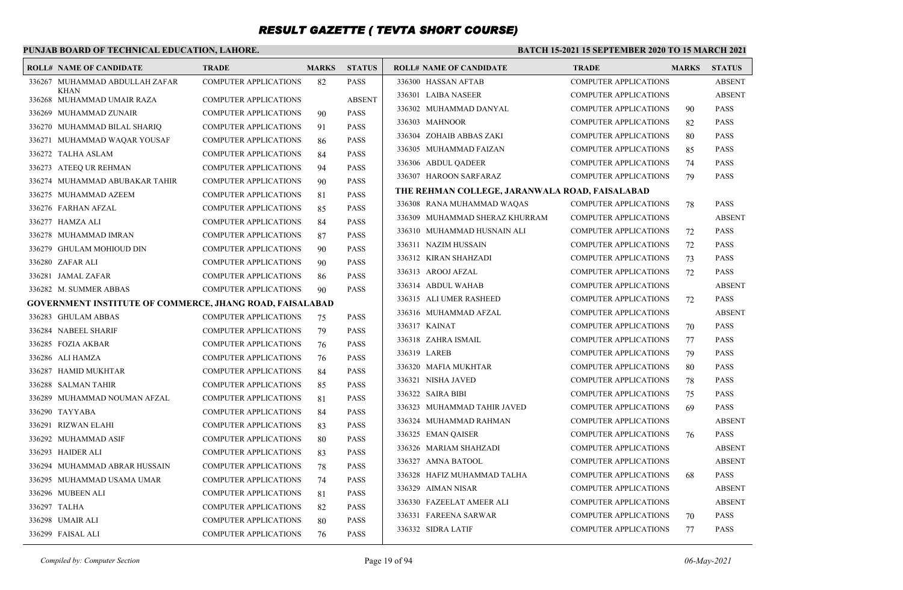# RESULT GAZETTE ( TEVTA SHORT COURSE)

**PUNJAB BOARD OF TECHNICAL EDUCATION, LAHORE.**

**BATCH 15-2021 15 SEPTEMBER 2020 TO 15 MARCH 2021**

| ROLL# | NAME OF CANDIDATE | TRADE | MARKS | STATUS |
|---|---|---|---|---|
| 336267 | MUHAMMAD ABDULLAH ZAFAR KHAN | COMPUTER APPLICATIONS | 82 | PASS |
| 336268 | MUHAMMAD UMAIR RAZA | COMPUTER APPLICATIONS | | ABSENT |
| 336269 | MUHAMMAD ZUNAIR | COMPUTER APPLICATIONS | 90 | PASS |
| 336270 | MUHAMMAD BILAL SHARIQ | COMPUTER APPLICATIONS | 91 | PASS |
| 336271 | MUHAMMAD WAQAR YOUSAF | COMPUTER APPLICATIONS | 86 | PASS |
| 336272 | TALHA ASLAM | COMPUTER APPLICATIONS | 84 | PASS |
| 336273 | ATEEQ UR REHMAN | COMPUTER APPLICATIONS | 94 | PASS |
| 336274 | MUHAMMAD ABUBAKAR TAHIR | COMPUTER APPLICATIONS | 90 | PASS |
| 336275 | MUHAMMAD AZEEM | COMPUTER APPLICATIONS | 81 | PASS |
| 336276 | FARHAN AFZAL | COMPUTER APPLICATIONS | 85 | PASS |
| 336277 | HAMZA ALI | COMPUTER APPLICATIONS | 84 | PASS |
| 336278 | MUHAMMAD IMRAN | COMPUTER APPLICATIONS | 87 | PASS |
| 336279 | GHULAM MOHIOUD DIN | COMPUTER APPLICATIONS | 90 | PASS |
| 336280 | ZAFAR ALI | COMPUTER APPLICATIONS | 90 | PASS |
| 336281 | JAMAL ZAFAR | COMPUTER APPLICATIONS | 86 | PASS |
| 336282 | M. SUMMER ABBAS | COMPUTER APPLICATIONS | 90 | PASS |

**GOVERNMENT INSTITUTE OF COMMERCE, JHANG ROAD, FAISALABAD**

| ROLL# | NAME OF CANDIDATE | TRADE | MARKS | STATUS |
|---|---|---|---|---|
| 336283 | GHULAM ABBAS | COMPUTER APPLICATIONS | 75 | PASS |
| 336284 | NABEEL SHARIF | COMPUTER APPLICATIONS | 79 | PASS |
| 336285 | FOZIA AKBAR | COMPUTER APPLICATIONS | 76 | PASS |
| 336286 | ALI HAMZA | COMPUTER APPLICATIONS | 76 | PASS |
| 336287 | HAMID MUKHTAR | COMPUTER APPLICATIONS | 84 | PASS |
| 336288 | SALMAN TAHIR | COMPUTER APPLICATIONS | 85 | PASS |
| 336289 | MUHAMMAD NOUMAN AFZAL | COMPUTER APPLICATIONS | 81 | PASS |
| 336290 | TAYYABA | COMPUTER APPLICATIONS | 84 | PASS |
| 336291 | RIZWAN ELAHI | COMPUTER APPLICATIONS | 83 | PASS |
| 336292 | MUHAMMAD ASIF | COMPUTER APPLICATIONS | 80 | PASS |
| 336293 | HAIDER ALI | COMPUTER APPLICATIONS | 83 | PASS |
| 336294 | MUHAMMAD ABRAR HUSSAIN | COMPUTER APPLICATIONS | 78 | PASS |
| 336295 | MUHAMMAD USAMA UMAR | COMPUTER APPLICATIONS | 74 | PASS |
| 336296 | MUBEEN ALI | COMPUTER APPLICATIONS | 81 | PASS |
| 336297 | TALHA | COMPUTER APPLICATIONS | 82 | PASS |
| 336298 | UMAIR ALI | COMPUTER APPLICATIONS | 80 | PASS |
| 336299 | FAISAL ALI | COMPUTER APPLICATIONS | 76 | PASS |
| 336300 | HASSAN AFTAB | COMPUTER APPLICATIONS | | ABSENT |
| 336301 | LAIBA NASEER | COMPUTER APPLICATIONS | | ABSENT |
| 336302 | MUHAMMAD DANYAL | COMPUTER APPLICATIONS | 90 | PASS |
| 336303 | MAHNOOR | COMPUTER APPLICATIONS | 82 | PASS |
| 336304 | ZOHAIB ABBAS ZAKI | COMPUTER APPLICATIONS | 80 | PASS |
| 336305 | MUHAMMAD FAIZAN | COMPUTER APPLICATIONS | 85 | PASS |
| 336306 | ABDUL QADEER | COMPUTER APPLICATIONS | 74 | PASS |
| 336307 | HAROON SARFARAZ | COMPUTER APPLICATIONS | 79 | PASS |

**THE REHMAN COLLEGE, JARANWALA ROAD, FAISALABAD**

| ROLL# | NAME OF CANDIDATE | TRADE | MARKS | STATUS |
|---|---|---|---|---|
| 336308 | RANA MUHAMMAD WAQAS | COMPUTER APPLICATIONS | 78 | PASS |
| 336309 | MUHAMMAD SHERAZ KHURRAM | COMPUTER APPLICATIONS | | ABSENT |
| 336310 | MUHAMMAD HUSNAIN ALI | COMPUTER APPLICATIONS | 72 | PASS |
| 336311 | NAZIM HUSSAIN | COMPUTER APPLICATIONS | 72 | PASS |
| 336312 | KIRAN SHAHZADI | COMPUTER APPLICATIONS | 73 | PASS |
| 336313 | AROOJ AFZAL | COMPUTER APPLICATIONS | 72 | PASS |
| 336314 | ABDUL WAHAB | COMPUTER APPLICATIONS | | ABSENT |
| 336315 | ALI UMER RASHEED | COMPUTER APPLICATIONS | 72 | PASS |
| 336316 | MUHAMMAD AFZAL | COMPUTER APPLICATIONS | | ABSENT |
| 336317 | KAINAT | COMPUTER APPLICATIONS | 70 | PASS |
| 336318 | ZAHRA ISMAIL | COMPUTER APPLICATIONS | 77 | PASS |
| 336319 | LAREB | COMPUTER APPLICATIONS | 79 | PASS |
| 336320 | MAFIA MUKHTAR | COMPUTER APPLICATIONS | 80 | PASS |
| 336321 | NISHA JAVED | COMPUTER APPLICATIONS | 78 | PASS |
| 336322 | SAIRA BIBI | COMPUTER APPLICATIONS | 75 | PASS |
| 336323 | MUHAMMAD TAHIR JAVED | COMPUTER APPLICATIONS | 69 | PASS |
| 336324 | MUHAMMAD RAHMAN | COMPUTER APPLICATIONS | | ABSENT |
| 336325 | EMAN QAISER | COMPUTER APPLICATIONS | 76 | PASS |
| 336326 | MARIAM SHAHZADI | COMPUTER APPLICATIONS | | ABSENT |
| 336327 | AMNA BATOOL | COMPUTER APPLICATIONS | | ABSENT |
| 336328 | HAFIZ MUHAMMAD TALHA | COMPUTER APPLICATIONS | 68 | PASS |
| 336329 | AIMAN NISAR | COMPUTER APPLICATIONS | | ABSENT |
| 336330 | FAZEELAT AMEER ALI | COMPUTER APPLICATIONS | | ABSENT |
| 336331 | FAREENA SARWAR | COMPUTER APPLICATIONS | 70 | PASS |
| 336332 | SIDRA LATIF | COMPUTER APPLICATIONS | 77 | PASS |

*Compiled by: Computer Section* — *06-May-2021*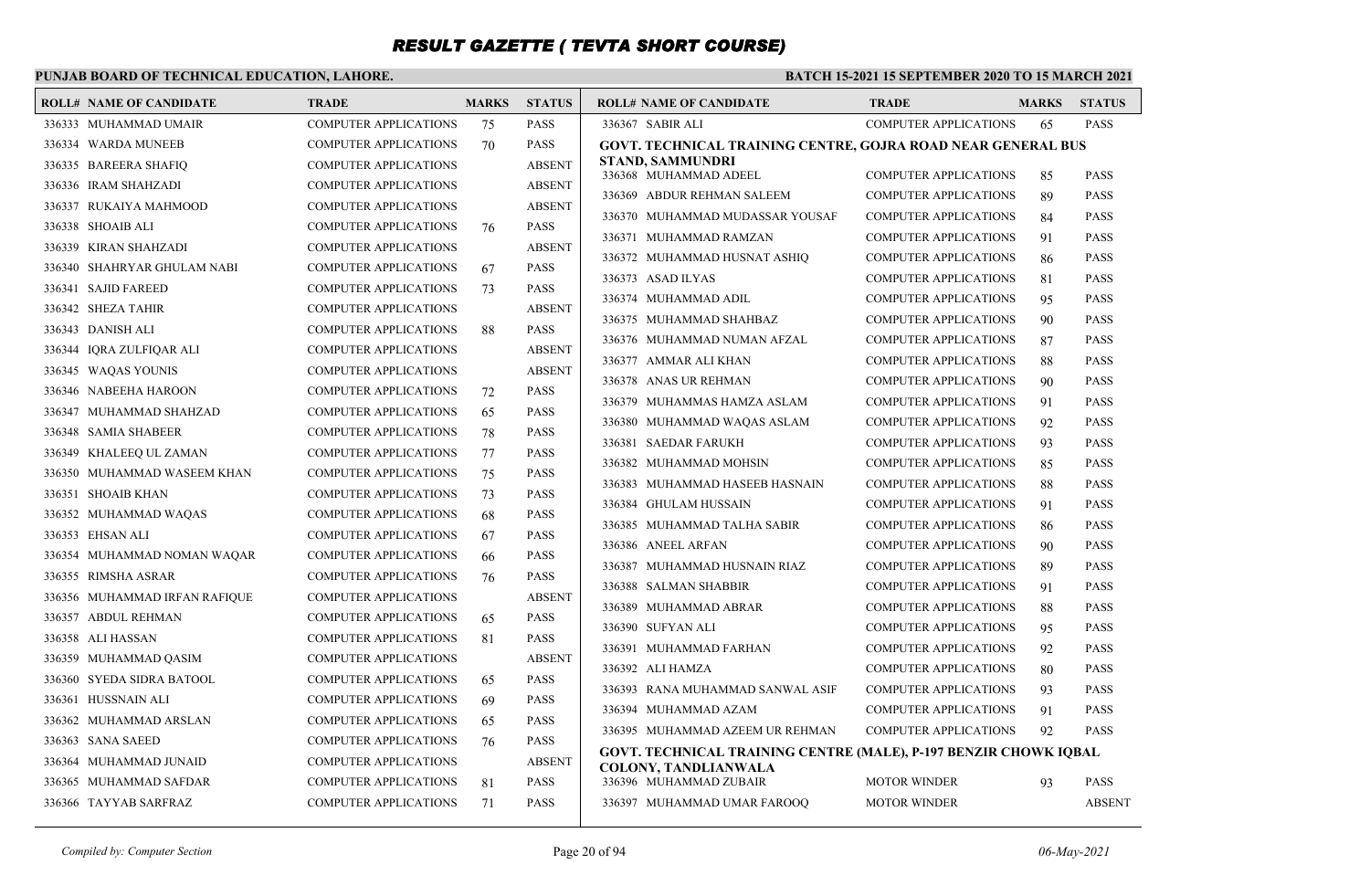# RESULT GAZETTE ( TEVTA SHORT COURSE)

**PUNJAB BOARD OF TECHNICAL EDUCATION, LAHORE.**

**BATCH 15-2021 15 SEPTEMBER 2020 TO 15 MARCH 2021**

| ROLL# | NAME OF CANDIDATE | TRADE | MARKS | STATUS |
|---|---|---|---|---|
| 336333 | MUHAMMAD UMAIR | COMPUTER APPLICATIONS | 75 | PASS |
| 336334 | WARDA MUNEEB | COMPUTER APPLICATIONS | 70 | PASS |
| 336335 | BAREERA SHAFIQ | COMPUTER APPLICATIONS | | ABSENT |
| 336336 | IRAM SHAHZADI | COMPUTER APPLICATIONS | | ABSENT |
| 336337 | RUKAIYA MAHMOOD | COMPUTER APPLICATIONS | | ABSENT |
| 336338 | SHOAIB ALI | COMPUTER APPLICATIONS | 76 | PASS |
| 336339 | KIRAN SHAHZADI | COMPUTER APPLICATIONS | | ABSENT |
| 336340 | SHAHRYAR GHULAM NABI | COMPUTER APPLICATIONS | 67 | PASS |
| 336341 | SAJID FAREED | COMPUTER APPLICATIONS | 73 | PASS |
| 336342 | SHEZA TAHIR | COMPUTER APPLICATIONS | | ABSENT |
| 336343 | DANISH ALI | COMPUTER APPLICATIONS | 88 | PASS |
| 336344 | IQRA ZULFIQAR ALI | COMPUTER APPLICATIONS | | ABSENT |
| 336345 | WAQAS YOUNIS | COMPUTER APPLICATIONS | | ABSENT |
| 336346 | NABEEHA HAROON | COMPUTER APPLICATIONS | 72 | PASS |
| 336347 | MUHAMMAD SHAHZAD | COMPUTER APPLICATIONS | 65 | PASS |
| 336348 | SAMIA SHABEER | COMPUTER APPLICATIONS | 78 | PASS |
| 336349 | KHALEEQ UL ZAMAN | COMPUTER APPLICATIONS | 77 | PASS |
| 336350 | MUHAMMAD WASEEM KHAN | COMPUTER APPLICATIONS | 75 | PASS |
| 336351 | SHOAIB KHAN | COMPUTER APPLICATIONS | 73 | PASS |
| 336352 | MUHAMMAD WAQAS | COMPUTER APPLICATIONS | 68 | PASS |
| 336353 | EHSAN ALI | COMPUTER APPLICATIONS | 67 | PASS |
| 336354 | MUHAMMAD NOMAN WAQAR | COMPUTER APPLICATIONS | 66 | PASS |
| 336355 | RIMSHA ASRAR | COMPUTER APPLICATIONS | 76 | PASS |
| 336356 | MUHAMMAD IRFAN RAFIQUE | COMPUTER APPLICATIONS | | ABSENT |
| 336357 | ABDUL REHMAN | COMPUTER APPLICATIONS | 65 | PASS |
| 336358 | ALI HASSAN | COMPUTER APPLICATIONS | 81 | PASS |
| 336359 | MUHAMMAD QASIM | COMPUTER APPLICATIONS | | ABSENT |
| 336360 | SYEDA SIDRA BATOOL | COMPUTER APPLICATIONS | 65 | PASS |
| 336361 | HUSSNAIN ALI | COMPUTER APPLICATIONS | 69 | PASS |
| 336362 | MUHAMMAD ARSLAN | COMPUTER APPLICATIONS | 65 | PASS |
| 336363 | SANA SAEED | COMPUTER APPLICATIONS | 76 | PASS |
| 336364 | MUHAMMAD JUNAID | COMPUTER APPLICATIONS | | ABSENT |
| 336365 | MUHAMMAD SAFDAR | COMPUTER APPLICATIONS | 81 | PASS |
| 336366 | TAYYAB SARFRAZ | COMPUTER APPLICATIONS | 71 | PASS |
| 336367 | SABIR ALI | COMPUTER APPLICATIONS | 65 | PASS |

**GOVT. TECHNICAL TRAINING CENTRE, GOJRA ROAD NEAR GENERAL BUS STAND, SAMMUNDRI**

| ROLL# | NAME OF CANDIDATE | TRADE | MARKS | STATUS |
|---|---|---|---|---|
| 336368 | MUHAMMAD ADEEL | COMPUTER APPLICATIONS | 85 | PASS |
| 336369 | ABDUR REHMAN SALEEM | COMPUTER APPLICATIONS | 89 | PASS |
| 336370 | MUHAMMAD MUDASSAR YOUSAF | COMPUTER APPLICATIONS | 84 | PASS |
| 336371 | MUHAMMAD RAMZAN | COMPUTER APPLICATIONS | 91 | PASS |
| 336372 | MUHAMMAD HUSNAT ASHIQ | COMPUTER APPLICATIONS | 86 | PASS |
| 336373 | ASAD ILYAS | COMPUTER APPLICATIONS | 81 | PASS |
| 336374 | MUHAMMAD ADIL | COMPUTER APPLICATIONS | 95 | PASS |
| 336375 | MUHAMMAD SHAHBAZ | COMPUTER APPLICATIONS | 90 | PASS |
| 336376 | MUHAMMAD NUMAN AFZAL | COMPUTER APPLICATIONS | 87 | PASS |
| 336377 | AMMAR ALI KHAN | COMPUTER APPLICATIONS | 88 | PASS |
| 336378 | ANAS UR REHMAN | COMPUTER APPLICATIONS | 90 | PASS |
| 336379 | MUHAMMAS HAMZA ASLAM | COMPUTER APPLICATIONS | 91 | PASS |
| 336380 | MUHAMMAD WAQAS ASLAM | COMPUTER APPLICATIONS | 92 | PASS |
| 336381 | SAEDAR FARUKH | COMPUTER APPLICATIONS | 93 | PASS |
| 336382 | MUHAMMAD MOHSIN | COMPUTER APPLICATIONS | 85 | PASS |
| 336383 | MUHAMMAD HASEEB HASNAIN | COMPUTER APPLICATIONS | 88 | PASS |
| 336384 | GHULAM HUSSAIN | COMPUTER APPLICATIONS | 91 | PASS |
| 336385 | MUHAMMAD TALHA SABIR | COMPUTER APPLICATIONS | 86 | PASS |
| 336386 | ANEEL ARFAN | COMPUTER APPLICATIONS | 90 | PASS |
| 336387 | MUHAMMAD HUSNAIN RIAZ | COMPUTER APPLICATIONS | 89 | PASS |
| 336388 | SALMAN SHABBIR | COMPUTER APPLICATIONS | 91 | PASS |
| 336389 | MUHAMMAD ABRAR | COMPUTER APPLICATIONS | 88 | PASS |
| 336390 | SUFYAN ALI | COMPUTER APPLICATIONS | 95 | PASS |
| 336391 | MUHAMMAD FARHAN | COMPUTER APPLICATIONS | 92 | PASS |
| 336392 | ALI HAMZA | COMPUTER APPLICATIONS | 80 | PASS |
| 336393 | RANA MUHAMMAD SANWAL ASIF | COMPUTER APPLICATIONS | 93 | PASS |
| 336394 | MUHAMMAD AZAM | COMPUTER APPLICATIONS | 91 | PASS |
| 336395 | MUHAMMAD AZEEM UR REHMAN | COMPUTER APPLICATIONS | 92 | PASS |

**GOVT. TECHNICAL TRAINING CENTRE (MALE), P-197 BENZIR CHOWK IQBAL COLONY, TANDLIANWALA**

| ROLL# | NAME OF CANDIDATE | TRADE | MARKS | STATUS |
|---|---|---|---|---|
| 336396 | MUHAMMAD ZUBAIR | MOTOR WINDER | 93 | PASS |
| 336397 | MUHAMMAD UMAR FAROOQ | MOTOR WINDER | | ABSENT |

*Compiled by: Computer Section* | *06-May-2021*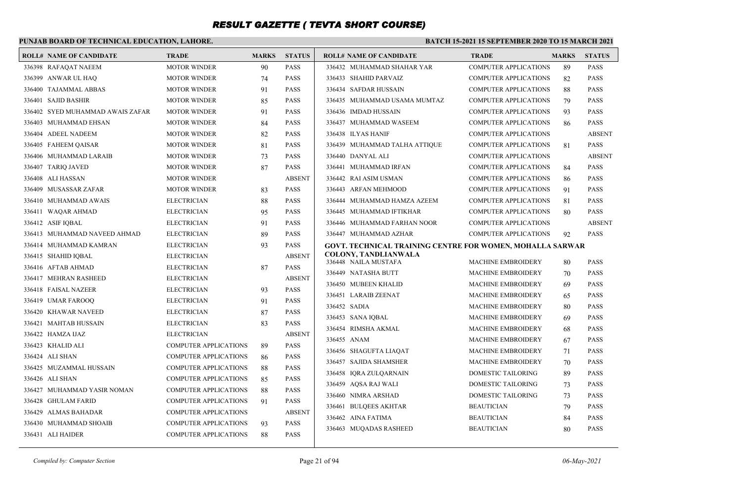# RESULT GAZETTE ( TEVTA SHORT COURSE)

**PUNJAB BOARD OF TECHNICAL EDUCATION, LAHORE.**

**BATCH 15-2021 15 SEPTEMBER 2020 TO 15 MARCH 2021**

| ROLL# | NAME OF CANDIDATE | TRADE | MARKS | STATUS |
|---|---|---|---|---|
| 336398 | RAFAQAT NAEEM | MOTOR WINDER | 90 | PASS |
| 336399 | ANWAR UL HAQ | MOTOR WINDER | 74 | PASS |
| 336400 | TAJAMMAL ABBAS | MOTOR WINDER | 91 | PASS |
| 336401 | SAJID BASHIR | MOTOR WINDER | 85 | PASS |
| 336402 | SYED MUHAMMAD AWAIS ZAFAR | MOTOR WINDER | 91 | PASS |
| 336403 | MUHAMMAD EHSAN | MOTOR WINDER | 84 | PASS |
| 336404 | ADEEL NADEEM | MOTOR WINDER | 82 | PASS |
| 336405 | FAHEEM QAISAR | MOTOR WINDER | 81 | PASS |
| 336406 | MUHAMMAD LARAIB | MOTOR WINDER | 73 | PASS |
| 336407 | TARIQ JAVED | MOTOR WINDER | 87 | PASS |
| 336408 | ALI HASSAN | MOTOR WINDER | | ABSENT |
| 336409 | MUSASSAR ZAFAR | MOTOR WINDER | 83 | PASS |
| 336410 | MUHAMMAD AWAIS | ELECTRICIAN | 88 | PASS |
| 336411 | WAQAR AHMAD | ELECTRICIAN | 95 | PASS |
| 336412 | ASIF IQBAL | ELECTRICIAN | 91 | PASS |
| 336413 | MUHAMMAD NAVEED AHMAD | ELECTRICIAN | 89 | PASS |
| 336414 | MUHAMMAD KAMRAN | ELECTRICIAN | 93 | PASS |
| 336415 | SHAHID IQBAL | ELECTRICIAN | | ABSENT |
| 336416 | AFTAB AHMAD | ELECTRICIAN | 87 | PASS |
| 336417 | MEHRAN RASHEED | ELECTRICIAN | | ABSENT |
| 336418 | FAISAL NAZEER | ELECTRICIAN | 93 | PASS |
| 336419 | UMAR FAROOQ | ELECTRICIAN | 91 | PASS |
| 336420 | KHAWAR NAVEED | ELECTRICIAN | 87 | PASS |
| 336421 | MAHTAB HUSSAIN | ELECTRICIAN | 83 | PASS |
| 336422 | HAMZA IJAZ | ELECTRICIAN | | ABSENT |
| 336423 | KHALID ALI | COMPUTER APPLICATIONS | 89 | PASS |
| 336424 | ALI SHAN | COMPUTER APPLICATIONS | 86 | PASS |
| 336425 | MUZAMMAL HUSSAIN | COMPUTER APPLICATIONS | 88 | PASS |
| 336426 | ALI SHAN | COMPUTER APPLICATIONS | 85 | PASS |
| 336427 | MUHAMMAD YASIR NOMAN | COMPUTER APPLICATIONS | 88 | PASS |
| 336428 | GHULAM FARID | COMPUTER APPLICATIONS | 91 | PASS |
| 336429 | ALMAS BAHADAR | COMPUTER APPLICATIONS | | ABSENT |
| 336430 | MUHAMMAD SHOAIB | COMPUTER APPLICATIONS | 93 | PASS |
| 336431 | ALI HAIDER | COMPUTER APPLICATIONS | 88 | PASS |
| 336432 | MUHAMMAD SHAHAR YAR | COMPUTER APPLICATIONS | 89 | PASS |
| 336433 | SHAHID PARVAIZ | COMPUTER APPLICATIONS | 82 | PASS |
| 336434 | SAFDAR HUSSAIN | COMPUTER APPLICATIONS | 88 | PASS |
| 336435 | MUHAMMAD USAMA MUMTAZ | COMPUTER APPLICATIONS | 79 | PASS |
| 336436 | IMDAD HUSSAIN | COMPUTER APPLICATIONS | 93 | PASS |
| 336437 | MUHAMMAD WASEEM | COMPUTER APPLICATIONS | 86 | PASS |
| 336438 | ILYAS HANIF | COMPUTER APPLICATIONS | | ABSENT |
| 336439 | MUHAMMAD TALHA ATTIQUE | COMPUTER APPLICATIONS | 81 | PASS |
| 336440 | DANYAL ALI | COMPUTER APPLICATIONS | | ABSENT |
| 336441 | MUHAMMAD IRFAN | COMPUTER APPLICATIONS | 84 | PASS |
| 336442 | RAI ASIM USMAN | COMPUTER APPLICATIONS | 86 | PASS |
| 336443 | ARFAN MEHMOOD | COMPUTER APPLICATIONS | 91 | PASS |
| 336444 | MUHAMMAD HAMZA AZEEM | COMPUTER APPLICATIONS | 81 | PASS |
| 336445 | MUHAMMAD IFTIKHAR | COMPUTER APPLICATIONS | 80 | PASS |
| 336446 | MUHAMMAD FARHAN NOOR | COMPUTER APPLICATIONS | | ABSENT |
| 336447 | MUHAMMAD AZHAR | COMPUTER APPLICATIONS | 92 | PASS |

**GOVT. TECHNICAL TRAINING CENTRE FOR WOMEN, MOHALLA SARWAR COLONY, TANDLIANWALA**

| ROLL# | NAME OF CANDIDATE | TRADE | MARKS | STATUS |
|---|---|---|---|---|
| 336448 | NAILA MUSTAFA | MACHINE EMBROIDERY | 80 | PASS |
| 336449 | NATASHA BUTT | MACHINE EMBROIDERY | 70 | PASS |
| 336450 | MUBEEN KHALID | MACHINE EMBROIDERY | 69 | PASS |
| 336451 | LARAIB ZEENAT | MACHINE EMBROIDERY | 65 | PASS |
| 336452 | SADIA | MACHINE EMBROIDERY | 80 | PASS |
| 336453 | SANA IQBAL | MACHINE EMBROIDERY | 69 | PASS |
| 336454 | RIMSHA AKMAL | MACHINE EMBROIDERY | 68 | PASS |
| 336455 | ANAM | MACHINE EMBROIDERY | 67 | PASS |
| 336456 | SHAGUFTA LIAQAT | MACHINE EMBROIDERY | 71 | PASS |
| 336457 | SAJIDA SHAMSHER | MACHINE EMBROIDERY | 70 | PASS |
| 336458 | IQRA ZULQARNAIN | DOMESTIC TAILORING | 89 | PASS |
| 336459 | AQSA RAJ WALI | DOMESTIC TAILORING | 73 | PASS |
| 336460 | NIMRA ARSHAD | DOMESTIC TAILORING | 73 | PASS |
| 336461 | BULQEES AKHTAR | BEAUTICIAN | 79 | PASS |
| 336462 | AINA FATIMA | BEAUTICIAN | 84 | PASS |
| 336463 | MUQADAS RASHEED | BEAUTICIAN | 80 | PASS |

*Compiled by: Computer Section*

*06-May-2021*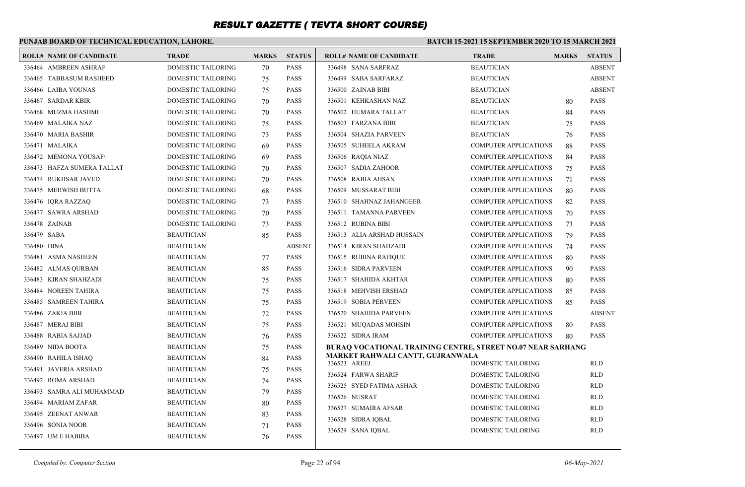# RESULT GAZETTE ( TEVTA SHORT COURSE)

**PUNJAB BOARD OF TECHNICAL EDUCATION, LAHORE.**

**BATCH 15-2021 15 SEPTEMBER 2020 TO 15 MARCH 2021**

| ROLL# | NAME OF CANDIDATE | TRADE | MARKS | STATUS |
|---|---|---|---|---|
| 336464 | AMBREEN ASHRAF | DOMESTIC TAILORING | 70 | PASS |
| 336465 | TABBASUM RASHEED | DOMESTIC TAILORING | 75 | PASS |
| 336466 | LAIBA YOUNAS | DOMESTIC TAILORING | 75 | PASS |
| 336467 | SARDAR KBIR | DOMESTIC TAILORING | 70 | PASS |
| 336468 | MUZMA HASHMI | DOMESTIC TAILORING | 70 | PASS |
| 336469 | MALAIKA NAZ | DOMESTIC TAILORING | 75 | PASS |
| 336470 | MARIA BASHIR | DOMESTIC TAILORING | 73 | PASS |
| 336471 | MALAIKA | DOMESTIC TAILORING | 69 | PASS |
| 336472 | MEMONA YOUSAF\ | DOMESTIC TAILORING | 69 | PASS |
| 336473 | HAFZA SUMERA TALLAT | DOMESTIC TAILORING | 70 | PASS |
| 336474 | RUKHSAR JAVED | DOMESTIC TAILORING | 70 | PASS |
| 336475 | MEHWISH BUTTA | DOMESTIC TAILORING | 68 | PASS |
| 336476 | IQRA RAZZAQ | DOMESTIC TAILORING | 73 | PASS |
| 336477 | SAWRA ARSHAD | DOMESTIC TAILORING | 70 | PASS |
| 336478 | ZAINAB | DOMESTIC TAILORING | 73 | PASS |
| 336479 | SABA | BEAUTICIAN | 85 | PASS |
| 336480 | HINA | BEAUTICIAN | | ABSENT |
| 336481 | ASMA NASHEEN | BEAUTICIAN | 77 | PASS |
| 336482 | ALMAS QURBAN | BEAUTICIAN | 85 | PASS |
| 336483 | KIRAN SHAHZADI | BEAUTICIAN | 75 | PASS |
| 336484 | NOREEN TAHIRA | BEAUTICIAN | 75 | PASS |
| 336485 | SAMREEN TAHIRA | BEAUTICIAN | 75 | PASS |
| 336486 | ZAKIA BIBI | BEAUTICIAN | 72 | PASS |
| 336487 | MERAJ BIBI | BEAUTICIAN | 75 | PASS |
| 336488 | RABIA SAJJAD | BEAUTICIAN | 76 | PASS |
| 336489 | NIDA BOOTA | BEAUTICIAN | 75 | PASS |
| 336490 | RAHILA ISHAQ | BEAUTICIAN | 84 | PASS |
| 336491 | JAVERIA ARSHAD | BEAUTICIAN | 75 | PASS |
| 336492 | ROMA ARSHAD | BEAUTICIAN | 74 | PASS |
| 336493 | SAMRA ALI MUHAMMAD | BEAUTICIAN | 79 | PASS |
| 336494 | MARIAM ZAFAR | BEAUTICIAN | 80 | PASS |
| 336495 | ZEENAT ANWAR | BEAUTICIAN | 83 | PASS |
| 336496 | SONIA NOOR | BEAUTICIAN | 71 | PASS |
| 336497 | UM E HABIBA | BEAUTICIAN | 76 | PASS |
| 336498 | SANA SARFRAZ | BEAUTICIAN | | ABSENT |
| 336499 | SABA SARFARAZ | BEAUTICIAN | | ABSENT |
| 336500 | ZAINAB BIBI | BEAUTICIAN | | ABSENT |
| 336501 | KEHKASHAN NAZ | BEAUTICIAN | 80 | PASS |
| 336502 | HUMARA TALLAT | BEAUTICIAN | 84 | PASS |
| 336503 | FARZANA BIBI | BEAUTICIAN | 75 | PASS |
| 336504 | SHAZIA PARVEEN | BEAUTICIAN | 76 | PASS |
| 336505 | SUHEELA AKRAM | COMPUTER APPLICATIONS | 88 | PASS |
| 336506 | RAQIA NIAZ | COMPUTER APPLICATIONS | 84 | PASS |
| 336507 | SADIA ZAHOOR | COMPUTER APPLICATIONS | 75 | PASS |
| 336508 | RABIA AHSAN | COMPUTER APPLICATIONS | 71 | PASS |
| 336509 | MUSSARAT BIBI | COMPUTER APPLICATIONS | 80 | PASS |
| 336510 | SHAHNAZ JAHANGEER | COMPUTER APPLICATIONS | 82 | PASS |
| 336511 | TAMANNA PARVEEN | COMPUTER APPLICATIONS | 70 | PASS |
| 336512 | RUBINA BIBI | COMPUTER APPLICATIONS | 73 | PASS |
| 336513 | ALIA ARSHAD HUSSAIN | COMPUTER APPLICATIONS | 79 | PASS |
| 336514 | KIRAN SHAHZADI | COMPUTER APPLICATIONS | 74 | PASS |
| 336515 | RUBINA RAFIQUE | COMPUTER APPLICATIONS | 80 | PASS |
| 336516 | SIDRA PARVEEN | COMPUTER APPLICATIONS | 90 | PASS |
| 336517 | SHAHIDA AKHTAR | COMPUTER APPLICATIONS | 80 | PASS |
| 336518 | MEHVISH ERSHAD | COMPUTER APPLICATIONS | 85 | PASS |
| 336519 | SOBIA PERVEEN | COMPUTER APPLICATIONS | 85 | PASS |
| 336520 | SHAHIDA PARVEEN | COMPUTER APPLICATIONS | | ABSENT |
| 336521 | MUQADAS MOHSIN | COMPUTER APPLICATIONS | 80 | PASS |
| 336522 | SIDRA IRAM | COMPUTER APPLICATIONS | 80 | PASS |

**BURAQ VOCATIONAL TRAINING CENTRE, STREET NO.07 NEAR SARHANG MARKET RAHWALI CANTT, GUJRANWALA**

| ROLL# | NAME OF CANDIDATE | TRADE | MARKS | STATUS |
|---|---|---|---|---|
| 336523 | AREEJ | DOMESTIC TAILORING | | RLD |
| 336524 | FARWA SHARIF | DOMESTIC TAILORING | | RLD |
| 336525 | SYED FATIMA ASHAR | DOMESTIC TAILORING | | RLD |
| 336526 | NUSRAT | DOMESTIC TAILORING | | RLD |
| 336527 | SUMAIRA AFSAR | DOMESTIC TAILORING | | RLD |
| 336528 | SIDRA IQBAL | DOMESTIC TAILORING | | RLD |
| 336529 | SANA IQBAL | DOMESTIC TAILORING | | RLD |

*Compiled by: Computer Section* *06-May-2021*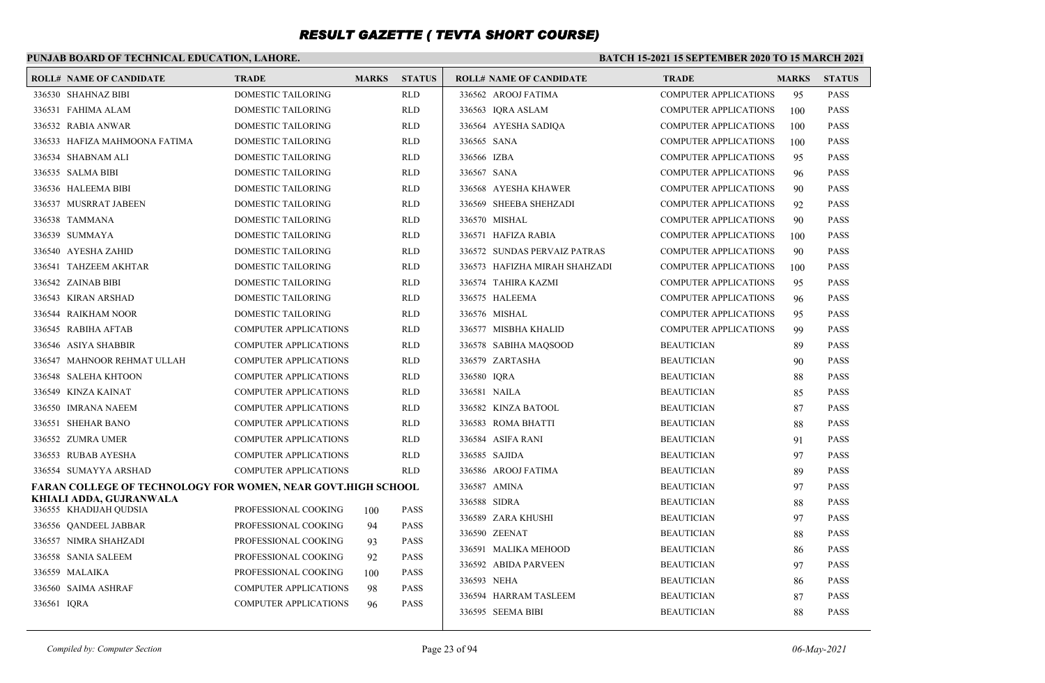# RESULT GAZETTE ( TEVTA SHORT COURSE)

**PUNJAB BOARD OF TECHNICAL EDUCATION, LAHORE.** | **BATCH 15-2021 15 SEPTEMBER 2020 TO 15 MARCH 2021**

| ROLL# | NAME OF CANDIDATE | TRADE | MARKS | STATUS |
|---|---|---|---|---|
| 336530 | SHAHNAZ BIBI | DOMESTIC TAILORING | | RLD |
| 336531 | FAHIMA ALAM | DOMESTIC TAILORING | | RLD |
| 336532 | RABIA ANWAR | DOMESTIC TAILORING | | RLD |
| 336533 | HAFIZA MAHMOONA FATIMA | DOMESTIC TAILORING | | RLD |
| 336534 | SHABNAM ALI | DOMESTIC TAILORING | | RLD |
| 336535 | SALMA BIBI | DOMESTIC TAILORING | | RLD |
| 336536 | HALEEMA BIBI | DOMESTIC TAILORING | | RLD |
| 336537 | MUSRRAT JABEEN | DOMESTIC TAILORING | | RLD |
| 336538 | TAMMANA | DOMESTIC TAILORING | | RLD |
| 336539 | SUMMAYA | DOMESTIC TAILORING | | RLD |
| 336540 | AYESHA ZAHID | DOMESTIC TAILORING | | RLD |
| 336541 | TAHZEEM AKHTAR | DOMESTIC TAILORING | | RLD |
| 336542 | ZAINAB BIBI | DOMESTIC TAILORING | | RLD |
| 336543 | KIRAN ARSHAD | DOMESTIC TAILORING | | RLD |
| 336544 | RAIKHAM NOOR | DOMESTIC TAILORING | | RLD |
| 336545 | RABIHA AFTAB | COMPUTER APPLICATIONS | | RLD |
| 336546 | ASIYA SHABBIR | COMPUTER APPLICATIONS | | RLD |
| 336547 | MAHNOOR REHMAT ULLAH | COMPUTER APPLICATIONS | | RLD |
| 336548 | SALEHA KHTOON | COMPUTER APPLICATIONS | | RLD |
| 336549 | KINZA KAINAT | COMPUTER APPLICATIONS | | RLD |
| 336550 | IMRANA NAEEM | COMPUTER APPLICATIONS | | RLD |
| 336551 | SHEHAR BANO | COMPUTER APPLICATIONS | | RLD |
| 336552 | ZUMRA UMER | COMPUTER APPLICATIONS | | RLD |
| 336553 | RUBAB AYESHA | COMPUTER APPLICATIONS | | RLD |
| 336554 | SUMAYYA ARSHAD | COMPUTER APPLICATIONS | | RLD |

**FARAN COLLEGE OF TECHNOLOGY FOR WOMEN, NEAR GOVT.HIGH SCHOOL KHIALI ADDA, GUJRANWALA**

| ROLL# | NAME OF CANDIDATE | TRADE | MARKS | STATUS |
|---|---|---|---|---|
| 336555 | KHADIJAH QUDSIA | PROFESSIONAL COOKING | 100 | PASS |
| 336556 | QANDEEL JABBAR | PROFESSIONAL COOKING | 94 | PASS |
| 336557 | NIMRA SHAHZADI | PROFESSIONAL COOKING | 93 | PASS |
| 336558 | SANIA SALEEM | PROFESSIONAL COOKING | 92 | PASS |
| 336559 | MALAIKA | PROFESSIONAL COOKING | 100 | PASS |
| 336560 | SAIMA ASHRAF | COMPUTER APPLICATIONS | 98 | PASS |
| 336561 | IQRA | COMPUTER APPLICATIONS | 96 | PASS |
| 336562 | AROOJ FATIMA | COMPUTER APPLICATIONS | 95 | PASS |
| 336563 | IQRA ASLAM | COMPUTER APPLICATIONS | 100 | PASS |
| 336564 | AYESHA SADIQA | COMPUTER APPLICATIONS | 100 | PASS |
| 336565 | SANA | COMPUTER APPLICATIONS | 100 | PASS |
| 336566 | IZBA | COMPUTER APPLICATIONS | 95 | PASS |
| 336567 | SANA | COMPUTER APPLICATIONS | 96 | PASS |
| 336568 | AYESHA KHAWER | COMPUTER APPLICATIONS | 90 | PASS |
| 336569 | SHEEBA SHEHZADI | COMPUTER APPLICATIONS | 92 | PASS |
| 336570 | MISHAL | COMPUTER APPLICATIONS | 90 | PASS |
| 336571 | HAFIZA RABIA | COMPUTER APPLICATIONS | 100 | PASS |
| 336572 | SUNDAS PERVAIZ PATRAS | COMPUTER APPLICATIONS | 90 | PASS |
| 336573 | HAFIZHA MIRAH SHAHZADI | COMPUTER APPLICATIONS | 100 | PASS |
| 336574 | TAHIRA KAZMI | COMPUTER APPLICATIONS | 95 | PASS |
| 336575 | HALEEMA | COMPUTER APPLICATIONS | 96 | PASS |
| 336576 | MISHAL | COMPUTER APPLICATIONS | 95 | PASS |
| 336577 | MISBHA KHALID | COMPUTER APPLICATIONS | 99 | PASS |
| 336578 | SABIHA MAQSOOD | BEAUTICIAN | 89 | PASS |
| 336579 | ZARTASHA | BEAUTICIAN | 90 | PASS |
| 336580 | IQRA | BEAUTICIAN | 88 | PASS |
| 336581 | NAILA | BEAUTICIAN | 85 | PASS |
| 336582 | KINZA BATOOL | BEAUTICIAN | 87 | PASS |
| 336583 | ROMA BHATTI | BEAUTICIAN | 88 | PASS |
| 336584 | ASIFA RANI | BEAUTICIAN | 91 | PASS |
| 336585 | SAJIDA | BEAUTICIAN | 97 | PASS |
| 336586 | AROOJ FATIMA | BEAUTICIAN | 89 | PASS |
| 336587 | AMINA | BEAUTICIAN | 97 | PASS |
| 336588 | SIDRA | BEAUTICIAN | 88 | PASS |
| 336589 | ZARA KHUSHI | BEAUTICIAN | 97 | PASS |
| 336590 | ZEENAT | BEAUTICIAN | 88 | PASS |
| 336591 | MALIKA MEHOOD | BEAUTICIAN | 86 | PASS |
| 336592 | ABIDA PARVEEN | BEAUTICIAN | 97 | PASS |
| 336593 | NEHA | BEAUTICIAN | 86 | PASS |
| 336594 | HARRAM TASLEEM | BEAUTICIAN | 87 | PASS |
| 336595 | SEEMA BIBI | BEAUTICIAN | 88 | PASS |

*Compiled by: Computer Section* | *06-May-2021*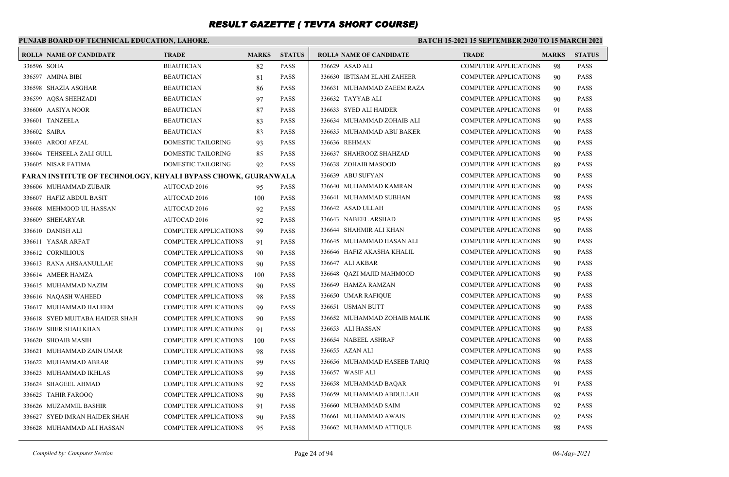# RESULT GAZETTE ( TEVTA SHORT COURSE)

**PUNJAB BOARD OF TECHNICAL EDUCATION, LAHORE.**

**BATCH 15-2021 15 SEPTEMBER 2020 TO 15 MARCH 2021**

| ROLL# | NAME OF CANDIDATE | TRADE | MARKS | STATUS |
|---|---|---|---|---|
| 336596 | SOHA | BEAUTICIAN | 82 | PASS |
| 336597 | AMINA BIBI | BEAUTICIAN | 81 | PASS |
| 336598 | SHAZIA ASGHAR | BEAUTICIAN | 86 | PASS |
| 336599 | AQSA SHEHZADI | BEAUTICIAN | 97 | PASS |
| 336600 | AASIYA NOOR | BEAUTICIAN | 87 | PASS |
| 336601 | TANZEELA | BEAUTICIAN | 83 | PASS |
| 336602 | SAIRA | BEAUTICIAN | 83 | PASS |
| 336603 | AROOJ AFZAL | DOMESTIC TAILORING | 93 | PASS |
| 336604 | TEHSEELA ZALI GULL | DOMESTIC TAILORING | 85 | PASS |
| 336605 | NISAR FATIMA | DOMESTIC TAILORING | 92 | PASS |

**FARAN INSTITUTE OF TECHNOLOGY, KHYALI BYPASS CHOWK, GUJRANWALA**

| ROLL# | NAME OF CANDIDATE | TRADE | MARKS | STATUS |
|---|---|---|---|---|
| 336606 | MUHAMMAD ZUBAIR | AUTOCAD 2016 | 95 | PASS |
| 336607 | HAFIZ ABDUL BASIT | AUTOCAD 2016 | 100 | PASS |
| 336608 | MEHMOOD UL HASSAN | AUTOCAD 2016 | 92 | PASS |
| 336609 | SHEHARYAR | AUTOCAD 2016 | 92 | PASS |
| 336610 | DANISH ALI | COMPUTER APPLICATIONS | 99 | PASS |
| 336611 | YASAR ARFAT | COMPUTER APPLICATIONS | 91 | PASS |
| 336612 | CORNILIOUS | COMPUTER APPLICATIONS | 90 | PASS |
| 336613 | RANA AHSAANULLAH | COMPUTER APPLICATIONS | 90 | PASS |
| 336614 | AMEER HAMZA | COMPUTER APPLICATIONS | 100 | PASS |
| 336615 | MUHAMMAD NAZIM | COMPUTER APPLICATIONS | 90 | PASS |
| 336616 | NAQASH WAHEED | COMPUTER APPLICATIONS | 98 | PASS |
| 336617 | MUHAMMAD HALEEM | COMPUTER APPLICATIONS | 99 | PASS |
| 336618 | SYED MUJTABA HAIDER SHAH | COMPUTER APPLICATIONS | 90 | PASS |
| 336619 | SHER SHAH KHAN | COMPUTER APPLICATIONS | 91 | PASS |
| 336620 | SHOAIB MASIH | COMPUTER APPLICATIONS | 100 | PASS |
| 336621 | MUHAMMAD ZAIN UMAR | COMPUTER APPLICATIONS | 98 | PASS |
| 336622 | MUHAMMAD ABRAR | COMPUTER APPLICATIONS | 99 | PASS |
| 336623 | MUHAMMAD IKHLAS | COMPUTER APPLICATIONS | 99 | PASS |
| 336624 | SHAGEEL AHMAD | COMPUTER APPLICATIONS | 92 | PASS |
| 336625 | TAHIR FAROOQ | COMPUTER APPLICATIONS | 90 | PASS |
| 336626 | MUZAMMIL BASHIR | COMPUTER APPLICATIONS | 91 | PASS |
| 336627 | SYED IMRAN HAIDER SHAH | COMPUTER APPLICATIONS | 90 | PASS |
| 336628 | MUHAMMAD ALI HASSAN | COMPUTER APPLICATIONS | 95 | PASS |
| 336629 | ASAD ALI | COMPUTER APPLICATIONS | 98 | PASS |
| 336630 | IBTISAM ELAHI ZAHEER | COMPUTER APPLICATIONS | 90 | PASS |
| 336631 | MUHAMMAD ZAEEM RAZA | COMPUTER APPLICATIONS | 90 | PASS |
| 336632 | TAYYAB ALI | COMPUTER APPLICATIONS | 90 | PASS |
| 336633 | SYED ALI HAIDER | COMPUTER APPLICATIONS | 91 | PASS |
| 336634 | MUHAMMAD ZOHAIB ALI | COMPUTER APPLICATIONS | 90 | PASS |
| 336635 | MUHAMMAD ABU BAKER | COMPUTER APPLICATIONS | 90 | PASS |
| 336636 | REHMAN | COMPUTER APPLICATIONS | 90 | PASS |
| 336637 | SHAHROOZ SHAHZAD | COMPUTER APPLICATIONS | 90 | PASS |
| 336638 | ZOHAIB MASOOD | COMPUTER APPLICATIONS | 89 | PASS |
| 336639 | ABU SUFYAN | COMPUTER APPLICATIONS | 90 | PASS |
| 336640 | MUHAMMAD KAMRAN | COMPUTER APPLICATIONS | 90 | PASS |
| 336641 | MUHAMMAD SUBHAN | COMPUTER APPLICATIONS | 98 | PASS |
| 336642 | ASAD ULLAH | COMPUTER APPLICATIONS | 95 | PASS |
| 336643 | NABEEL ARSHAD | COMPUTER APPLICATIONS | 95 | PASS |
| 336644 | SHAHMIR ALI KHAN | COMPUTER APPLICATIONS | 90 | PASS |
| 336645 | MUHAMMAD HASAN ALI | COMPUTER APPLICATIONS | 90 | PASS |
| 336646 | HAFIZ AKASHA KHALIL | COMPUTER APPLICATIONS | 90 | PASS |
| 336647 | ALI AKBAR | COMPUTER APPLICATIONS | 90 | PASS |
| 336648 | QAZI MAJID MAHMOOD | COMPUTER APPLICATIONS | 90 | PASS |
| 336649 | HAMZA RAMZAN | COMPUTER APPLICATIONS | 90 | PASS |
| 336650 | UMAR RAFIQUE | COMPUTER APPLICATIONS | 90 | PASS |
| 336651 | USMAN BUTT | COMPUTER APPLICATIONS | 90 | PASS |
| 336652 | MUHAMMAD ZOHAIB MALIK | COMPUTER APPLICATIONS | 90 | PASS |
| 336653 | ALI HASSAN | COMPUTER APPLICATIONS | 90 | PASS |
| 336654 | NABEEL ASHRAF | COMPUTER APPLICATIONS | 90 | PASS |
| 336655 | AZAN ALI | COMPUTER APPLICATIONS | 90 | PASS |
| 336656 | MUHAMMAD HASEEB TARIQ | COMPUTER APPLICATIONS | 98 | PASS |
| 336657 | WASIF ALI | COMPUTER APPLICATIONS | 90 | PASS |
| 336658 | MUHAMMAD BAQAR | COMPUTER APPLICATIONS | 91 | PASS |
| 336659 | MUHAMMAD ABDULLAH | COMPUTER APPLICATIONS | 98 | PASS |
| 336660 | MUHAMMAD SAIM | COMPUTER APPLICATIONS | 92 | PASS |
| 336661 | MUHAMMAD AWAIS | COMPUTER APPLICATIONS | 92 | PASS |
| 336662 | MUHAMMAD ATTIQUE | COMPUTER APPLICATIONS | 98 | PASS |

*Compiled by: Computer Section* *06-May-2021*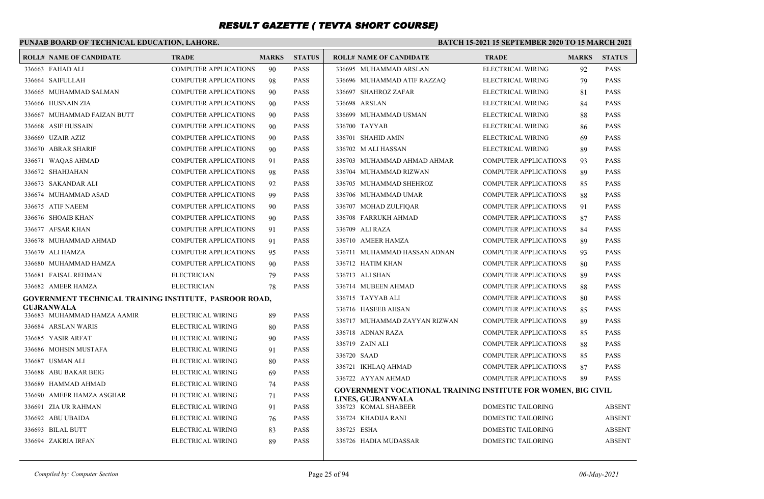# RESULT GAZETTE ( TEVTA SHORT COURSE)

**PUNJAB BOARD OF TECHNICAL EDUCATION, LAHORE.**

**BATCH 15-2021 15 SEPTEMBER 2020 TO 15 MARCH 2021**

| ROLL# | NAME OF CANDIDATE | TRADE | MARKS | STATUS |
|---|---|---|---|---|
| 336663 | FAHAD ALI | COMPUTER APPLICATIONS | 90 | PASS |
| 336664 | SAIFULLAH | COMPUTER APPLICATIONS | 98 | PASS |
| 336665 | MUHAMMAD SALMAN | COMPUTER APPLICATIONS | 90 | PASS |
| 336666 | HUSNAIN ZIA | COMPUTER APPLICATIONS | 90 | PASS |
| 336667 | MUHAMMAD FAIZAN BUTT | COMPUTER APPLICATIONS | 90 | PASS |
| 336668 | ASIF HUSSAIN | COMPUTER APPLICATIONS | 90 | PASS |
| 336669 | UZAIR AZIZ | COMPUTER APPLICATIONS | 90 | PASS |
| 336670 | ABRAR SHARIF | COMPUTER APPLICATIONS | 90 | PASS |
| 336671 | WAQAS AHMAD | COMPUTER APPLICATIONS | 91 | PASS |
| 336672 | SHAHJAHAN | COMPUTER APPLICATIONS | 98 | PASS |
| 336673 | SAKANDAR ALI | COMPUTER APPLICATIONS | 92 | PASS |
| 336674 | MUHAMMAD ASAD | COMPUTER APPLICATIONS | 99 | PASS |
| 336675 | ATIF NAEEM | COMPUTER APPLICATIONS | 90 | PASS |
| 336676 | SHOAIB KHAN | COMPUTER APPLICATIONS | 90 | PASS |
| 336677 | AFSAR KHAN | COMPUTER APPLICATIONS | 91 | PASS |
| 336678 | MUHAMMAD AHMAD | COMPUTER APPLICATIONS | 91 | PASS |
| 336679 | ALI HAMZA | COMPUTER APPLICATIONS | 95 | PASS |
| 336680 | MUHAMMAD HAMZA | COMPUTER APPLICATIONS | 90 | PASS |
| 336681 | FAISAL REHMAN | ELECTRICIAN | 79 | PASS |
| 336682 | AMEER HAMZA | ELECTRICIAN | 78 | PASS |

**GOVERNMENT TECHNICAL TRAINING INSTITUTE, PASROOR ROAD, GUJRANWALA**

| ROLL# | NAME OF CANDIDATE | TRADE | MARKS | STATUS |
|---|---|---|---|---|
| 336683 | MUHAMMAD HAMZA AAMIR | ELECTRICAL WIRING | 89 | PASS |
| 336684 | ARSLAN WARIS | ELECTRICAL WIRING | 80 | PASS |
| 336685 | YASIR ARFAT | ELECTRICAL WIRING | 90 | PASS |
| 336686 | MOHSIN MUSTAFA | ELECTRICAL WIRING | 91 | PASS |
| 336687 | USMAN ALI | ELECTRICAL WIRING | 80 | PASS |
| 336688 | ABU BAKAR BEIG | ELECTRICAL WIRING | 69 | PASS |
| 336689 | HAMMAD AHMAD | ELECTRICAL WIRING | 74 | PASS |
| 336690 | AMEER HAMZA ASGHAR | ELECTRICAL WIRING | 71 | PASS |
| 336691 | ZIA UR RAHMAN | ELECTRICAL WIRING | 91 | PASS |
| 336692 | ABU UBAIDA | ELECTRICAL WIRING | 76 | PASS |
| 336693 | BILAL BUTT | ELECTRICAL WIRING | 83 | PASS |
| 336694 | ZAKRIA IRFAN | ELECTRICAL WIRING | 89 | PASS |
| 336695 | MUHAMMAD ARSLAN | ELECTRICAL WIRING | 92 | PASS |
| 336696 | MUHAMMAD ATIF RAZZAQ | ELECTRICAL WIRING | 79 | PASS |
| 336697 | SHAHROZ ZAFAR | ELECTRICAL WIRING | 81 | PASS |
| 336698 | ARSLAN | ELECTRICAL WIRING | 84 | PASS |
| 336699 | MUHAMMAD USMAN | ELECTRICAL WIRING | 88 | PASS |
| 336700 | TAYYAB | ELECTRICAL WIRING | 86 | PASS |
| 336701 | SHAHID AMIN | ELECTRICAL WIRING | 69 | PASS |
| 336702 | M ALI HASSAN | ELECTRICAL WIRING | 89 | PASS |
| 336703 | MUHAMMAD AHMAD AHMAR | COMPUTER APPLICATIONS | 93 | PASS |
| 336704 | MUHAMMAD RIZWAN | COMPUTER APPLICATIONS | 89 | PASS |
| 336705 | MUHAMMAD SHEHROZ | COMPUTER APPLICATIONS | 85 | PASS |
| 336706 | MUHAMMAD UMAR | COMPUTER APPLICATIONS | 88 | PASS |
| 336707 | MOHAD ZULFIQAR | COMPUTER APPLICATIONS | 91 | PASS |
| 336708 | FARRUKH AHMAD | COMPUTER APPLICATIONS | 87 | PASS |
| 336709 | ALI RAZA | COMPUTER APPLICATIONS | 84 | PASS |
| 336710 | AMEER HAMZA | COMPUTER APPLICATIONS | 89 | PASS |
| 336711 | MUHAMMAD HASSAN ADNAN | COMPUTER APPLICATIONS | 93 | PASS |
| 336712 | HATIM KHAN | COMPUTER APPLICATIONS | 80 | PASS |
| 336713 | ALI SHAN | COMPUTER APPLICATIONS | 89 | PASS |
| 336714 | MUBEEN AHMAD | COMPUTER APPLICATIONS | 88 | PASS |
| 336715 | TAYYAB ALI | COMPUTER APPLICATIONS | 80 | PASS |
| 336716 | HASEEB AHSAN | COMPUTER APPLICATIONS | 85 | PASS |
| 336717 | MUHAMMAD ZAYYAN RIZWAN | COMPUTER APPLICATIONS | 89 | PASS |
| 336718 | ADNAN RAZA | COMPUTER APPLICATIONS | 85 | PASS |
| 336719 | ZAIN ALI | COMPUTER APPLICATIONS | 88 | PASS |
| 336720 | SAAD | COMPUTER APPLICATIONS | 85 | PASS |
| 336721 | IKHLAQ AHMAD | COMPUTER APPLICATIONS | 87 | PASS |
| 336722 | AYYAN AHMAD | COMPUTER APPLICATIONS | 89 | PASS |

**GOVERNMENT VOCATIONAL TRAINING INSTITUTE FOR WOMEN, BIG CIVIL LINES, GUJRANWALA**

| ROLL# | NAME OF CANDIDATE | TRADE | MARKS | STATUS |
|---|---|---|---|---|
| 336723 | KOMAL SHABEER | DOMESTIC TAILORING | | ABSENT |
| 336724 | KHADIJA RANI | DOMESTIC TAILORING | | ABSENT |
| 336725 | ESHA | DOMESTIC TAILORING | | ABSENT |
| 336726 | HADIA MUDASSAR | DOMESTIC TAILORING | | ABSENT |

*Compiled by: Computer Section*

*06-May-2021*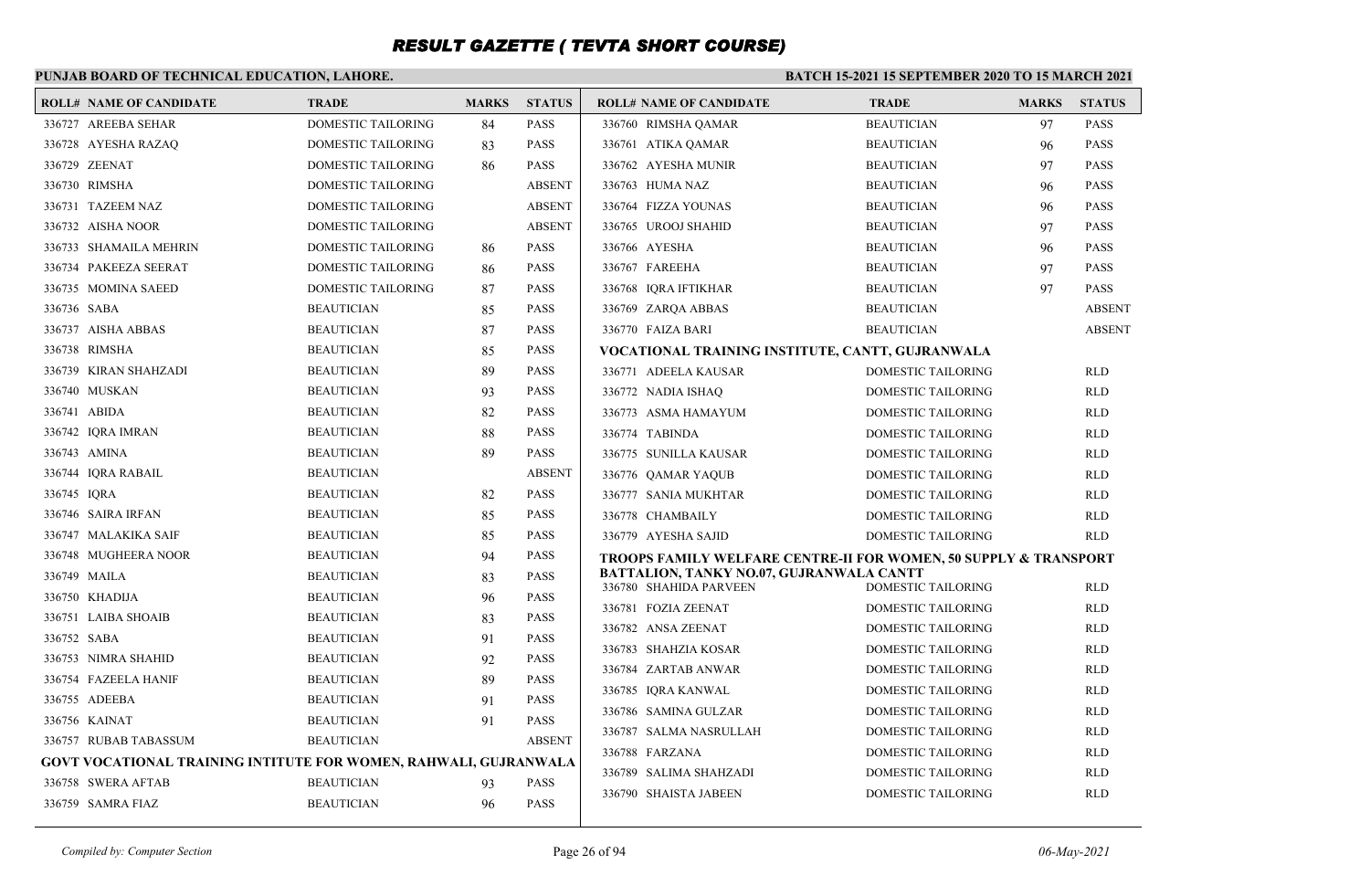# RESULT GAZETTE ( TEVTA SHORT COURSE)

**PUNJAB BOARD OF TECHNICAL EDUCATION, LAHORE.**

**BATCH 15-2021 15 SEPTEMBER 2020 TO 15 MARCH 2021**

| ROLL# | NAME OF CANDIDATE | TRADE | MARKS | STATUS |
|---|---|---|---|---|
| 336727 | AREEBA SEHAR | DOMESTIC TAILORING | 84 | PASS |
| 336728 | AYESHA RAZAQ | DOMESTIC TAILORING | 83 | PASS |
| 336729 | ZEENAT | DOMESTIC TAILORING | 86 | PASS |
| 336730 | RIMSHA | DOMESTIC TAILORING | | ABSENT |
| 336731 | TAZEEM NAZ | DOMESTIC TAILORING | | ABSENT |
| 336732 | AISHA NOOR | DOMESTIC TAILORING | | ABSENT |
| 336733 | SHAMAILA MEHRIN | DOMESTIC TAILORING | 86 | PASS |
| 336734 | PAKEEZA SEERAT | DOMESTIC TAILORING | 86 | PASS |
| 336735 | MOMINA SAEED | DOMESTIC TAILORING | 87 | PASS |
| 336736 | SABA | BEAUTICIAN | 85 | PASS |
| 336737 | AISHA ABBAS | BEAUTICIAN | 87 | PASS |
| 336738 | RIMSHA | BEAUTICIAN | 85 | PASS |
| 336739 | KIRAN SHAHZADI | BEAUTICIAN | 89 | PASS |
| 336740 | MUSKAN | BEAUTICIAN | 93 | PASS |
| 336741 | ABIDA | BEAUTICIAN | 82 | PASS |
| 336742 | IQRA IMRAN | BEAUTICIAN | 88 | PASS |
| 336743 | AMINA | BEAUTICIAN | 89 | PASS |
| 336744 | IQRA RABAIL | BEAUTICIAN | | ABSENT |
| 336745 | IQRA | BEAUTICIAN | 82 | PASS |
| 336746 | SAIRA IRFAN | BEAUTICIAN | 85 | PASS |
| 336747 | MALAKIKA SAIF | BEAUTICIAN | 85 | PASS |
| 336748 | MUGHEERA NOOR | BEAUTICIAN | 94 | PASS |
| 336749 | MAILA | BEAUTICIAN | 83 | PASS |
| 336750 | KHADIJA | BEAUTICIAN | 96 | PASS |
| 336751 | LAIBA SHOAIB | BEAUTICIAN | 83 | PASS |
| 336752 | SABA | BEAUTICIAN | 91 | PASS |
| 336753 | NIMRA SHAHID | BEAUTICIAN | 92 | PASS |
| 336754 | FAZEELA HANIF | BEAUTICIAN | 89 | PASS |
| 336755 | ADEEBA | BEAUTICIAN | 91 | PASS |
| 336756 | KAINAT | BEAUTICIAN | 91 | PASS |
| 336757 | RUBAB TABASSUM | BEAUTICIAN | | ABSENT |

**GOVT VOCATIONAL TRAINING INTITUTE FOR WOMEN, RAHWALI, GUJRANWALA**

| ROLL# | NAME OF CANDIDATE | TRADE | MARKS | STATUS |
|---|---|---|---|---|
| 336758 | SWERA AFTAB | BEAUTICIAN | 93 | PASS |
| 336759 | SAMRA FIAZ | BEAUTICIAN | 96 | PASS |
| 336760 | RIMSHA QAMAR | BEAUTICIAN | 97 | PASS |
| 336761 | ATIKA QAMAR | BEAUTICIAN | 96 | PASS |
| 336762 | AYESHA MUNIR | BEAUTICIAN | 97 | PASS |
| 336763 | HUMA NAZ | BEAUTICIAN | 96 | PASS |
| 336764 | FIZZA YOUNAS | BEAUTICIAN | 96 | PASS |
| 336765 | UROOJ SHAHID | BEAUTICIAN | 97 | PASS |
| 336766 | AYESHA | BEAUTICIAN | 96 | PASS |
| 336767 | FAREEHA | BEAUTICIAN | 97 | PASS |
| 336768 | IQRA IFTIKHAR | BEAUTICIAN | 97 | PASS |
| 336769 | ZARQA ABBAS | BEAUTICIAN | | ABSENT |
| 336770 | FAIZA BARI | BEAUTICIAN | | ABSENT |

**VOCATIONAL TRAINING INSTITUTE, CANTT, GUJRANWALA**

| ROLL# | NAME OF CANDIDATE | TRADE | MARKS | STATUS |
|---|---|---|---|---|
| 336771 | ADEELA KAUSAR | DOMESTIC TAILORING | | RLD |
| 336772 | NADIA ISHAQ | DOMESTIC TAILORING | | RLD |
| 336773 | ASMA HAMAYUM | DOMESTIC TAILORING | | RLD |
| 336774 | TABINDA | DOMESTIC TAILORING | | RLD |
| 336775 | SUNILLA KAUSAR | DOMESTIC TAILORING | | RLD |
| 336776 | QAMAR YAQUB | DOMESTIC TAILORING | | RLD |
| 336777 | SANIA MUKHTAR | DOMESTIC TAILORING | | RLD |
| 336778 | CHAMBAILY | DOMESTIC TAILORING | | RLD |
| 336779 | AYESHA SAJID | DOMESTIC TAILORING | | RLD |

**TROOPS FAMILY WELFARE CENTRE-II FOR WOMEN, 50 SUPPLY & TRANSPORT BATTALION, TANKY NO.07, GUJRANWALA CANTT**

| ROLL# | NAME OF CANDIDATE | TRADE | MARKS | STATUS |
|---|---|---|---|---|
| 336780 | SHAHIDA PARVEEN | DOMESTIC TAILORING | | RLD |
| 336781 | FOZIA ZEENAT | DOMESTIC TAILORING | | RLD |
| 336782 | ANSA ZEENAT | DOMESTIC TAILORING | | RLD |
| 336783 | SHAHZIA KOSAR | DOMESTIC TAILORING | | RLD |
| 336784 | ZARTAB ANWAR | DOMESTIC TAILORING | | RLD |
| 336785 | IQRA KANWAL | DOMESTIC TAILORING | | RLD |
| 336786 | SAMINA GULZAR | DOMESTIC TAILORING | | RLD |
| 336787 | SALMA NASRULLAH | DOMESTIC TAILORING | | RLD |
| 336788 | FARZANA | DOMESTIC TAILORING | | RLD |
| 336789 | SALIMA SHAHZADI | DOMESTIC TAILORING | | RLD |
| 336790 | SHAISTA JABEEN | DOMESTIC TAILORING | | RLD |

*Compiled by: Computer Section*

*06-May-2021*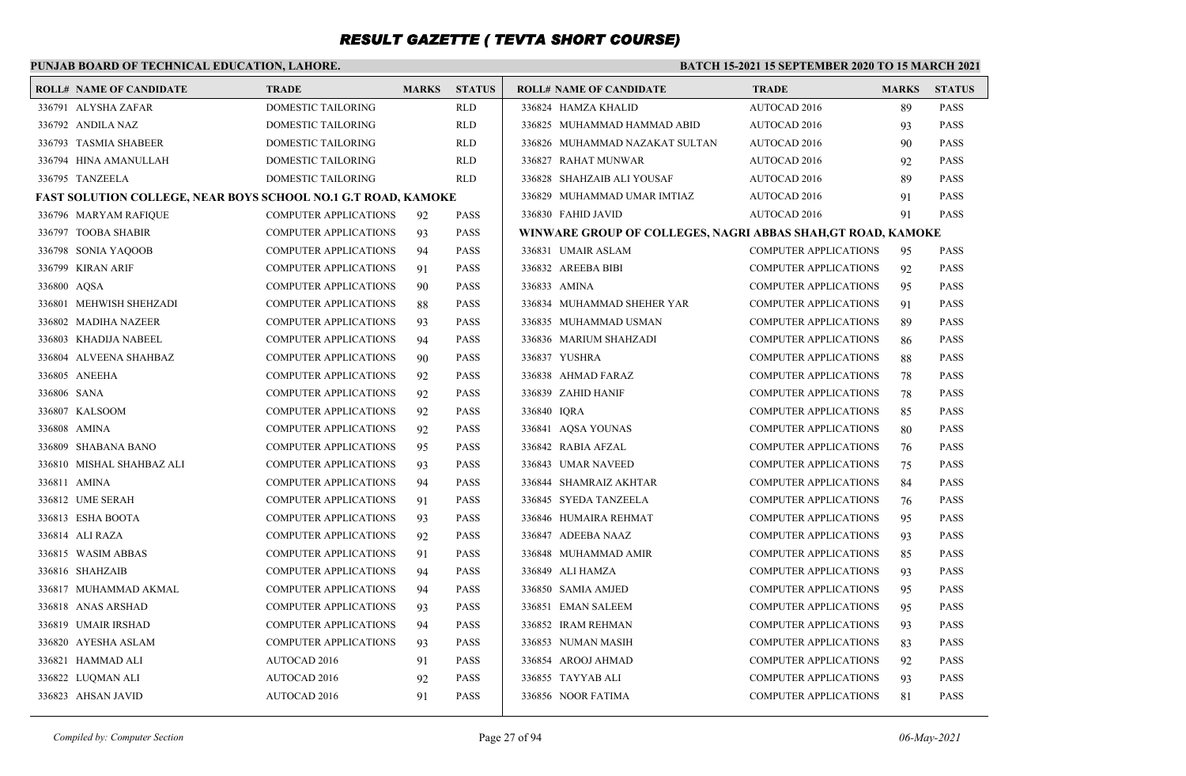# RESULT GAZETTE ( TEVTA SHORT COURSE)

**PUNJAB BOARD OF TECHNICAL EDUCATION, LAHORE.**

**BATCH 15-2021 15 SEPTEMBER 2020 TO 15 MARCH 2021**

| ROLL# | NAME OF CANDIDATE | TRADE | MARKS | STATUS |
|---|---|---|---|---|
| 336791 | ALYSHA ZAFAR | DOMESTIC TAILORING | | RLD |
| 336792 | ANDILA NAZ | DOMESTIC TAILORING | | RLD |
| 336793 | TASMIA SHABEER | DOMESTIC TAILORING | | RLD |
| 336794 | HINA AMANULLAH | DOMESTIC TAILORING | | RLD |
| 336795 | TANZEELA | DOMESTIC TAILORING | | RLD |
| **FAST SOLUTION COLLEGE, NEAR BOYS SCHOOL NO.1 G.T ROAD, KAMOKE** | | | | |
| 336796 | MARYAM RAFIQUE | COMPUTER APPLICATIONS | 92 | PASS |
| 336797 | TOOBA SHABIR | COMPUTER APPLICATIONS | 93 | PASS |
| 336798 | SONIA YAQOOB | COMPUTER APPLICATIONS | 94 | PASS |
| 336799 | KIRAN ARIF | COMPUTER APPLICATIONS | 91 | PASS |
| 336800 | AQSA | COMPUTER APPLICATIONS | 90 | PASS |
| 336801 | MEHWISH SHEHZADI | COMPUTER APPLICATIONS | 88 | PASS |
| 336802 | MADIHA NAZEER | COMPUTER APPLICATIONS | 93 | PASS |
| 336803 | KHADIJA NABEEL | COMPUTER APPLICATIONS | 94 | PASS |
| 336804 | ALVEENA SHAHBAZ | COMPUTER APPLICATIONS | 90 | PASS |
| 336805 | ANEEHA | COMPUTER APPLICATIONS | 92 | PASS |
| 336806 | SANA | COMPUTER APPLICATIONS | 92 | PASS |
| 336807 | KALSOOM | COMPUTER APPLICATIONS | 92 | PASS |
| 336808 | AMINA | COMPUTER APPLICATIONS | 92 | PASS |
| 336809 | SHABANA BANO | COMPUTER APPLICATIONS | 95 | PASS |
| 336810 | MISHAL SHAHBAZ ALI | COMPUTER APPLICATIONS | 93 | PASS |
| 336811 | AMINA | COMPUTER APPLICATIONS | 94 | PASS |
| 336812 | UME SERAH | COMPUTER APPLICATIONS | 91 | PASS |
| 336813 | ESHA BOOTA | COMPUTER APPLICATIONS | 93 | PASS |
| 336814 | ALI RAZA | COMPUTER APPLICATIONS | 92 | PASS |
| 336815 | WASIM ABBAS | COMPUTER APPLICATIONS | 91 | PASS |
| 336816 | SHAHZAIB | COMPUTER APPLICATIONS | 94 | PASS |
| 336817 | MUHAMMAD AKMAL | COMPUTER APPLICATIONS | 94 | PASS |
| 336818 | ANAS ARSHAD | COMPUTER APPLICATIONS | 93 | PASS |
| 336819 | UMAIR IRSHAD | COMPUTER APPLICATIONS | 94 | PASS |
| 336820 | AYESHA ASLAM | COMPUTER APPLICATIONS | 93 | PASS |
| 336821 | HAMMAD ALI | AUTOCAD 2016 | 91 | PASS |
| 336822 | LUQMAN ALI | AUTOCAD 2016 | 92 | PASS |
| 336823 | AHSAN JAVID | AUTOCAD 2016 | 91 | PASS |
| 336824 | HAMZA KHALID | AUTOCAD 2016 | 89 | PASS |
| 336825 | MUHAMMAD HAMMAD ABID | AUTOCAD 2016 | 93 | PASS |
| 336826 | MUHAMMAD NAZAKAT SULTAN | AUTOCAD 2016 | 90 | PASS |
| 336827 | RAHAT MUNWAR | AUTOCAD 2016 | 92 | PASS |
| 336828 | SHAHZAIB ALI YOUSAF | AUTOCAD 2016 | 89 | PASS |
| 336829 | MUHAMMAD UMAR IMTIAZ | AUTOCAD 2016 | 91 | PASS |
| 336830 | FAHID JAVID | AUTOCAD 2016 | 91 | PASS |
| **WINWARE GROUP OF COLLEGES, NAGRI ABBAS SHAH,GT ROAD, KAMOKE** | | | | |
| 336831 | UMAIR ASLAM | COMPUTER APPLICATIONS | 95 | PASS |
| 336832 | AREEBA BIBI | COMPUTER APPLICATIONS | 92 | PASS |
| 336833 | AMINA | COMPUTER APPLICATIONS | 95 | PASS |
| 336834 | MUHAMMAD SHEHER YAR | COMPUTER APPLICATIONS | 91 | PASS |
| 336835 | MUHAMMAD USMAN | COMPUTER APPLICATIONS | 89 | PASS |
| 336836 | MARIUM SHAHZADI | COMPUTER APPLICATIONS | 86 | PASS |
| 336837 | YUSHRA | COMPUTER APPLICATIONS | 88 | PASS |
| 336838 | AHMAD FARAZ | COMPUTER APPLICATIONS | 78 | PASS |
| 336839 | ZAHID HANIF | COMPUTER APPLICATIONS | 78 | PASS |
| 336840 | IQRA | COMPUTER APPLICATIONS | 85 | PASS |
| 336841 | AQSA YOUNAS | COMPUTER APPLICATIONS | 80 | PASS |
| 336842 | RABIA AFZAL | COMPUTER APPLICATIONS | 76 | PASS |
| 336843 | UMAR NAVEED | COMPUTER APPLICATIONS | 75 | PASS |
| 336844 | SHAMRAIZ AKHTAR | COMPUTER APPLICATIONS | 84 | PASS |
| 336845 | SYEDA TANZEELA | COMPUTER APPLICATIONS | 76 | PASS |
| 336846 | HUMAIRA REHMAT | COMPUTER APPLICATIONS | 95 | PASS |
| 336847 | ADEEBA NAAZ | COMPUTER APPLICATIONS | 93 | PASS |
| 336848 | MUHAMMAD AMIR | COMPUTER APPLICATIONS | 85 | PASS |
| 336849 | ALI HAMZA | COMPUTER APPLICATIONS | 93 | PASS |
| 336850 | SAMIA AMJED | COMPUTER APPLICATIONS | 95 | PASS |
| 336851 | EMAN SALEEM | COMPUTER APPLICATIONS | 95 | PASS |
| 336852 | IRAM REHMAN | COMPUTER APPLICATIONS | 93 | PASS |
| 336853 | NUMAN MASIH | COMPUTER APPLICATIONS | 83 | PASS |
| 336854 | AROOJ AHMAD | COMPUTER APPLICATIONS | 92 | PASS |
| 336855 | TAYYAB ALI | COMPUTER APPLICATIONS | 93 | PASS |
| 336856 | NOOR FATIMA | COMPUTER APPLICATIONS | 81 | PASS |

*Compiled by: Computer Section*

*06-May-2021*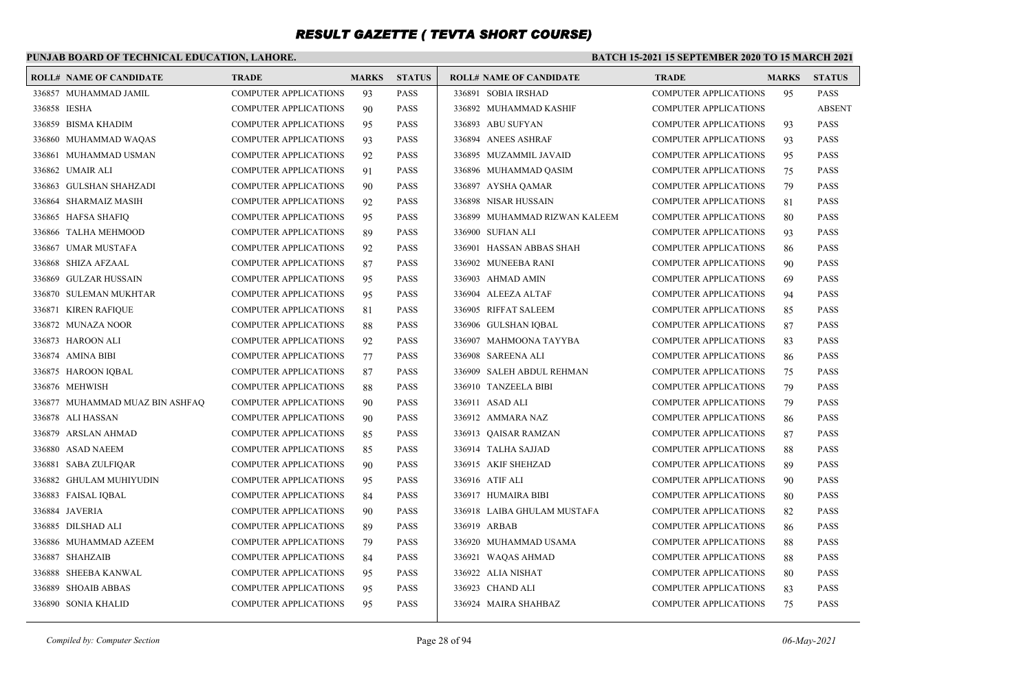# RESULT GAZETTE ( TEVTA SHORT COURSE)

**PUNJAB BOARD OF TECHNICAL EDUCATION, LAHORE.**

**BATCH 15-2021 15 SEPTEMBER 2020 TO 15 MARCH 2021**

| ROLL# | NAME OF CANDIDATE | TRADE | MARKS | STATUS |
|---|---|---|---|---|
| 336857 | MUHAMMAD JAMIL | COMPUTER APPLICATIONS | 93 | PASS |
| 336858 | IESHA | COMPUTER APPLICATIONS | 90 | PASS |
| 336859 | BISMA KHADIM | COMPUTER APPLICATIONS | 95 | PASS |
| 336860 | MUHAMMAD WAQAS | COMPUTER APPLICATIONS | 93 | PASS |
| 336861 | MUHAMMAD USMAN | COMPUTER APPLICATIONS | 92 | PASS |
| 336862 | UMAIR ALI | COMPUTER APPLICATIONS | 91 | PASS |
| 336863 | GULSHAN SHAHZADI | COMPUTER APPLICATIONS | 90 | PASS |
| 336864 | SHARMAIZ MASIH | COMPUTER APPLICATIONS | 92 | PASS |
| 336865 | HAFSA SHAFIQ | COMPUTER APPLICATIONS | 95 | PASS |
| 336866 | TALHA MEHMOOD | COMPUTER APPLICATIONS | 89 | PASS |
| 336867 | UMAR MUSTAFA | COMPUTER APPLICATIONS | 92 | PASS |
| 336868 | SHIZA AFZAAL | COMPUTER APPLICATIONS | 87 | PASS |
| 336869 | GULZAR HUSSAIN | COMPUTER APPLICATIONS | 95 | PASS |
| 336870 | SULEMAN MUKHTAR | COMPUTER APPLICATIONS | 95 | PASS |
| 336871 | KIREN RAFIQUE | COMPUTER APPLICATIONS | 81 | PASS |
| 336872 | MUNAZA NOOR | COMPUTER APPLICATIONS | 88 | PASS |
| 336873 | HAROON ALI | COMPUTER APPLICATIONS | 92 | PASS |
| 336874 | AMINA BIBI | COMPUTER APPLICATIONS | 77 | PASS |
| 336875 | HAROON IQBAL | COMPUTER APPLICATIONS | 87 | PASS |
| 336876 | MEHWISH | COMPUTER APPLICATIONS | 88 | PASS |
| 336877 | MUHAMMAD MUAZ BIN ASHFAQ | COMPUTER APPLICATIONS | 90 | PASS |
| 336878 | ALI HASSAN | COMPUTER APPLICATIONS | 90 | PASS |
| 336879 | ARSLAN AHMAD | COMPUTER APPLICATIONS | 85 | PASS |
| 336880 | ASAD NAEEM | COMPUTER APPLICATIONS | 85 | PASS |
| 336881 | SABA ZULFIQAR | COMPUTER APPLICATIONS | 90 | PASS |
| 336882 | GHULAM MUHIYUDIN | COMPUTER APPLICATIONS | 95 | PASS |
| 336883 | FAISAL IQBAL | COMPUTER APPLICATIONS | 84 | PASS |
| 336884 | JAVERIA | COMPUTER APPLICATIONS | 90 | PASS |
| 336885 | DILSHAD ALI | COMPUTER APPLICATIONS | 89 | PASS |
| 336886 | MUHAMMAD AZEEM | COMPUTER APPLICATIONS | 79 | PASS |
| 336887 | SHAHZAIB | COMPUTER APPLICATIONS | 84 | PASS |
| 336888 | SHEEBA KANWAL | COMPUTER APPLICATIONS | 95 | PASS |
| 336889 | SHOAIB ABBAS | COMPUTER APPLICATIONS | 95 | PASS |
| 336890 | SONIA KHALID | COMPUTER APPLICATIONS | 95 | PASS |
| 336891 | SOBIA IRSHAD | COMPUTER APPLICATIONS | 95 | PASS |
| 336892 | MUHAMMAD KASHIF | COMPUTER APPLICATIONS | | ABSENT |
| 336893 | ABU SUFYAN | COMPUTER APPLICATIONS | 93 | PASS |
| 336894 | ANEES ASHRAF | COMPUTER APPLICATIONS | 93 | PASS |
| 336895 | MUZAMMIL JAVAID | COMPUTER APPLICATIONS | 95 | PASS |
| 336896 | MUHAMMAD QASIM | COMPUTER APPLICATIONS | 75 | PASS |
| 336897 | AYSHA QAMAR | COMPUTER APPLICATIONS | 79 | PASS |
| 336898 | NISAR HUSSAIN | COMPUTER APPLICATIONS | 81 | PASS |
| 336899 | MUHAMMAD RIZWAN KALEEM | COMPUTER APPLICATIONS | 80 | PASS |
| 336900 | SUFIAN ALI | COMPUTER APPLICATIONS | 93 | PASS |
| 336901 | HASSAN ABBAS SHAH | COMPUTER APPLICATIONS | 86 | PASS |
| 336902 | MUNEEBA RANI | COMPUTER APPLICATIONS | 90 | PASS |
| 336903 | AHMAD AMIN | COMPUTER APPLICATIONS | 69 | PASS |
| 336904 | ALEEZA ALTAF | COMPUTER APPLICATIONS | 94 | PASS |
| 336905 | RIFFAT SALEEM | COMPUTER APPLICATIONS | 85 | PASS |
| 336906 | GULSHAN IQBAL | COMPUTER APPLICATIONS | 87 | PASS |
| 336907 | MAHMOONA TAYYBA | COMPUTER APPLICATIONS | 83 | PASS |
| 336908 | SAREENA ALI | COMPUTER APPLICATIONS | 86 | PASS |
| 336909 | SALEH ABDUL REHMAN | COMPUTER APPLICATIONS | 75 | PASS |
| 336910 | TANZEELA BIBI | COMPUTER APPLICATIONS | 79 | PASS |
| 336911 | ASAD ALI | COMPUTER APPLICATIONS | 79 | PASS |
| 336912 | AMMARA NAZ | COMPUTER APPLICATIONS | 86 | PASS |
| 336913 | QAISAR RAMZAN | COMPUTER APPLICATIONS | 87 | PASS |
| 336914 | TALHA SAJJAD | COMPUTER APPLICATIONS | 88 | PASS |
| 336915 | AKIF SHEHZAD | COMPUTER APPLICATIONS | 89 | PASS |
| 336916 | ATIF ALI | COMPUTER APPLICATIONS | 90 | PASS |
| 336917 | HUMAIRA BIBI | COMPUTER APPLICATIONS | 80 | PASS |
| 336918 | LAIBA GHULAM MUSTAFA | COMPUTER APPLICATIONS | 82 | PASS |
| 336919 | ARBAB | COMPUTER APPLICATIONS | 86 | PASS |
| 336920 | MUHAMMAD USAMA | COMPUTER APPLICATIONS | 88 | PASS |
| 336921 | WAQAS AHMAD | COMPUTER APPLICATIONS | 88 | PASS |
| 336922 | ALIA NISHAT | COMPUTER APPLICATIONS | 80 | PASS |
| 336923 | CHAND ALI | COMPUTER APPLICATIONS | 83 | PASS |
| 336924 | MAIRA SHAHBAZ | COMPUTER APPLICATIONS | 75 | PASS |

*Compiled by: Computer Section* — *06-May-2021*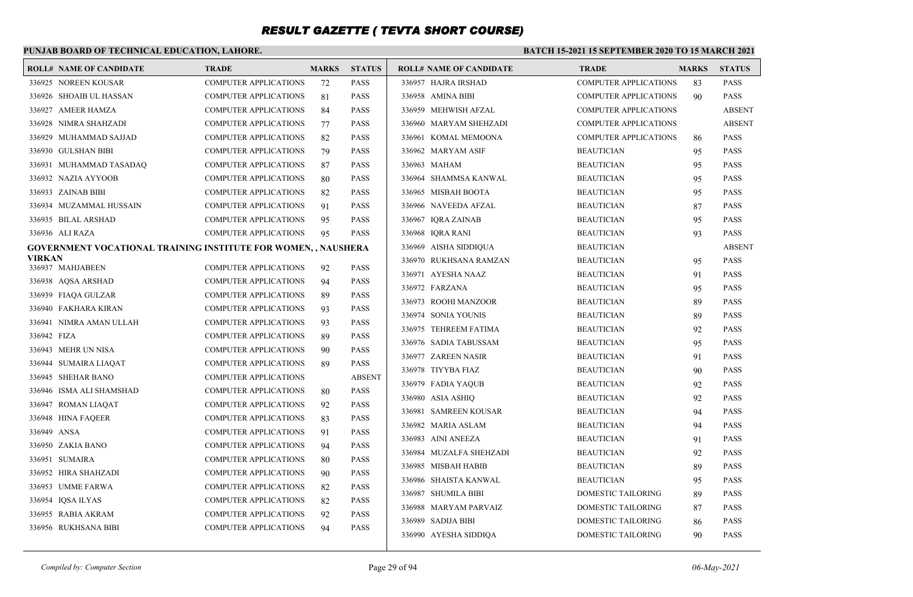# RESULT GAZETTE ( TEVTA SHORT COURSE)

**PUNJAB BOARD OF TECHNICAL EDUCATION, LAHORE.**

**BATCH 15-2021 15 SEPTEMBER 2020 TO 15 MARCH 2021**

| ROLL# | NAME OF CANDIDATE | TRADE | MARKS | STATUS |
|---|---|---|---|---|
| 336925 | NOREEN KOUSAR | COMPUTER APPLICATIONS | 72 | PASS |
| 336926 | SHOAIB UL HASSAN | COMPUTER APPLICATIONS | 81 | PASS |
| 336927 | AMEER HAMZA | COMPUTER APPLICATIONS | 84 | PASS |
| 336928 | NIMRA SHAHZADI | COMPUTER APPLICATIONS | 77 | PASS |
| 336929 | MUHAMMAD SAJJAD | COMPUTER APPLICATIONS | 82 | PASS |
| 336930 | GULSHAN BIBI | COMPUTER APPLICATIONS | 79 | PASS |
| 336931 | MUHAMMAD TASADAQ | COMPUTER APPLICATIONS | 87 | PASS |
| 336932 | NAZIA AYYOOB | COMPUTER APPLICATIONS | 80 | PASS |
| 336933 | ZAINAB BIBI | COMPUTER APPLICATIONS | 82 | PASS |
| 336934 | MUZAMMAL HUSSAIN | COMPUTER APPLICATIONS | 91 | PASS |
| 336935 | BILAL ARSHAD | COMPUTER APPLICATIONS | 95 | PASS |
| 336936 | ALI RAZA | COMPUTER APPLICATIONS | 95 | PASS |

**GOVERNMENT VOCATIONAL TRAINING INSTITUTE FOR WOMEN, , NAUSHERA VIRKAN**

| ROLL# | NAME OF CANDIDATE | TRADE | MARKS | STATUS |
|---|---|---|---|---|
| 336937 | MAHJABEEN | COMPUTER APPLICATIONS | 92 | PASS |
| 336938 | AQSA ARSHAD | COMPUTER APPLICATIONS | 94 | PASS |
| 336939 | FIAQA GULZAR | COMPUTER APPLICATIONS | 89 | PASS |
| 336940 | FAKHARA KIRAN | COMPUTER APPLICATIONS | 93 | PASS |
| 336941 | NIMRA AMAN ULLAH | COMPUTER APPLICATIONS | 93 | PASS |
| 336942 | FIZA | COMPUTER APPLICATIONS | 89 | PASS |
| 336943 | MEHR UN NISA | COMPUTER APPLICATIONS | 90 | PASS |
| 336944 | SUMAIRA LIAQAT | COMPUTER APPLICATIONS | 89 | PASS |
| 336945 | SHEHAR BANO | COMPUTER APPLICATIONS | | ABSENT |
| 336946 | ISMA ALI SHAMSHAD | COMPUTER APPLICATIONS | 80 | PASS |
| 336947 | ROMAN LIAQAT | COMPUTER APPLICATIONS | 92 | PASS |
| 336948 | HINA FAQEER | COMPUTER APPLICATIONS | 83 | PASS |
| 336949 | ANSA | COMPUTER APPLICATIONS | 91 | PASS |
| 336950 | ZAKIA BANO | COMPUTER APPLICATIONS | 94 | PASS |
| 336951 | SUMAIRA | COMPUTER APPLICATIONS | 80 | PASS |
| 336952 | HIRA SHAHZADI | COMPUTER APPLICATIONS | 90 | PASS |
| 336953 | UMME FARWA | COMPUTER APPLICATIONS | 82 | PASS |
| 336954 | IQSA ILYAS | COMPUTER APPLICATIONS | 82 | PASS |
| 336955 | RABIA AKRAM | COMPUTER APPLICATIONS | 92 | PASS |
| 336956 | RUKHSANA BIBI | COMPUTER APPLICATIONS | 94 | PASS |
| 336957 | HAJRA IRSHAD | COMPUTER APPLICATIONS | 83 | PASS |
| 336958 | AMINA BIBI | COMPUTER APPLICATIONS | 90 | PASS |
| 336959 | MEHWISH AFZAL | COMPUTER APPLICATIONS | | ABSENT |
| 336960 | MARYAM SHEHZADI | COMPUTER APPLICATIONS | | ABSENT |
| 336961 | KOMAL MEMOONA | COMPUTER APPLICATIONS | 86 | PASS |
| 336962 | MARYAM ASIF | BEAUTICIAN | 95 | PASS |
| 336963 | MAHAM | BEAUTICIAN | 95 | PASS |
| 336964 | SHAMMSA KANWAL | BEAUTICIAN | 95 | PASS |
| 336965 | MISBAH BOOTA | BEAUTICIAN | 95 | PASS |
| 336966 | NAVEEDA AFZAL | BEAUTICIAN | 87 | PASS |
| 336967 | IQRA ZAINAB | BEAUTICIAN | 95 | PASS |
| 336968 | IQRA RANI | BEAUTICIAN | 93 | PASS |
| 336969 | AISHA SIDDIQUA | BEAUTICIAN | | ABSENT |
| 336970 | RUKHSANA RAMZAN | BEAUTICIAN | 95 | PASS |
| 336971 | AYESHA NAAZ | BEAUTICIAN | 91 | PASS |
| 336972 | FARZANA | BEAUTICIAN | 95 | PASS |
| 336973 | ROOHI MANZOOR | BEAUTICIAN | 89 | PASS |
| 336974 | SONIA YOUNIS | BEAUTICIAN | 89 | PASS |
| 336975 | TEHREEM FATIMA | BEAUTICIAN | 92 | PASS |
| 336976 | SADIA TABUSSAM | BEAUTICIAN | 95 | PASS |
| 336977 | ZAREEN NASIR | BEAUTICIAN | 91 | PASS |
| 336978 | TIYYBA FIAZ | BEAUTICIAN | 90 | PASS |
| 336979 | FADIA YAQUB | BEAUTICIAN | 92 | PASS |
| 336980 | ASIA ASHIQ | BEAUTICIAN | 92 | PASS |
| 336981 | SAMREEN KOUSAR | BEAUTICIAN | 94 | PASS |
| 336982 | MARIA ASLAM | BEAUTICIAN | 94 | PASS |
| 336983 | AINI ANEEZA | BEAUTICIAN | 91 | PASS |
| 336984 | MUZALFA SHEHZADI | BEAUTICIAN | 92 | PASS |
| 336985 | MISBAH HABIB | BEAUTICIAN | 89 | PASS |
| 336986 | SHAISTA KANWAL | BEAUTICIAN | 95 | PASS |
| 336987 | SHUMILA BIBI | DOMESTIC TAILORING | 89 | PASS |
| 336988 | MARYAM PARVAIZ | DOMESTIC TAILORING | 87 | PASS |
| 336989 | SADIJA BIBI | DOMESTIC TAILORING | 86 | PASS |
| 336990 | AYESHA SIDDIQA | DOMESTIC TAILORING | 90 | PASS |

*Compiled by: Computer Section*

*06-May-2021*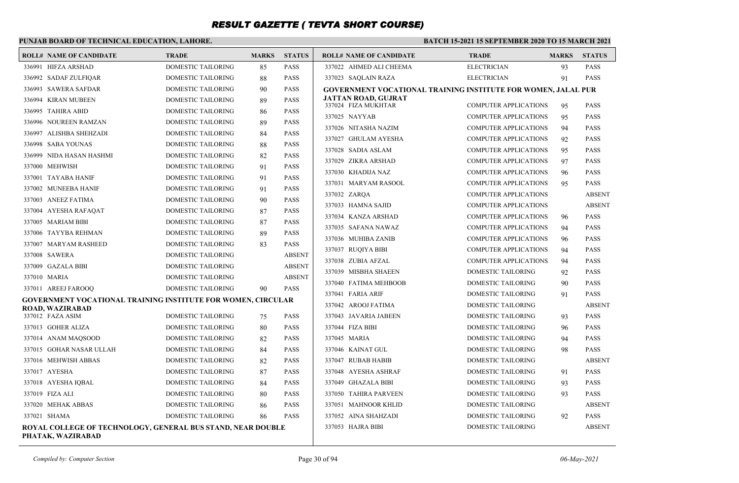# RESULT GAZETTE ( TEVTA SHORT COURSE)

**PUNJAB BOARD OF TECHNICAL EDUCATION, LAHORE.**

**BATCH 15-2021 15 SEPTEMBER 2020 TO 15 MARCH 2021**

| ROLL# | NAME OF CANDIDATE | TRADE | MARKS | STATUS |
|---|---|---|---|---|
| 336991 | HIFZA ARSHAD | DOMESTIC TAILORING | 85 | PASS |
| 336992 | SADAF ZULFIQAR | DOMESTIC TAILORING | 88 | PASS |
| 336993 | SAWERA SAFDAR | DOMESTIC TAILORING | 90 | PASS |
| 336994 | KIRAN MUBEEN | DOMESTIC TAILORING | 89 | PASS |
| 336995 | TAHIRA ABID | DOMESTIC TAILORING | 86 | PASS |
| 336996 | NOUREEN RAMZAN | DOMESTIC TAILORING | 89 | PASS |
| 336997 | ALISHBA SHEHZADI | DOMESTIC TAILORING | 84 | PASS |
| 336998 | SABA YOUNAS | DOMESTIC TAILORING | 88 | PASS |
| 336999 | NIDA HASAN HASHMI | DOMESTIC TAILORING | 82 | PASS |
| 337000 | MEHWISH | DOMESTIC TAILORING | 91 | PASS |
| 337001 | TAYABA HANIF | DOMESTIC TAILORING | 91 | PASS |
| 337002 | MUNEEBA HANIF | DOMESTIC TAILORING | 91 | PASS |
| 337003 | ANEEZ FATIMA | DOMESTIC TAILORING | 90 | PASS |
| 337004 | AYESHA RAFAQAT | DOMESTIC TAILORING | 87 | PASS |
| 337005 | MARIAM BIBI | DOMESTIC TAILORING | 87 | PASS |
| 337006 | TAYYBA REHMAN | DOMESTIC TAILORING | 89 | PASS |
| 337007 | MARYAM RASHEED | DOMESTIC TAILORING | 83 | PASS |
| 337008 | SAWERA | DOMESTIC TAILORING | | ABSENT |
| 337009 | GAZALA BIBI | DOMESTIC TAILORING | | ABSENT |
| 337010 | MARIA | DOMESTIC TAILORING | | ABSENT |
| 337011 | AREEJ FAROOQ | DOMESTIC TAILORING | 90 | PASS |

**GOVERNMENT VOCATIONAL TRAINING INSTITUTE FOR WOMEN, CIRCULAR ROAD, WAZIRABAD**

| ROLL# | NAME OF CANDIDATE | TRADE | MARKS | STATUS |
|---|---|---|---|---|
| 337012 | FAZA ASIM | DOMESTIC TAILORING | 75 | PASS |
| 337013 | GOHER ALIZA | DOMESTIC TAILORING | 80 | PASS |
| 337014 | ANAM MAQSOOD | DOMESTIC TAILORING | 82 | PASS |
| 337015 | GOHAR NASAR ULLAH | DOMESTIC TAILORING | 84 | PASS |
| 337016 | MEHWISH ABBAS | DOMESTIC TAILORING | 82 | PASS |
| 337017 | AYESHA | DOMESTIC TAILORING | 87 | PASS |
| 337018 | AYESHA IQBAL | DOMESTIC TAILORING | 84 | PASS |
| 337019 | FIZA ALI | DOMESTIC TAILORING | 80 | PASS |
| 337020 | MEHAK ABBAS | DOMESTIC TAILORING | 86 | PASS |
| 337021 | SHAMA | DOMESTIC TAILORING | 86 | PASS |

**ROYAL COLLEGE OF TECHNOLOGY, GENERAL BUS STAND, NEAR DOUBLE PHATAK, WAZIRABAD**

| ROLL# | NAME OF CANDIDATE | TRADE | MARKS | STATUS |
|---|---|---|---|---|
| 337022 | AHMED ALI CHEEMA | ELECTRICIAN | 93 | PASS |
| 337023 | SAQLAIN RAZA | ELECTRICIAN | 91 | PASS |

**GOVERNMENT VOCATIONAL TRAINING INSTITUTE FOR WOMEN, JALAL PUR JATTAN ROAD, GUJRAT**

| ROLL# | NAME OF CANDIDATE | TRADE | MARKS | STATUS |
|---|---|---|---|---|
| 337024 | FIZA MUKHTAR | COMPUTER APPLICATIONS | 95 | PASS |
| 337025 | NAYYAB | COMPUTER APPLICATIONS | 95 | PASS |
| 337026 | NITASHA NAZIM | COMPUTER APPLICATIONS | 94 | PASS |
| 337027 | GHULAM AYESHA | COMPUTER APPLICATIONS | 92 | PASS |
| 337028 | SADIA ASLAM | COMPUTER APPLICATIONS | 95 | PASS |
| 337029 | ZIKRA ARSHAD | COMPUTER APPLICATIONS | 97 | PASS |
| 337030 | KHADIJA NAZ | COMPUTER APPLICATIONS | 96 | PASS |
| 337031 | MARYAM RASOOL | COMPUTER APPLICATIONS | 95 | PASS |
| 337032 | ZARQA | COMPUTER APPLICATIONS | | ABSENT |
| 337033 | HAMNA SAJID | COMPUTER APPLICATIONS | | ABSENT |
| 337034 | KANZA ARSHAD | COMPUTER APPLICATIONS | 96 | PASS |
| 337035 | SAFANA NAWAZ | COMPUTER APPLICATIONS | 94 | PASS |
| 337036 | MUHIBA ZANIB | COMPUTER APPLICATIONS | 96 | PASS |
| 337037 | RUQIYA BIBI | COMPUTER APPLICATIONS | 94 | PASS |
| 337038 | ZUBIA AFZAL | COMPUTER APPLICATIONS | 94 | PASS |
| 337039 | MISBHA SHAEEN | DOMESTIC TAILORING | 92 | PASS |
| 337040 | FATIMA MEHBOOB | DOMESTIC TAILORING | 90 | PASS |
| 337041 | FARIA ARIF | DOMESTIC TAILORING | 91 | PASS |
| 337042 | AROOJ FATIMA | DOMESTIC TAILORING | | ABSENT |
| 337043 | JAVARIA JABEEN | DOMESTIC TAILORING | 93 | PASS |
| 337044 | FIZA BIBI | DOMESTIC TAILORING | 96 | PASS |
| 337045 | MARIA | DOMESTIC TAILORING | 94 | PASS |
| 337046 | KAINAT GUL | DOMESTIC TAILORING | 98 | PASS |
| 337047 | RUBAB HABIB | DOMESTIC TAILORING | | ABSENT |
| 337048 | AYESHA ASHRAF | DOMESTIC TAILORING | 91 | PASS |
| 337049 | GHAZALA BIBI | DOMESTIC TAILORING | 93 | PASS |
| 337050 | TAHIRA PARVEEN | DOMESTIC TAILORING | 93 | PASS |
| 337051 | MAHNOOR KHLID | DOMESTIC TAILORING | | ABSENT |
| 337052 | AINA SHAHZADI | DOMESTIC TAILORING | 92 | PASS |
| 337053 | HAJRA BIBI | DOMESTIC TAILORING | | ABSENT |

*Compiled by: Computer Section* *06-May-2021*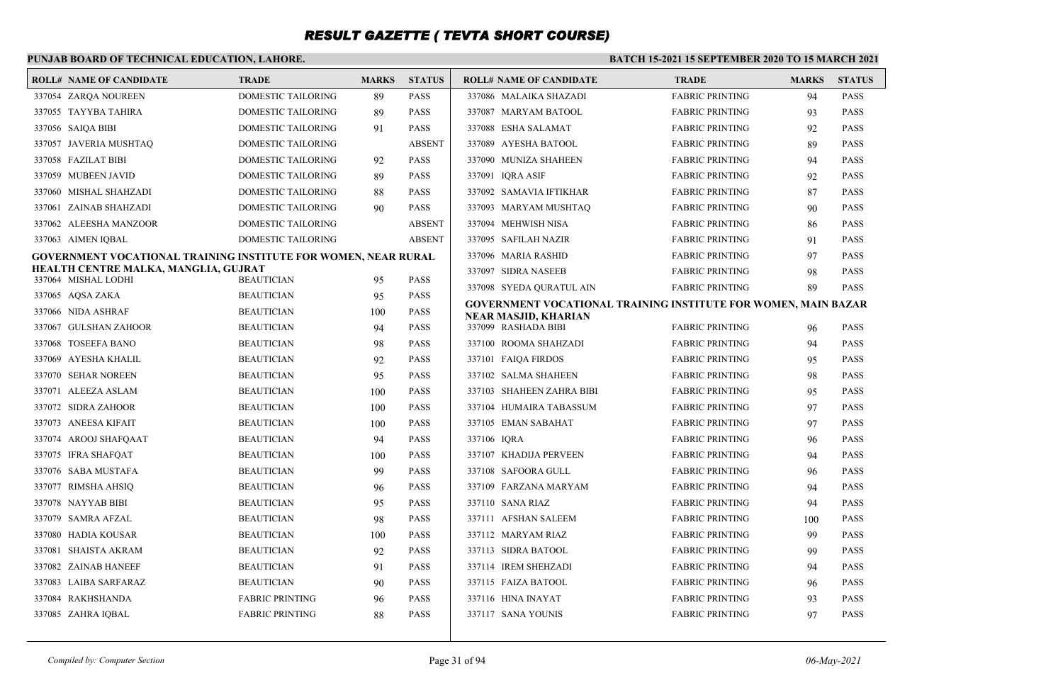# RESULT GAZETTE ( TEVTA SHORT COURSE)

**PUNJAB BOARD OF TECHNICAL EDUCATION, LAHORE.**

**BATCH 15-2021 15 SEPTEMBER 2020 TO 15 MARCH 2021**

| ROLL# | NAME OF CANDIDATE | TRADE | MARKS | STATUS |
|---|---|---|---|---|
| 337054 | ZARQA NOUREEN | DOMESTIC TAILORING | 89 | PASS |
| 337055 | TAYYBA TAHIRA | DOMESTIC TAILORING | 89 | PASS |
| 337056 | SAIQA BIBI | DOMESTIC TAILORING | 91 | PASS |
| 337057 | JAVERIA MUSHTAQ | DOMESTIC TAILORING | | ABSENT |
| 337058 | FAZILAT BIBI | DOMESTIC TAILORING | 92 | PASS |
| 337059 | MUBEEN JAVID | DOMESTIC TAILORING | 89 | PASS |
| 337060 | MISHAL SHAHZADI | DOMESTIC TAILORING | 88 | PASS |
| 337061 | ZAINAB SHAHZADI | DOMESTIC TAILORING | 90 | PASS |
| 337062 | ALEESHA MANZOOR | DOMESTIC TAILORING | | ABSENT |
| 337063 | AIMEN IQBAL | DOMESTIC TAILORING | | ABSENT |

**GOVERNMENT VOCATIONAL TRAINING INSTITUTE FOR WOMEN, NEAR RURAL HEALTH CENTRE MALKA, MANGLIA, GUJRAT**

| ROLL# | NAME OF CANDIDATE | TRADE | MARKS | STATUS |
|---|---|---|---|---|
| 337064 | MISHAL LODHI | BEAUTICIAN | 95 | PASS |
| 337065 | AQSA ZAKA | BEAUTICIAN | 95 | PASS |
| 337066 | NIDA ASHRAF | BEAUTICIAN | 100 | PASS |
| 337067 | GULSHAN ZAHOOR | BEAUTICIAN | 94 | PASS |
| 337068 | TOSEEFA BANO | BEAUTICIAN | 98 | PASS |
| 337069 | AYESHA KHALIL | BEAUTICIAN | 92 | PASS |
| 337070 | SEHAR NOREEN | BEAUTICIAN | 95 | PASS |
| 337071 | ALEEZA ASLAM | BEAUTICIAN | 100 | PASS |
| 337072 | SIDRA ZAHOOR | BEAUTICIAN | 100 | PASS |
| 337073 | ANEESA KIFAIT | BEAUTICIAN | 100 | PASS |
| 337074 | AROOJ SHAFQAAT | BEAUTICIAN | 94 | PASS |
| 337075 | IFRA SHAFQAT | BEAUTICIAN | 100 | PASS |
| 337076 | SABA MUSTAFA | BEAUTICIAN | 99 | PASS |
| 337077 | RIMSHA AHSIQ | BEAUTICIAN | 96 | PASS |
| 337078 | NAYYAB BIBI | BEAUTICIAN | 95 | PASS |
| 337079 | SAMRA AFZAL | BEAUTICIAN | 98 | PASS |
| 337080 | HADIA KOUSAR | BEAUTICIAN | 100 | PASS |
| 337081 | SHAISTA AKRAM | BEAUTICIAN | 92 | PASS |
| 337082 | ZAINAB HANEEF | BEAUTICIAN | 91 | PASS |
| 337083 | LAIBA SARFARAZ | BEAUTICIAN | 90 | PASS |
| 337084 | RAKHSHANDA | FABRIC PRINTING | 96 | PASS |
| 337085 | ZAHRA IQBAL | FABRIC PRINTING | 88 | PASS |
| 337086 | MALAIKA SHAZADI | FABRIC PRINTING | 94 | PASS |
| 337087 | MARYAM BATOOL | FABRIC PRINTING | 93 | PASS |
| 337088 | ESHA SALAMAT | FABRIC PRINTING | 92 | PASS |
| 337089 | AYESHA BATOOL | FABRIC PRINTING | 89 | PASS |
| 337090 | MUNIZA SHAHEEN | FABRIC PRINTING | 94 | PASS |
| 337091 | IQRA ASIF | FABRIC PRINTING | 92 | PASS |
| 337092 | SAMAVIA IFTIKHAR | FABRIC PRINTING | 87 | PASS |
| 337093 | MARYAM MUSHTAQ | FABRIC PRINTING | 90 | PASS |
| 337094 | MEHWISH NISA | FABRIC PRINTING | 86 | PASS |
| 337095 | SAFILAH NAZIR | FABRIC PRINTING | 91 | PASS |
| 337096 | MARIA RASHID | FABRIC PRINTING | 97 | PASS |
| 337097 | SIDRA NASEEB | FABRIC PRINTING | 98 | PASS |
| 337098 | SYEDA QURATUL AIN | FABRIC PRINTING | 89 | PASS |

**GOVERNMENT VOCATIONAL TRAINING INSTITUTE FOR WOMEN, MAIN BAZAR NEAR MASJID, KHARIAN**

| ROLL# | NAME OF CANDIDATE | TRADE | MARKS | STATUS |
|---|---|---|---|---|
| 337099 | RASHADA BIBI | FABRIC PRINTING | 96 | PASS |
| 337100 | ROOMA SHAHZADI | FABRIC PRINTING | 94 | PASS |
| 337101 | FAIQA FIRDOS | FABRIC PRINTING | 95 | PASS |
| 337102 | SALMA SHAHEEN | FABRIC PRINTING | 98 | PASS |
| 337103 | SHAHEEN ZAHRA BIBI | FABRIC PRINTING | 95 | PASS |
| 337104 | HUMAIRA TABASSUM | FABRIC PRINTING | 97 | PASS |
| 337105 | EMAN SABAHAT | FABRIC PRINTING | 97 | PASS |
| 337106 | IQRA | FABRIC PRINTING | 96 | PASS |
| 337107 | KHADIJA PERVEEN | FABRIC PRINTING | 94 | PASS |
| 337108 | SAFOORA GULL | FABRIC PRINTING | 96 | PASS |
| 337109 | FARZANA MARYAM | FABRIC PRINTING | 94 | PASS |
| 337110 | SANA RIAZ | FABRIC PRINTING | 94 | PASS |
| 337111 | AFSHAN SALEEM | FABRIC PRINTING | 100 | PASS |
| 337112 | MARYAM RIAZ | FABRIC PRINTING | 99 | PASS |
| 337113 | SIDRA BATOOL | FABRIC PRINTING | 99 | PASS |
| 337114 | IREM SHEHZADI | FABRIC PRINTING | 94 | PASS |
| 337115 | FAIZA BATOOL | FABRIC PRINTING | 96 | PASS |
| 337116 | HINA INAYAT | FABRIC PRINTING | 93 | PASS |
| 337117 | SANA YOUNIS | FABRIC PRINTING | 97 | PASS |

*Compiled by: Computer Section*

*06-May-2021*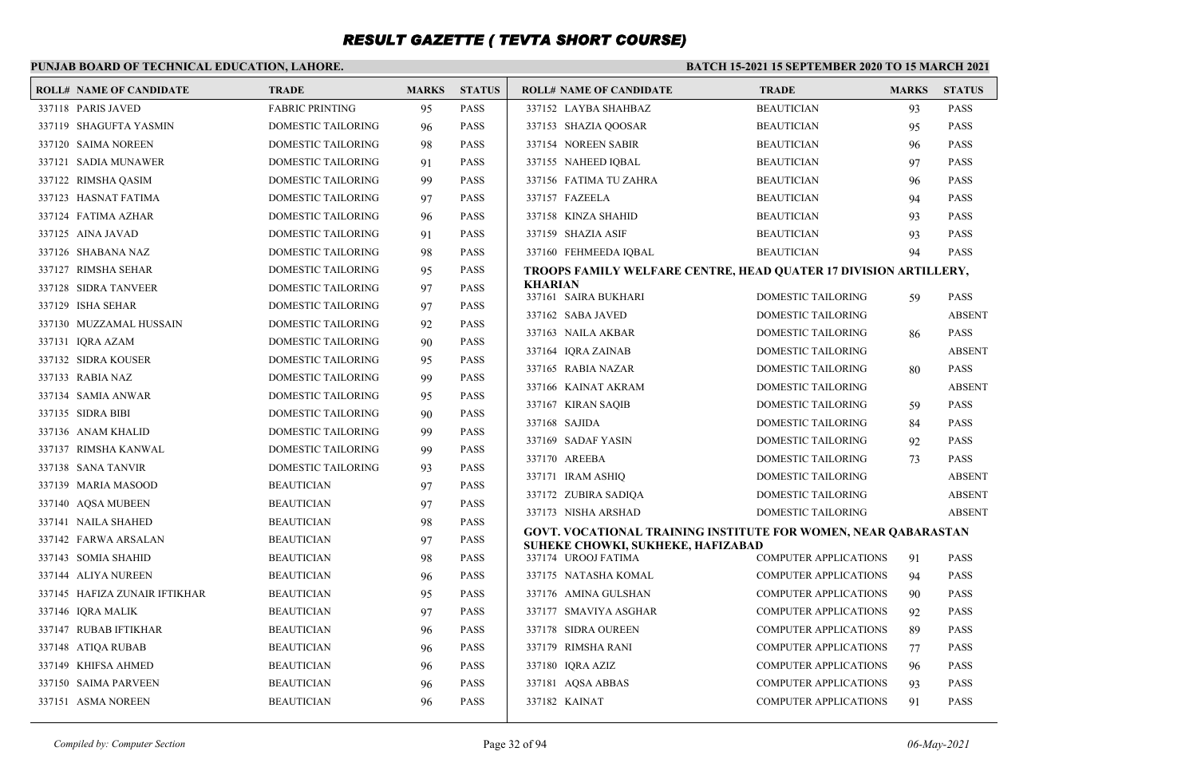# RESULT GAZETTE ( TEVTA SHORT COURSE)

**PUNJAB BOARD OF TECHNICAL EDUCATION, LAHORE.**

**BATCH 15-2021 15 SEPTEMBER 2020 TO 15 MARCH 2021**

| ROLL# | NAME OF CANDIDATE | TRADE | MARKS | STATUS |
|---|---|---|---|---|
| 337118 | PARIS JAVED | FABRIC PRINTING | 95 | PASS |
| 337119 | SHAGUFTA YASMIN | DOMESTIC TAILORING | 96 | PASS |
| 337120 | SAIMA NOREEN | DOMESTIC TAILORING | 98 | PASS |
| 337121 | SADIA MUNAWER | DOMESTIC TAILORING | 91 | PASS |
| 337122 | RIMSHA QASIM | DOMESTIC TAILORING | 99 | PASS |
| 337123 | HASNAT FATIMA | DOMESTIC TAILORING | 97 | PASS |
| 337124 | FATIMA AZHAR | DOMESTIC TAILORING | 96 | PASS |
| 337125 | AINA JAVAD | DOMESTIC TAILORING | 91 | PASS |
| 337126 | SHABANA NAZ | DOMESTIC TAILORING | 98 | PASS |
| 337127 | RIMSHA SEHAR | DOMESTIC TAILORING | 95 | PASS |
| 337128 | SIDRA TANVEER | DOMESTIC TAILORING | 97 | PASS |
| 337129 | ISHA SEHAR | DOMESTIC TAILORING | 97 | PASS |
| 337130 | MUZZAMAL HUSSAIN | DOMESTIC TAILORING | 92 | PASS |
| 337131 | IQRA AZAM | DOMESTIC TAILORING | 90 | PASS |
| 337132 | SIDRA KOUSER | DOMESTIC TAILORING | 95 | PASS |
| 337133 | RABIA NAZ | DOMESTIC TAILORING | 99 | PASS |
| 337134 | SAMIA ANWAR | DOMESTIC TAILORING | 95 | PASS |
| 337135 | SIDRA BIBI | DOMESTIC TAILORING | 90 | PASS |
| 337136 | ANAM KHALID | DOMESTIC TAILORING | 99 | PASS |
| 337137 | RIMSHA KANWAL | DOMESTIC TAILORING | 99 | PASS |
| 337138 | SANA TANVIR | DOMESTIC TAILORING | 93 | PASS |
| 337139 | MARIA MASOOD | BEAUTICIAN | 97 | PASS |
| 337140 | AQSA MUBEEN | BEAUTICIAN | 97 | PASS |
| 337141 | NAILA SHAHED | BEAUTICIAN | 98 | PASS |
| 337142 | FARWA ARSALAN | BEAUTICIAN | 97 | PASS |
| 337143 | SOMIA SHAHID | BEAUTICIAN | 98 | PASS |
| 337144 | ALIYA NUREEN | BEAUTICIAN | 96 | PASS |
| 337145 | HAFIZA ZUNAIR IFTIKHAR | BEAUTICIAN | 95 | PASS |
| 337146 | IQRA MALIK | BEAUTICIAN | 97 | PASS |
| 337147 | RUBAB IFTIKHAR | BEAUTICIAN | 96 | PASS |
| 337148 | ATIQA RUBAB | BEAUTICIAN | 96 | PASS |
| 337149 | KHIFSA AHMED | BEAUTICIAN | 96 | PASS |
| 337150 | SAIMA PARVEEN | BEAUTICIAN | 96 | PASS |
| 337151 | ASMA NOREEN | BEAUTICIAN | 96 | PASS |
| 337152 | LAYBA SHAHBAZ | BEAUTICIAN | 93 | PASS |
| 337153 | SHAZIA QOOSAR | BEAUTICIAN | 95 | PASS |
| 337154 | NOREEN SABIR | BEAUTICIAN | 96 | PASS |
| 337155 | NAHEED IQBAL | BEAUTICIAN | 97 | PASS |
| 337156 | FATIMA TU ZAHRA | BEAUTICIAN | 96 | PASS |
| 337157 | FAZEELA | BEAUTICIAN | 94 | PASS |
| 337158 | KINZA SHAHID | BEAUTICIAN | 93 | PASS |
| 337159 | SHAZIA ASIF | BEAUTICIAN | 93 | PASS |
| 337160 | FEHMEEDA IQBAL | BEAUTICIAN | 94 | PASS |

**TROOPS FAMILY WELFARE CENTRE, HEAD QUATER 17 DIVISION ARTILLERY, KHARIAN**

| ROLL# | NAME OF CANDIDATE | TRADE | MARKS | STATUS |
|---|---|---|---|---|
| 337161 | SAIRA BUKHARI | DOMESTIC TAILORING | 59 | PASS |
| 337162 | SABA JAVED | DOMESTIC TAILORING | | ABSENT |
| 337163 | NAILA AKBAR | DOMESTIC TAILORING | 86 | PASS |
| 337164 | IQRA ZAINAB | DOMESTIC TAILORING | | ABSENT |
| 337165 | RABIA NAZAR | DOMESTIC TAILORING | 80 | PASS |
| 337166 | KAINAT AKRAM | DOMESTIC TAILORING | | ABSENT |
| 337167 | KIRAN SAQIB | DOMESTIC TAILORING | 59 | PASS |
| 337168 | SAJIDA | DOMESTIC TAILORING | 84 | PASS |
| 337169 | SADAF YASIN | DOMESTIC TAILORING | 92 | PASS |
| 337170 | AREEBA | DOMESTIC TAILORING | 73 | PASS |
| 337171 | IRAM ASHIQ | DOMESTIC TAILORING | | ABSENT |
| 337172 | ZUBIRA SADIQA | DOMESTIC TAILORING | | ABSENT |
| 337173 | NISHA ARSHAD | DOMESTIC TAILORING | | ABSENT |

**GOVT. VOCATIONAL TRAINING INSTITUTE FOR WOMEN, NEAR QABARASTAN SUHEKE CHOWKI, SUKHEKE, HAFIZABAD**

| ROLL# | NAME OF CANDIDATE | TRADE | MARKS | STATUS |
|---|---|---|---|---|
| 337174 | UROOJ FATIMA | COMPUTER APPLICATIONS | 91 | PASS |
| 337175 | NATASHA KOMAL | COMPUTER APPLICATIONS | 94 | PASS |
| 337176 | AMINA GULSHAN | COMPUTER APPLICATIONS | 90 | PASS |
| 337177 | SMAVIYA ASGHAR | COMPUTER APPLICATIONS | 92 | PASS |
| 337178 | SIDRA OUREEN | COMPUTER APPLICATIONS | 89 | PASS |
| 337179 | RIMSHA RANI | COMPUTER APPLICATIONS | 77 | PASS |
| 337180 | IQRA AZIZ | COMPUTER APPLICATIONS | 96 | PASS |
| 337181 | AQSA ABBAS | COMPUTER APPLICATIONS | 93 | PASS |
| 337182 | KAINAT | COMPUTER APPLICATIONS | 91 | PASS |

*Compiled by: Computer Section*

*06-May-2021*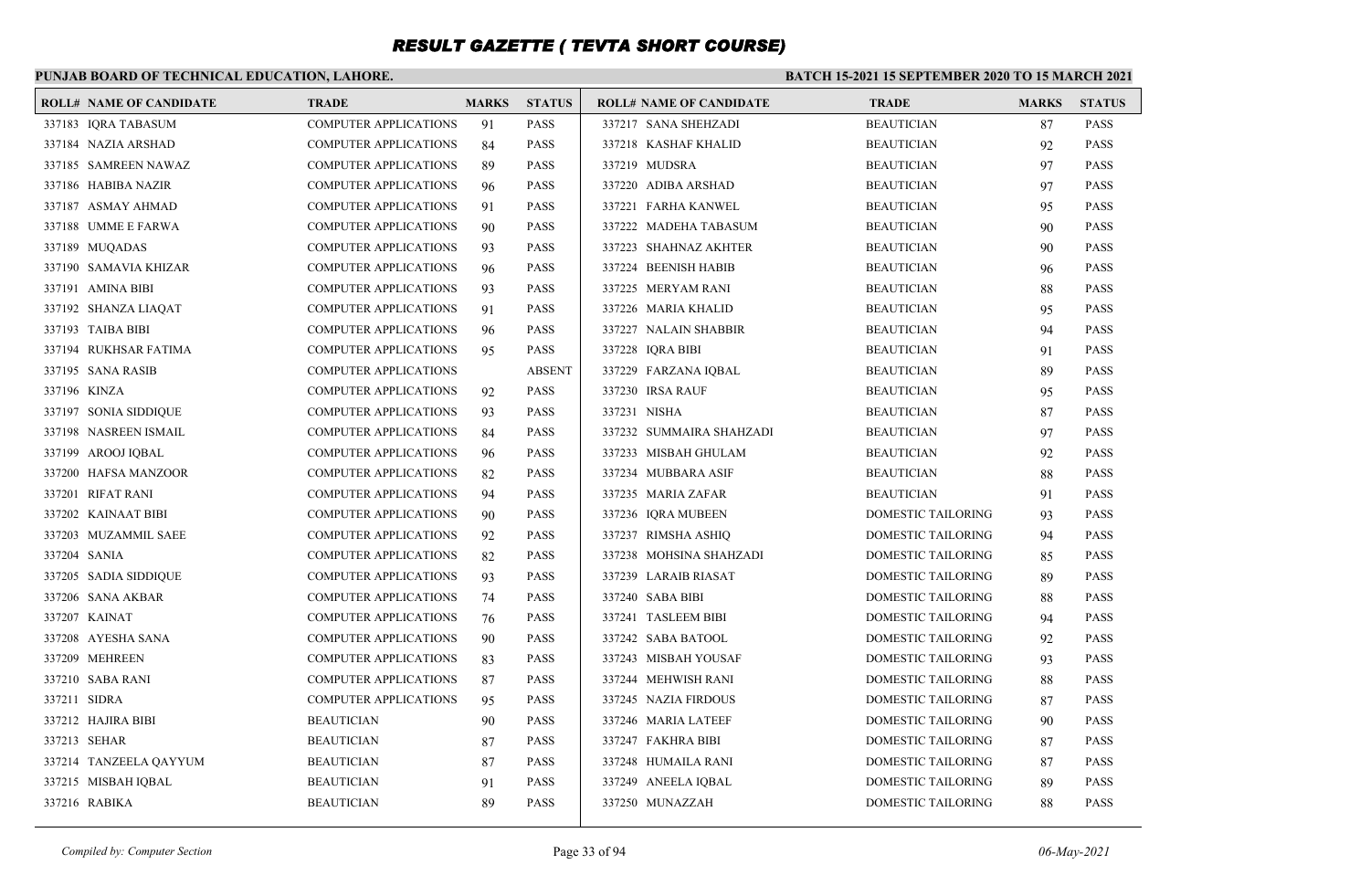# RESULT GAZETTE ( TEVTA SHORT COURSE)

**PUNJAB BOARD OF TECHNICAL EDUCATION, LAHORE.**

**BATCH 15-2021 15 SEPTEMBER 2020 TO 15 MARCH 2021**

| ROLL# | NAME OF CANDIDATE | TRADE | MARKS | STATUS |
|---|---|---|---|---|
| 337183 | IQRA TABASUM | COMPUTER APPLICATIONS | 91 | PASS |
| 337184 | NAZIA ARSHAD | COMPUTER APPLICATIONS | 84 | PASS |
| 337185 | SAMREEN NAWAZ | COMPUTER APPLICATIONS | 89 | PASS |
| 337186 | HABIBA NAZIR | COMPUTER APPLICATIONS | 96 | PASS |
| 337187 | ASMAY AHMAD | COMPUTER APPLICATIONS | 91 | PASS |
| 337188 | UMME E FARWA | COMPUTER APPLICATIONS | 90 | PASS |
| 337189 | MUQADAS | COMPUTER APPLICATIONS | 93 | PASS |
| 337190 | SAMAVIA KHIZAR | COMPUTER APPLICATIONS | 96 | PASS |
| 337191 | AMINA BIBI | COMPUTER APPLICATIONS | 93 | PASS |
| 337192 | SHANZA LIAQAT | COMPUTER APPLICATIONS | 91 | PASS |
| 337193 | TAIBA BIBI | COMPUTER APPLICATIONS | 96 | PASS |
| 337194 | RUKHSAR FATIMA | COMPUTER APPLICATIONS | 95 | PASS |
| 337195 | SANA RASIB | COMPUTER APPLICATIONS | | ABSENT |
| 337196 | KINZA | COMPUTER APPLICATIONS | 92 | PASS |
| 337197 | SONIA SIDDIQUE | COMPUTER APPLICATIONS | 93 | PASS |
| 337198 | NASREEN ISMAIL | COMPUTER APPLICATIONS | 84 | PASS |
| 337199 | AROOJ IQBAL | COMPUTER APPLICATIONS | 96 | PASS |
| 337200 | HAFSA MANZOOR | COMPUTER APPLICATIONS | 82 | PASS |
| 337201 | RIFAT RANI | COMPUTER APPLICATIONS | 94 | PASS |
| 337202 | KAINAAT BIBI | COMPUTER APPLICATIONS | 90 | PASS |
| 337203 | MUZAMMIL SAEE | COMPUTER APPLICATIONS | 92 | PASS |
| 337204 | SANIA | COMPUTER APPLICATIONS | 82 | PASS |
| 337205 | SADIA SIDDIQUE | COMPUTER APPLICATIONS | 93 | PASS |
| 337206 | SANA AKBAR | COMPUTER APPLICATIONS | 74 | PASS |
| 337207 | KAINAT | COMPUTER APPLICATIONS | 76 | PASS |
| 337208 | AYESHA SANA | COMPUTER APPLICATIONS | 90 | PASS |
| 337209 | MEHREEN | COMPUTER APPLICATIONS | 83 | PASS |
| 337210 | SABA RANI | COMPUTER APPLICATIONS | 87 | PASS |
| 337211 | SIDRA | COMPUTER APPLICATIONS | 95 | PASS |
| 337212 | HAJIRA BIBI | BEAUTICIAN | 90 | PASS |
| 337213 | SEHAR | BEAUTICIAN | 87 | PASS |
| 337214 | TANZEELA QAYYUM | BEAUTICIAN | 87 | PASS |
| 337215 | MISBAH IQBAL | BEAUTICIAN | 91 | PASS |
| 337216 | RABIKA | BEAUTICIAN | 89 | PASS |
| 337217 | SANA SHEHZADI | BEAUTICIAN | 87 | PASS |
| 337218 | KASHAF KHALID | BEAUTICIAN | 92 | PASS |
| 337219 | MUDSRA | BEAUTICIAN | 97 | PASS |
| 337220 | ADIBA ARSHAD | BEAUTICIAN | 97 | PASS |
| 337221 | FARHA KANWEL | BEAUTICIAN | 95 | PASS |
| 337222 | MADEHA TABASUM | BEAUTICIAN | 90 | PASS |
| 337223 | SHAHNAZ AKHTER | BEAUTICIAN | 90 | PASS |
| 337224 | BEENISH HABIB | BEAUTICIAN | 96 | PASS |
| 337225 | MERYAM RANI | BEAUTICIAN | 88 | PASS |
| 337226 | MARIA KHALID | BEAUTICIAN | 95 | PASS |
| 337227 | NALAIN SHABBIR | BEAUTICIAN | 94 | PASS |
| 337228 | IQRA BIBI | BEAUTICIAN | 91 | PASS |
| 337229 | FARZANA IQBAL | BEAUTICIAN | 89 | PASS |
| 337230 | IRSA RAUF | BEAUTICIAN | 95 | PASS |
| 337231 | NISHA | BEAUTICIAN | 87 | PASS |
| 337232 | SUMMAIRA SHAHZADI | BEAUTICIAN | 97 | PASS |
| 337233 | MISBAH GHULAM | BEAUTICIAN | 92 | PASS |
| 337234 | MUBBARA ASIF | BEAUTICIAN | 88 | PASS |
| 337235 | MARIA ZAFAR | BEAUTICIAN | 91 | PASS |
| 337236 | IQRA MUBEEN | DOMESTIC TAILORING | 93 | PASS |
| 337237 | RIMSHA ASHIQ | DOMESTIC TAILORING | 94 | PASS |
| 337238 | MOHSINA SHAHZADI | DOMESTIC TAILORING | 85 | PASS |
| 337239 | LARAIB RIASAT | DOMESTIC TAILORING | 89 | PASS |
| 337240 | SABA BIBI | DOMESTIC TAILORING | 88 | PASS |
| 337241 | TASLEEM BIBI | DOMESTIC TAILORING | 94 | PASS |
| 337242 | SABA BATOOL | DOMESTIC TAILORING | 92 | PASS |
| 337243 | MISBAH YOUSAF | DOMESTIC TAILORING | 93 | PASS |
| 337244 | MEHWISH RANI | DOMESTIC TAILORING | 88 | PASS |
| 337245 | NAZIA FIRDOUS | DOMESTIC TAILORING | 87 | PASS |
| 337246 | MARIA LATEEF | DOMESTIC TAILORING | 90 | PASS |
| 337247 | FAKHRA BIBI | DOMESTIC TAILORING | 87 | PASS |
| 337248 | HUMAILA RANI | DOMESTIC TAILORING | 87 | PASS |
| 337249 | ANEELA IQBAL | DOMESTIC TAILORING | 89 | PASS |
| 337250 | MUNAZZAH | DOMESTIC TAILORING | 88 | PASS |

*Compiled by: Computer Section*

*06-May-2021*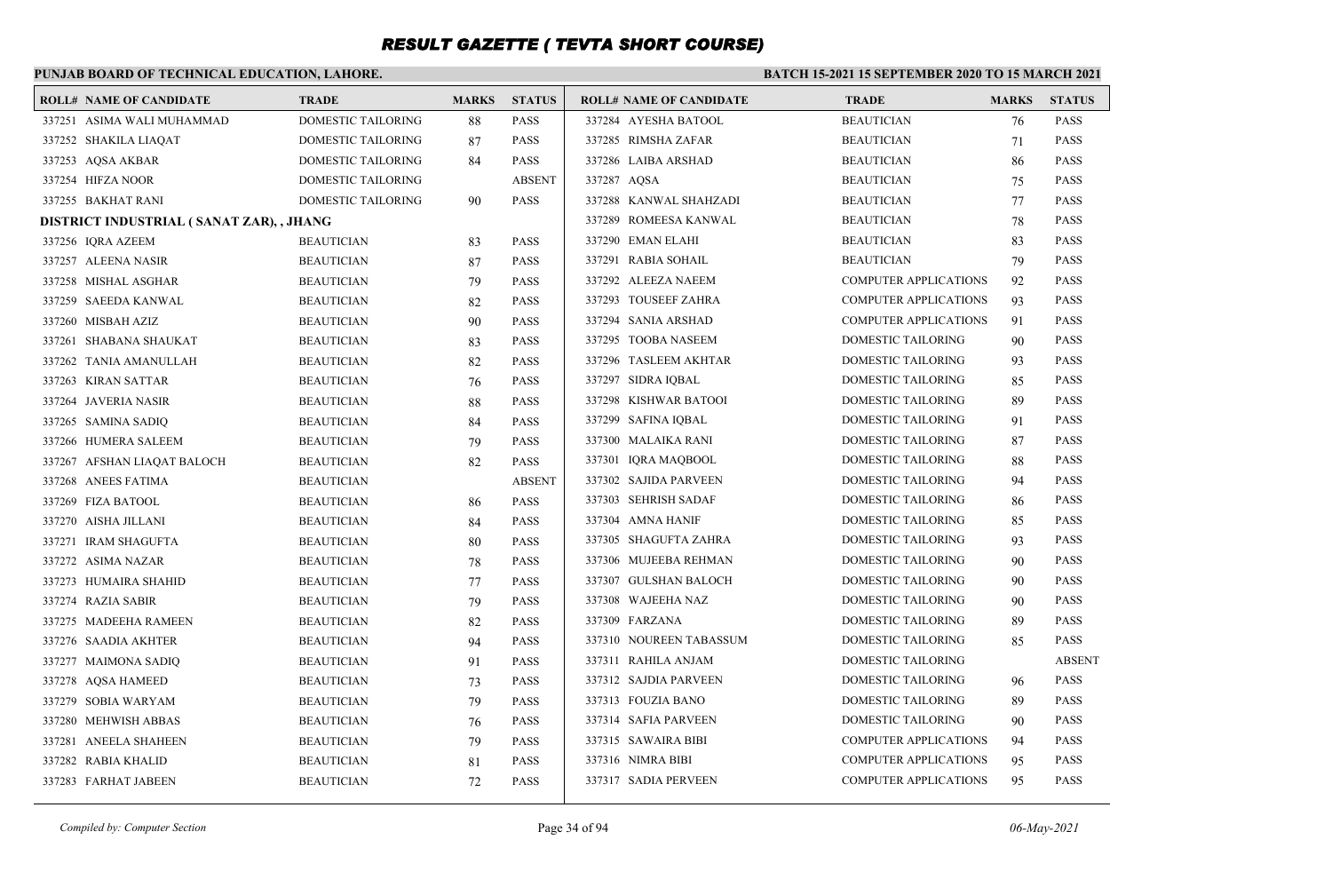# RESULT GAZETTE ( TEVTA SHORT COURSE)

**PUNJAB BOARD OF TECHNICAL EDUCATION, LAHORE.**

**BATCH 15-2021 15 SEPTEMBER 2020 TO 15 MARCH 2021**

| ROLL# | NAME OF CANDIDATE | TRADE | MARKS | STATUS |
|---|---|---|---|---|
| 337251 | ASIMA WALI MUHAMMAD | DOMESTIC TAILORING | 88 | PASS |
| 337252 | SHAKILA LIAQAT | DOMESTIC TAILORING | 87 | PASS |
| 337253 | AQSA AKBAR | DOMESTIC TAILORING | 84 | PASS |
| 337254 | HIFZA NOOR | DOMESTIC TAILORING | | ABSENT |
| 337255 | BAKHAT RANI | DOMESTIC TAILORING | 90 | PASS |
| **DISTRICT INDUSTRIAL ( SANAT ZAR), , JHANG** | | | | |
| 337256 | IQRA AZEEM | BEAUTICIAN | 83 | PASS |
| 337257 | ALEENA NASIR | BEAUTICIAN | 87 | PASS |
| 337258 | MISHAL ASGHAR | BEAUTICIAN | 79 | PASS |
| 337259 | SAEEDA KANWAL | BEAUTICIAN | 82 | PASS |
| 337260 | MISBAH AZIZ | BEAUTICIAN | 90 | PASS |
| 337261 | SHABANA SHAUKAT | BEAUTICIAN | 83 | PASS |
| 337262 | TANIA AMANULLAH | BEAUTICIAN | 82 | PASS |
| 337263 | KIRAN SATTAR | BEAUTICIAN | 76 | PASS |
| 337264 | JAVERIA NASIR | BEAUTICIAN | 88 | PASS |
| 337265 | SAMINA SADIQ | BEAUTICIAN | 84 | PASS |
| 337266 | HUMERA SALEEM | BEAUTICIAN | 79 | PASS |
| 337267 | AFSHAN LIAQAT BALOCH | BEAUTICIAN | 82 | PASS |
| 337268 | ANEES FATIMA | BEAUTICIAN | | ABSENT |
| 337269 | FIZA BATOOL | BEAUTICIAN | 86 | PASS |
| 337270 | AISHA JILLANI | BEAUTICIAN | 84 | PASS |
| 337271 | IRAM SHAGUFTA | BEAUTICIAN | 80 | PASS |
| 337272 | ASIMA NAZAR | BEAUTICIAN | 78 | PASS |
| 337273 | HUMAIRA SHAHID | BEAUTICIAN | 77 | PASS |
| 337274 | RAZIA SABIR | BEAUTICIAN | 79 | PASS |
| 337275 | MADEEHA RAMEEN | BEAUTICIAN | 82 | PASS |
| 337276 | SAADIA AKHTER | BEAUTICIAN | 94 | PASS |
| 337277 | MAIMONA SADIQ | BEAUTICIAN | 91 | PASS |
| 337278 | AQSA HAMEED | BEAUTICIAN | 73 | PASS |
| 337279 | SOBIA WARYAM | BEAUTICIAN | 79 | PASS |
| 337280 | MEHWISH ABBAS | BEAUTICIAN | 76 | PASS |
| 337281 | ANEELA SHAHEEN | BEAUTICIAN | 79 | PASS |
| 337282 | RABIA KHALID | BEAUTICIAN | 81 | PASS |
| 337283 | FARHAT JABEEN | BEAUTICIAN | 72 | PASS |
| 337284 | AYESHA BATOOL | BEAUTICIAN | 76 | PASS |
| 337285 | RIMSHA ZAFAR | BEAUTICIAN | 71 | PASS |
| 337286 | LAIBA ARSHAD | BEAUTICIAN | 86 | PASS |
| 337287 | AQSA | BEAUTICIAN | 75 | PASS |
| 337288 | KANWAL SHAHZADI | BEAUTICIAN | 77 | PASS |
| 337289 | ROMEESA KANWAL | BEAUTICIAN | 78 | PASS |
| 337290 | EMAN ELAHI | BEAUTICIAN | 83 | PASS |
| 337291 | RABIA SOHAIL | BEAUTICIAN | 79 | PASS |
| 337292 | ALEEZA NAEEM | COMPUTER APPLICATIONS | 92 | PASS |
| 337293 | TOUSEEF ZAHRA | COMPUTER APPLICATIONS | 93 | PASS |
| 337294 | SANIA ARSHAD | COMPUTER APPLICATIONS | 91 | PASS |
| 337295 | TOOBA NASEEM | DOMESTIC TAILORING | 90 | PASS |
| 337296 | TASLEEM AKHTAR | DOMESTIC TAILORING | 93 | PASS |
| 337297 | SIDRA IQBAL | DOMESTIC TAILORING | 85 | PASS |
| 337298 | KISHWAR BATOOI | DOMESTIC TAILORING | 89 | PASS |
| 337299 | SAFINA IQBAL | DOMESTIC TAILORING | 91 | PASS |
| 337300 | MALAIKA RANI | DOMESTIC TAILORING | 87 | PASS |
| 337301 | IQRA MAQBOOL | DOMESTIC TAILORING | 88 | PASS |
| 337302 | SAJIDA PARVEEN | DOMESTIC TAILORING | 94 | PASS |
| 337303 | SEHRISH SADAF | DOMESTIC TAILORING | 86 | PASS |
| 337304 | AMNA HANIF | DOMESTIC TAILORING | 85 | PASS |
| 337305 | SHAGUFTA ZAHRA | DOMESTIC TAILORING | 93 | PASS |
| 337306 | MUJEEBA REHMAN | DOMESTIC TAILORING | 90 | PASS |
| 337307 | GULSHAN BALOCH | DOMESTIC TAILORING | 90 | PASS |
| 337308 | WAJEEHA NAZ | DOMESTIC TAILORING | 90 | PASS |
| 337309 | FARZANA | DOMESTIC TAILORING | 89 | PASS |
| 337310 | NOUREEN TABASSUM | DOMESTIC TAILORING | 85 | PASS |
| 337311 | RAHILA ANJAM | DOMESTIC TAILORING | | ABSENT |
| 337312 | SAJDIA PARVEEN | DOMESTIC TAILORING | 96 | PASS |
| 337313 | FOUZIA BANO | DOMESTIC TAILORING | 89 | PASS |
| 337314 | SAFIA PARVEEN | DOMESTIC TAILORING | 90 | PASS |
| 337315 | SAWAIRA BIBI | COMPUTER APPLICATIONS | 94 | PASS |
| 337316 | NIMRA BIBI | COMPUTER APPLICATIONS | 95 | PASS |
| 337317 | SADIA PERVEEN | COMPUTER APPLICATIONS | 95 | PASS |

*Compiled by: Computer Section*

*06-May-2021*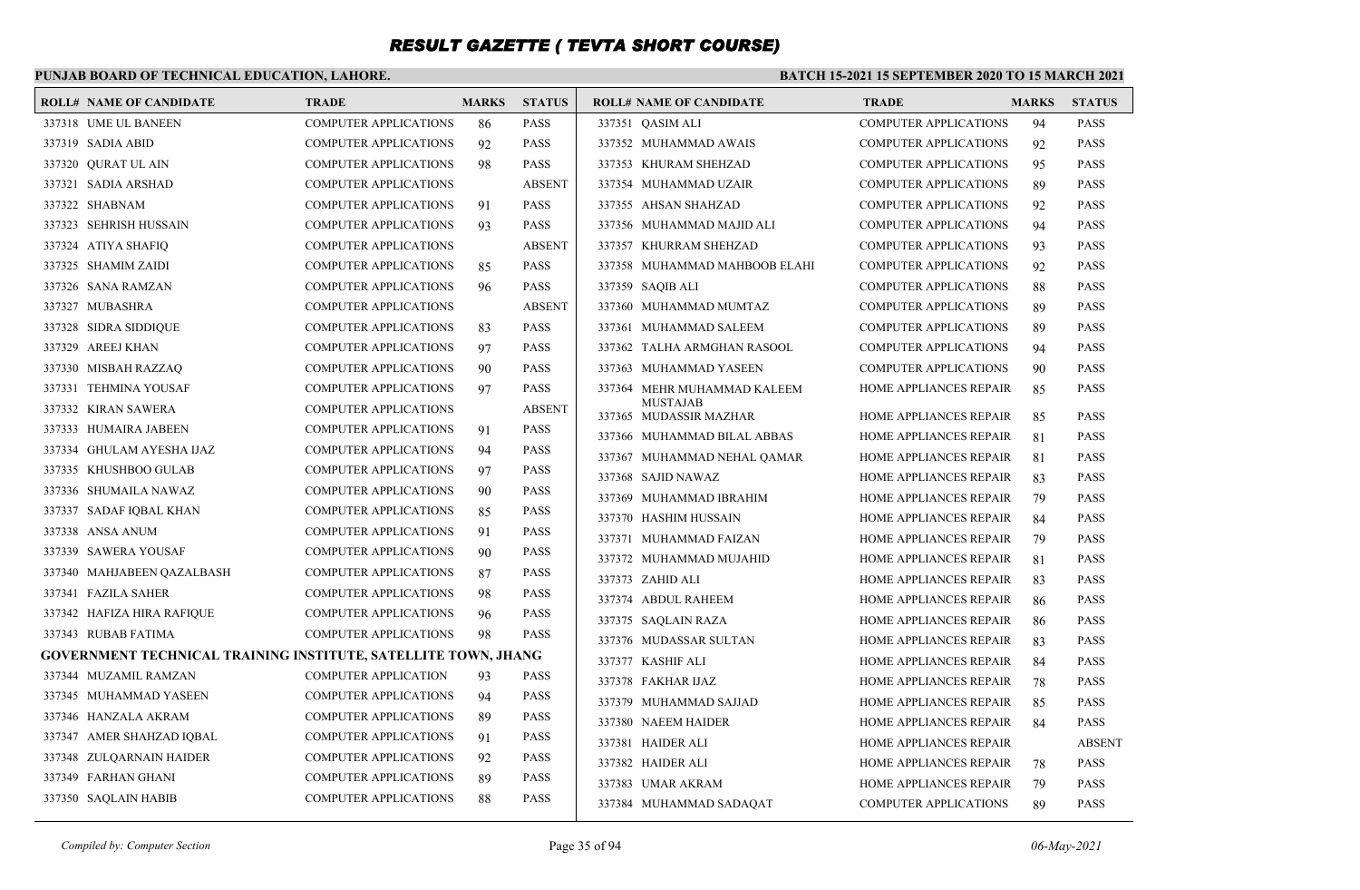# RESULT GAZETTE ( TEVTA SHORT COURSE)

**PUNJAB BOARD OF TECHNICAL EDUCATION, LAHORE.**

**BATCH 15-2021 15 SEPTEMBER 2020 TO 15 MARCH 2021**

| ROLL# | NAME OF CANDIDATE | TRADE | MARKS | STATUS |
|---|---|---|---|---|
| 337318 | UME UL BANEEN | COMPUTER APPLICATIONS | 86 | PASS |
| 337319 | SADIA ABID | COMPUTER APPLICATIONS | 92 | PASS |
| 337320 | QURAT UL AIN | COMPUTER APPLICATIONS | 98 | PASS |
| 337321 | SADIA ARSHAD | COMPUTER APPLICATIONS | | ABSENT |
| 337322 | SHABNAM | COMPUTER APPLICATIONS | 91 | PASS |
| 337323 | SEHRISH HUSSAIN | COMPUTER APPLICATIONS | 93 | PASS |
| 337324 | ATIYA SHAFIQ | COMPUTER APPLICATIONS | | ABSENT |
| 337325 | SHAMIM ZAIDI | COMPUTER APPLICATIONS | 85 | PASS |
| 337326 | SANA RAMZAN | COMPUTER APPLICATIONS | 96 | PASS |
| 337327 | MUBASHRA | COMPUTER APPLICATIONS | | ABSENT |
| 337328 | SIDRA SIDDIQUE | COMPUTER APPLICATIONS | 83 | PASS |
| 337329 | AREEJ KHAN | COMPUTER APPLICATIONS | 97 | PASS |
| 337330 | MISBAH RAZZAQ | COMPUTER APPLICATIONS | 90 | PASS |
| 337331 | TEHMINA YOUSAF | COMPUTER APPLICATIONS | 97 | PASS |
| 337332 | KIRAN SAWERA | COMPUTER APPLICATIONS | | ABSENT |
| 337333 | HUMAIRA JABEEN | COMPUTER APPLICATIONS | 91 | PASS |
| 337334 | GHULAM AYESHA IJAZ | COMPUTER APPLICATIONS | 94 | PASS |
| 337335 | KHUSHBOO GULAB | COMPUTER APPLICATIONS | 97 | PASS |
| 337336 | SHUMAILA NAWAZ | COMPUTER APPLICATIONS | 90 | PASS |
| 337337 | SADAF IQBAL KHAN | COMPUTER APPLICATIONS | 85 | PASS |
| 337338 | ANSA ANUM | COMPUTER APPLICATIONS | 91 | PASS |
| 337339 | SAWERA YOUSAF | COMPUTER APPLICATIONS | 90 | PASS |
| 337340 | MAHJABEEN QAZALBASH | COMPUTER APPLICATIONS | 87 | PASS |
| 337341 | FAZILA SAHER | COMPUTER APPLICATIONS | 98 | PASS |
| 337342 | HAFIZA HIRA RAFIQUE | COMPUTER APPLICATIONS | 96 | PASS |
| 337343 | RUBAB FATIMA | COMPUTER APPLICATIONS | 98 | PASS |

**GOVERNMENT TECHNICAL TRAINING INSTITUTE, SATELLITE TOWN, JHANG**

| ROLL# | NAME OF CANDIDATE | TRADE | MARKS | STATUS |
|---|---|---|---|---|
| 337344 | MUZAMIL RAMZAN | COMPUTER APPLICATION | 93 | PASS |
| 337345 | MUHAMMAD YASEEN | COMPUTER APPLICATIONS | 94 | PASS |
| 337346 | HANZALA AKRAM | COMPUTER APPLICATIONS | 89 | PASS |
| 337347 | AMER SHAHZAD IQBAL | COMPUTER APPLICATIONS | 91 | PASS |
| 337348 | ZULQARNAIN HAIDER | COMPUTER APPLICATIONS | 92 | PASS |
| 337349 | FARHAN GHANI | COMPUTER APPLICATIONS | 89 | PASS |
| 337350 | SAQLAIN HABIB | COMPUTER APPLICATIONS | 88 | PASS |
| 337351 | QASIM ALI | COMPUTER APPLICATIONS | 94 | PASS |
| 337352 | MUHAMMAD AWAIS | COMPUTER APPLICATIONS | 92 | PASS |
| 337353 | KHURAM SHEHZAD | COMPUTER APPLICATIONS | 95 | PASS |
| 337354 | MUHAMMAD UZAIR | COMPUTER APPLICATIONS | 89 | PASS |
| 337355 | AHSAN SHAHZAD | COMPUTER APPLICATIONS | 92 | PASS |
| 337356 | MUHAMMAD MAJID ALI | COMPUTER APPLICATIONS | 94 | PASS |
| 337357 | KHURRAM SHEHZAD | COMPUTER APPLICATIONS | 93 | PASS |
| 337358 | MUHAMMAD MAHBOOB ELAHI | COMPUTER APPLICATIONS | 92 | PASS |
| 337359 | SAQIB ALI | COMPUTER APPLICATIONS | 88 | PASS |
| 337360 | MUHAMMAD MUMTAZ | COMPUTER APPLICATIONS | 89 | PASS |
| 337361 | MUHAMMAD SALEEM | COMPUTER APPLICATIONS | 89 | PASS |
| 337362 | TALHA ARMGHAN RASOOL | COMPUTER APPLICATIONS | 94 | PASS |
| 337363 | MUHAMMAD YASEEN | COMPUTER APPLICATIONS | 90 | PASS |
| 337364 | MEHR MUHAMMAD KALEEM MUSTAJAB | HOME APPLIANCES REPAIR | 85 | PASS |
| 337365 | MUDASSIR MAZHAR | HOME APPLIANCES REPAIR | 85 | PASS |
| 337366 | MUHAMMAD BILAL ABBAS | HOME APPLIANCES REPAIR | 81 | PASS |
| 337367 | MUHAMMAD NEHAL QAMAR | HOME APPLIANCES REPAIR | 81 | PASS |
| 337368 | SAJID NAWAZ | HOME APPLIANCES REPAIR | 83 | PASS |
| 337369 | MUHAMMAD IBRAHIM | HOME APPLIANCES REPAIR | 79 | PASS |
| 337370 | HASHIM HUSSAIN | HOME APPLIANCES REPAIR | 84 | PASS |
| 337371 | MUHAMMAD FAIZAN | HOME APPLIANCES REPAIR | 79 | PASS |
| 337372 | MUHAMMAD MUJAHID | HOME APPLIANCES REPAIR | 81 | PASS |
| 337373 | ZAHID ALI | HOME APPLIANCES REPAIR | 83 | PASS |
| 337374 | ABDUL RAHEEM | HOME APPLIANCES REPAIR | 86 | PASS |
| 337375 | SAQLAIN RAZA | HOME APPLIANCES REPAIR | 86 | PASS |
| 337376 | MUDASSAR SULTAN | HOME APPLIANCES REPAIR | 83 | PASS |
| 337377 | KASHIF ALI | HOME APPLIANCES REPAIR | 84 | PASS |
| 337378 | FAKHAR IJAZ | HOME APPLIANCES REPAIR | 78 | PASS |
| 337379 | MUHAMMAD SAJJAD | HOME APPLIANCES REPAIR | 85 | PASS |
| 337380 | NAEEM HAIDER | HOME APPLIANCES REPAIR | 84 | PASS |
| 337381 | HAIDER ALI | HOME APPLIANCES REPAIR | | ABSENT |
| 337382 | HAIDER ALI | HOME APPLIANCES REPAIR | 78 | PASS |
| 337383 | UMAR AKRAM | HOME APPLIANCES REPAIR | 79 | PASS |
| 337384 | MUHAMMAD SADAQAT | COMPUTER APPLICATIONS | 89 | PASS |

*Compiled by: Computer Section*

*06-May-2021*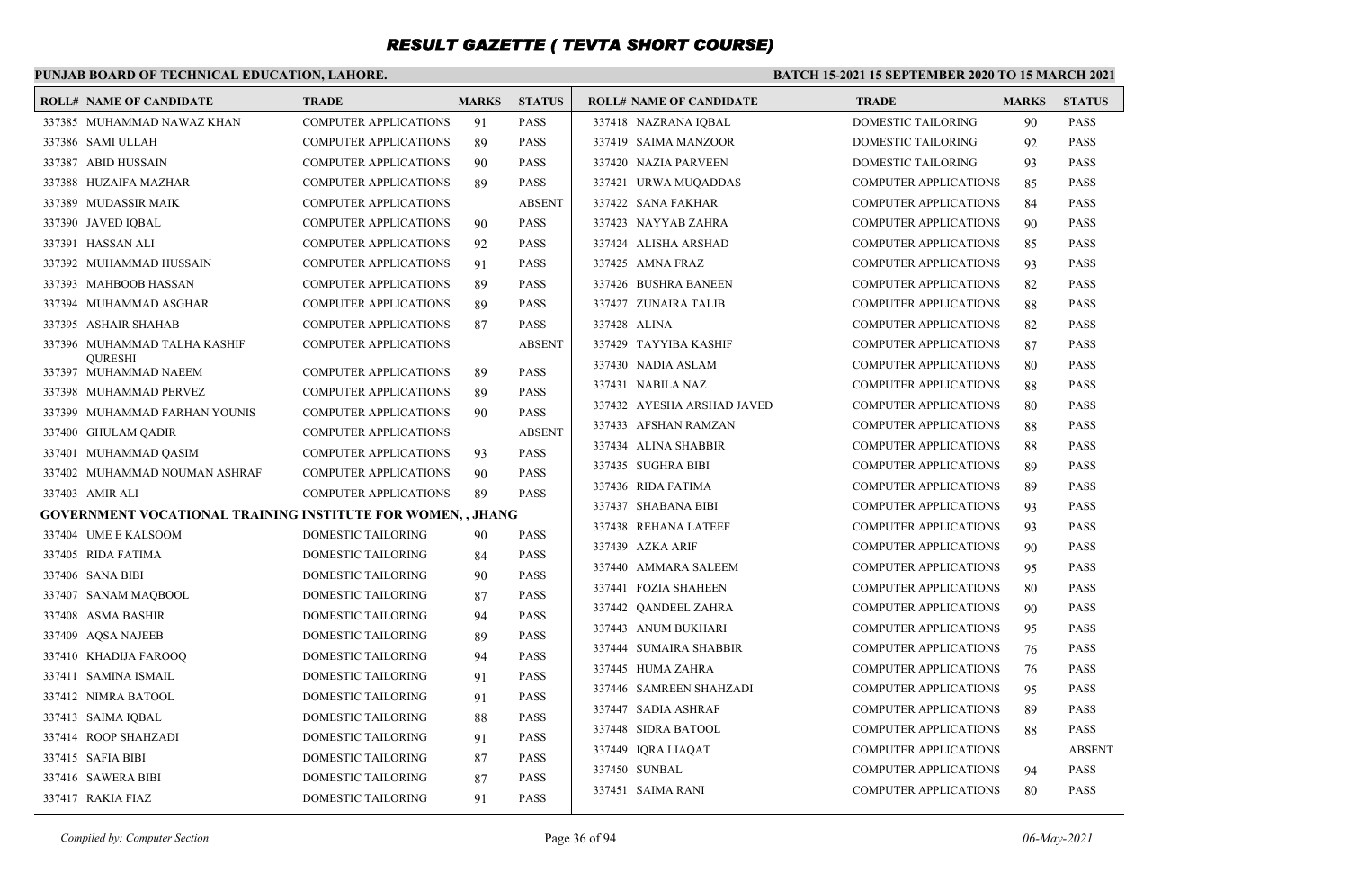# RESULT GAZETTE ( TEVTA SHORT COURSE)

**PUNJAB BOARD OF TECHNICAL EDUCATION, LAHORE.**

**BATCH 15-2021 15 SEPTEMBER 2020 TO 15 MARCH 2021**

| ROLL# | NAME OF CANDIDATE | TRADE | MARKS | STATUS |
|---|---|---|---|---|
| 337385 | MUHAMMAD NAWAZ KHAN | COMPUTER APPLICATIONS | 91 | PASS |
| 337386 | SAMI ULLAH | COMPUTER APPLICATIONS | 89 | PASS |
| 337387 | ABID HUSSAIN | COMPUTER APPLICATIONS | 90 | PASS |
| 337388 | HUZAIFA MAZHAR | COMPUTER APPLICATIONS | 89 | PASS |
| 337389 | MUDASSIR MAIK | COMPUTER APPLICATIONS | | ABSENT |
| 337390 | JAVED IQBAL | COMPUTER APPLICATIONS | 90 | PASS |
| 337391 | HASSAN ALI | COMPUTER APPLICATIONS | 92 | PASS |
| 337392 | MUHAMMAD HUSSAIN | COMPUTER APPLICATIONS | 91 | PASS |
| 337393 | MAHBOOB HASSAN | COMPUTER APPLICATIONS | 89 | PASS |
| 337394 | MUHAMMAD ASGHAR | COMPUTER APPLICATIONS | 89 | PASS |
| 337395 | ASHAIR SHAHAB | COMPUTER APPLICATIONS | 87 | PASS |
| 337396 | MUHAMMAD TALHA KASHIF QURESHI | COMPUTER APPLICATIONS | | ABSENT |
| 337397 | MUHAMMAD NAEEM | COMPUTER APPLICATIONS | 89 | PASS |
| 337398 | MUHAMMAD PERVEZ | COMPUTER APPLICATIONS | 89 | PASS |
| 337399 | MUHAMMAD FARHAN YOUNIS | COMPUTER APPLICATIONS | 90 | PASS |
| 337400 | GHULAM QADIR | COMPUTER APPLICATIONS | | ABSENT |
| 337401 | MUHAMMAD QASIM | COMPUTER APPLICATIONS | 93 | PASS |
| 337402 | MUHAMMAD NOUMAN ASHRAF | COMPUTER APPLICATIONS | 90 | PASS |
| 337403 | AMIR ALI | COMPUTER APPLICATIONS | 89 | PASS |

**GOVERNMENT VOCATIONAL TRAINING INSTITUTE FOR WOMEN, , JHANG**

| ROLL# | NAME OF CANDIDATE | TRADE | MARKS | STATUS |
|---|---|---|---|---|
| 337404 | UME E KALSOOM | DOMESTIC TAILORING | 90 | PASS |
| 337405 | RIDA FATIMA | DOMESTIC TAILORING | 84 | PASS |
| 337406 | SANA BIBI | DOMESTIC TAILORING | 90 | PASS |
| 337407 | SANAM MAQBOOL | DOMESTIC TAILORING | 87 | PASS |
| 337408 | ASMA BASHIR | DOMESTIC TAILORING | 94 | PASS |
| 337409 | AQSA NAJEEB | DOMESTIC TAILORING | 89 | PASS |
| 337410 | KHADIJA FAROOQ | DOMESTIC TAILORING | 94 | PASS |
| 337411 | SAMINA ISMAIL | DOMESTIC TAILORING | 91 | PASS |
| 337412 | NIMRA BATOOL | DOMESTIC TAILORING | 91 | PASS |
| 337413 | SAIMA IQBAL | DOMESTIC TAILORING | 88 | PASS |
| 337414 | ROOP SHAHZADI | DOMESTIC TAILORING | 91 | PASS |
| 337415 | SAFIA BIBI | DOMESTIC TAILORING | 87 | PASS |
| 337416 | SAWERA BIBI | DOMESTIC TAILORING | 87 | PASS |
| 337417 | RAKIA FIAZ | DOMESTIC TAILORING | 91 | PASS |
| 337418 | NAZRANA IQBAL | DOMESTIC TAILORING | 90 | PASS |
| 337419 | SAIMA MANZOOR | DOMESTIC TAILORING | 92 | PASS |
| 337420 | NAZIA PARVEEN | DOMESTIC TAILORING | 93 | PASS |
| 337421 | URWA MUQADDAS | COMPUTER APPLICATIONS | 85 | PASS |
| 337422 | SANA FAKHAR | COMPUTER APPLICATIONS | 84 | PASS |
| 337423 | NAYYAB ZAHRA | COMPUTER APPLICATIONS | 90 | PASS |
| 337424 | ALISHA ARSHAD | COMPUTER APPLICATIONS | 85 | PASS |
| 337425 | AMNA FRAZ | COMPUTER APPLICATIONS | 93 | PASS |
| 337426 | BUSHRA BANEEN | COMPUTER APPLICATIONS | 82 | PASS |
| 337427 | ZUNAIRA TALIB | COMPUTER APPLICATIONS | 88 | PASS |
| 337428 | ALINA | COMPUTER APPLICATIONS | 82 | PASS |
| 337429 | TAYYIBA KASHIF | COMPUTER APPLICATIONS | 87 | PASS |
| 337430 | NADIA ASLAM | COMPUTER APPLICATIONS | 80 | PASS |
| 337431 | NABILA NAZ | COMPUTER APPLICATIONS | 88 | PASS |
| 337432 | AYESHA ARSHAD JAVED | COMPUTER APPLICATIONS | 80 | PASS |
| 337433 | AFSHAN RAMZAN | COMPUTER APPLICATIONS | 88 | PASS |
| 337434 | ALINA SHABBIR | COMPUTER APPLICATIONS | 88 | PASS |
| 337435 | SUGHRA BIBI | COMPUTER APPLICATIONS | 89 | PASS |
| 337436 | RIDA FATIMA | COMPUTER APPLICATIONS | 89 | PASS |
| 337437 | SHABANA BIBI | COMPUTER APPLICATIONS | 93 | PASS |
| 337438 | REHANA LATEEF | COMPUTER APPLICATIONS | 93 | PASS |
| 337439 | AZKA ARIF | COMPUTER APPLICATIONS | 90 | PASS |
| 337440 | AMMARA SALEEM | COMPUTER APPLICATIONS | 95 | PASS |
| 337441 | FOZIA SHAHEEN | COMPUTER APPLICATIONS | 80 | PASS |
| 337442 | QANDEEL ZAHRA | COMPUTER APPLICATIONS | 90 | PASS |
| 337443 | ANUM BUKHARI | COMPUTER APPLICATIONS | 95 | PASS |
| 337444 | SUMAIRA SHABBIR | COMPUTER APPLICATIONS | 76 | PASS |
| 337445 | HUMA ZAHRA | COMPUTER APPLICATIONS | 76 | PASS |
| 337446 | SAMREEN SHAHZADI | COMPUTER APPLICATIONS | 95 | PASS |
| 337447 | SADIA ASHRAF | COMPUTER APPLICATIONS | 89 | PASS |
| 337448 | SIDRA BATOOL | COMPUTER APPLICATIONS | 88 | PASS |
| 337449 | IQRA LIAQAT | COMPUTER APPLICATIONS | | ABSENT |
| 337450 | SUNBAL | COMPUTER APPLICATIONS | 94 | PASS |
| 337451 | SAIMA RANI | COMPUTER APPLICATIONS | 80 | PASS |

*Compiled by: Computer Section*

*06-May-2021*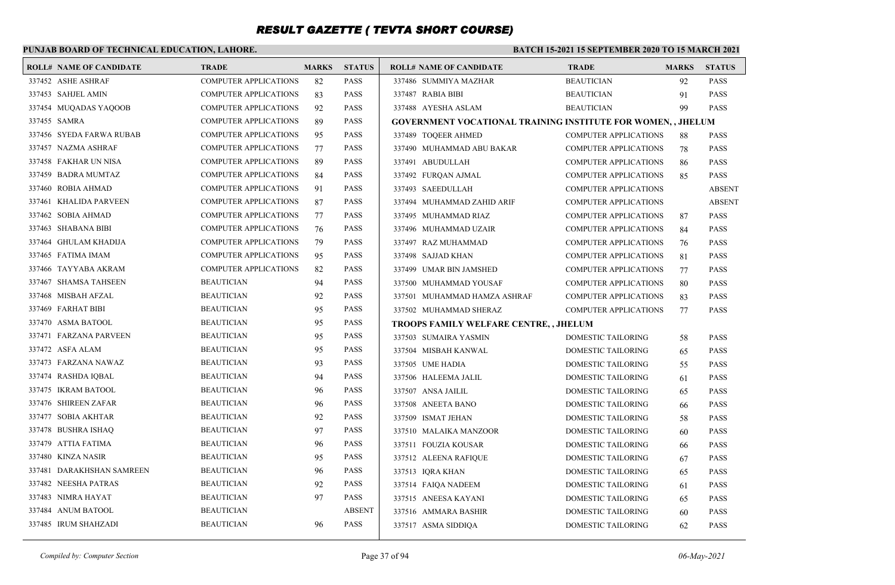# RESULT GAZETTE ( TEVTA SHORT COURSE)

**PUNJAB BOARD OF TECHNICAL EDUCATION, LAHORE.**

**BATCH 15-2021 15 SEPTEMBER 2020 TO 15 MARCH 2021**

| ROLL# | NAME OF CANDIDATE | TRADE | MARKS | STATUS |
|---|---|---|---|---|
| 337452 | ASHE ASHRAF | COMPUTER APPLICATIONS | 82 | PASS |
| 337453 | SAHJEL AMIN | COMPUTER APPLICATIONS | 83 | PASS |
| 337454 | MUQADAS YAQOOB | COMPUTER APPLICATIONS | 92 | PASS |
| 337455 | SAMRA | COMPUTER APPLICATIONS | 89 | PASS |
| 337456 | SYEDA FARWA RUBAB | COMPUTER APPLICATIONS | 95 | PASS |
| 337457 | NAZMA ASHRAF | COMPUTER APPLICATIONS | 77 | PASS |
| 337458 | FAKHAR UN NISA | COMPUTER APPLICATIONS | 89 | PASS |
| 337459 | BADRA MUMTAZ | COMPUTER APPLICATIONS | 84 | PASS |
| 337460 | ROBIA AHMAD | COMPUTER APPLICATIONS | 91 | PASS |
| 337461 | KHALIDA PARVEEN | COMPUTER APPLICATIONS | 87 | PASS |
| 337462 | SOBIA AHMAD | COMPUTER APPLICATIONS | 77 | PASS |
| 337463 | SHABANA BIBI | COMPUTER APPLICATIONS | 76 | PASS |
| 337464 | GHULAM KHADIJA | COMPUTER APPLICATIONS | 79 | PASS |
| 337465 | FATIMA IMAM | COMPUTER APPLICATIONS | 95 | PASS |
| 337466 | TAYYABA AKRAM | COMPUTER APPLICATIONS | 82 | PASS |
| 337467 | SHAMSA TAHSEEN | BEAUTICIAN | 94 | PASS |
| 337468 | MISBAH AFZAL | BEAUTICIAN | 92 | PASS |
| 337469 | FARHAT BIBI | BEAUTICIAN | 95 | PASS |
| 337470 | ASMA BATOOL | BEAUTICIAN | 95 | PASS |
| 337471 | FARZANA PARVEEN | BEAUTICIAN | 95 | PASS |
| 337472 | ASFA ALAM | BEAUTICIAN | 95 | PASS |
| 337473 | FARZANA NAWAZ | BEAUTICIAN | 93 | PASS |
| 337474 | RASHDA IQBAL | BEAUTICIAN | 94 | PASS |
| 337475 | IKRAM BATOOL | BEAUTICIAN | 96 | PASS |
| 337476 | SHIREEN ZAFAR | BEAUTICIAN | 96 | PASS |
| 337477 | SOBIA AKHTAR | BEAUTICIAN | 92 | PASS |
| 337478 | BUSHRA ISHAQ | BEAUTICIAN | 97 | PASS |
| 337479 | ATTIA FATIMA | BEAUTICIAN | 96 | PASS |
| 337480 | KINZA NASIR | BEAUTICIAN | 95 | PASS |
| 337481 | DARAKHSHAN SAMREEN | BEAUTICIAN | 96 | PASS |
| 337482 | NEESHA PATRAS | BEAUTICIAN | 92 | PASS |
| 337483 | NIMRA HAYAT | BEAUTICIAN | 97 | PASS |
| 337484 | ANUM BATOOL | BEAUTICIAN | | ABSENT |
| 337485 | IRUM SHAHZADI | BEAUTICIAN | 96 | PASS |
| 337486 | SUMMIYA MAZHAR | BEAUTICIAN | 92 | PASS |
| 337487 | RABIA BIBI | BEAUTICIAN | 91 | PASS |
| 337488 | AYESHA ASLAM | BEAUTICIAN | 99 | PASS |

**GOVERNMENT VOCATIONAL TRAINING INSTITUTE FOR WOMEN, , JHELUM**

| ROLL# | NAME OF CANDIDATE | TRADE | MARKS | STATUS |
|---|---|---|---|---|
| 337489 | TOQEER AHMED | COMPUTER APPLICATIONS | 88 | PASS |
| 337490 | MUHAMMAD ABU BAKAR | COMPUTER APPLICATIONS | 78 | PASS |
| 337491 | ABUDULLAH | COMPUTER APPLICATIONS | 86 | PASS |
| 337492 | FURQAN AJMAL | COMPUTER APPLICATIONS | 85 | PASS |
| 337493 | SAEEDULLAH | COMPUTER APPLICATIONS | | ABSENT |
| 337494 | MUHAMMAD ZAHID ARIF | COMPUTER APPLICATIONS | | ABSENT |
| 337495 | MUHAMMAD RIAZ | COMPUTER APPLICATIONS | 87 | PASS |
| 337496 | MUHAMMAD UZAIR | COMPUTER APPLICATIONS | 84 | PASS |
| 337497 | RAZ MUHAMMAD | COMPUTER APPLICATIONS | 76 | PASS |
| 337498 | SAJJAD KHAN | COMPUTER APPLICATIONS | 81 | PASS |
| 337499 | UMAR BIN JAMSHED | COMPUTER APPLICATIONS | 77 | PASS |
| 337500 | MUHAMMAD YOUSAF | COMPUTER APPLICATIONS | 80 | PASS |
| 337501 | MUHAMMAD HAMZA ASHRAF | COMPUTER APPLICATIONS | 83 | PASS |
| 337502 | MUHAMMAD SHERAZ | COMPUTER APPLICATIONS | 77 | PASS |

**TROOPS FAMILY WELFARE CENTRE, , JHELUM**

| ROLL# | NAME OF CANDIDATE | TRADE | MARKS | STATUS |
|---|---|---|---|---|
| 337503 | SUMAIRA YASMIN | DOMESTIC TAILORING | 58 | PASS |
| 337504 | MISBAH KANWAL | DOMESTIC TAILORING | 65 | PASS |
| 337505 | UME HADIA | DOMESTIC TAILORING | 55 | PASS |
| 337506 | HALEEMA JALIL | DOMESTIC TAILORING | 61 | PASS |
| 337507 | ANSA JAILIL | DOMESTIC TAILORING | 65 | PASS |
| 337508 | ANEETA BANO | DOMESTIC TAILORING | 66 | PASS |
| 337509 | ISMAT JEHAN | DOMESTIC TAILORING | 58 | PASS |
| 337510 | MALAIKA MANZOOR | DOMESTIC TAILORING | 60 | PASS |
| 337511 | FOUZIA KOUSAR | DOMESTIC TAILORING | 66 | PASS |
| 337512 | ALEENA RAFIQUE | DOMESTIC TAILORING | 67 | PASS |
| 337513 | IQRA KHAN | DOMESTIC TAILORING | 65 | PASS |
| 337514 | FAIQA NADEEM | DOMESTIC TAILORING | 61 | PASS |
| 337515 | ANEESA KAYANI | DOMESTIC TAILORING | 65 | PASS |
| 337516 | AMMARA BASHIR | DOMESTIC TAILORING | 60 | PASS |
| 337517 | ASMA SIDDIQA | DOMESTIC TAILORING | 62 | PASS |

*Compiled by: Computer Section*

*06-May-2021*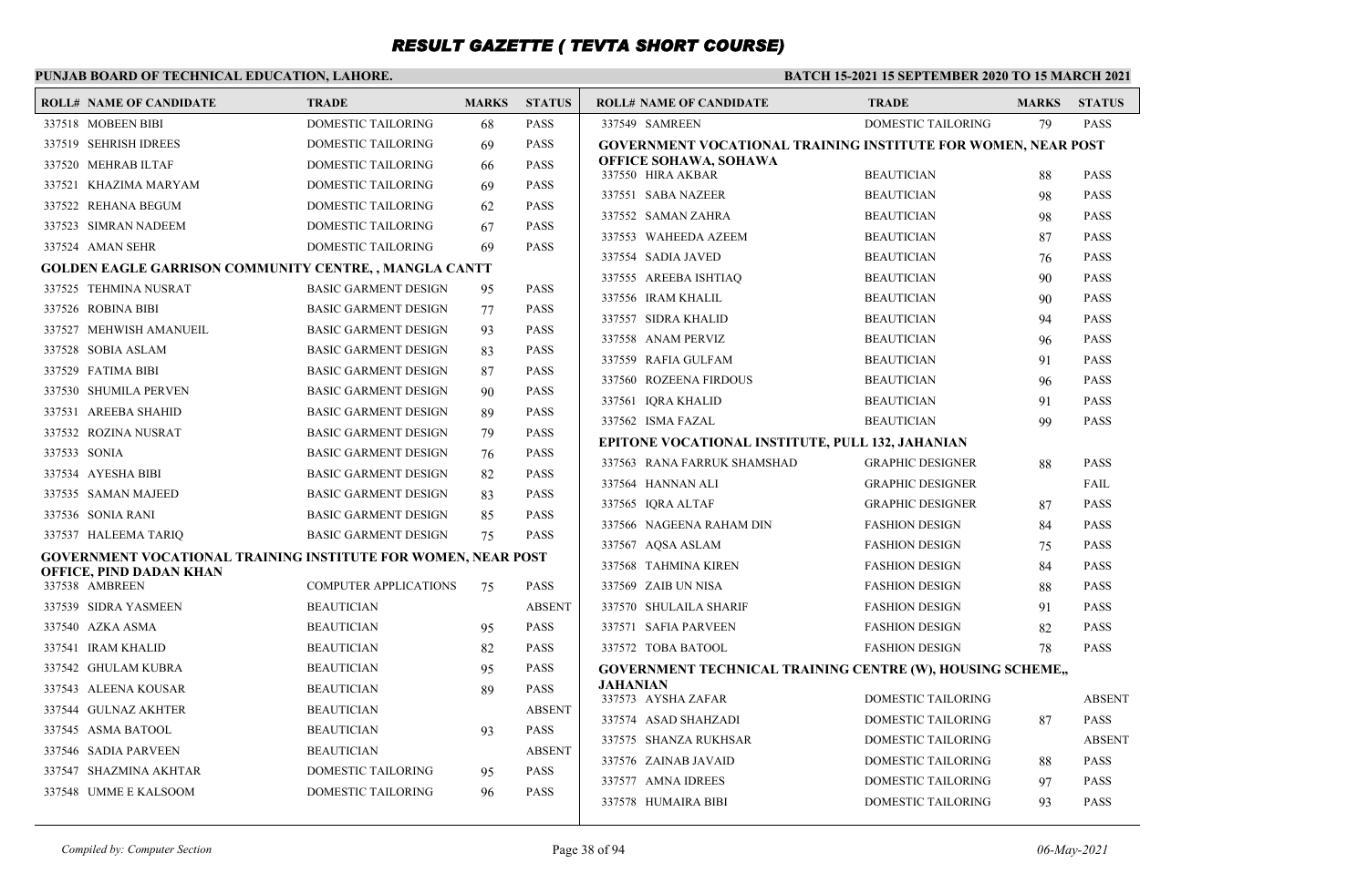# RESULT GAZETTE ( TEVTA SHORT COURSE)

**PUNJAB BOARD OF TECHNICAL EDUCATION, LAHORE.**

**BATCH 15-2021 15 SEPTEMBER 2020 TO 15 MARCH 2021**

| ROLL# | NAME OF CANDIDATE | TRADE | MARKS | STATUS |
|---|---|---|---|---|
| 337518 | MOBEEN BIBI | DOMESTIC TAILORING | 68 | PASS |
| 337519 | SEHRISH IDREES | DOMESTIC TAILORING | 69 | PASS |
| 337520 | MEHRAB ILTAF | DOMESTIC TAILORING | 66 | PASS |
| 337521 | KHAZIMA MARYAM | DOMESTIC TAILORING | 69 | PASS |
| 337522 | REHANA BEGUM | DOMESTIC TAILORING | 62 | PASS |
| 337523 | SIMRAN NADEEM | DOMESTIC TAILORING | 67 | PASS |
| 337524 | AMAN SEHR | DOMESTIC TAILORING | 69 | PASS |

**GOLDEN EAGLE GARRISON COMMUNITY CENTRE, , MANGLA CANTT**

| ROLL# | NAME OF CANDIDATE | TRADE | MARKS | STATUS |
|---|---|---|---|---|
| 337525 | TEHMINA NUSRAT | BASIC GARMENT DESIGN | 95 | PASS |
| 337526 | ROBINA BIBI | BASIC GARMENT DESIGN | 77 | PASS |
| 337527 | MEHWISH AMANUEIL | BASIC GARMENT DESIGN | 93 | PASS |
| 337528 | SOBIA ASLAM | BASIC GARMENT DESIGN | 83 | PASS |
| 337529 | FATIMA BIBI | BASIC GARMENT DESIGN | 87 | PASS |
| 337530 | SHUMILA PERVEN | BASIC GARMENT DESIGN | 90 | PASS |
| 337531 | AREEBA SHAHID | BASIC GARMENT DESIGN | 89 | PASS |
| 337532 | ROZINA NUSRAT | BASIC GARMENT DESIGN | 79 | PASS |
| 337533 | SONIA | BASIC GARMENT DESIGN | 76 | PASS |
| 337534 | AYESHA BIBI | BASIC GARMENT DESIGN | 82 | PASS |
| 337535 | SAMAN MAJEED | BASIC GARMENT DESIGN | 83 | PASS |
| 337536 | SONIA RANI | BASIC GARMENT DESIGN | 85 | PASS |
| 337537 | HALEEMA TARIQ | BASIC GARMENT DESIGN | 75 | PASS |

**GOVERNMENT VOCATIONAL TRAINING INSTITUTE FOR WOMEN, NEAR POST OFFICE, PIND DADAN KHAN**

| ROLL# | NAME OF CANDIDATE | TRADE | MARKS | STATUS |
|---|---|---|---|---|
| 337538 | AMBREEN | COMPUTER APPLICATIONS | 75 | PASS |
| 337539 | SIDRA YASMEEN | BEAUTICIAN | | ABSENT |
| 337540 | AZKA ASMA | BEAUTICIAN | 95 | PASS |
| 337541 | IRAM KHALID | BEAUTICIAN | 82 | PASS |
| 337542 | GHULAM KUBRA | BEAUTICIAN | 95 | PASS |
| 337543 | ALEENA KOUSAR | BEAUTICIAN | 89 | PASS |
| 337544 | GULNAZ AKHTER | BEAUTICIAN | | ABSENT |
| 337545 | ASMA BATOOL | BEAUTICIAN | 93 | PASS |
| 337546 | SADIA PARVEEN | BEAUTICIAN | | ABSENT |
| 337547 | SHAZMINA AKHTAR | DOMESTIC TAILORING | 95 | PASS |
| 337548 | UMME E KALSOOM | DOMESTIC TAILORING | 96 | PASS |
| 337549 | SAMREEN | DOMESTIC TAILORING | 79 | PASS |

**GOVERNMENT VOCATIONAL TRAINING INSTITUTE FOR WOMEN, NEAR POST OFFICE SOHAWA, SOHAWA**

| ROLL# | NAME OF CANDIDATE | TRADE | MARKS | STATUS |
|---|---|---|---|---|
| 337550 | HIRA AKBAR | BEAUTICIAN | 88 | PASS |
| 337551 | SABA NAZEER | BEAUTICIAN | 98 | PASS |
| 337552 | SAMAN ZAHRA | BEAUTICIAN | 98 | PASS |
| 337553 | WAHEEDA AZEEM | BEAUTICIAN | 87 | PASS |
| 337554 | SADIA JAVED | BEAUTICIAN | 76 | PASS |
| 337555 | AREEBA ISHTIAQ | BEAUTICIAN | 90 | PASS |
| 337556 | IRAM KHALIL | BEAUTICIAN | 90 | PASS |
| 337557 | SIDRA KHALID | BEAUTICIAN | 94 | PASS |
| 337558 | ANAM PERVIZ | BEAUTICIAN | 96 | PASS |
| 337559 | RAFIA GULFAM | BEAUTICIAN | 91 | PASS |
| 337560 | ROZEENA FIRDOUS | BEAUTICIAN | 96 | PASS |
| 337561 | IQRA KHALID | BEAUTICIAN | 91 | PASS |
| 337562 | ISMA FAZAL | BEAUTICIAN | 99 | PASS |

**EPITONE VOCATIONAL INSTITUTE, PULL 132, JAHANIAN**

| ROLL# | NAME OF CANDIDATE | TRADE | MARKS | STATUS |
|---|---|---|---|---|
| 337563 | RANA FARRUK SHAMSHAD | GRAPHIC DESIGNER | 88 | PASS |
| 337564 | HANNAN ALI | GRAPHIC DESIGNER | | FAIL |
| 337565 | IQRA ALTAF | GRAPHIC DESIGNER | 87 | PASS |
| 337566 | NAGEENA RAHAM DIN | FASHION DESIGN | 84 | PASS |
| 337567 | AQSA ASLAM | FASHION DESIGN | 75 | PASS |
| 337568 | TAHMINA KIREN | FASHION DESIGN | 84 | PASS |
| 337569 | ZAIB UN NISA | FASHION DESIGN | 88 | PASS |
| 337570 | SHULAILA SHARIF | FASHION DESIGN | 91 | PASS |
| 337571 | SAFIA PARVEEN | FASHION DESIGN | 82 | PASS |
| 337572 | TOBA BATOOL | FASHION DESIGN | 78 | PASS |

**GOVERNMENT TECHNICAL TRAINING CENTRE (W), HOUSING SCHEME,, JAHANIAN**

| ROLL# | NAME OF CANDIDATE | TRADE | MARKS | STATUS |
|---|---|---|---|---|
| 337573 | AYSHA ZAFAR | DOMESTIC TAILORING | | ABSENT |
| 337574 | ASAD SHAHZADI | DOMESTIC TAILORING | 87 | PASS |
| 337575 | SHANZA RUKHSAR | DOMESTIC TAILORING | | ABSENT |
| 337576 | ZAINAB JAVAID | DOMESTIC TAILORING | 88 | PASS |
| 337577 | AMNA IDREES | DOMESTIC TAILORING | 97 | PASS |
| 337578 | HUMAIRA BIBI | DOMESTIC TAILORING | 93 | PASS |

*Compiled by: Computer Section* | *06-May-2021*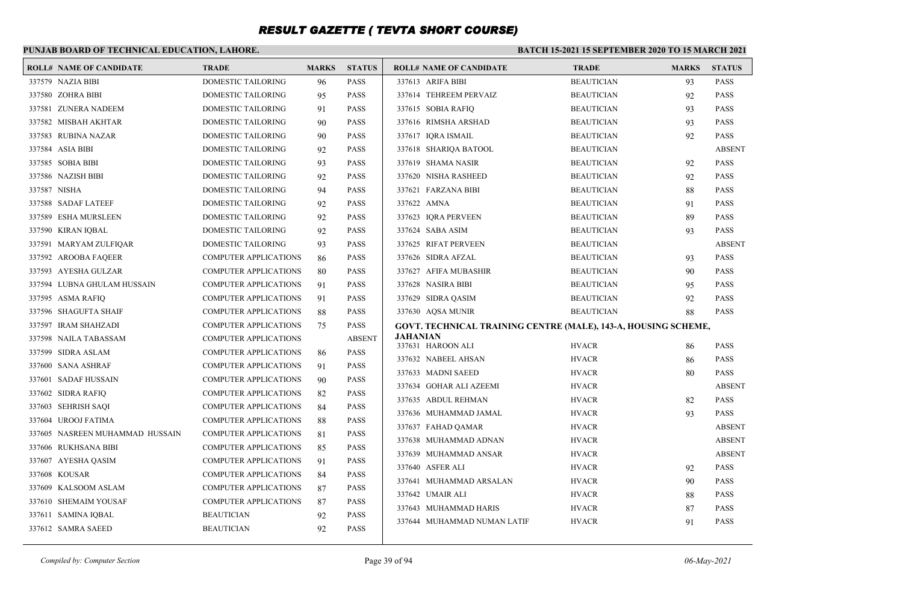# RESULT GAZETTE ( TEVTA SHORT COURSE)

**PUNJAB BOARD OF TECHNICAL EDUCATION, LAHORE.**

**BATCH 15-2021 15 SEPTEMBER 2020 TO 15 MARCH 2021**

| ROLL# | NAME OF CANDIDATE | TRADE | MARKS | STATUS |
|---|---|---|---|---|
| 337579 | NAZIA BIBI | DOMESTIC TAILORING | 96 | PASS |
| 337580 | ZOHRA BIBI | DOMESTIC TAILORING | 95 | PASS |
| 337581 | ZUNERA NADEEM | DOMESTIC TAILORING | 91 | PASS |
| 337582 | MISBAH AKHTAR | DOMESTIC TAILORING | 90 | PASS |
| 337583 | RUBINA NAZAR | DOMESTIC TAILORING | 90 | PASS |
| 337584 | ASIA BIBI | DOMESTIC TAILORING | 92 | PASS |
| 337585 | SOBIA BIBI | DOMESTIC TAILORING | 93 | PASS |
| 337586 | NAZISH BIBI | DOMESTIC TAILORING | 92 | PASS |
| 337587 | NISHA | DOMESTIC TAILORING | 94 | PASS |
| 337588 | SADAF LATEEF | DOMESTIC TAILORING | 92 | PASS |
| 337589 | ESHA MURSLEEN | DOMESTIC TAILORING | 92 | PASS |
| 337590 | KIRAN IQBAL | DOMESTIC TAILORING | 92 | PASS |
| 337591 | MARYAM ZULFIQAR | DOMESTIC TAILORING | 93 | PASS |
| 337592 | AROOBA FAQEER | COMPUTER APPLICATIONS | 86 | PASS |
| 337593 | AYESHA GULZAR | COMPUTER APPLICATIONS | 80 | PASS |
| 337594 | LUBNA GHULAM HUSSAIN | COMPUTER APPLICATIONS | 91 | PASS |
| 337595 | ASMA RAFIQ | COMPUTER APPLICATIONS | 91 | PASS |
| 337596 | SHAGUFTA SHAIF | COMPUTER APPLICATIONS | 88 | PASS |
| 337597 | IRAM SHAHZADI | COMPUTER APPLICATIONS | 75 | PASS |
| 337598 | NAILA TABASSAM | COMPUTER APPLICATIONS | | ABSENT |
| 337599 | SIDRA ASLAM | COMPUTER APPLICATIONS | 86 | PASS |
| 337600 | SANA ASHRAF | COMPUTER APPLICATIONS | 91 | PASS |
| 337601 | SADAF HUSSAIN | COMPUTER APPLICATIONS | 90 | PASS |
| 337602 | SIDRA RAFIQ | COMPUTER APPLICATIONS | 82 | PASS |
| 337603 | SEHRISH SAQI | COMPUTER APPLICATIONS | 84 | PASS |
| 337604 | UROOJ FATIMA | COMPUTER APPLICATIONS | 88 | PASS |
| 337605 | NASREEN MUHAMMAD HUSSAIN | COMPUTER APPLICATIONS | 81 | PASS |
| 337606 | RUKHSANA BIBI | COMPUTER APPLICATIONS | 85 | PASS |
| 337607 | AYESHA QASIM | COMPUTER APPLICATIONS | 91 | PASS |
| 337608 | KOUSAR | COMPUTER APPLICATIONS | 84 | PASS |
| 337609 | KALSOOM ASLAM | COMPUTER APPLICATIONS | 87 | PASS |
| 337610 | SHEMAIM YOUSAF | COMPUTER APPLICATIONS | 87 | PASS |
| 337611 | SAMINA IQBAL | BEAUTICIAN | 92 | PASS |
| 337612 | SAMRA SAEED | BEAUTICIAN | 92 | PASS |
| 337613 | ARIFA BIBI | BEAUTICIAN | 93 | PASS |
| 337614 | TEHREEM PERVAIZ | BEAUTICIAN | 92 | PASS |
| 337615 | SOBIA RAFIQ | BEAUTICIAN | 93 | PASS |
| 337616 | RIMSHA ARSHAD | BEAUTICIAN | 93 | PASS |
| 337617 | IQRA ISMAIL | BEAUTICIAN | 92 | PASS |
| 337618 | SHARIQA BATOOL | BEAUTICIAN | | ABSENT |
| 337619 | SHAMA NASIR | BEAUTICIAN | 92 | PASS |
| 337620 | NISHA RASHEED | BEAUTICIAN | 92 | PASS |
| 337621 | FARZANA BIBI | BEAUTICIAN | 88 | PASS |
| 337622 | AMNA | BEAUTICIAN | 91 | PASS |
| 337623 | IQRA PERVEEN | BEAUTICIAN | 89 | PASS |
| 337624 | SABA ASIM | BEAUTICIAN | 93 | PASS |
| 337625 | RIFAT PERVEEN | BEAUTICIAN | | ABSENT |
| 337626 | SIDRA AFZAL | BEAUTICIAN | 93 | PASS |
| 337627 | AFIFA MUBASHIR | BEAUTICIAN | 90 | PASS |
| 337628 | NASIRA BIBI | BEAUTICIAN | 95 | PASS |
| 337629 | SIDRA QASIM | BEAUTICIAN | 92 | PASS |
| 337630 | AQSA MUNIR | BEAUTICIAN | 88 | PASS |

**GOVT. TECHNICAL TRAINING CENTRE (MALE), 143-A, HOUSING SCHEME, JAHANIAN**

| ROLL# | NAME OF CANDIDATE | TRADE | MARKS | STATUS |
|---|---|---|---|---|
| 337631 | HAROON ALI | HVACR | 86 | PASS |
| 337632 | NABEEL AHSAN | HVACR | 86 | PASS |
| 337633 | MADNI SAEED | HVACR | 80 | PASS |
| 337634 | GOHAR ALI AZEEMI | HVACR | | ABSENT |
| 337635 | ABDUL REHMAN | HVACR | 82 | PASS |
| 337636 | MUHAMMAD JAMAL | HVACR | 93 | PASS |
| 337637 | FAHAD QAMAR | HVACR | | ABSENT |
| 337638 | MUHAMMAD ADNAN | HVACR | | ABSENT |
| 337639 | MUHAMMAD ANSAR | HVACR | | ABSENT |
| 337640 | ASFER ALI | HVACR | 92 | PASS |
| 337641 | MUHAMMAD ARSALAN | HVACR | 90 | PASS |
| 337642 | UMAIR ALI | HVACR | 88 | PASS |
| 337643 | MUHAMMAD HARIS | HVACR | 87 | PASS |
| 337644 | MUHAMMAD NUMAN LATIF | HVACR | 91 | PASS |

*Compiled by: Computer Section*

*06-May-2021*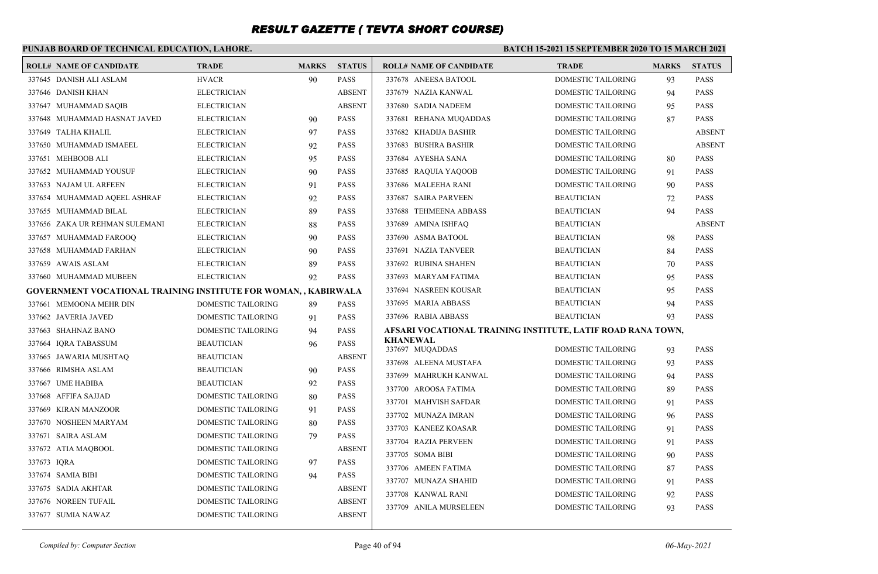# RESULT GAZETTE ( TEVTA SHORT COURSE)

**PUNJAB BOARD OF TECHNICAL EDUCATION, LAHORE.**

**BATCH 15-2021 15 SEPTEMBER 2020 TO 15 MARCH 2021**

| ROLL# | NAME OF CANDIDATE | TRADE | MARKS | STATUS |
|---|---|---|---|---|
| 337645 | DANISH ALI ASLAM | HVACR | 90 | PASS |
| 337646 | DANISH KHAN | ELECTRICIAN | | ABSENT |
| 337647 | MUHAMMAD SAQIB | ELECTRICIAN | | ABSENT |
| 337648 | MUHAMMAD HASNAT JAVED | ELECTRICIAN | 90 | PASS |
| 337649 | TALHA KHALIL | ELECTRICIAN | 97 | PASS |
| 337650 | MUHAMMAD ISMAEEL | ELECTRICIAN | 92 | PASS |
| 337651 | MEHBOOB ALI | ELECTRICIAN | 95 | PASS |
| 337652 | MUHAMMAD YOUSUF | ELECTRICIAN | 90 | PASS |
| 337653 | NAJAM UL ARFEEN | ELECTRICIAN | 91 | PASS |
| 337654 | MUHAMMAD AQEEL ASHRAF | ELECTRICIAN | 92 | PASS |
| 337655 | MUHAMMAD BILAL | ELECTRICIAN | 89 | PASS |
| 337656 | ZAKA UR REHMAN SULEMANI | ELECTRICIAN | 88 | PASS |
| 337657 | MUHAMMAD FAROOQ | ELECTRICIAN | 90 | PASS |
| 337658 | MUHAMMAD FARHAN | ELECTRICIAN | 90 | PASS |
| 337659 | AWAIS ASLAM | ELECTRICIAN | 89 | PASS |
| 337660 | MUHAMMAD MUBEEN | ELECTRICIAN | 92 | PASS |

**GOVERNMENT VOCATIONAL TRAINING INSTITUTE FOR WOMAN, , KABIRWALA**

| ROLL# | NAME OF CANDIDATE | TRADE | MARKS | STATUS |
|---|---|---|---|---|
| 337661 | MEMOONA MEHR DIN | DOMESTIC TAILORING | 89 | PASS |
| 337662 | JAVERIA JAVED | DOMESTIC TAILORING | 91 | PASS |
| 337663 | SHAHNAZ BANO | DOMESTIC TAILORING | 94 | PASS |
| 337664 | IQRA TABASSUM | BEAUTICIAN | 96 | PASS |
| 337665 | JAWARIA MUSHTAQ | BEAUTICIAN | | ABSENT |
| 337666 | RIMSHA ASLAM | BEAUTICIAN | 90 | PASS |
| 337667 | UME HABIBA | BEAUTICIAN | 92 | PASS |
| 337668 | AFFIFA SAJJAD | DOMESTIC TAILORING | 80 | PASS |
| 337669 | KIRAN MANZOOR | DOMESTIC TAILORING | 91 | PASS |
| 337670 | NOSHEEN MARYAM | DOMESTIC TAILORING | 80 | PASS |
| 337671 | SAIRA ASLAM | DOMESTIC TAILORING | 79 | PASS |
| 337672 | ATIA MAQBOOL | DOMESTIC TAILORING | | ABSENT |
| 337673 | IQRA | DOMESTIC TAILORING | 97 | PASS |
| 337674 | SAMIA BIBI | DOMESTIC TAILORING | 94 | PASS |
| 337675 | SADIA AKHTAR | DOMESTIC TAILORING | | ABSENT |
| 337676 | NOREEN TUFAIL | DOMESTIC TAILORING | | ABSENT |
| 337677 | SUMIA NAWAZ | DOMESTIC TAILORING | | ABSENT |
| 337678 | ANEESA BATOOL | DOMESTIC TAILORING | 93 | PASS |
| 337679 | NAZIA KANWAL | DOMESTIC TAILORING | 94 | PASS |
| 337680 | SADIA NADEEM | DOMESTIC TAILORING | 95 | PASS |
| 337681 | REHANA MUQADDAS | DOMESTIC TAILORING | 87 | PASS |
| 337682 | KHADIJA BASHIR | DOMESTIC TAILORING | | ABSENT |
| 337683 | BUSHRA BASHIR | DOMESTIC TAILORING | | ABSENT |
| 337684 | AYESHA SANA | DOMESTIC TAILORING | 80 | PASS |
| 337685 | RAQUIA YAQOOB | DOMESTIC TAILORING | 91 | PASS |
| 337686 | MALEEHA RANI | DOMESTIC TAILORING | 90 | PASS |
| 337687 | SAIRA PARVEEN | BEAUTICIAN | 72 | PASS |
| 337688 | TEHMEENA ABBASS | BEAUTICIAN | 94 | PASS |
| 337689 | AMINA ISHFAQ | BEAUTICIAN | | ABSENT |
| 337690 | ASMA BATOOL | BEAUTICIAN | 98 | PASS |
| 337691 | NAZIA TANVEER | BEAUTICIAN | 84 | PASS |
| 337692 | RUBINA SHAHEN | BEAUTICIAN | 70 | PASS |
| 337693 | MARYAM FATIMA | BEAUTICIAN | 95 | PASS |
| 337694 | NASREEN KOUSAR | BEAUTICIAN | 95 | PASS |
| 337695 | MARIA ABBASS | BEAUTICIAN | 94 | PASS |
| 337696 | RABIA ABBASS | BEAUTICIAN | 93 | PASS |

**AFSARI VOCATIONAL TRAINING INSTITUTE, LATIF ROAD RANA TOWN, KHANEWAL**

| ROLL# | NAME OF CANDIDATE | TRADE | MARKS | STATUS |
|---|---|---|---|---|
| 337697 | MUQADDAS | DOMESTIC TAILORING | 93 | PASS |
| 337698 | ALEENA MUSTAFA | DOMESTIC TAILORING | 93 | PASS |
| 337699 | MAHRUKH KANWAL | DOMESTIC TAILORING | 94 | PASS |
| 337700 | AROOSA FATIMA | DOMESTIC TAILORING | 89 | PASS |
| 337701 | MAHVISH SAFDAR | DOMESTIC TAILORING | 91 | PASS |
| 337702 | MUNAZA IMRAN | DOMESTIC TAILORING | 96 | PASS |
| 337703 | KANEEZ KOASAR | DOMESTIC TAILORING | 91 | PASS |
| 337704 | RAZIA PERVEEN | DOMESTIC TAILORING | 91 | PASS |
| 337705 | SOMA BIBI | DOMESTIC TAILORING | 90 | PASS |
| 337706 | AMEEN FATIMA | DOMESTIC TAILORING | 87 | PASS |
| 337707 | MUNAZA SHAHID | DOMESTIC TAILORING | 91 | PASS |
| 337708 | KANWAL RANI | DOMESTIC TAILORING | 92 | PASS |
| 337709 | ANILA MURSELEEN | DOMESTIC TAILORING | 93 | PASS |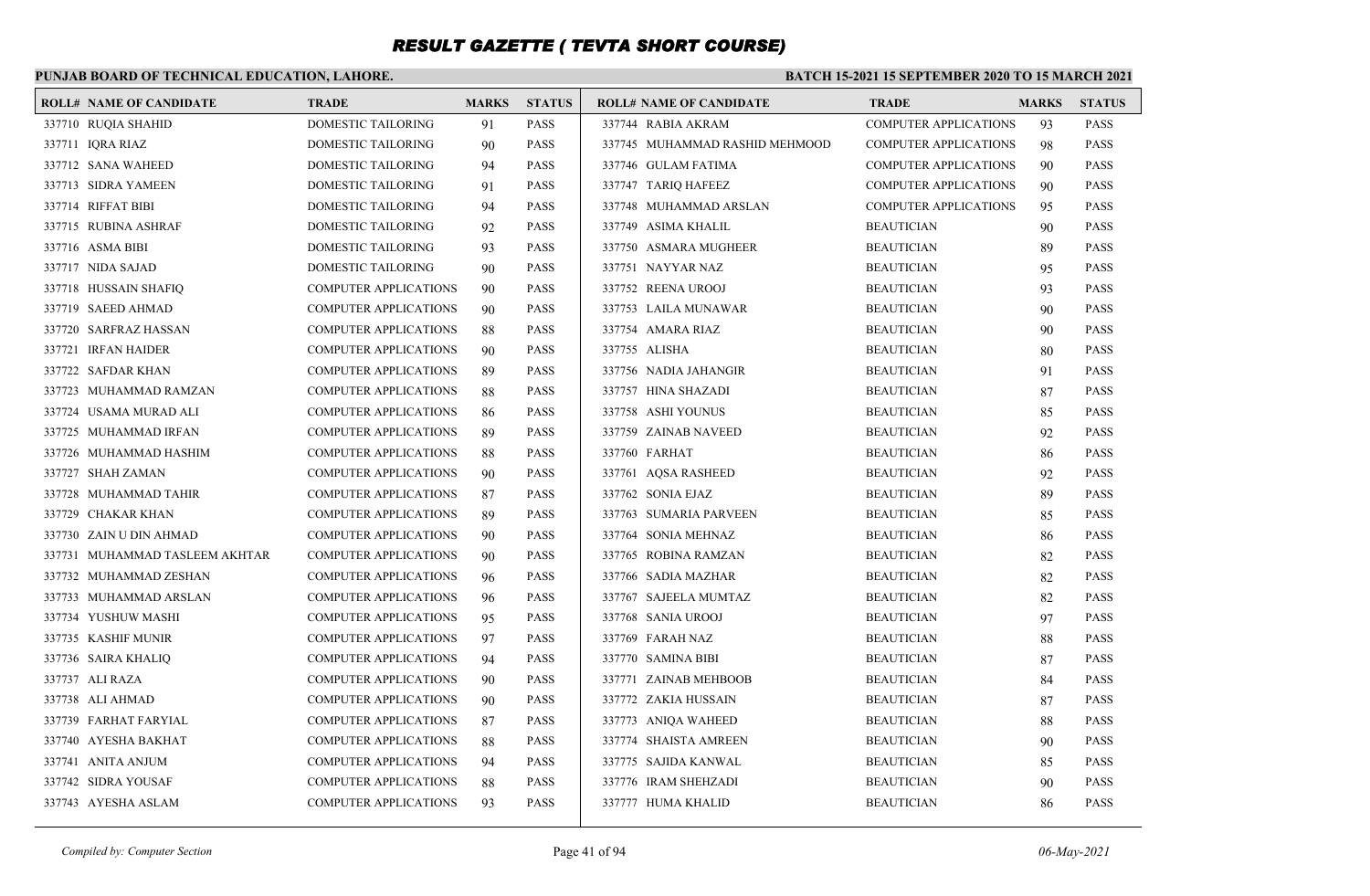# RESULT GAZETTE ( TEVTA SHORT COURSE)

**PUNJAB BOARD OF TECHNICAL EDUCATION, LAHORE.**

**BATCH 15-2021 15 SEPTEMBER 2020 TO 15 MARCH 2021**

| ROLL# | NAME OF CANDIDATE | TRADE | MARKS | STATUS |
|---|---|---|---|---|
| 337710 | RUQIA SHAHID | DOMESTIC TAILORING | 91 | PASS |
| 337711 | IQRA RIAZ | DOMESTIC TAILORING | 90 | PASS |
| 337712 | SANA WAHEED | DOMESTIC TAILORING | 94 | PASS |
| 337713 | SIDRA YAMEEN | DOMESTIC TAILORING | 91 | PASS |
| 337714 | RIFFAT BIBI | DOMESTIC TAILORING | 94 | PASS |
| 337715 | RUBINA ASHRAF | DOMESTIC TAILORING | 92 | PASS |
| 337716 | ASMA BIBI | DOMESTIC TAILORING | 93 | PASS |
| 337717 | NIDA SAJAD | DOMESTIC TAILORING | 90 | PASS |
| 337718 | HUSSAIN SHAFIQ | COMPUTER APPLICATIONS | 90 | PASS |
| 337719 | SAEED AHMAD | COMPUTER APPLICATIONS | 90 | PASS |
| 337720 | SARFRAZ HASSAN | COMPUTER APPLICATIONS | 88 | PASS |
| 337721 | IRFAN HAIDER | COMPUTER APPLICATIONS | 90 | PASS |
| 337722 | SAFDAR KHAN | COMPUTER APPLICATIONS | 89 | PASS |
| 337723 | MUHAMMAD RAMZAN | COMPUTER APPLICATIONS | 88 | PASS |
| 337724 | USAMA MURAD ALI | COMPUTER APPLICATIONS | 86 | PASS |
| 337725 | MUHAMMAD IRFAN | COMPUTER APPLICATIONS | 89 | PASS |
| 337726 | MUHAMMAD HASHIM | COMPUTER APPLICATIONS | 88 | PASS |
| 337727 | SHAH ZAMAN | COMPUTER APPLICATIONS | 90 | PASS |
| 337728 | MUHAMMAD TAHIR | COMPUTER APPLICATIONS | 87 | PASS |
| 337729 | CHAKAR KHAN | COMPUTER APPLICATIONS | 89 | PASS |
| 337730 | ZAIN U DIN AHMAD | COMPUTER APPLICATIONS | 90 | PASS |
| 337731 | MUHAMMAD TASLEEM AKHTAR | COMPUTER APPLICATIONS | 90 | PASS |
| 337732 | MUHAMMAD ZESHAN | COMPUTER APPLICATIONS | 96 | PASS |
| 337733 | MUHAMMAD ARSLAN | COMPUTER APPLICATIONS | 96 | PASS |
| 337734 | YUSHUW MASHI | COMPUTER APPLICATIONS | 95 | PASS |
| 337735 | KASHIF MUNIR | COMPUTER APPLICATIONS | 97 | PASS |
| 337736 | SAIRA KHALIQ | COMPUTER APPLICATIONS | 94 | PASS |
| 337737 | ALI RAZA | COMPUTER APPLICATIONS | 90 | PASS |
| 337738 | ALI AHMAD | COMPUTER APPLICATIONS | 90 | PASS |
| 337739 | FARHAT FARYIAL | COMPUTER APPLICATIONS | 87 | PASS |
| 337740 | AYESHA BAKHAT | COMPUTER APPLICATIONS | 88 | PASS |
| 337741 | ANITA ANJUM | COMPUTER APPLICATIONS | 94 | PASS |
| 337742 | SIDRA YOUSAF | COMPUTER APPLICATIONS | 88 | PASS |
| 337743 | AYESHA ASLAM | COMPUTER APPLICATIONS | 93 | PASS |
| 337744 | RABIA AKRAM | COMPUTER APPLICATIONS | 93 | PASS |
| 337745 | MUHAMMAD RASHID MEHMOOD | COMPUTER APPLICATIONS | 98 | PASS |
| 337746 | GULAM FATIMA | COMPUTER APPLICATIONS | 90 | PASS |
| 337747 | TARIQ HAFEEZ | COMPUTER APPLICATIONS | 90 | PASS |
| 337748 | MUHAMMAD ARSLAN | COMPUTER APPLICATIONS | 95 | PASS |
| 337749 | ASIMA KHALIL | BEAUTICIAN | 90 | PASS |
| 337750 | ASMARA MUGHEER | BEAUTICIAN | 89 | PASS |
| 337751 | NAYYAR NAZ | BEAUTICIAN | 95 | PASS |
| 337752 | REENA UROOJ | BEAUTICIAN | 93 | PASS |
| 337753 | LAILA MUNAWAR | BEAUTICIAN | 90 | PASS |
| 337754 | AMARA RIAZ | BEAUTICIAN | 90 | PASS |
| 337755 | ALISHA | BEAUTICIAN | 80 | PASS |
| 337756 | NADIA JAHANGIR | BEAUTICIAN | 91 | PASS |
| 337757 | HINA SHAZADI | BEAUTICIAN | 87 | PASS |
| 337758 | ASHI YOUNUS | BEAUTICIAN | 85 | PASS |
| 337759 | ZAINAB NAVEED | BEAUTICIAN | 92 | PASS |
| 337760 | FARHAT | BEAUTICIAN | 86 | PASS |
| 337761 | AQSA RASHEED | BEAUTICIAN | 92 | PASS |
| 337762 | SONIA EJAZ | BEAUTICIAN | 89 | PASS |
| 337763 | SUMARIA PARVEEN | BEAUTICIAN | 85 | PASS |
| 337764 | SONIA MEHNAZ | BEAUTICIAN | 86 | PASS |
| 337765 | ROBINA RAMZAN | BEAUTICIAN | 82 | PASS |
| 337766 | SADIA MAZHAR | BEAUTICIAN | 82 | PASS |
| 337767 | SAJEELA MUMTAZ | BEAUTICIAN | 82 | PASS |
| 337768 | SANIA UROOJ | BEAUTICIAN | 97 | PASS |
| 337769 | FARAH NAZ | BEAUTICIAN | 88 | PASS |
| 337770 | SAMINA BIBI | BEAUTICIAN | 87 | PASS |
| 337771 | ZAINAB MEHBOOB | BEAUTICIAN | 84 | PASS |
| 337772 | ZAKIA HUSSAIN | BEAUTICIAN | 87 | PASS |
| 337773 | ANIQA WAHEED | BEAUTICIAN | 88 | PASS |
| 337774 | SHAISTA AMREEN | BEAUTICIAN | 90 | PASS |
| 337775 | SAJIDA KANWAL | BEAUTICIAN | 85 | PASS |
| 337776 | IRAM SHEHZADI | BEAUTICIAN | 90 | PASS |
| 337777 | HUMA KHALID | BEAUTICIAN | 86 | PASS |

*Compiled by: Computer Section*

*06-May-2021*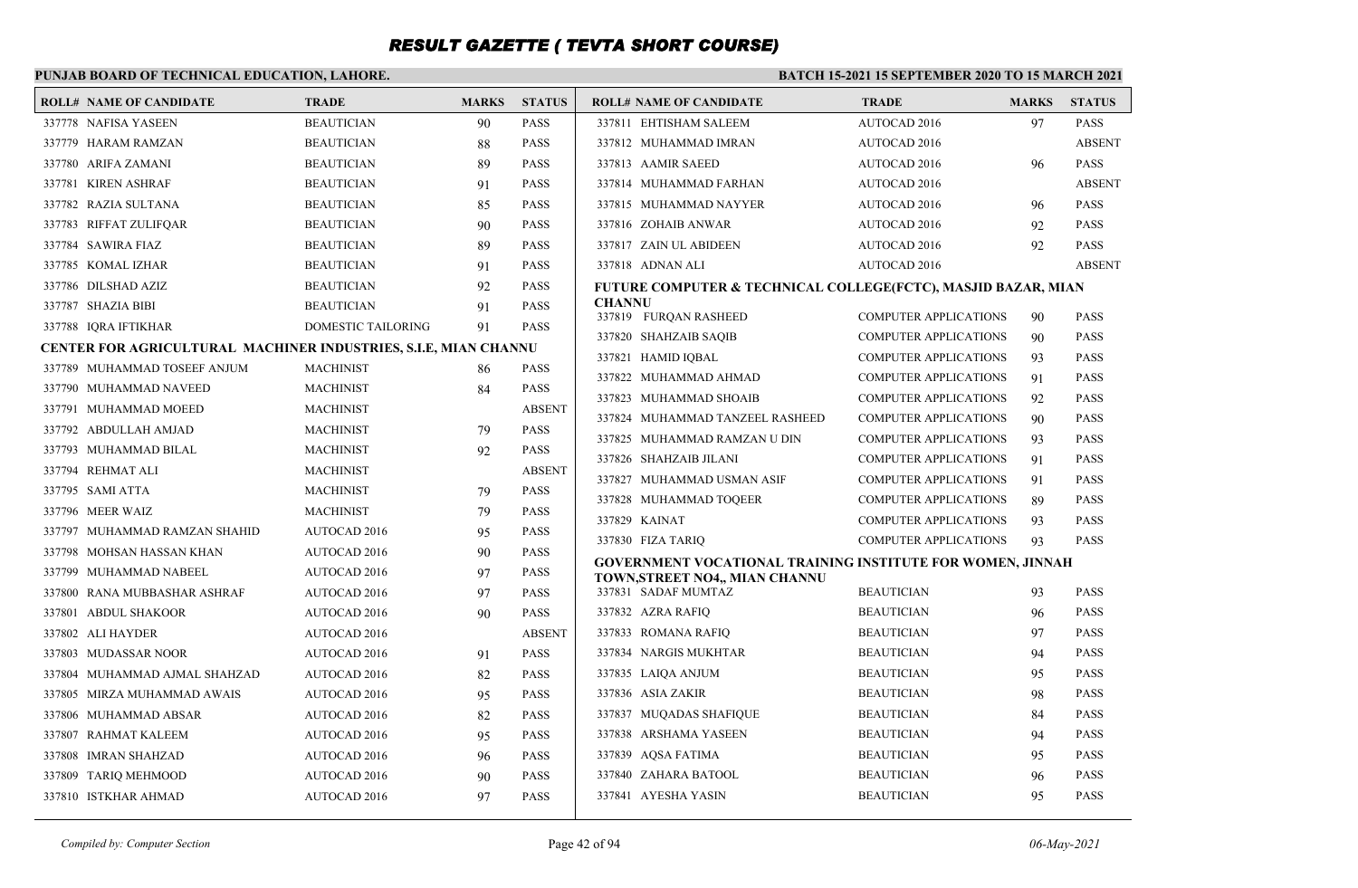# RESULT GAZETTE ( TEVTA SHORT COURSE)

**PUNJAB BOARD OF TECHNICAL EDUCATION, LAHORE.**

**BATCH 15-2021 15 SEPTEMBER 2020 TO 15 MARCH 2021**

| ROLL# | NAME OF CANDIDATE | TRADE | MARKS | STATUS |
|---|---|---|---|---|
| 337778 | NAFISA YASEEN | BEAUTICIAN | 90 | PASS |
| 337779 | HARAM RAMZAN | BEAUTICIAN | 88 | PASS |
| 337780 | ARIFA ZAMANI | BEAUTICIAN | 89 | PASS |
| 337781 | KIREN ASHRAF | BEAUTICIAN | 91 | PASS |
| 337782 | RAZIA SULTANA | BEAUTICIAN | 85 | PASS |
| 337783 | RIFFAT ZULIFQAR | BEAUTICIAN | 90 | PASS |
| 337784 | SAWIRA FIAZ | BEAUTICIAN | 89 | PASS |
| 337785 | KOMAL IZHAR | BEAUTICIAN | 91 | PASS |
| 337786 | DILSHAD AZIZ | BEAUTICIAN | 92 | PASS |
| 337787 | SHAZIA BIBI | BEAUTICIAN | 91 | PASS |
| 337788 | IQRA IFTIKHAR | DOMESTIC TAILORING | 91 | PASS |

**CENTER FOR AGRICULTURAL MACHINER INDUSTRIES, S.I.E, MIAN CHANNU**

| ROLL# | NAME OF CANDIDATE | TRADE | MARKS | STATUS |
|---|---|---|---|---|
| 337789 | MUHAMMAD TOSEEF ANJUM | MACHINIST | 86 | PASS |
| 337790 | MUHAMMAD NAVEED | MACHINIST | 84 | PASS |
| 337791 | MUHAMMAD MOEED | MACHINIST | | ABSENT |
| 337792 | ABDULLAH AMJAD | MACHINIST | 79 | PASS |
| 337793 | MUHAMMAD BILAL | MACHINIST | 92 | PASS |
| 337794 | REHMAT ALI | MACHINIST | | ABSENT |
| 337795 | SAMI ATTA | MACHINIST | 79 | PASS |
| 337796 | MEER WAIZ | MACHINIST | 79 | PASS |
| 337797 | MUHAMMAD RAMZAN SHAHID | AUTOCAD 2016 | 95 | PASS |
| 337798 | MOHSAN HASSAN KHAN | AUTOCAD 2016 | 90 | PASS |
| 337799 | MUHAMMAD NABEEL | AUTOCAD 2016 | 97 | PASS |
| 337800 | RANA MUBBASHAR ASHRAF | AUTOCAD 2016 | 97 | PASS |
| 337801 | ABDUL SHAKOOR | AUTOCAD 2016 | 90 | PASS |
| 337802 | ALI HAYDER | AUTOCAD 2016 | | ABSENT |
| 337803 | MUDASSAR NOOR | AUTOCAD 2016 | 91 | PASS |
| 337804 | MUHAMMAD AJMAL SHAHZAD | AUTOCAD 2016 | 82 | PASS |
| 337805 | MIRZA MUHAMMAD AWAIS | AUTOCAD 2016 | 95 | PASS |
| 337806 | MUHAMMAD ABSAR | AUTOCAD 2016 | 82 | PASS |
| 337807 | RAHMAT KALEEM | AUTOCAD 2016 | 95 | PASS |
| 337808 | IMRAN SHAHZAD | AUTOCAD 2016 | 96 | PASS |
| 337809 | TARIQ MEHMOOD | AUTOCAD 2016 | 90 | PASS |
| 337810 | ISTKHAR AHMAD | AUTOCAD 2016 | 97 | PASS |
| 337811 | EHTISHAM SALEEM | AUTOCAD 2016 | 97 | PASS |
| 337812 | MUHAMMAD IMRAN | AUTOCAD 2016 | | ABSENT |
| 337813 | AAMIR SAEED | AUTOCAD 2016 | 96 | PASS |
| 337814 | MUHAMMAD FARHAN | AUTOCAD 2016 | | ABSENT |
| 337815 | MUHAMMAD NAYYER | AUTOCAD 2016 | 96 | PASS |
| 337816 | ZOHAIB ANWAR | AUTOCAD 2016 | 92 | PASS |
| 337817 | ZAIN UL ABIDEEN | AUTOCAD 2016 | 92 | PASS |
| 337818 | ADNAN ALI | AUTOCAD 2016 | | ABSENT |

**FUTURE COMPUTER & TECHNICAL COLLEGE(FCTC), MASJID BAZAR, MIAN CHANNU**

| ROLL# | NAME OF CANDIDATE | TRADE | MARKS | STATUS |
|---|---|---|---|---|
| 337819 | FURQAN RASHEED | COMPUTER APPLICATIONS | 90 | PASS |
| 337820 | SHAHZAIB SAQIB | COMPUTER APPLICATIONS | 90 | PASS |
| 337821 | HAMID IQBAL | COMPUTER APPLICATIONS | 93 | PASS |
| 337822 | MUHAMMAD AHMAD | COMPUTER APPLICATIONS | 91 | PASS |
| 337823 | MUHAMMAD SHOAIB | COMPUTER APPLICATIONS | 92 | PASS |
| 337824 | MUHAMMAD TANZEEL RASHEED | COMPUTER APPLICATIONS | 90 | PASS |
| 337825 | MUHAMMAD RAMZAN U DIN | COMPUTER APPLICATIONS | 93 | PASS |
| 337826 | SHAHZAIB JILANI | COMPUTER APPLICATIONS | 91 | PASS |
| 337827 | MUHAMMAD USMAN ASIF | COMPUTER APPLICATIONS | 91 | PASS |
| 337828 | MUHAMMAD TOQEER | COMPUTER APPLICATIONS | 89 | PASS |
| 337829 | KAINAT | COMPUTER APPLICATIONS | 93 | PASS |
| 337830 | FIZA TARIQ | COMPUTER APPLICATIONS | 93 | PASS |

**GOVERNMENT VOCATIONAL TRAINING INSTITUTE FOR WOMEN, JINNAH TOWN,STREET NO4,, MIAN CHANNU**

| ROLL# | NAME OF CANDIDATE | TRADE | MARKS | STATUS |
|---|---|---|---|---|
| 337831 | SADAF MUMTAZ | BEAUTICIAN | 93 | PASS |
| 337832 | AZRA RAFIQ | BEAUTICIAN | 96 | PASS |
| 337833 | ROMANA RAFIQ | BEAUTICIAN | 97 | PASS |
| 337834 | NARGIS MUKHTAR | BEAUTICIAN | 94 | PASS |
| 337835 | LAIQA ANJUM | BEAUTICIAN | 95 | PASS |
| 337836 | ASIA ZAKIR | BEAUTICIAN | 98 | PASS |
| 337837 | MUQADAS SHAFIQUE | BEAUTICIAN | 84 | PASS |
| 337838 | ARSHAMA YASEEN | BEAUTICIAN | 94 | PASS |
| 337839 | AQSA FATIMA | BEAUTICIAN | 95 | PASS |
| 337840 | ZAHARA BATOOL | BEAUTICIAN | 96 | PASS |
| 337841 | AYESHA YASIN | BEAUTICIAN | 95 | PASS |

*Compiled by: Computer Section* *06-May-2021*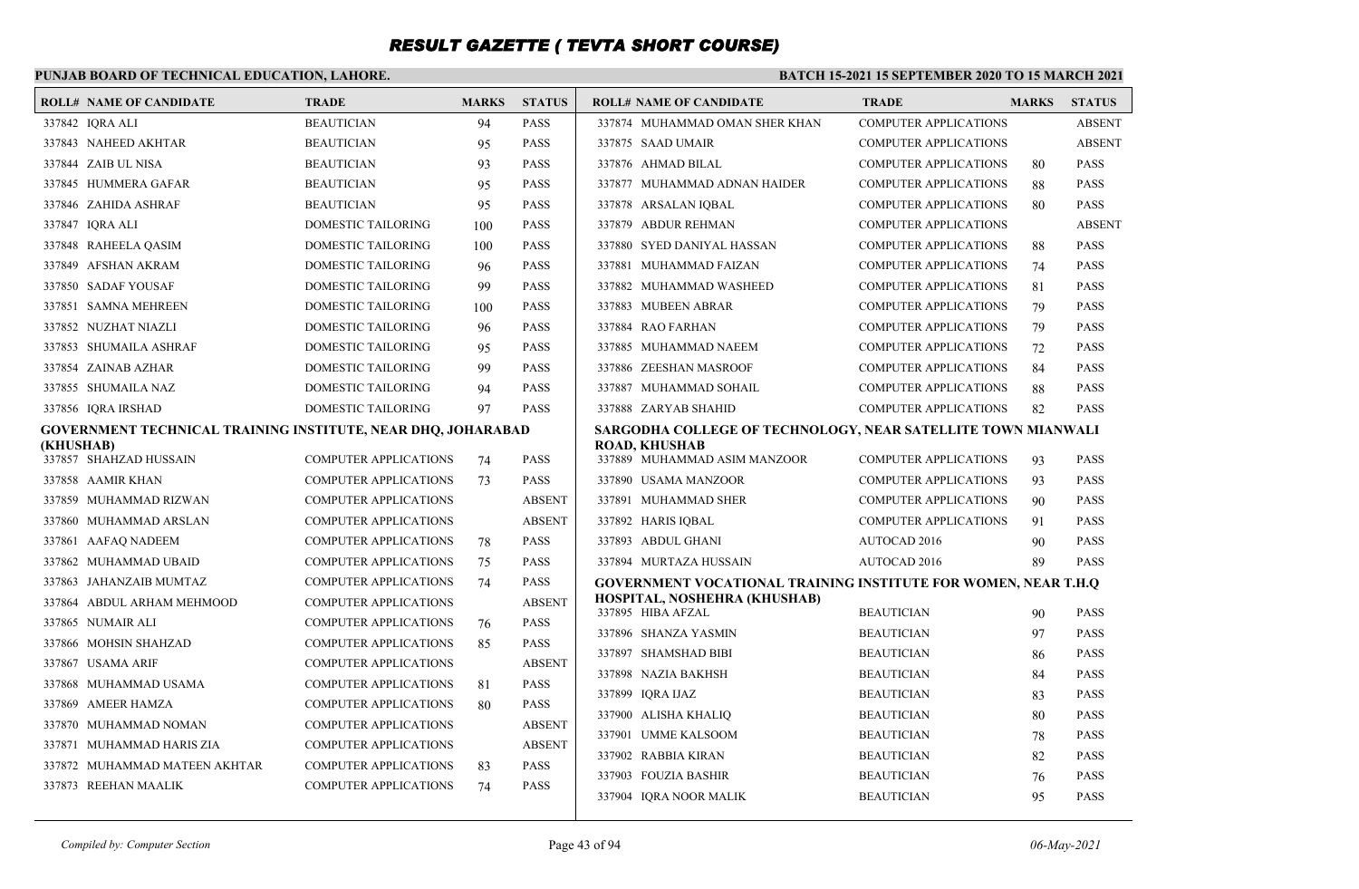# RESULT GAZETTE ( TEVTA SHORT COURSE)

**PUNJAB BOARD OF TECHNICAL EDUCATION, LAHORE.**

**BATCH 15-2021 15 SEPTEMBER 2020 TO 15 MARCH 2021**

| ROLL# | NAME OF CANDIDATE | TRADE | MARKS | STATUS |
|---|---|---|---|---|
| 337842 | IQRA ALI | BEAUTICIAN | 94 | PASS |
| 337843 | NAHEED AKHTAR | BEAUTICIAN | 95 | PASS |
| 337844 | ZAIB UL NISA | BEAUTICIAN | 93 | PASS |
| 337845 | HUMMERA GAFAR | BEAUTICIAN | 95 | PASS |
| 337846 | ZAHIDA ASHRAF | BEAUTICIAN | 95 | PASS |
| 337847 | IQRA ALI | DOMESTIC TAILORING | 100 | PASS |
| 337848 | RAHEELA QASIM | DOMESTIC TAILORING | 100 | PASS |
| 337849 | AFSHAN AKRAM | DOMESTIC TAILORING | 96 | PASS |
| 337850 | SADAF YOUSAF | DOMESTIC TAILORING | 99 | PASS |
| 337851 | SAMNA MEHREEN | DOMESTIC TAILORING | 100 | PASS |
| 337852 | NUZHAT NIAZLI | DOMESTIC TAILORING | 96 | PASS |
| 337853 | SHUMAILA ASHRAF | DOMESTIC TAILORING | 95 | PASS |
| 337854 | ZAINAB AZHAR | DOMESTIC TAILORING | 99 | PASS |
| 337855 | SHUMAILA NAZ | DOMESTIC TAILORING | 94 | PASS |
| 337856 | IQRA IRSHAD | DOMESTIC TAILORING | 97 | PASS |

**GOVERNMENT TECHNICAL TRAINING INSTITUTE, NEAR DHQ, JOHARABAD (KHUSHAB)**

| ROLL# | NAME OF CANDIDATE | TRADE | MARKS | STATUS |
|---|---|---|---|---|
| 337857 | SHAHZAD HUSSAIN | COMPUTER APPLICATIONS | 74 | PASS |
| 337858 | AAMIR KHAN | COMPUTER APPLICATIONS | 73 | PASS |
| 337859 | MUHAMMAD RIZWAN | COMPUTER APPLICATIONS | | ABSENT |
| 337860 | MUHAMMAD ARSLAN | COMPUTER APPLICATIONS | | ABSENT |
| 337861 | AAFAQ NADEEM | COMPUTER APPLICATIONS | 78 | PASS |
| 337862 | MUHAMMAD UBAID | COMPUTER APPLICATIONS | 75 | PASS |
| 337863 | JAHANZAIB MUMTAZ | COMPUTER APPLICATIONS | 74 | PASS |
| 337864 | ABDUL ARHAM MEHMOOD | COMPUTER APPLICATIONS | | ABSENT |
| 337865 | NUMAIR ALI | COMPUTER APPLICATIONS | 76 | PASS |
| 337866 | MOHSIN SHAHZAD | COMPUTER APPLICATIONS | 85 | PASS |
| 337867 | USAMA ARIF | COMPUTER APPLICATIONS | | ABSENT |
| 337868 | MUHAMMAD USAMA | COMPUTER APPLICATIONS | 81 | PASS |
| 337869 | AMEER HAMZA | COMPUTER APPLICATIONS | 80 | PASS |
| 337870 | MUHAMMAD NOMAN | COMPUTER APPLICATIONS | | ABSENT |
| 337871 | MUHAMMAD HARIS ZIA | COMPUTER APPLICATIONS | | ABSENT |
| 337872 | MUHAMMAD MATEEN AKHTAR | COMPUTER APPLICATIONS | 83 | PASS |
| 337873 | REEHAN MAALIK | COMPUTER APPLICATIONS | 74 | PASS |
| 337874 | MUHAMMAD OMAN SHER KHAN | COMPUTER APPLICATIONS | | ABSENT |
| 337875 | SAAD UMAIR | COMPUTER APPLICATIONS | | ABSENT |
| 337876 | AHMAD BILAL | COMPUTER APPLICATIONS | 80 | PASS |
| 337877 | MUHAMMAD ADNAN HAIDER | COMPUTER APPLICATIONS | 88 | PASS |
| 337878 | ARSALAN IQBAL | COMPUTER APPLICATIONS | 80 | PASS |
| 337879 | ABDUR REHMAN | COMPUTER APPLICATIONS | | ABSENT |
| 337880 | SYED DANIYAL HASSAN | COMPUTER APPLICATIONS | 88 | PASS |
| 337881 | MUHAMMAD FAIZAN | COMPUTER APPLICATIONS | 74 | PASS |
| 337882 | MUHAMMAD WASHEED | COMPUTER APPLICATIONS | 81 | PASS |
| 337883 | MUBEEN ABRAR | COMPUTER APPLICATIONS | 79 | PASS |
| 337884 | RAO FARHAN | COMPUTER APPLICATIONS | 79 | PASS |
| 337885 | MUHAMMAD NAEEM | COMPUTER APPLICATIONS | 72 | PASS |
| 337886 | ZEESHAN MASROOF | COMPUTER APPLICATIONS | 84 | PASS |
| 337887 | MUHAMMAD SOHAIL | COMPUTER APPLICATIONS | 88 | PASS |
| 337888 | ZARYAB SHAHID | COMPUTER APPLICATIONS | 82 | PASS |

**SARGODHA COLLEGE OF TECHNOLOGY, NEAR SATELLITE TOWN MIANWALI ROAD, KHUSHAB**

| ROLL# | NAME OF CANDIDATE | TRADE | MARKS | STATUS |
|---|---|---|---|---|
| 337889 | MUHAMMAD ASIM MANZOOR | COMPUTER APPLICATIONS | 93 | PASS |
| 337890 | USAMA MANZOOR | COMPUTER APPLICATIONS | 93 | PASS |
| 337891 | MUHAMMAD SHER | COMPUTER APPLICATIONS | 90 | PASS |
| 337892 | HARIS IQBAL | COMPUTER APPLICATIONS | 91 | PASS |
| 337893 | ABDUL GHANI | AUTOCAD 2016 | 90 | PASS |
| 337894 | MURTAZA HUSSAIN | AUTOCAD 2016 | 89 | PASS |

**GOVERNMENT VOCATIONAL TRAINING INSTITUTE FOR WOMEN, NEAR T.H.Q HOSPITAL, NOSHEHRA (KHUSHAB)**

| ROLL# | NAME OF CANDIDATE | TRADE | MARKS | STATUS |
|---|---|---|---|---|
| 337895 | HIBA AFZAL | BEAUTICIAN | 90 | PASS |
| 337896 | SHANZA YASMIN | BEAUTICIAN | 97 | PASS |
| 337897 | SHAMSHAD BIBI | BEAUTICIAN | 86 | PASS |
| 337898 | NAZIA BAKHSH | BEAUTICIAN | 84 | PASS |
| 337899 | IQRA IJAZ | BEAUTICIAN | 83 | PASS |
| 337900 | ALISHA KHALIQ | BEAUTICIAN | 80 | PASS |
| 337901 | UMME KALSOOM | BEAUTICIAN | 78 | PASS |
| 337902 | RABBIA KIRAN | BEAUTICIAN | 82 | PASS |
| 337903 | FOUZIA BASHIR | BEAUTICIAN | 76 | PASS |
| 337904 | IQRA NOOR MALIK | BEAUTICIAN | 95 | PASS |

*Compiled by: Computer Section* 06-May-2021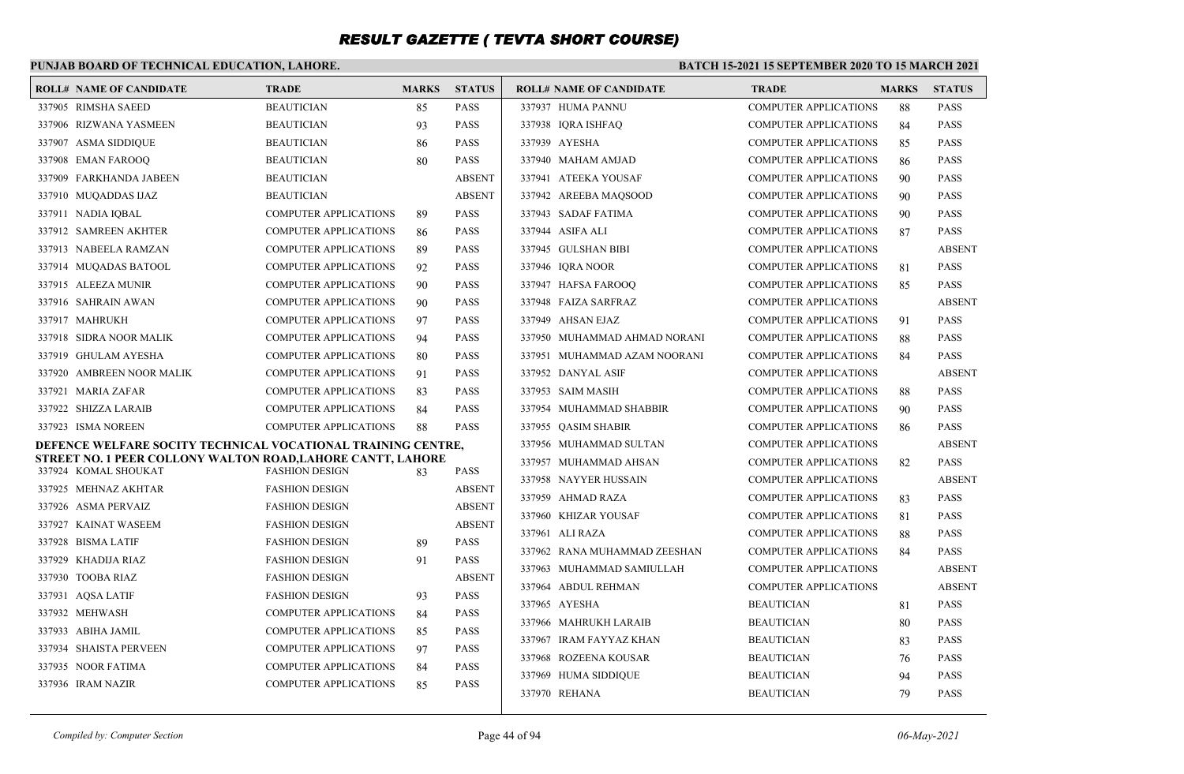# RESULT GAZETTE ( TEVTA SHORT COURSE)

**PUNJAB BOARD OF TECHNICAL EDUCATION, LAHORE.**

**BATCH 15-2021 15 SEPTEMBER 2020 TO 15 MARCH 2021**

| ROLL# | NAME OF CANDIDATE | TRADE | MARKS | STATUS |
|---|---|---|---|---|
| 337905 | RIMSHA SAEED | BEAUTICIAN | 85 | PASS |
| 337906 | RIZWANA YASMEEN | BEAUTICIAN | 93 | PASS |
| 337907 | ASMA SIDDIQUE | BEAUTICIAN | 86 | PASS |
| 337908 | EMAN FAROOQ | BEAUTICIAN | 80 | PASS |
| 337909 | FARKHANDA JABEEN | BEAUTICIAN | | ABSENT |
| 337910 | MUQADDAS IJAZ | BEAUTICIAN | | ABSENT |
| 337911 | NADIA IQBAL | COMPUTER APPLICATIONS | 89 | PASS |
| 337912 | SAMREEN AKHTER | COMPUTER APPLICATIONS | 86 | PASS |
| 337913 | NABEELA RAMZAN | COMPUTER APPLICATIONS | 89 | PASS |
| 337914 | MUQADAS BATOOL | COMPUTER APPLICATIONS | 92 | PASS |
| 337915 | ALEEZA MUNIR | COMPUTER APPLICATIONS | 90 | PASS |
| 337916 | SAHRAIN AWAN | COMPUTER APPLICATIONS | 90 | PASS |
| 337917 | MAHRUKH | COMPUTER APPLICATIONS | 97 | PASS |
| 337918 | SIDRA NOOR MALIK | COMPUTER APPLICATIONS | 94 | PASS |
| 337919 | GHULAM AYESHA | COMPUTER APPLICATIONS | 80 | PASS |
| 337920 | AMBREEN NOOR MALIK | COMPUTER APPLICATIONS | 91 | PASS |
| 337921 | MARIA ZAFAR | COMPUTER APPLICATIONS | 83 | PASS |
| 337922 | SHIZZA LARAIB | COMPUTER APPLICATIONS | 84 | PASS |
| 337923 | ISMA NOREEN | COMPUTER APPLICATIONS | 88 | PASS |

**DEFENCE WELFARE SOCITY TECHNICAL VOCATIONAL TRAINING CENTRE, STREET NO. 1 PEER COLLONY WALTON ROAD,LAHORE CANTT, LAHORE**

| ROLL# | NAME OF CANDIDATE | TRADE | MARKS | STATUS |
|---|---|---|---|---|
| 337924 | KOMAL SHOUKAT | FASHION DESIGN | 83 | PASS |
| 337925 | MEHNAZ AKHTAR | FASHION DESIGN | | ABSENT |
| 337926 | ASMA PERVAIZ | FASHION DESIGN | | ABSENT |
| 337927 | KAINAT WASEEM | FASHION DESIGN | | ABSENT |
| 337928 | BISMA LATIF | FASHION DESIGN | 89 | PASS |
| 337929 | KHADIJA RIAZ | FASHION DESIGN | 91 | PASS |
| 337930 | TOOBA RIAZ | FASHION DESIGN | | ABSENT |
| 337931 | AQSA LATIF | FASHION DESIGN | 93 | PASS |
| 337932 | MEHWASH | COMPUTER APPLICATIONS | 84 | PASS |
| 337933 | ABIHA JAMIL | COMPUTER APPLICATIONS | 85 | PASS |
| 337934 | SHAISTA PERVEEN | COMPUTER APPLICATIONS | 97 | PASS |
| 337935 | NOOR FATIMA | COMPUTER APPLICATIONS | 84 | PASS |
| 337936 | IRAM NAZIR | COMPUTER APPLICATIONS | 85 | PASS |
| 337937 | HUMA PANNU | COMPUTER APPLICATIONS | 88 | PASS |
| 337938 | IQRA ISHFAQ | COMPUTER APPLICATIONS | 84 | PASS |
| 337939 | AYESHA | COMPUTER APPLICATIONS | 85 | PASS |
| 337940 | MAHAM AMJAD | COMPUTER APPLICATIONS | 86 | PASS |
| 337941 | ATEEKA YOUSAF | COMPUTER APPLICATIONS | 90 | PASS |
| 337942 | AREEBA MAQSOOD | COMPUTER APPLICATIONS | 90 | PASS |
| 337943 | SADAF FATIMA | COMPUTER APPLICATIONS | 90 | PASS |
| 337944 | ASIFA ALI | COMPUTER APPLICATIONS | 87 | PASS |
| 337945 | GULSHAN BIBI | COMPUTER APPLICATIONS | | ABSENT |
| 337946 | IQRA NOOR | COMPUTER APPLICATIONS | 81 | PASS |
| 337947 | HAFSA FAROOQ | COMPUTER APPLICATIONS | 85 | PASS |
| 337948 | FAIZA SARFRAZ | COMPUTER APPLICATIONS | | ABSENT |
| 337949 | AHSAN EJAZ | COMPUTER APPLICATIONS | 91 | PASS |
| 337950 | MUHAMMAD AHMAD NORANI | COMPUTER APPLICATIONS | 88 | PASS |
| 337951 | MUHAMMAD AZAM NOORANI | COMPUTER APPLICATIONS | 84 | PASS |
| 337952 | DANYAL ASIF | COMPUTER APPLICATIONS | | ABSENT |
| 337953 | SAIM MASIH | COMPUTER APPLICATIONS | 88 | PASS |
| 337954 | MUHAMMAD SHABBIR | COMPUTER APPLICATIONS | 90 | PASS |
| 337955 | QASIM SHABIR | COMPUTER APPLICATIONS | 86 | PASS |
| 337956 | MUHAMMAD SULTAN | COMPUTER APPLICATIONS | | ABSENT |
| 337957 | MUHAMMAD AHSAN | COMPUTER APPLICATIONS | 82 | PASS |
| 337958 | NAYYER HUSSAIN | COMPUTER APPLICATIONS | | ABSENT |
| 337959 | AHMAD RAZA | COMPUTER APPLICATIONS | 83 | PASS |
| 337960 | KHIZAR YOUSAF | COMPUTER APPLICATIONS | 81 | PASS |
| 337961 | ALI RAZA | COMPUTER APPLICATIONS | 88 | PASS |
| 337962 | RANA MUHAMMAD ZEESHAN | COMPUTER APPLICATIONS | 84 | PASS |
| 337963 | MUHAMMAD SAMIULLAH | COMPUTER APPLICATIONS | | ABSENT |
| 337964 | ABDUL REHMAN | COMPUTER APPLICATIONS | | ABSENT |
| 337965 | AYESHA | BEAUTICIAN | 81 | PASS |
| 337966 | MAHRUKH LARAIB | BEAUTICIAN | 80 | PASS |
| 337967 | IRAM FAYYAZ KHAN | BEAUTICIAN | 83 | PASS |
| 337968 | ROZEENA KOUSAR | BEAUTICIAN | 76 | PASS |
| 337969 | HUMA SIDDIQUE | BEAUTICIAN | 94 | PASS |
| 337970 | REHANA | BEAUTICIAN | 79 | PASS |

*Compiled by: Computer Section* *06-May-2021*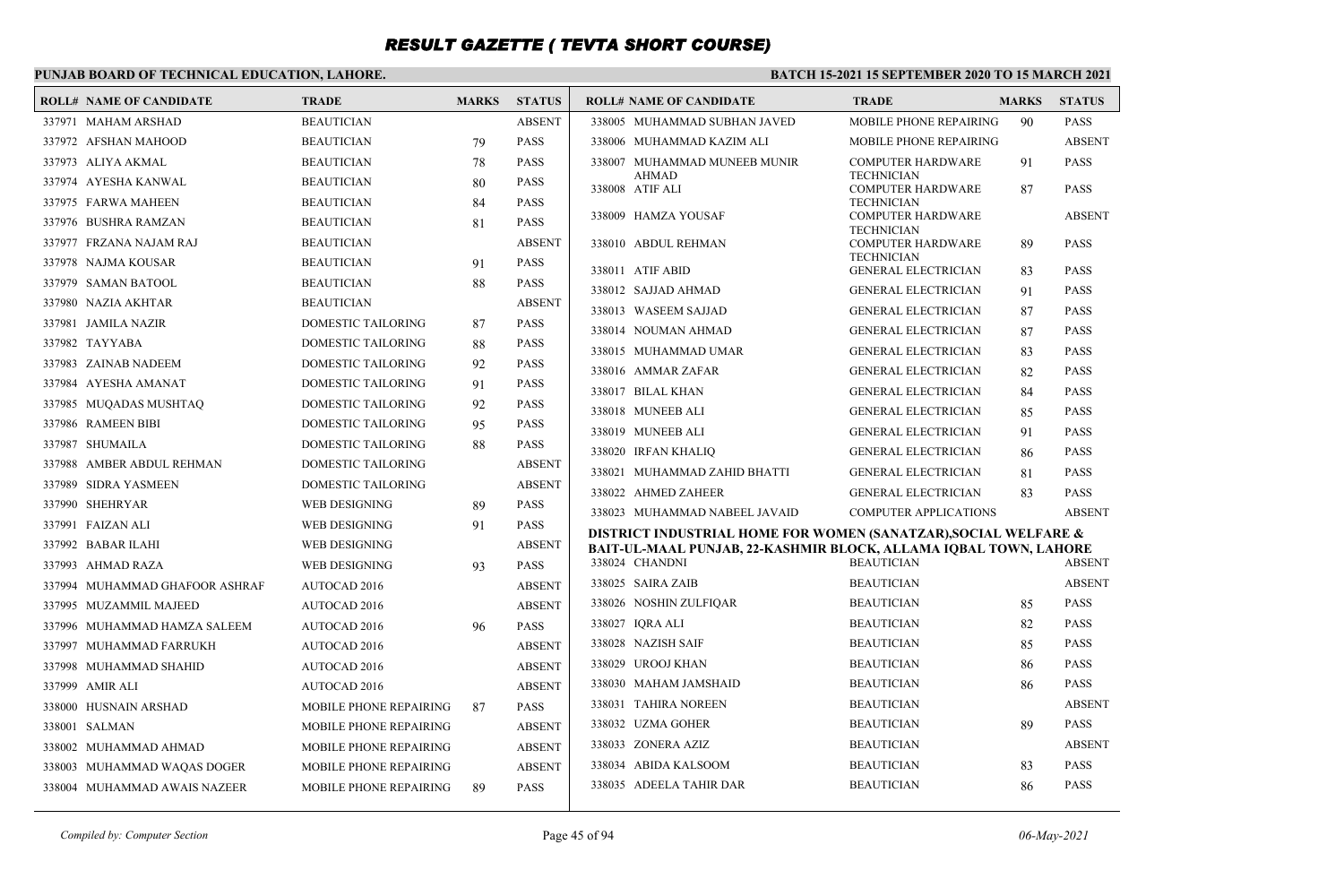# RESULT GAZETTE ( TEVTA SHORT COURSE)

**PUNJAB BOARD OF TECHNICAL EDUCATION, LAHORE.**

**BATCH 15-2021 15 SEPTEMBER 2020 TO 15 MARCH 2021**

| ROLL# | NAME OF CANDIDATE | TRADE | MARKS | STATUS |
|---|---|---|---|---|
| 337971 | MAHAM ARSHAD | BEAUTICIAN | | ABSENT |
| 337972 | AFSHAN MAHOOD | BEAUTICIAN | 79 | PASS |
| 337973 | ALIYA AKMAL | BEAUTICIAN | 78 | PASS |
| 337974 | AYESHA KANWAL | BEAUTICIAN | 80 | PASS |
| 337975 | FARWA MAHEEN | BEAUTICIAN | 84 | PASS |
| 337976 | BUSHRA RAMZAN | BEAUTICIAN | 81 | PASS |
| 337977 | FRZANA NAJAM RAJ | BEAUTICIAN | | ABSENT |
| 337978 | NAJMA KOUSAR | BEAUTICIAN | 91 | PASS |
| 337979 | SAMAN BATOOL | BEAUTICIAN | 88 | PASS |
| 337980 | NAZIA AKHTAR | BEAUTICIAN | | ABSENT |
| 337981 | JAMILA NAZIR | DOMESTIC TAILORING | 87 | PASS |
| 337982 | TAYYABA | DOMESTIC TAILORING | 88 | PASS |
| 337983 | ZAINAB NADEEM | DOMESTIC TAILORING | 92 | PASS |
| 337984 | AYESHA AMANAT | DOMESTIC TAILORING | 91 | PASS |
| 337985 | MUQADAS MUSHTAQ | DOMESTIC TAILORING | 92 | PASS |
| 337986 | RAMEEN BIBI | DOMESTIC TAILORING | 95 | PASS |
| 337987 | SHUMAILA | DOMESTIC TAILORING | 88 | PASS |
| 337988 | AMBER ABDUL REHMAN | DOMESTIC TAILORING | | ABSENT |
| 337989 | SIDRA YASMEEN | DOMESTIC TAILORING | | ABSENT |
| 337990 | SHEHRYAR | WEB DESIGNING | 89 | PASS |
| 337991 | FAIZAN ALI | WEB DESIGNING | 91 | PASS |
| 337992 | BABAR ILAHI | WEB DESIGNING | | ABSENT |
| 337993 | AHMAD RAZA | WEB DESIGNING | 93 | PASS |
| 337994 | MUHAMMAD GHAFOOR ASHRAF | AUTOCAD 2016 | | ABSENT |
| 337995 | MUZAMMIL MAJEED | AUTOCAD 2016 | | ABSENT |
| 337996 | MUHAMMAD HAMZA SALEEM | AUTOCAD 2016 | 96 | PASS |
| 337997 | MUHAMMAD FARRUKH | AUTOCAD 2016 | | ABSENT |
| 337998 | MUHAMMAD SHAHID | AUTOCAD 2016 | | ABSENT |
| 337999 | AMIR ALI | AUTOCAD 2016 | | ABSENT |
| 338000 | HUSNAIN ARSHAD | MOBILE PHONE REPAIRING | 87 | PASS |
| 338001 | SALMAN | MOBILE PHONE REPAIRING | | ABSENT |
| 338002 | MUHAMMAD AHMAD | MOBILE PHONE REPAIRING | | ABSENT |
| 338003 | MUHAMMAD WAQAS DOGER | MOBILE PHONE REPAIRING | | ABSENT |
| 338004 | MUHAMMAD AWAIS NAZEER | MOBILE PHONE REPAIRING | 89 | PASS |
| 338005 | MUHAMMAD SUBHAN JAVED | MOBILE PHONE REPAIRING | 90 | PASS |
| 338006 | MUHAMMAD KAZIM ALI | MOBILE PHONE REPAIRING | | ABSENT |
| 338007 | MUHAMMAD MUNEEB MUNIR AHMAD | COMPUTER HARDWARE TECHNICIAN | 91 | PASS |
| 338008 | ATIF ALI | COMPUTER HARDWARE TECHNICIAN | 87 | PASS |
| 338009 | HAMZA YOUSAF | COMPUTER HARDWARE TECHNICIAN | | ABSENT |
| 338010 | ABDUL REHMAN | COMPUTER HARDWARE TECHNICIAN | 89 | PASS |
| 338011 | ATIF ABID | GENERAL ELECTRICIAN | 83 | PASS |
| 338012 | SAJJAD AHMAD | GENERAL ELECTRICIAN | 91 | PASS |
| 338013 | WASEEM SAJJAD | GENERAL ELECTRICIAN | 87 | PASS |
| 338014 | NOUMAN AHMAD | GENERAL ELECTRICIAN | 87 | PASS |
| 338015 | MUHAMMAD UMAR | GENERAL ELECTRICIAN | 83 | PASS |
| 338016 | AMMAR ZAFAR | GENERAL ELECTRICIAN | 82 | PASS |
| 338017 | BILAL KHAN | GENERAL ELECTRICIAN | 84 | PASS |
| 338018 | MUNEEB ALI | GENERAL ELECTRICIAN | 85 | PASS |
| 338019 | MUNEEB ALI | GENERAL ELECTRICIAN | 91 | PASS |
| 338020 | IRFAN KHALIQ | GENERAL ELECTRICIAN | 86 | PASS |
| 338021 | MUHAMMAD ZAHID BHATTI | GENERAL ELECTRICIAN | 81 | PASS |
| 338022 | AHMED ZAHEER | GENERAL ELECTRICIAN | 83 | PASS |
| 338023 | MUHAMMAD NABEEL JAVAID | COMPUTER APPLICATIONS | | ABSENT |

**DISTRICT INDUSTRIAL HOME FOR WOMEN (SANATZAR),SOCIAL WELFARE & BAIT-UL-MAAL PUNJAB, 22-KASHMIR BLOCK, ALLAMA IQBAL TOWN, LAHORE**

| ROLL# | NAME OF CANDIDATE | TRADE | MARKS | STATUS |
|---|---|---|---|---|
| 338024 | CHANDNI | BEAUTICIAN | | ABSENT |
| 338025 | SAIRA ZAIB | BEAUTICIAN | | ABSENT |
| 338026 | NOSHIN ZULFIQAR | BEAUTICIAN | 85 | PASS |
| 338027 | IQRA ALI | BEAUTICIAN | 82 | PASS |
| 338028 | NAZISH SAIF | BEAUTICIAN | 85 | PASS |
| 338029 | UROOJ KHAN | BEAUTICIAN | 86 | PASS |
| 338030 | MAHAM JAMSHAID | BEAUTICIAN | 86 | PASS |
| 338031 | TAHIRA NOREEN | BEAUTICIAN | | ABSENT |
| 338032 | UZMA GOHER | BEAUTICIAN | 89 | PASS |
| 338033 | ZONERA AZIZ | BEAUTICIAN | | ABSENT |
| 338034 | ABIDA KALSOOM | BEAUTICIAN | 83 | PASS |
| 338035 | ADEELA TAHIR DAR | BEAUTICIAN | 86 | PASS |

*Compiled by: Computer Section*

*06-May-2021*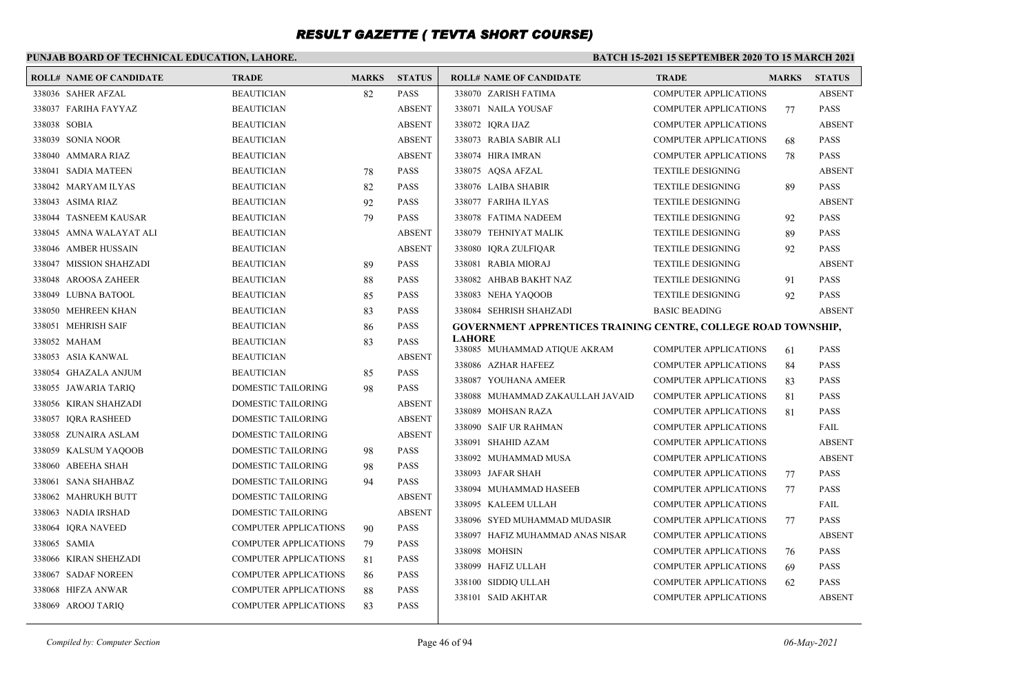# RESULT GAZETTE ( TEVTA SHORT COURSE)

**PUNJAB BOARD OF TECHNICAL EDUCATION, LAHORE.**

**BATCH 15-2021 15 SEPTEMBER 2020 TO 15 MARCH 2021**

| ROLL# | NAME OF CANDIDATE | TRADE | MARKS | STATUS |
|---|---|---|---|---|
| 338036 | SAHER AFZAL | BEAUTICIAN | 82 | PASS |
| 338037 | FARIHA FAYYAZ | BEAUTICIAN | | ABSENT |
| 338038 | SOBIA | BEAUTICIAN | | ABSENT |
| 338039 | SONIA NOOR | BEAUTICIAN | | ABSENT |
| 338040 | AMMARA RIAZ | BEAUTICIAN | | ABSENT |
| 338041 | SADIA MATEEN | BEAUTICIAN | 78 | PASS |
| 338042 | MARYAM ILYAS | BEAUTICIAN | 82 | PASS |
| 338043 | ASIMA RIAZ | BEAUTICIAN | 92 | PASS |
| 338044 | TASNEEM KAUSAR | BEAUTICIAN | 79 | PASS |
| 338045 | AMNA WALAYAT ALI | BEAUTICIAN | | ABSENT |
| 338046 | AMBER HUSSAIN | BEAUTICIAN | | ABSENT |
| 338047 | MISSION SHAHZADI | BEAUTICIAN | 89 | PASS |
| 338048 | AROOSA ZAHEER | BEAUTICIAN | 88 | PASS |
| 338049 | LUBNA BATOOL | BEAUTICIAN | 85 | PASS |
| 338050 | MEHREEN KHAN | BEAUTICIAN | 83 | PASS |
| 338051 | MEHRISH SAIF | BEAUTICIAN | 86 | PASS |
| 338052 | MAHAM | BEAUTICIAN | 83 | PASS |
| 338053 | ASIA KANWAL | BEAUTICIAN | | ABSENT |
| 338054 | GHAZALA ANJUM | BEAUTICIAN | 85 | PASS |
| 338055 | JAWARIA TARIQ | DOMESTIC TAILORING | 98 | PASS |
| 338056 | KIRAN SHAHZADI | DOMESTIC TAILORING | | ABSENT |
| 338057 | IQRA RASHEED | DOMESTIC TAILORING | | ABSENT |
| 338058 | ZUNAIRA ASLAM | DOMESTIC TAILORING | | ABSENT |
| 338059 | KALSUM YAQOOB | DOMESTIC TAILORING | 98 | PASS |
| 338060 | ABEEHA SHAH | DOMESTIC TAILORING | 98 | PASS |
| 338061 | SANA SHAHBAZ | DOMESTIC TAILORING | 94 | PASS |
| 338062 | MAHRUKH BUTT | DOMESTIC TAILORING | | ABSENT |
| 338063 | NADIA IRSHAD | DOMESTIC TAILORING | | ABSENT |
| 338064 | IQRA NAVEED | COMPUTER APPLICATIONS | 90 | PASS |
| 338065 | SAMIA | COMPUTER APPLICATIONS | 79 | PASS |
| 338066 | KIRAN SHEHZADI | COMPUTER APPLICATIONS | 81 | PASS |
| 338067 | SADAF NOREEN | COMPUTER APPLICATIONS | 86 | PASS |
| 338068 | HIFZA ANWAR | COMPUTER APPLICATIONS | 88 | PASS |
| 338069 | AROOJ TARIQ | COMPUTER APPLICATIONS | 83 | PASS |
| 338070 | ZARISH FATIMA | COMPUTER APPLICATIONS | | ABSENT |
| 338071 | NAILA YOUSAF | COMPUTER APPLICATIONS | 77 | PASS |
| 338072 | IQRA IJAZ | COMPUTER APPLICATIONS | | ABSENT |
| 338073 | RABIA SABIR ALI | COMPUTER APPLICATIONS | 68 | PASS |
| 338074 | HIRA IMRAN | COMPUTER APPLICATIONS | 78 | PASS |
| 338075 | AQSA AFZAL | TEXTILE DESIGNING | | ABSENT |
| 338076 | LAIBA SHABIR | TEXTILE DESIGNING | 89 | PASS |
| 338077 | FARIHA ILYAS | TEXTILE DESIGNING | | ABSENT |
| 338078 | FATIMA NADEEM | TEXTILE DESIGNING | 92 | PASS |
| 338079 | TEHNIYAT MALIK | TEXTILE DESIGNING | 89 | PASS |
| 338080 | IQRA ZULFIQAR | TEXTILE DESIGNING | 92 | PASS |
| 338081 | RABIA MIORAJ | TEXTILE DESIGNING | | ABSENT |
| 338082 | AHBAB BAKHT NAZ | TEXTILE DESIGNING | 91 | PASS |
| 338083 | NEHA YAQOOB | TEXTILE DESIGNING | 92 | PASS |
| 338084 | SEHRISH SHAHZADI | BASIC BEADING | | ABSENT |

**GOVERNMENT APPRENTICES TRAINING CENTRE, COLLEGE ROAD TOWNSHIP, LAHORE**

| ROLL# | NAME OF CANDIDATE | TRADE | MARKS | STATUS |
|---|---|---|---|---|
| 338085 | MUHAMMAD ATIQUE AKRAM | COMPUTER APPLICATIONS | 61 | PASS |
| 338086 | AZHAR HAFEEZ | COMPUTER APPLICATIONS | 84 | PASS |
| 338087 | YOUHANA AMEER | COMPUTER APPLICATIONS | 83 | PASS |
| 338088 | MUHAMMAD ZAKAULLAH JAVAID | COMPUTER APPLICATIONS | 81 | PASS |
| 338089 | MOHSAN RAZA | COMPUTER APPLICATIONS | 81 | PASS |
| 338090 | SAIF UR RAHMAN | COMPUTER APPLICATIONS | | FAIL |
| 338091 | SHAHID AZAM | COMPUTER APPLICATIONS | | ABSENT |
| 338092 | MUHAMMAD MUSA | COMPUTER APPLICATIONS | | ABSENT |
| 338093 | JAFAR SHAH | COMPUTER APPLICATIONS | 77 | PASS |
| 338094 | MUHAMMAD HASEEB | COMPUTER APPLICATIONS | 77 | PASS |
| 338095 | KALEEM ULLAH | COMPUTER APPLICATIONS | | FAIL |
| 338096 | SYED MUHAMMAD MUDASIR | COMPUTER APPLICATIONS | 77 | PASS |
| 338097 | HAFIZ MUHAMMAD ANAS NISAR | COMPUTER APPLICATIONS | | ABSENT |
| 338098 | MOHSIN | COMPUTER APPLICATIONS | 76 | PASS |
| 338099 | HAFIZ ULLAH | COMPUTER APPLICATIONS | 69 | PASS |
| 338100 | SIDDIQ ULLAH | COMPUTER APPLICATIONS | 62 | PASS |
| 338101 | SAID AKHTAR | COMPUTER APPLICATIONS | | ABSENT |

*Compiled by: Computer Section* — 06-May-2021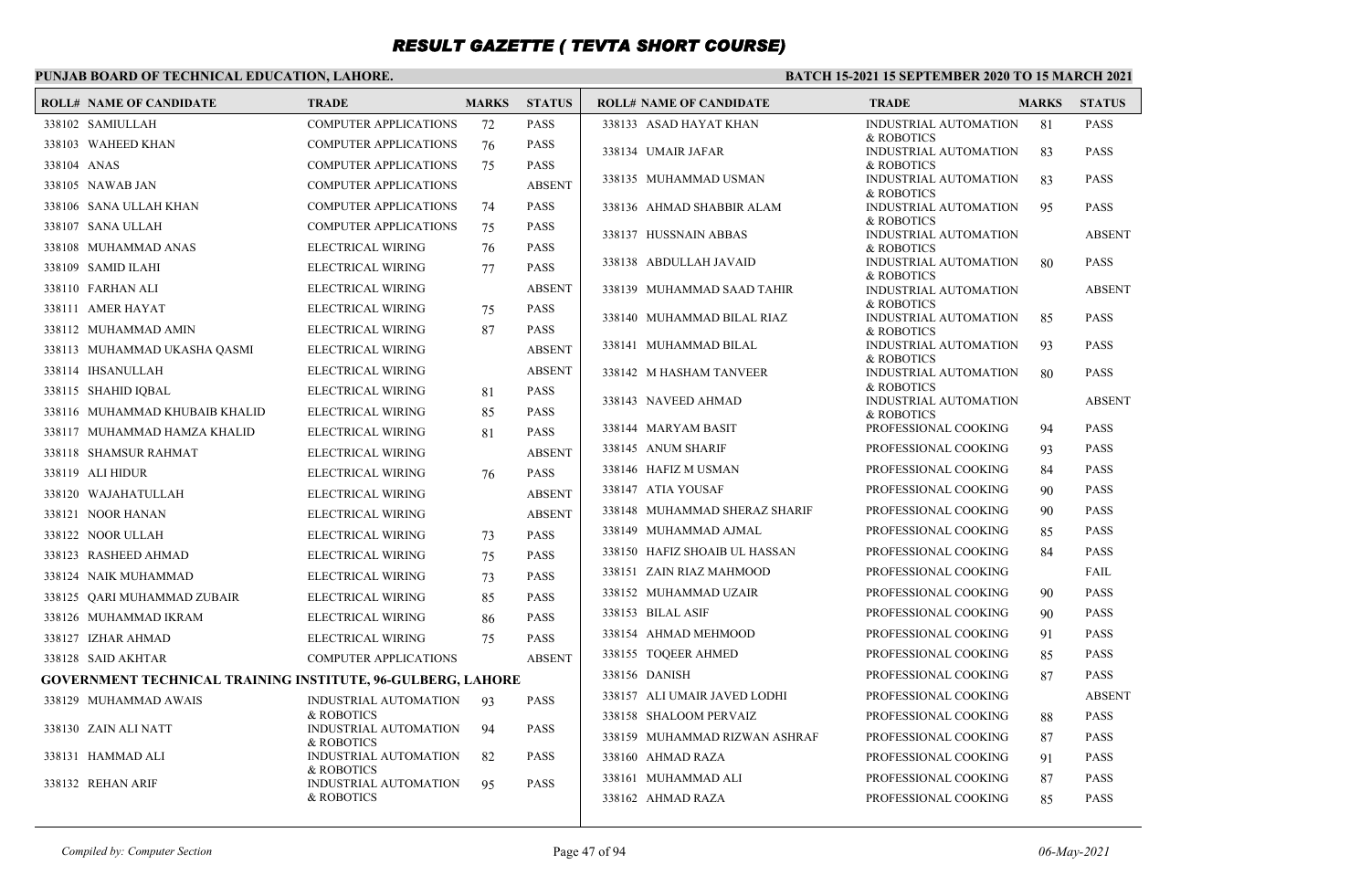# RESULT GAZETTE ( TEVTA SHORT COURSE)

**PUNJAB BOARD OF TECHNICAL EDUCATION, LAHORE.**

**BATCH 15-2021 15 SEPTEMBER 2020 TO 15 MARCH 2021**

| ROLL# | NAME OF CANDIDATE | TRADE | MARKS | STATUS |
|---|---|---|---|---|
| 338102 | SAMIULLAH | COMPUTER APPLICATIONS | 72 | PASS |
| 338103 | WAHEED KHAN | COMPUTER APPLICATIONS | 76 | PASS |
| 338104 | ANAS | COMPUTER APPLICATIONS | 75 | PASS |
| 338105 | NAWAB JAN | COMPUTER APPLICATIONS | | ABSENT |
| 338106 | SANA ULLAH KHAN | COMPUTER APPLICATIONS | 74 | PASS |
| 338107 | SANA ULLAH | COMPUTER APPLICATIONS | 75 | PASS |
| 338108 | MUHAMMAD ANAS | ELECTRICAL WIRING | 76 | PASS |
| 338109 | SAMID ILAHI | ELECTRICAL WIRING | 77 | PASS |
| 338110 | FARHAN ALI | ELECTRICAL WIRING | | ABSENT |
| 338111 | AMER HAYAT | ELECTRICAL WIRING | 75 | PASS |
| 338112 | MUHAMMAD AMIN | ELECTRICAL WIRING | 87 | PASS |
| 338113 | MUHAMMAD UKASHA QASMI | ELECTRICAL WIRING | | ABSENT |
| 338114 | IHSANULLAH | ELECTRICAL WIRING | | ABSENT |
| 338115 | SHAHID IQBAL | ELECTRICAL WIRING | 81 | PASS |
| 338116 | MUHAMMAD KHUBAIB KHALID | ELECTRICAL WIRING | 85 | PASS |
| 338117 | MUHAMMAD HAMZA KHALID | ELECTRICAL WIRING | 81 | PASS |
| 338118 | SHAMSUR RAHMAT | ELECTRICAL WIRING | | ABSENT |
| 338119 | ALI HIDUR | ELECTRICAL WIRING | 76 | PASS |
| 338120 | WAJAHATULLAH | ELECTRICAL WIRING | | ABSENT |
| 338121 | NOOR HANAN | ELECTRICAL WIRING | | ABSENT |
| 338122 | NOOR ULLAH | ELECTRICAL WIRING | 73 | PASS |
| 338123 | RASHEED AHMAD | ELECTRICAL WIRING | 75 | PASS |
| 338124 | NAIK MUHAMMAD | ELECTRICAL WIRING | 73 | PASS |
| 338125 | QARI MUHAMMAD ZUBAIR | ELECTRICAL WIRING | 85 | PASS |
| 338126 | MUHAMMAD IKRAM | ELECTRICAL WIRING | 86 | PASS |
| 338127 | IZHAR AHMAD | ELECTRICAL WIRING | 75 | PASS |
| 338128 | SAID AKHTAR | COMPUTER APPLICATIONS | | ABSENT |

**GOVERNMENT TECHNICAL TRAINING INSTITUTE, 96-GULBERG, LAHORE**

| ROLL# | NAME OF CANDIDATE | TRADE | MARKS | STATUS |
|---|---|---|---|---|
| 338129 | MUHAMMAD AWAIS | INDUSTRIAL AUTOMATION & ROBOTICS | 93 | PASS |
| 338130 | ZAIN ALI NATT | INDUSTRIAL AUTOMATION & ROBOTICS | 94 | PASS |
| 338131 | HAMMAD ALI | INDUSTRIAL AUTOMATION & ROBOTICS | 82 | PASS |
| 338132 | REHAN ARIF | INDUSTRIAL AUTOMATION & ROBOTICS | 95 | PASS |
| 338133 | ASAD HAYAT KHAN | INDUSTRIAL AUTOMATION & ROBOTICS | 81 | PASS |
| 338134 | UMAIR JAFAR | INDUSTRIAL AUTOMATION & ROBOTICS | 83 | PASS |
| 338135 | MUHAMMAD USMAN | INDUSTRIAL AUTOMATION & ROBOTICS | 83 | PASS |
| 338136 | AHMAD SHABBIR ALAM | INDUSTRIAL AUTOMATION & ROBOTICS | 95 | PASS |
| 338137 | HUSSNAIN ABBAS | INDUSTRIAL AUTOMATION & ROBOTICS | | ABSENT |
| 338138 | ABDULLAH JAVAID | INDUSTRIAL AUTOMATION & ROBOTICS | 80 | PASS |
| 338139 | MUHAMMAD SAAD TAHIR | INDUSTRIAL AUTOMATION & ROBOTICS | | ABSENT |
| 338140 | MUHAMMAD BILAL RIAZ | INDUSTRIAL AUTOMATION & ROBOTICS | 85 | PASS |
| 338141 | MUHAMMAD BILAL | INDUSTRIAL AUTOMATION & ROBOTICS | 93 | PASS |
| 338142 | M HASHAM TANVEER | INDUSTRIAL AUTOMATION & ROBOTICS | 80 | PASS |
| 338143 | NAVEED AHMAD | INDUSTRIAL AUTOMATION & ROBOTICS | | ABSENT |
| 338144 | MARYAM BASIT | PROFESSIONAL COOKING | 94 | PASS |
| 338145 | ANUM SHARIF | PROFESSIONAL COOKING | 93 | PASS |
| 338146 | HAFIZ M USMAN | PROFESSIONAL COOKING | 84 | PASS |
| 338147 | ATIA YOUSAF | PROFESSIONAL COOKING | 90 | PASS |
| 338148 | MUHAMMAD SHERAZ SHARIF | PROFESSIONAL COOKING | 90 | PASS |
| 338149 | MUHAMMAD AJMAL | PROFESSIONAL COOKING | 85 | PASS |
| 338150 | HAFIZ SHOAIB UL HASSAN | PROFESSIONAL COOKING | 84 | PASS |
| 338151 | ZAIN RIAZ MAHMOOD | PROFESSIONAL COOKING | | FAIL |
| 338152 | MUHAMMAD UZAIR | PROFESSIONAL COOKING | 90 | PASS |
| 338153 | BILAL ASIF | PROFESSIONAL COOKING | 90 | PASS |
| 338154 | AHMAD MEHMOOD | PROFESSIONAL COOKING | 91 | PASS |
| 338155 | TOQEER AHMED | PROFESSIONAL COOKING | 85 | PASS |
| 338156 | DANISH | PROFESSIONAL COOKING | 87 | PASS |
| 338157 | ALI UMAIR JAVED LODHI | PROFESSIONAL COOKING | | ABSENT |
| 338158 | SHALOOM PERVAIZ | PROFESSIONAL COOKING | 88 | PASS |
| 338159 | MUHAMMAD RIZWAN ASHRAF | PROFESSIONAL COOKING | 87 | PASS |
| 338160 | AHMAD RAZA | PROFESSIONAL COOKING | 91 | PASS |
| 338161 | MUHAMMAD ALI | PROFESSIONAL COOKING | 87 | PASS |
| 338162 | AHMAD RAZA | PROFESSIONAL COOKING | 85 | PASS |

*Compiled by: Computer Section* | *06-May-2021*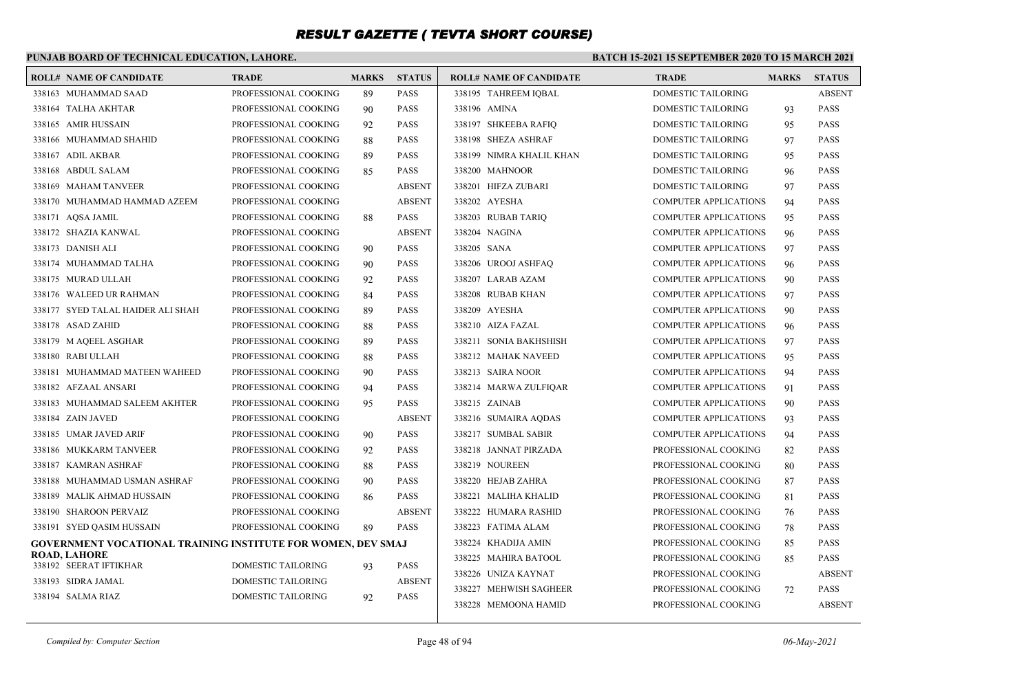# RESULT GAZETTE ( TEVTA SHORT COURSE)

**PUNJAB BOARD OF TECHNICAL EDUCATION, LAHORE.**

**BATCH 15-2021 15 SEPTEMBER 2020 TO 15 MARCH 2021**

| ROLL# | NAME OF CANDIDATE | TRADE | MARKS | STATUS |
|---|---|---|---|---|
| 338163 | MUHAMMAD SAAD | PROFESSIONAL COOKING | 89 | PASS |
| 338164 | TALHA AKHTAR | PROFESSIONAL COOKING | 90 | PASS |
| 338165 | AMIR HUSSAIN | PROFESSIONAL COOKING | 92 | PASS |
| 338166 | MUHAMMAD SHAHID | PROFESSIONAL COOKING | 88 | PASS |
| 338167 | ADIL AKBAR | PROFESSIONAL COOKING | 89 | PASS |
| 338168 | ABDUL SALAM | PROFESSIONAL COOKING | 85 | PASS |
| 338169 | MAHAM TANVEER | PROFESSIONAL COOKING | | ABSENT |
| 338170 | MUHAMMAD HAMMAD AZEEM | PROFESSIONAL COOKING | | ABSENT |
| 338171 | AQSA JAMIL | PROFESSIONAL COOKING | 88 | PASS |
| 338172 | SHAZIA KANWAL | PROFESSIONAL COOKING | | ABSENT |
| 338173 | DANISH ALI | PROFESSIONAL COOKING | 90 | PASS |
| 338174 | MUHAMMAD TALHA | PROFESSIONAL COOKING | 90 | PASS |
| 338175 | MURAD ULLAH | PROFESSIONAL COOKING | 92 | PASS |
| 338176 | WALEED UR RAHMAN | PROFESSIONAL COOKING | 84 | PASS |
| 338177 | SYED TALAL HAIDER ALI SHAH | PROFESSIONAL COOKING | 89 | PASS |
| 338178 | ASAD ZAHID | PROFESSIONAL COOKING | 88 | PASS |
| 338179 | M AQEEL ASGHAR | PROFESSIONAL COOKING | 89 | PASS |
| 338180 | RABI ULLAH | PROFESSIONAL COOKING | 88 | PASS |
| 338181 | MUHAMMAD MATEEN WAHEED | PROFESSIONAL COOKING | 90 | PASS |
| 338182 | AFZAAL ANSARI | PROFESSIONAL COOKING | 94 | PASS |
| 338183 | MUHAMMAD SALEEM AKHTER | PROFESSIONAL COOKING | 95 | PASS |
| 338184 | ZAIN JAVED | PROFESSIONAL COOKING | | ABSENT |
| 338185 | UMAR JAVED ARIF | PROFESSIONAL COOKING | 90 | PASS |
| 338186 | MUKKARM TANVEER | PROFESSIONAL COOKING | 92 | PASS |
| 338187 | KAMRAN ASHRAF | PROFESSIONAL COOKING | 88 | PASS |
| 338188 | MUHAMMAD USMAN ASHRAF | PROFESSIONAL COOKING | 90 | PASS |
| 338189 | MALIK AHMAD HUSSAIN | PROFESSIONAL COOKING | 86 | PASS |
| 338190 | SHAROON PERVAIZ | PROFESSIONAL COOKING | | ABSENT |
| 338191 | SYED QASIM HUSSAIN | PROFESSIONAL COOKING | 89 | PASS |

**GOVERNMENT VOCATIONAL TRAINING INSTITUTE FOR WOMEN, DEV SMAJ ROAD, LAHORE**

| ROLL# | NAME OF CANDIDATE | TRADE | MARKS | STATUS |
|---|---|---|---|---|
| 338192 | SEERAT IFTIKHAR | DOMESTIC TAILORING | 93 | PASS |
| 338193 | SIDRA JAMAL | DOMESTIC TAILORING | | ABSENT |
| 338194 | SALMA RIAZ | DOMESTIC TAILORING | 92 | PASS |
| 338195 | TAHREEM IQBAL | DOMESTIC TAILORING | | ABSENT |
| 338196 | AMINA | DOMESTIC TAILORING | 93 | PASS |
| 338197 | SHKEEBA RAFIQ | DOMESTIC TAILORING | 95 | PASS |
| 338198 | SHEZA ASHRAF | DOMESTIC TAILORING | 97 | PASS |
| 338199 | NIMRA KHALIL KHAN | DOMESTIC TAILORING | 95 | PASS |
| 338200 | MAHNOOR | DOMESTIC TAILORING | 96 | PASS |
| 338201 | HIFZA ZUBARI | DOMESTIC TAILORING | 97 | PASS |
| 338202 | AYESHA | COMPUTER APPLICATIONS | 94 | PASS |
| 338203 | RUBAB TARIQ | COMPUTER APPLICATIONS | 95 | PASS |
| 338204 | NAGINA | COMPUTER APPLICATIONS | 96 | PASS |
| 338205 | SANA | COMPUTER APPLICATIONS | 97 | PASS |
| 338206 | UROOJ ASHFAQ | COMPUTER APPLICATIONS | 96 | PASS |
| 338207 | LARAB AZAM | COMPUTER APPLICATIONS | 90 | PASS |
| 338208 | RUBAB KHAN | COMPUTER APPLICATIONS | 97 | PASS |
| 338209 | AYESHA | COMPUTER APPLICATIONS | 90 | PASS |
| 338210 | AIZA FAZAL | COMPUTER APPLICATIONS | 96 | PASS |
| 338211 | SONIA BAKHSHISH | COMPUTER APPLICATIONS | 97 | PASS |
| 338212 | MAHAK NAVEED | COMPUTER APPLICATIONS | 95 | PASS |
| 338213 | SAIRA NOOR | COMPUTER APPLICATIONS | 94 | PASS |
| 338214 | MARWA ZULFIQAR | COMPUTER APPLICATIONS | 91 | PASS |
| 338215 | ZAINAB | COMPUTER APPLICATIONS | 90 | PASS |
| 338216 | SUMAIRA AQDAS | COMPUTER APPLICATIONS | 93 | PASS |
| 338217 | SUMBAL SABIR | COMPUTER APPLICATIONS | 94 | PASS |
| 338218 | JANNAT PIRZADA | PROFESSIONAL COOKING | 82 | PASS |
| 338219 | NOUREEN | PROFESSIONAL COOKING | 80 | PASS |
| 338220 | HEJAB ZAHRA | PROFESSIONAL COOKING | 87 | PASS |
| 338221 | MALIHA KHALID | PROFESSIONAL COOKING | 81 | PASS |
| 338222 | HUMARA RASHID | PROFESSIONAL COOKING | 76 | PASS |
| 338223 | FATIMA ALAM | PROFESSIONAL COOKING | 78 | PASS |
| 338224 | KHADIJA AMIN | PROFESSIONAL COOKING | 85 | PASS |
| 338225 | MAHIRA BATOOL | PROFESSIONAL COOKING | 85 | PASS |
| 338226 | UNIZA KAYNAT | PROFESSIONAL COOKING | | ABSENT |
| 338227 | MEHWISH SAGHEER | PROFESSIONAL COOKING | 72 | PASS |
| 338228 | MEMOONA HAMID | PROFESSIONAL COOKING | | ABSENT |

*Compiled by: Computer Section* *06-May-2021*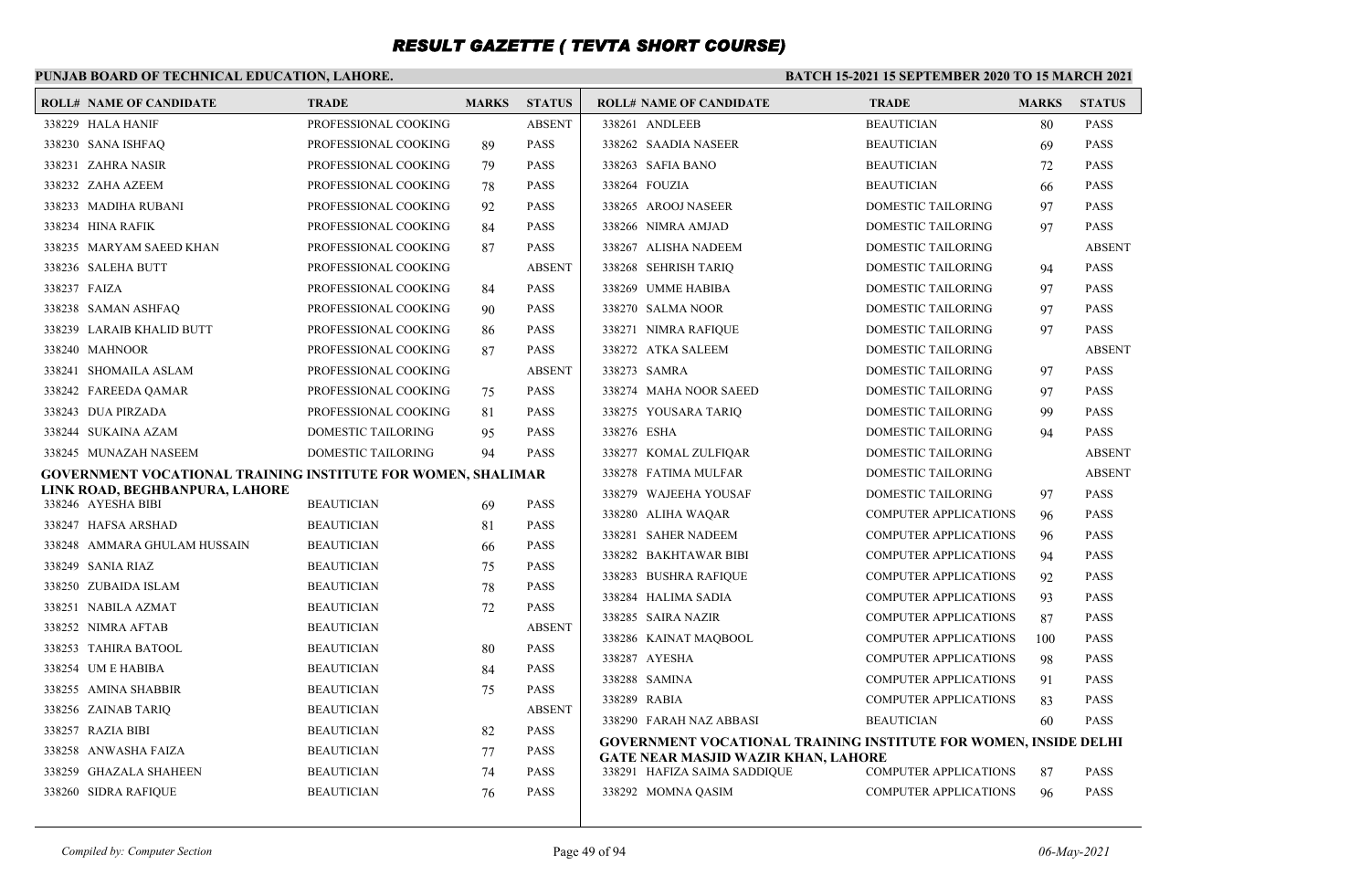# RESULT GAZETTE ( TEVTA SHORT COURSE)

**PUNJAB BOARD OF TECHNICAL EDUCATION, LAHORE.**

**BATCH 15-2021 15 SEPTEMBER 2020 TO 15 MARCH 2021**

| ROLL# | NAME OF CANDIDATE | TRADE | MARKS | STATUS |
|---|---|---|---|---|
| 338229 | HALA HANIF | PROFESSIONAL COOKING | | ABSENT |
| 338230 | SANA ISHFAQ | PROFESSIONAL COOKING | 89 | PASS |
| 338231 | ZAHRA NASIR | PROFESSIONAL COOKING | 79 | PASS |
| 338232 | ZAHA AZEEM | PROFESSIONAL COOKING | 78 | PASS |
| 338233 | MADIHA RUBANI | PROFESSIONAL COOKING | 92 | PASS |
| 338234 | HINA RAFIK | PROFESSIONAL COOKING | 84 | PASS |
| 338235 | MARYAM SAEED KHAN | PROFESSIONAL COOKING | 87 | PASS |
| 338236 | SALEHA BUTT | PROFESSIONAL COOKING | | ABSENT |
| 338237 | FAIZA | PROFESSIONAL COOKING | 84 | PASS |
| 338238 | SAMAN ASHFAQ | PROFESSIONAL COOKING | 90 | PASS |
| 338239 | LARAIB KHALID BUTT | PROFESSIONAL COOKING | 86 | PASS |
| 338240 | MAHNOOR | PROFESSIONAL COOKING | 87 | PASS |
| 338241 | SHOMAILA ASLAM | PROFESSIONAL COOKING | | ABSENT |
| 338242 | FAREEDA QAMAR | PROFESSIONAL COOKING | 75 | PASS |
| 338243 | DUA PIRZADA | PROFESSIONAL COOKING | 81 | PASS |
| 338244 | SUKAINA AZAM | DOMESTIC TAILORING | 95 | PASS |
| 338245 | MUNAZAH NASEEM | DOMESTIC TAILORING | 94 | PASS |

**GOVERNMENT VOCATIONAL TRAINING INSTITUTE FOR WOMEN, SHALIMAR LINK ROAD, BEGHBANPURA, LAHORE**

| ROLL# | NAME OF CANDIDATE | TRADE | MARKS | STATUS |
|---|---|---|---|---|
| 338246 | AYESHA BIBI | BEAUTICIAN | 69 | PASS |
| 338247 | HAFSA ARSHAD | BEAUTICIAN | 81 | PASS |
| 338248 | AMMARA GHULAM HUSSAIN | BEAUTICIAN | 66 | PASS |
| 338249 | SANIA RIAZ | BEAUTICIAN | 75 | PASS |
| 338250 | ZUBAIDA ISLAM | BEAUTICIAN | 78 | PASS |
| 338251 | NABILA AZMAT | BEAUTICIAN | 72 | PASS |
| 338252 | NIMRA AFTAB | BEAUTICIAN | | ABSENT |
| 338253 | TAHIRA BATOOL | BEAUTICIAN | 80 | PASS |
| 338254 | UM E HABIBA | BEAUTICIAN | 84 | PASS |
| 338255 | AMINA SHABBIR | BEAUTICIAN | 75 | PASS |
| 338256 | ZAINAB TARIQ | BEAUTICIAN | | ABSENT |
| 338257 | RAZIA BIBI | BEAUTICIAN | 82 | PASS |
| 338258 | ANWASHA FAIZA | BEAUTICIAN | 77 | PASS |
| 338259 | GHAZALA SHAHEEN | BEAUTICIAN | 74 | PASS |
| 338260 | SIDRA RAFIQUE | BEAUTICIAN | 76 | PASS |
| 338261 | ANDLEEB | BEAUTICIAN | 80 | PASS |
| 338262 | SAADIA NASEER | BEAUTICIAN | 69 | PASS |
| 338263 | SAFIA BANO | BEAUTICIAN | 72 | PASS |
| 338264 | FOUZIA | BEAUTICIAN | 66 | PASS |
| 338265 | AROOJ NASEER | DOMESTIC TAILORING | 97 | PASS |
| 338266 | NIMRA AMJAD | DOMESTIC TAILORING | 97 | PASS |
| 338267 | ALISHA NADEEM | DOMESTIC TAILORING | | ABSENT |
| 338268 | SEHRISH TARIQ | DOMESTIC TAILORING | 94 | PASS |
| 338269 | UMME HABIBA | DOMESTIC TAILORING | 97 | PASS |
| 338270 | SALMA NOOR | DOMESTIC TAILORING | 97 | PASS |
| 338271 | NIMRA RAFIQUE | DOMESTIC TAILORING | 97 | PASS |
| 338272 | ATKA SALEEM | DOMESTIC TAILORING | | ABSENT |
| 338273 | SAMRA | DOMESTIC TAILORING | 97 | PASS |
| 338274 | MAHA NOOR SAEED | DOMESTIC TAILORING | 97 | PASS |
| 338275 | YOUSARA TARIQ | DOMESTIC TAILORING | 99 | PASS |
| 338276 | ESHA | DOMESTIC TAILORING | 94 | PASS |
| 338277 | KOMAL ZULFIQAR | DOMESTIC TAILORING | | ABSENT |
| 338278 | FATIMA MULFAR | DOMESTIC TAILORING | | ABSENT |
| 338279 | WAJEEHA YOUSAF | DOMESTIC TAILORING | 97 | PASS |
| 338280 | ALIHA WAQAR | COMPUTER APPLICATIONS | 96 | PASS |
| 338281 | SAHER NADEEM | COMPUTER APPLICATIONS | 96 | PASS |
| 338282 | BAKHTAWAR BIBI | COMPUTER APPLICATIONS | 94 | PASS |
| 338283 | BUSHRA RAFIQUE | COMPUTER APPLICATIONS | 92 | PASS |
| 338284 | HALIMA SADIA | COMPUTER APPLICATIONS | 93 | PASS |
| 338285 | SAIRA NAZIR | COMPUTER APPLICATIONS | 87 | PASS |
| 338286 | KAINAT MAQBOOL | COMPUTER APPLICATIONS | 100 | PASS |
| 338287 | AYESHA | COMPUTER APPLICATIONS | 98 | PASS |
| 338288 | SAMINA | COMPUTER APPLICATIONS | 91 | PASS |
| 338289 | RABIA | COMPUTER APPLICATIONS | 83 | PASS |
| 338290 | FARAH NAZ ABBASI | BEAUTICIAN | 60 | PASS |

**GOVERNMENT VOCATIONAL TRAINING INSTITUTE FOR WOMEN, INSIDE DELHI GATE NEAR MASJID WAZIR KHAN, LAHORE**

| ROLL# | NAME OF CANDIDATE | TRADE | MARKS | STATUS |
|---|---|---|---|---|
| 338291 | HAFIZA SAIMA SADDIQUE | COMPUTER APPLICATIONS | 87 | PASS |
| 338292 | MOMNA QASIM | COMPUTER APPLICATIONS | 96 | PASS |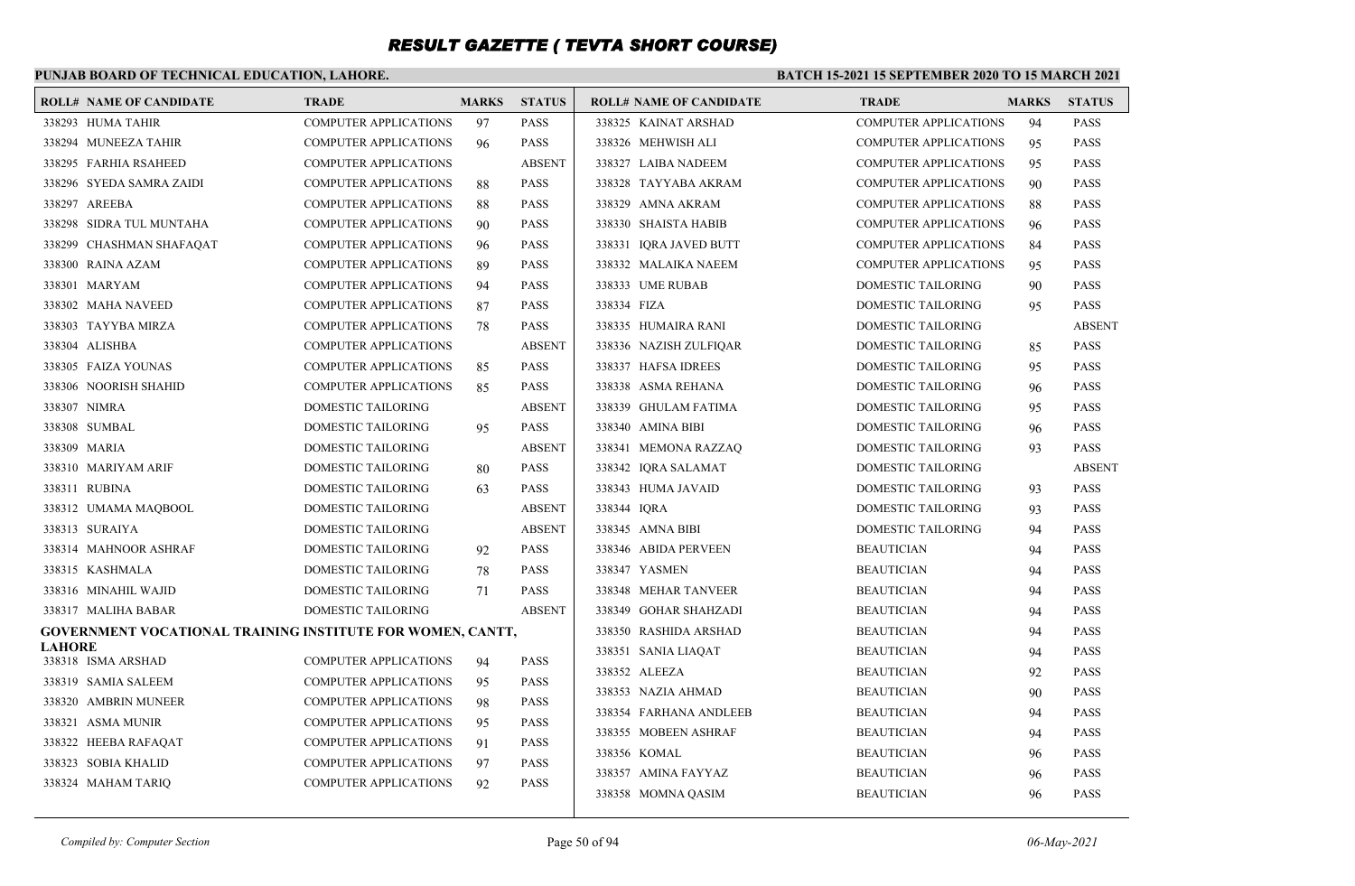# RESULT GAZETTE ( TEVTA SHORT COURSE)

**PUNJAB BOARD OF TECHNICAL EDUCATION, LAHORE.**

**BATCH 15-2021 15 SEPTEMBER 2020 TO 15 MARCH 2021**

| ROLL# | NAME OF CANDIDATE | TRADE | MARKS | STATUS |
|---|---|---|---|---|
| 338293 | HUMA TAHIR | COMPUTER APPLICATIONS | 97 | PASS |
| 338294 | MUNEEZA TAHIR | COMPUTER APPLICATIONS | 96 | PASS |
| 338295 | FARHIA RSAHEED | COMPUTER APPLICATIONS | | ABSENT |
| 338296 | SYEDA SAMRA ZAIDI | COMPUTER APPLICATIONS | 88 | PASS |
| 338297 | AREEBA | COMPUTER APPLICATIONS | 88 | PASS |
| 338298 | SIDRA TUL MUNTAHA | COMPUTER APPLICATIONS | 90 | PASS |
| 338299 | CHASHMAN SHAFAQAT | COMPUTER APPLICATIONS | 96 | PASS |
| 338300 | RAINA AZAM | COMPUTER APPLICATIONS | 89 | PASS |
| 338301 | MARYAM | COMPUTER APPLICATIONS | 94 | PASS |
| 338302 | MAHA NAVEED | COMPUTER APPLICATIONS | 87 | PASS |
| 338303 | TAYYBA MIRZA | COMPUTER APPLICATIONS | 78 | PASS |
| 338304 | ALISHBA | COMPUTER APPLICATIONS | | ABSENT |
| 338305 | FAIZA YOUNAS | COMPUTER APPLICATIONS | 85 | PASS |
| 338306 | NOORISH SHAHID | COMPUTER APPLICATIONS | 85 | PASS |
| 338307 | NIMRA | DOMESTIC TAILORING | | ABSENT |
| 338308 | SUMBAL | DOMESTIC TAILORING | 95 | PASS |
| 338309 | MARIA | DOMESTIC TAILORING | | ABSENT |
| 338310 | MARIYAM ARIF | DOMESTIC TAILORING | 80 | PASS |
| 338311 | RUBINA | DOMESTIC TAILORING | 63 | PASS |
| 338312 | UMAMA MAQBOOL | DOMESTIC TAILORING | | ABSENT |
| 338313 | SURAIYA | DOMESTIC TAILORING | | ABSENT |
| 338314 | MAHNOOR ASHRAF | DOMESTIC TAILORING | 92 | PASS |
| 338315 | KASHMALA | DOMESTIC TAILORING | 78 | PASS |
| 338316 | MINAHIL WAJID | DOMESTIC TAILORING | 71 | PASS |
| 338317 | MALIHA BABAR | DOMESTIC TAILORING | | ABSENT |

**GOVERNMENT VOCATIONAL TRAINING INSTITUTE FOR WOMEN, CANTT, LAHORE**

| ROLL# | NAME OF CANDIDATE | TRADE | MARKS | STATUS |
|---|---|---|---|---|
| 338318 | ISMA ARSHAD | COMPUTER APPLICATIONS | 94 | PASS |
| 338319 | SAMIA SALEEM | COMPUTER APPLICATIONS | 95 | PASS |
| 338320 | AMBRIN MUNEER | COMPUTER APPLICATIONS | 98 | PASS |
| 338321 | ASMA MUNIR | COMPUTER APPLICATIONS | 95 | PASS |
| 338322 | HEEBA RAFAQAT | COMPUTER APPLICATIONS | 91 | PASS |
| 338323 | SOBIA KHALID | COMPUTER APPLICATIONS | 97 | PASS |
| 338324 | MAHAM TARIQ | COMPUTER APPLICATIONS | 92 | PASS |
| 338325 | KAINAT ARSHAD | COMPUTER APPLICATIONS | 94 | PASS |
| 338326 | MEHWISH ALI | COMPUTER APPLICATIONS | 95 | PASS |
| 338327 | LAIBA NADEEM | COMPUTER APPLICATIONS | 95 | PASS |
| 338328 | TAYYABA AKRAM | COMPUTER APPLICATIONS | 90 | PASS |
| 338329 | AMNA AKRAM | COMPUTER APPLICATIONS | 88 | PASS |
| 338330 | SHAISTA HABIB | COMPUTER APPLICATIONS | 96 | PASS |
| 338331 | IQRA JAVED BUTT | COMPUTER APPLICATIONS | 84 | PASS |
| 338332 | MALAIKA NAEEM | COMPUTER APPLICATIONS | 95 | PASS |
| 338333 | UME RUBAB | DOMESTIC TAILORING | 90 | PASS |
| 338334 | FIZA | DOMESTIC TAILORING | 95 | PASS |
| 338335 | HUMAIRA RANI | DOMESTIC TAILORING | | ABSENT |
| 338336 | NAZISH ZULFIQAR | DOMESTIC TAILORING | 85 | PASS |
| 338337 | HAFSA IDREES | DOMESTIC TAILORING | 95 | PASS |
| 338338 | ASMA REHANA | DOMESTIC TAILORING | 96 | PASS |
| 338339 | GHULAM FATIMA | DOMESTIC TAILORING | 95 | PASS |
| 338340 | AMINA BIBI | DOMESTIC TAILORING | 96 | PASS |
| 338341 | MEMONA RAZZAQ | DOMESTIC TAILORING | 93 | PASS |
| 338342 | IQRA SALAMAT | DOMESTIC TAILORING | | ABSENT |
| 338343 | HUMA JAVAID | DOMESTIC TAILORING | 93 | PASS |
| 338344 | IQRA | DOMESTIC TAILORING | 93 | PASS |
| 338345 | AMNA BIBI | DOMESTIC TAILORING | 94 | PASS |
| 338346 | ABIDA PERVEEN | BEAUTICIAN | 94 | PASS |
| 338347 | YASMEN | BEAUTICIAN | 94 | PASS |
| 338348 | MEHAR TANVEER | BEAUTICIAN | 94 | PASS |
| 338349 | GOHAR SHAHZADI | BEAUTICIAN | 94 | PASS |
| 338350 | RASHIDA ARSHAD | BEAUTICIAN | 94 | PASS |
| 338351 | SANIA LIAQAT | BEAUTICIAN | 94 | PASS |
| 338352 | ALEEZA | BEAUTICIAN | 92 | PASS |
| 338353 | NAZIA AHMAD | BEAUTICIAN | 90 | PASS |
| 338354 | FARHANA ANDLEEB | BEAUTICIAN | 94 | PASS |
| 338355 | MOBEEN ASHRAF | BEAUTICIAN | 94 | PASS |
| 338356 | KOMAL | BEAUTICIAN | 96 | PASS |
| 338357 | AMINA FAYYAZ | BEAUTICIAN | 96 | PASS |
| 338358 | MOMNA QASIM | BEAUTICIAN | 96 | PASS |

*Compiled by: Computer Section*

*06-May-2021*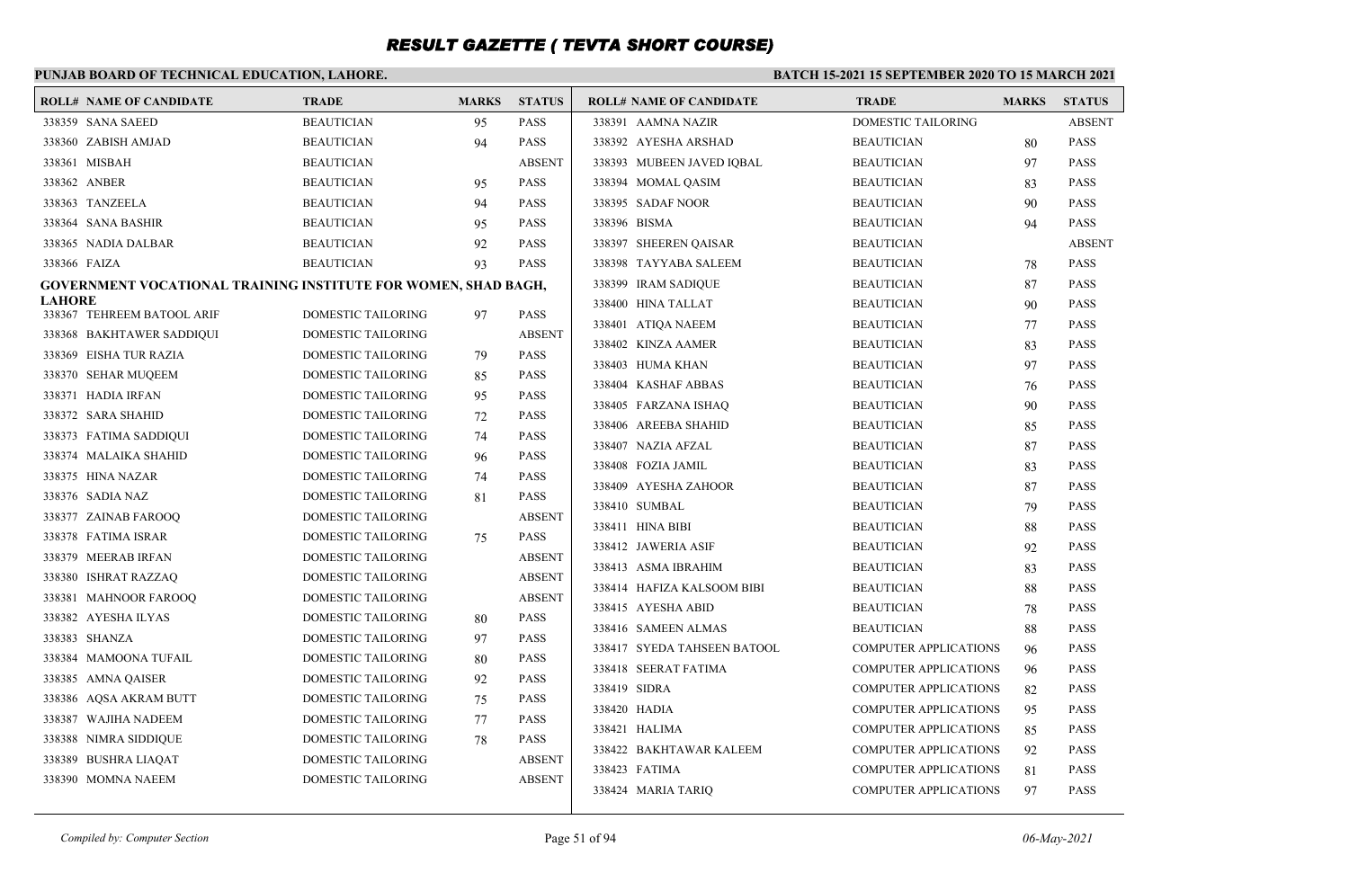# RESULT GAZETTE ( TEVTA SHORT COURSE)

**PUNJAB BOARD OF TECHNICAL EDUCATION, LAHORE.**

**BATCH 15-2021 15 SEPTEMBER 2020 TO 15 MARCH 2021**

| ROLL# | NAME OF CANDIDATE | TRADE | MARKS | STATUS |
|---|---|---|---|---|
| 338359 | SANA SAEED | BEAUTICIAN | 95 | PASS |
| 338360 | ZABISH AMJAD | BEAUTICIAN | 94 | PASS |
| 338361 | MISBAH | BEAUTICIAN | | ABSENT |
| 338362 | ANBER | BEAUTICIAN | 95 | PASS |
| 338363 | TANZEELA | BEAUTICIAN | 94 | PASS |
| 338364 | SANA BASHIR | BEAUTICIAN | 95 | PASS |
| 338365 | NADIA DALBAR | BEAUTICIAN | 92 | PASS |
| 338366 | FAIZA | BEAUTICIAN | 93 | PASS |

**GOVERNMENT VOCATIONAL TRAINING INSTITUTE FOR WOMEN, SHAD BAGH, LAHORE**

| ROLL# | NAME OF CANDIDATE | TRADE | MARKS | STATUS |
|---|---|---|---|---|
| 338367 | TEHREEM BATOOL ARIF | DOMESTIC TAILORING | 97 | PASS |
| 338368 | BAKHTAWER SADDIQUI | DOMESTIC TAILORING | | ABSENT |
| 338369 | EISHA TUR RAZIA | DOMESTIC TAILORING | 79 | PASS |
| 338370 | SEHAR MUQEEM | DOMESTIC TAILORING | 85 | PASS |
| 338371 | HADIA IRFAN | DOMESTIC TAILORING | 95 | PASS |
| 338372 | SARA SHAHID | DOMESTIC TAILORING | 72 | PASS |
| 338373 | FATIMA SADDIQUI | DOMESTIC TAILORING | 74 | PASS |
| 338374 | MALAIKA SHAHID | DOMESTIC TAILORING | 96 | PASS |
| 338375 | HINA NAZAR | DOMESTIC TAILORING | 74 | PASS |
| 338376 | SADIA NAZ | DOMESTIC TAILORING | 81 | PASS |
| 338377 | ZAINAB FAROOQ | DOMESTIC TAILORING | | ABSENT |
| 338378 | FATIMA ISRAR | DOMESTIC TAILORING | 75 | PASS |
| 338379 | MEERAB IRFAN | DOMESTIC TAILORING | | ABSENT |
| 338380 | ISHRAT RAZZAQ | DOMESTIC TAILORING | | ABSENT |
| 338381 | MAHNOOR FAROOQ | DOMESTIC TAILORING | | ABSENT |
| 338382 | AYESHA ILYAS | DOMESTIC TAILORING | 80 | PASS |
| 338383 | SHANZA | DOMESTIC TAILORING | 97 | PASS |
| 338384 | MAMOONA TUFAIL | DOMESTIC TAILORING | 80 | PASS |
| 338385 | AMNA QAISER | DOMESTIC TAILORING | 92 | PASS |
| 338386 | AQSA AKRAM BUTT | DOMESTIC TAILORING | 75 | PASS |
| 338387 | WAJIHA NADEEM | DOMESTIC TAILORING | 77 | PASS |
| 338388 | NIMRA SIDDIQUE | DOMESTIC TAILORING | 78 | PASS |
| 338389 | BUSHRA LIAQAT | DOMESTIC TAILORING | | ABSENT |
| 338390 | MOMNA NAEEM | DOMESTIC TAILORING | | ABSENT |
| 338391 | AAMNA NAZIR | DOMESTIC TAILORING | | ABSENT |
| 338392 | AYESHA ARSHAD | BEAUTICIAN | 80 | PASS |
| 338393 | MUBEEN JAVED IQBAL | BEAUTICIAN | 97 | PASS |
| 338394 | MOMAL QASIM | BEAUTICIAN | 83 | PASS |
| 338395 | SADAF NOOR | BEAUTICIAN | 90 | PASS |
| 338396 | BISMA | BEAUTICIAN | 94 | PASS |
| 338397 | SHEEREN QAISAR | BEAUTICIAN | | ABSENT |
| 338398 | TAYYABA SALEEM | BEAUTICIAN | 78 | PASS |
| 338399 | IRAM SADIQUE | BEAUTICIAN | 87 | PASS |
| 338400 | HINA TALLAT | BEAUTICIAN | 90 | PASS |
| 338401 | ATIQA NAEEM | BEAUTICIAN | 77 | PASS |
| 338402 | KINZA AAMER | BEAUTICIAN | 83 | PASS |
| 338403 | HUMA KHAN | BEAUTICIAN | 97 | PASS |
| 338404 | KASHAF ABBAS | BEAUTICIAN | 76 | PASS |
| 338405 | FARZANA ISHAQ | BEAUTICIAN | 90 | PASS |
| 338406 | AREEBA SHAHID | BEAUTICIAN | 85 | PASS |
| 338407 | NAZIA AFZAL | BEAUTICIAN | 87 | PASS |
| 338408 | FOZIA JAMIL | BEAUTICIAN | 83 | PASS |
| 338409 | AYESHA ZAHOOR | BEAUTICIAN | 87 | PASS |
| 338410 | SUMBAL | BEAUTICIAN | 79 | PASS |
| 338411 | HINA BIBI | BEAUTICIAN | 88 | PASS |
| 338412 | JAWERIA ASIF | BEAUTICIAN | 92 | PASS |
| 338413 | ASMA IBRAHIM | BEAUTICIAN | 83 | PASS |
| 338414 | HAFIZA KALSOOM BIBI | BEAUTICIAN | 88 | PASS |
| 338415 | AYESHA ABID | BEAUTICIAN | 78 | PASS |
| 338416 | SAMEEN ALMAS | BEAUTICIAN | 88 | PASS |
| 338417 | SYEDA TAHSEEN BATOOL | COMPUTER APPLICATIONS | 96 | PASS |
| 338418 | SEERAT FATIMA | COMPUTER APPLICATIONS | 96 | PASS |
| 338419 | SIDRA | COMPUTER APPLICATIONS | 82 | PASS |
| 338420 | HADIA | COMPUTER APPLICATIONS | 95 | PASS |
| 338421 | HALIMA | COMPUTER APPLICATIONS | 85 | PASS |
| 338422 | BAKHTAWAR KALEEM | COMPUTER APPLICATIONS | 92 | PASS |
| 338423 | FATIMA | COMPUTER APPLICATIONS | 81 | PASS |
| 338424 | MARIA TARIQ | COMPUTER APPLICATIONS | 97 | PASS |

*Compiled by: Computer Section*

*06-May-2021*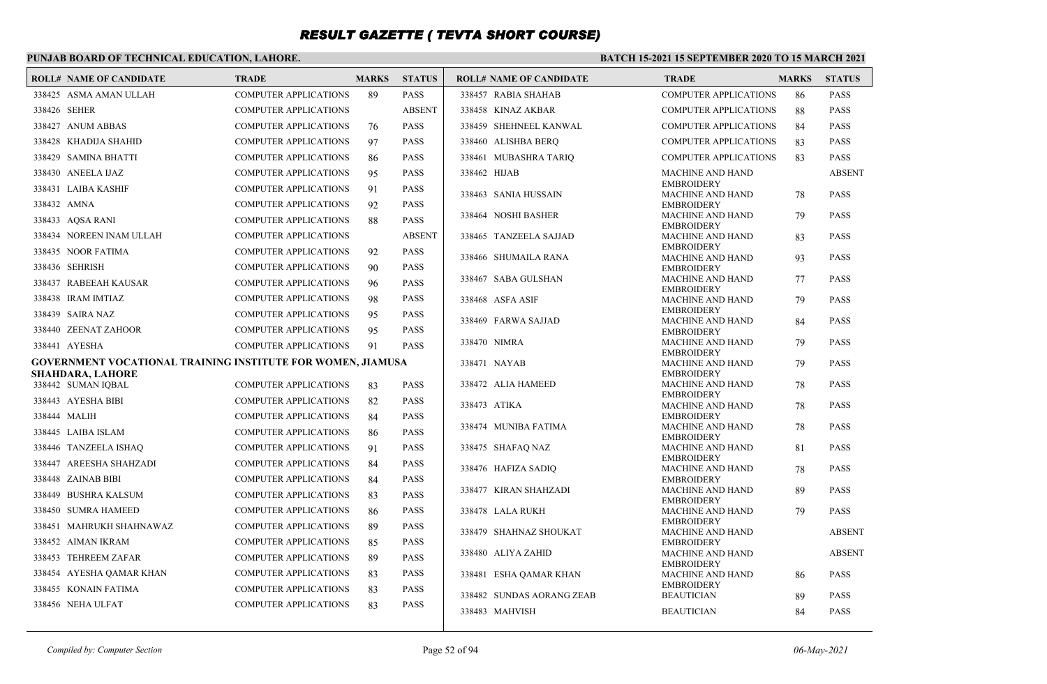# RESULT GAZETTE ( TEVTA SHORT COURSE)

**PUNJAB BOARD OF TECHNICAL EDUCATION, LAHORE.**

**BATCH 15-2021 15 SEPTEMBER 2020 TO 15 MARCH 2021**

| ROLL# | NAME OF CANDIDATE | TRADE | MARKS | STATUS |
|---|---|---|---|---|
| 338425 | ASMA AMAN ULLAH | COMPUTER APPLICATIONS | 89 | PASS |
| 338426 | SEHER | COMPUTER APPLICATIONS | | ABSENT |
| 338427 | ANUM ABBAS | COMPUTER APPLICATIONS | 76 | PASS |
| 338428 | KHADIJA SHAHID | COMPUTER APPLICATIONS | 97 | PASS |
| 338429 | SAMINA BHATTI | COMPUTER APPLICATIONS | 86 | PASS |
| 338430 | ANEELA IJAZ | COMPUTER APPLICATIONS | 95 | PASS |
| 338431 | LAIBA KASHIF | COMPUTER APPLICATIONS | 91 | PASS |
| 338432 | AMNA | COMPUTER APPLICATIONS | 92 | PASS |
| 338433 | AQSA RANI | COMPUTER APPLICATIONS | 88 | PASS |
| 338434 | NOREEN INAM ULLAH | COMPUTER APPLICATIONS | | ABSENT |
| 338435 | NOOR FATIMA | COMPUTER APPLICATIONS | 92 | PASS |
| 338436 | SEHRISH | COMPUTER APPLICATIONS | 90 | PASS |
| 338437 | RABEEAH KAUSAR | COMPUTER APPLICATIONS | 96 | PASS |
| 338438 | IRAM IMTIAZ | COMPUTER APPLICATIONS | 98 | PASS |
| 338439 | SAIRA NAZ | COMPUTER APPLICATIONS | 95 | PASS |
| 338440 | ZEENAT ZAHOOR | COMPUTER APPLICATIONS | 95 | PASS |
| 338441 | AYESHA | COMPUTER APPLICATIONS | 91 | PASS |

**GOVERNMENT VOCATIONAL TRAINING INSTITUTE FOR WOMEN, JIAMUSA SHAHDARA, LAHORE**

| ROLL# | NAME OF CANDIDATE | TRADE | MARKS | STATUS |
|---|---|---|---|---|
| 338442 | SUMAN IQBAL | COMPUTER APPLICATIONS | 83 | PASS |
| 338443 | AYESHA BIBI | COMPUTER APPLICATIONS | 82 | PASS |
| 338444 | MALIH | COMPUTER APPLICATIONS | 84 | PASS |
| 338445 | LAIBA ISLAM | COMPUTER APPLICATIONS | 86 | PASS |
| 338446 | TANZEELA ISHAQ | COMPUTER APPLICATIONS | 91 | PASS |
| 338447 | AREESHA SHAHZADI | COMPUTER APPLICATIONS | 84 | PASS |
| 338448 | ZAINAB BIBI | COMPUTER APPLICATIONS | 84 | PASS |
| 338449 | BUSHRA KALSUM | COMPUTER APPLICATIONS | 83 | PASS |
| 338450 | SUMRA HAMEED | COMPUTER APPLICATIONS | 86 | PASS |
| 338451 | MAHRUKH SHAHNAWAZ | COMPUTER APPLICATIONS | 89 | PASS |
| 338452 | AIMAN IKRAM | COMPUTER APPLICATIONS | 85 | PASS |
| 338453 | TEHREEM ZAFAR | COMPUTER APPLICATIONS | 89 | PASS |
| 338454 | AYESHA QAMAR KHAN | COMPUTER APPLICATIONS | 83 | PASS |
| 338455 | KONAIN FATIMA | COMPUTER APPLICATIONS | 83 | PASS |
| 338456 | NEHA ULFAT | COMPUTER APPLICATIONS | 83 | PASS |
| 338457 | RABIA SHAHAB | COMPUTER APPLICATIONS | 86 | PASS |
| 338458 | KINAZ AKBAR | COMPUTER APPLICATIONS | 88 | PASS |
| 338459 | SHEHNEEL KANWAL | COMPUTER APPLICATIONS | 84 | PASS |
| 338460 | ALISHBA BERQ | COMPUTER APPLICATIONS | 83 | PASS |
| 338461 | MUBASHRA TARIQ | COMPUTER APPLICATIONS | 83 | PASS |
| 338462 | HIJAB | MACHINE AND HAND EMBROIDERY | | ABSENT |
| 338463 | SANIA HUSSAIN | MACHINE AND HAND EMBROIDERY | 78 | PASS |
| 338464 | NOSHI BASHER | MACHINE AND HAND EMBROIDERY | 79 | PASS |
| 338465 | TANZEELA SAJJAD | MACHINE AND HAND EMBROIDERY | 83 | PASS |
| 338466 | SHUMAILA RANA | MACHINE AND HAND EMBROIDERY | 93 | PASS |
| 338467 | SABA GULSHAN | MACHINE AND HAND EMBROIDERY | 77 | PASS |
| 338468 | ASFA ASIF | MACHINE AND HAND EMBROIDERY | 79 | PASS |
| 338469 | FARWA SAJJAD | MACHINE AND HAND EMBROIDERY | 84 | PASS |
| 338470 | NIMRA | MACHINE AND HAND EMBROIDERY | 79 | PASS |
| 338471 | NAYAB | MACHINE AND HAND EMBROIDERY | 79 | PASS |
| 338472 | ALIA HAMEED | MACHINE AND HAND EMBROIDERY | 78 | PASS |
| 338473 | ATIKA | MACHINE AND HAND EMBROIDERY | 78 | PASS |
| 338474 | MUNIBA FATIMA | MACHINE AND HAND EMBROIDERY | 78 | PASS |
| 338475 | SHAFAQ NAZ | MACHINE AND HAND EMBROIDERY | 81 | PASS |
| 338476 | HAFIZA SADIQ | MACHINE AND HAND EMBROIDERY | 78 | PASS |
| 338477 | KIRAN SHAHZADI | MACHINE AND HAND EMBROIDERY | 89 | PASS |
| 338478 | LALA RUKH | MACHINE AND HAND EMBROIDERY | 79 | PASS |
| 338479 | SHAHNAZ SHOUKAT | MACHINE AND HAND EMBROIDERY | | ABSENT |
| 338480 | ALIYA ZAHID | MACHINE AND HAND EMBROIDERY | | ABSENT |
| 338481 | ESHA QAMAR KHAN | MACHINE AND HAND EMBROIDERY | 86 | PASS |
| 338482 | SUNDAS AORANG ZEAB | BEAUTICIAN | 89 | PASS |
| 338483 | MAHVISH | BEAUTICIAN | 84 | PASS |

*Compiled by: Computer Section* *06-May-2021*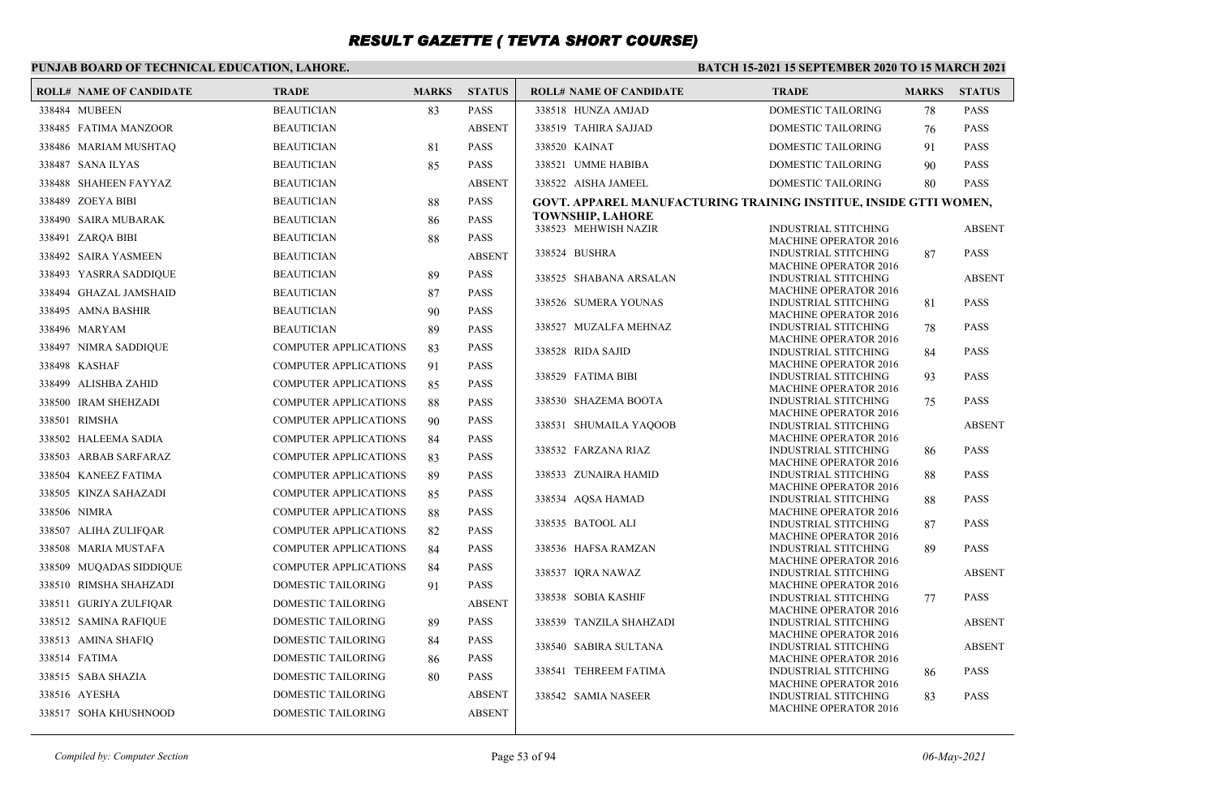# RESULT GAZETTE ( TEVTA SHORT COURSE)

**PUNJAB BOARD OF TECHNICAL EDUCATION, LAHORE.**

**BATCH 15-2021 15 SEPTEMBER 2020 TO 15 MARCH 2021**

| ROLL# | NAME OF CANDIDATE | TRADE | MARKS | STATUS |
|---|---|---|---|---|
| 338484 | MUBEEN | BEAUTICIAN | 83 | PASS |
| 338485 | FATIMA MANZOOR | BEAUTICIAN | | ABSENT |
| 338486 | MARIAM MUSHTAQ | BEAUTICIAN | 81 | PASS |
| 338487 | SANA ILYAS | BEAUTICIAN | 85 | PASS |
| 338488 | SHAHEEN FAYYAZ | BEAUTICIAN | | ABSENT |
| 338489 | ZOEYA BIBI | BEAUTICIAN | 88 | PASS |
| 338490 | SAIRA MUBARAK | BEAUTICIAN | 86 | PASS |
| 338491 | ZARQA BIBI | BEAUTICIAN | 88 | PASS |
| 338492 | SAIRA YASMEEN | BEAUTICIAN | | ABSENT |
| 338493 | YASRRA SADDIQUE | BEAUTICIAN | 89 | PASS |
| 338494 | GHAZAL JAMSHAID | BEAUTICIAN | 87 | PASS |
| 338495 | AMNA BASHIR | BEAUTICIAN | 90 | PASS |
| 338496 | MARYAM | BEAUTICIAN | 89 | PASS |
| 338497 | NIMRA SADDIQUE | COMPUTER APPLICATIONS | 83 | PASS |
| 338498 | KASHAF | COMPUTER APPLICATIONS | 91 | PASS |
| 338499 | ALISHBA ZAHID | COMPUTER APPLICATIONS | 85 | PASS |
| 338500 | IRAM SHEHZADI | COMPUTER APPLICATIONS | 88 | PASS |
| 338501 | RIMSHA | COMPUTER APPLICATIONS | 90 | PASS |
| 338502 | HALEEMA SADIA | COMPUTER APPLICATIONS | 84 | PASS |
| 338503 | ARBAB SARFARAZ | COMPUTER APPLICATIONS | 83 | PASS |
| 338504 | KANEEZ FATIMA | COMPUTER APPLICATIONS | 89 | PASS |
| 338505 | KINZA SAHAZADI | COMPUTER APPLICATIONS | 85 | PASS |
| 338506 | NIMRA | COMPUTER APPLICATIONS | 88 | PASS |
| 338507 | ALIHA ZULIFQAR | COMPUTER APPLICATIONS | 82 | PASS |
| 338508 | MARIA MUSTAFA | COMPUTER APPLICATIONS | 84 | PASS |
| 338509 | MUQADAS SIDDIQUE | COMPUTER APPLICATIONS | 84 | PASS |
| 338510 | RIMSHA SHAHZADI | DOMESTIC TAILORING | 91 | PASS |
| 338511 | GURIYA ZULFIQAR | DOMESTIC TAILORING | | ABSENT |
| 338512 | SAMINA RAFIQUE | DOMESTIC TAILORING | 89 | PASS |
| 338513 | AMINA SHAFIQ | DOMESTIC TAILORING | 84 | PASS |
| 338514 | FATIMA | DOMESTIC TAILORING | 86 | PASS |
| 338515 | SABA SHAZIA | DOMESTIC TAILORING | 80 | PASS |
| 338516 | AYESHA | DOMESTIC TAILORING | | ABSENT |
| 338517 | SOHA KHUSHNOOD | DOMESTIC TAILORING | | ABSENT |
| 338518 | HUNZA AMJAD | DOMESTIC TAILORING | 78 | PASS |
| 338519 | TAHIRA SAJJAD | DOMESTIC TAILORING | 76 | PASS |
| 338520 | KAINAT | DOMESTIC TAILORING | 91 | PASS |
| 338521 | UMME HABIBA | DOMESTIC TAILORING | 90 | PASS |
| 338522 | AISHA JAMEEL | DOMESTIC TAILORING | 80 | PASS |

**GOVT. APPAREL MANUFACTURING TRAINING INSTITUE, INSIDE GTTI WOMEN, TOWNSHIP, LAHORE**

| ROLL# | NAME OF CANDIDATE | TRADE | MARKS | STATUS |
|---|---|---|---|---|
| 338523 | MEHWISH NAZIR | INDUSTRIAL STITCHING MACHINE OPERATOR 2016 | | ABSENT |
| 338524 | BUSHRA | INDUSTRIAL STITCHING MACHINE OPERATOR 2016 | 87 | PASS |
| 338525 | SHABANA ARSALAN | INDUSTRIAL STITCHING MACHINE OPERATOR 2016 | | ABSENT |
| 338526 | SUMERA YOUNAS | INDUSTRIAL STITCHING MACHINE OPERATOR 2016 | 81 | PASS |
| 338527 | MUZALFA MEHNAZ | INDUSTRIAL STITCHING MACHINE OPERATOR 2016 | 78 | PASS |
| 338528 | RIDA SAJID | INDUSTRIAL STITCHING MACHINE OPERATOR 2016 | 84 | PASS |
| 338529 | FATIMA BIBI | INDUSTRIAL STITCHING MACHINE OPERATOR 2016 | 93 | PASS |
| 338530 | SHAZEMA BOOTA | INDUSTRIAL STITCHING MACHINE OPERATOR 2016 | 75 | PASS |
| 338531 | SHUMAILA YAQOOB | INDUSTRIAL STITCHING MACHINE OPERATOR 2016 | | ABSENT |
| 338532 | FARZANA RIAZ | INDUSTRIAL STITCHING MACHINE OPERATOR 2016 | 86 | PASS |
| 338533 | ZUNAIRA HAMID | INDUSTRIAL STITCHING MACHINE OPERATOR 2016 | 88 | PASS |
| 338534 | AQSA HAMAD | INDUSTRIAL STITCHING MACHINE OPERATOR 2016 | 88 | PASS |
| 338535 | BATOOL ALI | INDUSTRIAL STITCHING MACHINE OPERATOR 2016 | 87 | PASS |
| 338536 | HAFSA RAMZAN | INDUSTRIAL STITCHING MACHINE OPERATOR 2016 | 89 | PASS |
| 338537 | IQRA NAWAZ | INDUSTRIAL STITCHING MACHINE OPERATOR 2016 | | ABSENT |
| 338538 | SOBIA KASHIF | INDUSTRIAL STITCHING MACHINE OPERATOR 2016 | 77 | PASS |
| 338539 | TANZILA SHAHZADI | INDUSTRIAL STITCHING MACHINE OPERATOR 2016 | | ABSENT |
| 338540 | SABIRA SULTANA | INDUSTRIAL STITCHING MACHINE OPERATOR 2016 | | ABSENT |
| 338541 | TEHREEM FATIMA | INDUSTRIAL STITCHING MACHINE OPERATOR 2016 | 86 | PASS |
| 338542 | SAMIA NASEER | INDUSTRIAL STITCHING MACHINE OPERATOR 2016 | 83 | PASS |

*Compiled by: Computer Section* | *06-May-2021*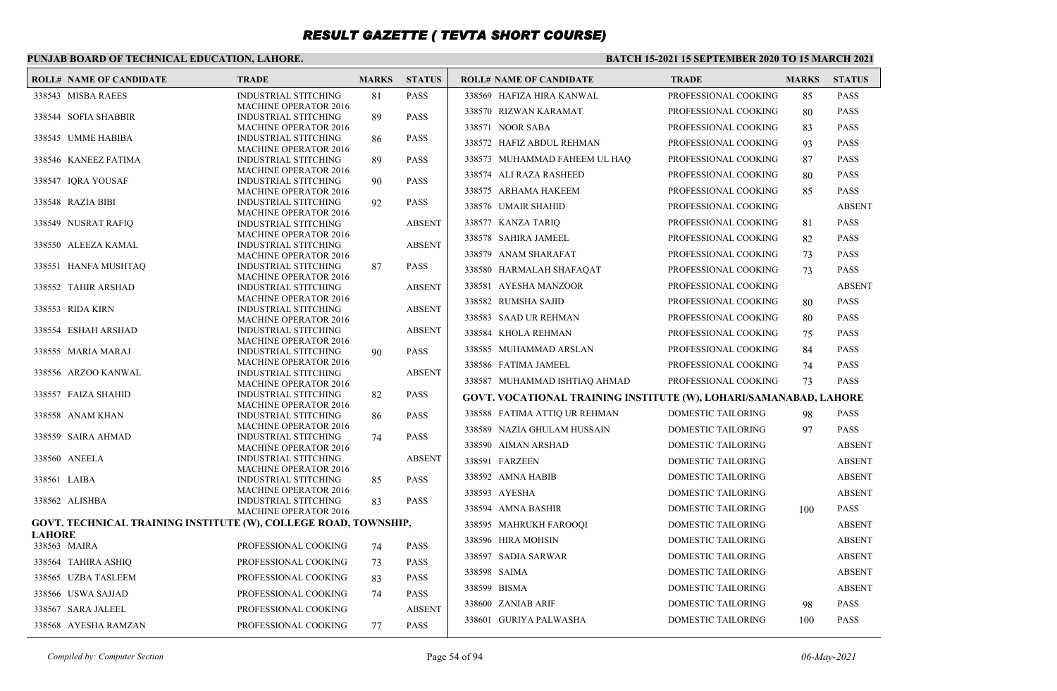# RESULT GAZETTE ( TEVTA SHORT COURSE)

**PUNJAB BOARD OF TECHNICAL EDUCATION, LAHORE.**

**BATCH 15-2021 15 SEPTEMBER 2020 TO 15 MARCH 2021**

| ROLL# | NAME OF CANDIDATE | TRADE | MARKS | STATUS |
|---|---|---|---|---|
| 338543 | MISBA RAEES | INDUSTRIAL STITCHING MACHINE OPERATOR 2016 | 81 | PASS |
| 338544 | SOFIA SHABBIR | INDUSTRIAL STITCHING MACHINE OPERATOR 2016 | 89 | PASS |
| 338545 | UMME HABIBA | INDUSTRIAL STITCHING MACHINE OPERATOR 2016 | 86 | PASS |
| 338546 | KANEEZ FATIMA | INDUSTRIAL STITCHING MACHINE OPERATOR 2016 | 89 | PASS |
| 338547 | IQRA YOUSAF | INDUSTRIAL STITCHING MACHINE OPERATOR 2016 | 90 | PASS |
| 338548 | RAZIA BIBI | INDUSTRIAL STITCHING MACHINE OPERATOR 2016 | 92 | PASS |
| 338549 | NUSRAT RAFIQ | INDUSTRIAL STITCHING MACHINE OPERATOR 2016 | | ABSENT |
| 338550 | ALEEZA KAMAL | INDUSTRIAL STITCHING MACHINE OPERATOR 2016 | | ABSENT |
| 338551 | HANFA MUSHTAQ | INDUSTRIAL STITCHING MACHINE OPERATOR 2016 | 87 | PASS |
| 338552 | TAHIR ARSHAD | INDUSTRIAL STITCHING MACHINE OPERATOR 2016 | | ABSENT |
| 338553 | RIDA KIRN | INDUSTRIAL STITCHING MACHINE OPERATOR 2016 | | ABSENT |
| 338554 | ESHAH ARSHAD | INDUSTRIAL STITCHING MACHINE OPERATOR 2016 | | ABSENT |
| 338555 | MARIA MARAJ | INDUSTRIAL STITCHING MACHINE OPERATOR 2016 | 90 | PASS |
| 338556 | ARZOO KANWAL | INDUSTRIAL STITCHING MACHINE OPERATOR 2016 | | ABSENT |
| 338557 | FAIZA SHAHID | INDUSTRIAL STITCHING MACHINE OPERATOR 2016 | 82 | PASS |
| 338558 | ANAM KHAN | INDUSTRIAL STITCHING MACHINE OPERATOR 2016 | 86 | PASS |
| 338559 | SAIRA AHMAD | INDUSTRIAL STITCHING MACHINE OPERATOR 2016 | 74 | PASS |
| 338560 | ANEELA | INDUSTRIAL STITCHING MACHINE OPERATOR 2016 | | ABSENT |
| 338561 | LAIBA | INDUSTRIAL STITCHING MACHINE OPERATOR 2016 | 85 | PASS |
| 338562 | ALISHBA | INDUSTRIAL STITCHING MACHINE OPERATOR 2016 | 83 | PASS |

**GOVT. TECHNICAL TRAINING INSTITUTE (W), COLLEGE ROAD, TOWNSHIP, LAHORE**

| ROLL# | NAME OF CANDIDATE | TRADE | MARKS | STATUS |
|---|---|---|---|---|
| 338563 | MAIRA | PROFESSIONAL COOKING | 74 | PASS |
| 338564 | TAHIRA ASHIQ | PROFESSIONAL COOKING | 73 | PASS |
| 338565 | UZBA TASLEEM | PROFESSIONAL COOKING | 83 | PASS |
| 338566 | USWA SAJJAD | PROFESSIONAL COOKING | 74 | PASS |
| 338567 | SARA JALEEL | PROFESSIONAL COOKING | | ABSENT |
| 338568 | AYESHA RAMZAN | PROFESSIONAL COOKING | 77 | PASS |
| 338569 | HAFIZA HIRA KANWAL | PROFESSIONAL COOKING | 85 | PASS |
| 338570 | RIZWAN KARAMAT | PROFESSIONAL COOKING | 80 | PASS |
| 338571 | NOOR SABA | PROFESSIONAL COOKING | 83 | PASS |
| 338572 | HAFIZ ABDUL REHMAN | PROFESSIONAL COOKING | 93 | PASS |
| 338573 | MUHAMMAD FAHEEM UL HAQ | PROFESSIONAL COOKING | 87 | PASS |
| 338574 | ALI RAZA RASHEED | PROFESSIONAL COOKING | 80 | PASS |
| 338575 | ARHAMA HAKEEM | PROFESSIONAL COOKING | 85 | PASS |
| 338576 | UMAIR SHAHID | PROFESSIONAL COOKING | | ABSENT |
| 338577 | KANZA TARIQ | PROFESSIONAL COOKING | 81 | PASS |
| 338578 | SAHIRA JAMEEL | PROFESSIONAL COOKING | 82 | PASS |
| 338579 | ANAM SHARAFAT | PROFESSIONAL COOKING | 73 | PASS |
| 338580 | HARMALAH SHAFAQAT | PROFESSIONAL COOKING | 73 | PASS |
| 338581 | AYESHA MANZOOR | PROFESSIONAL COOKING | | ABSENT |
| 338582 | RUMSHA SAJID | PROFESSIONAL COOKING | 80 | PASS |
| 338583 | SAAD UR REHMAN | PROFESSIONAL COOKING | 80 | PASS |
| 338584 | KHOLA REHMAN | PROFESSIONAL COOKING | 75 | PASS |
| 338585 | MUHAMMAD ARSLAN | PROFESSIONAL COOKING | 84 | PASS |
| 338586 | FATIMA JAMEEL | PROFESSIONAL COOKING | 74 | PASS |
| 338587 | MUHAMMAD ISHTIAQ AHMAD | PROFESSIONAL COOKING | 73 | PASS |

**GOVT. VOCATIONAL TRAINING INSTITUTE (W), LOHARI/SAMANABAD, LAHORE**

| ROLL# | NAME OF CANDIDATE | TRADE | MARKS | STATUS |
|---|---|---|---|---|
| 338588 | FATIMA ATTIQ UR REHMAN | DOMESTIC TAILORING | 98 | PASS |
| 338589 | NAZIA GHULAM HUSSAIN | DOMESTIC TAILORING | 97 | PASS |
| 338590 | AIMAN ARSHAD | DOMESTIC TAILORING | | ABSENT |
| 338591 | FARZEEN | DOMESTIC TAILORING | | ABSENT |
| 338592 | AMNA HABIB | DOMESTIC TAILORING | | ABSENT |
| 338593 | AYESHA | DOMESTIC TAILORING | | ABSENT |
| 338594 | AMNA BASHIR | DOMESTIC TAILORING | 100 | PASS |
| 338595 | MAHRUKH FAROOQI | DOMESTIC TAILORING | | ABSENT |
| 338596 | HIRA MOHSIN | DOMESTIC TAILORING | | ABSENT |
| 338597 | SADIA SARWAR | DOMESTIC TAILORING | | ABSENT |
| 338598 | SAIMA | DOMESTIC TAILORING | | ABSENT |
| 338599 | BISMA | DOMESTIC TAILORING | | ABSENT |
| 338600 | ZANIAB ARIF | DOMESTIC TAILORING | 98 | PASS |
| 338601 | GURIYA PALWASHA | DOMESTIC TAILORING | 100 | PASS |

*Compiled by: Computer Section* — *06-May-2021*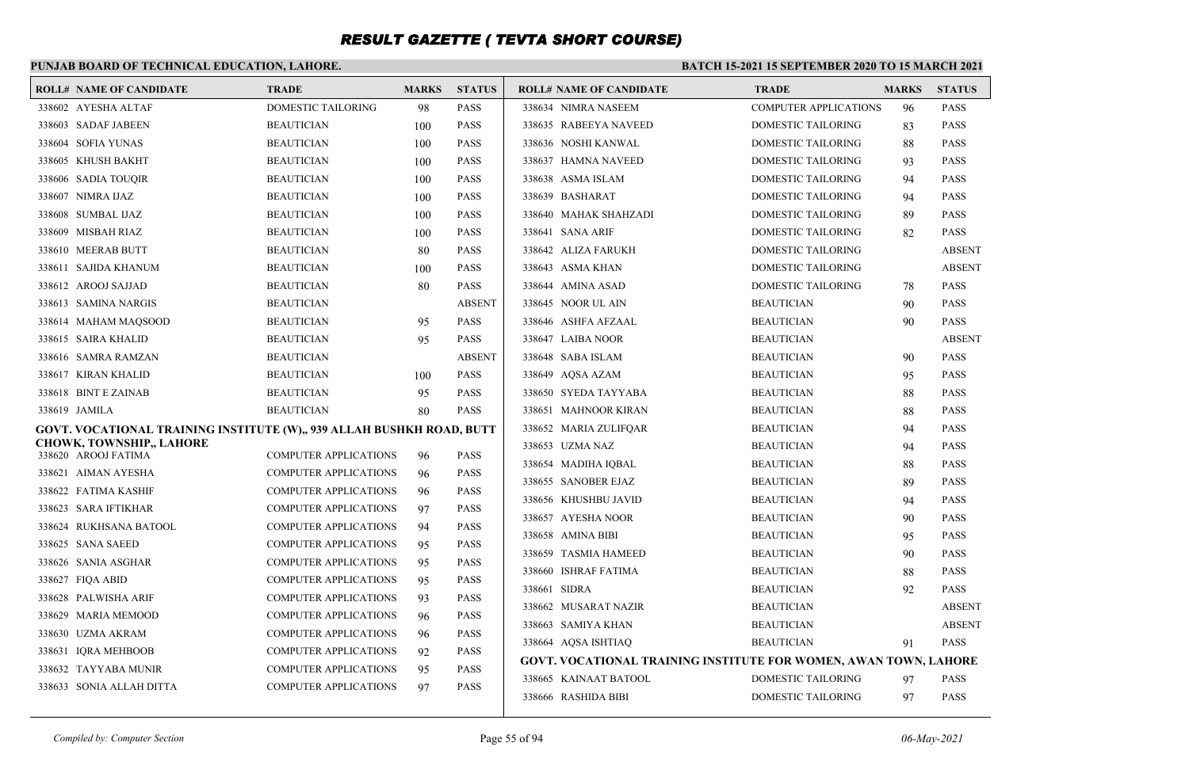# RESULT GAZETTE ( TEVTA SHORT COURSE)

**PUNJAB BOARD OF TECHNICAL EDUCATION, LAHORE.**

**BATCH 15-2021 15 SEPTEMBER 2020 TO 15 MARCH 2021**

| ROLL# | NAME OF CANDIDATE | TRADE | MARKS | STATUS |
|---|---|---|---|---|
| 338602 | AYESHA ALTAF | DOMESTIC TAILORING | 98 | PASS |
| 338603 | SADAF JABEEN | BEAUTICIAN | 100 | PASS |
| 338604 | SOFIA YUNAS | BEAUTICIAN | 100 | PASS |
| 338605 | KHUSH BAKHT | BEAUTICIAN | 100 | PASS |
| 338606 | SADIA TOUQIR | BEAUTICIAN | 100 | PASS |
| 338607 | NIMRA IJAZ | BEAUTICIAN | 100 | PASS |
| 338608 | SUMBAL IJAZ | BEAUTICIAN | 100 | PASS |
| 338609 | MISBAH RIAZ | BEAUTICIAN | 100 | PASS |
| 338610 | MEERAB BUTT | BEAUTICIAN | 80 | PASS |
| 338611 | SAJIDA KHANUM | BEAUTICIAN | 100 | PASS |
| 338612 | AROOJ SAJJAD | BEAUTICIAN | 80 | PASS |
| 338613 | SAMINA NARGIS | BEAUTICIAN | | ABSENT |
| 338614 | MAHAM MAQSOOD | BEAUTICIAN | 95 | PASS |
| 338615 | SAIRA KHALID | BEAUTICIAN | 95 | PASS |
| 338616 | SAMRA RAMZAN | BEAUTICIAN | | ABSENT |
| 338617 | KIRAN KHALID | BEAUTICIAN | 100 | PASS |
| 338618 | BINT E ZAINAB | BEAUTICIAN | 95 | PASS |
| 338619 | JAMILA | BEAUTICIAN | 80 | PASS |

**GOVT. VOCATIONAL TRAINING INSTITUTE (W),, 939 ALLAH BUSHKH ROAD, BUTT CHOWK, TOWNSHIP,, LAHORE**

| ROLL# | NAME OF CANDIDATE | TRADE | MARKS | STATUS |
|---|---|---|---|---|
| 338620 | AROOJ FATIMA | COMPUTER APPLICATIONS | 96 | PASS |
| 338621 | AIMAN AYESHA | COMPUTER APPLICATIONS | 96 | PASS |
| 338622 | FATIMA KASHIF | COMPUTER APPLICATIONS | 96 | PASS |
| 338623 | SARA IFTIKHAR | COMPUTER APPLICATIONS | 97 | PASS |
| 338624 | RUKHSANA BATOOL | COMPUTER APPLICATIONS | 94 | PASS |
| 338625 | SANA SAEED | COMPUTER APPLICATIONS | 95 | PASS |
| 338626 | SANIA ASGHAR | COMPUTER APPLICATIONS | 95 | PASS |
| 338627 | FIQA ABID | COMPUTER APPLICATIONS | 95 | PASS |
| 338628 | PALWISHA ARIF | COMPUTER APPLICATIONS | 93 | PASS |
| 338629 | MARIA MEMOOD | COMPUTER APPLICATIONS | 96 | PASS |
| 338630 | UZMA AKRAM | COMPUTER APPLICATIONS | 96 | PASS |
| 338631 | IQRA MEHBOOB | COMPUTER APPLICATIONS | 92 | PASS |
| 338632 | TAYYABA MUNIR | COMPUTER APPLICATIONS | 95 | PASS |
| 338633 | SONIA ALLAH DITTA | COMPUTER APPLICATIONS | 97 | PASS |
| 338634 | NIMRA NASEEM | COMPUTER APPLICATIONS | 96 | PASS |
| 338635 | RABEEYA NAVEED | DOMESTIC TAILORING | 83 | PASS |
| 338636 | NOSHI KANWAL | DOMESTIC TAILORING | 88 | PASS |
| 338637 | HAMNA NAVEED | DOMESTIC TAILORING | 93 | PASS |
| 338638 | ASMA ISLAM | DOMESTIC TAILORING | 94 | PASS |
| 338639 | BASHARAT | DOMESTIC TAILORING | 94 | PASS |
| 338640 | MAHAK SHAHZADI | DOMESTIC TAILORING | 89 | PASS |
| 338641 | SANA ARIF | DOMESTIC TAILORING | 82 | PASS |
| 338642 | ALIZA FARUKH | DOMESTIC TAILORING | | ABSENT |
| 338643 | ASMA KHAN | DOMESTIC TAILORING | | ABSENT |
| 338644 | AMINA ASAD | DOMESTIC TAILORING | 78 | PASS |
| 338645 | NOOR UL AIN | BEAUTICIAN | 90 | PASS |
| 338646 | ASHFA AFZAAL | BEAUTICIAN | 90 | PASS |
| 338647 | LAIBA NOOR | BEAUTICIAN | | ABSENT |
| 338648 | SABA ISLAM | BEAUTICIAN | 90 | PASS |
| 338649 | AQSA AZAM | BEAUTICIAN | 95 | PASS |
| 338650 | SYEDA TAYYABA | BEAUTICIAN | 88 | PASS |
| 338651 | MAHNOOR KIRAN | BEAUTICIAN | 88 | PASS |
| 338652 | MARIA ZULIFQAR | BEAUTICIAN | 94 | PASS |
| 338653 | UZMA NAZ | BEAUTICIAN | 94 | PASS |
| 338654 | MADIHA IQBAL | BEAUTICIAN | 88 | PASS |
| 338655 | SANOBER EJAZ | BEAUTICIAN | 89 | PASS |
| 338656 | KHUSHBU JAVID | BEAUTICIAN | 94 | PASS |
| 338657 | AYESHA NOOR | BEAUTICIAN | 90 | PASS |
| 338658 | AMINA BIBI | BEAUTICIAN | 95 | PASS |
| 338659 | TASMIA HAMEED | BEAUTICIAN | 90 | PASS |
| 338660 | ISHRAF FATIMA | BEAUTICIAN | 88 | PASS |
| 338661 | SIDRA | BEAUTICIAN | 92 | PASS |
| 338662 | MUSARAT NAZIR | BEAUTICIAN | | ABSENT |
| 338663 | SAMIYA KHAN | BEAUTICIAN | | ABSENT |
| 338664 | AQSA ISHTIAQ | BEAUTICIAN | 91 | PASS |

**GOVT. VOCATIONAL TRAINING INSTITUTE FOR WOMEN, AWAN TOWN, LAHORE**

| ROLL# | NAME OF CANDIDATE | TRADE | MARKS | STATUS |
|---|---|---|---|---|
| 338665 | KAINAAT BATOOL | DOMESTIC TAILORING | 97 | PASS |
| 338666 | RASHIDA BIBI | DOMESTIC TAILORING | 97 | PASS |

*Compiled by: Computer Section* — *06-May-2021*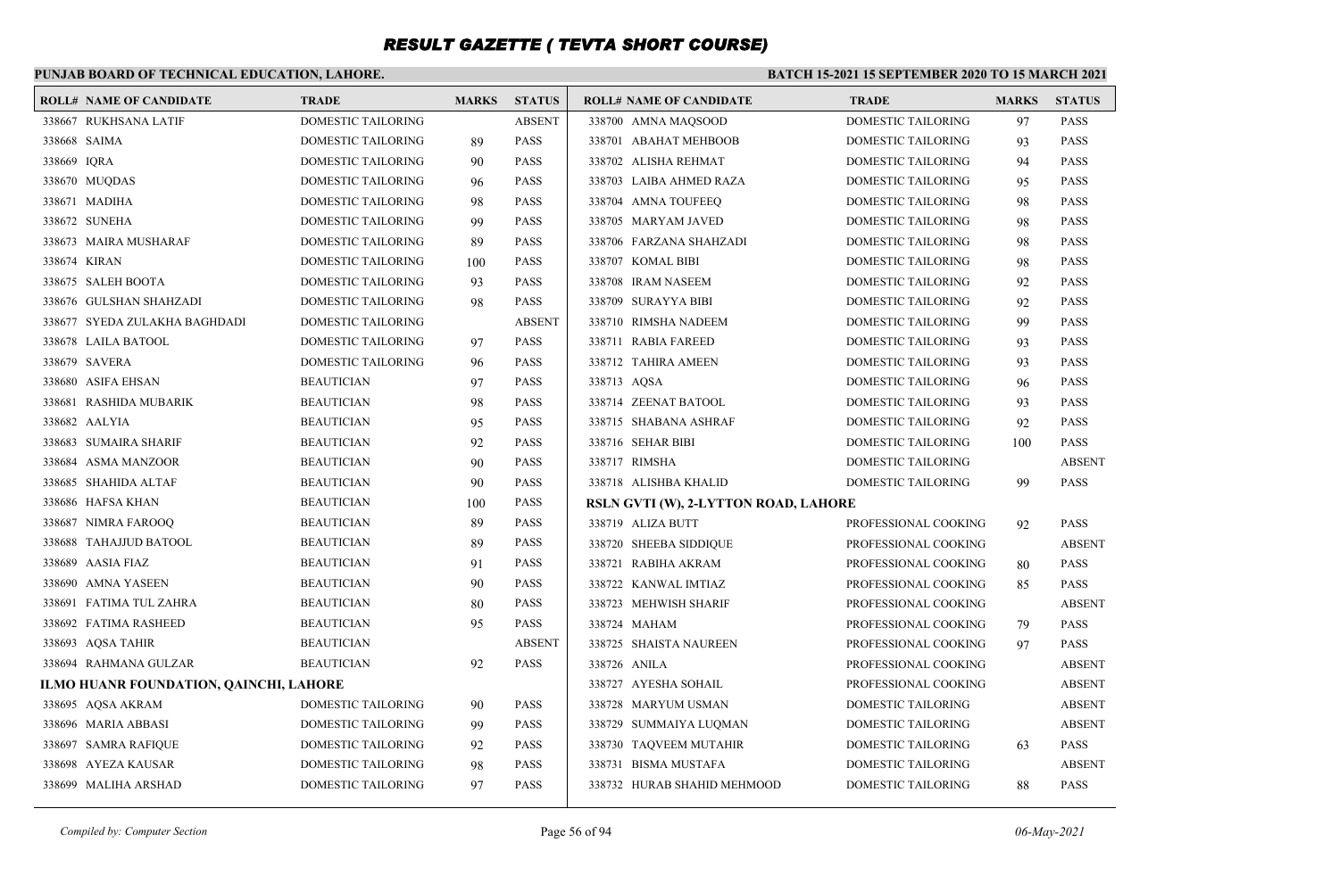# RESULT GAZETTE ( TEVTA SHORT COURSE)

**PUNJAB BOARD OF TECHNICAL EDUCATION, LAHORE.**

**BATCH 15-2021 15 SEPTEMBER 2020 TO 15 MARCH 2021**

| ROLL# | NAME OF CANDIDATE | TRADE | MARKS | STATUS |
|---|---|---|---|---|
| 338667 | RUKHSANA LATIF | DOMESTIC TAILORING | | ABSENT |
| 338668 | SAIMA | DOMESTIC TAILORING | 89 | PASS |
| 338669 | IQRA | DOMESTIC TAILORING | 90 | PASS |
| 338670 | MUQDAS | DOMESTIC TAILORING | 96 | PASS |
| 338671 | MADIHA | DOMESTIC TAILORING | 98 | PASS |
| 338672 | SUNEHA | DOMESTIC TAILORING | 99 | PASS |
| 338673 | MAIRA MUSHARAF | DOMESTIC TAILORING | 89 | PASS |
| 338674 | KIRAN | DOMESTIC TAILORING | 100 | PASS |
| 338675 | SALEH BOOTA | DOMESTIC TAILORING | 93 | PASS |
| 338676 | GULSHAN SHAHZADI | DOMESTIC TAILORING | 98 | PASS |
| 338677 | SYEDA ZULAKHA BAGHDADI | DOMESTIC TAILORING | | ABSENT |
| 338678 | LAILA BATOOL | DOMESTIC TAILORING | 97 | PASS |
| 338679 | SAVERA | DOMESTIC TAILORING | 96 | PASS |
| 338680 | ASIFA EHSAN | BEAUTICIAN | 97 | PASS |
| 338681 | RASHIDA MUBARIK | BEAUTICIAN | 98 | PASS |
| 338682 | AALYIA | BEAUTICIAN | 95 | PASS |
| 338683 | SUMAIRA SHARIF | BEAUTICIAN | 92 | PASS |
| 338684 | ASMA MANZOOR | BEAUTICIAN | 90 | PASS |
| 338685 | SHAHIDA ALTAF | BEAUTICIAN | 90 | PASS |
| 338686 | HAFSA KHAN | BEAUTICIAN | 100 | PASS |
| 338687 | NIMRA FAROOQ | BEAUTICIAN | 89 | PASS |
| 338688 | TAHAJJUD BATOOL | BEAUTICIAN | 89 | PASS |
| 338689 | AASIA FIAZ | BEAUTICIAN | 91 | PASS |
| 338690 | AMNA YASEEN | BEAUTICIAN | 90 | PASS |
| 338691 | FATIMA TUL ZAHRA | BEAUTICIAN | 80 | PASS |
| 338692 | FATIMA RASHEED | BEAUTICIAN | 95 | PASS |
| 338693 | AQSA TAHIR | BEAUTICIAN | | ABSENT |
| 338694 | RAHMANA GULZAR | BEAUTICIAN | 92 | PASS |
| **ILMO HUANR FOUNDATION, QAINCHI, LAHORE** | | | | |
| 338695 | AQSA AKRAM | DOMESTIC TAILORING | 90 | PASS |
| 338696 | MARIA ABBASI | DOMESTIC TAILORING | 99 | PASS |
| 338697 | SAMRA RAFIQUE | DOMESTIC TAILORING | 92 | PASS |
| 338698 | AYEZA KAUSAR | DOMESTIC TAILORING | 98 | PASS |
| 338699 | MALIHA ARSHAD | DOMESTIC TAILORING | 97 | PASS |
| 338700 | AMNA MAQSOOD | DOMESTIC TAILORING | 97 | PASS |
| 338701 | ABAHAT MEHBOOB | DOMESTIC TAILORING | 93 | PASS |
| 338702 | ALISHA REHMAT | DOMESTIC TAILORING | 94 | PASS |
| 338703 | LAIBA AHMED RAZA | DOMESTIC TAILORING | 95 | PASS |
| 338704 | AMNA TOUFEEQ | DOMESTIC TAILORING | 98 | PASS |
| 338705 | MARYAM JAVED | DOMESTIC TAILORING | 98 | PASS |
| 338706 | FARZANA SHAHZADI | DOMESTIC TAILORING | 98 | PASS |
| 338707 | KOMAL BIBI | DOMESTIC TAILORING | 98 | PASS |
| 338708 | IRAM NASEEM | DOMESTIC TAILORING | 92 | PASS |
| 338709 | SURAYYA BIBI | DOMESTIC TAILORING | 92 | PASS |
| 338710 | RIMSHA NADEEM | DOMESTIC TAILORING | 99 | PASS |
| 338711 | RABIA FAREED | DOMESTIC TAILORING | 93 | PASS |
| 338712 | TAHIRA AMEEN | DOMESTIC TAILORING | 93 | PASS |
| 338713 | AQSA | DOMESTIC TAILORING | 96 | PASS |
| 338714 | ZEENAT BATOOL | DOMESTIC TAILORING | 93 | PASS |
| 338715 | SHABANA ASHRAF | DOMESTIC TAILORING | 92 | PASS |
| 338716 | SEHAR BIBI | DOMESTIC TAILORING | 100 | PASS |
| 338717 | RIMSHA | DOMESTIC TAILORING | | ABSENT |
| 338718 | ALISHBA KHALID | DOMESTIC TAILORING | 99 | PASS |
| **RSLN GVTI (W), 2-LYTTON ROAD, LAHORE** | | | | |
| 338719 | ALIZA BUTT | PROFESSIONAL COOKING | 92 | PASS |
| 338720 | SHEEBA SIDDIQUE | PROFESSIONAL COOKING | | ABSENT |
| 338721 | RABIHA AKRAM | PROFESSIONAL COOKING | 80 | PASS |
| 338722 | KANWAL IMTIAZ | PROFESSIONAL COOKING | 85 | PASS |
| 338723 | MEHWISH SHARIF | PROFESSIONAL COOKING | | ABSENT |
| 338724 | MAHAM | PROFESSIONAL COOKING | 79 | PASS |
| 338725 | SHAISTA NAUREEN | PROFESSIONAL COOKING | 97 | PASS |
| 338726 | ANILA | PROFESSIONAL COOKING | | ABSENT |
| 338727 | AYESHA SOHAIL | PROFESSIONAL COOKING | | ABSENT |
| 338728 | MARYUM USMAN | DOMESTIC TAILORING | | ABSENT |
| 338729 | SUMMAIYA LUQMAN | DOMESTIC TAILORING | | ABSENT |
| 338730 | TAQVEEM MUTAHIR | DOMESTIC TAILORING | 63 | PASS |
| 338731 | BISMA MUSTAFA | DOMESTIC TAILORING | | ABSENT |
| 338732 | HURAB SHAHID MEHMOOD | DOMESTIC TAILORING | 88 | PASS |

*Compiled by: Computer Section*

*06-May-2021*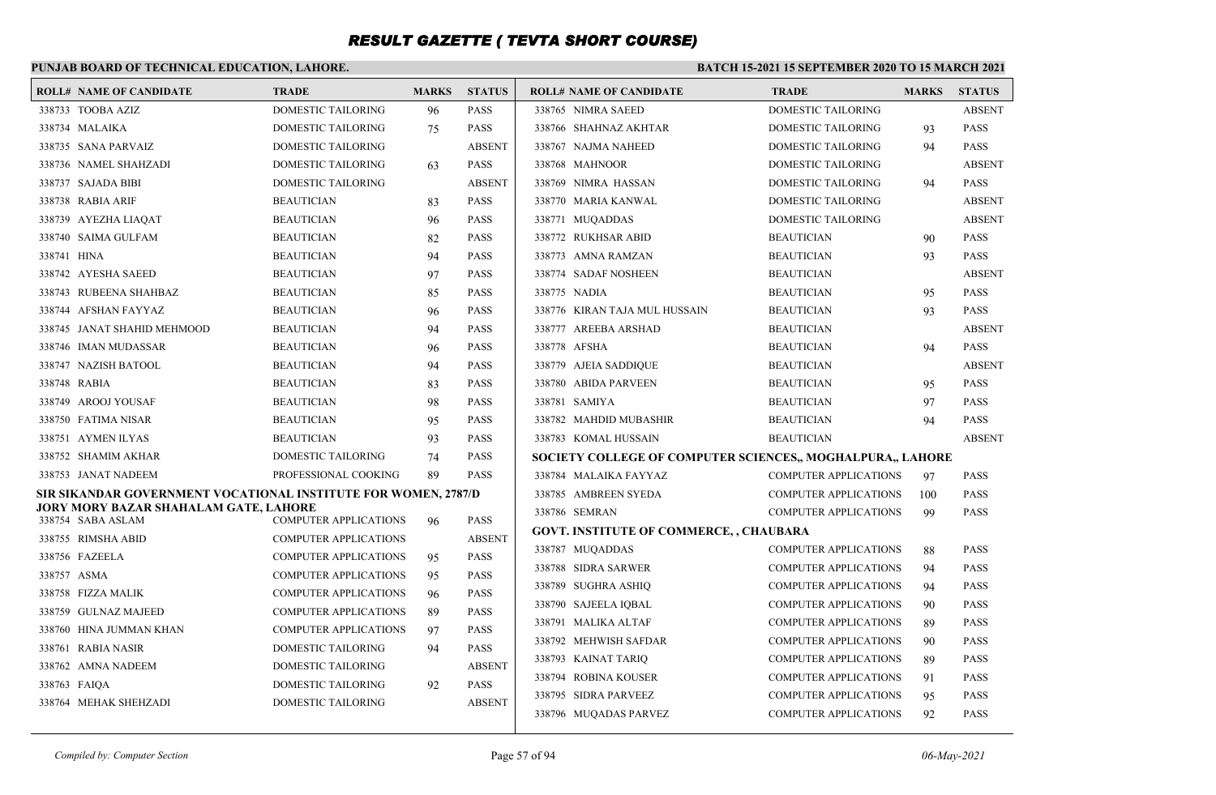# RESULT GAZETTE ( TEVTA SHORT COURSE)

**PUNJAB BOARD OF TECHNICAL EDUCATION, LAHORE.**

**BATCH 15-2021 15 SEPTEMBER 2020 TO 15 MARCH 2021**

| ROLL# | NAME OF CANDIDATE | TRADE | MARKS | STATUS |
|---|---|---|---|---|
| 338733 | TOOBA AZIZ | DOMESTIC TAILORING | 96 | PASS |
| 338734 | MALAIKA | DOMESTIC TAILORING | 75 | PASS |
| 338735 | SANA PARVAIZ | DOMESTIC TAILORING | | ABSENT |
| 338736 | NAMEL SHAHZADI | DOMESTIC TAILORING | 63 | PASS |
| 338737 | SAJADA BIBI | DOMESTIC TAILORING | | ABSENT |
| 338738 | RABIA ARIF | BEAUTICIAN | 83 | PASS |
| 338739 | AYEZHA LIAQAT | BEAUTICIAN | 96 | PASS |
| 338740 | SAIMA GULFAM | BEAUTICIAN | 82 | PASS |
| 338741 | HINA | BEAUTICIAN | 94 | PASS |
| 338742 | AYESHA SAEED | BEAUTICIAN | 97 | PASS |
| 338743 | RUBEENA SHAHBAZ | BEAUTICIAN | 85 | PASS |
| 338744 | AFSHAN FAYYAZ | BEAUTICIAN | 96 | PASS |
| 338745 | JANAT SHAHID MEHMOOD | BEAUTICIAN | 94 | PASS |
| 338746 | IMAN MUDASSAR | BEAUTICIAN | 96 | PASS |
| 338747 | NAZISH BATOOL | BEAUTICIAN | 94 | PASS |
| 338748 | RABIA | BEAUTICIAN | 83 | PASS |
| 338749 | AROOJ YOUSAF | BEAUTICIAN | 98 | PASS |
| 338750 | FATIMA NISAR | BEAUTICIAN | 95 | PASS |
| 338751 | AYMEN ILYAS | BEAUTICIAN | 93 | PASS |
| 338752 | SHAMIM AKHAR | DOMESTIC TAILORING | 74 | PASS |
| 338753 | JANAT NADEEM | PROFESSIONAL COOKING | 89 | PASS |

**SIR SIKANDAR GOVERNMENT VOCATIONAL INSTITUTE FOR WOMEN, 2787/D JORY MORY BAZAR SHAHALAM GATE, LAHORE**

| ROLL# | NAME OF CANDIDATE | TRADE | MARKS | STATUS |
|---|---|---|---|---|
| 338754 | SABA ASLAM | COMPUTER APPLICATIONS | 96 | PASS |
| 338755 | RIMSHA ABID | COMPUTER APPLICATIONS | | ABSENT |
| 338756 | FAZEELA | COMPUTER APPLICATIONS | 95 | PASS |
| 338757 | ASMA | COMPUTER APPLICATIONS | 95 | PASS |
| 338758 | FIZZA MALIK | COMPUTER APPLICATIONS | 96 | PASS |
| 338759 | GULNAZ MAJEED | COMPUTER APPLICATIONS | 89 | PASS |
| 338760 | HINA JUMMAN KHAN | COMPUTER APPLICATIONS | 97 | PASS |
| 338761 | RABIA NASIR | DOMESTIC TAILORING | 94 | PASS |
| 338762 | AMNA NADEEM | DOMESTIC TAILORING | | ABSENT |
| 338763 | FAIQA | DOMESTIC TAILORING | 92 | PASS |
| 338764 | MEHAK SHEHZADI | DOMESTIC TAILORING | | ABSENT |
| 338765 | NIMRA SAEED | DOMESTIC TAILORING | | ABSENT |
| 338766 | SHAHNAZ AKHTAR | DOMESTIC TAILORING | 93 | PASS |
| 338767 | NAJMA NAHEED | DOMESTIC TAILORING | 94 | PASS |
| 338768 | MAHNOOR | DOMESTIC TAILORING | | ABSENT |
| 338769 | NIMRA HASSAN | DOMESTIC TAILORING | 94 | PASS |
| 338770 | MARIA KANWAL | DOMESTIC TAILORING | | ABSENT |
| 338771 | MUQADDAS | DOMESTIC TAILORING | | ABSENT |
| 338772 | RUKHSAR ABID | BEAUTICIAN | 90 | PASS |
| 338773 | AMNA RAMZAN | BEAUTICIAN | 93 | PASS |
| 338774 | SADAF NOSHEEN | BEAUTICIAN | | ABSENT |
| 338775 | NADIA | BEAUTICIAN | 95 | PASS |
| 338776 | KIRAN TAJA MUL HUSSAIN | BEAUTICIAN | 93 | PASS |
| 338777 | AREEBA ARSHAD | BEAUTICIAN | | ABSENT |
| 338778 | AFSHA | BEAUTICIAN | 94 | PASS |
| 338779 | AJEIA SADDIQUE | BEAUTICIAN | | ABSENT |
| 338780 | ABIDA PARVEEN | BEAUTICIAN | 95 | PASS |
| 338781 | SAMIYA | BEAUTICIAN | 97 | PASS |
| 338782 | MAHDID MUBASHIR | BEAUTICIAN | 94 | PASS |
| 338783 | KOMAL HUSSAIN | BEAUTICIAN | | ABSENT |

**SOCIETY COLLEGE OF COMPUTER SCIENCES,, MOGHALPURA,, LAHORE**

| ROLL# | NAME OF CANDIDATE | TRADE | MARKS | STATUS |
|---|---|---|---|---|
| 338784 | MALAIKA FAYYAZ | COMPUTER APPLICATIONS | 97 | PASS |
| 338785 | AMBREEN SYEDA | COMPUTER APPLICATIONS | 100 | PASS |
| 338786 | SEMRAN | COMPUTER APPLICATIONS | 99 | PASS |

**GOVT. INSTITUTE OF COMMERCE, , CHAUBARA**

| ROLL# | NAME OF CANDIDATE | TRADE | MARKS | STATUS |
|---|---|---|---|---|
| 338787 | MUQADDAS | COMPUTER APPLICATIONS | 88 | PASS |
| 338788 | SIDRA SARWER | COMPUTER APPLICATIONS | 94 | PASS |
| 338789 | SUGHRA ASHIQ | COMPUTER APPLICATIONS | 94 | PASS |
| 338790 | SAJEELA IQBAL | COMPUTER APPLICATIONS | 90 | PASS |
| 338791 | MALIKA ALTAF | COMPUTER APPLICATIONS | 89 | PASS |
| 338792 | MEHWISH SAFDAR | COMPUTER APPLICATIONS | 90 | PASS |
| 338793 | KAINAT TARIQ | COMPUTER APPLICATIONS | 89 | PASS |
| 338794 | ROBINA KOUSER | COMPUTER APPLICATIONS | 91 | PASS |
| 338795 | SIDRA PARVEEZ | COMPUTER APPLICATIONS | 95 | PASS |
| 338796 | MUQADAS PARVEZ | COMPUTER APPLICATIONS | 92 | PASS |

*Compiled by: Computer Section* — *06-May-2021*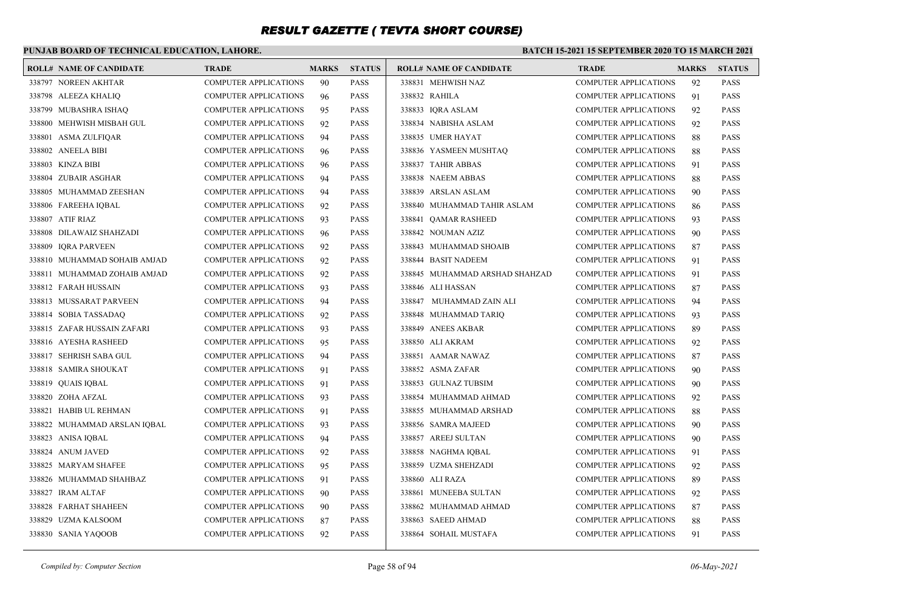# RESULT GAZETTE ( TEVTA SHORT COURSE)

**PUNJAB BOARD OF TECHNICAL EDUCATION, LAHORE.**

**BATCH 15-2021 15 SEPTEMBER 2020 TO 15 MARCH 2021**

| ROLL# | NAME OF CANDIDATE | TRADE | MARKS | STATUS |
|---|---|---|---|---|
| 338797 | NOREEN AKHTAR | COMPUTER APPLICATIONS | 90 | PASS |
| 338798 | ALEEZA KHALIQ | COMPUTER APPLICATIONS | 96 | PASS |
| 338799 | MUBASHRA ISHAQ | COMPUTER APPLICATIONS | 95 | PASS |
| 338800 | MEHWISH MISBAH GUL | COMPUTER APPLICATIONS | 92 | PASS |
| 338801 | ASMA ZULFIQAR | COMPUTER APPLICATIONS | 94 | PASS |
| 338802 | ANEELA BIBI | COMPUTER APPLICATIONS | 96 | PASS |
| 338803 | KINZA BIBI | COMPUTER APPLICATIONS | 96 | PASS |
| 338804 | ZUBAIR ASGHAR | COMPUTER APPLICATIONS | 94 | PASS |
| 338805 | MUHAMMAD ZEESHAN | COMPUTER APPLICATIONS | 94 | PASS |
| 338806 | FAREEHA IQBAL | COMPUTER APPLICATIONS | 92 | PASS |
| 338807 | ATIF RIAZ | COMPUTER APPLICATIONS | 93 | PASS |
| 338808 | DILAWAIZ SHAHZADI | COMPUTER APPLICATIONS | 96 | PASS |
| 338809 | IQRA PARVEEN | COMPUTER APPLICATIONS | 92 | PASS |
| 338810 | MUHAMMAD SOHAIB AMJAD | COMPUTER APPLICATIONS | 92 | PASS |
| 338811 | MUHAMMAD ZOHAIB AMJAD | COMPUTER APPLICATIONS | 92 | PASS |
| 338812 | FARAH HUSSAIN | COMPUTER APPLICATIONS | 93 | PASS |
| 338813 | MUSSARAT PARVEEN | COMPUTER APPLICATIONS | 94 | PASS |
| 338814 | SOBIA TASSADAQ | COMPUTER APPLICATIONS | 92 | PASS |
| 338815 | ZAFAR HUSSAIN ZAFARI | COMPUTER APPLICATIONS | 93 | PASS |
| 338816 | AYESHA RASHEED | COMPUTER APPLICATIONS | 95 | PASS |
| 338817 | SEHRISH SABA GUL | COMPUTER APPLICATIONS | 94 | PASS |
| 338818 | SAMIRA SHOUKAT | COMPUTER APPLICATIONS | 91 | PASS |
| 338819 | QUAIS IQBAL | COMPUTER APPLICATIONS | 91 | PASS |
| 338820 | ZOHA AFZAL | COMPUTER APPLICATIONS | 93 | PASS |
| 338821 | HABIB UL REHMAN | COMPUTER APPLICATIONS | 91 | PASS |
| 338822 | MUHAMMAD ARSLAN IQBAL | COMPUTER APPLICATIONS | 93 | PASS |
| 338823 | ANISA IQBAL | COMPUTER APPLICATIONS | 94 | PASS |
| 338824 | ANUM JAVED | COMPUTER APPLICATIONS | 92 | PASS |
| 338825 | MARYAM SHAFEE | COMPUTER APPLICATIONS | 95 | PASS |
| 338826 | MUHAMMAD SHAHBAZ | COMPUTER APPLICATIONS | 91 | PASS |
| 338827 | IRAM ALTAF | COMPUTER APPLICATIONS | 90 | PASS |
| 338828 | FARHAT SHAHEEN | COMPUTER APPLICATIONS | 90 | PASS |
| 338829 | UZMA KALSOOM | COMPUTER APPLICATIONS | 87 | PASS |
| 338830 | SANIA YAQOOB | COMPUTER APPLICATIONS | 92 | PASS |
| 338831 | MEHWISH NAZ | COMPUTER APPLICATIONS | 92 | PASS |
| 338832 | RAHILA | COMPUTER APPLICATIONS | 91 | PASS |
| 338833 | IQRA ASLAM | COMPUTER APPLICATIONS | 92 | PASS |
| 338834 | NABISHA ASLAM | COMPUTER APPLICATIONS | 92 | PASS |
| 338835 | UMER HAYAT | COMPUTER APPLICATIONS | 88 | PASS |
| 338836 | YASMEEN MUSHTAQ | COMPUTER APPLICATIONS | 88 | PASS |
| 338837 | TAHIR ABBAS | COMPUTER APPLICATIONS | 91 | PASS |
| 338838 | NAEEM ABBAS | COMPUTER APPLICATIONS | 88 | PASS |
| 338839 | ARSLAN ASLAM | COMPUTER APPLICATIONS | 90 | PASS |
| 338840 | MUHAMMAD TAHIR ASLAM | COMPUTER APPLICATIONS | 86 | PASS |
| 338841 | QAMAR RASHEED | COMPUTER APPLICATIONS | 93 | PASS |
| 338842 | NOUMAN AZIZ | COMPUTER APPLICATIONS | 90 | PASS |
| 338843 | MUHAMMAD SHOAIB | COMPUTER APPLICATIONS | 87 | PASS |
| 338844 | BASIT NADEEM | COMPUTER APPLICATIONS | 91 | PASS |
| 338845 | MUHAMMAD ARSHAD SHAHZAD | COMPUTER APPLICATIONS | 91 | PASS |
| 338846 | ALI HASSAN | COMPUTER APPLICATIONS | 87 | PASS |
| 338847 | MUHAMMAD ZAIN ALI | COMPUTER APPLICATIONS | 94 | PASS |
| 338848 | MUHAMMAD TARIQ | COMPUTER APPLICATIONS | 93 | PASS |
| 338849 | ANEES AKBAR | COMPUTER APPLICATIONS | 89 | PASS |
| 338850 | ALI AKRAM | COMPUTER APPLICATIONS | 92 | PASS |
| 338851 | AAMAR NAWAZ | COMPUTER APPLICATIONS | 87 | PASS |
| 338852 | ASMA ZAFAR | COMPUTER APPLICATIONS | 90 | PASS |
| 338853 | GULNAZ TUBSIM | COMPUTER APPLICATIONS | 90 | PASS |
| 338854 | MUHAMMAD AHMAD | COMPUTER APPLICATIONS | 92 | PASS |
| 338855 | MUHAMMAD ARSHAD | COMPUTER APPLICATIONS | 88 | PASS |
| 338856 | SAMRA MAJEED | COMPUTER APPLICATIONS | 90 | PASS |
| 338857 | AREEJ SULTAN | COMPUTER APPLICATIONS | 90 | PASS |
| 338858 | NAGHMA IQBAL | COMPUTER APPLICATIONS | 91 | PASS |
| 338859 | UZMA SHEHZADI | COMPUTER APPLICATIONS | 92 | PASS |
| 338860 | ALI RAZA | COMPUTER APPLICATIONS | 89 | PASS |
| 338861 | MUNEEBA SULTAN | COMPUTER APPLICATIONS | 92 | PASS |
| 338862 | MUHAMMAD AHMAD | COMPUTER APPLICATIONS | 87 | PASS |
| 338863 | SAEED AHMAD | COMPUTER APPLICATIONS | 88 | PASS |
| 338864 | SOHAIL MUSTAFA | COMPUTER APPLICATIONS | 91 | PASS |

*Compiled by: Computer Section*

*06-May-2021*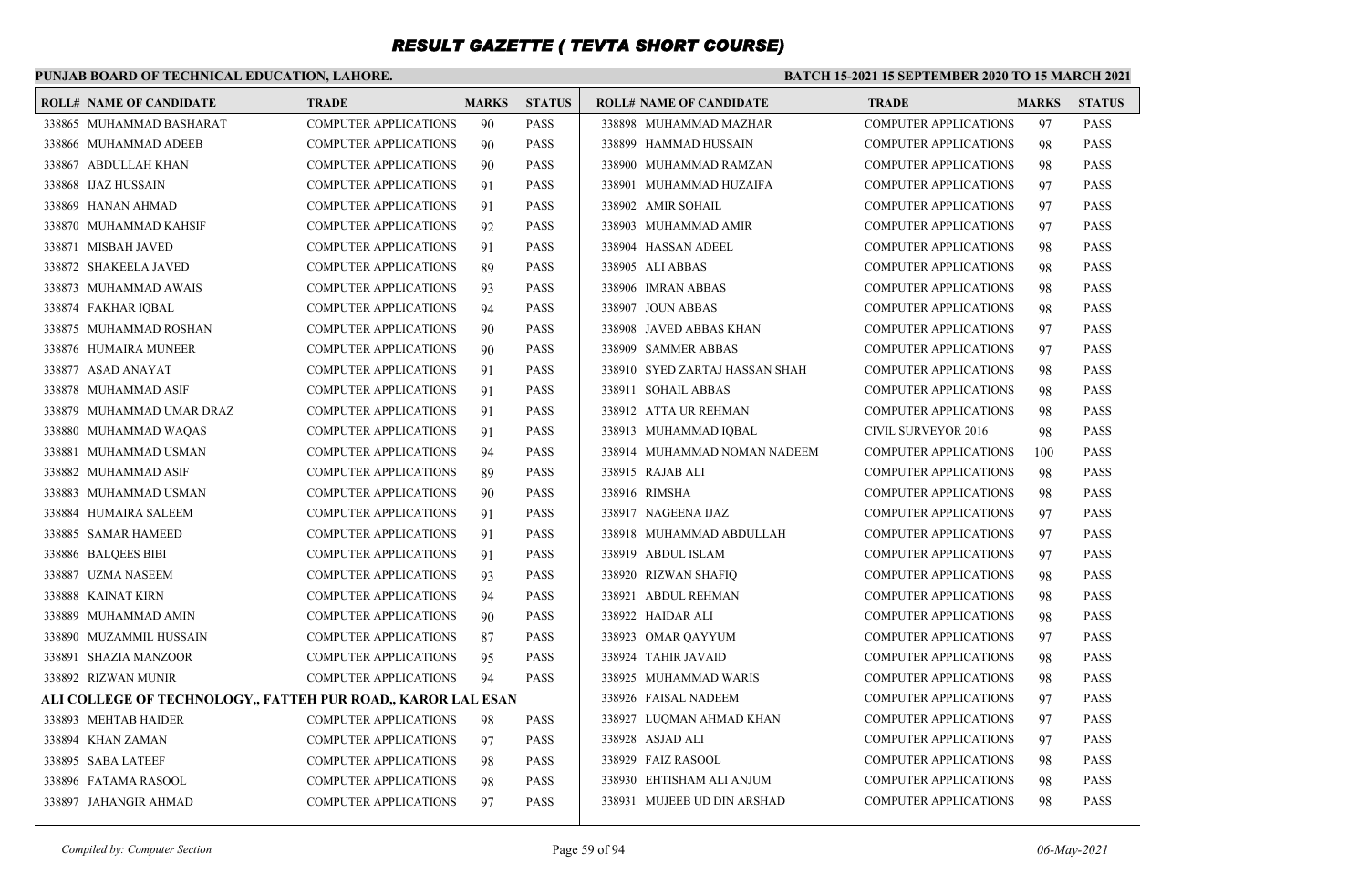# RESULT GAZETTE ( TEVTA SHORT COURSE)

**PUNJAB BOARD OF TECHNICAL EDUCATION, LAHORE.**

**BATCH 15-2021 15 SEPTEMBER 2020 TO 15 MARCH 2021**

| ROLL# | NAME OF CANDIDATE | TRADE | MARKS | STATUS |
|---|---|---|---|---|
| 338865 | MUHAMMAD BASHARAT | COMPUTER APPLICATIONS | 90 | PASS |
| 338866 | MUHAMMAD ADEEB | COMPUTER APPLICATIONS | 90 | PASS |
| 338867 | ABDULLAH KHAN | COMPUTER APPLICATIONS | 90 | PASS |
| 338868 | IJAZ HUSSAIN | COMPUTER APPLICATIONS | 91 | PASS |
| 338869 | HANAN AHMAD | COMPUTER APPLICATIONS | 91 | PASS |
| 338870 | MUHAMMAD KAHSIF | COMPUTER APPLICATIONS | 92 | PASS |
| 338871 | MISBAH JAVED | COMPUTER APPLICATIONS | 91 | PASS |
| 338872 | SHAKEELA JAVED | COMPUTER APPLICATIONS | 89 | PASS |
| 338873 | MUHAMMAD AWAIS | COMPUTER APPLICATIONS | 93 | PASS |
| 338874 | FAKHAR IQBAL | COMPUTER APPLICATIONS | 94 | PASS |
| 338875 | MUHAMMAD ROSHAN | COMPUTER APPLICATIONS | 90 | PASS |
| 338876 | HUMAIRA MUNEER | COMPUTER APPLICATIONS | 90 | PASS |
| 338877 | ASAD ANAYAT | COMPUTER APPLICATIONS | 91 | PASS |
| 338878 | MUHAMMAD ASIF | COMPUTER APPLICATIONS | 91 | PASS |
| 338879 | MUHAMMAD UMAR DRAZ | COMPUTER APPLICATIONS | 91 | PASS |
| 338880 | MUHAMMAD WAQAS | COMPUTER APPLICATIONS | 91 | PASS |
| 338881 | MUHAMMAD USMAN | COMPUTER APPLICATIONS | 94 | PASS |
| 338882 | MUHAMMAD ASIF | COMPUTER APPLICATIONS | 89 | PASS |
| 338883 | MUHAMMAD USMAN | COMPUTER APPLICATIONS | 90 | PASS |
| 338884 | HUMAIRA SALEEM | COMPUTER APPLICATIONS | 91 | PASS |
| 338885 | SAMAR HAMEED | COMPUTER APPLICATIONS | 91 | PASS |
| 338886 | BALQEES BIBI | COMPUTER APPLICATIONS | 91 | PASS |
| 338887 | UZMA NASEEM | COMPUTER APPLICATIONS | 93 | PASS |
| 338888 | KAINAT KIRN | COMPUTER APPLICATIONS | 94 | PASS |
| 338889 | MUHAMMAD AMIN | COMPUTER APPLICATIONS | 90 | PASS |
| 338890 | MUZAMMIL HUSSAIN | COMPUTER APPLICATIONS | 87 | PASS |
| 338891 | SHAZIA MANZOOR | COMPUTER APPLICATIONS | 95 | PASS |
| 338892 | RIZWAN MUNIR | COMPUTER APPLICATIONS | 94 | PASS |

**ALI COLLEGE OF TECHNOLOGY,, FATTEH PUR ROAD,, KAROR LAL ESAN**

| ROLL# | NAME OF CANDIDATE | TRADE | MARKS | STATUS |
|---|---|---|---|---|
| 338893 | MEHTAB HAIDER | COMPUTER APPLICATIONS | 98 | PASS |
| 338894 | KHAN ZAMAN | COMPUTER APPLICATIONS | 97 | PASS |
| 338895 | SABA LATEEF | COMPUTER APPLICATIONS | 98 | PASS |
| 338896 | FATAMA RASOOL | COMPUTER APPLICATIONS | 98 | PASS |
| 338897 | JAHANGIR AHMAD | COMPUTER APPLICATIONS | 97 | PASS |
| 338898 | MUHAMMAD MAZHAR | COMPUTER APPLICATIONS | 97 | PASS |
| 338899 | HAMMAD HUSSAIN | COMPUTER APPLICATIONS | 98 | PASS |
| 338900 | MUHAMMAD RAMZAN | COMPUTER APPLICATIONS | 98 | PASS |
| 338901 | MUHAMMAD HUZAIFA | COMPUTER APPLICATIONS | 97 | PASS |
| 338902 | AMIR SOHAIL | COMPUTER APPLICATIONS | 97 | PASS |
| 338903 | MUHAMMAD AMIR | COMPUTER APPLICATIONS | 97 | PASS |
| 338904 | HASSAN ADEEL | COMPUTER APPLICATIONS | 98 | PASS |
| 338905 | ALI ABBAS | COMPUTER APPLICATIONS | 98 | PASS |
| 338906 | IMRAN ABBAS | COMPUTER APPLICATIONS | 98 | PASS |
| 338907 | JOUN ABBAS | COMPUTER APPLICATIONS | 98 | PASS |
| 338908 | JAVED ABBAS KHAN | COMPUTER APPLICATIONS | 97 | PASS |
| 338909 | SAMMER ABBAS | COMPUTER APPLICATIONS | 97 | PASS |
| 338910 | SYED ZARTAJ HASSAN SHAH | COMPUTER APPLICATIONS | 98 | PASS |
| 338911 | SOHAIL ABBAS | COMPUTER APPLICATIONS | 98 | PASS |
| 338912 | ATTA UR REHMAN | COMPUTER APPLICATIONS | 98 | PASS |
| 338913 | MUHAMMAD IQBAL | CIVIL SURVEYOR 2016 | 98 | PASS |
| 338914 | MUHAMMAD NOMAN NADEEM | COMPUTER APPLICATIONS | 100 | PASS |
| 338915 | RAJAB ALI | COMPUTER APPLICATIONS | 98 | PASS |
| 338916 | RIMSHA | COMPUTER APPLICATIONS | 98 | PASS |
| 338917 | NAGEENA IJAZ | COMPUTER APPLICATIONS | 97 | PASS |
| 338918 | MUHAMMAD ABDULLAH | COMPUTER APPLICATIONS | 97 | PASS |
| 338919 | ABDUL ISLAM | COMPUTER APPLICATIONS | 97 | PASS |
| 338920 | RIZWAN SHAFIQ | COMPUTER APPLICATIONS | 98 | PASS |
| 338921 | ABDUL REHMAN | COMPUTER APPLICATIONS | 98 | PASS |
| 338922 | HAIDAR ALI | COMPUTER APPLICATIONS | 98 | PASS |
| 338923 | OMAR QAYYUM | COMPUTER APPLICATIONS | 97 | PASS |
| 338924 | TAHIR JAVAID | COMPUTER APPLICATIONS | 98 | PASS |
| 338925 | MUHAMMAD WARIS | COMPUTER APPLICATIONS | 98 | PASS |
| 338926 | FAISAL NADEEM | COMPUTER APPLICATIONS | 97 | PASS |
| 338927 | LUQMAN AHMAD KHAN | COMPUTER APPLICATIONS | 97 | PASS |
| 338928 | ASJAD ALI | COMPUTER APPLICATIONS | 97 | PASS |
| 338929 | FAIZ RASOOL | COMPUTER APPLICATIONS | 98 | PASS |
| 338930 | EHTISHAM ALI ANJUM | COMPUTER APPLICATIONS | 98 | PASS |
| 338931 | MUJEEB UD DIN ARSHAD | COMPUTER APPLICATIONS | 98 | PASS |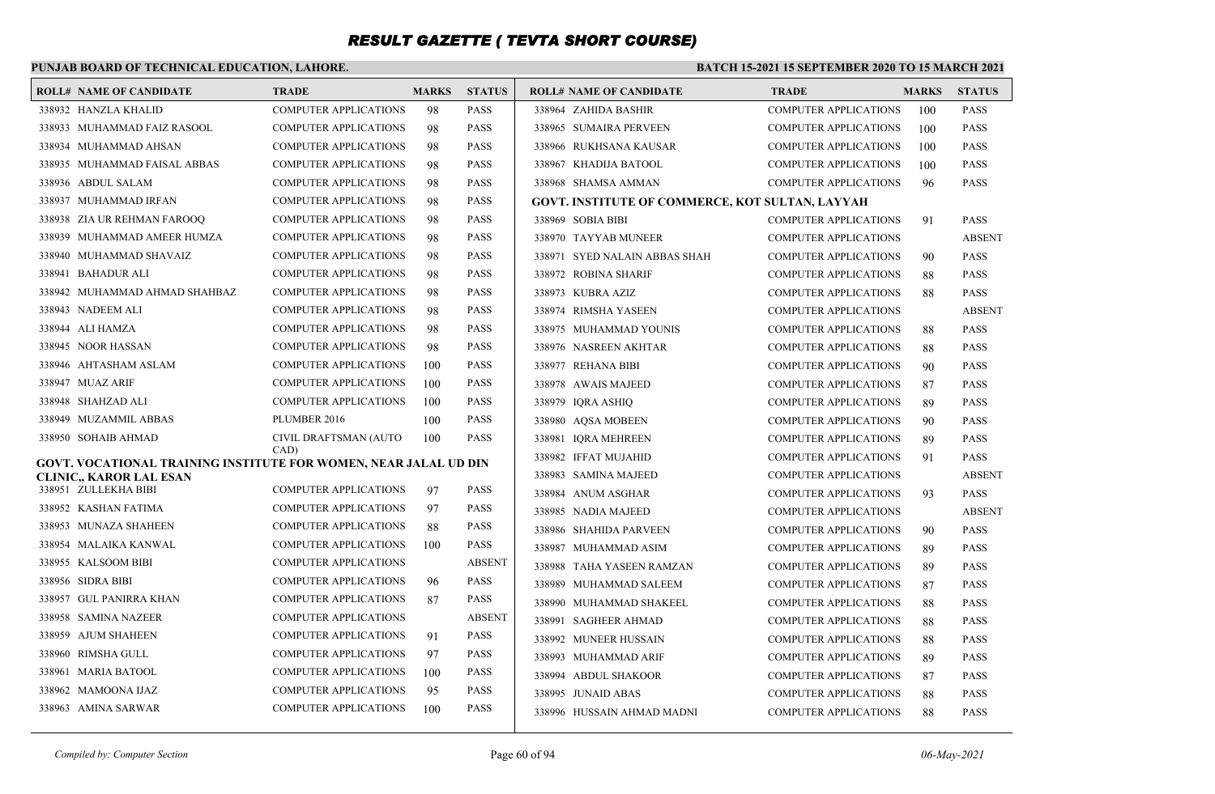# RESULT GAZETTE ( TEVTA SHORT COURSE)

**PUNJAB BOARD OF TECHNICAL EDUCATION, LAHORE.**

**BATCH 15-2021 15 SEPTEMBER 2020 TO 15 MARCH 2021**

| ROLL# | NAME OF CANDIDATE | TRADE | MARKS | STATUS |
|---|---|---|---|---|
| 338932 | HANZLA KHALID | COMPUTER APPLICATIONS | 98 | PASS |
| 338933 | MUHAMMAD FAIZ RASOOL | COMPUTER APPLICATIONS | 98 | PASS |
| 338934 | MUHAMMAD AHSAN | COMPUTER APPLICATIONS | 98 | PASS |
| 338935 | MUHAMMAD FAISAL ABBAS | COMPUTER APPLICATIONS | 98 | PASS |
| 338936 | ABDUL SALAM | COMPUTER APPLICATIONS | 98 | PASS |
| 338937 | MUHAMMAD IRFAN | COMPUTER APPLICATIONS | 98 | PASS |
| 338938 | ZIA UR REHMAN FAROOQ | COMPUTER APPLICATIONS | 98 | PASS |
| 338939 | MUHAMMAD AMEER HUMZA | COMPUTER APPLICATIONS | 98 | PASS |
| 338940 | MUHAMMAD SHAVAIZ | COMPUTER APPLICATIONS | 98 | PASS |
| 338941 | BAHADUR ALI | COMPUTER APPLICATIONS | 98 | PASS |
| 338942 | MUHAMMAD AHMAD SHAHBAZ | COMPUTER APPLICATIONS | 98 | PASS |
| 338943 | NADEEM ALI | COMPUTER APPLICATIONS | 98 | PASS |
| 338944 | ALI HAMZA | COMPUTER APPLICATIONS | 98 | PASS |
| 338945 | NOOR HASSAN | COMPUTER APPLICATIONS | 98 | PASS |
| 338946 | AHTASHAM ASLAM | COMPUTER APPLICATIONS | 100 | PASS |
| 338947 | MUAZ ARIF | COMPUTER APPLICATIONS | 100 | PASS |
| 338948 | SHAHZAD ALI | COMPUTER APPLICATIONS | 100 | PASS |
| 338949 | MUZAMMIL ABBAS | PLUMBER 2016 | 100 | PASS |
| 338950 | SOHAIB AHMAD | CIVIL DRAFTSMAN (AUTO CAD) | 100 | PASS |

**GOVT. VOCATIONAL TRAINING INSTITUTE FOR WOMEN, NEAR JALAL UD DIN CLINIC,, KAROR LAL ESAN**

| ROLL# | NAME OF CANDIDATE | TRADE | MARKS | STATUS |
|---|---|---|---|---|
| 338951 | ZULLEKHA BIBI | COMPUTER APPLICATIONS | 97 | PASS |
| 338952 | KASHAN FATIMA | COMPUTER APPLICATIONS | 97 | PASS |
| 338953 | MUNAZA SHAHEEN | COMPUTER APPLICATIONS | 88 | PASS |
| 338954 | MALAIKA KANWAL | COMPUTER APPLICATIONS | 100 | PASS |
| 338955 | KALSOOM BIBI | COMPUTER APPLICATIONS | | ABSENT |
| 338956 | SIDRA BIBI | COMPUTER APPLICATIONS | 96 | PASS |
| 338957 | GUL PANIRRA KHAN | COMPUTER APPLICATIONS | 87 | PASS |
| 338958 | SAMINA NAZEER | COMPUTER APPLICATIONS | | ABSENT |
| 338959 | AJUM SHAHEEN | COMPUTER APPLICATIONS | 91 | PASS |
| 338960 | RIMSHA GULL | COMPUTER APPLICATIONS | 97 | PASS |
| 338961 | MARIA BATOOL | COMPUTER APPLICATIONS | 100 | PASS |
| 338962 | MAMOONA IJAZ | COMPUTER APPLICATIONS | 95 | PASS |
| 338963 | AMINA SARWAR | COMPUTER APPLICATIONS | 100 | PASS |
| 338964 | ZAHIDA BASHIR | COMPUTER APPLICATIONS | 100 | PASS |
| 338965 | SUMAIRA PERVEEN | COMPUTER APPLICATIONS | 100 | PASS |
| 338966 | RUKHSANA KAUSAR | COMPUTER APPLICATIONS | 100 | PASS |
| 338967 | KHADIJA BATOOL | COMPUTER APPLICATIONS | 100 | PASS |
| 338968 | SHAMSA AMMAN | COMPUTER APPLICATIONS | 96 | PASS |

**GOVT. INSTITUTE OF COMMERCE, KOT SULTAN, LAYYAH**

| ROLL# | NAME OF CANDIDATE | TRADE | MARKS | STATUS |
|---|---|---|---|---|
| 338969 | SOBIA BIBI | COMPUTER APPLICATIONS | 91 | PASS |
| 338970 | TAYYAB MUNEER | COMPUTER APPLICATIONS | | ABSENT |
| 338971 | SYED NALAIN ABBAS SHAH | COMPUTER APPLICATIONS | 90 | PASS |
| 338972 | ROBINA SHARIF | COMPUTER APPLICATIONS | 88 | PASS |
| 338973 | KUBRA AZIZ | COMPUTER APPLICATIONS | 88 | PASS |
| 338974 | RIMSHA YASEEN | COMPUTER APPLICATIONS | | ABSENT |
| 338975 | MUHAMMAD YOUNIS | COMPUTER APPLICATIONS | 88 | PASS |
| 338976 | NASREEN AKHTAR | COMPUTER APPLICATIONS | 88 | PASS |
| 338977 | REHANA BIBI | COMPUTER APPLICATIONS | 90 | PASS |
| 338978 | AWAIS MAJEED | COMPUTER APPLICATIONS | 87 | PASS |
| 338979 | IQRA ASHIQ | COMPUTER APPLICATIONS | 89 | PASS |
| 338980 | AQSA MOBEEN | COMPUTER APPLICATIONS | 90 | PASS |
| 338981 | IQRA MEHREEN | COMPUTER APPLICATIONS | 89 | PASS |
| 338982 | IFFAT MUJAHID | COMPUTER APPLICATIONS | 91 | PASS |
| 338983 | SAMINA MAJEED | COMPUTER APPLICATIONS | | ABSENT |
| 338984 | ANUM ASGHAR | COMPUTER APPLICATIONS | 93 | PASS |
| 338985 | NADIA MAJEED | COMPUTER APPLICATIONS | | ABSENT |
| 338986 | SHAHIDA PARVEEN | COMPUTER APPLICATIONS | 90 | PASS |
| 338987 | MUHAMMAD ASIM | COMPUTER APPLICATIONS | 89 | PASS |
| 338988 | TAHA YASEEN RAMZAN | COMPUTER APPLICATIONS | 89 | PASS |
| 338989 | MUHAMMAD SALEEM | COMPUTER APPLICATIONS | 87 | PASS |
| 338990 | MUHAMMAD SHAKEEL | COMPUTER APPLICATIONS | 88 | PASS |
| 338991 | SAGHEER AHMAD | COMPUTER APPLICATIONS | 88 | PASS |
| 338992 | MUNEER HUSSAIN | COMPUTER APPLICATIONS | 88 | PASS |
| 338993 | MUHAMMAD ARIF | COMPUTER APPLICATIONS | 89 | PASS |
| 338994 | ABDUL SHAKOOR | COMPUTER APPLICATIONS | 87 | PASS |
| 338995 | JUNAID ABAS | COMPUTER APPLICATIONS | 88 | PASS |
| 338996 | HUSSAIN AHMAD MADNI | COMPUTER APPLICATIONS | 88 | PASS |

*Compiled by: Computer Section* — *06-May-2021*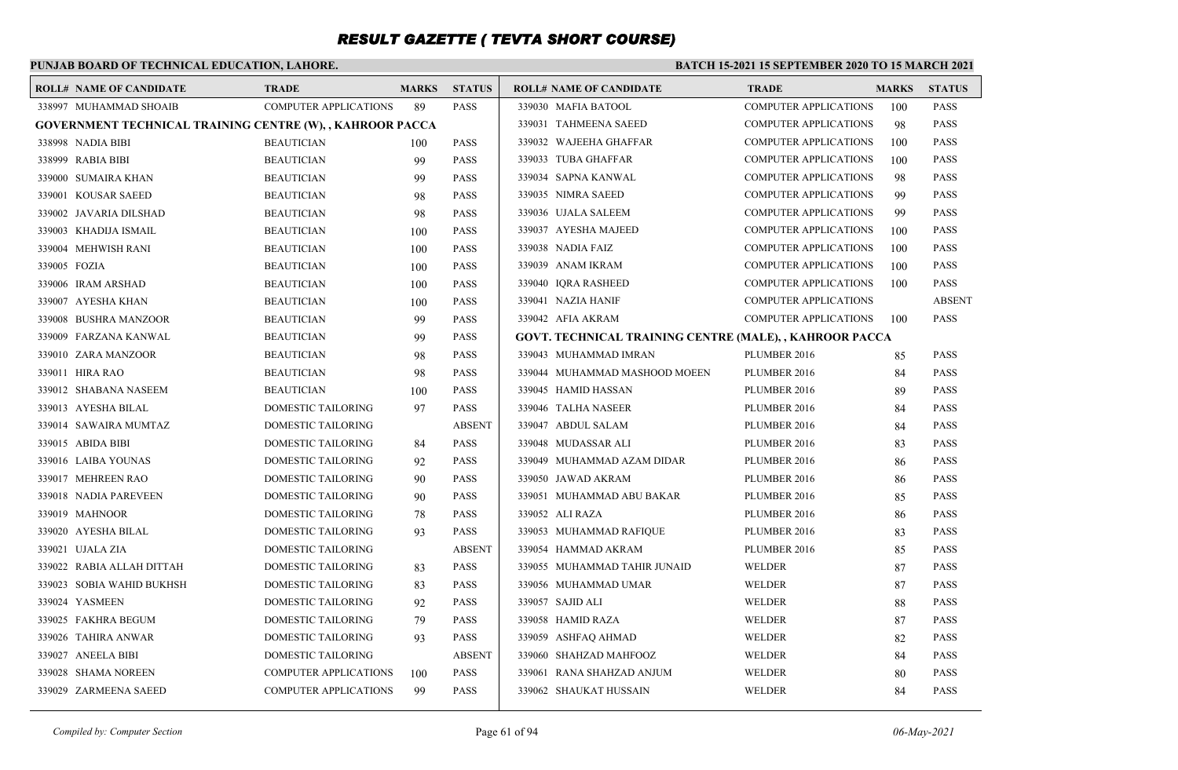# RESULT GAZETTE ( TEVTA SHORT COURSE)

**PUNJAB BOARD OF TECHNICAL EDUCATION, LAHORE.**

**BATCH 15-2021 15 SEPTEMBER 2020 TO 15 MARCH 2021**

| ROLL# | NAME OF CANDIDATE | TRADE | MARKS | STATUS |
|---|---|---|---|---|
| 338997 | MUHAMMAD SHOAIB | COMPUTER APPLICATIONS | 89 | PASS |
| **GOVERNMENT TECHNICAL TRAINING CENTRE (W), , KAHROOR PACCA** | | | | |
| 338998 | NADIA BIBI | BEAUTICIAN | 100 | PASS |
| 338999 | RABIA BIBI | BEAUTICIAN | 99 | PASS |
| 339000 | SUMAIRA KHAN | BEAUTICIAN | 99 | PASS |
| 339001 | KOUSAR SAEED | BEAUTICIAN | 98 | PASS |
| 339002 | JAVARIA DILSHAD | BEAUTICIAN | 98 | PASS |
| 339003 | KHADIJA ISMAIL | BEAUTICIAN | 100 | PASS |
| 339004 | MEHWISH RANI | BEAUTICIAN | 100 | PASS |
| 339005 | FOZIA | BEAUTICIAN | 100 | PASS |
| 339006 | IRAM ARSHAD | BEAUTICIAN | 100 | PASS |
| 339007 | AYESHA KHAN | BEAUTICIAN | 100 | PASS |
| 339008 | BUSHRA MANZOOR | BEAUTICIAN | 99 | PASS |
| 339009 | FARZANA KANWAL | BEAUTICIAN | 99 | PASS |
| 339010 | ZARA MANZOOR | BEAUTICIAN | 98 | PASS |
| 339011 | HIRA RAO | BEAUTICIAN | 98 | PASS |
| 339012 | SHABANA NASEEM | BEAUTICIAN | 100 | PASS |
| 339013 | AYESHA BILAL | DOMESTIC TAILORING | 97 | PASS |
| 339014 | SAWAIRA MUMTAZ | DOMESTIC TAILORING | | ABSENT |
| 339015 | ABIDA BIBI | DOMESTIC TAILORING | 84 | PASS |
| 339016 | LAIBA YOUNAS | DOMESTIC TAILORING | 92 | PASS |
| 339017 | MEHREEN RAO | DOMESTIC TAILORING | 90 | PASS |
| 339018 | NADIA PAREVEEN | DOMESTIC TAILORING | 90 | PASS |
| 339019 | MAHNOOR | DOMESTIC TAILORING | 78 | PASS |
| 339020 | AYESHA BILAL | DOMESTIC TAILORING | 93 | PASS |
| 339021 | UJALA ZIA | DOMESTIC TAILORING | | ABSENT |
| 339022 | RABIA ALLAH DITTAH | DOMESTIC TAILORING | 83 | PASS |
| 339023 | SOBIA WAHID BUKHSH | DOMESTIC TAILORING | 83 | PASS |
| 339024 | YASMEEN | DOMESTIC TAILORING | 92 | PASS |
| 339025 | FAKHRA BEGUM | DOMESTIC TAILORING | 79 | PASS |
| 339026 | TAHIRA ANWAR | DOMESTIC TAILORING | 93 | PASS |
| 339027 | ANEELA BIBI | DOMESTIC TAILORING | | ABSENT |
| 339028 | SHAMA NOREEN | COMPUTER APPLICATIONS | 100 | PASS |
| 339029 | ZARMEENA SAEED | COMPUTER APPLICATIONS | 99 | PASS |
| 339030 | MAFIA BATOOL | COMPUTER APPLICATIONS | 100 | PASS |
| 339031 | TAHMEENA SAEED | COMPUTER APPLICATIONS | 98 | PASS |
| 339032 | WAJEEHA GHAFFAR | COMPUTER APPLICATIONS | 100 | PASS |
| 339033 | TUBA GHAFFAR | COMPUTER APPLICATIONS | 100 | PASS |
| 339034 | SAPNA KANWAL | COMPUTER APPLICATIONS | 98 | PASS |
| 339035 | NIMRA SAEED | COMPUTER APPLICATIONS | 99 | PASS |
| 339036 | UJALA SALEEM | COMPUTER APPLICATIONS | 99 | PASS |
| 339037 | AYESHA MAJEED | COMPUTER APPLICATIONS | 100 | PASS |
| 339038 | NADIA FAIZ | COMPUTER APPLICATIONS | 100 | PASS |
| 339039 | ANAM IKRAM | COMPUTER APPLICATIONS | 100 | PASS |
| 339040 | IQRA RASHEED | COMPUTER APPLICATIONS | 100 | PASS |
| 339041 | NAZIA HANIF | COMPUTER APPLICATIONS | | ABSENT |
| 339042 | AFIA AKRAM | COMPUTER APPLICATIONS | 100 | PASS |
| **GOVT. TECHNICAL TRAINING CENTRE (MALE), , KAHROOR PACCA** | | | | |
| 339043 | MUHAMMAD IMRAN | PLUMBER 2016 | 85 | PASS |
| 339044 | MUHAMMAD MASHOOD MOEEN | PLUMBER 2016 | 84 | PASS |
| 339045 | HAMID HASSAN | PLUMBER 2016 | 89 | PASS |
| 339046 | TALHA NASEER | PLUMBER 2016 | 84 | PASS |
| 339047 | ABDUL SALAM | PLUMBER 2016 | 84 | PASS |
| 339048 | MUDASSAR ALI | PLUMBER 2016 | 83 | PASS |
| 339049 | MUHAMMAD AZAM DIDAR | PLUMBER 2016 | 86 | PASS |
| 339050 | JAWAD AKRAM | PLUMBER 2016 | 86 | PASS |
| 339051 | MUHAMMAD ABU BAKAR | PLUMBER 2016 | 85 | PASS |
| 339052 | ALI RAZA | PLUMBER 2016 | 86 | PASS |
| 339053 | MUHAMMAD RAFIQUE | PLUMBER 2016 | 83 | PASS |
| 339054 | HAMMAD AKRAM | PLUMBER 2016 | 85 | PASS |
| 339055 | MUHAMMAD TAHIR JUNAID | WELDER | 87 | PASS |
| 339056 | MUHAMMAD UMAR | WELDER | 87 | PASS |
| 339057 | SAJID ALI | WELDER | 88 | PASS |
| 339058 | HAMID RAZA | WELDER | 87 | PASS |
| 339059 | ASHFAQ AHMAD | WELDER | 82 | PASS |
| 339060 | SHAHZAD MAHFOOZ | WELDER | 84 | PASS |
| 339061 | RANA SHAHZAD ANJUM | WELDER | 80 | PASS |
| 339062 | SHAUKAT HUSSAIN | WELDER | 84 | PASS |

*Compiled by: Computer Section*

*06-May-2021*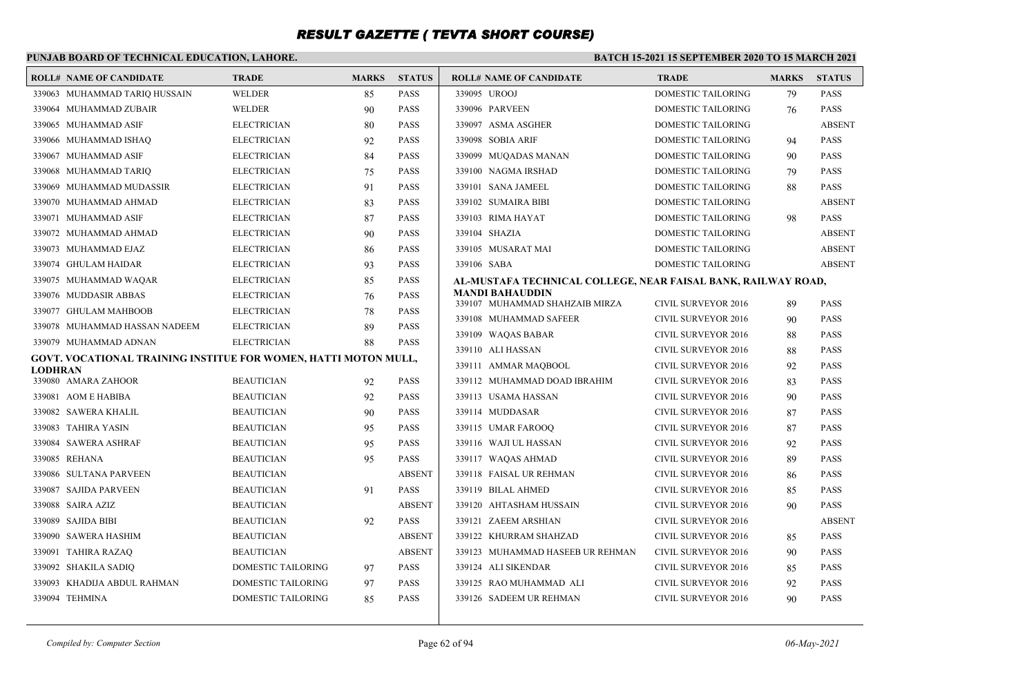# RESULT GAZETTE ( TEVTA SHORT COURSE)

**PUNJAB BOARD OF TECHNICAL EDUCATION, LAHORE.**

**BATCH 15-2021 15 SEPTEMBER 2020 TO 15 MARCH 2021**

| ROLL# | NAME OF CANDIDATE | TRADE | MARKS | STATUS |
|---|---|---|---|---|
| 339063 | MUHAMMAD TARIQ HUSSAIN | WELDER | 85 | PASS |
| 339064 | MUHAMMAD ZUBAIR | WELDER | 90 | PASS |
| 339065 | MUHAMMAD ASIF | ELECTRICIAN | 80 | PASS |
| 339066 | MUHAMMAD ISHAQ | ELECTRICIAN | 92 | PASS |
| 339067 | MUHAMMAD ASIF | ELECTRICIAN | 84 | PASS |
| 339068 | MUHAMMAD TARIQ | ELECTRICIAN | 75 | PASS |
| 339069 | MUHAMMAD MUDASSIR | ELECTRICIAN | 91 | PASS |
| 339070 | MUHAMMAD AHMAD | ELECTRICIAN | 83 | PASS |
| 339071 | MUHAMMAD ASIF | ELECTRICIAN | 87 | PASS |
| 339072 | MUHAMMAD AHMAD | ELECTRICIAN | 90 | PASS |
| 339073 | MUHAMMAD EJAZ | ELECTRICIAN | 86 | PASS |
| 339074 | GHULAM HAIDAR | ELECTRICIAN | 93 | PASS |
| 339075 | MUHAMMAD WAQAR | ELECTRICIAN | 85 | PASS |
| 339076 | MUDDASIR ABBAS | ELECTRICIAN | 76 | PASS |
| 339077 | GHULAM MAHBOOB | ELECTRICIAN | 78 | PASS |
| 339078 | MUHAMMAD HASSAN NADEEM | ELECTRICIAN | 89 | PASS |
| 339079 | MUHAMMAD ADNAN | ELECTRICIAN | 88 | PASS |

**GOVT. VOCATIONAL TRAINING INSTITUE FOR WOMEN, HATTI MOTON MULL, LODHRAN**

| ROLL# | NAME OF CANDIDATE | TRADE | MARKS | STATUS |
|---|---|---|---|---|
| 339080 | AMARA ZAHOOR | BEAUTICIAN | 92 | PASS |
| 339081 | AOM E HABIBA | BEAUTICIAN | 92 | PASS |
| 339082 | SAWERA KHALIL | BEAUTICIAN | 90 | PASS |
| 339083 | TAHIRA YASIN | BEAUTICIAN | 95 | PASS |
| 339084 | SAWERA ASHRAF | BEAUTICIAN | 95 | PASS |
| 339085 | REHANA | BEAUTICIAN | 95 | PASS |
| 339086 | SULTANA PARVEEN | BEAUTICIAN | | ABSENT |
| 339087 | SAJIDA PARVEEN | BEAUTICIAN | 91 | PASS |
| 339088 | SAIRA AZIZ | BEAUTICIAN | | ABSENT |
| 339089 | SAJIDA BIBI | BEAUTICIAN | 92 | PASS |
| 339090 | SAWERA HASHIM | BEAUTICIAN | | ABSENT |
| 339091 | TAHIRA RAZAQ | BEAUTICIAN | | ABSENT |
| 339092 | SHAKILA SADIQ | DOMESTIC TAILORING | 97 | PASS |
| 339093 | KHADIJA ABDUL RAHMAN | DOMESTIC TAILORING | 97 | PASS |
| 339094 | TEHMINA | DOMESTIC TAILORING | 85 | PASS |
| 339095 | UROOJ | DOMESTIC TAILORING | 79 | PASS |
| 339096 | PARVEEN | DOMESTIC TAILORING | 76 | PASS |
| 339097 | ASMA ASGHER | DOMESTIC TAILORING | | ABSENT |
| 339098 | SOBIA ARIF | DOMESTIC TAILORING | 94 | PASS |
| 339099 | MUQADAS MANAN | DOMESTIC TAILORING | 90 | PASS |
| 339100 | NAGMA IRSHAD | DOMESTIC TAILORING | 79 | PASS |
| 339101 | SANA JAMEEL | DOMESTIC TAILORING | 88 | PASS |
| 339102 | SUMAIRA BIBI | DOMESTIC TAILORING | | ABSENT |
| 339103 | RIMA HAYAT | DOMESTIC TAILORING | 98 | PASS |
| 339104 | SHAZIA | DOMESTIC TAILORING | | ABSENT |
| 339105 | MUSARAT MAI | DOMESTIC TAILORING | | ABSENT |
| 339106 | SABA | DOMESTIC TAILORING | | ABSENT |

**AL-MUSTAFA TECHNICAL COLLEGE, NEAR FAISAL BANK, RAILWAY ROAD, MANDI BAHAUDDIN**

| ROLL# | NAME OF CANDIDATE | TRADE | MARKS | STATUS |
|---|---|---|---|---|
| 339107 | MUHAMMAD SHAHZAIB MIRZA | CIVIL SURVEYOR 2016 | 89 | PASS |
| 339108 | MUHAMMAD SAFEER | CIVIL SURVEYOR 2016 | 90 | PASS |
| 339109 | WAQAS BABAR | CIVIL SURVEYOR 2016 | 88 | PASS |
| 339110 | ALI HASSAN | CIVIL SURVEYOR 2016 | 88 | PASS |
| 339111 | AMMAR MAQBOOL | CIVIL SURVEYOR 2016 | 92 | PASS |
| 339112 | MUHAMMAD DOAD IBRAHIM | CIVIL SURVEYOR 2016 | 83 | PASS |
| 339113 | USAMA HASSAN | CIVIL SURVEYOR 2016 | 90 | PASS |
| 339114 | MUDDASAR | CIVIL SURVEYOR 2016 | 87 | PASS |
| 339115 | UMAR FAROOQ | CIVIL SURVEYOR 2016 | 87 | PASS |
| 339116 | WAJI UL HASSAN | CIVIL SURVEYOR 2016 | 92 | PASS |
| 339117 | WAQAS AHMAD | CIVIL SURVEYOR 2016 | 89 | PASS |
| 339118 | FAISAL UR REHMAN | CIVIL SURVEYOR 2016 | 86 | PASS |
| 339119 | BILAL AHMED | CIVIL SURVEYOR 2016 | 85 | PASS |
| 339120 | AHTASHAM HUSSAIN | CIVIL SURVEYOR 2016 | 90 | PASS |
| 339121 | ZAEEM ARSHIAN | CIVIL SURVEYOR 2016 | | ABSENT |
| 339122 | KHURRAM SHAHZAD | CIVIL SURVEYOR 2016 | 85 | PASS |
| 339123 | MUHAMMAD HASEEB UR REHMAN | CIVIL SURVEYOR 2016 | 90 | PASS |
| 339124 | ALI SIKENDAR | CIVIL SURVEYOR 2016 | 85 | PASS |
| 339125 | RAO MUHAMMAD ALI | CIVIL SURVEYOR 2016 | 92 | PASS |
| 339126 | SADEEM UR REHMAN | CIVIL SURVEYOR 2016 | 90 | PASS |

*Compiled by: Computer Section* *06-May-2021*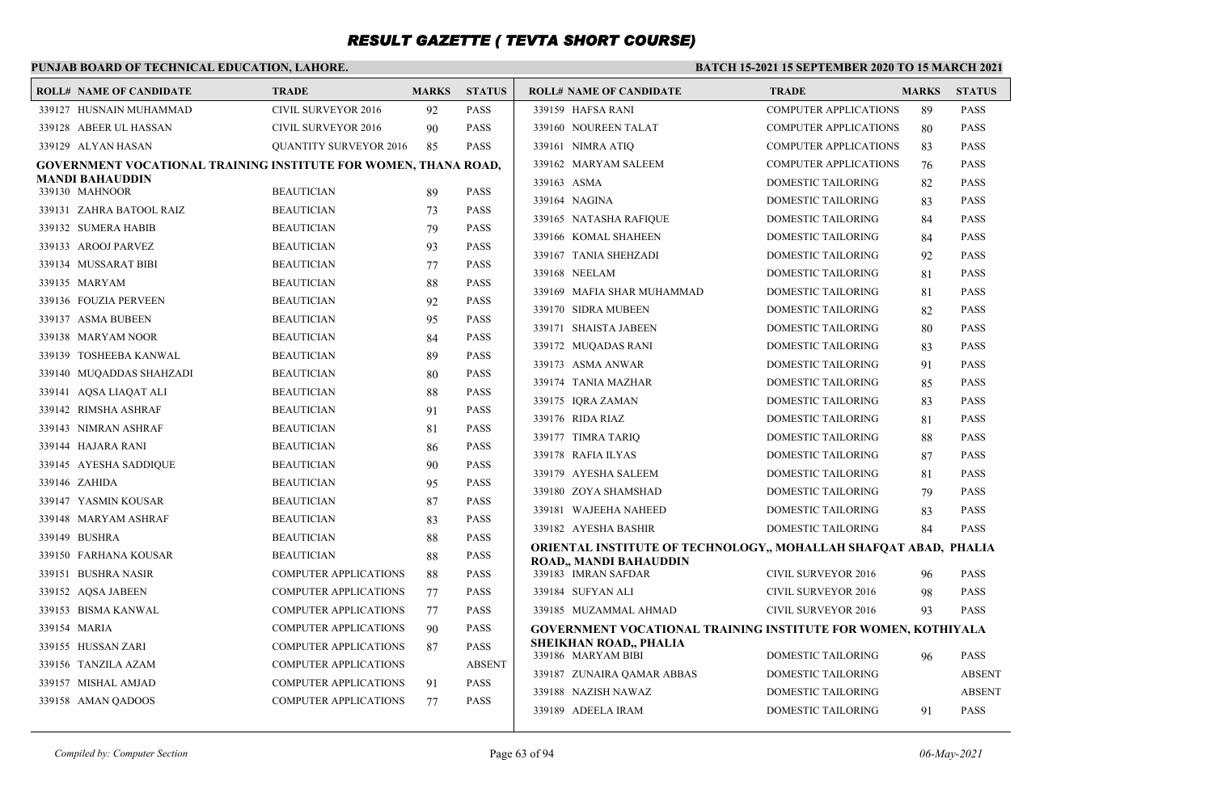# RESULT GAZETTE ( TEVTA SHORT COURSE)

**PUNJAB BOARD OF TECHNICAL EDUCATION, LAHORE.**

**BATCH 15-2021 15 SEPTEMBER 2020 TO 15 MARCH 2021**

| ROLL# | NAME OF CANDIDATE | TRADE | MARKS | STATUS |
|---|---|---|---|---|
| 339127 | HUSNAIN MUHAMMAD | CIVIL SURVEYOR 2016 | 92 | PASS |
| 339128 | ABEER UL HASSAN | CIVIL SURVEYOR 2016 | 90 | PASS |
| 339129 | ALYAN HASAN | QUANTITY SURVEYOR 2016 | 85 | PASS |

**GOVERNMENT VOCATIONAL TRAINING INSTITUTE FOR WOMEN, THANA ROAD, MANDI BAHAUDDIN**

| ROLL# | NAME OF CANDIDATE | TRADE | MARKS | STATUS |
|---|---|---|---|---|
| 339130 | MAHNOOR | BEAUTICIAN | 89 | PASS |
| 339131 | ZAHRA BATOOL RAIZ | BEAUTICIAN | 73 | PASS |
| 339132 | SUMERA HABIB | BEAUTICIAN | 79 | PASS |
| 339133 | AROOJ PARVEZ | BEAUTICIAN | 93 | PASS |
| 339134 | MUSSARAT BIBI | BEAUTICIAN | 77 | PASS |
| 339135 | MARYAM | BEAUTICIAN | 88 | PASS |
| 339136 | FOUZIA PERVEEN | BEAUTICIAN | 92 | PASS |
| 339137 | ASMA BUBEEN | BEAUTICIAN | 95 | PASS |
| 339138 | MARYAM NOOR | BEAUTICIAN | 84 | PASS |
| 339139 | TOSHEEBA KANWAL | BEAUTICIAN | 89 | PASS |
| 339140 | MUQADDAS SHAHZADI | BEAUTICIAN | 80 | PASS |
| 339141 | AQSA LIAQAT ALI | BEAUTICIAN | 88 | PASS |
| 339142 | RIMSHA ASHRAF | BEAUTICIAN | 91 | PASS |
| 339143 | NIMRAN ASHRAF | BEAUTICIAN | 81 | PASS |
| 339144 | HAJARA RANI | BEAUTICIAN | 86 | PASS |
| 339145 | AYESHA SADDIQUE | BEAUTICIAN | 90 | PASS |
| 339146 | ZAHIDA | BEAUTICIAN | 95 | PASS |
| 339147 | YASMIN KOUSAR | BEAUTICIAN | 87 | PASS |
| 339148 | MARYAM ASHRAF | BEAUTICIAN | 83 | PASS |
| 339149 | BUSHRA | BEAUTICIAN | 88 | PASS |
| 339150 | FARHANA KOUSAR | BEAUTICIAN | 88 | PASS |
| 339151 | BUSHRA NASIR | COMPUTER APPLICATIONS | 88 | PASS |
| 339152 | AQSA JABEEN | COMPUTER APPLICATIONS | 77 | PASS |
| 339153 | BISMA KANWAL | COMPUTER APPLICATIONS | 77 | PASS |
| 339154 | MARIA | COMPUTER APPLICATIONS | 90 | PASS |
| 339155 | HUSSAN ZARI | COMPUTER APPLICATIONS | 87 | PASS |
| 339156 | TANZILA AZAM | COMPUTER APPLICATIONS | | ABSENT |
| 339157 | MISHAL AMJAD | COMPUTER APPLICATIONS | 91 | PASS |
| 339158 | AMAN QADOOS | COMPUTER APPLICATIONS | 77 | PASS |
| 339159 | HAFSA RANI | COMPUTER APPLICATIONS | 89 | PASS |
| 339160 | NOUREEN TALAT | COMPUTER APPLICATIONS | 80 | PASS |
| 339161 | NIMRA ATIQ | COMPUTER APPLICATIONS | 83 | PASS |
| 339162 | MARYAM SALEEM | COMPUTER APPLICATIONS | 76 | PASS |
| 339163 | ASMA | DOMESTIC TAILORING | 82 | PASS |
| 339164 | NAGINA | DOMESTIC TAILORING | 83 | PASS |
| 339165 | NATASHA RAFIQUE | DOMESTIC TAILORING | 84 | PASS |
| 339166 | KOMAL SHAHEEN | DOMESTIC TAILORING | 84 | PASS |
| 339167 | TANIA SHEHZADI | DOMESTIC TAILORING | 92 | PASS |
| 339168 | NEELAM | DOMESTIC TAILORING | 81 | PASS |
| 339169 | MAFIA SHAR MUHAMMAD | DOMESTIC TAILORING | 81 | PASS |
| 339170 | SIDRA MUBEEN | DOMESTIC TAILORING | 82 | PASS |
| 339171 | SHAISTA JABEEN | DOMESTIC TAILORING | 80 | PASS |
| 339172 | MUQADAS RANI | DOMESTIC TAILORING | 83 | PASS |
| 339173 | ASMA ANWAR | DOMESTIC TAILORING | 91 | PASS |
| 339174 | TANIA MAZHAR | DOMESTIC TAILORING | 85 | PASS |
| 339175 | IQRA ZAMAN | DOMESTIC TAILORING | 83 | PASS |
| 339176 | RIDA RIAZ | DOMESTIC TAILORING | 81 | PASS |
| 339177 | TIMRA TARIQ | DOMESTIC TAILORING | 88 | PASS |
| 339178 | RAFIA ILYAS | DOMESTIC TAILORING | 87 | PASS |
| 339179 | AYESHA SALEEM | DOMESTIC TAILORING | 81 | PASS |
| 339180 | ZOYA SHAMSHAD | DOMESTIC TAILORING | 79 | PASS |
| 339181 | WAJEEHA NAHEED | DOMESTIC TAILORING | 83 | PASS |
| 339182 | AYESHA BASHIR | DOMESTIC TAILORING | 84 | PASS |

**ORIENTAL INSTITUTE OF TECHNOLOGY,, MOHALLAH SHAFQAT ABAD, PHALIA ROAD,, MANDI BAHAUDDIN**

| ROLL# | NAME OF CANDIDATE | TRADE | MARKS | STATUS |
|---|---|---|---|---|
| 339183 | IMRAN SAFDAR | CIVIL SURVEYOR 2016 | 96 | PASS |
| 339184 | SUFYAN ALI | CIVIL SURVEYOR 2016 | 98 | PASS |
| 339185 | MUZAMMAL AHMAD | CIVIL SURVEYOR 2016 | 93 | PASS |

**GOVERNMENT VOCATIONAL TRAINING INSTITUTE FOR WOMEN, KOTHIYALA SHEIKHAN ROAD,, PHALIA**

| ROLL# | NAME OF CANDIDATE | TRADE | MARKS | STATUS |
|---|---|---|---|---|
| 339186 | MARYAM BIBI | DOMESTIC TAILORING | 96 | PASS |
| 339187 | ZUNAIRA QAMAR ABBAS | DOMESTIC TAILORING | | ABSENT |
| 339188 | NAZISH NAWAZ | DOMESTIC TAILORING | | ABSENT |
| 339189 | ADEELA IRAM | DOMESTIC TAILORING | 91 | PASS |

*Compiled by: Computer Section* *06-May-2021*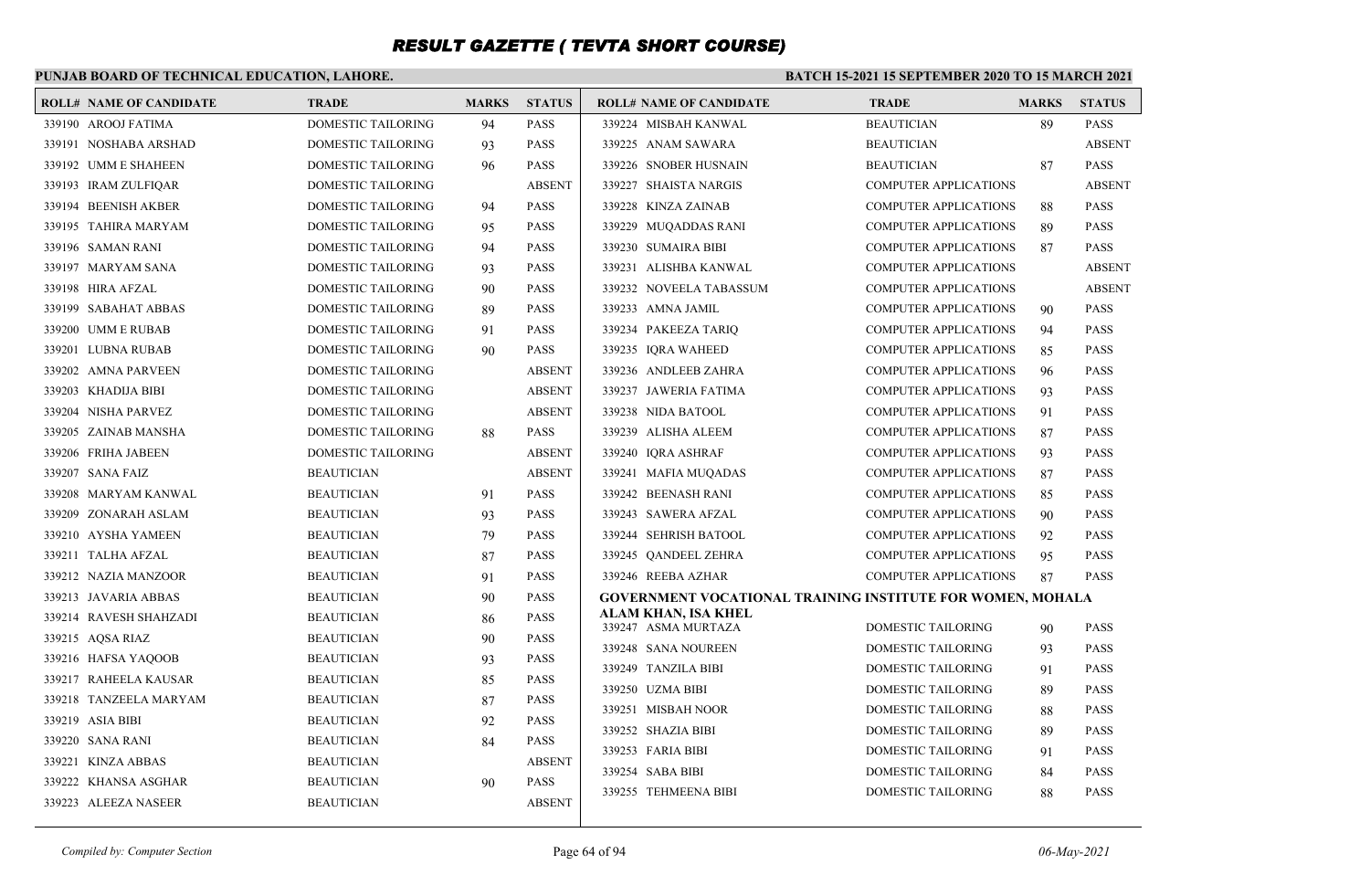# RESULT GAZETTE ( TEVTA SHORT COURSE)

**PUNJAB BOARD OF TECHNICAL EDUCATION, LAHORE.**

**BATCH 15-2021 15 SEPTEMBER 2020 TO 15 MARCH 2021**

| ROLL# | NAME OF CANDIDATE | TRADE | MARKS | STATUS |
|---|---|---|---|---|
| 339190 | AROOJ FATIMA | DOMESTIC TAILORING | 94 | PASS |
| 339191 | NOSHABA ARSHAD | DOMESTIC TAILORING | 93 | PASS |
| 339192 | UMM E SHAHEEN | DOMESTIC TAILORING | 96 | PASS |
| 339193 | IRAM ZULFIQAR | DOMESTIC TAILORING | | ABSENT |
| 339194 | BEENISH AKBER | DOMESTIC TAILORING | 94 | PASS |
| 339195 | TAHIRA MARYAM | DOMESTIC TAILORING | 95 | PASS |
| 339196 | SAMAN RANI | DOMESTIC TAILORING | 94 | PASS |
| 339197 | MARYAM SANA | DOMESTIC TAILORING | 93 | PASS |
| 339198 | HIRA AFZAL | DOMESTIC TAILORING | 90 | PASS |
| 339199 | SABAHAT ABBAS | DOMESTIC TAILORING | 89 | PASS |
| 339200 | UMM E RUBAB | DOMESTIC TAILORING | 91 | PASS |
| 339201 | LUBNA RUBAB | DOMESTIC TAILORING | 90 | PASS |
| 339202 | AMNA PARVEEN | DOMESTIC TAILORING | | ABSENT |
| 339203 | KHADIJA BIBI | DOMESTIC TAILORING | | ABSENT |
| 339204 | NISHA PARVEZ | DOMESTIC TAILORING | | ABSENT |
| 339205 | ZAINAB MANSHA | DOMESTIC TAILORING | 88 | PASS |
| 339206 | FRIHA JABEEN | DOMESTIC TAILORING | | ABSENT |
| 339207 | SANA FAIZ | BEAUTICIAN | | ABSENT |
| 339208 | MARYAM KANWAL | BEAUTICIAN | 91 | PASS |
| 339209 | ZONARAH ASLAM | BEAUTICIAN | 93 | PASS |
| 339210 | AYSHA YAMEEN | BEAUTICIAN | 79 | PASS |
| 339211 | TALHA AFZAL | BEAUTICIAN | 87 | PASS |
| 339212 | NAZIA MANZOOR | BEAUTICIAN | 91 | PASS |
| 339213 | JAVARIA ABBAS | BEAUTICIAN | 90 | PASS |
| 339214 | RAVESH SHAHZADI | BEAUTICIAN | 86 | PASS |
| 339215 | AQSA RIAZ | BEAUTICIAN | 90 | PASS |
| 339216 | HAFSA YAQOOB | BEAUTICIAN | 93 | PASS |
| 339217 | RAHEELA KAUSAR | BEAUTICIAN | 85 | PASS |
| 339218 | TANZEELA MARYAM | BEAUTICIAN | 87 | PASS |
| 339219 | ASIA BIBI | BEAUTICIAN | 92 | PASS |
| 339220 | SANA RANI | BEAUTICIAN | 84 | PASS |
| 339221 | KINZA ABBAS | BEAUTICIAN | | ABSENT |
| 339222 | KHANSA ASGHAR | BEAUTICIAN | 90 | PASS |
| 339223 | ALEEZA NASEER | BEAUTICIAN | | ABSENT |
| 339224 | MISBAH KANWAL | BEAUTICIAN | 89 | PASS |
| 339225 | ANAM SAWARA | BEAUTICIAN | | ABSENT |
| 339226 | SNOBER HUSNAIN | BEAUTICIAN | 87 | PASS |
| 339227 | SHAISTA NARGIS | COMPUTER APPLICATIONS | | ABSENT |
| 339228 | KINZA ZAINAB | COMPUTER APPLICATIONS | 88 | PASS |
| 339229 | MUQADDAS RANI | COMPUTER APPLICATIONS | 89 | PASS |
| 339230 | SUMAIRA BIBI | COMPUTER APPLICATIONS | 87 | PASS |
| 339231 | ALISHBA KANWAL | COMPUTER APPLICATIONS | | ABSENT |
| 339232 | NOVEELA TABASSUM | COMPUTER APPLICATIONS | | ABSENT |
| 339233 | AMNA JAMIL | COMPUTER APPLICATIONS | 90 | PASS |
| 339234 | PAKEEZA TARIQ | COMPUTER APPLICATIONS | 94 | PASS |
| 339235 | IQRA WAHEED | COMPUTER APPLICATIONS | 85 | PASS |
| 339236 | ANDLEEB ZAHRA | COMPUTER APPLICATIONS | 96 | PASS |
| 339237 | JAWERIA FATIMA | COMPUTER APPLICATIONS | 93 | PASS |
| 339238 | NIDA BATOOL | COMPUTER APPLICATIONS | 91 | PASS |
| 339239 | ALISHA ALEEM | COMPUTER APPLICATIONS | 87 | PASS |
| 339240 | IQRA ASHRAF | COMPUTER APPLICATIONS | 93 | PASS |
| 339241 | MAFIA MUQADAS | COMPUTER APPLICATIONS | 87 | PASS |
| 339242 | BEENASH RANI | COMPUTER APPLICATIONS | 85 | PASS |
| 339243 | SAWERA AFZAL | COMPUTER APPLICATIONS | 90 | PASS |
| 339244 | SEHRISH BATOOL | COMPUTER APPLICATIONS | 92 | PASS |
| 339245 | QANDEEL ZEHRA | COMPUTER APPLICATIONS | 95 | PASS |
| 339246 | REEBA AZHAR | COMPUTER APPLICATIONS | 87 | PASS |

**GOVERNMENT VOCATIONAL TRAINING INSTITUTE FOR WOMEN, MOHALA ALAM KHAN, ISA KHEL**

| ROLL# | NAME OF CANDIDATE | TRADE | MARKS | STATUS |
|---|---|---|---|---|
| 339247 | ASMA MURTAZA | DOMESTIC TAILORING | 90 | PASS |
| 339248 | SANA NOUREEN | DOMESTIC TAILORING | 93 | PASS |
| 339249 | TANZILA BIBI | DOMESTIC TAILORING | 91 | PASS |
| 339250 | UZMA BIBI | DOMESTIC TAILORING | 89 | PASS |
| 339251 | MISBAH NOOR | DOMESTIC TAILORING | 88 | PASS |
| 339252 | SHAZIA BIBI | DOMESTIC TAILORING | 89 | PASS |
| 339253 | FARIA BIBI | DOMESTIC TAILORING | 91 | PASS |
| 339254 | SABA BIBI | DOMESTIC TAILORING | 84 | PASS |
| 339255 | TEHMEENA BIBI | DOMESTIC TAILORING | 88 | PASS |

*Compiled by: Computer Section* *06-May-2021*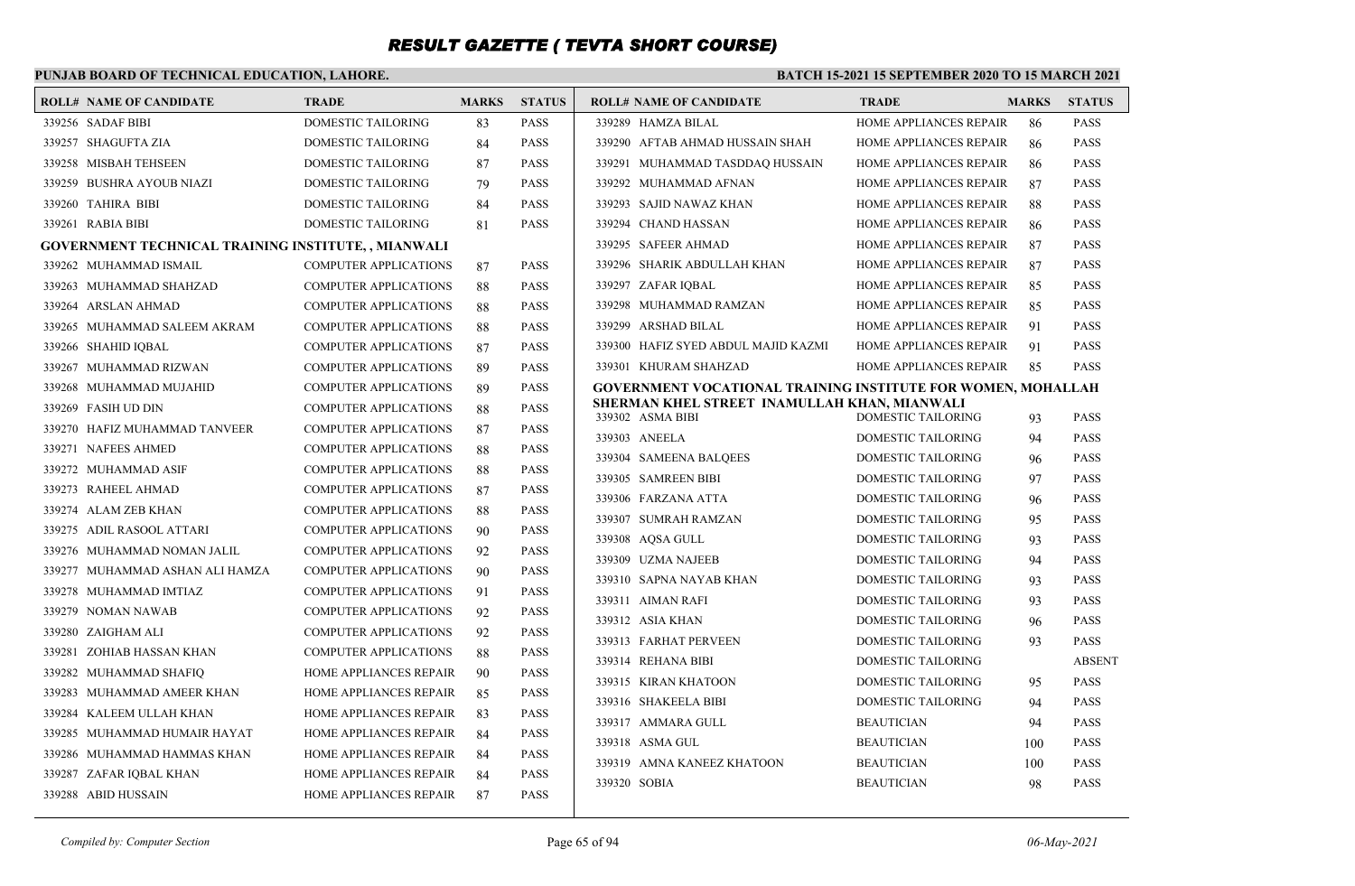# RESULT GAZETTE ( TEVTA SHORT COURSE)

**PUNJAB BOARD OF TECHNICAL EDUCATION, LAHORE.**

**BATCH 15-2021 15 SEPTEMBER 2020 TO 15 MARCH 2021**

| ROLL# | NAME OF CANDIDATE | TRADE | MARKS | STATUS |
|---|---|---|---|---|
| 339256 | SADAF BIBI | DOMESTIC TAILORING | 83 | PASS |
| 339257 | SHAGUFTA ZIA | DOMESTIC TAILORING | 84 | PASS |
| 339258 | MISBAH TEHSEEN | DOMESTIC TAILORING | 87 | PASS |
| 339259 | BUSHRA AYOUB NIAZI | DOMESTIC TAILORING | 79 | PASS |
| 339260 | TAHIRA BIBI | DOMESTIC TAILORING | 84 | PASS |
| 339261 | RABIA BIBI | DOMESTIC TAILORING | 81 | PASS |
| **GOVERNMENT TECHNICAL TRAINING INSTITUTE, , MIANWALI** | | | | |
| 339262 | MUHAMMAD ISMAIL | COMPUTER APPLICATIONS | 87 | PASS |
| 339263 | MUHAMMAD SHAHZAD | COMPUTER APPLICATIONS | 88 | PASS |
| 339264 | ARSLAN AHMAD | COMPUTER APPLICATIONS | 88 | PASS |
| 339265 | MUHAMMAD SALEEM AKRAM | COMPUTER APPLICATIONS | 88 | PASS |
| 339266 | SHAHID IQBAL | COMPUTER APPLICATIONS | 87 | PASS |
| 339267 | MUHAMMAD RIZWAN | COMPUTER APPLICATIONS | 89 | PASS |
| 339268 | MUHAMMAD MUJAHID | COMPUTER APPLICATIONS | 89 | PASS |
| 339269 | FASIH UD DIN | COMPUTER APPLICATIONS | 88 | PASS |
| 339270 | HAFIZ MUHAMMAD TANVEER | COMPUTER APPLICATIONS | 87 | PASS |
| 339271 | NAFEES AHMED | COMPUTER APPLICATIONS | 88 | PASS |
| 339272 | MUHAMMAD ASIF | COMPUTER APPLICATIONS | 88 | PASS |
| 339273 | RAHEEL AHMAD | COMPUTER APPLICATIONS | 87 | PASS |
| 339274 | ALAM ZEB KHAN | COMPUTER APPLICATIONS | 88 | PASS |
| 339275 | ADIL RASOOL ATTARI | COMPUTER APPLICATIONS | 90 | PASS |
| 339276 | MUHAMMAD NOMAN JALIL | COMPUTER APPLICATIONS | 92 | PASS |
| 339277 | MUHAMMAD ASHAN ALI HAMZA | COMPUTER APPLICATIONS | 90 | PASS |
| 339278 | MUHAMMAD IMTIAZ | COMPUTER APPLICATIONS | 91 | PASS |
| 339279 | NOMAN NAWAB | COMPUTER APPLICATIONS | 92 | PASS |
| 339280 | ZAIGHAM ALI | COMPUTER APPLICATIONS | 92 | PASS |
| 339281 | ZOHIAB HASSAN KHAN | COMPUTER APPLICATIONS | 88 | PASS |
| 339282 | MUHAMMAD SHAFIQ | HOME APPLIANCES REPAIR | 90 | PASS |
| 339283 | MUHAMMAD AMEER KHAN | HOME APPLIANCES REPAIR | 85 | PASS |
| 339284 | KALEEM ULLAH KHAN | HOME APPLIANCES REPAIR | 83 | PASS |
| 339285 | MUHAMMAD HUMAIR HAYAT | HOME APPLIANCES REPAIR | 84 | PASS |
| 339286 | MUHAMMAD HAMMAS KHAN | HOME APPLIANCES REPAIR | 84 | PASS |
| 339287 | ZAFAR IQBAL KHAN | HOME APPLIANCES REPAIR | 84 | PASS |
| 339288 | ABID HUSSAIN | HOME APPLIANCES REPAIR | 87 | PASS |
| 339289 | HAMZA BILAL | HOME APPLIANCES REPAIR | 86 | PASS |
| 339290 | AFTAB AHMAD HUSSAIN SHAH | HOME APPLIANCES REPAIR | 86 | PASS |
| 339291 | MUHAMMAD TASDDAQ HUSSAIN | HOME APPLIANCES REPAIR | 86 | PASS |
| 339292 | MUHAMMAD AFNAN | HOME APPLIANCES REPAIR | 87 | PASS |
| 339293 | SAJID NAWAZ KHAN | HOME APPLIANCES REPAIR | 88 | PASS |
| 339294 | CHAND HASSAN | HOME APPLIANCES REPAIR | 86 | PASS |
| 339295 | SAFEER AHMAD | HOME APPLIANCES REPAIR | 87 | PASS |
| 339296 | SHARIK ABDULLAH KHAN | HOME APPLIANCES REPAIR | 87 | PASS |
| 339297 | ZAFAR IQBAL | HOME APPLIANCES REPAIR | 85 | PASS |
| 339298 | MUHAMMAD RAMZAN | HOME APPLIANCES REPAIR | 85 | PASS |
| 339299 | ARSHAD BILAL | HOME APPLIANCES REPAIR | 91 | PASS |
| 339300 | HAFIZ SYED ABDUL MAJID KAZMI | HOME APPLIANCES REPAIR | 91 | PASS |
| 339301 | KHURAM SHAHZAD | HOME APPLIANCES REPAIR | 85 | PASS |
| **GOVERNMENT VOCATIONAL TRAINING INSTITUTE FOR WOMEN, MOHALLAH SHERMAN KHEL STREET INAMULLAH KHAN, MIANWALI** | | | | |
| 339302 | ASMA BIBI | DOMESTIC TAILORING | 93 | PASS |
| 339303 | ANEELA | DOMESTIC TAILORING | 94 | PASS |
| 339304 | SAMEENA BALQEES | DOMESTIC TAILORING | 96 | PASS |
| 339305 | SAMREEN BIBI | DOMESTIC TAILORING | 97 | PASS |
| 339306 | FARZANA ATTA | DOMESTIC TAILORING | 96 | PASS |
| 339307 | SUMRAH RAMZAN | DOMESTIC TAILORING | 95 | PASS |
| 339308 | AQSA GULL | DOMESTIC TAILORING | 93 | PASS |
| 339309 | UZMA NAJEEB | DOMESTIC TAILORING | 94 | PASS |
| 339310 | SAPNA NAYAB KHAN | DOMESTIC TAILORING | 93 | PASS |
| 339311 | AIMAN RAFI | DOMESTIC TAILORING | 93 | PASS |
| 339312 | ASIA KHAN | DOMESTIC TAILORING | 96 | PASS |
| 339313 | FARHAT PERVEEN | DOMESTIC TAILORING | 93 | PASS |
| 339314 | REHANA BIBI | DOMESTIC TAILORING | | ABSENT |
| 339315 | KIRAN KHATOON | DOMESTIC TAILORING | 95 | PASS |
| 339316 | SHAKEELA BIBI | DOMESTIC TAILORING | 94 | PASS |
| 339317 | AMMARA GULL | BEAUTICIAN | 94 | PASS |
| 339318 | ASMA GUL | BEAUTICIAN | 100 | PASS |
| 339319 | AMNA KANEEZ KHATOON | BEAUTICIAN | 100 | PASS |
| 339320 | SOBIA | BEAUTICIAN | 98 | PASS |

*Compiled by: Computer Section*

*06-May-2021*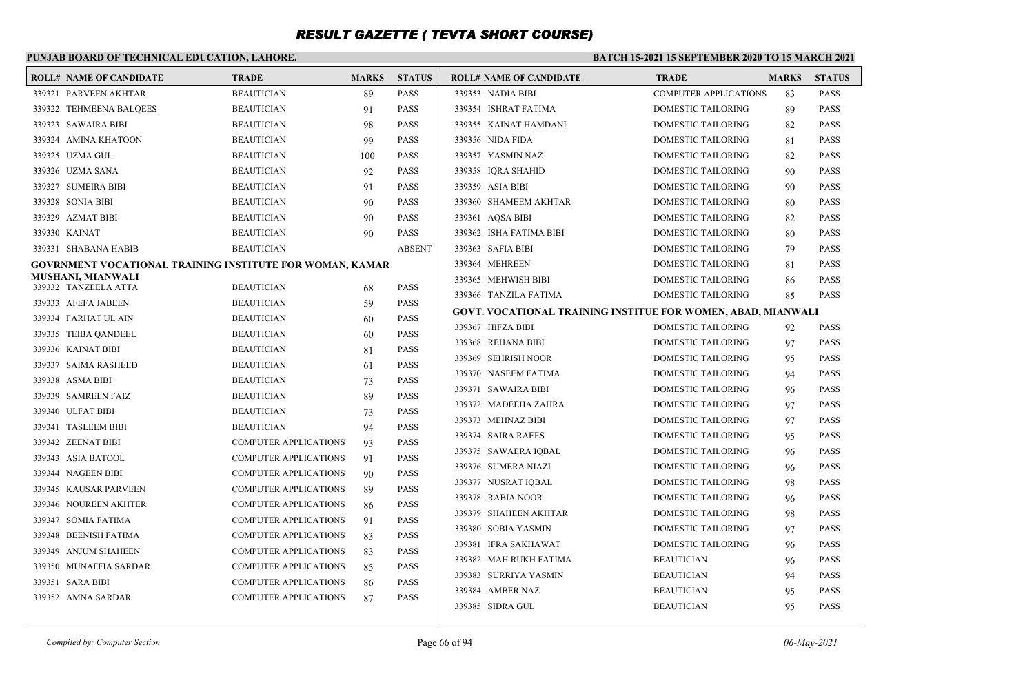# RESULT GAZETTE ( TEVTA SHORT COURSE)

**PUNJAB BOARD OF TECHNICAL EDUCATION, LAHORE.**

**BATCH 15-2021 15 SEPTEMBER 2020 TO 15 MARCH 2021**

| ROLL# | NAME OF CANDIDATE | TRADE | MARKS | STATUS |
|---|---|---|---|---|
| 339321 | PARVEEN AKHTAR | BEAUTICIAN | 89 | PASS |
| 339322 | TEHMEENA BALQEES | BEAUTICIAN | 91 | PASS |
| 339323 | SAWAIRA BIBI | BEAUTICIAN | 98 | PASS |
| 339324 | AMINA KHATOON | BEAUTICIAN | 99 | PASS |
| 339325 | UZMA GUL | BEAUTICIAN | 100 | PASS |
| 339326 | UZMA SANA | BEAUTICIAN | 92 | PASS |
| 339327 | SUMEIRA BIBI | BEAUTICIAN | 91 | PASS |
| 339328 | SONIA BIBI | BEAUTICIAN | 90 | PASS |
| 339329 | AZMAT BIBI | BEAUTICIAN | 90 | PASS |
| 339330 | KAINAT | BEAUTICIAN | 90 | PASS |
| 339331 | SHABANA HABIB | BEAUTICIAN | | ABSENT |

**GOVRNMENT VOCATIONAL TRAINING INSTITUTE FOR WOMAN, KAMAR MUSHANI, MIANWALI**

| ROLL# | NAME OF CANDIDATE | TRADE | MARKS | STATUS |
|---|---|---|---|---|
| 339332 | TANZEELA ATTA | BEAUTICIAN | 68 | PASS |
| 339333 | AFEFA JABEEN | BEAUTICIAN | 59 | PASS |
| 339334 | FARHAT UL AIN | BEAUTICIAN | 60 | PASS |
| 339335 | TEIBA QANDEEL | BEAUTICIAN | 60 | PASS |
| 339336 | KAINAT BIBI | BEAUTICIAN | 81 | PASS |
| 339337 | SAIMA RASHEED | BEAUTICIAN | 61 | PASS |
| 339338 | ASMA BIBI | BEAUTICIAN | 73 | PASS |
| 339339 | SAMREEN FAIZ | BEAUTICIAN | 89 | PASS |
| 339340 | ULFAT BIBI | BEAUTICIAN | 73 | PASS |
| 339341 | TASLEEM BIBI | BEAUTICIAN | 94 | PASS |
| 339342 | ZEENAT BIBI | COMPUTER APPLICATIONS | 93 | PASS |
| 339343 | ASIA BATOOL | COMPUTER APPLICATIONS | 91 | PASS |
| 339344 | NAGEEN BIBI | COMPUTER APPLICATIONS | 90 | PASS |
| 339345 | KAUSAR PARVEEN | COMPUTER APPLICATIONS | 89 | PASS |
| 339346 | NOUREEN AKHTER | COMPUTER APPLICATIONS | 86 | PASS |
| 339347 | SOMIA FATIMA | COMPUTER APPLICATIONS | 91 | PASS |
| 339348 | BEENISH FATIMA | COMPUTER APPLICATIONS | 83 | PASS |
| 339349 | ANJUM SHAHEEN | COMPUTER APPLICATIONS | 83 | PASS |
| 339350 | MUNAFFIA SARDAR | COMPUTER APPLICATIONS | 85 | PASS |
| 339351 | SARA BIBI | COMPUTER APPLICATIONS | 86 | PASS |
| 339352 | AMNA SARDAR | COMPUTER APPLICATIONS | 87 | PASS |
| 339353 | NADIA BIBI | COMPUTER APPLICATIONS | 83 | PASS |
| 339354 | ISHRAT FATIMA | DOMESTIC TAILORING | 89 | PASS |
| 339355 | KAINAT HAMDANI | DOMESTIC TAILORING | 82 | PASS |
| 339356 | NIDA FIDA | DOMESTIC TAILORING | 81 | PASS |
| 339357 | YASMIN NAZ | DOMESTIC TAILORING | 82 | PASS |
| 339358 | IQRA SHAHID | DOMESTIC TAILORING | 90 | PASS |
| 339359 | ASIA BIBI | DOMESTIC TAILORING | 90 | PASS |
| 339360 | SHAMEEM AKHTAR | DOMESTIC TAILORING | 80 | PASS |
| 339361 | AQSA BIBI | DOMESTIC TAILORING | 82 | PASS |
| 339362 | ISHA FATIMA BIBI | DOMESTIC TAILORING | 80 | PASS |
| 339363 | SAFIA BIBI | DOMESTIC TAILORING | 79 | PASS |
| 339364 | MEHREEN | DOMESTIC TAILORING | 81 | PASS |
| 339365 | MEHWISH BIBI | DOMESTIC TAILORING | 86 | PASS |
| 339366 | TANZILA FATIMA | DOMESTIC TAILORING | 85 | PASS |

**GOVT. VOCATIONAL TRAINING INSTITUE FOR WOMEN, ABAD, MIANWALI**

| ROLL# | NAME OF CANDIDATE | TRADE | MARKS | STATUS |
|---|---|---|---|---|
| 339367 | HIFZA BIBI | DOMESTIC TAILORING | 92 | PASS |
| 339368 | REHANA BIBI | DOMESTIC TAILORING | 97 | PASS |
| 339369 | SEHRISH NOOR | DOMESTIC TAILORING | 95 | PASS |
| 339370 | NASEEM FATIMA | DOMESTIC TAILORING | 94 | PASS |
| 339371 | SAWAIRA BIBI | DOMESTIC TAILORING | 96 | PASS |
| 339372 | MADEEHA ZAHRA | DOMESTIC TAILORING | 97 | PASS |
| 339373 | MEHNAZ BIBI | DOMESTIC TAILORING | 97 | PASS |
| 339374 | SAIRA RAEES | DOMESTIC TAILORING | 95 | PASS |
| 339375 | SAWAERA IQBAL | DOMESTIC TAILORING | 96 | PASS |
| 339376 | SUMERA NIAZI | DOMESTIC TAILORING | 96 | PASS |
| 339377 | NUSRAT IQBAL | DOMESTIC TAILORING | 98 | PASS |
| 339378 | RABIA NOOR | DOMESTIC TAILORING | 96 | PASS |
| 339379 | SHAHEEN AKHTAR | DOMESTIC TAILORING | 98 | PASS |
| 339380 | SOBIA YASMIN | DOMESTIC TAILORING | 97 | PASS |
| 339381 | IFRA SAKHAWAT | DOMESTIC TAILORING | 96 | PASS |
| 339382 | MAH RUKH FATIMA | BEAUTICIAN | 96 | PASS |
| 339383 | SURRIYA YASMIN | BEAUTICIAN | 94 | PASS |
| 339384 | AMBER NAZ | BEAUTICIAN | 95 | PASS |
| 339385 | SIDRA GUL | BEAUTICIAN | 95 | PASS |

*Compiled by: Computer Section*

*06-May-2021*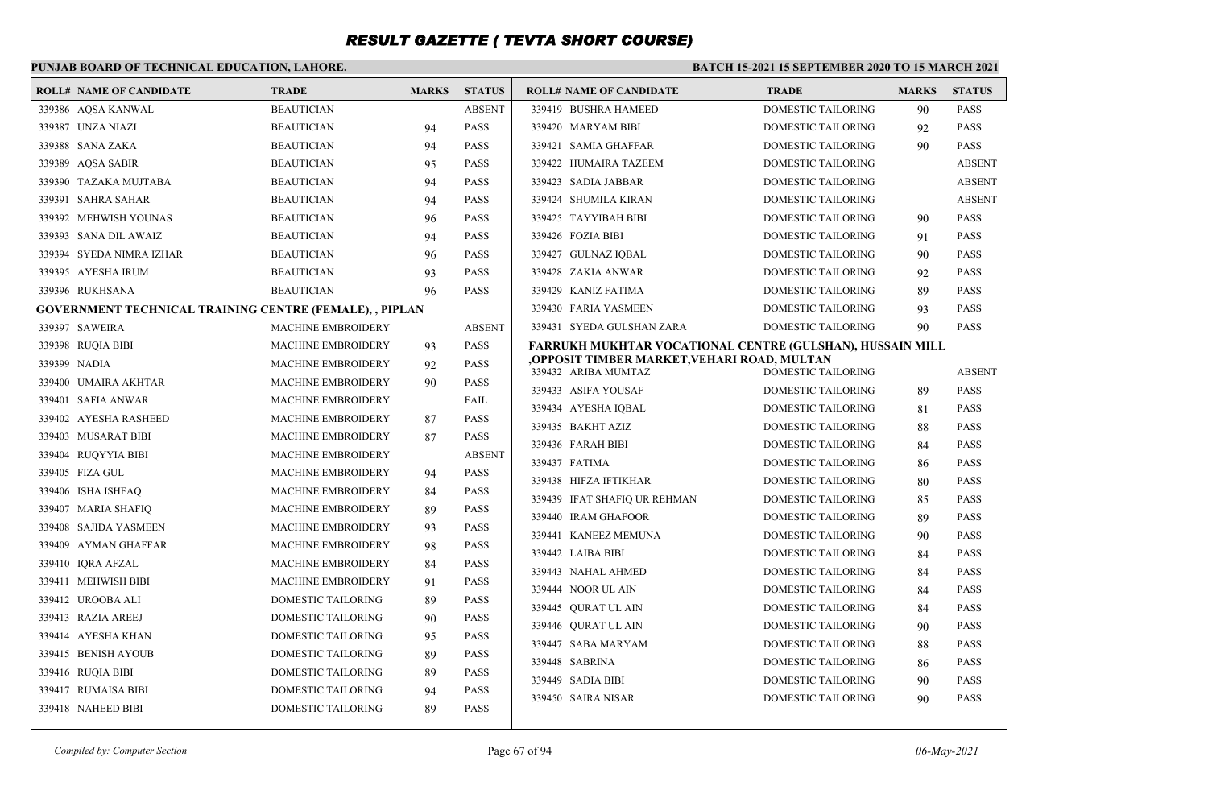# RESULT GAZETTE ( TEVTA SHORT COURSE)

**PUNJAB BOARD OF TECHNICAL EDUCATION, LAHORE.**

**BATCH 15-2021 15 SEPTEMBER 2020 TO 15 MARCH 2021**

| ROLL# | NAME OF CANDIDATE | TRADE | MARKS | STATUS |
|---|---|---|---|---|
| 339386 | AQSA KANWAL | BEAUTICIAN | | ABSENT |
| 339387 | UNZA NIAZI | BEAUTICIAN | 94 | PASS |
| 339388 | SANA ZAKA | BEAUTICIAN | 94 | PASS |
| 339389 | AQSA SABIR | BEAUTICIAN | 95 | PASS |
| 339390 | TAZAKA MUJTABA | BEAUTICIAN | 94 | PASS |
| 339391 | SAHRA SAHAR | BEAUTICIAN | 94 | PASS |
| 339392 | MEHWISH YOUNAS | BEAUTICIAN | 96 | PASS |
| 339393 | SANA DIL AWAIZ | BEAUTICIAN | 94 | PASS |
| 339394 | SYEDA NIMRA IZHAR | BEAUTICIAN | 96 | PASS |
| 339395 | AYESHA IRUM | BEAUTICIAN | 93 | PASS |
| 339396 | RUKHSANA | BEAUTICIAN | 96 | PASS |
| **GOVERNMENT TECHNICAL TRAINING CENTRE (FEMALE), , PIPLAN** | | | | |
| 339397 | SAWEIRA | MACHINE EMBROIDERY | | ABSENT |
| 339398 | RUQIA BIBI | MACHINE EMBROIDERY | 93 | PASS |
| 339399 | NADIA | MACHINE EMBROIDERY | 92 | PASS |
| 339400 | UMAIRA AKHTAR | MACHINE EMBROIDERY | 90 | PASS |
| 339401 | SAFIA ANWAR | MACHINE EMBROIDERY | | FAIL |
| 339402 | AYESHA RASHEED | MACHINE EMBROIDERY | 87 | PASS |
| 339403 | MUSARAT BIBI | MACHINE EMBROIDERY | 87 | PASS |
| 339404 | RUQYYIA BIBI | MACHINE EMBROIDERY | | ABSENT |
| 339405 | FIZA GUL | MACHINE EMBROIDERY | 94 | PASS |
| 339406 | ISHA ISHFAQ | MACHINE EMBROIDERY | 84 | PASS |
| 339407 | MARIA SHAFIQ | MACHINE EMBROIDERY | 89 | PASS |
| 339408 | SAJIDA YASMEEN | MACHINE EMBROIDERY | 93 | PASS |
| 339409 | AYMAN GHAFFAR | MACHINE EMBROIDERY | 98 | PASS |
| 339410 | IQRA AFZAL | MACHINE EMBROIDERY | 84 | PASS |
| 339411 | MEHWISH BIBI | MACHINE EMBROIDERY | 91 | PASS |
| 339412 | UROOBA ALI | DOMESTIC TAILORING | 89 | PASS |
| 339413 | RAZIA AREEJ | DOMESTIC TAILORING | 90 | PASS |
| 339414 | AYESHA KHAN | DOMESTIC TAILORING | 95 | PASS |
| 339415 | BENISH AYOUB | DOMESTIC TAILORING | 89 | PASS |
| 339416 | RUQIA BIBI | DOMESTIC TAILORING | 89 | PASS |
| 339417 | RUMAISA BIBI | DOMESTIC TAILORING | 94 | PASS |
| 339418 | NAHEED BIBI | DOMESTIC TAILORING | 89 | PASS |
| 339419 | BUSHRA HAMEED | DOMESTIC TAILORING | 90 | PASS |
| 339420 | MARYAM BIBI | DOMESTIC TAILORING | 92 | PASS |
| 339421 | SAMIA GHAFFAR | DOMESTIC TAILORING | 90 | PASS |
| 339422 | HUMAIRA TAZEEM | DOMESTIC TAILORING | | ABSENT |
| 339423 | SADIA JABBAR | DOMESTIC TAILORING | | ABSENT |
| 339424 | SHUMILA KIRAN | DOMESTIC TAILORING | | ABSENT |
| 339425 | TAYYIBAH BIBI | DOMESTIC TAILORING | 90 | PASS |
| 339426 | FOZIA BIBI | DOMESTIC TAILORING | 91 | PASS |
| 339427 | GULNAZ IQBAL | DOMESTIC TAILORING | 90 | PASS |
| 339428 | ZAKIA ANWAR | DOMESTIC TAILORING | 92 | PASS |
| 339429 | KANIZ FATIMA | DOMESTIC TAILORING | 89 | PASS |
| 339430 | FARIA YASMEEN | DOMESTIC TAILORING | 93 | PASS |
| 339431 | SYEDA GULSHAN ZARA | DOMESTIC TAILORING | 90 | PASS |
| **FARRUKH MUKHTAR VOCATIONAL CENTRE (GULSHAN), HUSSAIN MILL ,OPPOSIT TIMBER MARKET,VEHARI ROAD, MULTAN** | | | | |
| 339432 | ARIBA MUMTAZ | DOMESTIC TAILORING | | ABSENT |
| 339433 | ASIFA YOUSAF | DOMESTIC TAILORING | 89 | PASS |
| 339434 | AYESHA IQBAL | DOMESTIC TAILORING | 81 | PASS |
| 339435 | BAKHT AZIZ | DOMESTIC TAILORING | 88 | PASS |
| 339436 | FARAH BIBI | DOMESTIC TAILORING | 84 | PASS |
| 339437 | FATIMA | DOMESTIC TAILORING | 86 | PASS |
| 339438 | HIFZA IFTIKHAR | DOMESTIC TAILORING | 80 | PASS |
| 339439 | IFAT SHAFIQ UR REHMAN | DOMESTIC TAILORING | 85 | PASS |
| 339440 | IRAM GHAFOOR | DOMESTIC TAILORING | 89 | PASS |
| 339441 | KANEEZ MEMUNA | DOMESTIC TAILORING | 90 | PASS |
| 339442 | LAIBA BIBI | DOMESTIC TAILORING | 84 | PASS |
| 339443 | NAHAL AHMED | DOMESTIC TAILORING | 84 | PASS |
| 339444 | NOOR UL AIN | DOMESTIC TAILORING | 84 | PASS |
| 339445 | QURAT UL AIN | DOMESTIC TAILORING | 84 | PASS |
| 339446 | QURAT UL AIN | DOMESTIC TAILORING | 90 | PASS |
| 339447 | SABA MARYAM | DOMESTIC TAILORING | 88 | PASS |
| 339448 | SABRINA | DOMESTIC TAILORING | 86 | PASS |
| 339449 | SADIA BIBI | DOMESTIC TAILORING | 90 | PASS |
| 339450 | SAIRA NISAR | DOMESTIC TAILORING | 90 | PASS |

*Compiled by: Computer Section* | *06-May-2021*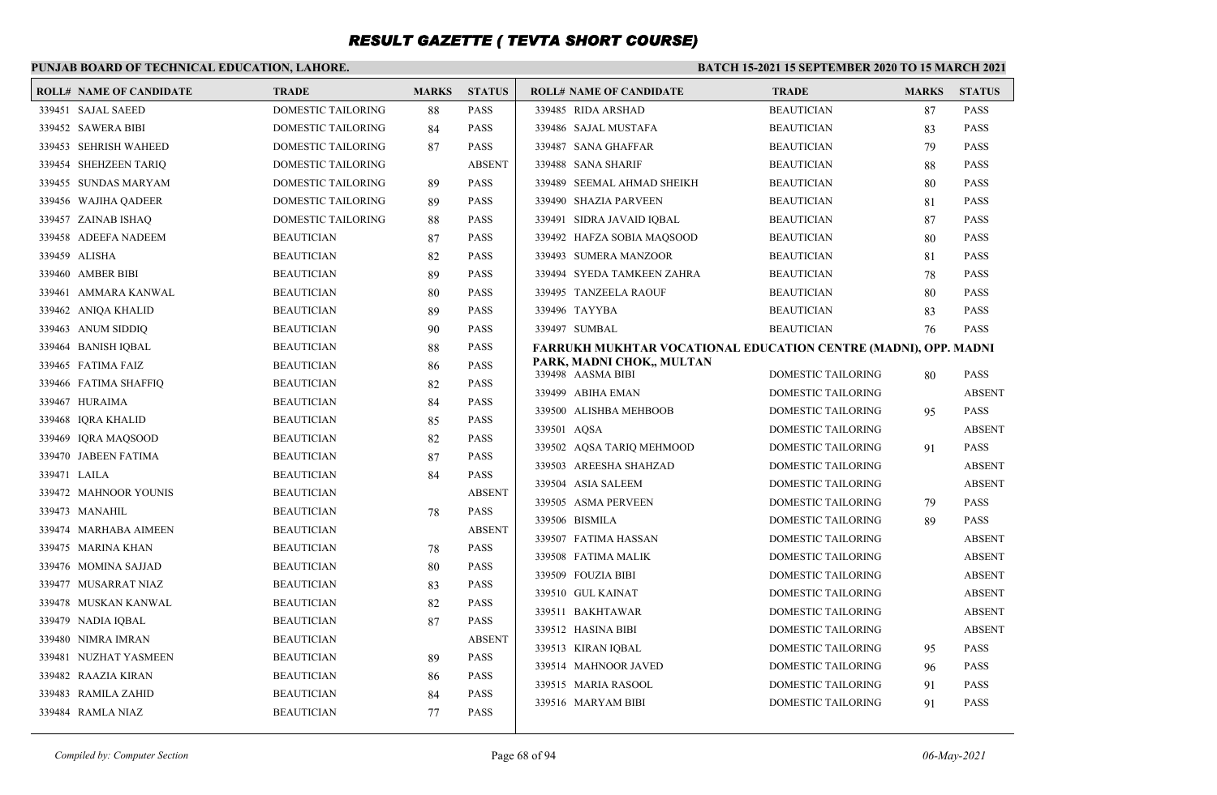# RESULT GAZETTE ( TEVTA SHORT COURSE)

**PUNJAB BOARD OF TECHNICAL EDUCATION, LAHORE.**

**BATCH 15-2021 15 SEPTEMBER 2020 TO 15 MARCH 2021**

| ROLL# | NAME OF CANDIDATE | TRADE | MARKS | STATUS |
|---|---|---|---|---|
| 339451 | SAJAL SAEED | DOMESTIC TAILORING | 88 | PASS |
| 339452 | SAWERA BIBI | DOMESTIC TAILORING | 84 | PASS |
| 339453 | SEHRISH WAHEED | DOMESTIC TAILORING | 87 | PASS |
| 339454 | SHEHZEEN TARIQ | DOMESTIC TAILORING | | ABSENT |
| 339455 | SUNDAS MARYAM | DOMESTIC TAILORING | 89 | PASS |
| 339456 | WAJIHA QADEER | DOMESTIC TAILORING | 89 | PASS |
| 339457 | ZAINAB ISHAQ | DOMESTIC TAILORING | 88 | PASS |
| 339458 | ADEEFA NADEEM | BEAUTICIAN | 87 | PASS |
| 339459 | ALISHA | BEAUTICIAN | 82 | PASS |
| 339460 | AMBER BIBI | BEAUTICIAN | 89 | PASS |
| 339461 | AMMARA KANWAL | BEAUTICIAN | 80 | PASS |
| 339462 | ANIQA KHALID | BEAUTICIAN | 89 | PASS |
| 339463 | ANUM SIDDIQ | BEAUTICIAN | 90 | PASS |
| 339464 | BANISH IQBAL | BEAUTICIAN | 88 | PASS |
| 339465 | FATIMA FAIZ | BEAUTICIAN | 86 | PASS |
| 339466 | FATIMA SHAFFIQ | BEAUTICIAN | 82 | PASS |
| 339467 | HURAIMA | BEAUTICIAN | 84 | PASS |
| 339468 | IQRA KHALID | BEAUTICIAN | 85 | PASS |
| 339469 | IQRA MAQSOOD | BEAUTICIAN | 82 | PASS |
| 339470 | JABEEN FATIMA | BEAUTICIAN | 87 | PASS |
| 339471 | LAILA | BEAUTICIAN | 84 | PASS |
| 339472 | MAHNOOR YOUNIS | BEAUTICIAN | | ABSENT |
| 339473 | MANAHIL | BEAUTICIAN | 78 | PASS |
| 339474 | MARHABA AIMEEN | BEAUTICIAN | | ABSENT |
| 339475 | MARINA KHAN | BEAUTICIAN | 78 | PASS |
| 339476 | MOMINA SAJJAD | BEAUTICIAN | 80 | PASS |
| 339477 | MUSARRAT NIAZ | BEAUTICIAN | 83 | PASS |
| 339478 | MUSKAN KANWAL | BEAUTICIAN | 82 | PASS |
| 339479 | NADIA IQBAL | BEAUTICIAN | 87 | PASS |
| 339480 | NIMRA IMRAN | BEAUTICIAN | | ABSENT |
| 339481 | NUZHAT YASMEEN | BEAUTICIAN | 89 | PASS |
| 339482 | RAAZIA KIRAN | BEAUTICIAN | 86 | PASS |
| 339483 | RAMILA ZAHID | BEAUTICIAN | 84 | PASS |
| 339484 | RAMLA NIAZ | BEAUTICIAN | 77 | PASS |
| 339485 | RIDA ARSHAD | BEAUTICIAN | 87 | PASS |
| 339486 | SAJAL MUSTAFA | BEAUTICIAN | 83 | PASS |
| 339487 | SANA GHAFFAR | BEAUTICIAN | 79 | PASS |
| 339488 | SANA SHARIF | BEAUTICIAN | 88 | PASS |
| 339489 | SEEMAL AHMAD SHEIKH | BEAUTICIAN | 80 | PASS |
| 339490 | SHAZIA PARVEEN | BEAUTICIAN | 81 | PASS |
| 339491 | SIDRA JAVAID IQBAL | BEAUTICIAN | 87 | PASS |
| 339492 | HAFZA SOBIA MAQSOOD | BEAUTICIAN | 80 | PASS |
| 339493 | SUMERA MANZOOR | BEAUTICIAN | 81 | PASS |
| 339494 | SYEDA TAMKEEN ZAHRA | BEAUTICIAN | 78 | PASS |
| 339495 | TANZEELA RAOUF | BEAUTICIAN | 80 | PASS |
| 339496 | TAYYBA | BEAUTICIAN | 83 | PASS |
| 339497 | SUMBAL | BEAUTICIAN | 76 | PASS |

**FARRUKH MUKHTAR VOCATIONAL EDUCATION CENTRE (MADNI), OPP. MADNI PARK, MADNI CHOK,, MULTAN**

| ROLL# | NAME OF CANDIDATE | TRADE | MARKS | STATUS |
|---|---|---|---|---|
| 339498 | AASMA BIBI | DOMESTIC TAILORING | 80 | PASS |
| 339499 | ABIHA EMAN | DOMESTIC TAILORING | | ABSENT |
| 339500 | ALISHBA MEHBOOB | DOMESTIC TAILORING | 95 | PASS |
| 339501 | AQSA | DOMESTIC TAILORING | | ABSENT |
| 339502 | AQSA TARIQ MEHMOOD | DOMESTIC TAILORING | 91 | PASS |
| 339503 | AREESHA SHAHZAD | DOMESTIC TAILORING | | ABSENT |
| 339504 | ASIA SALEEM | DOMESTIC TAILORING | | ABSENT |
| 339505 | ASMA PERVEEN | DOMESTIC TAILORING | 79 | PASS |
| 339506 | BISMILA | DOMESTIC TAILORING | 89 | PASS |
| 339507 | FATIMA HASSAN | DOMESTIC TAILORING | | ABSENT |
| 339508 | FATIMA MALIK | DOMESTIC TAILORING | | ABSENT |
| 339509 | FOUZIA BIBI | DOMESTIC TAILORING | | ABSENT |
| 339510 | GUL KAINAT | DOMESTIC TAILORING | | ABSENT |
| 339511 | BAKHTAWAR | DOMESTIC TAILORING | | ABSENT |
| 339512 | HASINA BIBI | DOMESTIC TAILORING | | ABSENT |
| 339513 | KIRAN IQBAL | DOMESTIC TAILORING | 95 | PASS |
| 339514 | MAHNOOR JAVED | DOMESTIC TAILORING | 96 | PASS |
| 339515 | MARIA RASOOL | DOMESTIC TAILORING | 91 | PASS |
| 339516 | MARYAM BIBI | DOMESTIC TAILORING | 91 | PASS |

*Compiled by: Computer Section* 06-May-2021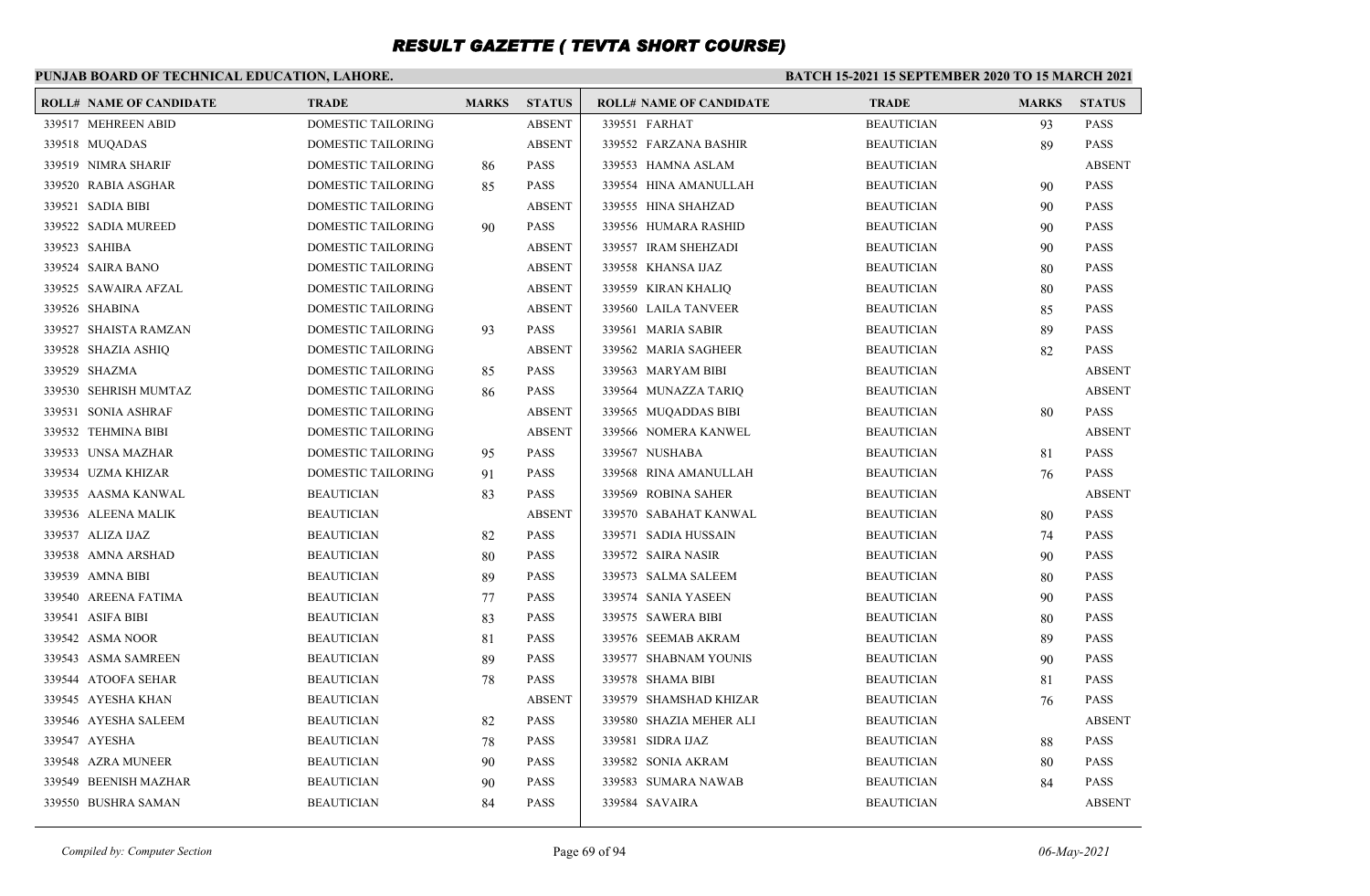# RESULT GAZETTE ( TEVTA SHORT COURSE)

**PUNJAB BOARD OF TECHNICAL EDUCATION, LAHORE.**

**BATCH 15-2021 15 SEPTEMBER 2020 TO 15 MARCH 2021**

| ROLL# | NAME OF CANDIDATE | TRADE | MARKS | STATUS |
|---|---|---|---|---|
| 339517 | MEHREEN ABID | DOMESTIC TAILORING | | ABSENT |
| 339518 | MUQADAS | DOMESTIC TAILORING | | ABSENT |
| 339519 | NIMRA SHARIF | DOMESTIC TAILORING | 86 | PASS |
| 339520 | RABIA ASGHAR | DOMESTIC TAILORING | 85 | PASS |
| 339521 | SADIA BIBI | DOMESTIC TAILORING | | ABSENT |
| 339522 | SADIA MUREED | DOMESTIC TAILORING | 90 | PASS |
| 339523 | SAHIBA | DOMESTIC TAILORING | | ABSENT |
| 339524 | SAIRA BANO | DOMESTIC TAILORING | | ABSENT |
| 339525 | SAWAIRA AFZAL | DOMESTIC TAILORING | | ABSENT |
| 339526 | SHABINA | DOMESTIC TAILORING | | ABSENT |
| 339527 | SHAISTA RAMZAN | DOMESTIC TAILORING | 93 | PASS |
| 339528 | SHAZIA ASHIQ | DOMESTIC TAILORING | | ABSENT |
| 339529 | SHAZMA | DOMESTIC TAILORING | 85 | PASS |
| 339530 | SEHRISH MUMTAZ | DOMESTIC TAILORING | 86 | PASS |
| 339531 | SONIA ASHRAF | DOMESTIC TAILORING | | ABSENT |
| 339532 | TEHMINA BIBI | DOMESTIC TAILORING | | ABSENT |
| 339533 | UNSA MAZHAR | DOMESTIC TAILORING | 95 | PASS |
| 339534 | UZMA KHIZAR | DOMESTIC TAILORING | 91 | PASS |
| 339535 | AASMA KANWAL | BEAUTICIAN | 83 | PASS |
| 339536 | ALEENA MALIK | BEAUTICIAN | | ABSENT |
| 339537 | ALIZA IJAZ | BEAUTICIAN | 82 | PASS |
| 339538 | AMNA ARSHAD | BEAUTICIAN | 80 | PASS |
| 339539 | AMNA BIBI | BEAUTICIAN | 89 | PASS |
| 339540 | AREENA FATIMA | BEAUTICIAN | 77 | PASS |
| 339541 | ASIFA BIBI | BEAUTICIAN | 83 | PASS |
| 339542 | ASMA NOOR | BEAUTICIAN | 81 | PASS |
| 339543 | ASMA SAMREEN | BEAUTICIAN | 89 | PASS |
| 339544 | ATOOFA SEHAR | BEAUTICIAN | 78 | PASS |
| 339545 | AYESHA KHAN | BEAUTICIAN | | ABSENT |
| 339546 | AYESHA SALEEM | BEAUTICIAN | 82 | PASS |
| 339547 | AYESHA | BEAUTICIAN | 78 | PASS |
| 339548 | AZRA MUNEER | BEAUTICIAN | 90 | PASS |
| 339549 | BEENISH MAZHAR | BEAUTICIAN | 90 | PASS |
| 339550 | BUSHRA SAMAN | BEAUTICIAN | 84 | PASS |
| 339551 | FARHAT | BEAUTICIAN | 93 | PASS |
| 339552 | FARZANA BASHIR | BEAUTICIAN | 89 | PASS |
| 339553 | HAMNA ASLAM | BEAUTICIAN | | ABSENT |
| 339554 | HINA AMANULLAH | BEAUTICIAN | 90 | PASS |
| 339555 | HINA SHAHZAD | BEAUTICIAN | 90 | PASS |
| 339556 | HUMARA RASHID | BEAUTICIAN | 90 | PASS |
| 339557 | IRAM SHEHZADI | BEAUTICIAN | 90 | PASS |
| 339558 | KHANSA IJAZ | BEAUTICIAN | 80 | PASS |
| 339559 | KIRAN KHALIQ | BEAUTICIAN | 80 | PASS |
| 339560 | LAILA TANVEER | BEAUTICIAN | 85 | PASS |
| 339561 | MARIA SABIR | BEAUTICIAN | 89 | PASS |
| 339562 | MARIA SAGHEER | BEAUTICIAN | 82 | PASS |
| 339563 | MARYAM BIBI | BEAUTICIAN | | ABSENT |
| 339564 | MUNAZZA TARIQ | BEAUTICIAN | | ABSENT |
| 339565 | MUQADDAS BIBI | BEAUTICIAN | 80 | PASS |
| 339566 | NOMERA KANWEL | BEAUTICIAN | | ABSENT |
| 339567 | NUSHABA | BEAUTICIAN | 81 | PASS |
| 339568 | RINA AMANULLAH | BEAUTICIAN | 76 | PASS |
| 339569 | ROBINA SAHER | BEAUTICIAN | | ABSENT |
| 339570 | SABAHAT KANWAL | BEAUTICIAN | 80 | PASS |
| 339571 | SADIA HUSSAIN | BEAUTICIAN | 74 | PASS |
| 339572 | SAIRA NASIR | BEAUTICIAN | 90 | PASS |
| 339573 | SALMA SALEEM | BEAUTICIAN | 80 | PASS |
| 339574 | SANIA YASEEN | BEAUTICIAN | 90 | PASS |
| 339575 | SAWERA BIBI | BEAUTICIAN | 80 | PASS |
| 339576 | SEEMAB AKRAM | BEAUTICIAN | 89 | PASS |
| 339577 | SHABNAM YOUNIS | BEAUTICIAN | 90 | PASS |
| 339578 | SHAMA BIBI | BEAUTICIAN | 81 | PASS |
| 339579 | SHAMSHAD KHIZAR | BEAUTICIAN | 76 | PASS |
| 339580 | SHAZIA MEHER ALI | BEAUTICIAN | | ABSENT |
| 339581 | SIDRA IJAZ | BEAUTICIAN | 88 | PASS |
| 339582 | SONIA AKRAM | BEAUTICIAN | 80 | PASS |
| 339583 | SUMARA NAWAB | BEAUTICIAN | 84 | PASS |
| 339584 | SAVAIRA | BEAUTICIAN | | ABSENT |

*Compiled by: Computer Section* *06-May-2021*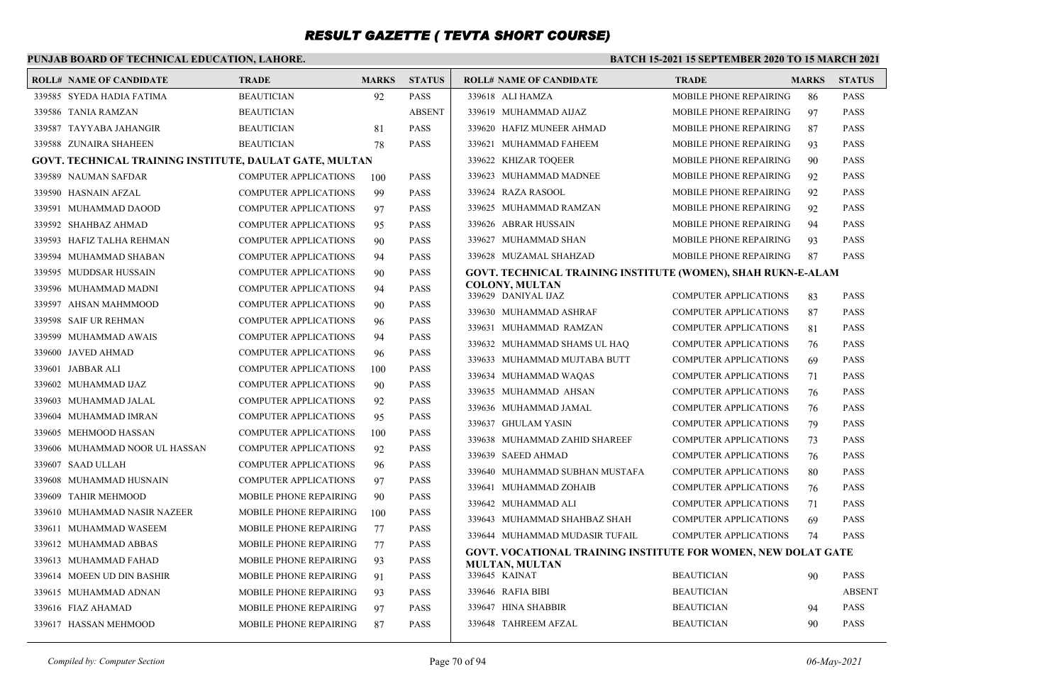# RESULT GAZETTE ( TEVTA SHORT COURSE)

**PUNJAB BOARD OF TECHNICAL EDUCATION, LAHORE.**

**BATCH 15-2021 15 SEPTEMBER 2020 TO 15 MARCH 2021**

| ROLL# | NAME OF CANDIDATE | TRADE | MARKS | STATUS |
|---|---|---|---|---|
| 339585 | SYEDA HADIA FATIMA | BEAUTICIAN | 92 | PASS |
| 339586 | TANIA RAMZAN | BEAUTICIAN | | ABSENT |
| 339587 | TAYYABA JAHANGIR | BEAUTICIAN | 81 | PASS |
| 339588 | ZUNAIRA SHAHEEN | BEAUTICIAN | 78 | PASS |

**GOVT. TECHNICAL TRAINING INSTITUTE, DAULAT GATE, MULTAN**

| ROLL# | NAME OF CANDIDATE | TRADE | MARKS | STATUS |
|---|---|---|---|---|
| 339589 | NAUMAN SAFDAR | COMPUTER APPLICATIONS | 100 | PASS |
| 339590 | HASNAIN AFZAL | COMPUTER APPLICATIONS | 99 | PASS |
| 339591 | MUHAMMAD DAOOD | COMPUTER APPLICATIONS | 97 | PASS |
| 339592 | SHAHBAZ AHMAD | COMPUTER APPLICATIONS | 95 | PASS |
| 339593 | HAFIZ TALHA REHMAN | COMPUTER APPLICATIONS | 90 | PASS |
| 339594 | MUHAMMAD SHABAN | COMPUTER APPLICATIONS | 94 | PASS |
| 339595 | MUDDSAR HUSSAIN | COMPUTER APPLICATIONS | 90 | PASS |
| 339596 | MUHAMMAD MADNI | COMPUTER APPLICATIONS | 94 | PASS |
| 339597 | AHSAN MAHMMOOD | COMPUTER APPLICATIONS | 90 | PASS |
| 339598 | SAIF UR REHMAN | COMPUTER APPLICATIONS | 96 | PASS |
| 339599 | MUHAMMAD AWAIS | COMPUTER APPLICATIONS | 94 | PASS |
| 339600 | JAVED AHMAD | COMPUTER APPLICATIONS | 96 | PASS |
| 339601 | JABBAR ALI | COMPUTER APPLICATIONS | 100 | PASS |
| 339602 | MUHAMMAD IJAZ | COMPUTER APPLICATIONS | 90 | PASS |
| 339603 | MUHAMMAD JALAL | COMPUTER APPLICATIONS | 92 | PASS |
| 339604 | MUHAMMAD IMRAN | COMPUTER APPLICATIONS | 95 | PASS |
| 339605 | MEHMOOD HASSAN | COMPUTER APPLICATIONS | 100 | PASS |
| 339606 | MUHAMMAD NOOR UL HASSAN | COMPUTER APPLICATIONS | 92 | PASS |
| 339607 | SAAD ULLAH | COMPUTER APPLICATIONS | 96 | PASS |
| 339608 | MUHAMMAD HUSNAIN | COMPUTER APPLICATIONS | 97 | PASS |
| 339609 | TAHIR MEHMOOD | MOBILE PHONE REPAIRING | 90 | PASS |
| 339610 | MUHAMMAD NASIR NAZEER | MOBILE PHONE REPAIRING | 100 | PASS |
| 339611 | MUHAMMAD WASEEM | MOBILE PHONE REPAIRING | 77 | PASS |
| 339612 | MUHAMMAD ABBAS | MOBILE PHONE REPAIRING | 77 | PASS |
| 339613 | MUHAMMAD FAHAD | MOBILE PHONE REPAIRING | 93 | PASS |
| 339614 | MOEEN UD DIN BASHIR | MOBILE PHONE REPAIRING | 91 | PASS |
| 339615 | MUHAMMAD ADNAN | MOBILE PHONE REPAIRING | 93 | PASS |
| 339616 | FIAZ AHAMAD | MOBILE PHONE REPAIRING | 97 | PASS |
| 339617 | HASSAN MEHMOOD | MOBILE PHONE REPAIRING | 87 | PASS |
| 339618 | ALI HAMZA | MOBILE PHONE REPAIRING | 86 | PASS |
| 339619 | MUHAMMAD AIJAZ | MOBILE PHONE REPAIRING | 97 | PASS |
| 339620 | HAFIZ MUNEER AHMAD | MOBILE PHONE REPAIRING | 87 | PASS |
| 339621 | MUHAMMAD FAHEEM | MOBILE PHONE REPAIRING | 93 | PASS |
| 339622 | KHIZAR TOQEER | MOBILE PHONE REPAIRING | 90 | PASS |
| 339623 | MUHAMMAD MADNEE | MOBILE PHONE REPAIRING | 92 | PASS |
| 339624 | RAZA RASOOL | MOBILE PHONE REPAIRING | 92 | PASS |
| 339625 | MUHAMMAD RAMZAN | MOBILE PHONE REPAIRING | 92 | PASS |
| 339626 | ABRAR HUSSAIN | MOBILE PHONE REPAIRING | 94 | PASS |
| 339627 | MUHAMMAD SHAN | MOBILE PHONE REPAIRING | 93 | PASS |
| 339628 | MUZAMAL SHAHZAD | MOBILE PHONE REPAIRING | 87 | PASS |

**GOVT. TECHNICAL TRAINING INSTITUTE (WOMEN), SHAH RUKN-E-ALAM COLONY, MULTAN**

| ROLL# | NAME OF CANDIDATE | TRADE | MARKS | STATUS |
|---|---|---|---|---|
| 339629 | DANIYAL IJAZ | COMPUTER APPLICATIONS | 83 | PASS |
| 339630 | MUHAMMAD ASHRAF | COMPUTER APPLICATIONS | 87 | PASS |
| 339631 | MUHAMMAD RAMZAN | COMPUTER APPLICATIONS | 81 | PASS |
| 339632 | MUHAMMAD SHAMS UL HAQ | COMPUTER APPLICATIONS | 76 | PASS |
| 339633 | MUHAMMAD MUJTABA BUTT | COMPUTER APPLICATIONS | 69 | PASS |
| 339634 | MUHAMMAD WAQAS | COMPUTER APPLICATIONS | 71 | PASS |
| 339635 | MUHAMMAD AHSAN | COMPUTER APPLICATIONS | 76 | PASS |
| 339636 | MUHAMMAD JAMAL | COMPUTER APPLICATIONS | 76 | PASS |
| 339637 | GHULAM YASIN | COMPUTER APPLICATIONS | 79 | PASS |
| 339638 | MUHAMMAD ZAHID SHAREEF | COMPUTER APPLICATIONS | 73 | PASS |
| 339639 | SAEED AHMAD | COMPUTER APPLICATIONS | 76 | PASS |
| 339640 | MUHAMMAD SUBHAN MUSTAFA | COMPUTER APPLICATIONS | 80 | PASS |
| 339641 | MUHAMMAD ZOHAIB | COMPUTER APPLICATIONS | 76 | PASS |
| 339642 | MUHAMMAD ALI | COMPUTER APPLICATIONS | 71 | PASS |
| 339643 | MUHAMMAD SHAHBAZ SHAH | COMPUTER APPLICATIONS | 69 | PASS |
| 339644 | MUHAMMAD MUDASIR TUFAIL | COMPUTER APPLICATIONS | 74 | PASS |

**GOVT. VOCATIONAL TRAINING INSTITUTE FOR WOMEN, NEW DOLAT GATE MULTAN, MULTAN**

| ROLL# | NAME OF CANDIDATE | TRADE | MARKS | STATUS |
|---|---|---|---|---|
| 339645 | KAINAT | BEAUTICIAN | 90 | PASS |
| 339646 | RAFIA BIBI | BEAUTICIAN | | ABSENT |
| 339647 | HINA SHABBIR | BEAUTICIAN | 94 | PASS |
| 339648 | TAHREEM AFZAL | BEAUTICIAN | 90 | PASS |

*Compiled by: Computer Section* *06-May-2021*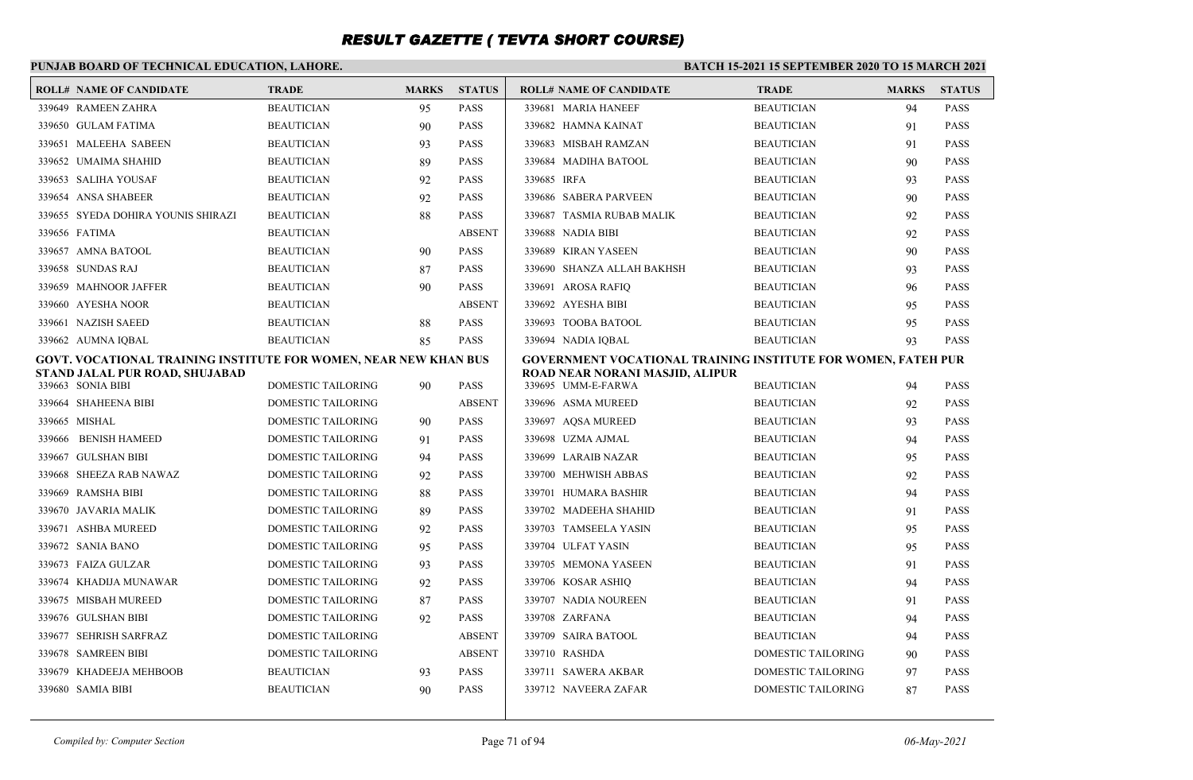# RESULT GAZETTE ( TEVTA SHORT COURSE)

**PUNJAB BOARD OF TECHNICAL EDUCATION, LAHORE.**

**BATCH 15-2021 15 SEPTEMBER 2020 TO 15 MARCH 2021**

| ROLL# | NAME OF CANDIDATE | TRADE | MARKS | STATUS |
|---|---|---|---|---|
| 339649 | RAMEEN ZAHRA | BEAUTICIAN | 95 | PASS |
| 339650 | GULAM FATIMA | BEAUTICIAN | 90 | PASS |
| 339651 | MALEEHA SABEEN | BEAUTICIAN | 93 | PASS |
| 339652 | UMAIMA SHAHID | BEAUTICIAN | 89 | PASS |
| 339653 | SALIHA YOUSAF | BEAUTICIAN | 92 | PASS |
| 339654 | ANSA SHABEER | BEAUTICIAN | 92 | PASS |
| 339655 | SYEDA DOHIRA YOUNIS SHIRAZI | BEAUTICIAN | 88 | PASS |
| 339656 | FATIMA | BEAUTICIAN | | ABSENT |
| 339657 | AMNA BATOOL | BEAUTICIAN | 90 | PASS |
| 339658 | SUNDAS RAJ | BEAUTICIAN | 87 | PASS |
| 339659 | MAHNOOR JAFFER | BEAUTICIAN | 90 | PASS |
| 339660 | AYESHA NOOR | BEAUTICIAN | | ABSENT |
| 339661 | NAZISH SAEED | BEAUTICIAN | 88 | PASS |
| 339662 | AUMNA IQBAL | BEAUTICIAN | 85 | PASS |

**GOVT. VOCATIONAL TRAINING INSTITUTE FOR WOMEN, NEAR NEW KHAN BUS STAND JALAL PUR ROAD, SHUJABAD**

| ROLL# | NAME OF CANDIDATE | TRADE | MARKS | STATUS |
|---|---|---|---|---|
| 339663 | SONIA BIBI | DOMESTIC TAILORING | 90 | PASS |
| 339664 | SHAHEENA BIBI | DOMESTIC TAILORING | | ABSENT |
| 339665 | MISHAL | DOMESTIC TAILORING | 90 | PASS |
| 339666 | BENISH HAMEED | DOMESTIC TAILORING | 91 | PASS |
| 339667 | GULSHAN BIBI | DOMESTIC TAILORING | 94 | PASS |
| 339668 | SHEEZA RAB NAWAZ | DOMESTIC TAILORING | 92 | PASS |
| 339669 | RAMSHA BIBI | DOMESTIC TAILORING | 88 | PASS |
| 339670 | JAVARIA MALIK | DOMESTIC TAILORING | 89 | PASS |
| 339671 | ASHBA MUREED | DOMESTIC TAILORING | 92 | PASS |
| 339672 | SANIA BANO | DOMESTIC TAILORING | 95 | PASS |
| 339673 | FAIZA GULZAR | DOMESTIC TAILORING | 93 | PASS |
| 339674 | KHADIJA MUNAWAR | DOMESTIC TAILORING | 92 | PASS |
| 339675 | MISBAH MUREED | DOMESTIC TAILORING | 87 | PASS |
| 339676 | GULSHAN BIBI | DOMESTIC TAILORING | 92 | PASS |
| 339677 | SEHRISH SARFRAZ | DOMESTIC TAILORING | | ABSENT |
| 339678 | SAMREEN BIBI | DOMESTIC TAILORING | | ABSENT |
| 339679 | KHADEEJA MEHBOOB | BEAUTICIAN | 93 | PASS |
| 339680 | SAMIA BIBI | BEAUTICIAN | 90 | PASS |
| 339681 | MARIA HANEEF | BEAUTICIAN | 94 | PASS |
| 339682 | HAMNA KAINAT | BEAUTICIAN | 91 | PASS |
| 339683 | MISBAH RAMZAN | BEAUTICIAN | 91 | PASS |
| 339684 | MADIHA BATOOL | BEAUTICIAN | 90 | PASS |
| 339685 | IRFA | BEAUTICIAN | 93 | PASS |
| 339686 | SABERA PARVEEN | BEAUTICIAN | 90 | PASS |
| 339687 | TASMIA RUBAB MALIK | BEAUTICIAN | 92 | PASS |
| 339688 | NADIA BIBI | BEAUTICIAN | 92 | PASS |
| 339689 | KIRAN YASEEN | BEAUTICIAN | 90 | PASS |
| 339690 | SHANZA ALLAH BAKHSH | BEAUTICIAN | 93 | PASS |
| 339691 | AROSA RAFIQ | BEAUTICIAN | 96 | PASS |
| 339692 | AYESHA BIBI | BEAUTICIAN | 95 | PASS |
| 339693 | TOOBA BATOOL | BEAUTICIAN | 95 | PASS |
| 339694 | NADIA IQBAL | BEAUTICIAN | 93 | PASS |

**GOVERNMENT VOCATIONAL TRAINING INSTITUTE FOR WOMEN, FATEH PUR ROAD NEAR NORANI MASJID, ALIPUR**

| ROLL# | NAME OF CANDIDATE | TRADE | MARKS | STATUS |
|---|---|---|---|---|
| 339695 | UMM-E-FARWA | BEAUTICIAN | 94 | PASS |
| 339696 | ASMA MUREED | BEAUTICIAN | 92 | PASS |
| 339697 | AQSA MUREED | BEAUTICIAN | 93 | PASS |
| 339698 | UZMA AJMAL | BEAUTICIAN | 94 | PASS |
| 339699 | LARAIB NAZAR | BEAUTICIAN | 95 | PASS |
| 339700 | MEHWISH ABBAS | BEAUTICIAN | 92 | PASS |
| 339701 | HUMARA BASHIR | BEAUTICIAN | 94 | PASS |
| 339702 | MADEEHA SHAHID | BEAUTICIAN | 91 | PASS |
| 339703 | TAMSEELA YASIN | BEAUTICIAN | 95 | PASS |
| 339704 | ULFAT YASIN | BEAUTICIAN | 95 | PASS |
| 339705 | MEMONA YASEEN | BEAUTICIAN | 91 | PASS |
| 339706 | KOSAR ASHIQ | BEAUTICIAN | 94 | PASS |
| 339707 | NADIA NOUREEN | BEAUTICIAN | 91 | PASS |
| 339708 | ZARFANA | BEAUTICIAN | 94 | PASS |
| 339709 | SAIRA BATOOL | BEAUTICIAN | 94 | PASS |
| 339710 | RASHDA | DOMESTIC TAILORING | 90 | PASS |
| 339711 | SAWERA AKBAR | DOMESTIC TAILORING | 97 | PASS |
| 339712 | NAVEERA ZAFAR | DOMESTIC TAILORING | 87 | PASS |

*Compiled by: Computer Section* | *06-May-2021*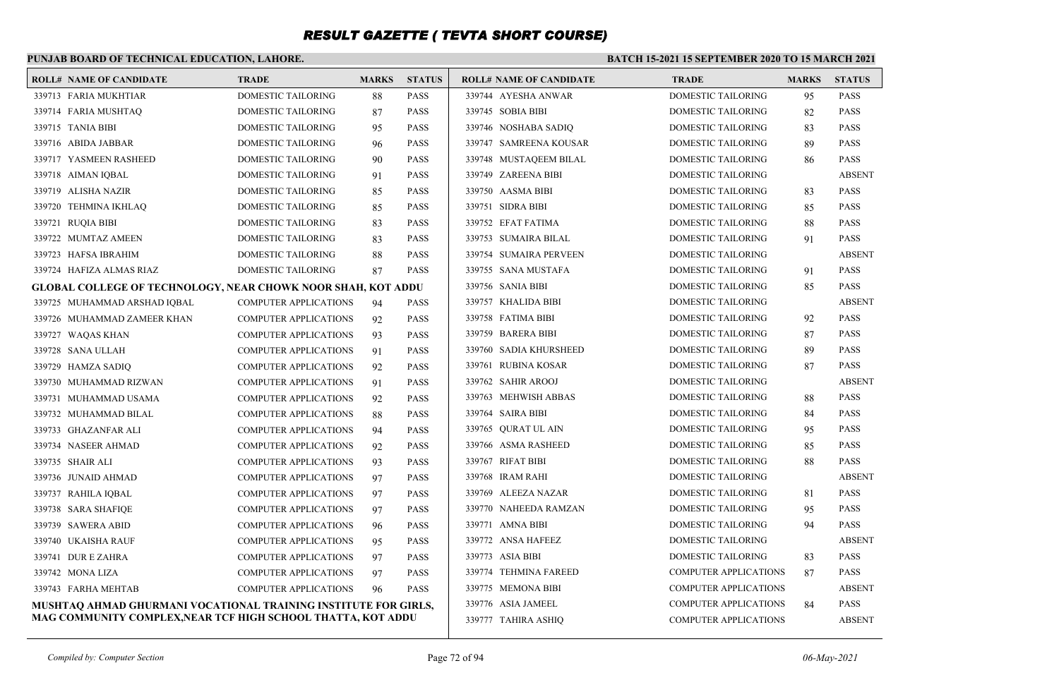# RESULT GAZETTE ( TEVTA SHORT COURSE)

**PUNJAB BOARD OF TECHNICAL EDUCATION, LAHORE.**

**BATCH 15-2021 15 SEPTEMBER 2020 TO 15 MARCH 2021**

| ROLL# | NAME OF CANDIDATE | TRADE | MARKS | STATUS |
|---|---|---|---|---|
| 339713 | FARIA MUKHTIAR | DOMESTIC TAILORING | 88 | PASS |
| 339714 | FARIA MUSHTAQ | DOMESTIC TAILORING | 87 | PASS |
| 339715 | TANIA BIBI | DOMESTIC TAILORING | 95 | PASS |
| 339716 | ABIDA JABBAR | DOMESTIC TAILORING | 96 | PASS |
| 339717 | YASMEEN RASHEED | DOMESTIC TAILORING | 90 | PASS |
| 339718 | AIMAN IQBAL | DOMESTIC TAILORING | 91 | PASS |
| 339719 | ALISHA NAZIR | DOMESTIC TAILORING | 85 | PASS |
| 339720 | TEHMINA IKHLAQ | DOMESTIC TAILORING | 85 | PASS |
| 339721 | RUQIA BIBI | DOMESTIC TAILORING | 83 | PASS |
| 339722 | MUMTAZ AMEEN | DOMESTIC TAILORING | 83 | PASS |
| 339723 | HAFSA IBRAHIM | DOMESTIC TAILORING | 88 | PASS |
| 339724 | HAFIZA ALMAS RIAZ | DOMESTIC TAILORING | 87 | PASS |

**GLOBAL COLLEGE OF TECHNOLOGY, NEAR CHOWK NOOR SHAH, KOT ADDU**

| ROLL# | NAME OF CANDIDATE | TRADE | MARKS | STATUS |
|---|---|---|---|---|
| 339725 | MUHAMMAD ARSHAD IQBAL | COMPUTER APPLICATIONS | 94 | PASS |
| 339726 | MUHAMMAD ZAMEER KHAN | COMPUTER APPLICATIONS | 92 | PASS |
| 339727 | WAQAS KHAN | COMPUTER APPLICATIONS | 93 | PASS |
| 339728 | SANA ULLAH | COMPUTER APPLICATIONS | 91 | PASS |
| 339729 | HAMZA SADIQ | COMPUTER APPLICATIONS | 92 | PASS |
| 339730 | MUHAMMAD RIZWAN | COMPUTER APPLICATIONS | 91 | PASS |
| 339731 | MUHAMMAD USAMA | COMPUTER APPLICATIONS | 92 | PASS |
| 339732 | MUHAMMAD BILAL | COMPUTER APPLICATIONS | 88 | PASS |
| 339733 | GHAZANFAR ALI | COMPUTER APPLICATIONS | 94 | PASS |
| 339734 | NASEER AHMAD | COMPUTER APPLICATIONS | 92 | PASS |
| 339735 | SHAIR ALI | COMPUTER APPLICATIONS | 93 | PASS |
| 339736 | JUNAID AHMAD | COMPUTER APPLICATIONS | 97 | PASS |
| 339737 | RAHILA IQBAL | COMPUTER APPLICATIONS | 97 | PASS |
| 339738 | SARA SHAFIQE | COMPUTER APPLICATIONS | 97 | PASS |
| 339739 | SAWERA ABID | COMPUTER APPLICATIONS | 96 | PASS |
| 339740 | UKAISHA RAUF | COMPUTER APPLICATIONS | 95 | PASS |
| 339741 | DUR E ZAHRA | COMPUTER APPLICATIONS | 97 | PASS |
| 339742 | MONA LIZA | COMPUTER APPLICATIONS | 97 | PASS |
| 339743 | FARHA MEHTAB | COMPUTER APPLICATIONS | 96 | PASS |

**MUSHTAQ AHMAD GHURMANI VOCATIONAL TRAINING INSTITUTE FOR GIRLS, MAG COMMUNITY COMPLEX,NEAR TCF HIGH SCHOOL THATTA, KOT ADDU**

| ROLL# | NAME OF CANDIDATE | TRADE | MARKS | STATUS |
|---|---|---|---|---|
| 339744 | AYESHA ANWAR | DOMESTIC TAILORING | 95 | PASS |
| 339745 | SOBIA BIBI | DOMESTIC TAILORING | 82 | PASS |
| 339746 | NOSHABA SADIQ | DOMESTIC TAILORING | 83 | PASS |
| 339747 | SAMREENA KOUSAR | DOMESTIC TAILORING | 89 | PASS |
| 339748 | MUSTAQEEM BILAL | DOMESTIC TAILORING | 86 | PASS |
| 339749 | ZAREENA BIBI | DOMESTIC TAILORING | | ABSENT |
| 339750 | AASMA BIBI | DOMESTIC TAILORING | 83 | PASS |
| 339751 | SIDRA BIBI | DOMESTIC TAILORING | 85 | PASS |
| 339752 | EFAT FATIMA | DOMESTIC TAILORING | 88 | PASS |
| 339753 | SUMAIRA BILAL | DOMESTIC TAILORING | 91 | PASS |
| 339754 | SUMAIRA PERVEEN | DOMESTIC TAILORING | | ABSENT |
| 339755 | SANA MUSTAFA | DOMESTIC TAILORING | 91 | PASS |
| 339756 | SANIA BIBI | DOMESTIC TAILORING | 85 | PASS |
| 339757 | KHALIDA BIBI | DOMESTIC TAILORING | | ABSENT |
| 339758 | FATIMA BIBI | DOMESTIC TAILORING | 92 | PASS |
| 339759 | BARERA BIBI | DOMESTIC TAILORING | 87 | PASS |
| 339760 | SADIA KHURSHEED | DOMESTIC TAILORING | 89 | PASS |
| 339761 | RUBINA KOSAR | DOMESTIC TAILORING | 87 | PASS |
| 339762 | SAHIR AROOJ | DOMESTIC TAILORING | | ABSENT |
| 339763 | MEHWISH ABBAS | DOMESTIC TAILORING | 88 | PASS |
| 339764 | SAIRA BIBI | DOMESTIC TAILORING | 84 | PASS |
| 339765 | QURAT UL AIN | DOMESTIC TAILORING | 95 | PASS |
| 339766 | ASMA RASHEED | DOMESTIC TAILORING | 85 | PASS |
| 339767 | RIFAT BIBI | DOMESTIC TAILORING | 88 | PASS |
| 339768 | IRAM RAHI | DOMESTIC TAILORING | | ABSENT |
| 339769 | ALEEZA NAZAR | DOMESTIC TAILORING | 81 | PASS |
| 339770 | NAHEEDA RAMZAN | DOMESTIC TAILORING | 95 | PASS |
| 339771 | AMNA BIBI | DOMESTIC TAILORING | 94 | PASS |
| 339772 | ANSA HAFEEZ | DOMESTIC TAILORING | | ABSENT |
| 339773 | ASIA BIBI | DOMESTIC TAILORING | 83 | PASS |
| 339774 | TEHMINA FAREED | COMPUTER APPLICATIONS | 87 | PASS |
| 339775 | MEMONA BIBI | COMPUTER APPLICATIONS | | ABSENT |
| 339776 | ASIA JAMEEL | COMPUTER APPLICATIONS | 84 | PASS |
| 339777 | TAHIRA ASHIQ | COMPUTER APPLICATIONS | | ABSENT |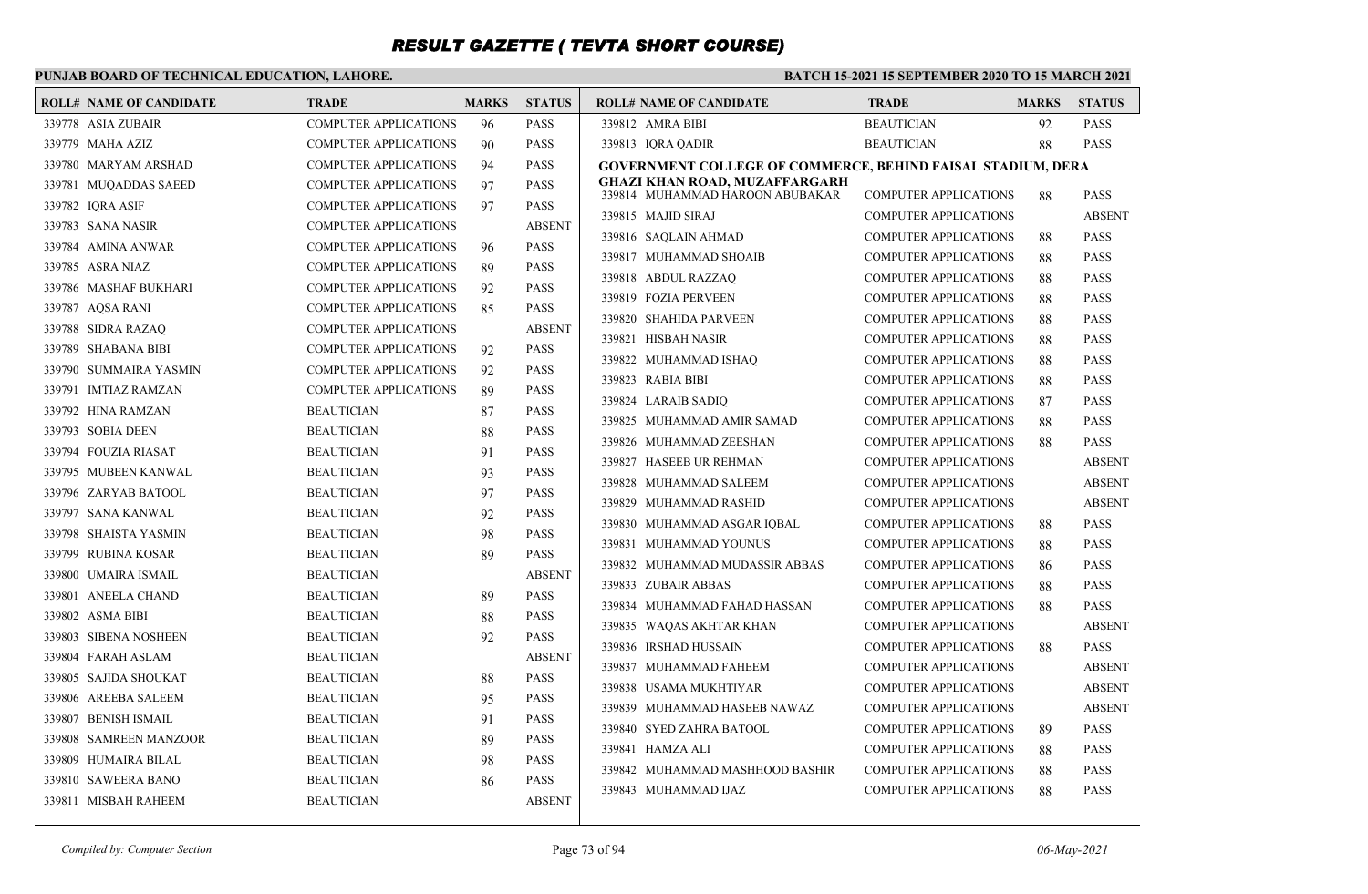# RESULT GAZETTE ( TEVTA SHORT COURSE)

**PUNJAB BOARD OF TECHNICAL EDUCATION, LAHORE.**

**BATCH 15-2021 15 SEPTEMBER 2020 TO 15 MARCH 2021**

| ROLL# | NAME OF CANDIDATE | TRADE | MARKS | STATUS |
|---|---|---|---|---|
| 339778 | ASIA ZUBAIR | COMPUTER APPLICATIONS | 96 | PASS |
| 339779 | MAHA AZIZ | COMPUTER APPLICATIONS | 90 | PASS |
| 339780 | MARYAM ARSHAD | COMPUTER APPLICATIONS | 94 | PASS |
| 339781 | MUQADDAS SAEED | COMPUTER APPLICATIONS | 97 | PASS |
| 339782 | IQRA ASIF | COMPUTER APPLICATIONS | 97 | PASS |
| 339783 | SANA NASIR | COMPUTER APPLICATIONS | | ABSENT |
| 339784 | AMINA ANWAR | COMPUTER APPLICATIONS | 96 | PASS |
| 339785 | ASRA NIAZ | COMPUTER APPLICATIONS | 89 | PASS |
| 339786 | MASHAF BUKHARI | COMPUTER APPLICATIONS | 92 | PASS |
| 339787 | AQSA RANI | COMPUTER APPLICATIONS | 85 | PASS |
| 339788 | SIDRA RAZAQ | COMPUTER APPLICATIONS | | ABSENT |
| 339789 | SHABANA BIBI | COMPUTER APPLICATIONS | 92 | PASS |
| 339790 | SUMMAIRA YASMIN | COMPUTER APPLICATIONS | 92 | PASS |
| 339791 | IMTIAZ RAMZAN | COMPUTER APPLICATIONS | 89 | PASS |
| 339792 | HINA RAMZAN | BEAUTICIAN | 87 | PASS |
| 339793 | SOBIA DEEN | BEAUTICIAN | 88 | PASS |
| 339794 | FOUZIA RIASAT | BEAUTICIAN | 91 | PASS |
| 339795 | MUBEEN KANWAL | BEAUTICIAN | 93 | PASS |
| 339796 | ZARYAB BATOOL | BEAUTICIAN | 97 | PASS |
| 339797 | SANA KANWAL | BEAUTICIAN | 92 | PASS |
| 339798 | SHAISTA YASMIN | BEAUTICIAN | 98 | PASS |
| 339799 | RUBINA KOSAR | BEAUTICIAN | 89 | PASS |
| 339800 | UMAIRA ISMAIL | BEAUTICIAN | | ABSENT |
| 339801 | ANEELA CHAND | BEAUTICIAN | 89 | PASS |
| 339802 | ASMA BIBI | BEAUTICIAN | 88 | PASS |
| 339803 | SIBENA NOSHEEN | BEAUTICIAN | 92 | PASS |
| 339804 | FARAH ASLAM | BEAUTICIAN | | ABSENT |
| 339805 | SAJIDA SHOUKAT | BEAUTICIAN | 88 | PASS |
| 339806 | AREEBA SALEEM | BEAUTICIAN | 95 | PASS |
| 339807 | BENISH ISMAIL | BEAUTICIAN | 91 | PASS |
| 339808 | SAMREEN MANZOOR | BEAUTICIAN | 89 | PASS |
| 339809 | HUMAIRA BILAL | BEAUTICIAN | 98 | PASS |
| 339810 | SAWEERA BANO | BEAUTICIAN | 86 | PASS |
| 339811 | MISBAH RAHEEM | BEAUTICIAN | | ABSENT |
| 339812 | AMRA BIBI | BEAUTICIAN | 92 | PASS |
| 339813 | IQRA QADIR | BEAUTICIAN | 88 | PASS |

**GOVERNMENT COLLEGE OF COMMERCE, BEHIND FAISAL STADIUM, DERA GHAZI KHAN ROAD, MUZAFFARGARH**

| ROLL# | NAME OF CANDIDATE | TRADE | MARKS | STATUS |
|---|---|---|---|---|
| 339814 | MUHAMMAD HAROON ABUBAKAR | COMPUTER APPLICATIONS | 88 | PASS |
| 339815 | MAJID SIRAJ | COMPUTER APPLICATIONS | | ABSENT |
| 339816 | SAQLAIN AHMAD | COMPUTER APPLICATIONS | 88 | PASS |
| 339817 | MUHAMMAD SHOAIB | COMPUTER APPLICATIONS | 88 | PASS |
| 339818 | ABDUL RAZZAQ | COMPUTER APPLICATIONS | 88 | PASS |
| 339819 | FOZIA PERVEEN | COMPUTER APPLICATIONS | 88 | PASS |
| 339820 | SHAHIDA PARVEEN | COMPUTER APPLICATIONS | 88 | PASS |
| 339821 | HISBAH NASIR | COMPUTER APPLICATIONS | 88 | PASS |
| 339822 | MUHAMMAD ISHAQ | COMPUTER APPLICATIONS | 88 | PASS |
| 339823 | RABIA BIBI | COMPUTER APPLICATIONS | 88 | PASS |
| 339824 | LARAIB SADIQ | COMPUTER APPLICATIONS | 87 | PASS |
| 339825 | MUHAMMAD AMIR SAMAD | COMPUTER APPLICATIONS | 88 | PASS |
| 339826 | MUHAMMAD ZEESHAN | COMPUTER APPLICATIONS | 88 | PASS |
| 339827 | HASEEB UR REHMAN | COMPUTER APPLICATIONS | | ABSENT |
| 339828 | MUHAMMAD SALEEM | COMPUTER APPLICATIONS | | ABSENT |
| 339829 | MUHAMMAD RASHID | COMPUTER APPLICATIONS | | ABSENT |
| 339830 | MUHAMMAD ASGAR IQBAL | COMPUTER APPLICATIONS | 88 | PASS |
| 339831 | MUHAMMAD YOUNUS | COMPUTER APPLICATIONS | 88 | PASS |
| 339832 | MUHAMMAD MUDASSIR ABBAS | COMPUTER APPLICATIONS | 86 | PASS |
| 339833 | ZUBAIR ABBAS | COMPUTER APPLICATIONS | 88 | PASS |
| 339834 | MUHAMMAD FAHAD HASSAN | COMPUTER APPLICATIONS | 88 | PASS |
| 339835 | WAQAS AKHTAR KHAN | COMPUTER APPLICATIONS | | ABSENT |
| 339836 | IRSHAD HUSSAIN | COMPUTER APPLICATIONS | 88 | PASS |
| 339837 | MUHAMMAD FAHEEM | COMPUTER APPLICATIONS | | ABSENT |
| 339838 | USAMA MUKHTIYAR | COMPUTER APPLICATIONS | | ABSENT |
| 339839 | MUHAMMAD HASEEB NAWAZ | COMPUTER APPLICATIONS | | ABSENT |
| 339840 | SYED ZAHRA BATOOL | COMPUTER APPLICATIONS | 89 | PASS |
| 339841 | HAMZA ALI | COMPUTER APPLICATIONS | 88 | PASS |
| 339842 | MUHAMMAD MASHHOOD BASHIR | COMPUTER APPLICATIONS | 88 | PASS |
| 339843 | MUHAMMAD IJAZ | COMPUTER APPLICATIONS | 88 | PASS |

*Compiled by: Computer Section* | *06-May-2021*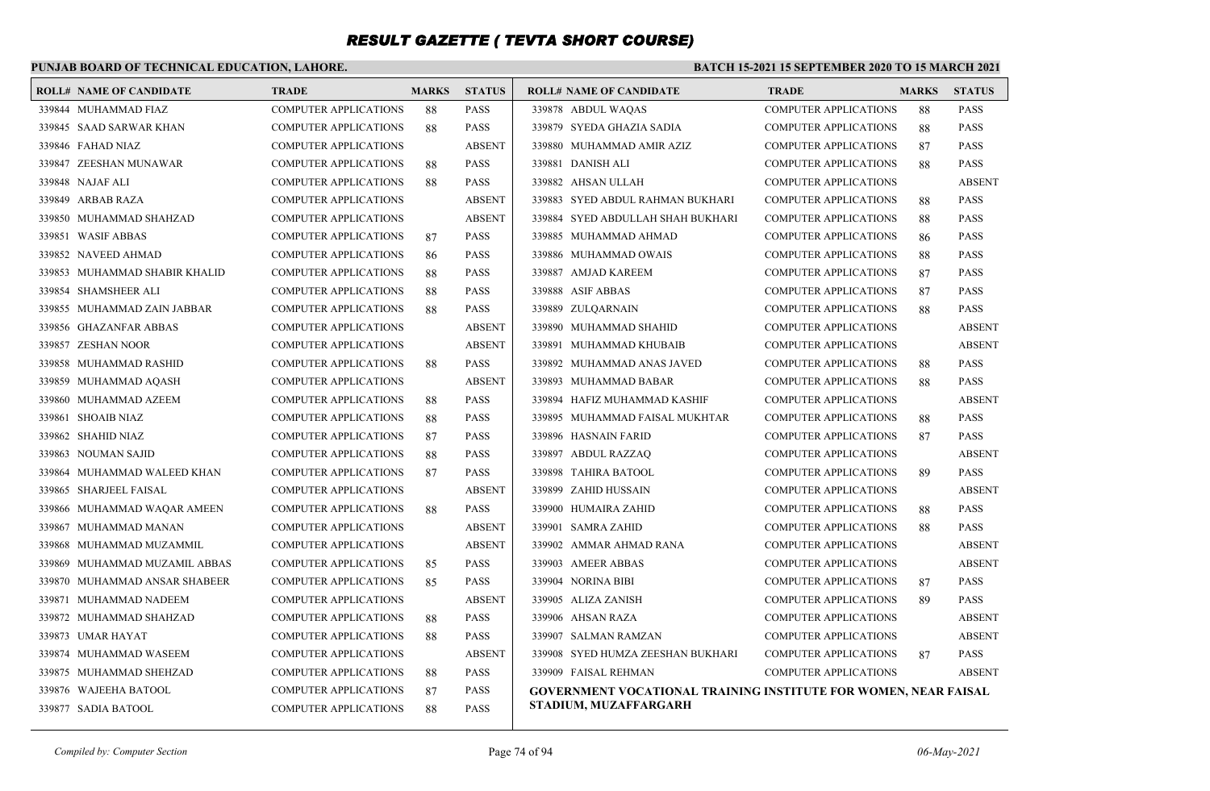# RESULT GAZETTE ( TEVTA SHORT COURSE)

**PUNJAB BOARD OF TECHNICAL EDUCATION, LAHORE.**

**BATCH 15-2021 15 SEPTEMBER 2020 TO 15 MARCH 2021**

| ROLL# | NAME OF CANDIDATE | TRADE | MARKS | STATUS |
|---|---|---|---|---|
| 339844 | MUHAMMAD FIAZ | COMPUTER APPLICATIONS | 88 | PASS |
| 339845 | SAAD SARWAR KHAN | COMPUTER APPLICATIONS | 88 | PASS |
| 339846 | FAHAD NIAZ | COMPUTER APPLICATIONS | | ABSENT |
| 339847 | ZEESHAN MUNAWAR | COMPUTER APPLICATIONS | 88 | PASS |
| 339848 | NAJAF ALI | COMPUTER APPLICATIONS | 88 | PASS |
| 339849 | ARBAB RAZA | COMPUTER APPLICATIONS | | ABSENT |
| 339850 | MUHAMMAD SHAHZAD | COMPUTER APPLICATIONS | | ABSENT |
| 339851 | WASIF ABBAS | COMPUTER APPLICATIONS | 87 | PASS |
| 339852 | NAVEED AHMAD | COMPUTER APPLICATIONS | 86 | PASS |
| 339853 | MUHAMMAD SHABIR KHALID | COMPUTER APPLICATIONS | 88 | PASS |
| 339854 | SHAMSHEER ALI | COMPUTER APPLICATIONS | 88 | PASS |
| 339855 | MUHAMMAD ZAIN JABBAR | COMPUTER APPLICATIONS | 88 | PASS |
| 339856 | GHAZANFAR ABBAS | COMPUTER APPLICATIONS | | ABSENT |
| 339857 | ZESHAN NOOR | COMPUTER APPLICATIONS | | ABSENT |
| 339858 | MUHAMMAD RASHID | COMPUTER APPLICATIONS | 88 | PASS |
| 339859 | MUHAMMAD AQASH | COMPUTER APPLICATIONS | | ABSENT |
| 339860 | MUHAMMAD AZEEM | COMPUTER APPLICATIONS | 88 | PASS |
| 339861 | SHOAIB NIAZ | COMPUTER APPLICATIONS | 88 | PASS |
| 339862 | SHAHID NIAZ | COMPUTER APPLICATIONS | 87 | PASS |
| 339863 | NOUMAN SAJID | COMPUTER APPLICATIONS | 88 | PASS |
| 339864 | MUHAMMAD WALEED KHAN | COMPUTER APPLICATIONS | 87 | PASS |
| 339865 | SHARJEEL FAISAL | COMPUTER APPLICATIONS | | ABSENT |
| 339866 | MUHAMMAD WAQAR AMEEN | COMPUTER APPLICATIONS | 88 | PASS |
| 339867 | MUHAMMAD MANAN | COMPUTER APPLICATIONS | | ABSENT |
| 339868 | MUHAMMAD MUZAMMIL | COMPUTER APPLICATIONS | | ABSENT |
| 339869 | MUHAMMAD MUZAMIL ABBAS | COMPUTER APPLICATIONS | 85 | PASS |
| 339870 | MUHAMMAD ANSAR SHABEER | COMPUTER APPLICATIONS | 85 | PASS |
| 339871 | MUHAMMAD NADEEM | COMPUTER APPLICATIONS | | ABSENT |
| 339872 | MUHAMMAD SHAHZAD | COMPUTER APPLICATIONS | 88 | PASS |
| 339873 | UMAR HAYAT | COMPUTER APPLICATIONS | 88 | PASS |
| 339874 | MUHAMMAD WASEEM | COMPUTER APPLICATIONS | | ABSENT |
| 339875 | MUHAMMAD SHEHZAD | COMPUTER APPLICATIONS | 88 | PASS |
| 339876 | WAJEEHA BATOOL | COMPUTER APPLICATIONS | 87 | PASS |
| 339877 | SADIA BATOOL | COMPUTER APPLICATIONS | 88 | PASS |
| 339878 | ABDUL WAQAS | COMPUTER APPLICATIONS | 88 | PASS |
| 339879 | SYEDA GHAZIA SADIA | COMPUTER APPLICATIONS | 88 | PASS |
| 339880 | MUHAMMAD AMIR AZIZ | COMPUTER APPLICATIONS | 87 | PASS |
| 339881 | DANISH ALI | COMPUTER APPLICATIONS | 88 | PASS |
| 339882 | AHSAN ULLAH | COMPUTER APPLICATIONS | | ABSENT |
| 339883 | SYED ABDUL RAHMAN BUKHARI | COMPUTER APPLICATIONS | 88 | PASS |
| 339884 | SYED ABDULLAH SHAH BUKHARI | COMPUTER APPLICATIONS | 88 | PASS |
| 339885 | MUHAMMAD AHMAD | COMPUTER APPLICATIONS | 86 | PASS |
| 339886 | MUHAMMAD OWAIS | COMPUTER APPLICATIONS | 88 | PASS |
| 339887 | AMJAD KAREEM | COMPUTER APPLICATIONS | 87 | PASS |
| 339888 | ASIF ABBAS | COMPUTER APPLICATIONS | 87 | PASS |
| 339889 | ZULQARNAIN | COMPUTER APPLICATIONS | 88 | PASS |
| 339890 | MUHAMMAD SHAHID | COMPUTER APPLICATIONS | | ABSENT |
| 339891 | MUHAMMAD KHUBAIB | COMPUTER APPLICATIONS | | ABSENT |
| 339892 | MUHAMMAD ANAS JAVED | COMPUTER APPLICATIONS | 88 | PASS |
| 339893 | MUHAMMAD BABAR | COMPUTER APPLICATIONS | 88 | PASS |
| 339894 | HAFIZ MUHAMMAD KASHIF | COMPUTER APPLICATIONS | | ABSENT |
| 339895 | MUHAMMAD FAISAL MUKHTAR | COMPUTER APPLICATIONS | 88 | PASS |
| 339896 | HASNAIN FARID | COMPUTER APPLICATIONS | 87 | PASS |
| 339897 | ABDUL RAZZAQ | COMPUTER APPLICATIONS | | ABSENT |
| 339898 | TAHIRA BATOOL | COMPUTER APPLICATIONS | 89 | PASS |
| 339899 | ZAHID HUSSAIN | COMPUTER APPLICATIONS | | ABSENT |
| 339900 | HUMAIRA ZAHID | COMPUTER APPLICATIONS | 88 | PASS |
| 339901 | SAMRA ZAHID | COMPUTER APPLICATIONS | 88 | PASS |
| 339902 | AMMAR AHMAD RANA | COMPUTER APPLICATIONS | | ABSENT |
| 339903 | AMEER ABBAS | COMPUTER APPLICATIONS | | ABSENT |
| 339904 | NORINA BIBI | COMPUTER APPLICATIONS | 87 | PASS |
| 339905 | ALIZA ZANISH | COMPUTER APPLICATIONS | 89 | PASS |
| 339906 | AHSAN RAZA | COMPUTER APPLICATIONS | | ABSENT |
| 339907 | SALMAN RAMZAN | COMPUTER APPLICATIONS | | ABSENT |
| 339908 | SYED HUMZA ZEESHAN BUKHARI | COMPUTER APPLICATIONS | 87 | PASS |
| 339909 | FAISAL REHMAN | COMPUTER APPLICATIONS | | ABSENT |

**GOVERNMENT VOCATIONAL TRAINING INSTITUTE FOR WOMEN, NEAR FAISAL STADIUM, MUZAFFARGARH**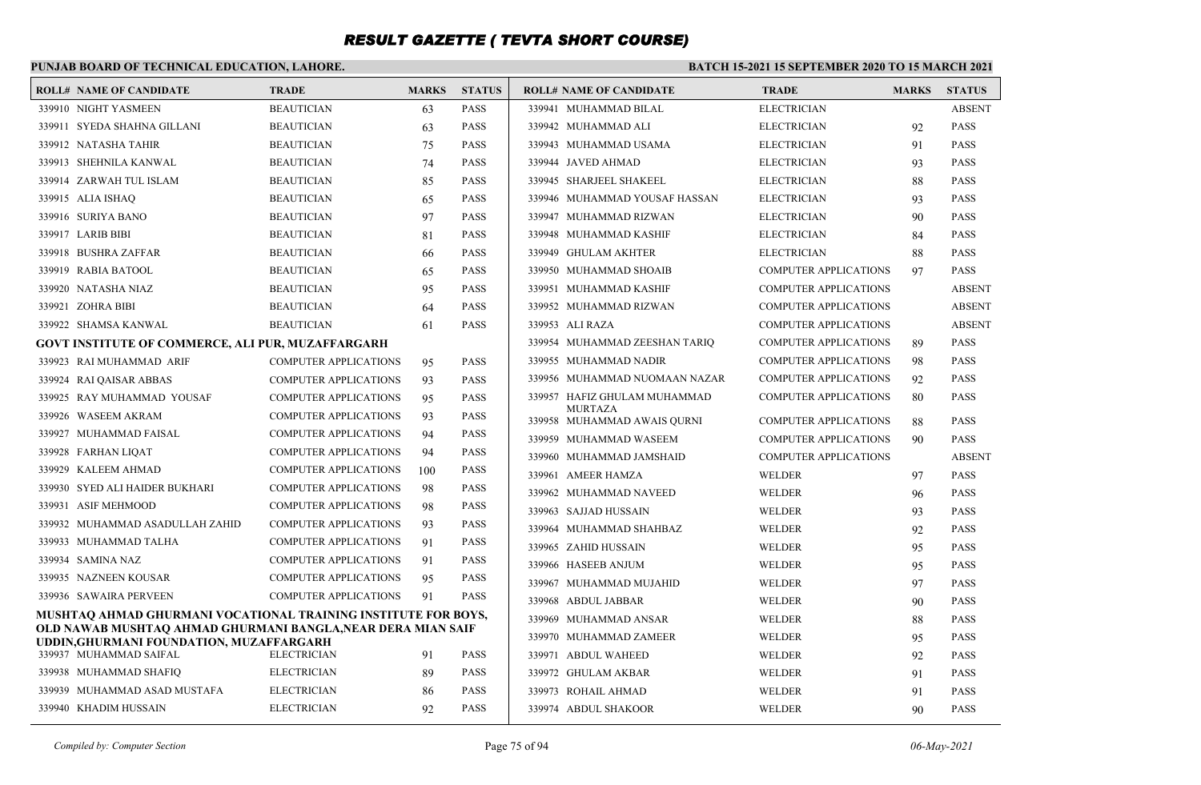# RESULT GAZETTE ( TEVTA SHORT COURSE)

**PUNJAB BOARD OF TECHNICAL EDUCATION, LAHORE.**

**BATCH 15-2021 15 SEPTEMBER 2020 TO 15 MARCH 2021**

| ROLL# | NAME OF CANDIDATE | TRADE | MARKS | STATUS |
|---|---|---|---|---|
| 339910 | NIGHT YASMEEN | BEAUTICIAN | 63 | PASS |
| 339911 | SYEDA SHAHNA GILLANI | BEAUTICIAN | 63 | PASS |
| 339912 | NATASHA TAHIR | BEAUTICIAN | 75 | PASS |
| 339913 | SHEHNILA KANWAL | BEAUTICIAN | 74 | PASS |
| 339914 | ZARWAH TUL ISLAM | BEAUTICIAN | 85 | PASS |
| 339915 | ALIA ISHAQ | BEAUTICIAN | 65 | PASS |
| 339916 | SURIYA BANO | BEAUTICIAN | 97 | PASS |
| 339917 | LARIB BIBI | BEAUTICIAN | 81 | PASS |
| 339918 | BUSHRA ZAFFAR | BEAUTICIAN | 66 | PASS |
| 339919 | RABIA BATOOL | BEAUTICIAN | 65 | PASS |
| 339920 | NATASHA NIAZ | BEAUTICIAN | 95 | PASS |
| 339921 | ZOHRA BIBI | BEAUTICIAN | 64 | PASS |
| 339922 | SHAMSA KANWAL | BEAUTICIAN | 61 | PASS |

**GOVT INSTITUTE OF COMMERCE, ALI PUR, MUZAFFARGARH**

| ROLL# | NAME OF CANDIDATE | TRADE | MARKS | STATUS |
|---|---|---|---|---|
| 339923 | RAI MUHAMMAD ARIF | COMPUTER APPLICATIONS | 95 | PASS |
| 339924 | RAI QAISAR ABBAS | COMPUTER APPLICATIONS | 93 | PASS |
| 339925 | RAY MUHAMMAD YOUSAF | COMPUTER APPLICATIONS | 95 | PASS |
| 339926 | WASEEM AKRAM | COMPUTER APPLICATIONS | 93 | PASS |
| 339927 | MUHAMMAD FAISAL | COMPUTER APPLICATIONS | 94 | PASS |
| 339928 | FARHAN LIQAT | COMPUTER APPLICATIONS | 94 | PASS |
| 339929 | KALEEM AHMAD | COMPUTER APPLICATIONS | 100 | PASS |
| 339930 | SYED ALI HAIDER BUKHARI | COMPUTER APPLICATIONS | 98 | PASS |
| 339931 | ASIF MEHMOOD | COMPUTER APPLICATIONS | 98 | PASS |
| 339932 | MUHAMMAD ASADULLAH ZAHID | COMPUTER APPLICATIONS | 93 | PASS |
| 339933 | MUHAMMAD TALHA | COMPUTER APPLICATIONS | 91 | PASS |
| 339934 | SAMINA NAZ | COMPUTER APPLICATIONS | 91 | PASS |
| 339935 | NAZNEEN KOUSAR | COMPUTER APPLICATIONS | 95 | PASS |
| 339936 | SAWAIRA PERVEEN | COMPUTER APPLICATIONS | 91 | PASS |

**MUSHTAQ AHMAD GHURMANI VOCATIONAL TRAINING INSTITUTE FOR BOYS, OLD NAWAB MUSHTAQ AHMAD GHURMANI BANGLA,NEAR DERA MIAN SAIF UDDIN,GHURMANI FOUNDATION, MUZAFFARGARH**

| ROLL# | NAME OF CANDIDATE | TRADE | MARKS | STATUS |
|---|---|---|---|---|
| 339937 | MUHAMMAD SAIFAL | ELECTRICIAN | 91 | PASS |
| 339938 | MUHAMMAD SHAFIQ | ELECTRICIAN | 89 | PASS |
| 339939 | MUHAMMAD ASAD MUSTAFA | ELECTRICIAN | 86 | PASS |
| 339940 | KHADIM HUSSAIN | ELECTRICIAN | 92 | PASS |
| 339941 | MUHAMMAD BILAL | ELECTRICIAN | | ABSENT |
| 339942 | MUHAMMAD ALI | ELECTRICIAN | 92 | PASS |
| 339943 | MUHAMMAD USAMA | ELECTRICIAN | 91 | PASS |
| 339944 | JAVED AHMAD | ELECTRICIAN | 93 | PASS |
| 339945 | SHARJEEL SHAKEEL | ELECTRICIAN | 88 | PASS |
| 339946 | MUHAMMAD YOUSAF HASSAN | ELECTRICIAN | 93 | PASS |
| 339947 | MUHAMMAD RIZWAN | ELECTRICIAN | 90 | PASS |
| 339948 | MUHAMMAD KASHIF | ELECTRICIAN | 84 | PASS |
| 339949 | GHULAM AKHTER | ELECTRICIAN | 88 | PASS |
| 339950 | MUHAMMAD SHOAIB | COMPUTER APPLICATIONS | 97 | PASS |
| 339951 | MUHAMMAD KASHIF | COMPUTER APPLICATIONS | | ABSENT |
| 339952 | MUHAMMAD RIZWAN | COMPUTER APPLICATIONS | | ABSENT |
| 339953 | ALI RAZA | COMPUTER APPLICATIONS | | ABSENT |
| 339954 | MUHAMMAD ZEESHAN TARIQ | COMPUTER APPLICATIONS | 89 | PASS |
| 339955 | MUHAMMAD NADIR | COMPUTER APPLICATIONS | 98 | PASS |
| 339956 | MUHAMMAD NUOMAAN NAZAR | COMPUTER APPLICATIONS | 92 | PASS |
| 339957 | HAFIZ GHULAM MUHAMMAD MURTAZA | COMPUTER APPLICATIONS | 80 | PASS |
| 339958 | MUHAMMAD AWAIS QURNI | COMPUTER APPLICATIONS | 88 | PASS |
| 339959 | MUHAMMAD WASEEM | COMPUTER APPLICATIONS | 90 | PASS |
| 339960 | MUHAMMAD JAMSHAID | COMPUTER APPLICATIONS | | ABSENT |
| 339961 | AMEER HAMZA | WELDER | 97 | PASS |
| 339962 | MUHAMMAD NAVEED | WELDER | 96 | PASS |
| 339963 | SAJJAD HUSSAIN | WELDER | 93 | PASS |
| 339964 | MUHAMMAD SHAHBAZ | WELDER | 92 | PASS |
| 339965 | ZAHID HUSSAIN | WELDER | 95 | PASS |
| 339966 | HASEEB ANJUM | WELDER | 95 | PASS |
| 339967 | MUHAMMAD MUJAHID | WELDER | 97 | PASS |
| 339968 | ABDUL JABBAR | WELDER | 90 | PASS |
| 339969 | MUHAMMAD ANSAR | WELDER | 88 | PASS |
| 339970 | MUHAMMAD ZAMEER | WELDER | 95 | PASS |
| 339971 | ABDUL WAHEED | WELDER | 92 | PASS |
| 339972 | GHULAM AKBAR | WELDER | 91 | PASS |
| 339973 | ROHAIL AHMAD | WELDER | 91 | PASS |
| 339974 | ABDUL SHAKOOR | WELDER | 90 | PASS |

*Compiled by: Computer Section* *06-May-2021*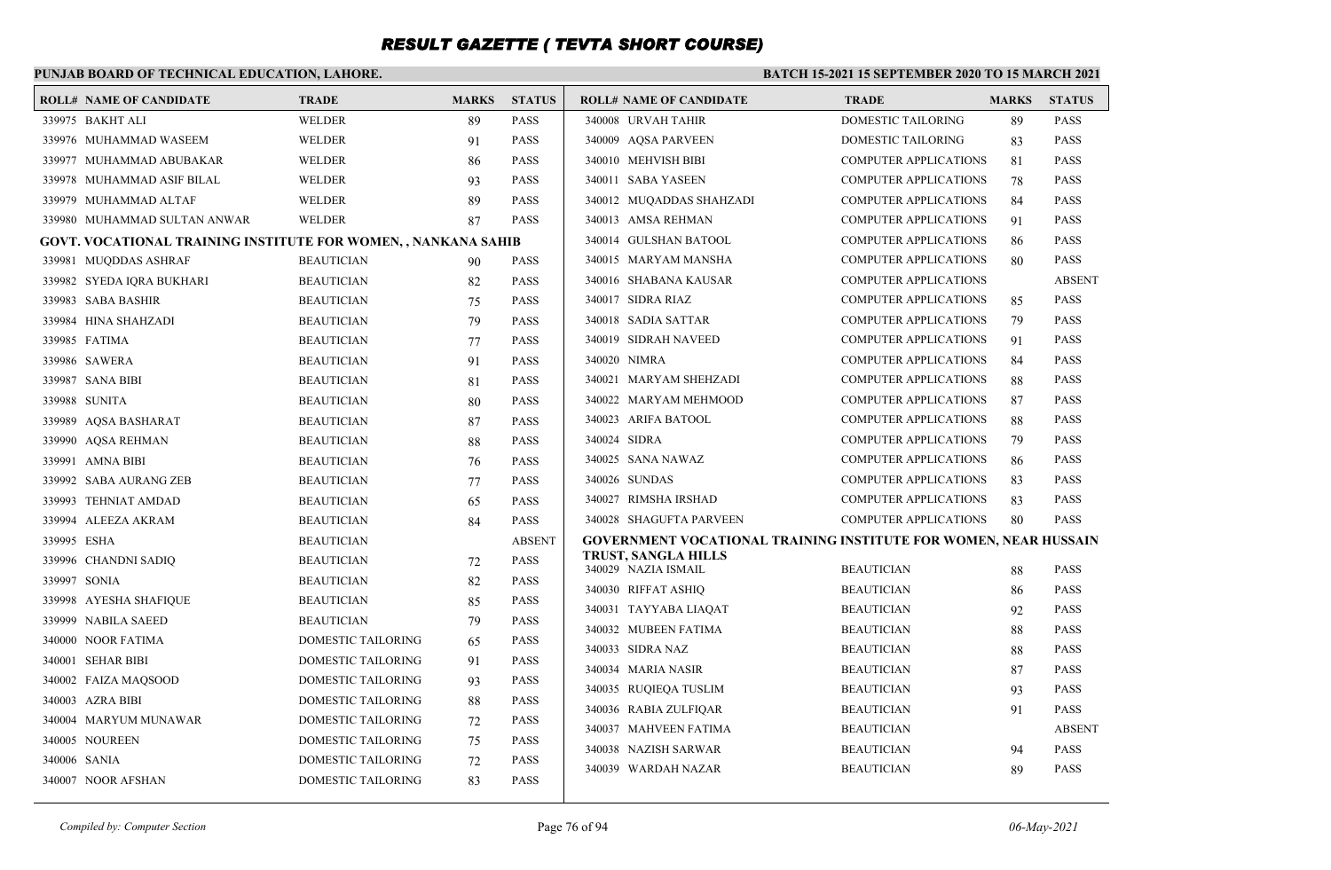# RESULT GAZETTE ( TEVTA SHORT COURSE)

**PUNJAB BOARD OF TECHNICAL EDUCATION, LAHORE.**

**BATCH 15-2021 15 SEPTEMBER 2020 TO 15 MARCH 2021**

| ROLL# | NAME OF CANDIDATE | TRADE | MARKS | STATUS |
|---|---|---|---|---|
| 339975 | BAKHT ALI | WELDER | 89 | PASS |
| 339976 | MUHAMMAD WASEEM | WELDER | 91 | PASS |
| 339977 | MUHAMMAD ABUBAKAR | WELDER | 86 | PASS |
| 339978 | MUHAMMAD ASIF BILAL | WELDER | 93 | PASS |
| 339979 | MUHAMMAD ALTAF | WELDER | 89 | PASS |
| 339980 | MUHAMMAD SULTAN ANWAR | WELDER | 87 | PASS |

**GOVT. VOCATIONAL TRAINING INSTITUTE FOR WOMEN, , NANKANA SAHIB**

| ROLL# | NAME OF CANDIDATE | TRADE | MARKS | STATUS |
|---|---|---|---|---|
| 339981 | MUQDDAS ASHRAF | BEAUTICIAN | 90 | PASS |
| 339982 | SYEDA IQRA BUKHARI | BEAUTICIAN | 82 | PASS |
| 339983 | SABA BASHIR | BEAUTICIAN | 75 | PASS |
| 339984 | HINA SHAHZADI | BEAUTICIAN | 79 | PASS |
| 339985 | FATIMA | BEAUTICIAN | 77 | PASS |
| 339986 | SAWERA | BEAUTICIAN | 91 | PASS |
| 339987 | SANA BIBI | BEAUTICIAN | 81 | PASS |
| 339988 | SUNITA | BEAUTICIAN | 80 | PASS |
| 339989 | AQSA BASHARAT | BEAUTICIAN | 87 | PASS |
| 339990 | AQSA REHMAN | BEAUTICIAN | 88 | PASS |
| 339991 | AMNA BIBI | BEAUTICIAN | 76 | PASS |
| 339992 | SABA AURANG ZEB | BEAUTICIAN | 77 | PASS |
| 339993 | TEHNIAT AMDAD | BEAUTICIAN | 65 | PASS |
| 339994 | ALEEZA AKRAM | BEAUTICIAN | 84 | PASS |
| 339995 | ESHA | BEAUTICIAN | | ABSENT |
| 339996 | CHANDNI SADIQ | BEAUTICIAN | 72 | PASS |
| 339997 | SONIA | BEAUTICIAN | 82 | PASS |
| 339998 | AYESHA SHAFIQUE | BEAUTICIAN | 85 | PASS |
| 339999 | NABILA SAEED | BEAUTICIAN | 79 | PASS |
| 340000 | NOOR FATIMA | DOMESTIC TAILORING | 65 | PASS |
| 340001 | SEHAR BIBI | DOMESTIC TAILORING | 91 | PASS |
| 340002 | FAIZA MAQSOOD | DOMESTIC TAILORING | 93 | PASS |
| 340003 | AZRA BIBI | DOMESTIC TAILORING | 88 | PASS |
| 340004 | MARYUM MUNAWAR | DOMESTIC TAILORING | 72 | PASS |
| 340005 | NOUREEN | DOMESTIC TAILORING | 75 | PASS |
| 340006 | SANIA | DOMESTIC TAILORING | 72 | PASS |
| 340007 | NOOR AFSHAN | DOMESTIC TAILORING | 83 | PASS |
| 340008 | URVAH TAHIR | DOMESTIC TAILORING | 89 | PASS |
| 340009 | AQSA PARVEEN | DOMESTIC TAILORING | 83 | PASS |
| 340010 | MEHVISH BIBI | COMPUTER APPLICATIONS | 81 | PASS |
| 340011 | SABA YASEEN | COMPUTER APPLICATIONS | 78 | PASS |
| 340012 | MUQADDAS SHAHZADI | COMPUTER APPLICATIONS | 84 | PASS |
| 340013 | AMSA REHMAN | COMPUTER APPLICATIONS | 91 | PASS |
| 340014 | GULSHAN BATOOL | COMPUTER APPLICATIONS | 86 | PASS |
| 340015 | MARYAM MANSHA | COMPUTER APPLICATIONS | 80 | PASS |
| 340016 | SHABANA KAUSAR | COMPUTER APPLICATIONS | | ABSENT |
| 340017 | SIDRA RIAZ | COMPUTER APPLICATIONS | 85 | PASS |
| 340018 | SADIA SATTAR | COMPUTER APPLICATIONS | 79 | PASS |
| 340019 | SIDRAH NAVEED | COMPUTER APPLICATIONS | 91 | PASS |
| 340020 | NIMRA | COMPUTER APPLICATIONS | 84 | PASS |
| 340021 | MARYAM SHEHZADI | COMPUTER APPLICATIONS | 88 | PASS |
| 340022 | MARYAM MEHMOOD | COMPUTER APPLICATIONS | 87 | PASS |
| 340023 | ARIFA BATOOL | COMPUTER APPLICATIONS | 88 | PASS |
| 340024 | SIDRA | COMPUTER APPLICATIONS | 79 | PASS |
| 340025 | SANA NAWAZ | COMPUTER APPLICATIONS | 86 | PASS |
| 340026 | SUNDAS | COMPUTER APPLICATIONS | 83 | PASS |
| 340027 | RIMSHA IRSHAD | COMPUTER APPLICATIONS | 83 | PASS |
| 340028 | SHAGUFTA PARVEEN | COMPUTER APPLICATIONS | 80 | PASS |

**GOVERNMENT VOCATIONAL TRAINING INSTITUTE FOR WOMEN, NEAR HUSSAIN TRUST, SANGLA HILLS**

| ROLL# | NAME OF CANDIDATE | TRADE | MARKS | STATUS |
|---|---|---|---|---|
| 340029 | NAZIA ISMAIL | BEAUTICIAN | 88 | PASS |
| 340030 | RIFFAT ASHIQ | BEAUTICIAN | 86 | PASS |
| 340031 | TAYYABA LIAQAT | BEAUTICIAN | 92 | PASS |
| 340032 | MUBEEN FATIMA | BEAUTICIAN | 88 | PASS |
| 340033 | SIDRA NAZ | BEAUTICIAN | 88 | PASS |
| 340034 | MARIA NASIR | BEAUTICIAN | 87 | PASS |
| 340035 | RUQIEQA TUSLIM | BEAUTICIAN | 93 | PASS |
| 340036 | RABIA ZULFIQAR | BEAUTICIAN | 91 | PASS |
| 340037 | MAHVEEN FATIMA | BEAUTICIAN | | ABSENT |
| 340038 | NAZISH SARWAR | BEAUTICIAN | 94 | PASS |
| 340039 | WARDAH NAZAR | BEAUTICIAN | 89 | PASS |

*Compiled by: Computer Section* — *06-May-2021*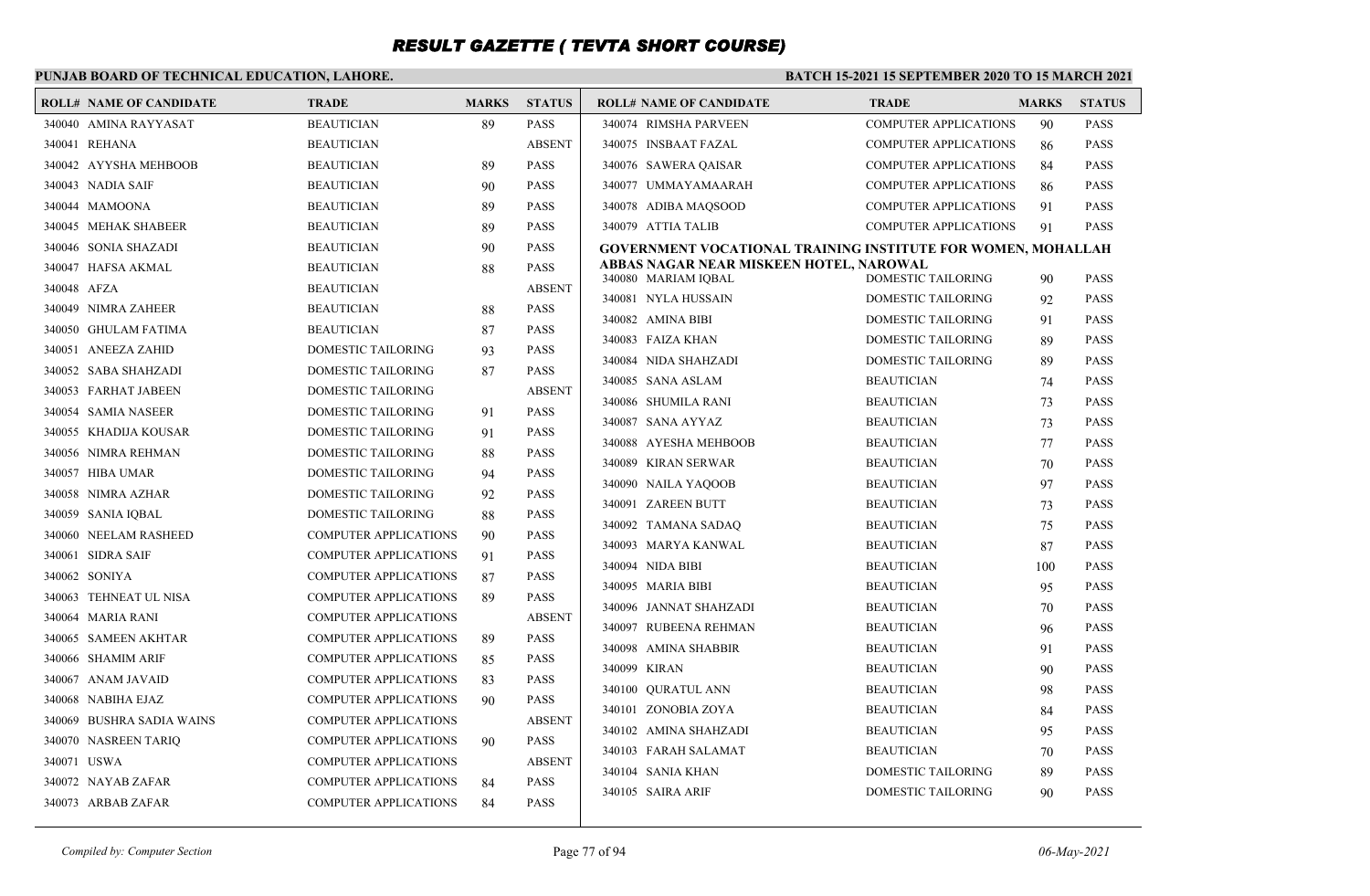# RESULT GAZETTE ( TEVTA SHORT COURSE)

**PUNJAB BOARD OF TECHNICAL EDUCATION, LAHORE.**

**BATCH 15-2021 15 SEPTEMBER 2020 TO 15 MARCH 2021**

| ROLL# | NAME OF CANDIDATE | TRADE | MARKS | STATUS |
|---|---|---|---|---|
| 340040 | AMINA RAYYASAT | BEAUTICIAN | 89 | PASS |
| 340041 | REHANA | BEAUTICIAN | | ABSENT |
| 340042 | AYYSHA MEHBOOB | BEAUTICIAN | 89 | PASS |
| 340043 | NADIA SAIF | BEAUTICIAN | 90 | PASS |
| 340044 | MAMOONA | BEAUTICIAN | 89 | PASS |
| 340045 | MEHAK SHABEER | BEAUTICIAN | 89 | PASS |
| 340046 | SONIA SHAZADI | BEAUTICIAN | 90 | PASS |
| 340047 | HAFSA AKMAL | BEAUTICIAN | 88 | PASS |
| 340048 | AFZA | BEAUTICIAN | | ABSENT |
| 340049 | NIMRA ZAHEER | BEAUTICIAN | 88 | PASS |
| 340050 | GHULAM FATIMA | BEAUTICIAN | 87 | PASS |
| 340051 | ANEEZA ZAHID | DOMESTIC TAILORING | 93 | PASS |
| 340052 | SABA SHAHZADI | DOMESTIC TAILORING | 87 | PASS |
| 340053 | FARHAT JABEEN | DOMESTIC TAILORING | | ABSENT |
| 340054 | SAMIA NASEER | DOMESTIC TAILORING | 91 | PASS |
| 340055 | KHADIJA KOUSAR | DOMESTIC TAILORING | 91 | PASS |
| 340056 | NIMRA REHMAN | DOMESTIC TAILORING | 88 | PASS |
| 340057 | HIBA UMAR | DOMESTIC TAILORING | 94 | PASS |
| 340058 | NIMRA AZHAR | DOMESTIC TAILORING | 92 | PASS |
| 340059 | SANIA IQBAL | DOMESTIC TAILORING | 88 | PASS |
| 340060 | NEELAM RASHEED | COMPUTER APPLICATIONS | 90 | PASS |
| 340061 | SIDRA SAIF | COMPUTER APPLICATIONS | 91 | PASS |
| 340062 | SONIYA | COMPUTER APPLICATIONS | 87 | PASS |
| 340063 | TEHNEAT UL NISA | COMPUTER APPLICATIONS | 89 | PASS |
| 340064 | MARIA RANI | COMPUTER APPLICATIONS | | ABSENT |
| 340065 | SAMEEN AKHTAR | COMPUTER APPLICATIONS | 89 | PASS |
| 340066 | SHAMIM ARIF | COMPUTER APPLICATIONS | 85 | PASS |
| 340067 | ANAM JAVAID | COMPUTER APPLICATIONS | 83 | PASS |
| 340068 | NABIHA EJAZ | COMPUTER APPLICATIONS | 90 | PASS |
| 340069 | BUSHRA SADIA WAINS | COMPUTER APPLICATIONS | | ABSENT |
| 340070 | NASREEN TARIQ | COMPUTER APPLICATIONS | 90 | PASS |
| 340071 | USWA | COMPUTER APPLICATIONS | | ABSENT |
| 340072 | NAYAB ZAFAR | COMPUTER APPLICATIONS | 84 | PASS |
| 340073 | ARBAB ZAFAR | COMPUTER APPLICATIONS | 84 | PASS |
| 340074 | RIMSHA PARVEEN | COMPUTER APPLICATIONS | 90 | PASS |
| 340075 | INSBAAT FAZAL | COMPUTER APPLICATIONS | 86 | PASS |
| 340076 | SAWERA QAISAR | COMPUTER APPLICATIONS | 84 | PASS |
| 340077 | UMMAYAMAARAH | COMPUTER APPLICATIONS | 86 | PASS |
| 340078 | ADIBA MAQSOOD | COMPUTER APPLICATIONS | 91 | PASS |
| 340079 | ATTIA TALIB | COMPUTER APPLICATIONS | 91 | PASS |

**GOVERNMENT VOCATIONAL TRAINING INSTITUTE FOR WOMEN, MOHALLAH ABBAS NAGAR NEAR MISKEEN HOTEL, NAROWAL**

| ROLL# | NAME OF CANDIDATE | TRADE | MARKS | STATUS |
|---|---|---|---|---|
| 340080 | MARIAM IQBAL | DOMESTIC TAILORING | 90 | PASS |
| 340081 | NYLA HUSSAIN | DOMESTIC TAILORING | 92 | PASS |
| 340082 | AMINA BIBI | DOMESTIC TAILORING | 91 | PASS |
| 340083 | FAIZA KHAN | DOMESTIC TAILORING | 89 | PASS |
| 340084 | NIDA SHAHZADI | DOMESTIC TAILORING | 89 | PASS |
| 340085 | SANA ASLAM | BEAUTICIAN | 74 | PASS |
| 340086 | SHUMILA RANI | BEAUTICIAN | 73 | PASS |
| 340087 | SANA AYYAZ | BEAUTICIAN | 73 | PASS |
| 340088 | AYESHA MEHBOOB | BEAUTICIAN | 77 | PASS |
| 340089 | KIRAN SERWAR | BEAUTICIAN | 70 | PASS |
| 340090 | NAILA YAQOOB | BEAUTICIAN | 97 | PASS |
| 340091 | ZAREEN BUTT | BEAUTICIAN | 73 | PASS |
| 340092 | TAMANA SADAQ | BEAUTICIAN | 75 | PASS |
| 340093 | MARYA KANWAL | BEAUTICIAN | 87 | PASS |
| 340094 | NIDA BIBI | BEAUTICIAN | 100 | PASS |
| 340095 | MARIA BIBI | BEAUTICIAN | 95 | PASS |
| 340096 | JANNAT SHAHZADI | BEAUTICIAN | 70 | PASS |
| 340097 | RUBEENA REHMAN | BEAUTICIAN | 96 | PASS |
| 340098 | AMINA SHABBIR | BEAUTICIAN | 91 | PASS |
| 340099 | KIRAN | BEAUTICIAN | 90 | PASS |
| 340100 | QURATUL ANN | BEAUTICIAN | 98 | PASS |
| 340101 | ZONOBIA ZOYA | BEAUTICIAN | 84 | PASS |
| 340102 | AMINA SHAHZADI | BEAUTICIAN | 95 | PASS |
| 340103 | FARAH SALAMAT | BEAUTICIAN | 70 | PASS |
| 340104 | SANIA KHAN | DOMESTIC TAILORING | 89 | PASS |
| 340105 | SAIRA ARIF | DOMESTIC TAILORING | 90 | PASS |

*Compiled by: Computer Section*

*06-May-2021*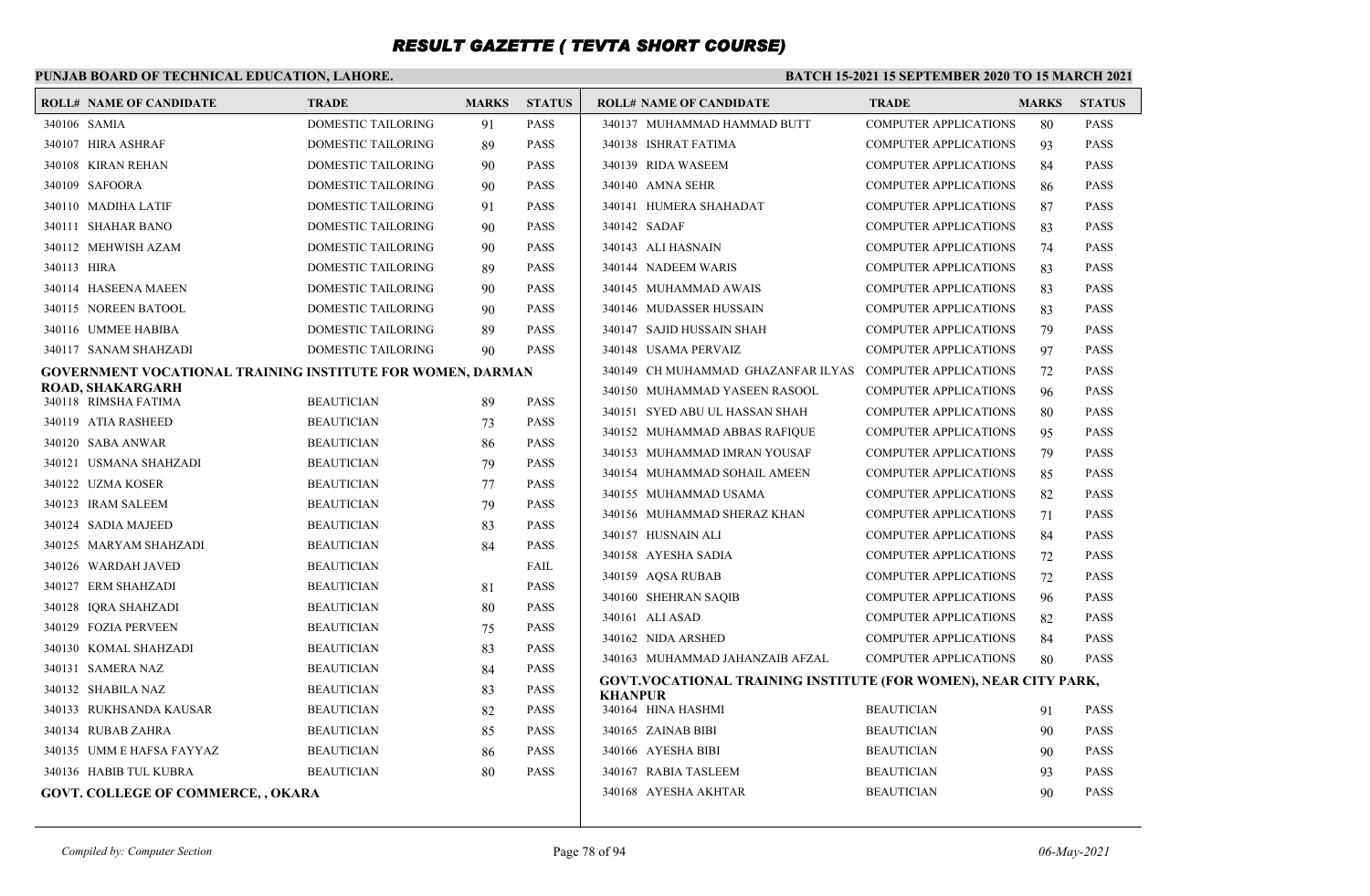# RESULT GAZETTE ( TEVTA SHORT COURSE)

**PUNJAB BOARD OF TECHNICAL EDUCATION, LAHORE.**

**BATCH 15-2021 15 SEPTEMBER 2020 TO 15 MARCH 2021**

| ROLL# | NAME OF CANDIDATE | TRADE | MARKS | STATUS |
|---|---|---|---|---|
| 340106 | SAMIA | DOMESTIC TAILORING | 91 | PASS |
| 340107 | HIRA ASHRAF | DOMESTIC TAILORING | 89 | PASS |
| 340108 | KIRAN REHAN | DOMESTIC TAILORING | 90 | PASS |
| 340109 | SAFOORA | DOMESTIC TAILORING | 90 | PASS |
| 340110 | MADIHA LATIF | DOMESTIC TAILORING | 91 | PASS |
| 340111 | SHAHAR BANO | DOMESTIC TAILORING | 90 | PASS |
| 340112 | MEHWISH AZAM | DOMESTIC TAILORING | 90 | PASS |
| 340113 | HIRA | DOMESTIC TAILORING | 89 | PASS |
| 340114 | HASEENA MAEEN | DOMESTIC TAILORING | 90 | PASS |
| 340115 | NOREEN BATOOL | DOMESTIC TAILORING | 90 | PASS |
| 340116 | UMMEE HABIBA | DOMESTIC TAILORING | 89 | PASS |
| 340117 | SANAM SHAHZADI | DOMESTIC TAILORING | 90 | PASS |

**GOVERNMENT VOCATIONAL TRAINING INSTITUTE FOR WOMEN, DARMAN ROAD, SHAKARGARH**

| ROLL# | NAME OF CANDIDATE | TRADE | MARKS | STATUS |
|---|---|---|---|---|
| 340118 | RIMSHA FATIMA | BEAUTICIAN | 89 | PASS |
| 340119 | ATIA RASHEED | BEAUTICIAN | 73 | PASS |
| 340120 | SABA ANWAR | BEAUTICIAN | 86 | PASS |
| 340121 | USMANA SHAHZADI | BEAUTICIAN | 79 | PASS |
| 340122 | UZMA KOSER | BEAUTICIAN | 77 | PASS |
| 340123 | IRAM SALEEM | BEAUTICIAN | 79 | PASS |
| 340124 | SADIA MAJEED | BEAUTICIAN | 83 | PASS |
| 340125 | MARYAM SHAHZADI | BEAUTICIAN | 84 | PASS |
| 340126 | WARDAH JAVED | BEAUTICIAN | | FAIL |
| 340127 | ERM SHAHZADI | BEAUTICIAN | 81 | PASS |
| 340128 | IQRA SHAHZADI | BEAUTICIAN | 80 | PASS |
| 340129 | FOZIA PERVEEN | BEAUTICIAN | 75 | PASS |
| 340130 | KOMAL SHAHZADI | BEAUTICIAN | 83 | PASS |
| 340131 | SAMERA NAZ | BEAUTICIAN | 84 | PASS |
| 340132 | SHABILA NAZ | BEAUTICIAN | 83 | PASS |
| 340133 | RUKHSANDA KAUSAR | BEAUTICIAN | 82 | PASS |
| 340134 | RUBAB ZAHRA | BEAUTICIAN | 85 | PASS |
| 340135 | UMM E HAFSA FAYYAZ | BEAUTICIAN | 86 | PASS |
| 340136 | HABIB TUL KUBRA | BEAUTICIAN | 80 | PASS |

**GOVT. COLLEGE OF COMMERCE, , OKARA**

| ROLL# | NAME OF CANDIDATE | TRADE | MARKS | STATUS |
|---|---|---|---|---|
| 340137 | MUHAMMAD HAMMAD BUTT | COMPUTER APPLICATIONS | 80 | PASS |
| 340138 | ISHRAT FATIMA | COMPUTER APPLICATIONS | 93 | PASS |
| 340139 | RIDA WASEEM | COMPUTER APPLICATIONS | 84 | PASS |
| 340140 | AMNA SEHR | COMPUTER APPLICATIONS | 86 | PASS |
| 340141 | HUMERA SHAHADAT | COMPUTER APPLICATIONS | 87 | PASS |
| 340142 | SADAF | COMPUTER APPLICATIONS | 83 | PASS |
| 340143 | ALI HASNAIN | COMPUTER APPLICATIONS | 74 | PASS |
| 340144 | NADEEM WARIS | COMPUTER APPLICATIONS | 83 | PASS |
| 340145 | MUHAMMAD AWAIS | COMPUTER APPLICATIONS | 83 | PASS |
| 340146 | MUDASSER HUSSAIN | COMPUTER APPLICATIONS | 83 | PASS |
| 340147 | SAJID HUSSAIN SHAH | COMPUTER APPLICATIONS | 79 | PASS |
| 340148 | USAMA PERVAIZ | COMPUTER APPLICATIONS | 97 | PASS |
| 340149 | CH MUHAMMAD GHAZANFAR ILYAS | COMPUTER APPLICATIONS | 72 | PASS |
| 340150 | MUHAMMAD YASEEN RASOOL | COMPUTER APPLICATIONS | 96 | PASS |
| 340151 | SYED ABU UL HASSAN SHAH | COMPUTER APPLICATIONS | 80 | PASS |
| 340152 | MUHAMMAD ABBAS RAFIQUE | COMPUTER APPLICATIONS | 95 | PASS |
| 340153 | MUHAMMAD IMRAN YOUSAF | COMPUTER APPLICATIONS | 79 | PASS |
| 340154 | MUHAMMAD SOHAIL AMEEN | COMPUTER APPLICATIONS | 85 | PASS |
| 340155 | MUHAMMAD USAMA | COMPUTER APPLICATIONS | 82 | PASS |
| 340156 | MUHAMMAD SHERAZ KHAN | COMPUTER APPLICATIONS | 71 | PASS |
| 340157 | HUSNAIN ALI | COMPUTER APPLICATIONS | 84 | PASS |
| 340158 | AYESHA SADIA | COMPUTER APPLICATIONS | 72 | PASS |
| 340159 | AQSA RUBAB | COMPUTER APPLICATIONS | 72 | PASS |
| 340160 | SHEHRAN SAQIB | COMPUTER APPLICATIONS | 96 | PASS |
| 340161 | ALI ASAD | COMPUTER APPLICATIONS | 82 | PASS |
| 340162 | NIDA ARSHED | COMPUTER APPLICATIONS | 84 | PASS |
| 340163 | MUHAMMAD JAHANZAIB AFZAL | COMPUTER APPLICATIONS | 80 | PASS |

**GOVT.VOCATIONAL TRAINING INSTITUTE (FOR WOMEN), NEAR CITY PARK, KHANPUR**

| ROLL# | NAME OF CANDIDATE | TRADE | MARKS | STATUS |
|---|---|---|---|---|
| 340164 | HINA HASHMI | BEAUTICIAN | 91 | PASS |
| 340165 | ZAINAB BIBI | BEAUTICIAN | 90 | PASS |
| 340166 | AYESHA BIBI | BEAUTICIAN | 90 | PASS |
| 340167 | RABIA TASLEEM | BEAUTICIAN | 93 | PASS |
| 340168 | AYESHA AKHTAR | BEAUTICIAN | 90 | PASS |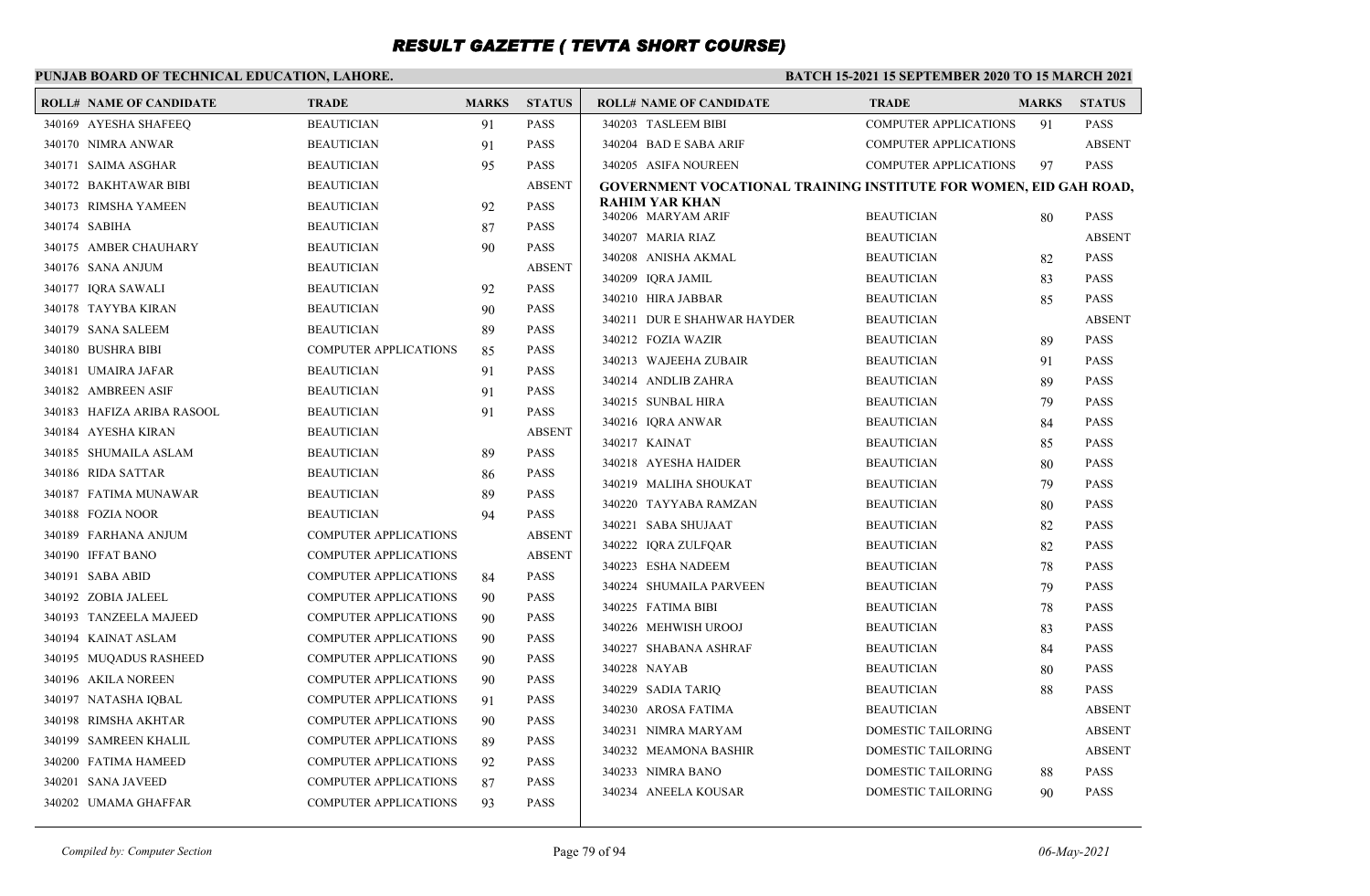# RESULT GAZETTE ( TEVTA SHORT COURSE)

**PUNJAB BOARD OF TECHNICAL EDUCATION, LAHORE.**

**BATCH 15-2021 15 SEPTEMBER 2020 TO 15 MARCH 2021**

| ROLL# | NAME OF CANDIDATE | TRADE | MARKS | STATUS |
|---|---|---|---|---|
| 340169 | AYESHA SHAFEEQ | BEAUTICIAN | 91 | PASS |
| 340170 | NIMRA ANWAR | BEAUTICIAN | 91 | PASS |
| 340171 | SAIMA ASGHAR | BEAUTICIAN | 95 | PASS |
| 340172 | BAKHTAWAR BIBI | BEAUTICIAN | | ABSENT |
| 340173 | RIMSHA YAMEEN | BEAUTICIAN | 92 | PASS |
| 340174 | SABIHA | BEAUTICIAN | 87 | PASS |
| 340175 | AMBER CHAUHARY | BEAUTICIAN | 90 | PASS |
| 340176 | SANA ANJUM | BEAUTICIAN | | ABSENT |
| 340177 | IQRA SAWALI | BEAUTICIAN | 92 | PASS |
| 340178 | TAYYBA KIRAN | BEAUTICIAN | 90 | PASS |
| 340179 | SANA SALEEM | BEAUTICIAN | 89 | PASS |
| 340180 | BUSHRA BIBI | COMPUTER APPLICATIONS | 85 | PASS |
| 340181 | UMAIRA JAFAR | BEAUTICIAN | 91 | PASS |
| 340182 | AMBREEN ASIF | BEAUTICIAN | 91 | PASS |
| 340183 | HAFIZA ARIBA RASOOL | BEAUTICIAN | 91 | PASS |
| 340184 | AYESHA KIRAN | BEAUTICIAN | | ABSENT |
| 340185 | SHUMAILA ASLAM | BEAUTICIAN | 89 | PASS |
| 340186 | RIDA SATTAR | BEAUTICIAN | 86 | PASS |
| 340187 | FATIMA MUNAWAR | BEAUTICIAN | 89 | PASS |
| 340188 | FOZIA NOOR | BEAUTICIAN | 94 | PASS |
| 340189 | FARHANA ANJUM | COMPUTER APPLICATIONS | | ABSENT |
| 340190 | IFFAT BANO | COMPUTER APPLICATIONS | | ABSENT |
| 340191 | SABA ABID | COMPUTER APPLICATIONS | 84 | PASS |
| 340192 | ZOBIA JALEEL | COMPUTER APPLICATIONS | 90 | PASS |
| 340193 | TANZEELA MAJEED | COMPUTER APPLICATIONS | 90 | PASS |
| 340194 | KAINAT ASLAM | COMPUTER APPLICATIONS | 90 | PASS |
| 340195 | MUQADUS RASHEED | COMPUTER APPLICATIONS | 90 | PASS |
| 340196 | AKILA NOREEN | COMPUTER APPLICATIONS | 90 | PASS |
| 340197 | NATASHA IQBAL | COMPUTER APPLICATIONS | 91 | PASS |
| 340198 | RIMSHA AKHTAR | COMPUTER APPLICATIONS | 90 | PASS |
| 340199 | SAMREEN KHALIL | COMPUTER APPLICATIONS | 89 | PASS |
| 340200 | FATIMA HAMEED | COMPUTER APPLICATIONS | 92 | PASS |
| 340201 | SANA JAVEED | COMPUTER APPLICATIONS | 87 | PASS |
| 340202 | UMAMA GHAFFAR | COMPUTER APPLICATIONS | 93 | PASS |
| 340203 | TASLEEM BIBI | COMPUTER APPLICATIONS | 91 | PASS |
| 340204 | BAD E SABA ARIF | COMPUTER APPLICATIONS | | ABSENT |
| 340205 | ASIFA NOUREEN | COMPUTER APPLICATIONS | 97 | PASS |

**GOVERNMENT VOCATIONAL TRAINING INSTITUTE FOR WOMEN, EID GAH ROAD, RAHIM YAR KHAN**

| ROLL# | NAME OF CANDIDATE | TRADE | MARKS | STATUS |
|---|---|---|---|---|
| 340206 | MARYAM ARIF | BEAUTICIAN | 80 | PASS |
| 340207 | MARIA RIAZ | BEAUTICIAN | | ABSENT |
| 340208 | ANISHA AKMAL | BEAUTICIAN | 82 | PASS |
| 340209 | IQRA JAMIL | BEAUTICIAN | 83 | PASS |
| 340210 | HIRA JABBAR | BEAUTICIAN | 85 | PASS |
| 340211 | DUR E SHAHWAR HAYDER | BEAUTICIAN | | ABSENT |
| 340212 | FOZIA WAZIR | BEAUTICIAN | 89 | PASS |
| 340213 | WAJEEHA ZUBAIR | BEAUTICIAN | 91 | PASS |
| 340214 | ANDLIB ZAHRA | BEAUTICIAN | 89 | PASS |
| 340215 | SUNBAL HIRA | BEAUTICIAN | 79 | PASS |
| 340216 | IQRA ANWAR | BEAUTICIAN | 84 | PASS |
| 340217 | KAINAT | BEAUTICIAN | 85 | PASS |
| 340218 | AYESHA HAIDER | BEAUTICIAN | 80 | PASS |
| 340219 | MALIHA SHOUKAT | BEAUTICIAN | 79 | PASS |
| 340220 | TAYYABA RAMZAN | BEAUTICIAN | 80 | PASS |
| 340221 | SABA SHUJAAT | BEAUTICIAN | 82 | PASS |
| 340222 | IQRA ZULFQAR | BEAUTICIAN | 82 | PASS |
| 340223 | ESHA NADEEM | BEAUTICIAN | 78 | PASS |
| 340224 | SHUMAILA PARVEEN | BEAUTICIAN | 79 | PASS |
| 340225 | FATIMA BIBI | BEAUTICIAN | 78 | PASS |
| 340226 | MEHWISH UROOJ | BEAUTICIAN | 83 | PASS |
| 340227 | SHABANA ASHRAF | BEAUTICIAN | 84 | PASS |
| 340228 | NAYAB | BEAUTICIAN | 80 | PASS |
| 340229 | SADIA TARIQ | BEAUTICIAN | 88 | PASS |
| 340230 | AROSA FATIMA | BEAUTICIAN | | ABSENT |
| 340231 | NIMRA MARYAM | DOMESTIC TAILORING | | ABSENT |
| 340232 | MEAMONA BASHIR | DOMESTIC TAILORING | | ABSENT |
| 340233 | NIMRA BANO | DOMESTIC TAILORING | 88 | PASS |
| 340234 | ANEELA KOUSAR | DOMESTIC TAILORING | 90 | PASS |

*Compiled by: Computer Section*

*06-May-2021*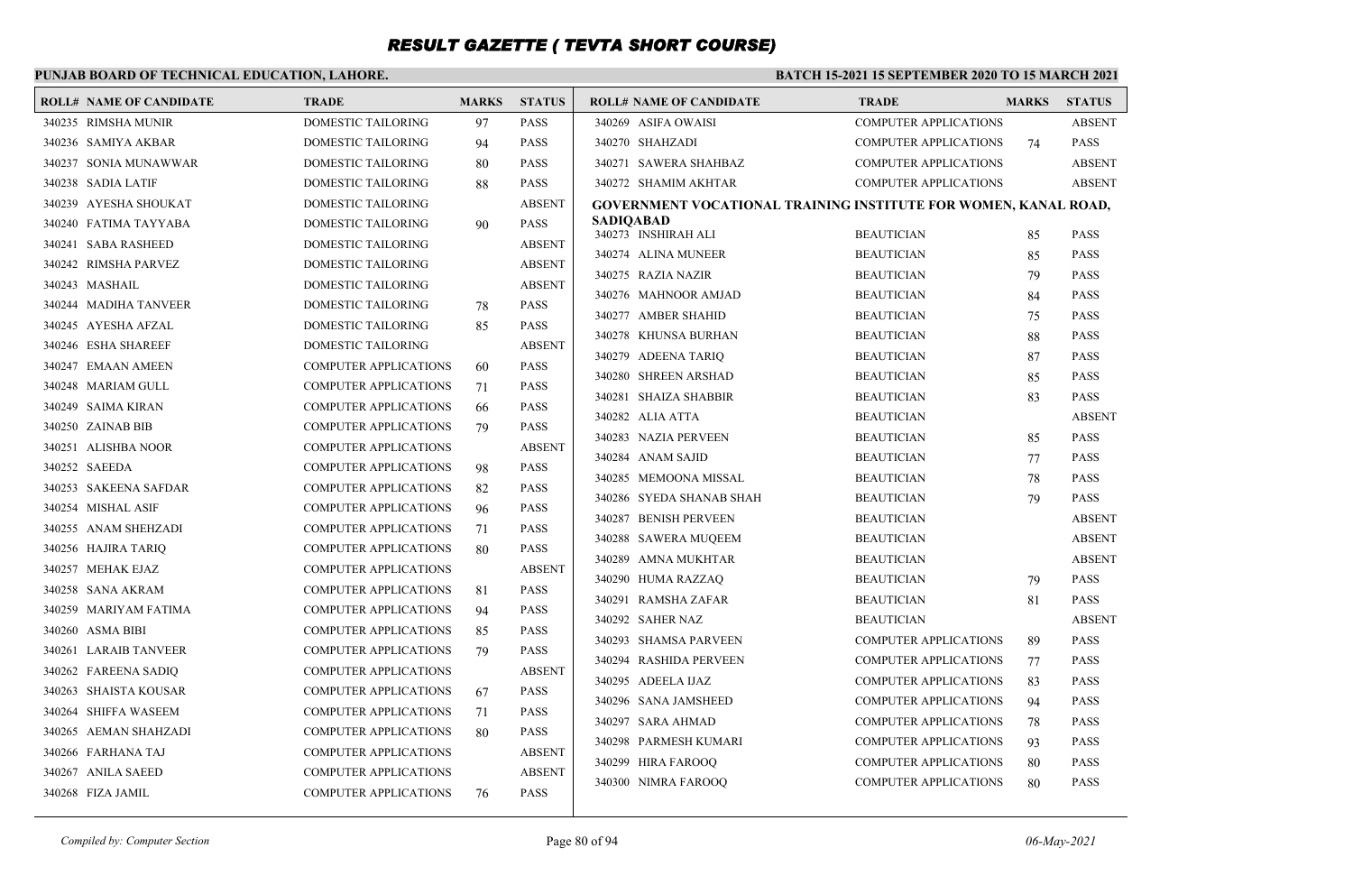# RESULT GAZETTE ( TEVTA SHORT COURSE)

**PUNJAB BOARD OF TECHNICAL EDUCATION, LAHORE.**

**BATCH 15-2021 15 SEPTEMBER 2020 TO 15 MARCH 2021**

| ROLL# | NAME OF CANDIDATE | TRADE | MARKS | STATUS |
|---|---|---|---|---|
| 340235 | RIMSHA MUNIR | DOMESTIC TAILORING | 97 | PASS |
| 340236 | SAMIYA AKBAR | DOMESTIC TAILORING | 94 | PASS |
| 340237 | SONIA MUNAWWAR | DOMESTIC TAILORING | 80 | PASS |
| 340238 | SADIA LATIF | DOMESTIC TAILORING | 88 | PASS |
| 340239 | AYESHA SHOUKAT | DOMESTIC TAILORING | | ABSENT |
| 340240 | FATIMA TAYYABA | DOMESTIC TAILORING | 90 | PASS |
| 340241 | SABA RASHEED | DOMESTIC TAILORING | | ABSENT |
| 340242 | RIMSHA PARVEZ | DOMESTIC TAILORING | | ABSENT |
| 340243 | MASHAIL | DOMESTIC TAILORING | | ABSENT |
| 340244 | MADIHA TANVEER | DOMESTIC TAILORING | 78 | PASS |
| 340245 | AYESHA AFZAL | DOMESTIC TAILORING | 85 | PASS |
| 340246 | ESHA SHAREEF | DOMESTIC TAILORING | | ABSENT |
| 340247 | EMAAN AMEEN | COMPUTER APPLICATIONS | 60 | PASS |
| 340248 | MARIAM GULL | COMPUTER APPLICATIONS | 71 | PASS |
| 340249 | SAIMA KIRAN | COMPUTER APPLICATIONS | 66 | PASS |
| 340250 | ZAINAB BIB | COMPUTER APPLICATIONS | 79 | PASS |
| 340251 | ALISHBA NOOR | COMPUTER APPLICATIONS | | ABSENT |
| 340252 | SAEEDA | COMPUTER APPLICATIONS | 98 | PASS |
| 340253 | SAKEENA SAFDAR | COMPUTER APPLICATIONS | 82 | PASS |
| 340254 | MISHAL ASIF | COMPUTER APPLICATIONS | 96 | PASS |
| 340255 | ANAM SHEHZADI | COMPUTER APPLICATIONS | 71 | PASS |
| 340256 | HAJIRA TARIQ | COMPUTER APPLICATIONS | 80 | PASS |
| 340257 | MEHAK EJAZ | COMPUTER APPLICATIONS | | ABSENT |
| 340258 | SANA AKRAM | COMPUTER APPLICATIONS | 81 | PASS |
| 340259 | MARIYAM FATIMA | COMPUTER APPLICATIONS | 94 | PASS |
| 340260 | ASMA BIBI | COMPUTER APPLICATIONS | 85 | PASS |
| 340261 | LARAIB TANVEER | COMPUTER APPLICATIONS | 79 | PASS |
| 340262 | FAREENA SADIQ | COMPUTER APPLICATIONS | | ABSENT |
| 340263 | SHAISTA KOUSAR | COMPUTER APPLICATIONS | 67 | PASS |
| 340264 | SHIFFA WASEEM | COMPUTER APPLICATIONS | 71 | PASS |
| 340265 | AEMAN SHAHZADI | COMPUTER APPLICATIONS | 80 | PASS |
| 340266 | FARHANA TAJ | COMPUTER APPLICATIONS | | ABSENT |
| 340267 | ANILA SAEED | COMPUTER APPLICATIONS | | ABSENT |
| 340268 | FIZA JAMIL | COMPUTER APPLICATIONS | 76 | PASS |
| 340269 | ASIFA OWAISI | COMPUTER APPLICATIONS | | ABSENT |
| 340270 | SHAHZADI | COMPUTER APPLICATIONS | 74 | PASS |
| 340271 | SAWERA SHAHBAZ | COMPUTER APPLICATIONS | | ABSENT |
| 340272 | SHAMIM AKHTAR | COMPUTER APPLICATIONS | | ABSENT |

**GOVERNMENT VOCATIONAL TRAINING INSTITUTE FOR WOMEN, KANAL ROAD, SADIQABAD**

| ROLL# | NAME OF CANDIDATE | TRADE | MARKS | STATUS |
|---|---|---|---|---|
| 340273 | INSHIRAH ALI | BEAUTICIAN | 85 | PASS |
| 340274 | ALINA MUNEER | BEAUTICIAN | 85 | PASS |
| 340275 | RAZIA NAZIR | BEAUTICIAN | 79 | PASS |
| 340276 | MAHNOOR AMJAD | BEAUTICIAN | 84 | PASS |
| 340277 | AMBER SHAHID | BEAUTICIAN | 75 | PASS |
| 340278 | KHUNSA BURHAN | BEAUTICIAN | 88 | PASS |
| 340279 | ADEENA TARIQ | BEAUTICIAN | 87 | PASS |
| 340280 | SHREEN ARSHAD | BEAUTICIAN | 85 | PASS |
| 340281 | SHAIZA SHABBIR | BEAUTICIAN | 83 | PASS |
| 340282 | ALIA ATTA | BEAUTICIAN | | ABSENT |
| 340283 | NAZIA PERVEEN | BEAUTICIAN | 85 | PASS |
| 340284 | ANAM SAJID | BEAUTICIAN | 77 | PASS |
| 340285 | MEMOONA MISSAL | BEAUTICIAN | 78 | PASS |
| 340286 | SYEDA SHANAB SHAH | BEAUTICIAN | 79 | PASS |
| 340287 | BENISH PERVEEN | BEAUTICIAN | | ABSENT |
| 340288 | SAWERA MUQEEM | BEAUTICIAN | | ABSENT |
| 340289 | AMNA MUKHTAR | BEAUTICIAN | | ABSENT |
| 340290 | HUMA RAZZAQ | BEAUTICIAN | 79 | PASS |
| 340291 | RAMSHA ZAFAR | BEAUTICIAN | 81 | PASS |
| 340292 | SAHER NAZ | BEAUTICIAN | | ABSENT |
| 340293 | SHAMSA PARVEEN | COMPUTER APPLICATIONS | 89 | PASS |
| 340294 | RASHIDA PERVEEN | COMPUTER APPLICATIONS | 77 | PASS |
| 340295 | ADEELA IJAZ | COMPUTER APPLICATIONS | 83 | PASS |
| 340296 | SANA JAMSHEED | COMPUTER APPLICATIONS | 94 | PASS |
| 340297 | SARA AHMAD | COMPUTER APPLICATIONS | 78 | PASS |
| 340298 | PARMESH KUMARI | COMPUTER APPLICATIONS | 93 | PASS |
| 340299 | HIRA FAROOQ | COMPUTER APPLICATIONS | 80 | PASS |
| 340300 | NIMRA FAROOQ | COMPUTER APPLICATIONS | 80 | PASS |

*Compiled by: Computer Section* *06-May-2021*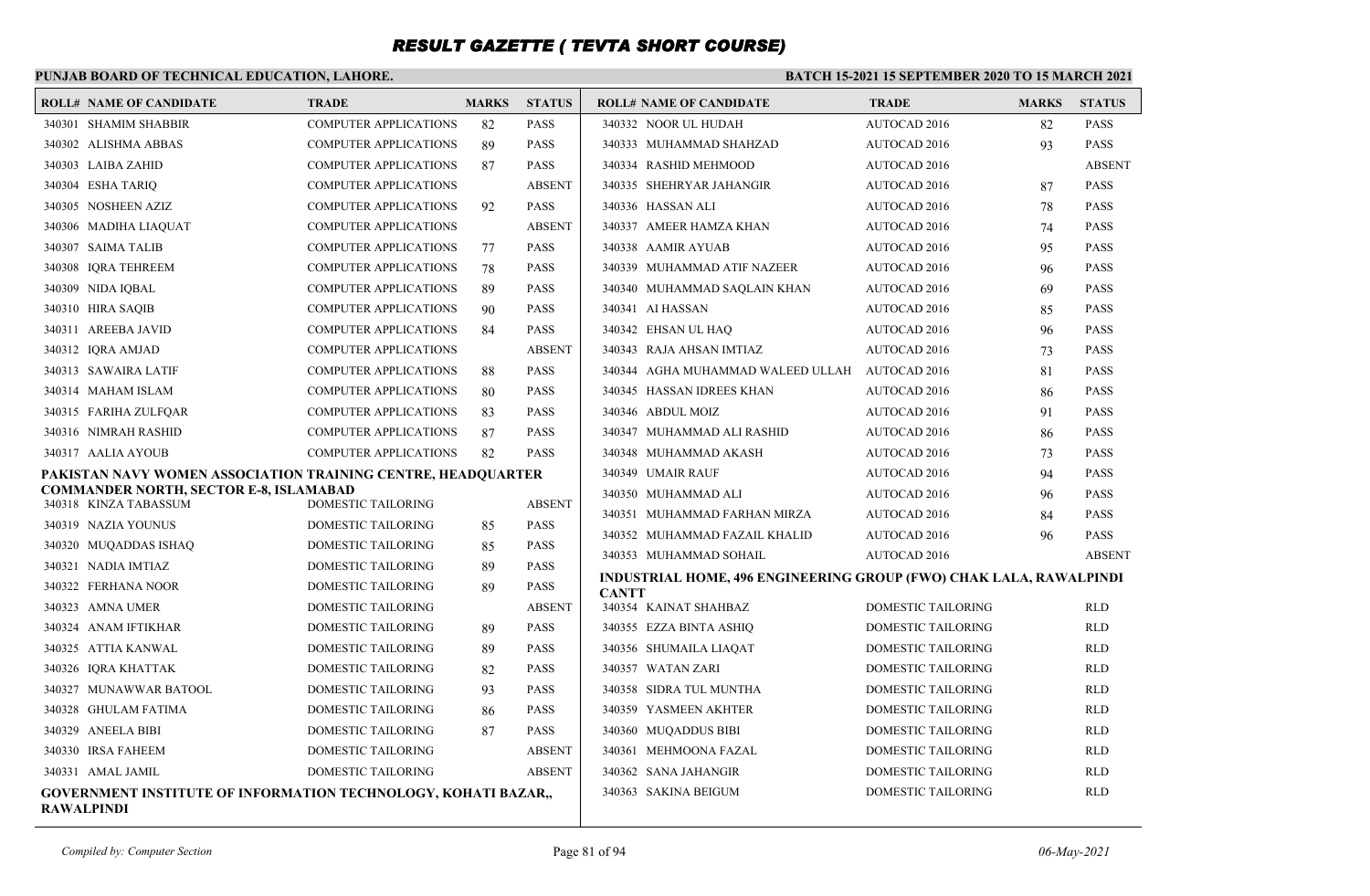# RESULT GAZETTE ( TEVTA SHORT COURSE)

**PUNJAB BOARD OF TECHNICAL EDUCATION, LAHORE.**

**BATCH 15-2021 15 SEPTEMBER 2020 TO 15 MARCH 2021**

| ROLL# | NAME OF CANDIDATE | TRADE | MARKS | STATUS |
|---|---|---|---|---|
| 340301 | SHAMIM SHABBIR | COMPUTER APPLICATIONS | 82 | PASS |
| 340302 | ALISHMA ABBAS | COMPUTER APPLICATIONS | 89 | PASS |
| 340303 | LAIBA ZAHID | COMPUTER APPLICATIONS | 87 | PASS |
| 340304 | ESHA TARIQ | COMPUTER APPLICATIONS | | ABSENT |
| 340305 | NOSHEEN AZIZ | COMPUTER APPLICATIONS | 92 | PASS |
| 340306 | MADIHA LIAQUAT | COMPUTER APPLICATIONS | | ABSENT |
| 340307 | SAIMA TALIB | COMPUTER APPLICATIONS | 77 | PASS |
| 340308 | IQRA TEHREEM | COMPUTER APPLICATIONS | 78 | PASS |
| 340309 | NIDA IQBAL | COMPUTER APPLICATIONS | 89 | PASS |
| 340310 | HIRA SAQIB | COMPUTER APPLICATIONS | 90 | PASS |
| 340311 | AREEBA JAVID | COMPUTER APPLICATIONS | 84 | PASS |
| 340312 | IQRA AMJAD | COMPUTER APPLICATIONS | | ABSENT |
| 340313 | SAWAIRA LATIF | COMPUTER APPLICATIONS | 88 | PASS |
| 340314 | MAHAM ISLAM | COMPUTER APPLICATIONS | 80 | PASS |
| 340315 | FARIHA ZULFQAR | COMPUTER APPLICATIONS | 83 | PASS |
| 340316 | NIMRAH RASHID | COMPUTER APPLICATIONS | 87 | PASS |
| 340317 | AALIA AYOUB | COMPUTER APPLICATIONS | 82 | PASS |

**PAKISTAN NAVY WOMEN ASSOCIATION TRAINING CENTRE, HEADQUARTER COMMANDER NORTH, SECTOR E-8, ISLAMABAD**

| ROLL# | NAME OF CANDIDATE | TRADE | MARKS | STATUS |
|---|---|---|---|---|
| 340318 | KINZA TABASSUM | DOMESTIC TAILORING | | ABSENT |
| 340319 | NAZIA YOUNUS | DOMESTIC TAILORING | 85 | PASS |
| 340320 | MUQADDAS ISHAQ | DOMESTIC TAILORING | 85 | PASS |
| 340321 | NADIA IMTIAZ | DOMESTIC TAILORING | 89 | PASS |
| 340322 | FERHANA NOOR | DOMESTIC TAILORING | 89 | PASS |
| 340323 | AMNA UMER | DOMESTIC TAILORING | | ABSENT |
| 340324 | ANAM IFTIKHAR | DOMESTIC TAILORING | 89 | PASS |
| 340325 | ATTIA KANWAL | DOMESTIC TAILORING | 89 | PASS |
| 340326 | IQRA KHATTAK | DOMESTIC TAILORING | 82 | PASS |
| 340327 | MUNAWWAR BATOOL | DOMESTIC TAILORING | 93 | PASS |
| 340328 | GHULAM FATIMA | DOMESTIC TAILORING | 86 | PASS |
| 340329 | ANEELA BIBI | DOMESTIC TAILORING | 87 | PASS |
| 340330 | IRSA FAHEEM | DOMESTIC TAILORING | | ABSENT |
| 340331 | AMAL JAMIL | DOMESTIC TAILORING | | ABSENT |

**GOVERNMENT INSTITUTE OF INFORMATION TECHNOLOGY, KOHATI BAZAR,, RAWALPINDI**

| ROLL# | NAME OF CANDIDATE | TRADE | MARKS | STATUS |
|---|---|---|---|---|
| 340332 | NOOR UL HUDAH | AUTOCAD 2016 | 82 | PASS |
| 340333 | MUHAMMAD SHAHZAD | AUTOCAD 2016 | 93 | PASS |
| 340334 | RASHID MEHMOOD | AUTOCAD 2016 | | ABSENT |
| 340335 | SHEHRYAR JAHANGIR | AUTOCAD 2016 | 87 | PASS |
| 340336 | HASSAN ALI | AUTOCAD 2016 | 78 | PASS |
| 340337 | AMEER HAMZA KHAN | AUTOCAD 2016 | 74 | PASS |
| 340338 | AAMIR AYUAB | AUTOCAD 2016 | 95 | PASS |
| 340339 | MUHAMMAD ATIF NAZEER | AUTOCAD 2016 | 96 | PASS |
| 340340 | MUHAMMAD SAQLAIN KHAN | AUTOCAD 2016 | 69 | PASS |
| 340341 | AI HASSAN | AUTOCAD 2016 | 85 | PASS |
| 340342 | EHSAN UL HAQ | AUTOCAD 2016 | 96 | PASS |
| 340343 | RAJA AHSAN IMTIAZ | AUTOCAD 2016 | 73 | PASS |
| 340344 | AGHA MUHAMMAD WALEED ULLAH | AUTOCAD 2016 | 81 | PASS |
| 340345 | HASSAN IDREES KHAN | AUTOCAD 2016 | 86 | PASS |
| 340346 | ABDUL MOIZ | AUTOCAD 2016 | 91 | PASS |
| 340347 | MUHAMMAD ALI RASHID | AUTOCAD 2016 | 86 | PASS |
| 340348 | MUHAMMAD AKASH | AUTOCAD 2016 | 73 | PASS |
| 340349 | UMAIR RAUF | AUTOCAD 2016 | 94 | PASS |
| 340350 | MUHAMMAD ALI | AUTOCAD 2016 | 96 | PASS |
| 340351 | MUHAMMAD FARHAN MIRZA | AUTOCAD 2016 | 84 | PASS |
| 340352 | MUHAMMAD FAZAIL KHALID | AUTOCAD 2016 | 96 | PASS |
| 340353 | MUHAMMAD SOHAIL | AUTOCAD 2016 | | ABSENT |

**INDUSTRIAL HOME, 496 ENGINEERING GROUP (FWO) CHAK LALA, RAWALPINDI CANTT**

| ROLL# | NAME OF CANDIDATE | TRADE | MARKS | STATUS |
|---|---|---|---|---|
| 340354 | KAINAT SHAHBAZ | DOMESTIC TAILORING | | RLD |
| 340355 | EZZA BINTA ASHIQ | DOMESTIC TAILORING | | RLD |
| 340356 | SHUMAILA LIAQAT | DOMESTIC TAILORING | | RLD |
| 340357 | WATAN ZARI | DOMESTIC TAILORING | | RLD |
| 340358 | SIDRA TUL MUNTHA | DOMESTIC TAILORING | | RLD |
| 340359 | YASMEEN AKHTER | DOMESTIC TAILORING | | RLD |
| 340360 | MUQADDUS BIBI | DOMESTIC TAILORING | | RLD |
| 340361 | MEHMOONA FAZAL | DOMESTIC TAILORING | | RLD |
| 340362 | SANA JAHANGIR | DOMESTIC TAILORING | | RLD |
| 340363 | SAKINA BEIGUM | DOMESTIC TAILORING | | RLD |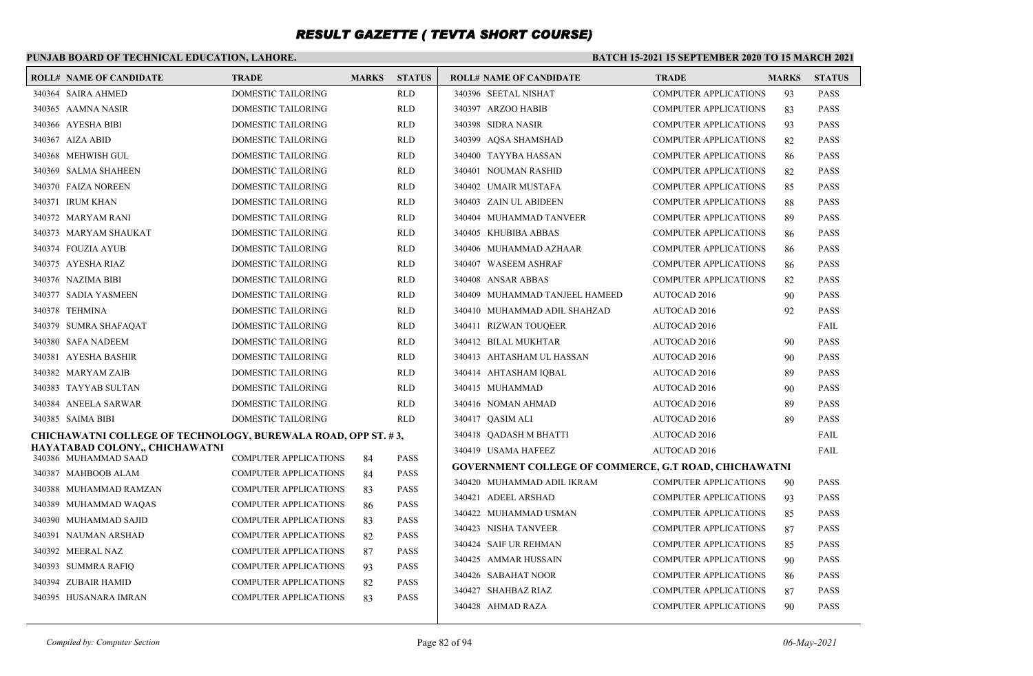# RESULT GAZETTE ( TEVTA SHORT COURSE)

**PUNJAB BOARD OF TECHNICAL EDUCATION, LAHORE.**

**BATCH 15-2021 15 SEPTEMBER 2020 TO 15 MARCH 2021**

| ROLL# | NAME OF CANDIDATE | TRADE | MARKS | STATUS |
|---|---|---|---|---|
| 340364 | SAIRA AHMED | DOMESTIC TAILORING | | RLD |
| 340365 | AAMNA NASIR | DOMESTIC TAILORING | | RLD |
| 340366 | AYESHA BIBI | DOMESTIC TAILORING | | RLD |
| 340367 | AIZA ABID | DOMESTIC TAILORING | | RLD |
| 340368 | MEHWISH GUL | DOMESTIC TAILORING | | RLD |
| 340369 | SALMA SHAHEEN | DOMESTIC TAILORING | | RLD |
| 340370 | FAIZA NOREEN | DOMESTIC TAILORING | | RLD |
| 340371 | IRUM KHAN | DOMESTIC TAILORING | | RLD |
| 340372 | MARYAM RANI | DOMESTIC TAILORING | | RLD |
| 340373 | MARYAM SHAUKAT | DOMESTIC TAILORING | | RLD |
| 340374 | FOUZIA AYUB | DOMESTIC TAILORING | | RLD |
| 340375 | AYESHA RIAZ | DOMESTIC TAILORING | | RLD |
| 340376 | NAZIMA BIBI | DOMESTIC TAILORING | | RLD |
| 340377 | SADIA YASMEEN | DOMESTIC TAILORING | | RLD |
| 340378 | TEHMINA | DOMESTIC TAILORING | | RLD |
| 340379 | SUMRA SHAFAQAT | DOMESTIC TAILORING | | RLD |
| 340380 | SAFA NADEEM | DOMESTIC TAILORING | | RLD |
| 340381 | AYESHA BASHIR | DOMESTIC TAILORING | | RLD |
| 340382 | MARYAM ZAIB | DOMESTIC TAILORING | | RLD |
| 340383 | TAYYAB SULTAN | DOMESTIC TAILORING | | RLD |
| 340384 | ANEELA SARWAR | DOMESTIC TAILORING | | RLD |
| 340385 | SAIMA BIBI | DOMESTIC TAILORING | | RLD |

**CHICHAWATNI COLLEGE OF TECHNOLOGY, BUREWALA ROAD, OPP ST. # 3, HAYATABAD COLONY,, CHICHAWATNI**

| ROLL# | NAME OF CANDIDATE | TRADE | MARKS | STATUS |
|---|---|---|---|---|
| 340386 | MUHAMMAD SAAD | COMPUTER APPLICATIONS | 84 | PASS |
| 340387 | MAHBOOB ALAM | COMPUTER APPLICATIONS | 84 | PASS |
| 340388 | MUHAMMAD RAMZAN | COMPUTER APPLICATIONS | 83 | PASS |
| 340389 | MUHAMMAD WAQAS | COMPUTER APPLICATIONS | 86 | PASS |
| 340390 | MUHAMMAD SAJID | COMPUTER APPLICATIONS | 83 | PASS |
| 340391 | NAUMAN ARSHAD | COMPUTER APPLICATIONS | 82 | PASS |
| 340392 | MEERAL NAZ | COMPUTER APPLICATIONS | 87 | PASS |
| 340393 | SUMMRA RAFIQ | COMPUTER APPLICATIONS | 93 | PASS |
| 340394 | ZUBAIR HAMID | COMPUTER APPLICATIONS | 82 | PASS |
| 340395 | HUSANARA IMRAN | COMPUTER APPLICATIONS | 83 | PASS |
| 340396 | SEETAL NISHAT | COMPUTER APPLICATIONS | 93 | PASS |
| 340397 | ARZOO HABIB | COMPUTER APPLICATIONS | 83 | PASS |
| 340398 | SIDRA NASIR | COMPUTER APPLICATIONS | 93 | PASS |
| 340399 | AQSA SHAMSHAD | COMPUTER APPLICATIONS | 82 | PASS |
| 340400 | TAYYBA HASSAN | COMPUTER APPLICATIONS | 86 | PASS |
| 340401 | NOUMAN RASHID | COMPUTER APPLICATIONS | 82 | PASS |
| 340402 | UMAIR MUSTAFA | COMPUTER APPLICATIONS | 85 | PASS |
| 340403 | ZAIN UL ABIDEEN | COMPUTER APPLICATIONS | 88 | PASS |
| 340404 | MUHAMMAD TANVEER | COMPUTER APPLICATIONS | 89 | PASS |
| 340405 | KHUBIBA ABBAS | COMPUTER APPLICATIONS | 86 | PASS |
| 340406 | MUHAMMAD AZHAAR | COMPUTER APPLICATIONS | 86 | PASS |
| 340407 | WASEEM ASHRAF | COMPUTER APPLICATIONS | 86 | PASS |
| 340408 | ANSAR ABBAS | COMPUTER APPLICATIONS | 82 | PASS |
| 340409 | MUHAMMAD TANJEEL HAMEED | AUTOCAD 2016 | 90 | PASS |
| 340410 | MUHAMMAD ADIL SHAHZAD | AUTOCAD 2016 | 92 | PASS |
| 340411 | RIZWAN TOUQEER | AUTOCAD 2016 | | FAIL |
| 340412 | BILAL MUKHTAR | AUTOCAD 2016 | 90 | PASS |
| 340413 | AHTASHAM UL HASSAN | AUTOCAD 2016 | 90 | PASS |
| 340414 | AHTASHAM IQBAL | AUTOCAD 2016 | 89 | PASS |
| 340415 | MUHAMMAD | AUTOCAD 2016 | 90 | PASS |
| 340416 | NOMAN AHMAD | AUTOCAD 2016 | 89 | PASS |
| 340417 | QASIM ALI | AUTOCAD 2016 | 89 | PASS |
| 340418 | QADASH M BHATTI | AUTOCAD 2016 | | FAIL |
| 340419 | USAMA HAFEEZ | AUTOCAD 2016 | | FAIL |

**GOVERNMENT COLLEGE OF COMMERCE, G.T ROAD, CHICHAWATNI**

| ROLL# | NAME OF CANDIDATE | TRADE | MARKS | STATUS |
|---|---|---|---|---|
| 340420 | MUHAMMAD ADIL IKRAM | COMPUTER APPLICATIONS | 90 | PASS |
| 340421 | ADEEL ARSHAD | COMPUTER APPLICATIONS | 93 | PASS |
| 340422 | MUHAMMAD USMAN | COMPUTER APPLICATIONS | 85 | PASS |
| 340423 | NISHA TANVEER | COMPUTER APPLICATIONS | 87 | PASS |
| 340424 | SAIF UR REHMAN | COMPUTER APPLICATIONS | 85 | PASS |
| 340425 | AMMAR HUSSAIN | COMPUTER APPLICATIONS | 90 | PASS |
| 340426 | SABAHAT NOOR | COMPUTER APPLICATIONS | 86 | PASS |
| 340427 | SHAHBAZ RIAZ | COMPUTER APPLICATIONS | 87 | PASS |
| 340428 | AHMAD RAZA | COMPUTER APPLICATIONS | 90 | PASS |

*Compiled by: Computer Section*

*06-May-2021*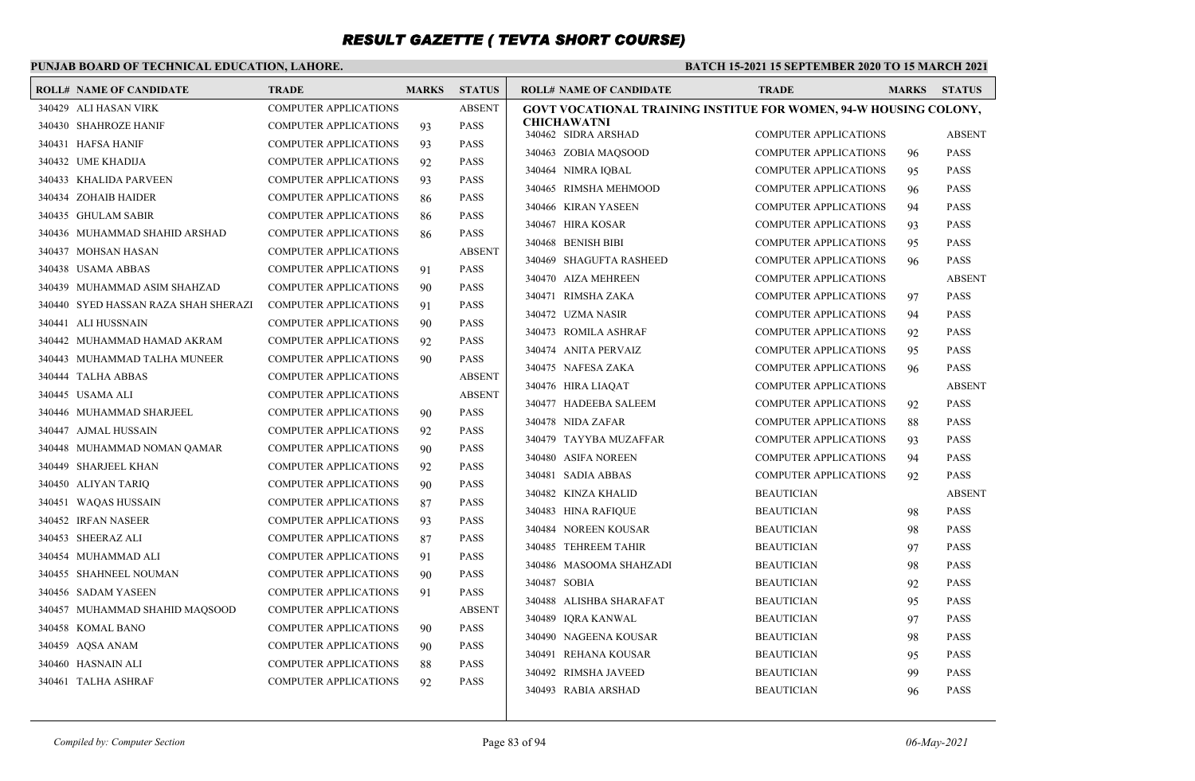# RESULT GAZETTE ( TEVTA SHORT COURSE)

**PUNJAB BOARD OF TECHNICAL EDUCATION, LAHORE.**

**BATCH 15-2021 15 SEPTEMBER 2020 TO 15 MARCH 2021**

| ROLL# | NAME OF CANDIDATE | TRADE | MARKS | STATUS |
|---|---|---|---|---|
| 340429 | ALI HASAN VIRK | COMPUTER APPLICATIONS | | ABSENT |
| 340430 | SHAHROZE HANIF | COMPUTER APPLICATIONS | 93 | PASS |
| 340431 | HAFSA HANIF | COMPUTER APPLICATIONS | 93 | PASS |
| 340432 | UME KHADIJA | COMPUTER APPLICATIONS | 92 | PASS |
| 340433 | KHALIDA PARVEEN | COMPUTER APPLICATIONS | 93 | PASS |
| 340434 | ZOHAIB HAIDER | COMPUTER APPLICATIONS | 86 | PASS |
| 340435 | GHULAM SABIR | COMPUTER APPLICATIONS | 86 | PASS |
| 340436 | MUHAMMAD SHAHID ARSHAD | COMPUTER APPLICATIONS | 86 | PASS |
| 340437 | MOHSAN HASAN | COMPUTER APPLICATIONS | | ABSENT |
| 340438 | USAMA ABBAS | COMPUTER APPLICATIONS | 91 | PASS |
| 340439 | MUHAMMAD ASIM SHAHZAD | COMPUTER APPLICATIONS | 90 | PASS |
| 340440 | SYED HASSAN RAZA SHAH SHERAZI | COMPUTER APPLICATIONS | 91 | PASS |
| 340441 | ALI HUSSNAIN | COMPUTER APPLICATIONS | 90 | PASS |
| 340442 | MUHAMMAD HAMAD AKRAM | COMPUTER APPLICATIONS | 92 | PASS |
| 340443 | MUHAMMAD TALHA MUNEER | COMPUTER APPLICATIONS | 90 | PASS |
| 340444 | TALHA ABBAS | COMPUTER APPLICATIONS | | ABSENT |
| 340445 | USAMA ALI | COMPUTER APPLICATIONS | | ABSENT |
| 340446 | MUHAMMAD SHARJEEL | COMPUTER APPLICATIONS | 90 | PASS |
| 340447 | AJMAL HUSSAIN | COMPUTER APPLICATIONS | 92 | PASS |
| 340448 | MUHAMMAD NOMAN QAMAR | COMPUTER APPLICATIONS | 90 | PASS |
| 340449 | SHARJEEL KHAN | COMPUTER APPLICATIONS | 92 | PASS |
| 340450 | ALIYAN TARIQ | COMPUTER APPLICATIONS | 90 | PASS |
| 340451 | WAQAS HUSSAIN | COMPUTER APPLICATIONS | 87 | PASS |
| 340452 | IRFAN NASEER | COMPUTER APPLICATIONS | 93 | PASS |
| 340453 | SHEERAZ ALI | COMPUTER APPLICATIONS | 87 | PASS |
| 340454 | MUHAMMAD ALI | COMPUTER APPLICATIONS | 91 | PASS |
| 340455 | SHAHNEEL NOUMAN | COMPUTER APPLICATIONS | 90 | PASS |
| 340456 | SADAM YASEEN | COMPUTER APPLICATIONS | 91 | PASS |
| 340457 | MUHAMMAD SHAHID MAQSOOD | COMPUTER APPLICATIONS | | ABSENT |
| 340458 | KOMAL BANO | COMPUTER APPLICATIONS | 90 | PASS |
| 340459 | AQSA ANAM | COMPUTER APPLICATIONS | 90 | PASS |
| 340460 | HASNAIN ALI | COMPUTER APPLICATIONS | 88 | PASS |
| 340461 | TALHA ASHRAF | COMPUTER APPLICATIONS | 92 | PASS |

**GOVT VOCATIONAL TRAINING INSTITUE FOR WOMEN, 94-W HOUSING COLONY, CHICHAWATNI**

| ROLL# | NAME OF CANDIDATE | TRADE | MARKS | STATUS |
|---|---|---|---|---|
| 340462 | SIDRA ARSHAD | COMPUTER APPLICATIONS | | ABSENT |
| 340463 | ZOBIA MAQSOOD | COMPUTER APPLICATIONS | 96 | PASS |
| 340464 | NIMRA IQBAL | COMPUTER APPLICATIONS | 95 | PASS |
| 340465 | RIMSHA MEHMOOD | COMPUTER APPLICATIONS | 96 | PASS |
| 340466 | KIRAN YASEEN | COMPUTER APPLICATIONS | 94 | PASS |
| 340467 | HIRA KOSAR | COMPUTER APPLICATIONS | 93 | PASS |
| 340468 | BENISH BIBI | COMPUTER APPLICATIONS | 95 | PASS |
| 340469 | SHAGUFTA RASHEED | COMPUTER APPLICATIONS | 96 | PASS |
| 340470 | AIZA MEHREEN | COMPUTER APPLICATIONS | | ABSENT |
| 340471 | RIMSHA ZAKA | COMPUTER APPLICATIONS | 97 | PASS |
| 340472 | UZMA NASIR | COMPUTER APPLICATIONS | 94 | PASS |
| 340473 | ROMILA ASHRAF | COMPUTER APPLICATIONS | 92 | PASS |
| 340474 | ANITA PERVAIZ | COMPUTER APPLICATIONS | 95 | PASS |
| 340475 | NAFESA ZAKA | COMPUTER APPLICATIONS | 96 | PASS |
| 340476 | HIRA LIAQAT | COMPUTER APPLICATIONS | | ABSENT |
| 340477 | HADEEBA SALEEM | COMPUTER APPLICATIONS | 92 | PASS |
| 340478 | NIDA ZAFAR | COMPUTER APPLICATIONS | 88 | PASS |
| 340479 | TAYYBA MUZAFFAR | COMPUTER APPLICATIONS | 93 | PASS |
| 340480 | ASIFA NOREEN | COMPUTER APPLICATIONS | 94 | PASS |
| 340481 | SADIA ABBAS | COMPUTER APPLICATIONS | 92 | PASS |
| 340482 | KINZA KHALID | BEAUTICIAN | | ABSENT |
| 340483 | HINA RAFIQUE | BEAUTICIAN | 98 | PASS |
| 340484 | NOREEN KOUSAR | BEAUTICIAN | 98 | PASS |
| 340485 | TEHREEM TAHIR | BEAUTICIAN | 97 | PASS |
| 340486 | MASOOMA SHAHZADI | BEAUTICIAN | 98 | PASS |
| 340487 | SOBIA | BEAUTICIAN | 92 | PASS |
| 340488 | ALISHBA SHARAFAT | BEAUTICIAN | 95 | PASS |
| 340489 | IQRA KANWAL | BEAUTICIAN | 97 | PASS |
| 340490 | NAGEENA KOUSAR | BEAUTICIAN | 98 | PASS |
| 340491 | REHANA KOUSAR | BEAUTICIAN | 95 | PASS |
| 340492 | RIMSHA JAVEED | BEAUTICIAN | 99 | PASS |
| 340493 | RABIA ARSHAD | BEAUTICIAN | 96 | PASS |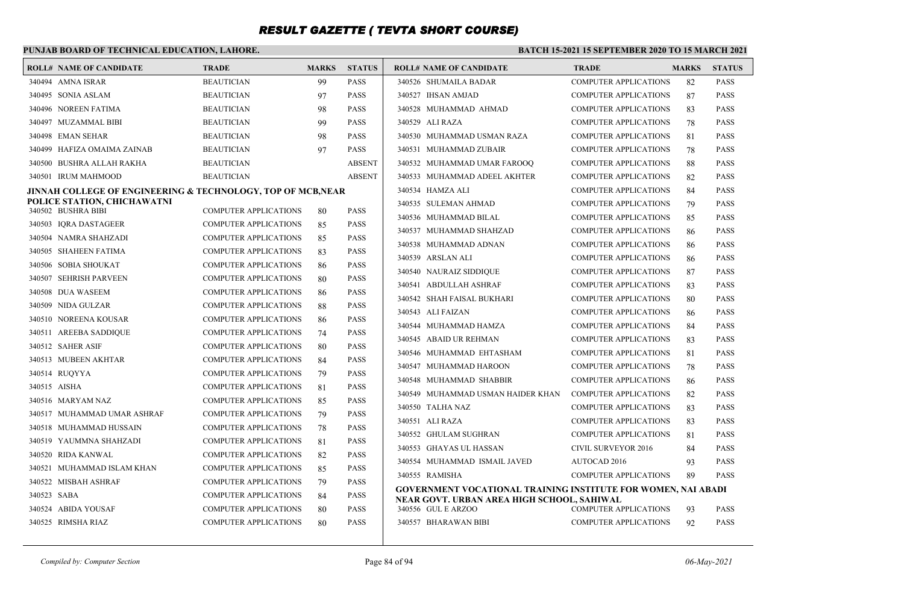# RESULT GAZETTE ( TEVTA SHORT COURSE)

**PUNJAB BOARD OF TECHNICAL EDUCATION, LAHORE.**

**BATCH 15-2021 15 SEPTEMBER 2020 TO 15 MARCH 2021**

| ROLL# | NAME OF CANDIDATE | TRADE | MARKS | STATUS |
|---|---|---|---|---|
| 340494 | AMNA ISRAR | BEAUTICIAN | 99 | PASS |
| 340495 | SONIA ASLAM | BEAUTICIAN | 97 | PASS |
| 340496 | NOREEN FATIMA | BEAUTICIAN | 98 | PASS |
| 340497 | MUZAMMAL BIBI | BEAUTICIAN | 99 | PASS |
| 340498 | EMAN SEHAR | BEAUTICIAN | 98 | PASS |
| 340499 | HAFIZA OMAIMA ZAINAB | BEAUTICIAN | 97 | PASS |
| 340500 | BUSHRA ALLAH RAKHA | BEAUTICIAN | | ABSENT |
| 340501 | IRUM MAHMOOD | BEAUTICIAN | | ABSENT |

**JINNAH COLLEGE OF ENGINEERING & TECHNOLOGY, TOP OF MCB,NEAR POLICE STATION, CHICHAWATNI**

| ROLL# | NAME OF CANDIDATE | TRADE | MARKS | STATUS |
|---|---|---|---|---|
| 340502 | BUSHRA BIBI | COMPUTER APPLICATIONS | 80 | PASS |
| 340503 | IQRA DASTAGEER | COMPUTER APPLICATIONS | 85 | PASS |
| 340504 | NAMRA SHAHZADI | COMPUTER APPLICATIONS | 85 | PASS |
| 340505 | SHAHEEN FATIMA | COMPUTER APPLICATIONS | 83 | PASS |
| 340506 | SOBIA SHOUKAT | COMPUTER APPLICATIONS | 86 | PASS |
| 340507 | SEHRISH PARVEEN | COMPUTER APPLICATIONS | 80 | PASS |
| 340508 | DUA WASEEM | COMPUTER APPLICATIONS | 86 | PASS |
| 340509 | NIDA GULZAR | COMPUTER APPLICATIONS | 88 | PASS |
| 340510 | NOREENA KOUSAR | COMPUTER APPLICATIONS | 86 | PASS |
| 340511 | AREEBA SADDIQUE | COMPUTER APPLICATIONS | 74 | PASS |
| 340512 | SAHER ASIF | COMPUTER APPLICATIONS | 80 | PASS |
| 340513 | MUBEEN AKHTAR | COMPUTER APPLICATIONS | 84 | PASS |
| 340514 | RUQYYA | COMPUTER APPLICATIONS | 79 | PASS |
| 340515 | AISHA | COMPUTER APPLICATIONS | 81 | PASS |
| 340516 | MARYAM NAZ | COMPUTER APPLICATIONS | 85 | PASS |
| 340517 | MUHAMMAD UMAR ASHRAF | COMPUTER APPLICATIONS | 79 | PASS |
| 340518 | MUHAMMAD HUSSAIN | COMPUTER APPLICATIONS | 78 | PASS |
| 340519 | YAUMMNA SHAHZADI | COMPUTER APPLICATIONS | 81 | PASS |
| 340520 | RIDA KANWAL | COMPUTER APPLICATIONS | 82 | PASS |
| 340521 | MUHAMMAD ISLAM KHAN | COMPUTER APPLICATIONS | 85 | PASS |
| 340522 | MISBAH ASHRAF | COMPUTER APPLICATIONS | 79 | PASS |
| 340523 | SABA | COMPUTER APPLICATIONS | 84 | PASS |
| 340524 | ABIDA YOUSAF | COMPUTER APPLICATIONS | 80 | PASS |
| 340525 | RIMSHA RIAZ | COMPUTER APPLICATIONS | 80 | PASS |
| 340526 | SHUMAILA BADAR | COMPUTER APPLICATIONS | 82 | PASS |
| 340527 | IHSAN AMJAD | COMPUTER APPLICATIONS | 87 | PASS |
| 340528 | MUHAMMAD AHMAD | COMPUTER APPLICATIONS | 83 | PASS |
| 340529 | ALI RAZA | COMPUTER APPLICATIONS | 78 | PASS |
| 340530 | MUHAMMAD USMAN RAZA | COMPUTER APPLICATIONS | 81 | PASS |
| 340531 | MUHAMMAD ZUBAIR | COMPUTER APPLICATIONS | 78 | PASS |
| 340532 | MUHAMMAD UMAR FAROOQ | COMPUTER APPLICATIONS | 88 | PASS |
| 340533 | MUHAMMAD ADEEL AKHTER | COMPUTER APPLICATIONS | 82 | PASS |
| 340534 | HAMZA ALI | COMPUTER APPLICATIONS | 84 | PASS |
| 340535 | SULEMAN AHMAD | COMPUTER APPLICATIONS | 79 | PASS |
| 340536 | MUHAMMAD BILAL | COMPUTER APPLICATIONS | 85 | PASS |
| 340537 | MUHAMMAD SHAHZAD | COMPUTER APPLICATIONS | 86 | PASS |
| 340538 | MUHAMMAD ADNAN | COMPUTER APPLICATIONS | 86 | PASS |
| 340539 | ARSLAN ALI | COMPUTER APPLICATIONS | 86 | PASS |
| 340540 | NAURAIZ SIDDIQUE | COMPUTER APPLICATIONS | 87 | PASS |
| 340541 | ABDULLAH ASHRAF | COMPUTER APPLICATIONS | 83 | PASS |
| 340542 | SHAH FAISAL BUKHARI | COMPUTER APPLICATIONS | 80 | PASS |
| 340543 | ALI FAIZAN | COMPUTER APPLICATIONS | 86 | PASS |
| 340544 | MUHAMMAD HAMZA | COMPUTER APPLICATIONS | 84 | PASS |
| 340545 | ABAID UR REHMAN | COMPUTER APPLICATIONS | 83 | PASS |
| 340546 | MUHAMMAD EHTASHAM | COMPUTER APPLICATIONS | 81 | PASS |
| 340547 | MUHAMMAD HAROON | COMPUTER APPLICATIONS | 78 | PASS |
| 340548 | MUHAMMAD SHABBIR | COMPUTER APPLICATIONS | 86 | PASS |
| 340549 | MUHAMMAD USMAN HAIDER KHAN | COMPUTER APPLICATIONS | 82 | PASS |
| 340550 | TALHA NAZ | COMPUTER APPLICATIONS | 83 | PASS |
| 340551 | ALI RAZA | COMPUTER APPLICATIONS | 83 | PASS |
| 340552 | GHULAM SUGHRAN | COMPUTER APPLICATIONS | 81 | PASS |
| 340553 | GHAYAS UL HASSAN | CIVIL SURVEYOR 2016 | 84 | PASS |
| 340554 | MUHAMMAD ISMAIL JAVED | AUTOCAD 2016 | 93 | PASS |
| 340555 | RAMISHA | COMPUTER APPLICATIONS | 89 | PASS |

**GOVERNMENT VOCATIONAL TRAINING INSTITUTE FOR WOMEN, NAI ABADI NEAR GOVT. URBAN AREA HIGH SCHOOL, SAHIWAL**

| ROLL# | NAME OF CANDIDATE | TRADE | MARKS | STATUS |
|---|---|---|---|---|
| 340556 | GUL E ARZOO | COMPUTER APPLICATIONS | 93 | PASS |
| 340557 | BHARAWAN BIBI | COMPUTER APPLICATIONS | 92 | PASS |

*Compiled by: Computer Section* | *06-May-2021*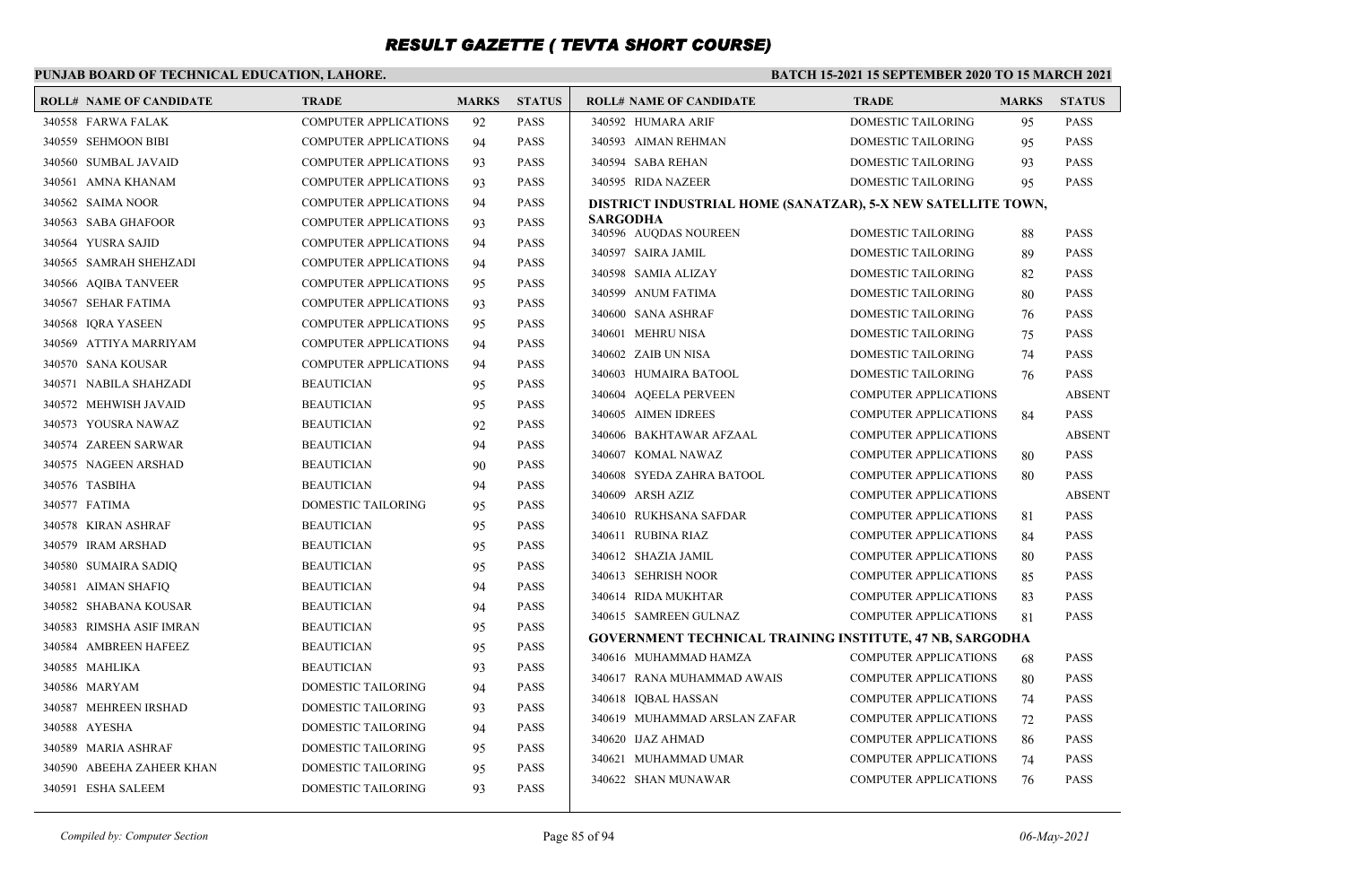# RESULT GAZETTE ( TEVTA SHORT COURSE)

**PUNJAB BOARD OF TECHNICAL EDUCATION, LAHORE.**

**BATCH 15-2021 15 SEPTEMBER 2020 TO 15 MARCH 2021**

| ROLL# | NAME OF CANDIDATE | TRADE | MARKS | STATUS |
|---|---|---|---|---|
| 340558 | FARWA FALAK | COMPUTER APPLICATIONS | 92 | PASS |
| 340559 | SEHMOON BIBI | COMPUTER APPLICATIONS | 94 | PASS |
| 340560 | SUMBAL JAVAID | COMPUTER APPLICATIONS | 93 | PASS |
| 340561 | AMNA KHANAM | COMPUTER APPLICATIONS | 93 | PASS |
| 340562 | SAIMA NOOR | COMPUTER APPLICATIONS | 94 | PASS |
| 340563 | SABA GHAFOOR | COMPUTER APPLICATIONS | 93 | PASS |
| 340564 | YUSRA SAJID | COMPUTER APPLICATIONS | 94 | PASS |
| 340565 | SAMRAH SHEHZADI | COMPUTER APPLICATIONS | 94 | PASS |
| 340566 | AQIBA TANVEER | COMPUTER APPLICATIONS | 95 | PASS |
| 340567 | SEHAR FATIMA | COMPUTER APPLICATIONS | 93 | PASS |
| 340568 | IQRA YASEEN | COMPUTER APPLICATIONS | 95 | PASS |
| 340569 | ATTIYA MARRIYAM | COMPUTER APPLICATIONS | 94 | PASS |
| 340570 | SANA KOUSAR | COMPUTER APPLICATIONS | 94 | PASS |
| 340571 | NABILA SHAHZADI | BEAUTICIAN | 95 | PASS |
| 340572 | MEHWISH JAVAID | BEAUTICIAN | 95 | PASS |
| 340573 | YOUSRA NAWAZ | BEAUTICIAN | 92 | PASS |
| 340574 | ZAREEN SARWAR | BEAUTICIAN | 94 | PASS |
| 340575 | NAGEEN ARSHAD | BEAUTICIAN | 90 | PASS |
| 340576 | TASBIHA | BEAUTICIAN | 94 | PASS |
| 340577 | FATIMA | DOMESTIC TAILORING | 95 | PASS |
| 340578 | KIRAN ASHRAF | BEAUTICIAN | 95 | PASS |
| 340579 | IRAM ARSHAD | BEAUTICIAN | 95 | PASS |
| 340580 | SUMAIRA SADIQ | BEAUTICIAN | 95 | PASS |
| 340581 | AIMAN SHAFIQ | BEAUTICIAN | 94 | PASS |
| 340582 | SHABANA KOUSAR | BEAUTICIAN | 94 | PASS |
| 340583 | RIMSHA ASIF IMRAN | BEAUTICIAN | 95 | PASS |
| 340584 | AMBREEN HAFEEZ | BEAUTICIAN | 95 | PASS |
| 340585 | MAHLIKA | BEAUTICIAN | 93 | PASS |
| 340586 | MARYAM | DOMESTIC TAILORING | 94 | PASS |
| 340587 | MEHREEN IRSHAD | DOMESTIC TAILORING | 93 | PASS |
| 340588 | AYESHA | DOMESTIC TAILORING | 94 | PASS |
| 340589 | MARIA ASHRAF | DOMESTIC TAILORING | 95 | PASS |
| 340590 | ABEEHA ZAHEER KHAN | DOMESTIC TAILORING | 95 | PASS |
| 340591 | ESHA SALEEM | DOMESTIC TAILORING | 93 | PASS |
| 340592 | HUMARA ARIF | DOMESTIC TAILORING | 95 | PASS |
| 340593 | AIMAN REHMAN | DOMESTIC TAILORING | 95 | PASS |
| 340594 | SABA REHAN | DOMESTIC TAILORING | 93 | PASS |
| 340595 | RIDA NAZEER | DOMESTIC TAILORING | 95 | PASS |

**DISTRICT INDUSTRIAL HOME (SANATZAR), 5-X NEW SATELLITE TOWN, SARGODHA**

| ROLL# | NAME OF CANDIDATE | TRADE | MARKS | STATUS |
|---|---|---|---|---|
| 340596 | AUQDAS NOUREEN | DOMESTIC TAILORING | 88 | PASS |
| 340597 | SAIRA JAMIL | DOMESTIC TAILORING | 89 | PASS |
| 340598 | SAMIA ALIZAY | DOMESTIC TAILORING | 82 | PASS |
| 340599 | ANUM FATIMA | DOMESTIC TAILORING | 80 | PASS |
| 340600 | SANA ASHRAF | DOMESTIC TAILORING | 76 | PASS |
| 340601 | MEHRU NISA | DOMESTIC TAILORING | 75 | PASS |
| 340602 | ZAIB UN NISA | DOMESTIC TAILORING | 74 | PASS |
| 340603 | HUMAIRA BATOOL | DOMESTIC TAILORING | 76 | PASS |
| 340604 | AQEELA PERVEEN | COMPUTER APPLICATIONS | | ABSENT |
| 340605 | AIMEN IDREES | COMPUTER APPLICATIONS | 84 | PASS |
| 340606 | BAKHTAWAR AFZAAL | COMPUTER APPLICATIONS | | ABSENT |
| 340607 | KOMAL NAWAZ | COMPUTER APPLICATIONS | 80 | PASS |
| 340608 | SYEDA ZAHRA BATOOL | COMPUTER APPLICATIONS | 80 | PASS |
| 340609 | ARSH AZIZ | COMPUTER APPLICATIONS | | ABSENT |
| 340610 | RUKHSANA SAFDAR | COMPUTER APPLICATIONS | 81 | PASS |
| 340611 | RUBINA RIAZ | COMPUTER APPLICATIONS | 84 | PASS |
| 340612 | SHAZIA JAMIL | COMPUTER APPLICATIONS | 80 | PASS |
| 340613 | SEHRISH NOOR | COMPUTER APPLICATIONS | 85 | PASS |
| 340614 | RIDA MUKHTAR | COMPUTER APPLICATIONS | 83 | PASS |
| 340615 | SAMREEN GULNAZ | COMPUTER APPLICATIONS | 81 | PASS |

**GOVERNMENT TECHNICAL TRAINING INSTITUTE, 47 NB, SARGODHA**

| ROLL# | NAME OF CANDIDATE | TRADE | MARKS | STATUS |
|---|---|---|---|---|
| 340616 | MUHAMMAD HAMZA | COMPUTER APPLICATIONS | 68 | PASS |
| 340617 | RANA MUHAMMAD AWAIS | COMPUTER APPLICATIONS | 80 | PASS |
| 340618 | IQBAL HASSAN | COMPUTER APPLICATIONS | 74 | PASS |
| 340619 | MUHAMMAD ARSLAN ZAFAR | COMPUTER APPLICATIONS | 72 | PASS |
| 340620 | IJAZ AHMAD | COMPUTER APPLICATIONS | 86 | PASS |
| 340621 | MUHAMMAD UMAR | COMPUTER APPLICATIONS | 74 | PASS |
| 340622 | SHAN MUNAWAR | COMPUTER APPLICATIONS | 76 | PASS |

*Compiled by: Computer Section*

*06-May-2021*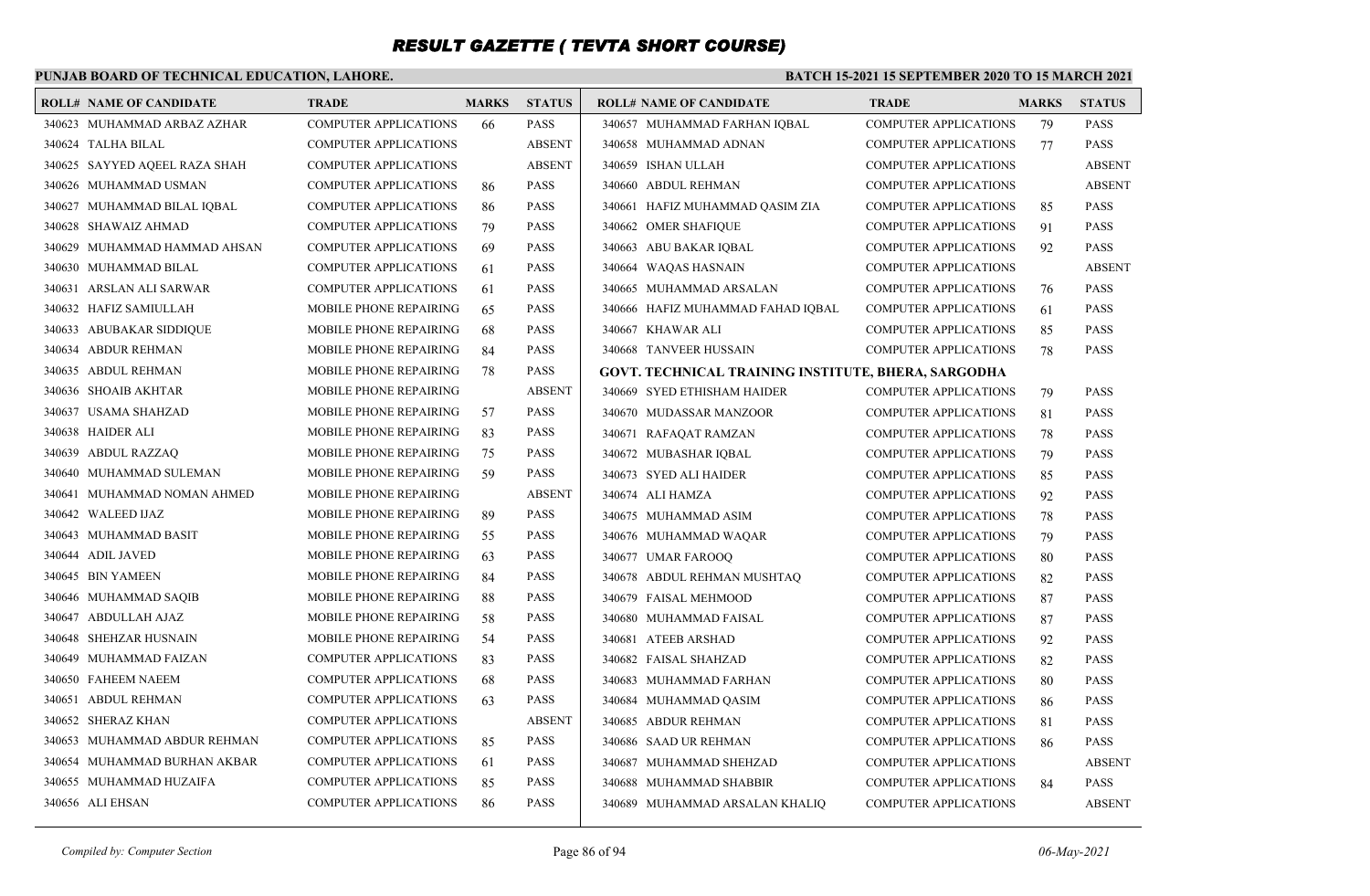# RESULT GAZETTE ( TEVTA SHORT COURSE)

**PUNJAB BOARD OF TECHNICAL EDUCATION, LAHORE.**

**BATCH 15-2021 15 SEPTEMBER 2020 TO 15 MARCH 2021**

| ROLL# | NAME OF CANDIDATE | TRADE | MARKS | STATUS |
|---|---|---|---|---|
| 340623 | MUHAMMAD ARBAZ AZHAR | COMPUTER APPLICATIONS | 66 | PASS |
| 340624 | TALHA BILAL | COMPUTER APPLICATIONS | | ABSENT |
| 340625 | SAYYED AQEEL RAZA SHAH | COMPUTER APPLICATIONS | | ABSENT |
| 340626 | MUHAMMAD USMAN | COMPUTER APPLICATIONS | 86 | PASS |
| 340627 | MUHAMMAD BILAL IQBAL | COMPUTER APPLICATIONS | 86 | PASS |
| 340628 | SHAWAIZ AHMAD | COMPUTER APPLICATIONS | 79 | PASS |
| 340629 | MUHAMMAD HAMMAD AHSAN | COMPUTER APPLICATIONS | 69 | PASS |
| 340630 | MUHAMMAD BILAL | COMPUTER APPLICATIONS | 61 | PASS |
| 340631 | ARSLAN ALI SARWAR | COMPUTER APPLICATIONS | 61 | PASS |
| 340632 | HAFIZ SAMIULLAH | MOBILE PHONE REPAIRING | 65 | PASS |
| 340633 | ABUBAKAR SIDDIQUE | MOBILE PHONE REPAIRING | 68 | PASS |
| 340634 | ABDUR REHMAN | MOBILE PHONE REPAIRING | 84 | PASS |
| 340635 | ABDUL REHMAN | MOBILE PHONE REPAIRING | 78 | PASS |
| 340636 | SHOAIB AKHTAR | MOBILE PHONE REPAIRING | | ABSENT |
| 340637 | USAMA SHAHZAD | MOBILE PHONE REPAIRING | 57 | PASS |
| 340638 | HAIDER ALI | MOBILE PHONE REPAIRING | 83 | PASS |
| 340639 | ABDUL RAZZAQ | MOBILE PHONE REPAIRING | 75 | PASS |
| 340640 | MUHAMMAD SULEMAN | MOBILE PHONE REPAIRING | 59 | PASS |
| 340641 | MUHAMMAD NOMAN AHMED | MOBILE PHONE REPAIRING | | ABSENT |
| 340642 | WALEED IJAZ | MOBILE PHONE REPAIRING | 89 | PASS |
| 340643 | MUHAMMAD BASIT | MOBILE PHONE REPAIRING | 55 | PASS |
| 340644 | ADIL JAVED | MOBILE PHONE REPAIRING | 63 | PASS |
| 340645 | BIN YAMEEN | MOBILE PHONE REPAIRING | 84 | PASS |
| 340646 | MUHAMMAD SAQIB | MOBILE PHONE REPAIRING | 88 | PASS |
| 340647 | ABDULLAH AJAZ | MOBILE PHONE REPAIRING | 58 | PASS |
| 340648 | SHEHZAR HUSNAIN | MOBILE PHONE REPAIRING | 54 | PASS |
| 340649 | MUHAMMAD FAIZAN | COMPUTER APPLICATIONS | 83 | PASS |
| 340650 | FAHEEM NAEEM | COMPUTER APPLICATIONS | 68 | PASS |
| 340651 | ABDUL REHMAN | COMPUTER APPLICATIONS | 63 | PASS |
| 340652 | SHERAZ KHAN | COMPUTER APPLICATIONS | | ABSENT |
| 340653 | MUHAMMAD ABDUR REHMAN | COMPUTER APPLICATIONS | 85 | PASS |
| 340654 | MUHAMMAD BURHAN AKBAR | COMPUTER APPLICATIONS | 61 | PASS |
| 340655 | MUHAMMAD HUZAIFA | COMPUTER APPLICATIONS | 85 | PASS |
| 340656 | ALI EHSAN | COMPUTER APPLICATIONS | 86 | PASS |
| 340657 | MUHAMMAD FARHAN IQBAL | COMPUTER APPLICATIONS | 79 | PASS |
| 340658 | MUHAMMAD ADNAN | COMPUTER APPLICATIONS | 77 | PASS |
| 340659 | ISHAN ULLAH | COMPUTER APPLICATIONS | | ABSENT |
| 340660 | ABDUL REHMAN | COMPUTER APPLICATIONS | | ABSENT |
| 340661 | HAFIZ MUHAMMAD QASIM ZIA | COMPUTER APPLICATIONS | 85 | PASS |
| 340662 | OMER SHAFIQUE | COMPUTER APPLICATIONS | 91 | PASS |
| 340663 | ABU BAKAR IQBAL | COMPUTER APPLICATIONS | 92 | PASS |
| 340664 | WAQAS HASNAIN | COMPUTER APPLICATIONS | | ABSENT |
| 340665 | MUHAMMAD ARSALAN | COMPUTER APPLICATIONS | 76 | PASS |
| 340666 | HAFIZ MUHAMMAD FAHAD IQBAL | COMPUTER APPLICATIONS | 61 | PASS |
| 340667 | KHAWAR ALI | COMPUTER APPLICATIONS | 85 | PASS |
| 340668 | TANVEER HUSSAIN | COMPUTER APPLICATIONS | 78 | PASS |

**GOVT. TECHNICAL TRAINING INSTITUTE, BHERA, SARGODHA**

| ROLL# | NAME OF CANDIDATE | TRADE | MARKS | STATUS |
|---|---|---|---|---|
| 340669 | SYED ETHISHAM HAIDER | COMPUTER APPLICATIONS | 79 | PASS |
| 340670 | MUDASSAR MANZOOR | COMPUTER APPLICATIONS | 81 | PASS |
| 340671 | RAFAQAT RAMZAN | COMPUTER APPLICATIONS | 78 | PASS |
| 340672 | MUBASHAR IQBAL | COMPUTER APPLICATIONS | 79 | PASS |
| 340673 | SYED ALI HAIDER | COMPUTER APPLICATIONS | 85 | PASS |
| 340674 | ALI HAMZA | COMPUTER APPLICATIONS | 92 | PASS |
| 340675 | MUHAMMAD ASIM | COMPUTER APPLICATIONS | 78 | PASS |
| 340676 | MUHAMMAD WAQAR | COMPUTER APPLICATIONS | 79 | PASS |
| 340677 | UMAR FAROOQ | COMPUTER APPLICATIONS | 80 | PASS |
| 340678 | ABDUL REHMAN MUSHTAQ | COMPUTER APPLICATIONS | 82 | PASS |
| 340679 | FAISAL MEHMOOD | COMPUTER APPLICATIONS | 87 | PASS |
| 340680 | MUHAMMAD FAISAL | COMPUTER APPLICATIONS | 87 | PASS |
| 340681 | ATEEB ARSHAD | COMPUTER APPLICATIONS | 92 | PASS |
| 340682 | FAISAL SHAHZAD | COMPUTER APPLICATIONS | 82 | PASS |
| 340683 | MUHAMMAD FARHAN | COMPUTER APPLICATIONS | 80 | PASS |
| 340684 | MUHAMMAD QASIM | COMPUTER APPLICATIONS | 86 | PASS |
| 340685 | ABDUR REHMAN | COMPUTER APPLICATIONS | 81 | PASS |
| 340686 | SAAD UR REHMAN | COMPUTER APPLICATIONS | 86 | PASS |
| 340687 | MUHAMMAD SHEHZAD | COMPUTER APPLICATIONS | | ABSENT |
| 340688 | MUHAMMAD SHABBIR | COMPUTER APPLICATIONS | 84 | PASS |
| 340689 | MUHAMMAD ARSALAN KHALIQ | COMPUTER APPLICATIONS | | ABSENT |

*Compiled by: Computer Section*

*06-May-2021*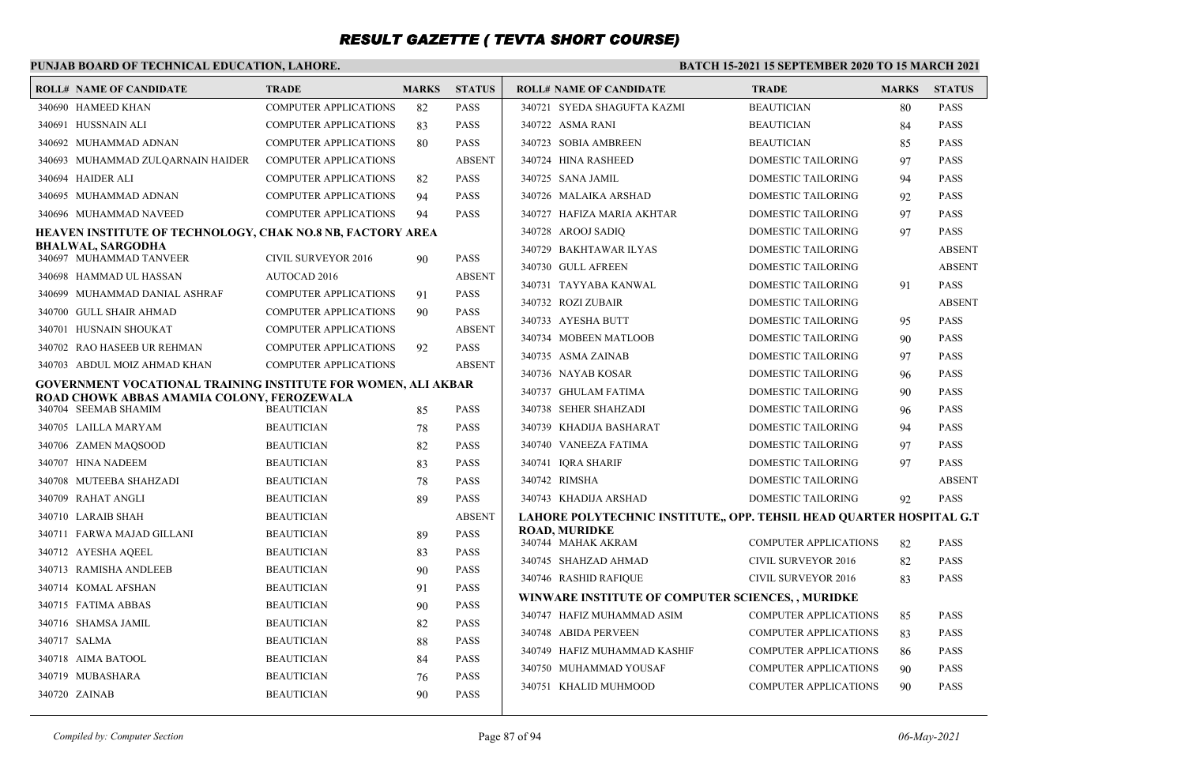# RESULT GAZETTE ( TEVTA SHORT COURSE)

**PUNJAB BOARD OF TECHNICAL EDUCATION, LAHORE.**

**BATCH 15-2021 15 SEPTEMBER 2020 TO 15 MARCH 2021**

| ROLL# | NAME OF CANDIDATE | TRADE | MARKS | STATUS |
|---|---|---|---|---|
| 340690 | HAMEED KHAN | COMPUTER APPLICATIONS | 82 | PASS |
| 340691 | HUSSNAIN ALI | COMPUTER APPLICATIONS | 83 | PASS |
| 340692 | MUHAMMAD ADNAN | COMPUTER APPLICATIONS | 80 | PASS |
| 340693 | MUHAMMAD ZULQARNAIN HAIDER | COMPUTER APPLICATIONS | | ABSENT |
| 340694 | HAIDER ALI | COMPUTER APPLICATIONS | 82 | PASS |
| 340695 | MUHAMMAD ADNAN | COMPUTER APPLICATIONS | 94 | PASS |
| 340696 | MUHAMMAD NAVEED | COMPUTER APPLICATIONS | 94 | PASS |

**HEAVEN INSTITUTE OF TECHNOLOGY, CHAK NO.8 NB, FACTORY AREA BHALWAL, SARGODHA**

| ROLL# | NAME OF CANDIDATE | TRADE | MARKS | STATUS |
|---|---|---|---|---|
| 340697 | MUHAMMAD TANVEER | CIVIL SURVEYOR 2016 | 90 | PASS |
| 340698 | HAMMAD UL HASSAN | AUTOCAD 2016 | | ABSENT |
| 340699 | MUHAMMAD DANIAL ASHRAF | COMPUTER APPLICATIONS | 91 | PASS |
| 340700 | GULL SHAIR AHMAD | COMPUTER APPLICATIONS | 90 | PASS |
| 340701 | HUSNAIN SHOUKAT | COMPUTER APPLICATIONS | | ABSENT |
| 340702 | RAO HASEEB UR REHMAN | COMPUTER APPLICATIONS | 92 | PASS |
| 340703 | ABDUL MOIZ AHMAD KHAN | COMPUTER APPLICATIONS | | ABSENT |

**GOVERNMENT VOCATIONAL TRAINING INSTITUTE FOR WOMEN, ALI AKBAR ROAD CHOWK ABBAS AMAMIA COLONY, FEROZEWALA**

| ROLL# | NAME OF CANDIDATE | TRADE | MARKS | STATUS |
|---|---|---|---|---|
| 340704 | SEEMAB SHAMIM | BEAUTICIAN | 85 | PASS |
| 340705 | LAILLA MARYAM | BEAUTICIAN | 78 | PASS |
| 340706 | ZAMEN MAQSOOD | BEAUTICIAN | 82 | PASS |
| 340707 | HINA NADEEM | BEAUTICIAN | 83 | PASS |
| 340708 | MUTEEBA SHAHZADI | BEAUTICIAN | 78 | PASS |
| 340709 | RAHAT ANGLI | BEAUTICIAN | 89 | PASS |
| 340710 | LARAIB SHAH | BEAUTICIAN | | ABSENT |
| 340711 | FARWA MAJAD GILLANI | BEAUTICIAN | 89 | PASS |
| 340712 | AYESHA AQEEL | BEAUTICIAN | 83 | PASS |
| 340713 | RAMISHA ANDLEEB | BEAUTICIAN | 90 | PASS |
| 340714 | KOMAL AFSHAN | BEAUTICIAN | 91 | PASS |
| 340715 | FATIMA ABBAS | BEAUTICIAN | 90 | PASS |
| 340716 | SHAMSA JAMIL | BEAUTICIAN | 82 | PASS |
| 340717 | SALMA | BEAUTICIAN | 88 | PASS |
| 340718 | AIMA BATOOL | BEAUTICIAN | 84 | PASS |
| 340719 | MUBASHARA | BEAUTICIAN | 76 | PASS |
| 340720 | ZAINAB | BEAUTICIAN | 90 | PASS |
| 340721 | SYEDA SHAGUFTA KAZMI | BEAUTICIAN | 80 | PASS |
| 340722 | ASMA RANI | BEAUTICIAN | 84 | PASS |
| 340723 | SOBIA AMBREEN | BEAUTICIAN | 85 | PASS |
| 340724 | HINA RASHEED | DOMESTIC TAILORING | 97 | PASS |
| 340725 | SANA JAMIL | DOMESTIC TAILORING | 94 | PASS |
| 340726 | MALAIKA ARSHAD | DOMESTIC TAILORING | 92 | PASS |
| 340727 | HAFIZA MARIA AKHTAR | DOMESTIC TAILORING | 97 | PASS |
| 340728 | AROOJ SADIQ | DOMESTIC TAILORING | 97 | PASS |
| 340729 | BAKHTAWAR ILYAS | DOMESTIC TAILORING | | ABSENT |
| 340730 | GULL AFREEN | DOMESTIC TAILORING | | ABSENT |
| 340731 | TAYYABA KANWAL | DOMESTIC TAILORING | 91 | PASS |
| 340732 | ROZI ZUBAIR | DOMESTIC TAILORING | | ABSENT |
| 340733 | AYESHA BUTT | DOMESTIC TAILORING | 95 | PASS |
| 340734 | MOBEEN MATLOOB | DOMESTIC TAILORING | 90 | PASS |
| 340735 | ASMA ZAINAB | DOMESTIC TAILORING | 97 | PASS |
| 340736 | NAYAB KOSAR | DOMESTIC TAILORING | 96 | PASS |
| 340737 | GHULAM FATIMA | DOMESTIC TAILORING | 90 | PASS |
| 340738 | SEHER SHAHZADI | DOMESTIC TAILORING | 96 | PASS |
| 340739 | KHADIJA BASHARAT | DOMESTIC TAILORING | 94 | PASS |
| 340740 | VANEEZA FATIMA | DOMESTIC TAILORING | 97 | PASS |
| 340741 | IQRA SHARIF | DOMESTIC TAILORING | 97 | PASS |
| 340742 | RIMSHA | DOMESTIC TAILORING | | ABSENT |
| 340743 | KHADIJA ARSHAD | DOMESTIC TAILORING | 92 | PASS |

**LAHORE POLYTECHNIC INSTITUTE,, OPP. TEHSIL HEAD QUARTER HOSPITAL G.T ROAD, MURIDKE**

| ROLL# | NAME OF CANDIDATE | TRADE | MARKS | STATUS |
|---|---|---|---|---|
| 340744 | MAHAK AKRAM | COMPUTER APPLICATIONS | 82 | PASS |
| 340745 | SHAHZAD AHMAD | CIVIL SURVEYOR 2016 | 82 | PASS |
| 340746 | RASHID RAFIQUE | CIVIL SURVEYOR 2016 | 83 | PASS |

**WINWARE INSTITUTE OF COMPUTER SCIENCES, , MURIDKE**

| ROLL# | NAME OF CANDIDATE | TRADE | MARKS | STATUS |
|---|---|---|---|---|
| 340747 | HAFIZ MUHAMMAD ASIM | COMPUTER APPLICATIONS | 85 | PASS |
| 340748 | ABIDA PERVEEN | COMPUTER APPLICATIONS | 83 | PASS |
| 340749 | HAFIZ MUHAMMAD KASHIF | COMPUTER APPLICATIONS | 86 | PASS |
| 340750 | MUHAMMAD YOUSAF | COMPUTER APPLICATIONS | 90 | PASS |
| 340751 | KHALID MUHMOOD | COMPUTER APPLICATIONS | 90 | PASS |

*Compiled by: Computer Section*

*06-May-2021*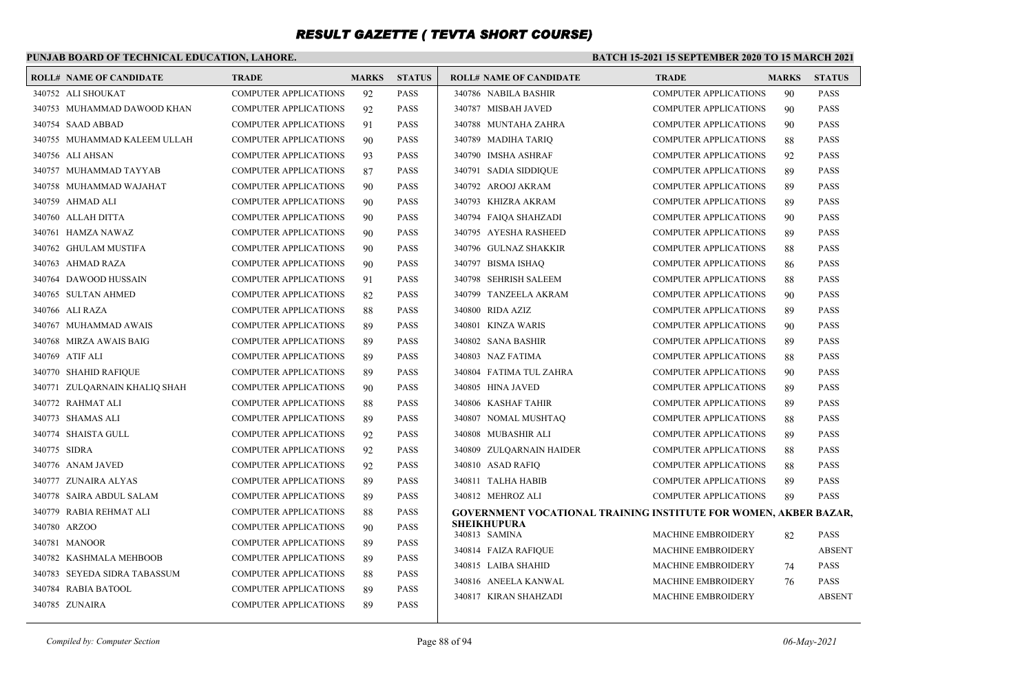# RESULT GAZETTE ( TEVTA SHORT COURSE)

**PUNJAB BOARD OF TECHNICAL EDUCATION, LAHORE.**

**BATCH 15-2021 15 SEPTEMBER 2020 TO 15 MARCH 2021**

| ROLL# | NAME OF CANDIDATE | TRADE | MARKS | STATUS |
|---|---|---|---|---|
| 340752 | ALI SHOUKAT | COMPUTER APPLICATIONS | 92 | PASS |
| 340753 | MUHAMMAD DAWOOD KHAN | COMPUTER APPLICATIONS | 92 | PASS |
| 340754 | SAAD ABBAD | COMPUTER APPLICATIONS | 91 | PASS |
| 340755 | MUHAMMAD KALEEM ULLAH | COMPUTER APPLICATIONS | 90 | PASS |
| 340756 | ALI AHSAN | COMPUTER APPLICATIONS | 93 | PASS |
| 340757 | MUHAMMAD TAYYAB | COMPUTER APPLICATIONS | 87 | PASS |
| 340758 | MUHAMMAD WAJAHAT | COMPUTER APPLICATIONS | 90 | PASS |
| 340759 | AHMAD ALI | COMPUTER APPLICATIONS | 90 | PASS |
| 340760 | ALLAH DITTA | COMPUTER APPLICATIONS | 90 | PASS |
| 340761 | HAMZA NAWAZ | COMPUTER APPLICATIONS | 90 | PASS |
| 340762 | GHULAM MUSTIFA | COMPUTER APPLICATIONS | 90 | PASS |
| 340763 | AHMAD RAZA | COMPUTER APPLICATIONS | 90 | PASS |
| 340764 | DAWOOD HUSSAIN | COMPUTER APPLICATIONS | 91 | PASS |
| 340765 | SULTAN AHMED | COMPUTER APPLICATIONS | 82 | PASS |
| 340766 | ALI RAZA | COMPUTER APPLICATIONS | 88 | PASS |
| 340767 | MUHAMMAD AWAIS | COMPUTER APPLICATIONS | 89 | PASS |
| 340768 | MIRZA AWAIS BAIG | COMPUTER APPLICATIONS | 89 | PASS |
| 340769 | ATIF ALI | COMPUTER APPLICATIONS | 89 | PASS |
| 340770 | SHAHID RAFIQUE | COMPUTER APPLICATIONS | 89 | PASS |
| 340771 | ZULQARNAIN KHALIQ SHAH | COMPUTER APPLICATIONS | 90 | PASS |
| 340772 | RAHMAT ALI | COMPUTER APPLICATIONS | 88 | PASS |
| 340773 | SHAMAS ALI | COMPUTER APPLICATIONS | 89 | PASS |
| 340774 | SHAISTA GULL | COMPUTER APPLICATIONS | 92 | PASS |
| 340775 | SIDRA | COMPUTER APPLICATIONS | 92 | PASS |
| 340776 | ANAM JAVED | COMPUTER APPLICATIONS | 92 | PASS |
| 340777 | ZUNAIRA ALYAS | COMPUTER APPLICATIONS | 89 | PASS |
| 340778 | SAIRA ABDUL SALAM | COMPUTER APPLICATIONS | 89 | PASS |
| 340779 | RABIA REHMAT ALI | COMPUTER APPLICATIONS | 88 | PASS |
| 340780 | ARZOO | COMPUTER APPLICATIONS | 90 | PASS |
| 340781 | MANOOR | COMPUTER APPLICATIONS | 89 | PASS |
| 340782 | KASHMALA MEHBOOB | COMPUTER APPLICATIONS | 89 | PASS |
| 340783 | SEYEDA SIDRA TABASSUM | COMPUTER APPLICATIONS | 88 | PASS |
| 340784 | RABIA BATOOL | COMPUTER APPLICATIONS | 89 | PASS |
| 340785 | ZUNAIRA | COMPUTER APPLICATIONS | 89 | PASS |
| 340786 | NABILA BASHIR | COMPUTER APPLICATIONS | 90 | PASS |
| 340787 | MISBAH JAVED | COMPUTER APPLICATIONS | 90 | PASS |
| 340788 | MUNTAHA ZAHRA | COMPUTER APPLICATIONS | 90 | PASS |
| 340789 | MADIHA TARIQ | COMPUTER APPLICATIONS | 88 | PASS |
| 340790 | IMSHA ASHRAF | COMPUTER APPLICATIONS | 92 | PASS |
| 340791 | SADIA SIDDIQUE | COMPUTER APPLICATIONS | 89 | PASS |
| 340792 | AROOJ AKRAM | COMPUTER APPLICATIONS | 89 | PASS |
| 340793 | KHIZRA AKRAM | COMPUTER APPLICATIONS | 89 | PASS |
| 340794 | FAIQA SHAHZADI | COMPUTER APPLICATIONS | 90 | PASS |
| 340795 | AYESHA RASHEED | COMPUTER APPLICATIONS | 89 | PASS |
| 340796 | GULNAZ SHAKKIR | COMPUTER APPLICATIONS | 88 | PASS |
| 340797 | BISMA ISHAQ | COMPUTER APPLICATIONS | 86 | PASS |
| 340798 | SEHRISH SALEEM | COMPUTER APPLICATIONS | 88 | PASS |
| 340799 | TANZEELA AKRAM | COMPUTER APPLICATIONS | 90 | PASS |
| 340800 | RIDA AZIZ | COMPUTER APPLICATIONS | 89 | PASS |
| 340801 | KINZA WARIS | COMPUTER APPLICATIONS | 90 | PASS |
| 340802 | SANA BASHIR | COMPUTER APPLICATIONS | 89 | PASS |
| 340803 | NAZ FATIMA | COMPUTER APPLICATIONS | 88 | PASS |
| 340804 | FATIMA TUL ZAHRA | COMPUTER APPLICATIONS | 90 | PASS |
| 340805 | HINA JAVED | COMPUTER APPLICATIONS | 89 | PASS |
| 340806 | KASHAF TAHIR | COMPUTER APPLICATIONS | 89 | PASS |
| 340807 | NOMAL MUSHTAQ | COMPUTER APPLICATIONS | 88 | PASS |
| 340808 | MUBASHIR ALI | COMPUTER APPLICATIONS | 89 | PASS |
| 340809 | ZULQARNAIN HAIDER | COMPUTER APPLICATIONS | 88 | PASS |
| 340810 | ASAD RAFIQ | COMPUTER APPLICATIONS | 88 | PASS |
| 340811 | TALHA HABIB | COMPUTER APPLICATIONS | 89 | PASS |
| 340812 | MEHROZ ALI | COMPUTER APPLICATIONS | 89 | PASS |

**GOVERNMENT VOCATIONAL TRAINING INSTITUTE FOR WOMEN, AKBER BAZAR, SHEIKHUPURA**

| ROLL# | NAME OF CANDIDATE | TRADE | MARKS | STATUS |
|---|---|---|---|---|
| 340813 | SAMINA | MACHINE EMBROIDERY | 82 | PASS |
| 340814 | FAIZA RAFIQUE | MACHINE EMBROIDERY | | ABSENT |
| 340815 | LAIBA SHAHID | MACHINE EMBROIDERY | 74 | PASS |
| 340816 | ANEELA KANWAL | MACHINE EMBROIDERY | 76 | PASS |
| 340817 | KIRAN SHAHZADI | MACHINE EMBROIDERY | | ABSENT |

*Compiled by: Computer Section* | *06-May-2021*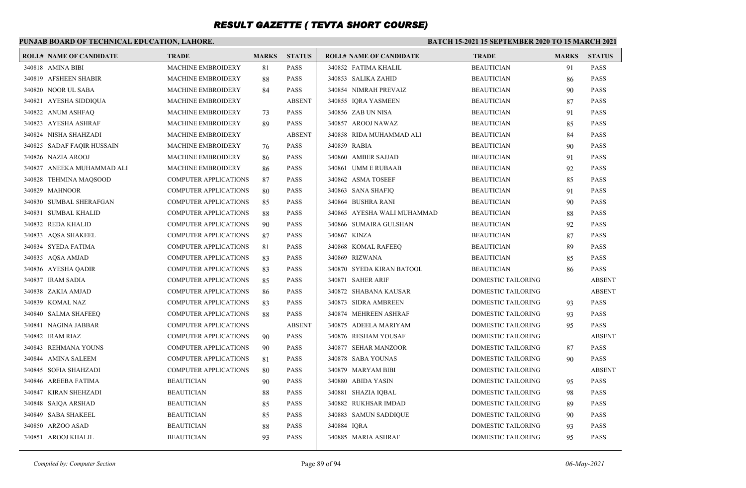# RESULT GAZETTE ( TEVTA SHORT COURSE)

**PUNJAB BOARD OF TECHNICAL EDUCATION, LAHORE.**

**BATCH 15-2021 15 SEPTEMBER 2020 TO 15 MARCH 2021**

| ROLL# | NAME OF CANDIDATE | TRADE | MARKS | STATUS |
|---|---|---|---|---|
| 340818 | AMINA BIBI | MACHINE EMBROIDERY | 81 | PASS |
| 340819 | AFSHEEN SHABIR | MACHINE EMBROIDERY | 88 | PASS |
| 340820 | NOOR UL SABA | MACHINE EMBROIDERY | 84 | PASS |
| 340821 | AYESHA SIDDIQUA | MACHINE EMBROIDERY | | ABSENT |
| 340822 | ANUM ASHFAQ | MACHINE EMBROIDERY | 73 | PASS |
| 340823 | AYESHA ASHRAF | MACHINE EMBROIDERY | 89 | PASS |
| 340824 | NISHA SHAHZADI | MACHINE EMBROIDERY | | ABSENT |
| 340825 | SADAF FAQIR HUSSAIN | MACHINE EMBROIDERY | 76 | PASS |
| 340826 | NAZIA AROOJ | MACHINE EMBROIDERY | 86 | PASS |
| 340827 | ANEEKA MUHAMMAD ALI | MACHINE EMBROIDERY | 86 | PASS |
| 340828 | TEHMINA MAQSOOD | COMPUTER APPLICATIONS | 87 | PASS |
| 340829 | MAHNOOR | COMPUTER APPLICATIONS | 80 | PASS |
| 340830 | SUMBAL SHERAFGAN | COMPUTER APPLICATIONS | 85 | PASS |
| 340831 | SUMBAL KHALID | COMPUTER APPLICATIONS | 88 | PASS |
| 340832 | REDA KHALID | COMPUTER APPLICATIONS | 90 | PASS |
| 340833 | AQSA SHAKEEL | COMPUTER APPLICATIONS | 87 | PASS |
| 340834 | SYEDA FATIMA | COMPUTER APPLICATIONS | 81 | PASS |
| 340835 | AQSA AMJAD | COMPUTER APPLICATIONS | 83 | PASS |
| 340836 | AYESHA QADIR | COMPUTER APPLICATIONS | 83 | PASS |
| 340837 | IRAM SADIA | COMPUTER APPLICATIONS | 85 | PASS |
| 340838 | ZAKIA AMJAD | COMPUTER APPLICATIONS | 86 | PASS |
| 340839 | KOMAL NAZ | COMPUTER APPLICATIONS | 83 | PASS |
| 340840 | SALMA SHAFEEQ | COMPUTER APPLICATIONS | 88 | PASS |
| 340841 | NAGINA JABBAR | COMPUTER APPLICATIONS | | ABSENT |
| 340842 | IRAM RIAZ | COMPUTER APPLICATIONS | 90 | PASS |
| 340843 | REHMANA YOUNS | COMPUTER APPLICATIONS | 90 | PASS |
| 340844 | AMINA SALEEM | COMPUTER APPLICATIONS | 81 | PASS |
| 340845 | SOFIA SHAHZADI | COMPUTER APPLICATIONS | 80 | PASS |
| 340846 | AREEBA FATIMA | BEAUTICIAN | 90 | PASS |
| 340847 | KIRAN SHEHZADI | BEAUTICIAN | 88 | PASS |
| 340848 | SAIQA ARSHAD | BEAUTICIAN | 85 | PASS |
| 340849 | SABA SHAKEEL | BEAUTICIAN | 85 | PASS |
| 340850 | ARZOO ASAD | BEAUTICIAN | 88 | PASS |
| 340851 | AROOJ KHALIL | BEAUTICIAN | 93 | PASS |
| 340852 | FATIMA KHALIL | BEAUTICIAN | 91 | PASS |
| 340853 | SALIKA ZAHID | BEAUTICIAN | 86 | PASS |
| 340854 | NIMRAH PREVAIZ | BEAUTICIAN | 90 | PASS |
| 340855 | IQRA YASMEEN | BEAUTICIAN | 87 | PASS |
| 340856 | ZAB UN NISA | BEAUTICIAN | 91 | PASS |
| 340857 | AROOJ NAWAZ | BEAUTICIAN | 85 | PASS |
| 340858 | RIDA MUHAMMAD ALI | BEAUTICIAN | 84 | PASS |
| 340859 | RABIA | BEAUTICIAN | 90 | PASS |
| 340860 | AMBER SAJJAD | BEAUTICIAN | 91 | PASS |
| 340861 | UMM E RUBAAB | BEAUTICIAN | 92 | PASS |
| 340862 | ASMA TOSEEF | BEAUTICIAN | 85 | PASS |
| 340863 | SANA SHAFIQ | BEAUTICIAN | 91 | PASS |
| 340864 | BUSHRA RANI | BEAUTICIAN | 90 | PASS |
| 340865 | AYESHA WALI MUHAMMAD | BEAUTICIAN | 88 | PASS |
| 340866 | SUMAIRA GULSHAN | BEAUTICIAN | 92 | PASS |
| 340867 | KINZA | BEAUTICIAN | 87 | PASS |
| 340868 | KOMAL RAFEEQ | BEAUTICIAN | 89 | PASS |
| 340869 | RIZWANA | BEAUTICIAN | 85 | PASS |
| 340870 | SYEDA KIRAN BATOOL | BEAUTICIAN | 86 | PASS |
| 340871 | SAHER ARIF | DOMESTIC TAILORING | | ABSENT |
| 340872 | SHABANA KAUSAR | DOMESTIC TAILORING | | ABSENT |
| 340873 | SIDRA AMBREEN | DOMESTIC TAILORING | 93 | PASS |
| 340874 | MEHREEN ASHRAF | DOMESTIC TAILORING | 93 | PASS |
| 340875 | ADEELA MARIYAM | DOMESTIC TAILORING | 95 | PASS |
| 340876 | RESHAM YOUSAF | DOMESTIC TAILORING | | ABSENT |
| 340877 | SEHAR MANZOOR | DOMESTIC TAILORING | 87 | PASS |
| 340878 | SABA YOUNAS | DOMESTIC TAILORING | 90 | PASS |
| 340879 | MARYAM BIBI | DOMESTIC TAILORING | | ABSENT |
| 340880 | ABIDA YASIN | DOMESTIC TAILORING | 95 | PASS |
| 340881 | SHAZIA IQBAL | DOMESTIC TAILORING | 98 | PASS |
| 340882 | RUKHSAR IMDAD | DOMESTIC TAILORING | 89 | PASS |
| 340883 | SAMUN SADDIQUE | DOMESTIC TAILORING | 90 | PASS |
| 340884 | IQRA | DOMESTIC TAILORING | 93 | PASS |
| 340885 | MARIA ASHRAF | DOMESTIC TAILORING | 95 | PASS |

*Compiled by: Computer Section*

*06-May-2021*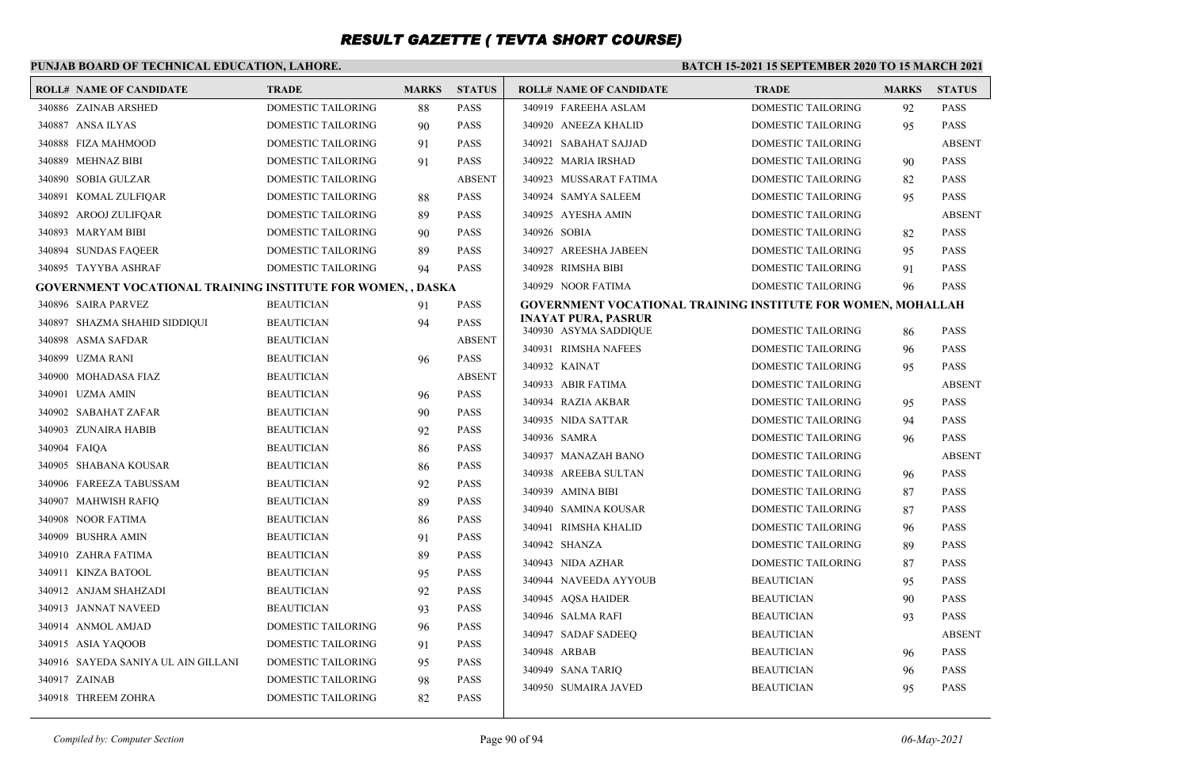# RESULT GAZETTE ( TEVTA SHORT COURSE)

**PUNJAB BOARD OF TECHNICAL EDUCATION, LAHORE.**

**BATCH 15-2021 15 SEPTEMBER 2020 TO 15 MARCH 2021**

| ROLL# | NAME OF CANDIDATE | TRADE | MARKS | STATUS |
|---|---|---|---|---|
| 340886 | ZAINAB ARSHED | DOMESTIC TAILORING | 88 | PASS |
| 340887 | ANSA ILYAS | DOMESTIC TAILORING | 90 | PASS |
| 340888 | FIZA MAHMOOD | DOMESTIC TAILORING | 91 | PASS |
| 340889 | MEHNAZ BIBI | DOMESTIC TAILORING | 91 | PASS |
| 340890 | SOBIA GULZAR | DOMESTIC TAILORING | | ABSENT |
| 340891 | KOMAL ZULFIQAR | DOMESTIC TAILORING | 88 | PASS |
| 340892 | AROOJ ZULIFQAR | DOMESTIC TAILORING | 89 | PASS |
| 340893 | MARYAM BIBI | DOMESTIC TAILORING | 90 | PASS |
| 340894 | SUNDAS FAQEER | DOMESTIC TAILORING | 89 | PASS |
| 340895 | TAYYBA ASHRAF | DOMESTIC TAILORING | 94 | PASS |

**GOVERNMENT VOCATIONAL TRAINING INSTITUTE FOR WOMEN, , DASKA**

| ROLL# | NAME OF CANDIDATE | TRADE | MARKS | STATUS |
|---|---|---|---|---|
| 340896 | SAIRA PARVEZ | BEAUTICIAN | 91 | PASS |
| 340897 | SHAZMA SHAHID SIDDIQUI | BEAUTICIAN | 94 | PASS |
| 340898 | ASMA SAFDAR | BEAUTICIAN | | ABSENT |
| 340899 | UZMA RANI | BEAUTICIAN | 96 | PASS |
| 340900 | MOHADASA FIAZ | BEAUTICIAN | | ABSENT |
| 340901 | UZMA AMIN | BEAUTICIAN | 96 | PASS |
| 340902 | SABAHAT ZAFAR | BEAUTICIAN | 90 | PASS |
| 340903 | ZUNAIRA HABIB | BEAUTICIAN | 92 | PASS |
| 340904 | FAIQA | BEAUTICIAN | 86 | PASS |
| 340905 | SHABANA KOUSAR | BEAUTICIAN | 86 | PASS |
| 340906 | FAREEZA TABUSSAM | BEAUTICIAN | 92 | PASS |
| 340907 | MAHWISH RAFIQ | BEAUTICIAN | 89 | PASS |
| 340908 | NOOR FATIMA | BEAUTICIAN | 86 | PASS |
| 340909 | BUSHRA AMIN | BEAUTICIAN | 91 | PASS |
| 340910 | ZAHRA FATIMA | BEAUTICIAN | 89 | PASS |
| 340911 | KINZA BATOOL | BEAUTICIAN | 95 | PASS |
| 340912 | ANJAM SHAHZADI | BEAUTICIAN | 92 | PASS |
| 340913 | JANNAT NAVEED | BEAUTICIAN | 93 | PASS |
| 340914 | ANMOL AMJAD | DOMESTIC TAILORING | 96 | PASS |
| 340915 | ASIA YAQOOB | DOMESTIC TAILORING | 91 | PASS |
| 340916 | SAYEDA SANIYA UL AIN GILLANI | DOMESTIC TAILORING | 95 | PASS |
| 340917 | ZAINAB | DOMESTIC TAILORING | 98 | PASS |
| 340918 | THREEM ZOHRA | DOMESTIC TAILORING | 82 | PASS |
| 340919 | FAREEHA ASLAM | DOMESTIC TAILORING | 92 | PASS |
| 340920 | ANEEZA KHALID | DOMESTIC TAILORING | 95 | PASS |
| 340921 | SABAHAT SAJJAD | DOMESTIC TAILORING | | ABSENT |
| 340922 | MARIA IRSHAD | DOMESTIC TAILORING | 90 | PASS |
| 340923 | MUSSARAT FATIMA | DOMESTIC TAILORING | 82 | PASS |
| 340924 | SAMYA SALEEM | DOMESTIC TAILORING | 95 | PASS |
| 340925 | AYESHA AMIN | DOMESTIC TAILORING | | ABSENT |
| 340926 | SOBIA | DOMESTIC TAILORING | 82 | PASS |
| 340927 | AREESHA JABEEN | DOMESTIC TAILORING | 95 | PASS |
| 340928 | RIMSHA BIBI | DOMESTIC TAILORING | 91 | PASS |
| 340929 | NOOR FATIMA | DOMESTIC TAILORING | 96 | PASS |

**GOVERNMENT VOCATIONAL TRAINING INSTITUTE FOR WOMEN, MOHALLAH INAYAT PURA, PASRUR**

| ROLL# | NAME OF CANDIDATE | TRADE | MARKS | STATUS |
|---|---|---|---|---|
| 340930 | ASYMA SADDIQUE | DOMESTIC TAILORING | 86 | PASS |
| 340931 | RIMSHA NAFEES | DOMESTIC TAILORING | 96 | PASS |
| 340932 | KAINAT | DOMESTIC TAILORING | 95 | PASS |
| 340933 | ABIR FATIMA | DOMESTIC TAILORING | | ABSENT |
| 340934 | RAZIA AKBAR | DOMESTIC TAILORING | 95 | PASS |
| 340935 | NIDA SATTAR | DOMESTIC TAILORING | 94 | PASS |
| 340936 | SAMRA | DOMESTIC TAILORING | 96 | PASS |
| 340937 | MANAZAH BANO | DOMESTIC TAILORING | | ABSENT |
| 340938 | AREEBA SULTAN | DOMESTIC TAILORING | 96 | PASS |
| 340939 | AMINA BIBI | DOMESTIC TAILORING | 87 | PASS |
| 340940 | SAMINA KOUSAR | DOMESTIC TAILORING | 87 | PASS |
| 340941 | RIMSHA KHALID | DOMESTIC TAILORING | 96 | PASS |
| 340942 | SHANZA | DOMESTIC TAILORING | 89 | PASS |
| 340943 | NIDA AZHAR | DOMESTIC TAILORING | 87 | PASS |
| 340944 | NAVEEDA AYYOUB | BEAUTICIAN | 95 | PASS |
| 340945 | AQSA HAIDER | BEAUTICIAN | 90 | PASS |
| 340946 | SALMA RAFI | BEAUTICIAN | 93 | PASS |
| 340947 | SADAF SADEEQ | BEAUTICIAN | | ABSENT |
| 340948 | ARBAB | BEAUTICIAN | 96 | PASS |
| 340949 | SANA TARIQ | BEAUTICIAN | 96 | PASS |
| 340950 | SUMAIRA JAVED | BEAUTICIAN | 95 | PASS |

*Compiled by: Computer Section*

*06-May-2021*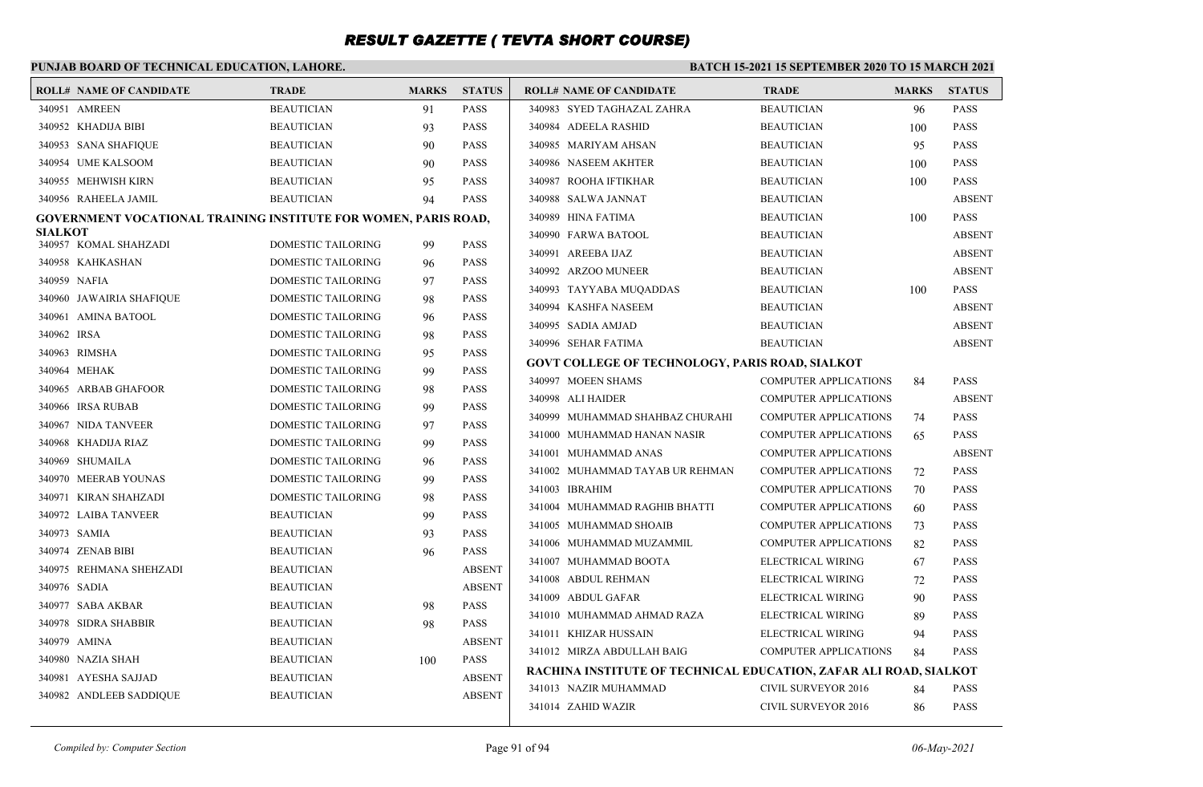# RESULT GAZETTE ( TEVTA SHORT COURSE)

**PUNJAB BOARD OF TECHNICAL EDUCATION, LAHORE.**

**BATCH 15-2021 15 SEPTEMBER 2020 TO 15 MARCH 2021**

| ROLL# | NAME OF CANDIDATE | TRADE | MARKS | STATUS |
|---|---|---|---|---|
| 340951 | AMREEN | BEAUTICIAN | 91 | PASS |
| 340952 | KHADIJA BIBI | BEAUTICIAN | 93 | PASS |
| 340953 | SANA SHAFIQUE | BEAUTICIAN | 90 | PASS |
| 340954 | UME KALSOOM | BEAUTICIAN | 90 | PASS |
| 340955 | MEHWISH KIRN | BEAUTICIAN | 95 | PASS |
| 340956 | RAHEELA JAMIL | BEAUTICIAN | 94 | PASS |

**GOVERNMENT VOCATIONAL TRAINING INSTITUTE FOR WOMEN, PARIS ROAD, SIALKOT**

| ROLL# | NAME OF CANDIDATE | TRADE | MARKS | STATUS |
|---|---|---|---|---|
| 340957 | KOMAL SHAHZADI | DOMESTIC TAILORING | 99 | PASS |
| 340958 | KAHKASHAN | DOMESTIC TAILORING | 96 | PASS |
| 340959 | NAFIA | DOMESTIC TAILORING | 97 | PASS |
| 340960 | JAWAIRIA SHAFIQUE | DOMESTIC TAILORING | 98 | PASS |
| 340961 | AMINA BATOOL | DOMESTIC TAILORING | 96 | PASS |
| 340962 | IRSA | DOMESTIC TAILORING | 98 | PASS |
| 340963 | RIMSHA | DOMESTIC TAILORING | 95 | PASS |
| 340964 | MEHAK | DOMESTIC TAILORING | 99 | PASS |
| 340965 | ARBAB GHAFOOR | DOMESTIC TAILORING | 98 | PASS |
| 340966 | IRSA RUBAB | DOMESTIC TAILORING | 99 | PASS |
| 340967 | NIDA TANVEER | DOMESTIC TAILORING | 97 | PASS |
| 340968 | KHADIJA RIAZ | DOMESTIC TAILORING | 99 | PASS |
| 340969 | SHUMAILA | DOMESTIC TAILORING | 96 | PASS |
| 340970 | MEERAB YOUNAS | DOMESTIC TAILORING | 99 | PASS |
| 340971 | KIRAN SHAHZADI | DOMESTIC TAILORING | 98 | PASS |
| 340972 | LAIBA TANVEER | BEAUTICIAN | 99 | PASS |
| 340973 | SAMIA | BEAUTICIAN | 93 | PASS |
| 340974 | ZENAB BIBI | BEAUTICIAN | 96 | PASS |
| 340975 | REHMANA SHEHZADI | BEAUTICIAN | | ABSENT |
| 340976 | SADIA | BEAUTICIAN | | ABSENT |
| 340977 | SABA AKBAR | BEAUTICIAN | 98 | PASS |
| 340978 | SIDRA SHABBIR | BEAUTICIAN | 98 | PASS |
| 340979 | AMINA | BEAUTICIAN | | ABSENT |
| 340980 | NAZIA SHAH | BEAUTICIAN | 100 | PASS |
| 340981 | AYESHA SAJJAD | BEAUTICIAN | | ABSENT |
| 340982 | ANDLEEB SADDIQUE | BEAUTICIAN | | ABSENT |
| 340983 | SYED TAGHAZAL ZAHRA | BEAUTICIAN | 96 | PASS |
| 340984 | ADEELA RASHID | BEAUTICIAN | 100 | PASS |
| 340985 | MARIYAM AHSAN | BEAUTICIAN | 95 | PASS |
| 340986 | NASEEM AKHTER | BEAUTICIAN | 100 | PASS |
| 340987 | ROOHA IFTIKHAR | BEAUTICIAN | 100 | PASS |
| 340988 | SALWA JANNAT | BEAUTICIAN | | ABSENT |
| 340989 | HINA FATIMA | BEAUTICIAN | 100 | PASS |
| 340990 | FARWA BATOOL | BEAUTICIAN | | ABSENT |
| 340991 | AREEBA IJAZ | BEAUTICIAN | | ABSENT |
| 340992 | ARZOO MUNEER | BEAUTICIAN | | ABSENT |
| 340993 | TAYYABA MUQADDAS | BEAUTICIAN | 100 | PASS |
| 340994 | KASHFA NASEEM | BEAUTICIAN | | ABSENT |
| 340995 | SADIA AMJAD | BEAUTICIAN | | ABSENT |
| 340996 | SEHAR FATIMA | BEAUTICIAN | | ABSENT |

**GOVT COLLEGE OF TECHNOLOGY, PARIS ROAD, SIALKOT**

| ROLL# | NAME OF CANDIDATE | TRADE | MARKS | STATUS |
|---|---|---|---|---|
| 340997 | MOEEN SHAMS | COMPUTER APPLICATIONS | 84 | PASS |
| 340998 | ALI HAIDER | COMPUTER APPLICATIONS | | ABSENT |
| 340999 | MUHAMMAD SHAHBAZ CHURAHI | COMPUTER APPLICATIONS | 74 | PASS |
| 341000 | MUHAMMAD HANAN NASIR | COMPUTER APPLICATIONS | 65 | PASS |
| 341001 | MUHAMMAD ANAS | COMPUTER APPLICATIONS | | ABSENT |
| 341002 | MUHAMMAD TAYAB UR REHMAN | COMPUTER APPLICATIONS | 72 | PASS |
| 341003 | IBRAHIM | COMPUTER APPLICATIONS | 70 | PASS |
| 341004 | MUHAMMAD RAGHIB BHATTI | COMPUTER APPLICATIONS | 60 | PASS |
| 341005 | MUHAMMAD SHOAIB | COMPUTER APPLICATIONS | 73 | PASS |
| 341006 | MUHAMMAD MUZAMMIL | COMPUTER APPLICATIONS | 82 | PASS |
| 341007 | MUHAMMAD BOOTA | ELECTRICAL WIRING | 67 | PASS |
| 341008 | ABDUL REHMAN | ELECTRICAL WIRING | 72 | PASS |
| 341009 | ABDUL GAFAR | ELECTRICAL WIRING | 90 | PASS |
| 341010 | MUHAMMAD AHMAD RAZA | ELECTRICAL WIRING | 89 | PASS |
| 341011 | KHIZAR HUSSAIN | ELECTRICAL WIRING | 94 | PASS |
| 341012 | MIRZA ABDULLAH BAIG | COMPUTER APPLICATIONS | 84 | PASS |

**RACHINA INSTITUTE OF TECHNICAL EDUCATION, ZAFAR ALI ROAD, SIALKOT**

| ROLL# | NAME OF CANDIDATE | TRADE | MARKS | STATUS |
|---|---|---|---|---|
| 341013 | NAZIR MUHAMMAD | CIVIL SURVEYOR 2016 | 84 | PASS |
| 341014 | ZAHID WAZIR | CIVIL SURVEYOR 2016 | 86 | PASS |

*Compiled by: Computer Section* | *06-May-2021*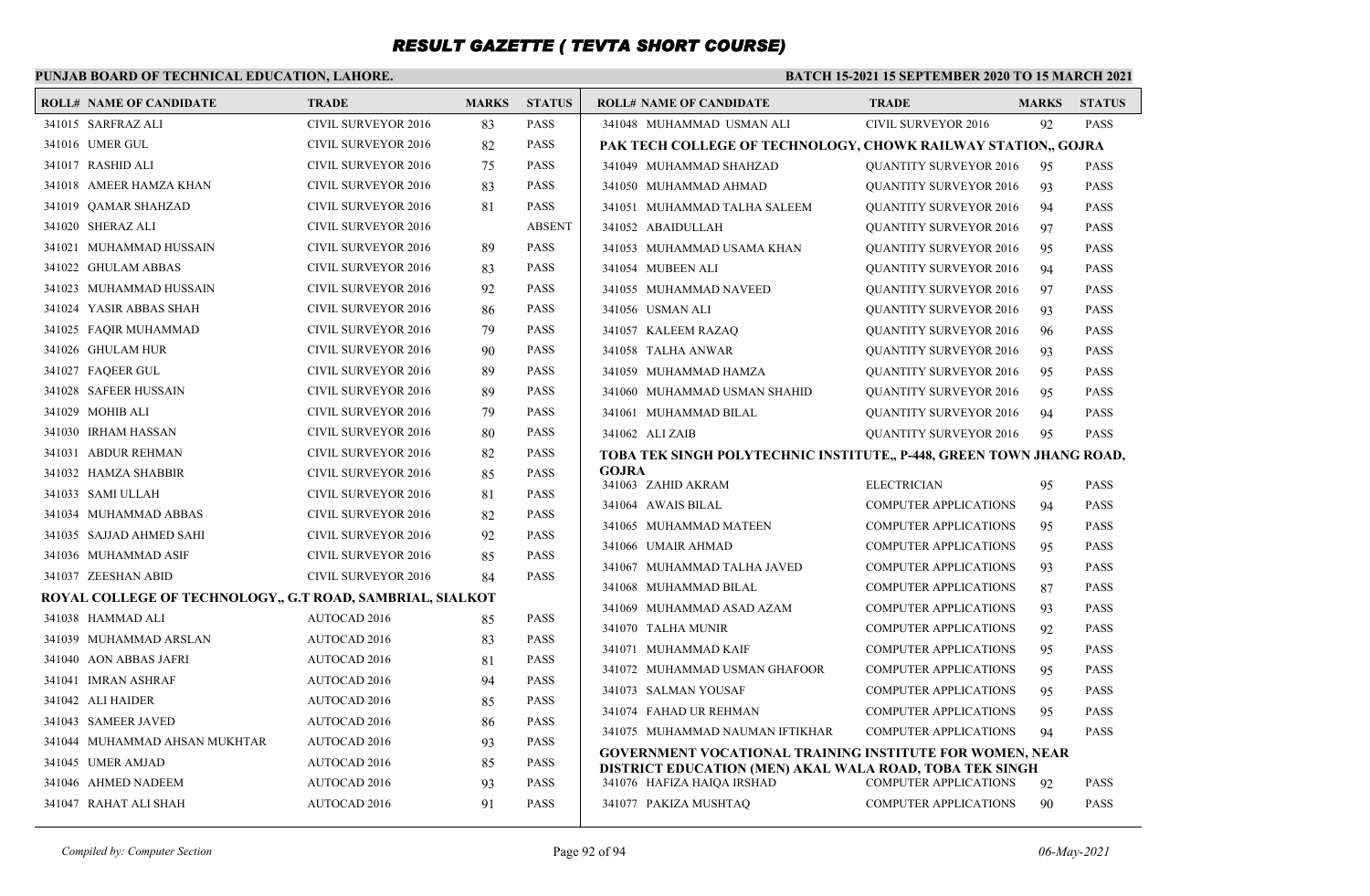# RESULT GAZETTE ( TEVTA SHORT COURSE)

**PUNJAB BOARD OF TECHNICAL EDUCATION, LAHORE.**

**BATCH 15-2021 15 SEPTEMBER 2020 TO 15 MARCH 2021**

| ROLL# | NAME OF CANDIDATE | TRADE | MARKS | STATUS |
|---|---|---|---|---|
| 341015 | SARFRAZ ALI | CIVIL SURVEYOR 2016 | 83 | PASS |
| 341016 | UMER GUL | CIVIL SURVEYOR 2016 | 82 | PASS |
| 341017 | RASHID ALI | CIVIL SURVEYOR 2016 | 75 | PASS |
| 341018 | AMEER HAMZA KHAN | CIVIL SURVEYOR 2016 | 83 | PASS |
| 341019 | QAMAR SHAHZAD | CIVIL SURVEYOR 2016 | 81 | PASS |
| 341020 | SHERAZ ALI | CIVIL SURVEYOR 2016 | | ABSENT |
| 341021 | MUHAMMAD HUSSAIN | CIVIL SURVEYOR 2016 | 89 | PASS |
| 341022 | GHULAM ABBAS | CIVIL SURVEYOR 2016 | 83 | PASS |
| 341023 | MUHAMMAD HUSSAIN | CIVIL SURVEYOR 2016 | 92 | PASS |
| 341024 | YASIR ABBAS SHAH | CIVIL SURVEYOR 2016 | 86 | PASS |
| 341025 | FAQIR MUHAMMAD | CIVIL SURVEYOR 2016 | 79 | PASS |
| 341026 | GHULAM HUR | CIVIL SURVEYOR 2016 | 90 | PASS |
| 341027 | FAQEER GUL | CIVIL SURVEYOR 2016 | 89 | PASS |
| 341028 | SAFEER HUSSAIN | CIVIL SURVEYOR 2016 | 89 | PASS |
| 341029 | MOHIB ALI | CIVIL SURVEYOR 2016 | 79 | PASS |
| 341030 | IRHAM HASSAN | CIVIL SURVEYOR 2016 | 80 | PASS |
| 341031 | ABDUR REHMAN | CIVIL SURVEYOR 2016 | 82 | PASS |
| 341032 | HAMZA SHABBIR | CIVIL SURVEYOR 2016 | 85 | PASS |
| 341033 | SAMI ULLAH | CIVIL SURVEYOR 2016 | 81 | PASS |
| 341034 | MUHAMMAD ABBAS | CIVIL SURVEYOR 2016 | 82 | PASS |
| 341035 | SAJJAD AHMED SAHI | CIVIL SURVEYOR 2016 | 92 | PASS |
| 341036 | MUHAMMAD ASIF | CIVIL SURVEYOR 2016 | 85 | PASS |
| 341037 | ZEESHAN ABID | CIVIL SURVEYOR 2016 | 84 | PASS |

**ROYAL COLLEGE OF TECHNOLOGY,, G.T ROAD, SAMBRIAL, SIALKOT**

| ROLL# | NAME OF CANDIDATE | TRADE | MARKS | STATUS |
|---|---|---|---|---|
| 341038 | HAMMAD ALI | AUTOCAD 2016 | 85 | PASS |
| 341039 | MUHAMMAD ARSLAN | AUTOCAD 2016 | 83 | PASS |
| 341040 | AON ABBAS JAFRI | AUTOCAD 2016 | 81 | PASS |
| 341041 | IMRAN ASHRAF | AUTOCAD 2016 | 94 | PASS |
| 341042 | ALI HAIDER | AUTOCAD 2016 | 85 | PASS |
| 341043 | SAMEER JAVED | AUTOCAD 2016 | 86 | PASS |
| 341044 | MUHAMMAD AHSAN MUKHTAR | AUTOCAD 2016 | 93 | PASS |
| 341045 | UMER AMJAD | AUTOCAD 2016 | 85 | PASS |
| 341046 | AHMED NADEEM | AUTOCAD 2016 | 93 | PASS |
| 341047 | RAHAT ALI SHAH | AUTOCAD 2016 | 91 | PASS |
| 341048 | MUHAMMAD USMAN ALI | CIVIL SURVEYOR 2016 | 92 | PASS |

**PAK TECH COLLEGE OF TECHNOLOGY, CHOWK RAILWAY STATION,, GOJRA**

| ROLL# | NAME OF CANDIDATE | TRADE | MARKS | STATUS |
|---|---|---|---|---|
| 341049 | MUHAMMAD SHAHZAD | QUANTITY SURVEYOR 2016 | 95 | PASS |
| 341050 | MUHAMMAD AHMAD | QUANTITY SURVEYOR 2016 | 93 | PASS |
| 341051 | MUHAMMAD TALHA SALEEM | QUANTITY SURVEYOR 2016 | 94 | PASS |
| 341052 | ABAIDULLAH | QUANTITY SURVEYOR 2016 | 97 | PASS |
| 341053 | MUHAMMAD USAMA KHAN | QUANTITY SURVEYOR 2016 | 95 | PASS |
| 341054 | MUBEEN ALI | QUANTITY SURVEYOR 2016 | 94 | PASS |
| 341055 | MUHAMMAD NAVEED | QUANTITY SURVEYOR 2016 | 97 | PASS |
| 341056 | USMAN ALI | QUANTITY SURVEYOR 2016 | 93 | PASS |
| 341057 | KALEEM RAZAQ | QUANTITY SURVEYOR 2016 | 96 | PASS |
| 341058 | TALHA ANWAR | QUANTITY SURVEYOR 2016 | 93 | PASS |
| 341059 | MUHAMMAD HAMZA | QUANTITY SURVEYOR 2016 | 95 | PASS |
| 341060 | MUHAMMAD USMAN SHAHID | QUANTITY SURVEYOR 2016 | 95 | PASS |
| 341061 | MUHAMMAD BILAL | QUANTITY SURVEYOR 2016 | 94 | PASS |
| 341062 | ALI ZAIB | QUANTITY SURVEYOR 2016 | 95 | PASS |

**TOBA TEK SINGH POLYTECHNIC INSTITUTE,, P-448, GREEN TOWN JHANG ROAD, GOJRA**

| ROLL# | NAME OF CANDIDATE | TRADE | MARKS | STATUS |
|---|---|---|---|---|
| 341063 | ZAHID AKRAM | ELECTRICIAN | 95 | PASS |
| 341064 | AWAIS BILAL | COMPUTER APPLICATIONS | 94 | PASS |
| 341065 | MUHAMMAD MATEEN | COMPUTER APPLICATIONS | 95 | PASS |
| 341066 | UMAIR AHMAD | COMPUTER APPLICATIONS | 95 | PASS |
| 341067 | MUHAMMAD TALHA JAVED | COMPUTER APPLICATIONS | 93 | PASS |
| 341068 | MUHAMMAD BILAL | COMPUTER APPLICATIONS | 87 | PASS |
| 341069 | MUHAMMAD ASAD AZAM | COMPUTER APPLICATIONS | 93 | PASS |
| 341070 | TALHA MUNIR | COMPUTER APPLICATIONS | 92 | PASS |
| 341071 | MUHAMMAD KAIF | COMPUTER APPLICATIONS | 95 | PASS |
| 341072 | MUHAMMAD USMAN GHAFOOR | COMPUTER APPLICATIONS | 95 | PASS |
| 341073 | SALMAN YOUSAF | COMPUTER APPLICATIONS | 95 | PASS |
| 341074 | FAHAD UR REHMAN | COMPUTER APPLICATIONS | 95 | PASS |
| 341075 | MUHAMMAD NAUMAN IFTIKHAR | COMPUTER APPLICATIONS | 94 | PASS |

**GOVERNMENT VOCATIONAL TRAINING INSTITUTE FOR WOMEN, NEAR DISTRICT EDUCATION (MEN) AKAL WALA ROAD, TOBA TEK SINGH**

| ROLL# | NAME OF CANDIDATE | TRADE | MARKS | STATUS |
|---|---|---|---|---|
| 341076 | HAFIZA HAIQA IRSHAD | COMPUTER APPLICATIONS | 92 | PASS |
| 341077 | PAKIZA MUSHTAQ | COMPUTER APPLICATIONS | 90 | PASS |

*Compiled by: Computer Section* | *06-May-2021*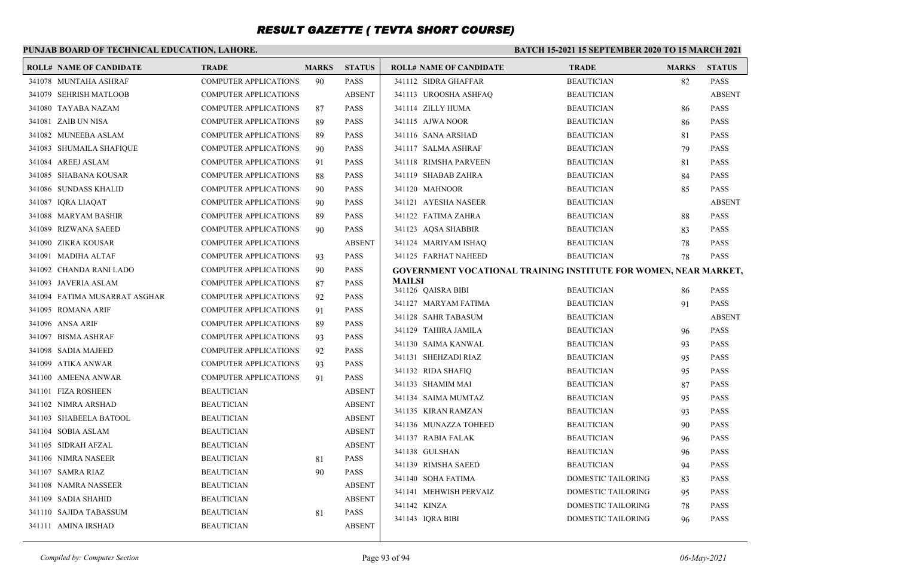# RESULT GAZETTE ( TEVTA SHORT COURSE)

**PUNJAB BOARD OF TECHNICAL EDUCATION, LAHORE.**

**BATCH 15-2021 15 SEPTEMBER 2020 TO 15 MARCH 2021**

| ROLL# | NAME OF CANDIDATE | TRADE | MARKS | STATUS |
|---|---|---|---|---|
| 341078 | MUNTAHA ASHRAF | COMPUTER APPLICATIONS | 90 | PASS |
| 341079 | SEHRISH MATLOOB | COMPUTER APPLICATIONS | | ABSENT |
| 341080 | TAYABA NAZAM | COMPUTER APPLICATIONS | 87 | PASS |
| 341081 | ZAIB UN NISA | COMPUTER APPLICATIONS | 89 | PASS |
| 341082 | MUNEEBA ASLAM | COMPUTER APPLICATIONS | 89 | PASS |
| 341083 | SHUMAILA SHAFIQUE | COMPUTER APPLICATIONS | 90 | PASS |
| 341084 | AREEJ ASLAM | COMPUTER APPLICATIONS | 91 | PASS |
| 341085 | SHABANA KOUSAR | COMPUTER APPLICATIONS | 88 | PASS |
| 341086 | SUNDASS KHALID | COMPUTER APPLICATIONS | 90 | PASS |
| 341087 | IQRA LIAQAT | COMPUTER APPLICATIONS | 90 | PASS |
| 341088 | MARYAM BASHIR | COMPUTER APPLICATIONS | 89 | PASS |
| 341089 | RIZWANA SAEED | COMPUTER APPLICATIONS | 90 | PASS |
| 341090 | ZIKRA KOUSAR | COMPUTER APPLICATIONS | | ABSENT |
| 341091 | MADIHA ALTAF | COMPUTER APPLICATIONS | 93 | PASS |
| 341092 | CHANDA RANI LADO | COMPUTER APPLICATIONS | 90 | PASS |
| 341093 | JAVERIA ASLAM | COMPUTER APPLICATIONS | 87 | PASS |
| 341094 | FATIMA MUSARRAT ASGHAR | COMPUTER APPLICATIONS | 92 | PASS |
| 341095 | ROMANA ARIF | COMPUTER APPLICATIONS | 91 | PASS |
| 341096 | ANSA ARIF | COMPUTER APPLICATIONS | 89 | PASS |
| 341097 | BISMA ASHRAF | COMPUTER APPLICATIONS | 93 | PASS |
| 341098 | SADIA MAJEED | COMPUTER APPLICATIONS | 92 | PASS |
| 341099 | ATIKA ANWAR | COMPUTER APPLICATIONS | 93 | PASS |
| 341100 | AMEENA ANWAR | COMPUTER APPLICATIONS | 91 | PASS |
| 341101 | FIZA ROSHEEN | BEAUTICIAN | | ABSENT |
| 341102 | NIMRA ARSHAD | BEAUTICIAN | | ABSENT |
| 341103 | SHABEELA BATOOL | BEAUTICIAN | | ABSENT |
| 341104 | SOBIA ASLAM | BEAUTICIAN | | ABSENT |
| 341105 | SIDRAH AFZAL | BEAUTICIAN | | ABSENT |
| 341106 | NIMRA NASEER | BEAUTICIAN | 81 | PASS |
| 341107 | SAMRA RIAZ | BEAUTICIAN | 90 | PASS |
| 341108 | NAMRA NASSEER | BEAUTICIAN | | ABSENT |
| 341109 | SADIA SHAHID | BEAUTICIAN | | ABSENT |
| 341110 | SAJIDA TABASSUM | BEAUTICIAN | 81 | PASS |
| 341111 | AMINA IRSHAD | BEAUTICIAN | | ABSENT |
| 341112 | SIDRA GHAFFAR | BEAUTICIAN | 82 | PASS |
| 341113 | UROOSHA ASHFAQ | BEAUTICIAN | | ABSENT |
| 341114 | ZILLY HUMA | BEAUTICIAN | 86 | PASS |
| 341115 | AJWA NOOR | BEAUTICIAN | 86 | PASS |
| 341116 | SANA ARSHAD | BEAUTICIAN | 81 | PASS |
| 341117 | SALMA ASHRAF | BEAUTICIAN | 79 | PASS |
| 341118 | RIMSHA PARVEEN | BEAUTICIAN | 81 | PASS |
| 341119 | SHABAB ZAHRA | BEAUTICIAN | 84 | PASS |
| 341120 | MAHNOOR | BEAUTICIAN | 85 | PASS |
| 341121 | AYESHA NASEER | BEAUTICIAN | | ABSENT |
| 341122 | FATIMA ZAHRA | BEAUTICIAN | 88 | PASS |
| 341123 | AQSA SHABBIR | BEAUTICIAN | 83 | PASS |
| 341124 | MARIYAM ISHAQ | BEAUTICIAN | 78 | PASS |
| 341125 | FARHAT NAHEED | BEAUTICIAN | 78 | PASS |

**GOVERNMENT VOCATIONAL TRAINING INSTITUTE FOR WOMEN, NEAR MARKET, MAILSI**

| ROLL# | NAME OF CANDIDATE | TRADE | MARKS | STATUS |
|---|---|---|---|---|
| 341126 | QAISRA BIBI | BEAUTICIAN | 86 | PASS |
| 341127 | MARYAM FATIMA | BEAUTICIAN | 91 | PASS |
| 341128 | SAHR TABASUM | BEAUTICIAN | | ABSENT |
| 341129 | TAHIRA JAMILA | BEAUTICIAN | 96 | PASS |
| 341130 | SAIMA KANWAL | BEAUTICIAN | 93 | PASS |
| 341131 | SHEHZADI RIAZ | BEAUTICIAN | 95 | PASS |
| 341132 | RIDA SHAFIQ | BEAUTICIAN | 95 | PASS |
| 341133 | SHAMIM MAI | BEAUTICIAN | 87 | PASS |
| 341134 | SAIMA MUMTAZ | BEAUTICIAN | 95 | PASS |
| 341135 | KIRAN RAMZAN | BEAUTICIAN | 93 | PASS |
| 341136 | MUNAZZA TOHEED | BEAUTICIAN | 90 | PASS |
| 341137 | RABIA FALAK | BEAUTICIAN | 96 | PASS |
| 341138 | GULSHAN | BEAUTICIAN | 96 | PASS |
| 341139 | RIMSHA SAEED | BEAUTICIAN | 94 | PASS |
| 341140 | SOHA FATIMA | DOMESTIC TAILORING | 83 | PASS |
| 341141 | MEHWISH PERVAIZ | DOMESTIC TAILORING | 95 | PASS |
| 341142 | KINZA | DOMESTIC TAILORING | 78 | PASS |
| 341143 | IQRA BIBI | DOMESTIC TAILORING | 96 | PASS |

*Compiled by: Computer Section* — *06-May-2021*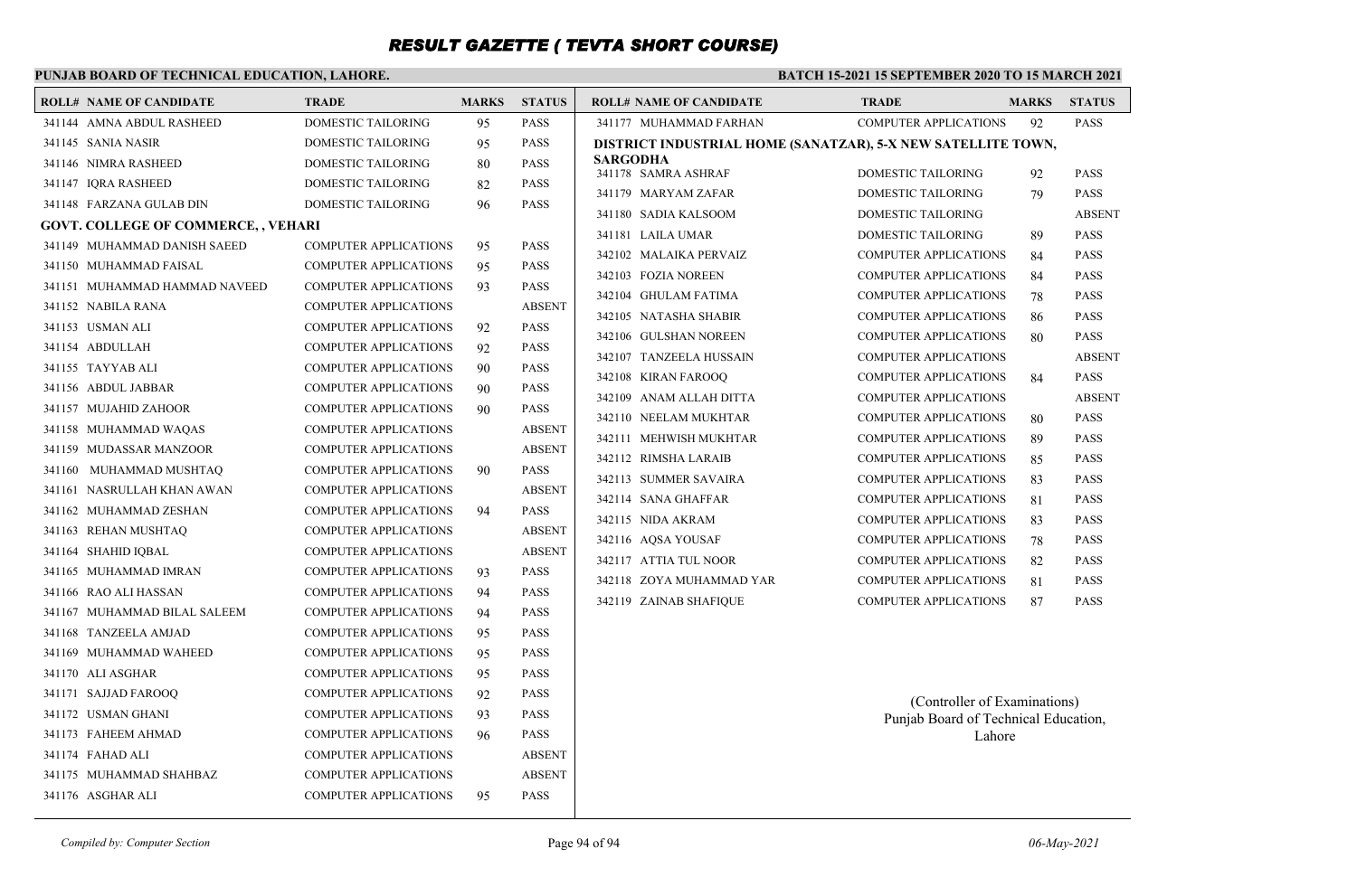# RESULT GAZETTE ( TEVTA SHORT COURSE)

**PUNJAB BOARD OF TECHNICAL EDUCATION, LAHORE.**

**BATCH 15-2021 15 SEPTEMBER 2020 TO 15 MARCH 2021**

| ROLL# | NAME OF CANDIDATE | TRADE | MARKS | STATUS |
|---|---|---|---|---|
| 341144 | AMNA ABDUL RASHEED | DOMESTIC TAILORING | 95 | PASS |
| 341145 | SANIA NASIR | DOMESTIC TAILORING | 95 | PASS |
| 341146 | NIMRA RASHEED | DOMESTIC TAILORING | 80 | PASS |
| 341147 | IQRA RASHEED | DOMESTIC TAILORING | 82 | PASS |
| 341148 | FARZANA GULAB DIN | DOMESTIC TAILORING | 96 | PASS |
| **GOVT. COLLEGE OF COMMERCE, , VEHARI** | | | | |
| 341149 | MUHAMMAD DANISH SAEED | COMPUTER APPLICATIONS | 95 | PASS |
| 341150 | MUHAMMAD FAISAL | COMPUTER APPLICATIONS | 95 | PASS |
| 341151 | MUHAMMAD HAMMAD NAVEED | COMPUTER APPLICATIONS | 93 | PASS |
| 341152 | NABILA RANA | COMPUTER APPLICATIONS | | ABSENT |
| 341153 | USMAN ALI | COMPUTER APPLICATIONS | 92 | PASS |
| 341154 | ABDULLAH | COMPUTER APPLICATIONS | 92 | PASS |
| 341155 | TAYYAB ALI | COMPUTER APPLICATIONS | 90 | PASS |
| 341156 | ABDUL JABBAR | COMPUTER APPLICATIONS | 90 | PASS |
| 341157 | MUJAHID ZAHOOR | COMPUTER APPLICATIONS | 90 | PASS |
| 341158 | MUHAMMAD WAQAS | COMPUTER APPLICATIONS | | ABSENT |
| 341159 | MUDASSAR MANZOOR | COMPUTER APPLICATIONS | | ABSENT |
| 341160 | MUHAMMAD MUSHTAQ | COMPUTER APPLICATIONS | 90 | PASS |
| 341161 | NASRULLAH KHAN AWAN | COMPUTER APPLICATIONS | | ABSENT |
| 341162 | MUHAMMAD ZESHAN | COMPUTER APPLICATIONS | 94 | PASS |
| 341163 | REHAN MUSHTAQ | COMPUTER APPLICATIONS | | ABSENT |
| 341164 | SHAHID IQBAL | COMPUTER APPLICATIONS | | ABSENT |
| 341165 | MUHAMMAD IMRAN | COMPUTER APPLICATIONS | 93 | PASS |
| 341166 | RAO ALI HASSAN | COMPUTER APPLICATIONS | 94 | PASS |
| 341167 | MUHAMMAD BILAL SALEEM | COMPUTER APPLICATIONS | 94 | PASS |
| 341168 | TANZEELA AMJAD | COMPUTER APPLICATIONS | 95 | PASS |
| 341169 | MUHAMMAD WAHEED | COMPUTER APPLICATIONS | 95 | PASS |
| 341170 | ALI ASGHAR | COMPUTER APPLICATIONS | 95 | PASS |
| 341171 | SAJJAD FAROOQ | COMPUTER APPLICATIONS | 92 | PASS |
| 341172 | USMAN GHANI | COMPUTER APPLICATIONS | 93 | PASS |
| 341173 | FAHEEM AHMAD | COMPUTER APPLICATIONS | 96 | PASS |
| 341174 | FAHAD ALI | COMPUTER APPLICATIONS | | ABSENT |
| 341175 | MUHAMMAD SHAHBAZ | COMPUTER APPLICATIONS | | ABSENT |
| 341176 | ASGHAR ALI | COMPUTER APPLICATIONS | 95 | PASS |
| 341177 | MUHAMMAD FARHAN | COMPUTER APPLICATIONS | 92 | PASS |
| **DISTRICT INDUSTRIAL HOME (SANATZAR), 5-X NEW SATELLITE TOWN, SARGODHA** | | | | |
| 341178 | SAMRA ASHRAF | DOMESTIC TAILORING | 92 | PASS |
| 341179 | MARYAM ZAFAR | DOMESTIC TAILORING | 79 | PASS |
| 341180 | SADIA KALSOOM | DOMESTIC TAILORING | | ABSENT |
| 341181 | LAILA UMAR | DOMESTIC TAILORING | 89 | PASS |
| 342102 | MALAIKA PERVAIZ | COMPUTER APPLICATIONS | 84 | PASS |
| 342103 | FOZIA NOREEN | COMPUTER APPLICATIONS | 84 | PASS |
| 342104 | GHULAM FATIMA | COMPUTER APPLICATIONS | 78 | PASS |
| 342105 | NATASHA SHABIR | COMPUTER APPLICATIONS | 86 | PASS |
| 342106 | GULSHAN NOREEN | COMPUTER APPLICATIONS | 80 | PASS |
| 342107 | TANZEELA HUSSAIN | COMPUTER APPLICATIONS | | ABSENT |
| 342108 | KIRAN FAROOQ | COMPUTER APPLICATIONS | 84 | PASS |
| 342109 | ANAM ALLAH DITTA | COMPUTER APPLICATIONS | | ABSENT |
| 342110 | NEELAM MUKHTAR | COMPUTER APPLICATIONS | 80 | PASS |
| 342111 | MEHWISH MUKHTAR | COMPUTER APPLICATIONS | 89 | PASS |
| 342112 | RIMSHA LARAIB | COMPUTER APPLICATIONS | 85 | PASS |
| 342113 | SUMMER SAVAIRA | COMPUTER APPLICATIONS | 83 | PASS |
| 342114 | SANA GHAFFAR | COMPUTER APPLICATIONS | 81 | PASS |
| 342115 | NIDA AKRAM | COMPUTER APPLICATIONS | 83 | PASS |
| 342116 | AQSA YOUSAF | COMPUTER APPLICATIONS | 78 | PASS |
| 342117 | ATTIA TUL NOOR | COMPUTER APPLICATIONS | 82 | PASS |
| 342118 | ZOYA MUHAMMAD YAR | COMPUTER APPLICATIONS | 81 | PASS |
| 342119 | ZAINAB SHAFIQUE | COMPUTER APPLICATIONS | 87 | PASS |

(Controller of Examinations)
Punjab Board of Technical Education,
Lahore

*Compiled by: Computer Section* *06-May-2021*